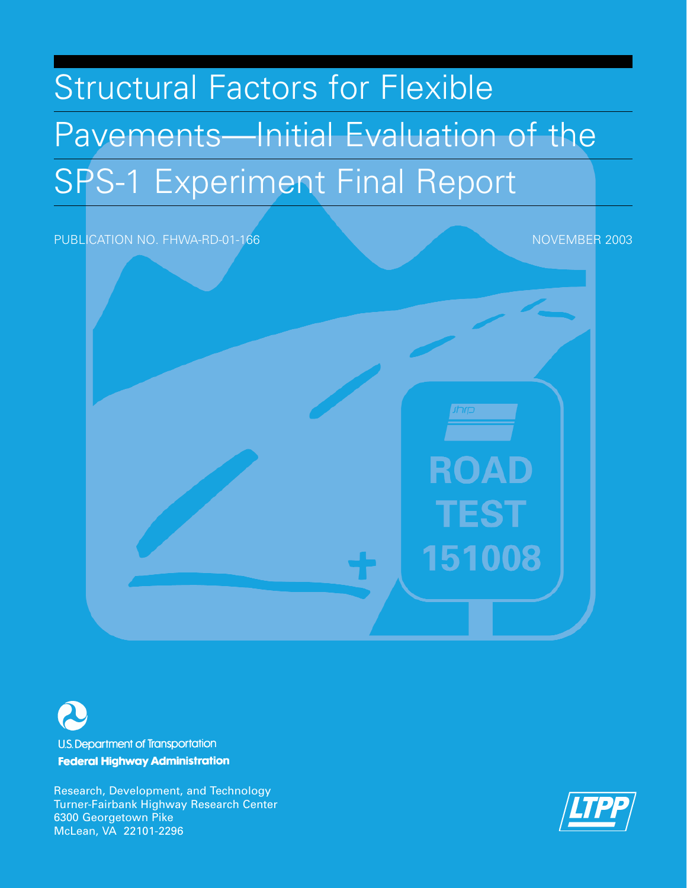# Structural Factors for Flexible Pavements—Initial Evaluation of the SPS-1 Experiment Final Report

PUBLICATION NO. FHWA-RD-01-166

NOVEMBER 2003

ROAD TEST 151008

U.S. Department of Transportation
**Federal Highway Administration**

Research, Development, and Technology
Turner-Fairbank Highway Research Center
6300 Georgetown Pike
McLean, VA 22101-2296

LTPP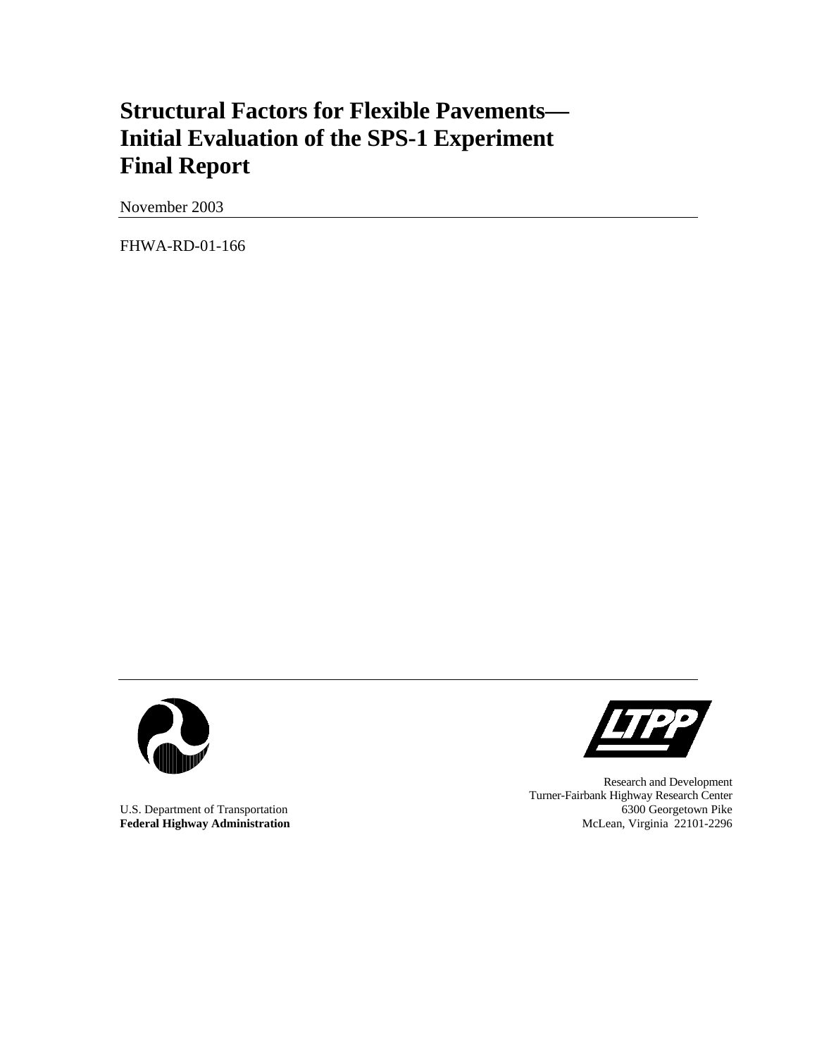# Structural Factors for Flexible Pavements—Initial Evaluation of the SPS-1 Experiment Final Report

November 2003

FHWA-RD-01-166

U.S. Department of Transportation
**Federal Highway Administration**

Research and Development
Turner-Fairbank Highway Research Center
6300 Georgetown Pike
McLean, Virginia 22101-2296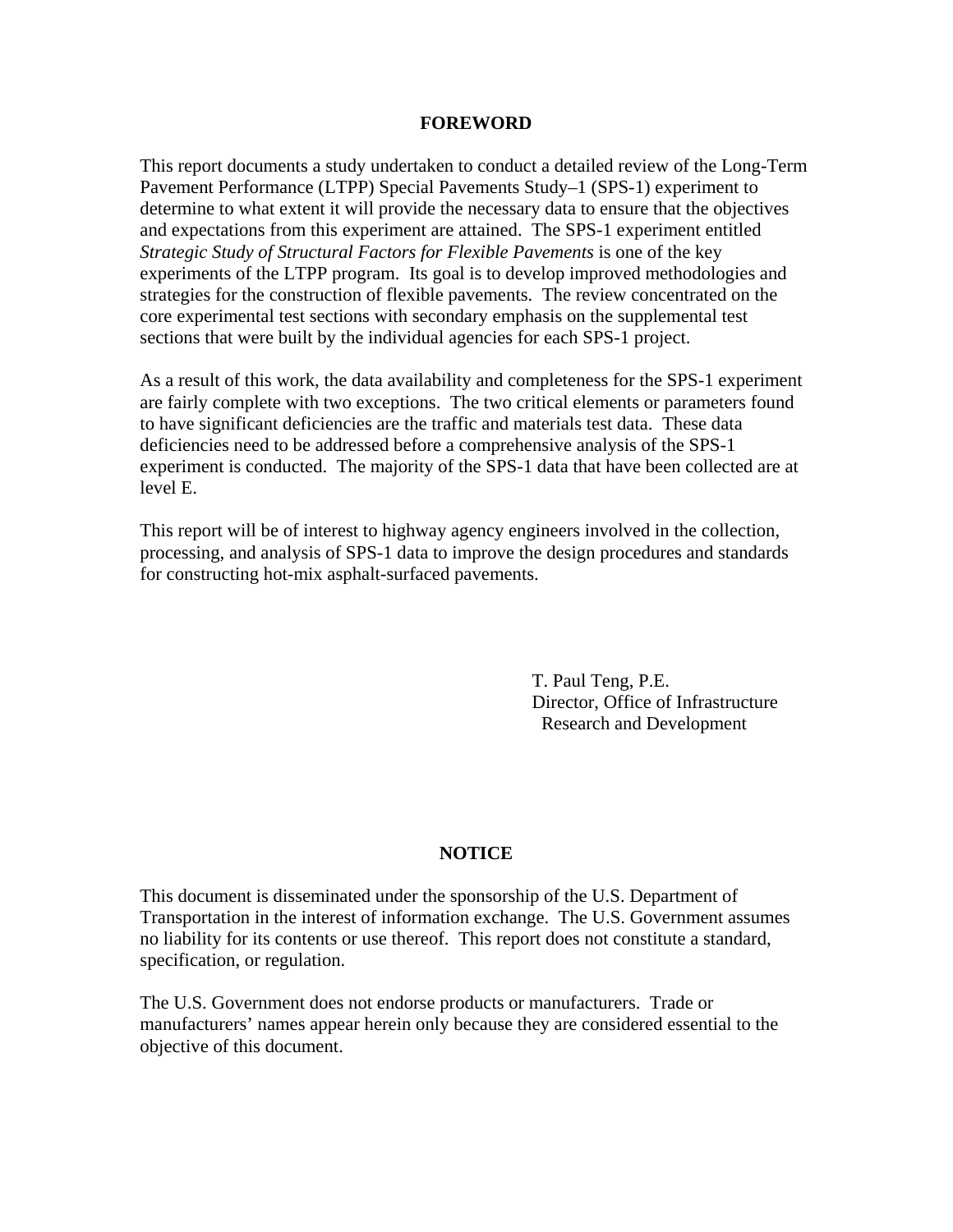## FOREWORD

This report documents a study undertaken to conduct a detailed review of the Long-Term Pavement Performance (LTPP) Special Pavements Study–1 (SPS-1) experiment to determine to what extent it will provide the necessary data to ensure that the objectives and expectations from this experiment are attained. The SPS-1 experiment entitled *Strategic Study of Structural Factors for Flexible Pavements* is one of the key experiments of the LTPP program. Its goal is to develop improved methodologies and strategies for the construction of flexible pavements. The review concentrated on the core experimental test sections with secondary emphasis on the supplemental test sections that were built by the individual agencies for each SPS-1 project.

As a result of this work, the data availability and completeness for the SPS-1 experiment are fairly complete with two exceptions. The two critical elements or parameters found to have significant deficiencies are the traffic and materials test data. These data deficiencies need to be addressed before a comprehensive analysis of the SPS-1 experiment is conducted. The majority of the SPS-1 data that have been collected are at level E.

This report will be of interest to highway agency engineers involved in the collection, processing, and analysis of SPS-1 data to improve the design procedures and standards for constructing hot-mix asphalt-surfaced pavements.

T. Paul Teng, P.E.
Director, Office of Infrastructure
Research and Development

## NOTICE

This document is disseminated under the sponsorship of the U.S. Department of Transportation in the interest of information exchange. The U.S. Government assumes no liability for its contents or use thereof. This report does not constitute a standard, specification, or regulation.

The U.S. Government does not endorse products or manufacturers. Trade or manufacturers' names appear herein only because they are considered essential to the objective of this document.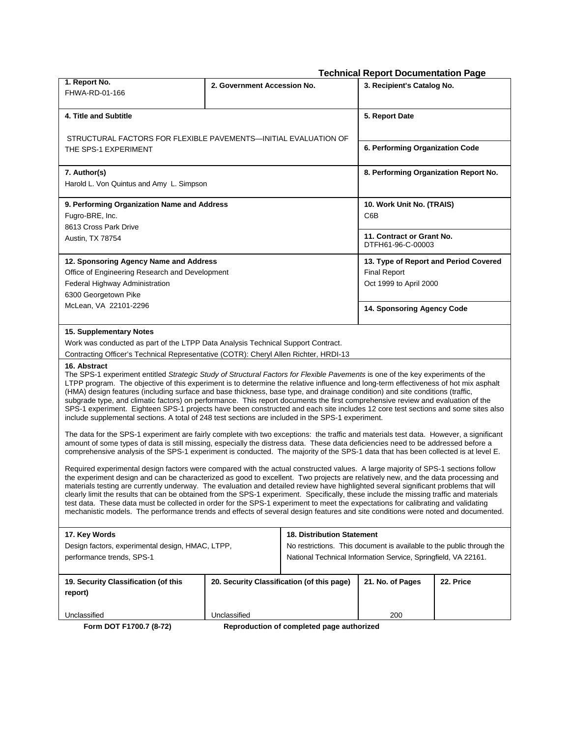**Technical Report Documentation Page**

| 1. Report No. | 2. Government Accession No. | 3. Recipient's Catalog No. |
|---|---|---|
| FHWA-RD-01-166 | | |

| 4. Title and Subtitle | 5. Report Date |
|---|---|
| STRUCTURAL FACTORS FOR FLEXIBLE PAVEMENTS—INITIAL EVALUATION OF THE SPS-1 EXPERIMENT | 6. Performing Organization Code |

| 7. Author(s) | 8. Performing Organization Report No. |
|---|---|
| Harold L. Von Quintus and Amy L. Simpson | |

| 9. Performing Organization Name and Address | 10. Work Unit No. (TRAIS) |
|---|---|
| Fugro-BRE, Inc.<br>8613 Cross Park Drive<br>Austin, TX 78754 | C6B<br>**11. Contract or Grant No.**<br>DTFH61-96-C-00003 |

| 12. Sponsoring Agency Name and Address | 13. Type of Report and Period Covered |
|---|---|
| Office of Engineering Research and Development<br>Federal Highway Administration<br>6300 Georgetown Pike<br>McLean, VA 22101-2296 | Final Report<br>Oct 1999 to April 2000<br>**14. Sponsoring Agency Code** |

**15. Supplementary Notes**

Work was conducted as part of the LTPP Data Analysis Technical Support Contract.

Contracting Officer's Technical Representative (COTR): Cheryl Allen Richter, HRDI-13

**16. Abstract**

The SPS-1 experiment entitled *Strategic Study of Structural Factors for Flexible Pavements* is one of the key experiments of the LTPP program. The objective of this experiment is to determine the relative influence and long-term effectiveness of hot mix asphalt (HMA) design features (including surface and base thickness, base type, and drainage condition) and site conditions (traffic, subgrade type, and climatic factors) on performance. This report documents the first comprehensive review and evaluation of the SPS-1 experiment. Eighteen SPS-1 projects have been constructed and each site includes 12 core test sections and some sites also include supplemental sections. A total of 248 test sections are included in the SPS-1 experiment.

The data for the SPS-1 experiment are fairly complete with two exceptions: the traffic and materials test data. However, a significant amount of some types of data is still missing, especially the distress data. These data deficiencies need to be addressed before a comprehensive analysis of the SPS-1 experiment is conducted. The majority of the SPS-1 data that has been collected is at level E.

Required experimental design factors were compared with the actual constructed values. A large majority of SPS-1 sections follow the experiment design and can be characterized as good to excellent. Two projects are relatively new, and the data processing and materials testing are currently underway. The evaluation and detailed review have highlighted several significant problems that will clearly limit the results that can be obtained from the SPS-1 experiment. Specifically, these include the missing traffic and materials test data. These data must be collected in order for the SPS-1 experiment to meet the expectations for calibrating and validating mechanistic models. The performance trends and effects of several design features and site conditions were noted and documented.

| 17. Key Words | 18. Distribution Statement |
|---|---|
| Design factors, experimental design, HMAC, LTPP, performance trends, SPS-1 | No restrictions. This document is available to the public through the National Technical Information Service, Springfield, VA 22161. |

| 19. Security Classification (of this report) | 20. Security Classification (of this page) | 21. No. of Pages | 22. Price |
|---|---|---|---|
| Unclassified | Unclassified | 200 | |

**Form DOT F1700.7 (8-72)** **Reproduction of completed page authorized**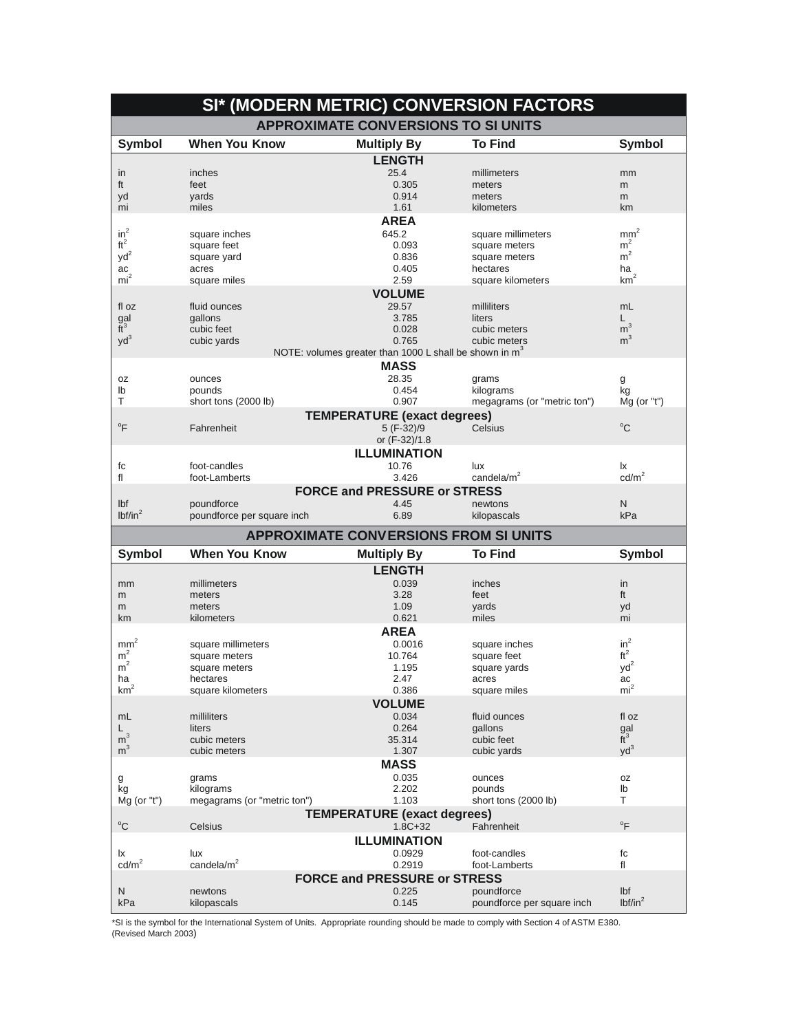# SI* (MODERN METRIC) CONVERSION FACTORS

## APPROXIMATE CONVERSIONS TO SI UNITS

| Symbol | When You Know | Multiply By | To Find | Symbol |
|---|---|---|---|---|
| | | **LENGTH** | | |
| in | inches | 25.4 | millimeters | mm |
| ft | feet | 0.305 | meters | m |
| yd | yards | 0.914 | meters | m |
| mi | miles | 1.61 | kilometers | km |
| | | **AREA** | | |
| $in^2$ | square inches | 645.2 | square millimeters | $mm^2$ |
| $ft^2$ | square feet | 0.093 | square meters | $m^2$ |
| $yd^2$ | square yard | 0.836 | square meters | $m^2$ |
| ac | acres | 0.405 | hectares | ha |
| $mi^2$ | square miles | 2.59 | square kilometers | $km^2$ |
| | | **VOLUME** | | |
| fl oz | fluid ounces | 29.57 | milliliters | mL |
| gal | gallons | 3.785 | liters | L |
| $ft^3$ | cubic feet | 0.028 | cubic meters | $m^3$ |
| $yd^3$ | cubic yards | 0.765 | cubic meters | $m^3$ |
| | | NOTE: volumes greater than 1000 L shall be shown in $m^3$ | | |
| | | **MASS** | | |
| oz | ounces | 28.35 | grams | g |
| lb | pounds | 0.454 | kilograms | kg |
| T | short tons (2000 lb) | 0.907 | megagrams (or "metric ton") | Mg (or "t") |
| | | **TEMPERATURE (exact degrees)** | | |
| °F | Fahrenheit | 5 (F-32)/9 or (F-32)/1.8 | Celsius | °C |
| | | **ILLUMINATION** | | |
| fc | foot-candles | 10.76 | lux | lx |
| fl | foot-Lamberts | 3.426 | candela/$m^2$ | cd/$m^2$ |
| | | **FORCE and PRESSURE or STRESS** | | |
| lbf | poundforce | 4.45 | newtons | N |
| lbf/$in^2$ | poundforce per square inch | 6.89 | kilopascals | kPa |

## APPROXIMATE CONVERSIONS FROM SI UNITS

| Symbol | When You Know | Multiply By | To Find | Symbol |
|---|---|---|---|---|
| | | **LENGTH** | | |
| mm | millimeters | 0.039 | inches | in |
| m | meters | 3.28 | feet | ft |
| m | meters | 1.09 | yards | yd |
| km | kilometers | 0.621 | miles | mi |
| | | **AREA** | | |
| $mm^2$ | square millimeters | 0.0016 | square inches | $in^2$ |
| $m^2$ | square meters | 10.764 | square feet | $ft^2$ |
| $m^2$ | square meters | 1.195 | square yards | $yd^2$ |
| ha | hectares | 2.47 | acres | ac |
| $km^2$ | square kilometers | 0.386 | square miles | $mi^2$ |
| | | **VOLUME** | | |
| mL | milliliters | 0.034 | fluid ounces | fl oz |
| L | liters | 0.264 | gallons | gal |
| $m^3$ | cubic meters | 35.314 | cubic feet | $ft^3$ |
| $m^3$ | cubic meters | 1.307 | cubic yards | $yd^3$ |
| | | **MASS** | | |
| g | grams | 0.035 | ounces | oz |
| kg | kilograms | 2.202 | pounds | lb |
| Mg (or "t") | megagrams (or "metric ton") | 1.103 | short tons (2000 lb) | T |
| | | **TEMPERATURE (exact degrees)** | | |
| °C | Celsius | 1.8C+32 | Fahrenheit | °F |
| | | **ILLUMINATION** | | |
| lx | lux | 0.0929 | foot-candles | fc |
| cd/$m^2$ | candela/$m^2$ | 0.2919 | foot-Lamberts | fl |
| | | **FORCE and PRESSURE or STRESS** | | |
| N | newtons | 0.225 | poundforce | lbf |
| kPa | kilopascals | 0.145 | poundforce per square inch | lbf/$in^2$ |

*SI is the symbol for the International System of Units. Appropriate rounding should be made to comply with Section 4 of ASTM E380.
(Revised March 2003)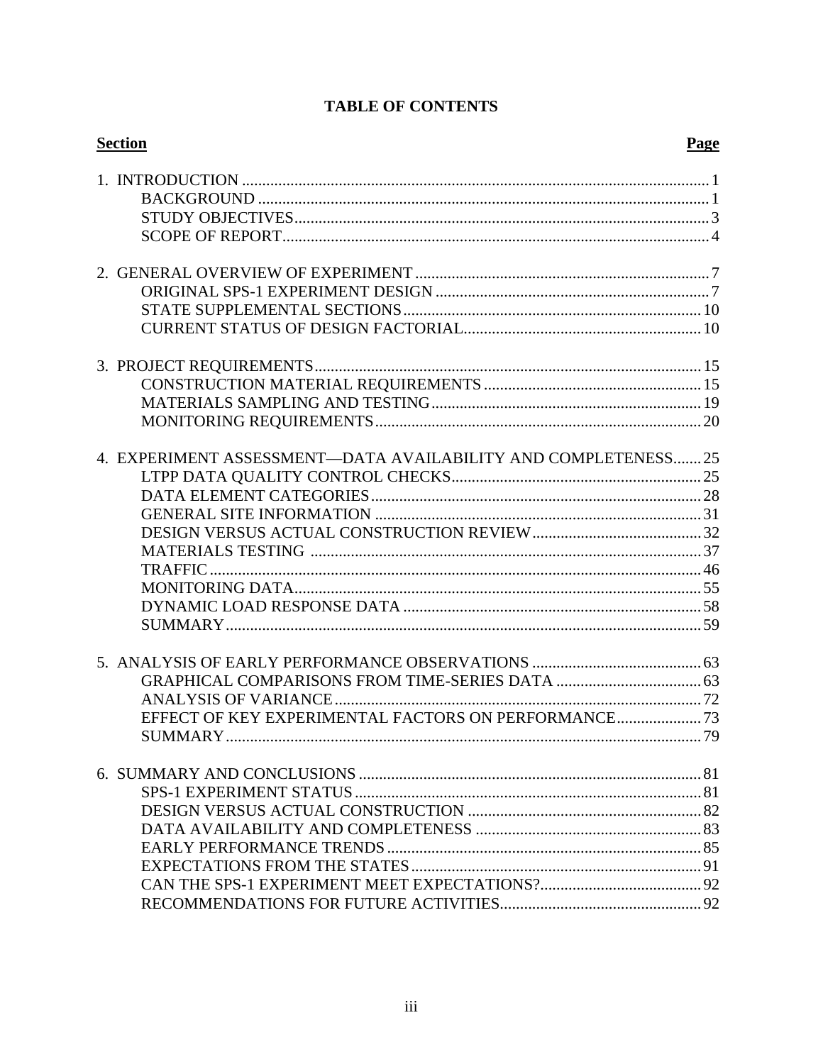# TABLE OF CONTENTS

| Section | Page |
|---|---|
| 1. INTRODUCTION | 1 |
| BACKGROUND | 1 |
| STUDY OBJECTIVES | 3 |
| SCOPE OF REPORT | 4 |
| 2. GENERAL OVERVIEW OF EXPERIMENT | 7 |
| ORIGINAL SPS-1 EXPERIMENT DESIGN | 7 |
| STATE SUPPLEMENTAL SECTIONS | 10 |
| CURRENT STATUS OF DESIGN FACTORIAL | 10 |
| 3. PROJECT REQUIREMENTS | 15 |
| CONSTRUCTION MATERIAL REQUIREMENTS | 15 |
| MATERIALS SAMPLING AND TESTING | 19 |
| MONITORING REQUIREMENTS | 20 |
| 4. EXPERIMENT ASSESSMENT—DATA AVAILABILITY AND COMPLETENESS | 25 |
| LTPP DATA QUALITY CONTROL CHECKS | 25 |
| DATA ELEMENT CATEGORIES | 28 |
| GENERAL SITE INFORMATION | 31 |
| DESIGN VERSUS ACTUAL CONSTRUCTION REVIEW | 32 |
| MATERIALS TESTING | 37 |
| TRAFFIC | 46 |
| MONITORING DATA | 55 |
| DYNAMIC LOAD RESPONSE DATA | 58 |
| SUMMARY | 59 |
| 5. ANALYSIS OF EARLY PERFORMANCE OBSERVATIONS | 63 |
| GRAPHICAL COMPARISONS FROM TIME-SERIES DATA | 63 |
| ANALYSIS OF VARIANCE | 72 |
| EFFECT OF KEY EXPERIMENTAL FACTORS ON PERFORMANCE | 73 |
| SUMMARY | 79 |
| 6. SUMMARY AND CONCLUSIONS | 81 |
| SPS-1 EXPERIMENT STATUS | 81 |
| DESIGN VERSUS ACTUAL CONSTRUCTION | 82 |
| DATA AVAILABILITY AND COMPLETENESS | 83 |
| EARLY PERFORMANCE TRENDS | 85 |
| EXPECTATIONS FROM THE STATES | 91 |
| CAN THE SPS-1 EXPERIMENT MEET EXPECTATIONS? | 92 |
| RECOMMENDATIONS FOR FUTURE ACTIVITIES | 92 |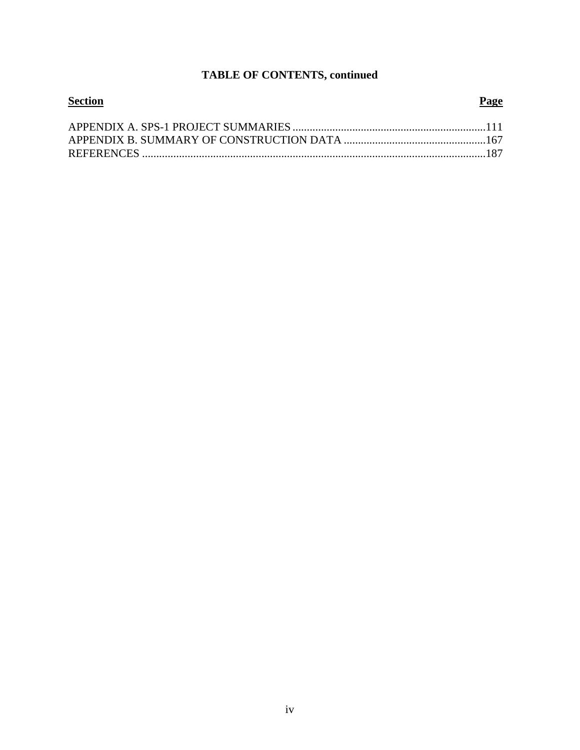**TABLE OF CONTENTS, continued**

| Section | Page |
| --- | --- |
| APPENDIX A. SPS-1 PROJECT SUMMARIES | 111 |
| APPENDIX B. SUMMARY OF CONSTRUCTION DATA | 167 |
| REFERENCES | 187 |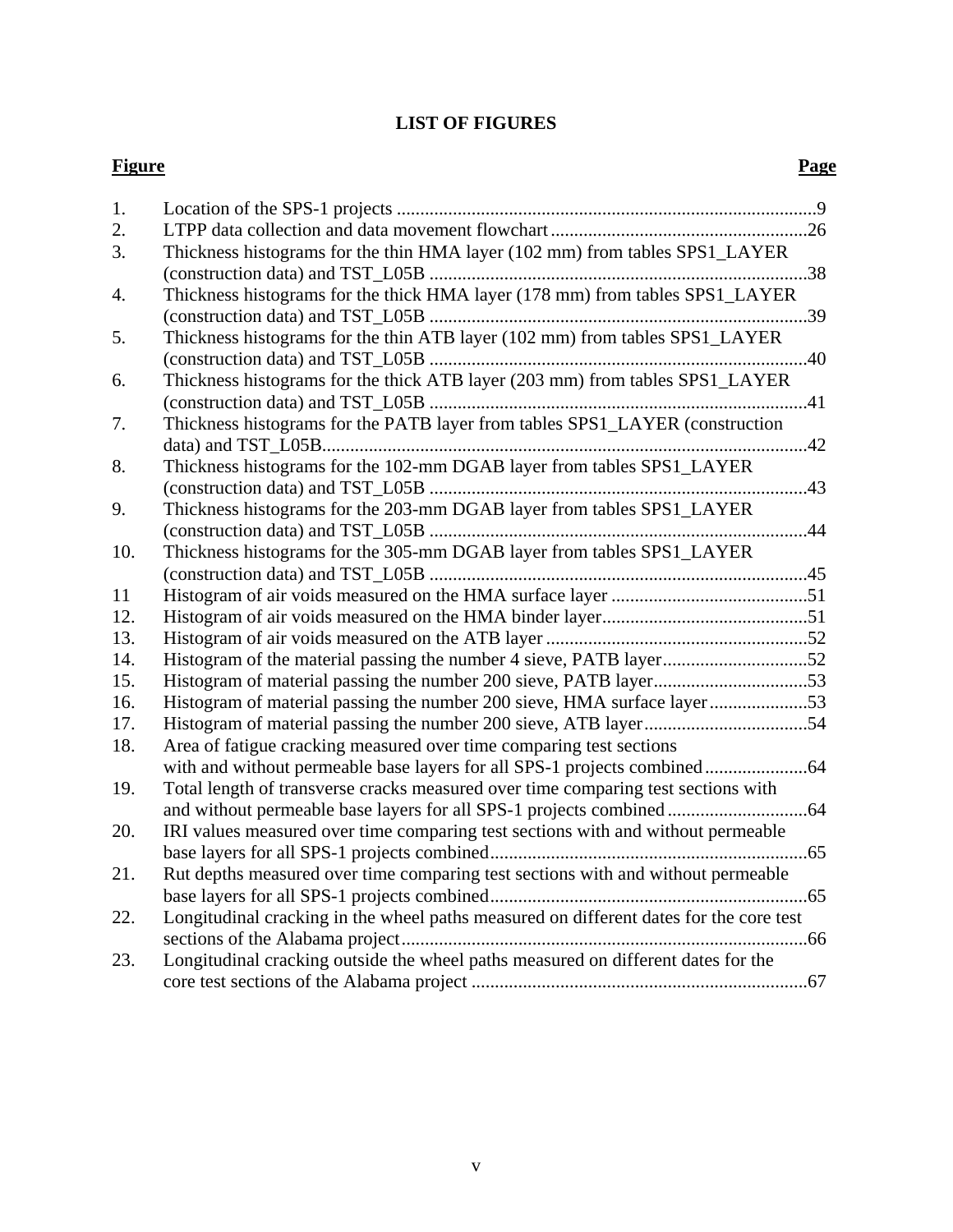# LIST OF FIGURES

| Figure | | Page |
|---|---|---|
| 1. | Location of the SPS-1 projects | 9 |
| 2. | LTPP data collection and data movement flowchart | 26 |
| 3. | Thickness histograms for the thin HMA layer (102 mm) from tables SPS1_LAYER (construction data) and TST_L05B | 38 |
| 4. | Thickness histograms for the thick HMA layer (178 mm) from tables SPS1_LAYER (construction data) and TST_L05B | 39 |
| 5. | Thickness histograms for the thin ATB layer (102 mm) from tables SPS1_LAYER (construction data) and TST_L05B | 40 |
| 6. | Thickness histograms for the thick ATB layer (203 mm) from tables SPS1_LAYER (construction data) and TST_L05B | 41 |
| 7. | Thickness histograms for the PATB layer from tables SPS1_LAYER (construction data) and TST_L05B | 42 |
| 8. | Thickness histograms for the 102-mm DGAB layer from tables SPS1_LAYER (construction data) and TST_L05B | 43 |
| 9. | Thickness histograms for the 203-mm DGAB layer from tables SPS1_LAYER (construction data) and TST_L05B | 44 |
| 10. | Thickness histograms for the 305-mm DGAB layer from tables SPS1_LAYER (construction data) and TST_L05B | 45 |
| 11 | Histogram of air voids measured on the HMA surface layer | 51 |
| 12. | Histogram of air voids measured on the HMA binder layer | 51 |
| 13. | Histogram of air voids measured on the ATB layer | 52 |
| 14. | Histogram of the material passing the number 4 sieve, PATB layer | 52 |
| 15. | Histogram of material passing the number 200 sieve, PATB layer | 53 |
| 16. | Histogram of material passing the number 200 sieve, HMA surface layer | 53 |
| 17. | Histogram of material passing the number 200 sieve, ATB layer | 54 |
| 18. | Area of fatigue cracking measured over time comparing test sections with and without permeable base layers for all SPS-1 projects combined | 64 |
| 19. | Total length of transverse cracks measured over time comparing test sections with and without permeable base layers for all SPS-1 projects combined | 64 |
| 20. | IRI values measured over time comparing test sections with and without permeable base layers for all SPS-1 projects combined | 65 |
| 21. | Rut depths measured over time comparing test sections with and without permeable base layers for all SPS-1 projects combined | 65 |
| 22. | Longitudinal cracking in the wheel paths measured on different dates for the core test sections of the Alabama project | 66 |
| 23. | Longitudinal cracking outside the wheel paths measured on different dates for the core test sections of the Alabama project | 67 |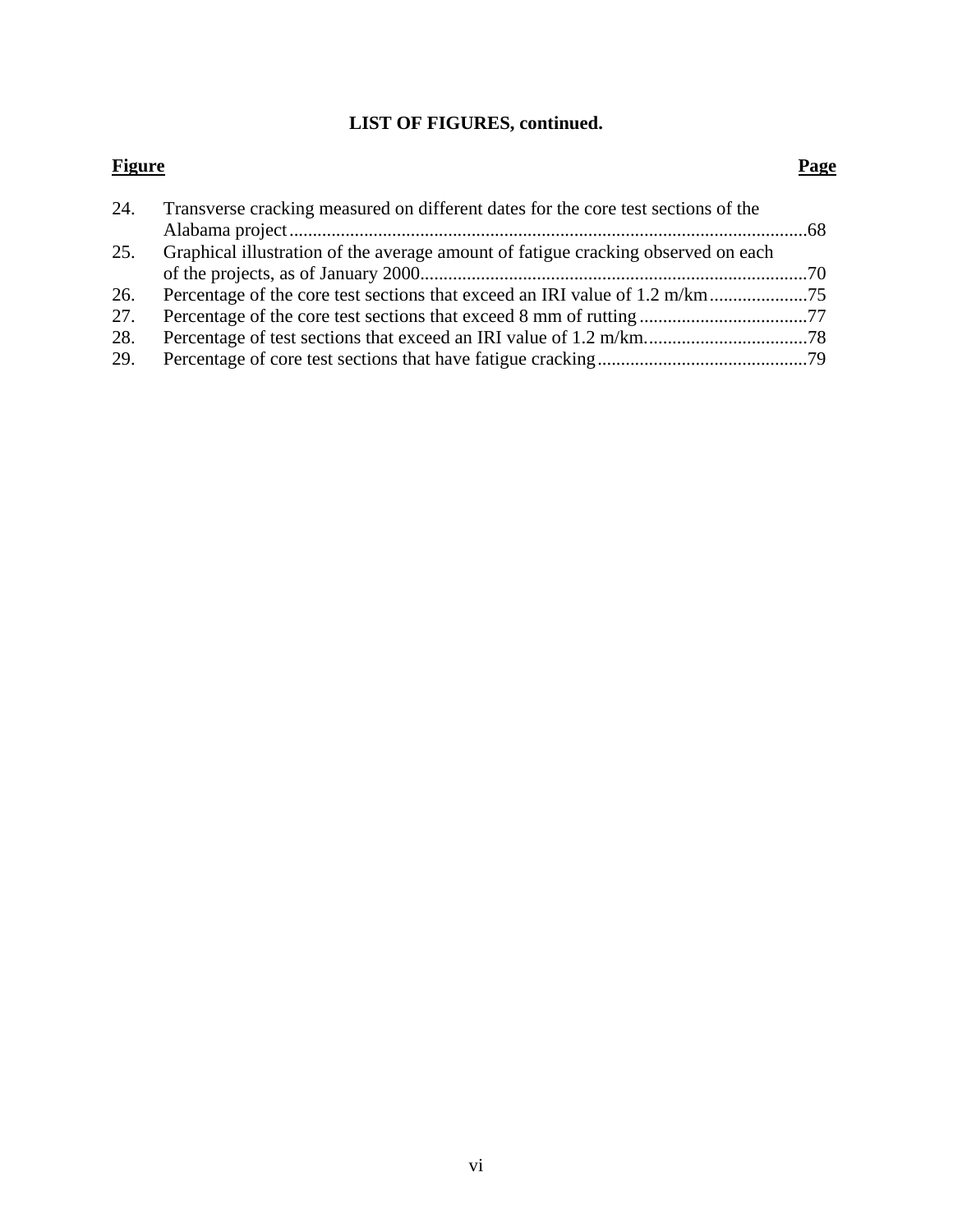**LIST OF FIGURES, continued.**

| Figure | | Page |
|---|---|---|
| 24. | Transverse cracking measured on different dates for the core test sections of the Alabama project | 68 |
| 25. | Graphical illustration of the average amount of fatigue cracking observed on each of the projects, as of January 2000 | 70 |
| 26. | Percentage of the core test sections that exceed an IRI value of 1.2 m/km | 75 |
| 27. | Percentage of the core test sections that exceed 8 mm of rutting | 77 |
| 28. | Percentage of test sections that exceed an IRI value of 1.2 m/km. | 78 |
| 29. | Percentage of core test sections that have fatigue cracking | 79 |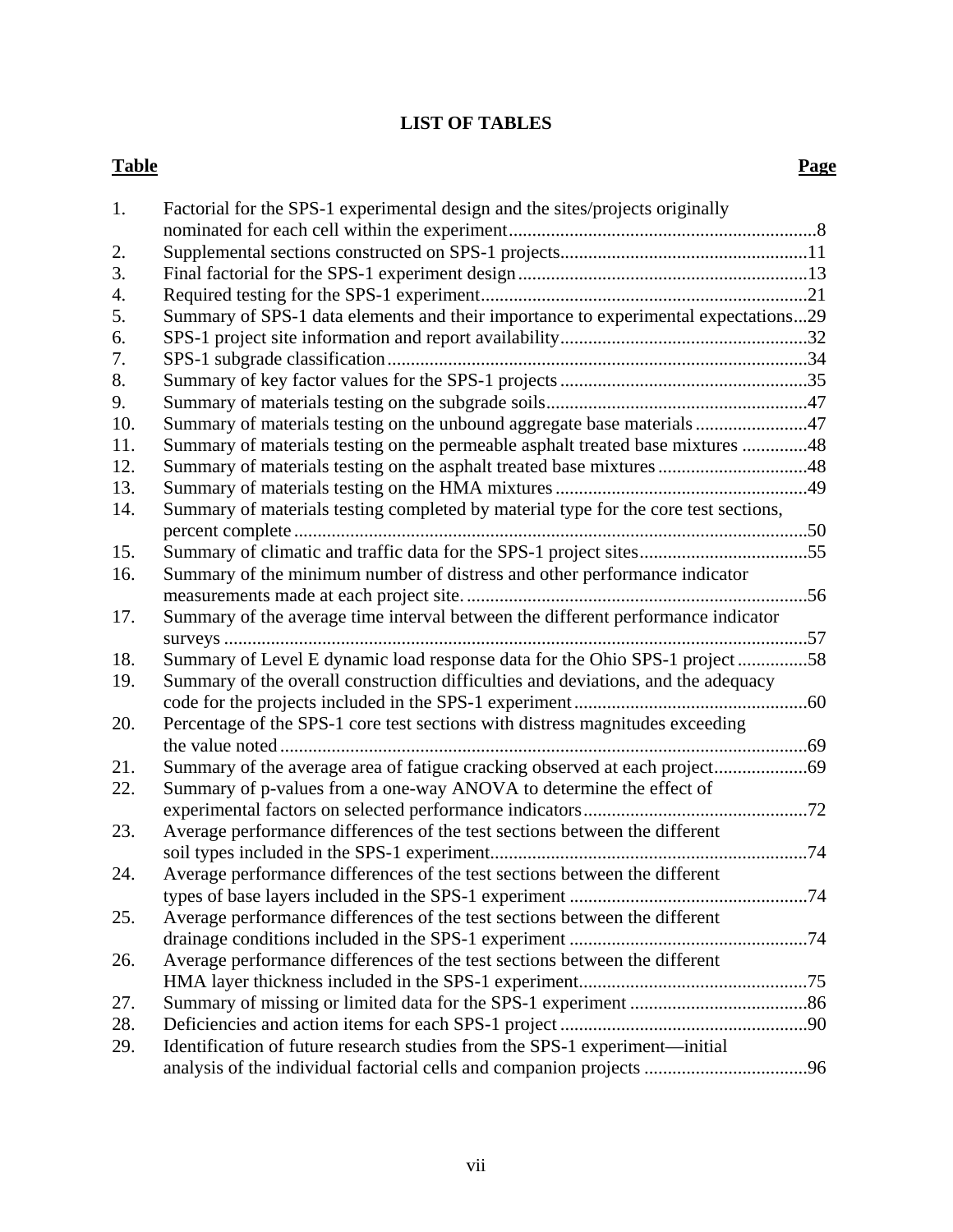# LIST OF TABLES

| Table | | Page |
|---|---|---|
| 1. | Factorial for the SPS-1 experimental design and the sites/projects originally nominated for each cell within the experiment | 8 |
| 2. | Supplemental sections constructed on SPS-1 projects | 11 |
| 3. | Final factorial for the SPS-1 experiment design | 13 |
| 4. | Required testing for the SPS-1 experiment | 21 |
| 5. | Summary of SPS-1 data elements and their importance to experimental expectations | 29 |
| 6. | SPS-1 project site information and report availability | 32 |
| 7. | SPS-1 subgrade classification | 34 |
| 8. | Summary of key factor values for the SPS-1 projects | 35 |
| 9. | Summary of materials testing on the subgrade soils | 47 |
| 10. | Summary of materials testing on the unbound aggregate base materials | 47 |
| 11. | Summary of materials testing on the permeable asphalt treated base mixtures | 48 |
| 12. | Summary of materials testing on the asphalt treated base mixtures | 48 |
| 13. | Summary of materials testing on the HMA mixtures | 49 |
| 14. | Summary of materials testing completed by material type for the core test sections, percent complete | 50 |
| 15. | Summary of climatic and traffic data for the SPS-1 project sites | 55 |
| 16. | Summary of the minimum number of distress and other performance indicator measurements made at each project site. | 56 |
| 17. | Summary of the average time interval between the different performance indicator surveys | 57 |
| 18. | Summary of Level E dynamic load response data for the Ohio SPS-1 project | 58 |
| 19. | Summary of the overall construction difficulties and deviations, and the adequacy code for the projects included in the SPS-1 experiment | 60 |
| 20. | Percentage of the SPS-1 core test sections with distress magnitudes exceeding the value noted | 69 |
| 21. | Summary of the average area of fatigue cracking observed at each project | 69 |
| 22. | Summary of p-values from a one-way ANOVA to determine the effect of experimental factors on selected performance indicators | 72 |
| 23. | Average performance differences of the test sections between the different soil types included in the SPS-1 experiment | 74 |
| 24. | Average performance differences of the test sections between the different types of base layers included in the SPS-1 experiment | 74 |
| 25. | Average performance differences of the test sections between the different drainage conditions included in the SPS-1 experiment | 74 |
| 26. | Average performance differences of the test sections between the different HMA layer thickness included in the SPS-1 experiment | 75 |
| 27. | Summary of missing or limited data for the SPS-1 experiment | 86 |
| 28. | Deficiencies and action items for each SPS-1 project | 90 |
| 29. | Identification of future research studies from the SPS-1 experiment—initial analysis of the individual factorial cells and companion projects | 96 |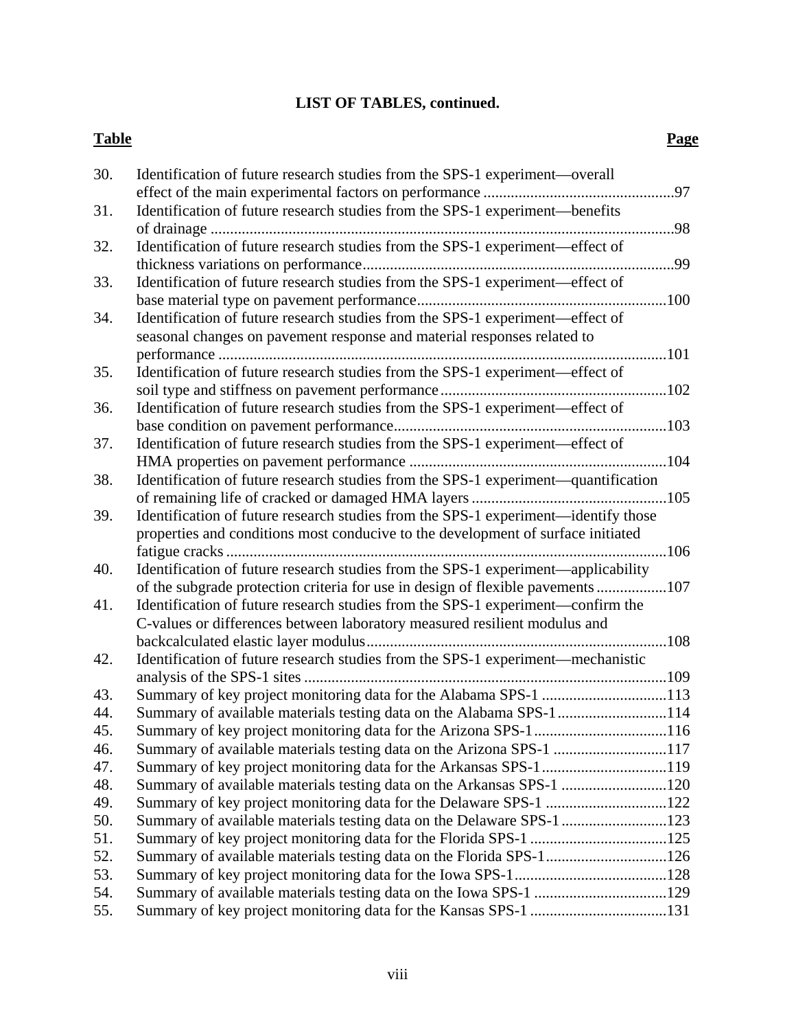**LIST OF TABLES, continued.**

| Table | | Page |
|---|---|---|
| 30. | Identification of future research studies from the SPS-1 experiment—overall effect of the main experimental factors on performance | 97 |
| 31. | Identification of future research studies from the SPS-1 experiment—benefits of drainage | 98 |
| 32. | Identification of future research studies from the SPS-1 experiment—effect of thickness variations on performance | 99 |
| 33. | Identification of future research studies from the SPS-1 experiment—effect of base material type on pavement performance | 100 |
| 34. | Identification of future research studies from the SPS-1 experiment—effect of seasonal changes on pavement response and material responses related to performance | 101 |
| 35. | Identification of future research studies from the SPS-1 experiment—effect of soil type and stiffness on pavement performance | 102 |
| 36. | Identification of future research studies from the SPS-1 experiment—effect of base condition on pavement performance | 103 |
| 37. | Identification of future research studies from the SPS-1 experiment—effect of HMA properties on pavement performance | 104 |
| 38. | Identification of future research studies from the SPS-1 experiment—quantification of remaining life of cracked or damaged HMA layers | 105 |
| 39. | Identification of future research studies from the SPS-1 experiment—identify those properties and conditions most conducive to the development of surface initiated fatigue cracks | 106 |
| 40. | Identification of future research studies from the SPS-1 experiment—applicability of the subgrade protection criteria for use in design of flexible pavements | 107 |
| 41. | Identification of future research studies from the SPS-1 experiment—confirm the C-values or differences between laboratory measured resilient modulus and backcalculated elastic layer modulus | 108 |
| 42. | Identification of future research studies from the SPS-1 experiment—mechanistic analysis of the SPS-1 sites | 109 |
| 43. | Summary of key project monitoring data for the Alabama SPS-1 | 113 |
| 44. | Summary of available materials testing data on the Alabama SPS-1 | 114 |
| 45. | Summary of key project monitoring data for the Arizona SPS-1 | 116 |
| 46. | Summary of available materials testing data on the Arizona SPS-1 | 117 |
| 47. | Summary of key project monitoring data for the Arkansas SPS-1 | 119 |
| 48. | Summary of available materials testing data on the Arkansas SPS-1 | 120 |
| 49. | Summary of key project monitoring data for the Delaware SPS-1 | 122 |
| 50. | Summary of available materials testing data on the Delaware SPS-1 | 123 |
| 51. | Summary of key project monitoring data for the Florida SPS-1 | 125 |
| 52. | Summary of available materials testing data on the Florida SPS-1 | 126 |
| 53. | Summary of key project monitoring data for the Iowa SPS-1 | 128 |
| 54. | Summary of available materials testing data on the Iowa SPS-1 | 129 |
| 55. | Summary of key project monitoring data for the Kansas SPS-1 | 131 |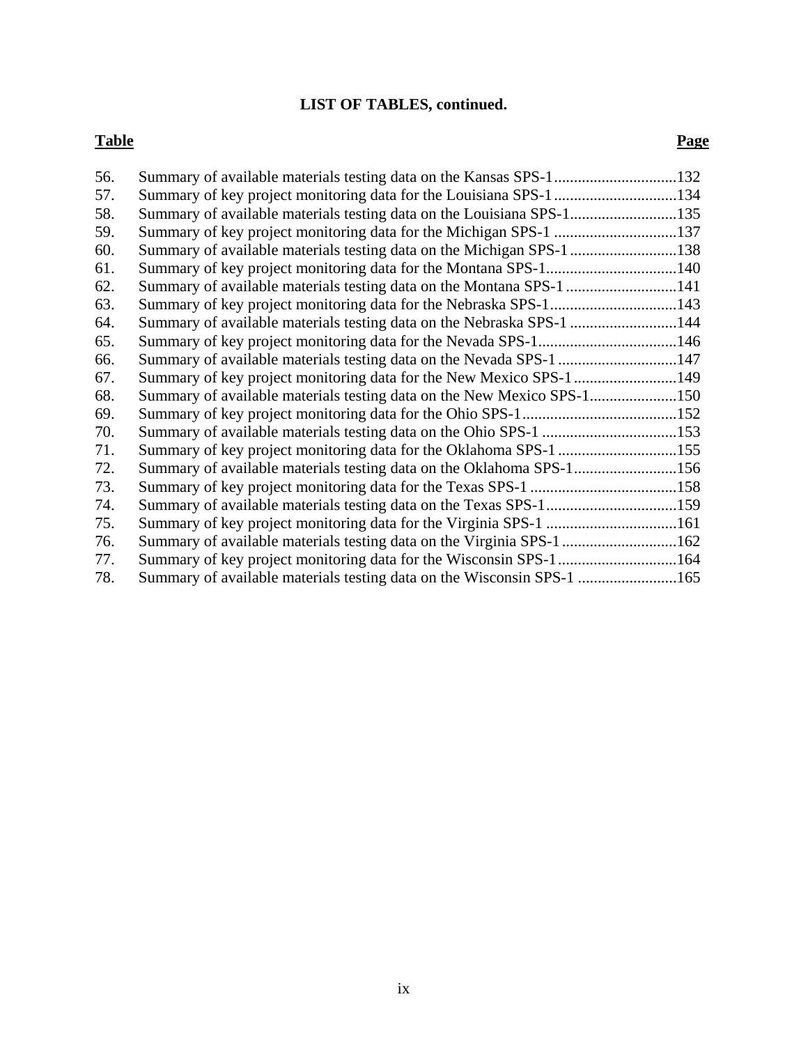# LIST OF TABLES, continued.

| Table | | Page |
|---|---|---|
| 56. | Summary of available materials testing data on the Kansas SPS-1 | 132 |
| 57. | Summary of key project monitoring data for the Louisiana SPS-1 | 134 |
| 58. | Summary of available materials testing data on the Louisiana SPS-1 | 135 |
| 59. | Summary of key project monitoring data for the Michigan SPS-1 | 137 |
| 60. | Summary of available materials testing data on the Michigan SPS-1 | 138 |
| 61. | Summary of key project monitoring data for the Montana SPS-1 | 140 |
| 62. | Summary of available materials testing data on the Montana SPS-1 | 141 |
| 63. | Summary of key project monitoring data for the Nebraska SPS-1 | 143 |
| 64. | Summary of available materials testing data on the Nebraska SPS-1 | 144 |
| 65. | Summary of key project monitoring data for the Nevada SPS-1 | 146 |
| 66. | Summary of available materials testing data on the Nevada SPS-1 | 147 |
| 67. | Summary of key project monitoring data for the New Mexico SPS-1 | 149 |
| 68. | Summary of available materials testing data on the New Mexico SPS-1 | 150 |
| 69. | Summary of key project monitoring data for the Ohio SPS-1 | 152 |
| 70. | Summary of available materials testing data on the Ohio SPS-1 | 153 |
| 71. | Summary of key project monitoring data for the Oklahoma SPS-1 | 155 |
| 72. | Summary of available materials testing data on the Oklahoma SPS-1 | 156 |
| 73. | Summary of key project monitoring data for the Texas SPS-1 | 158 |
| 74. | Summary of available materials testing data on the Texas SPS-1 | 159 |
| 75. | Summary of key project monitoring data for the Virginia SPS-1 | 161 |
| 76. | Summary of available materials testing data on the Virginia SPS-1 | 162 |
| 77. | Summary of key project monitoring data for the Wisconsin SPS-1 | 164 |
| 78. | Summary of available materials testing data on the Wisconsin SPS-1 | 165 |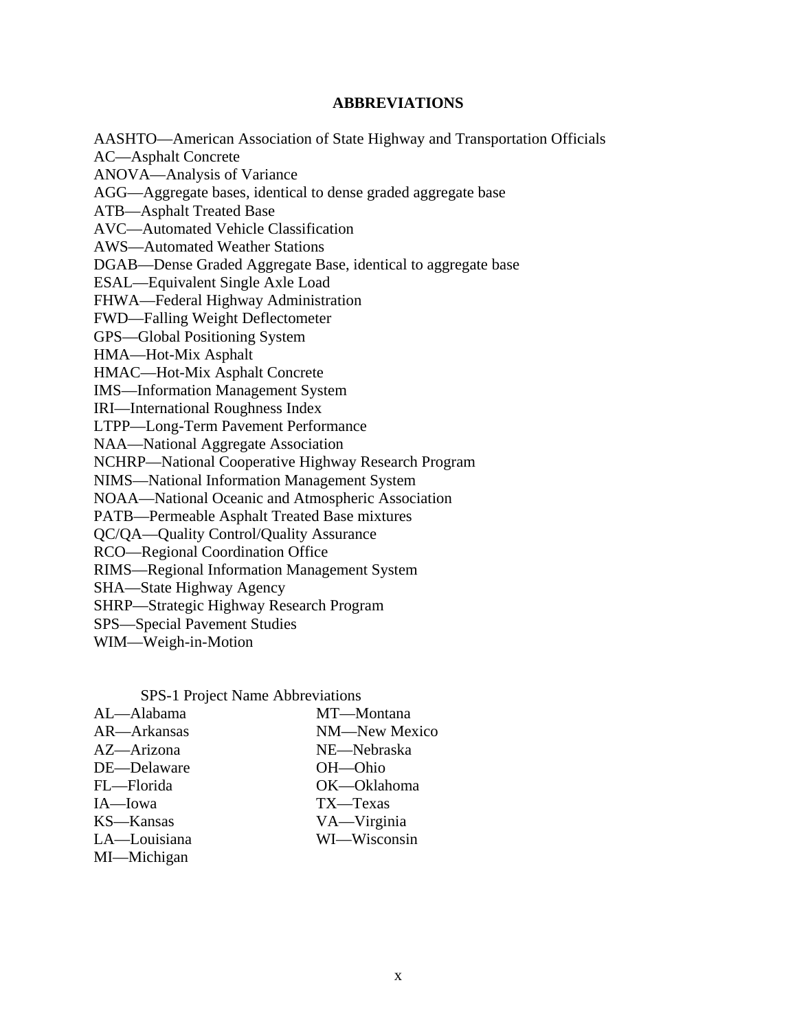# ABBREVIATIONS

AASHTO—American Association of State Highway and Transportation Officials
AC—Asphalt Concrete
ANOVA—Analysis of Variance
AGG—Aggregate bases, identical to dense graded aggregate base
ATB—Asphalt Treated Base
AVC—Automated Vehicle Classification
AWS—Automated Weather Stations
DGAB—Dense Graded Aggregate Base, identical to aggregate base
ESAL—Equivalent Single Axle Load
FHWA—Federal Highway Administration
FWD—Falling Weight Deflectometer
GPS—Global Positioning System
HMA—Hot-Mix Asphalt
HMAC—Hot-Mix Asphalt Concrete
IMS—Information Management System
IRI—International Roughness Index
LTPP—Long-Term Pavement Performance
NAA—National Aggregate Association
NCHRP—National Cooperative Highway Research Program
NIMS—National Information Management System
NOAA—National Oceanic and Atmospheric Association
PATB—Permeable Asphalt Treated Base mixtures
QC/QA—Quality Control/Quality Assurance
RCO—Regional Coordination Office
RIMS—Regional Information Management System
SHA—State Highway Agency
SHRP—Strategic Highway Research Program
SPS—Special Pavement Studies
WIM—Weigh-in-Motion

SPS-1 Project Name Abbreviations

AL—Alabama
AR—Arkansas
AZ—Arizona
DE—Delaware
FL—Florida
IA—Iowa
KS—Kansas
LA—Louisiana
MI—Michigan
MT—Montana
NM—New Mexico
NE—Nebraska
OH—Ohio
OK—Oklahoma
TX—Texas
VA—Virginia
WI—Wisconsin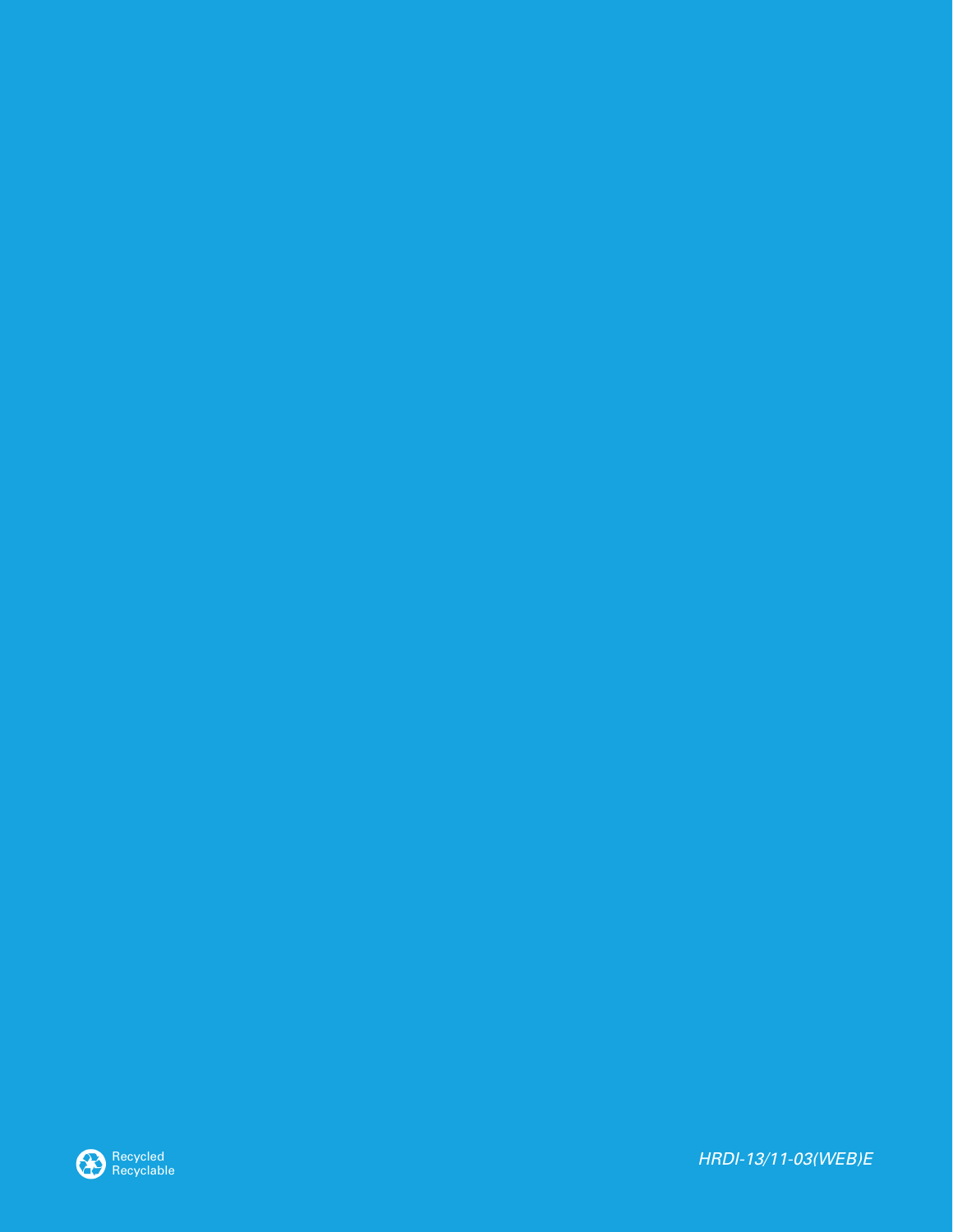Recycled
Recyclable

*HRDI-13/11-03(WEB)E*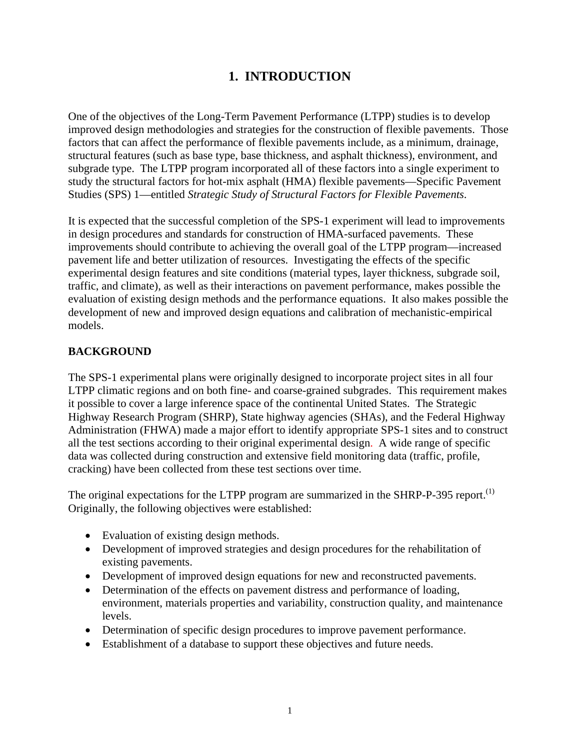# 1. INTRODUCTION

One of the objectives of the Long-Term Pavement Performance (LTPP) studies is to develop improved design methodologies and strategies for the construction of flexible pavements. Those factors that can affect the performance of flexible pavements include, as a minimum, drainage, structural features (such as base type, base thickness, and asphalt thickness), environment, and subgrade type. The LTPP program incorporated all of these factors into a single experiment to study the structural factors for hot-mix asphalt (HMA) flexible pavements—Specific Pavement Studies (SPS) 1—entitled *Strategic Study of Structural Factors for Flexible Pavements*.

It is expected that the successful completion of the SPS-1 experiment will lead to improvements in design procedures and standards for construction of HMA-surfaced pavements. These improvements should contribute to achieving the overall goal of the LTPP program—increased pavement life and better utilization of resources. Investigating the effects of the specific experimental design features and site conditions (material types, layer thickness, subgrade soil, traffic, and climate), as well as their interactions on pavement performance, makes possible the evaluation of existing design methods and the performance equations. It also makes possible the development of new and improved design equations and calibration of mechanistic-empirical models.

## BACKGROUND

The SPS-1 experimental plans were originally designed to incorporate project sites in all four LTPP climatic regions and on both fine- and coarse-grained subgrades. This requirement makes it possible to cover a large inference space of the continental United States. The Strategic Highway Research Program (SHRP), State highway agencies (SHAs), and the Federal Highway Administration (FHWA) made a major effort to identify appropriate SPS-1 sites and to construct all the test sections according to their original experimental design. A wide range of specific data was collected during construction and extensive field monitoring data (traffic, profile, cracking) have been collected from these test sections over time.

The original expectations for the LTPP program are summarized in the SHRP-P-395 report.[1] Originally, the following objectives were established:

- Evaluation of existing design methods.
- Development of improved strategies and design procedures for the rehabilitation of existing pavements.
- Development of improved design equations for new and reconstructed pavements.
- Determination of the effects on pavement distress and performance of loading, environment, materials properties and variability, construction quality, and maintenance levels.
- Determination of specific design procedures to improve pavement performance.
- Establishment of a database to support these objectives and future needs.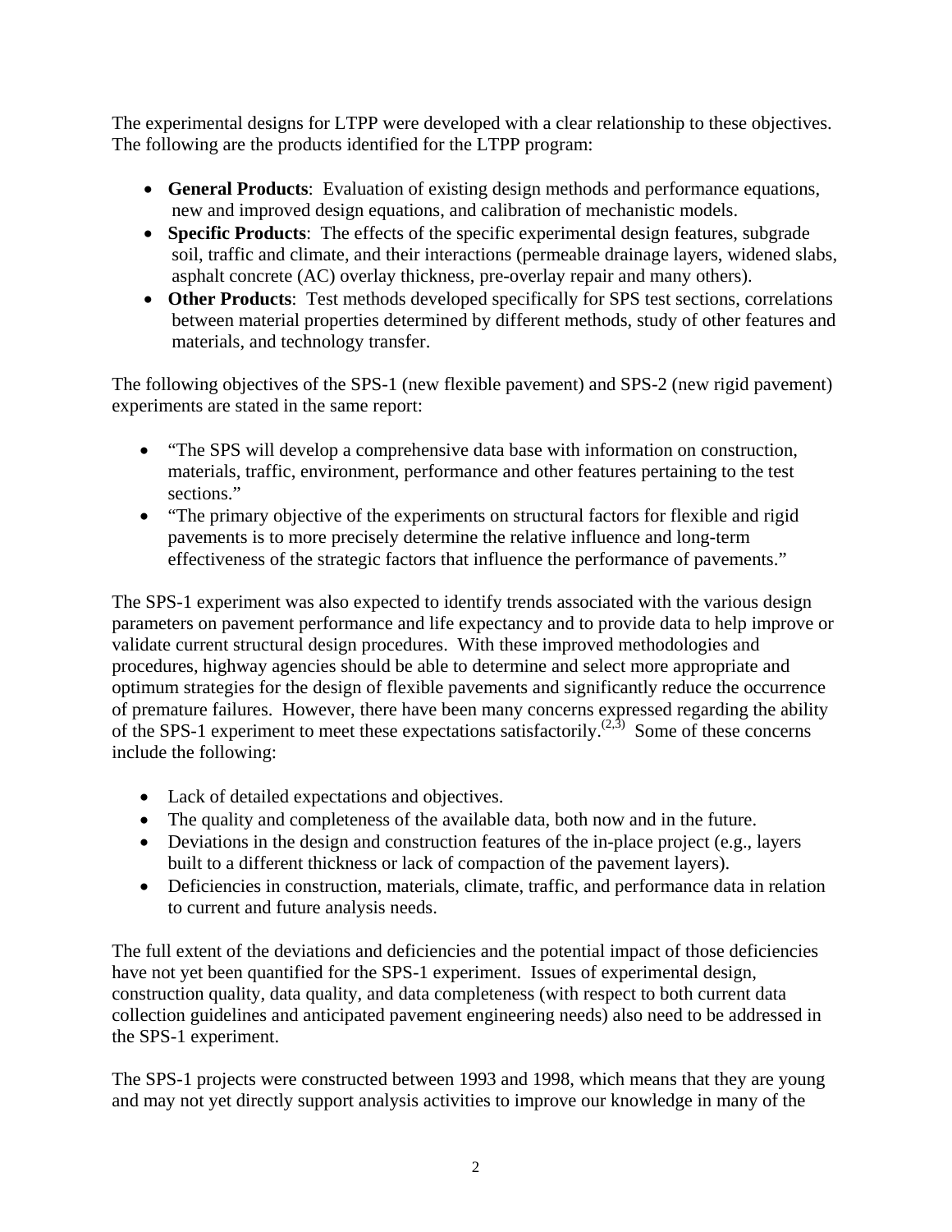The experimental designs for LTPP were developed with a clear relationship to these objectives. The following are the products identified for the LTPP program:

- **General Products**: Evaluation of existing design methods and performance equations, new and improved design equations, and calibration of mechanistic models.
- **Specific Products**: The effects of the specific experimental design features, subgrade soil, traffic and climate, and their interactions (permeable drainage layers, widened slabs, asphalt concrete (AC) overlay thickness, pre-overlay repair and many others).
- **Other Products**: Test methods developed specifically for SPS test sections, correlations between material properties determined by different methods, study of other features and materials, and technology transfer.

The following objectives of the SPS-1 (new flexible pavement) and SPS-2 (new rigid pavement) experiments are stated in the same report:

- "The SPS will develop a comprehensive data base with information on construction, materials, traffic, environment, performance and other features pertaining to the test sections."
- "The primary objective of the experiments on structural factors for flexible and rigid pavements is to more precisely determine the relative influence and long-term effectiveness of the strategic factors that influence the performance of pavements."

The SPS-1 experiment was also expected to identify trends associated with the various design parameters on pavement performance and life expectancy and to provide data to help improve or validate current structural design procedures. With these improved methodologies and procedures, highway agencies should be able to determine and select more appropriate and optimum strategies for the design of flexible pavements and significantly reduce the occurrence of premature failures. However, there have been many concerns expressed regarding the ability of the SPS-1 experiment to meet these expectations satisfactorily.[2,3] Some of these concerns include the following:

- Lack of detailed expectations and objectives.
- The quality and completeness of the available data, both now and in the future.
- Deviations in the design and construction features of the in-place project (e.g., layers built to a different thickness or lack of compaction of the pavement layers).
- Deficiencies in construction, materials, climate, traffic, and performance data in relation to current and future analysis needs.

The full extent of the deviations and deficiencies and the potential impact of those deficiencies have not yet been quantified for the SPS-1 experiment. Issues of experimental design, construction quality, data quality, and data completeness (with respect to both current data collection guidelines and anticipated pavement engineering needs) also need to be addressed in the SPS-1 experiment.

The SPS-1 projects were constructed between 1993 and 1998, which means that they are young and may not yet directly support analysis activities to improve our knowledge in many of the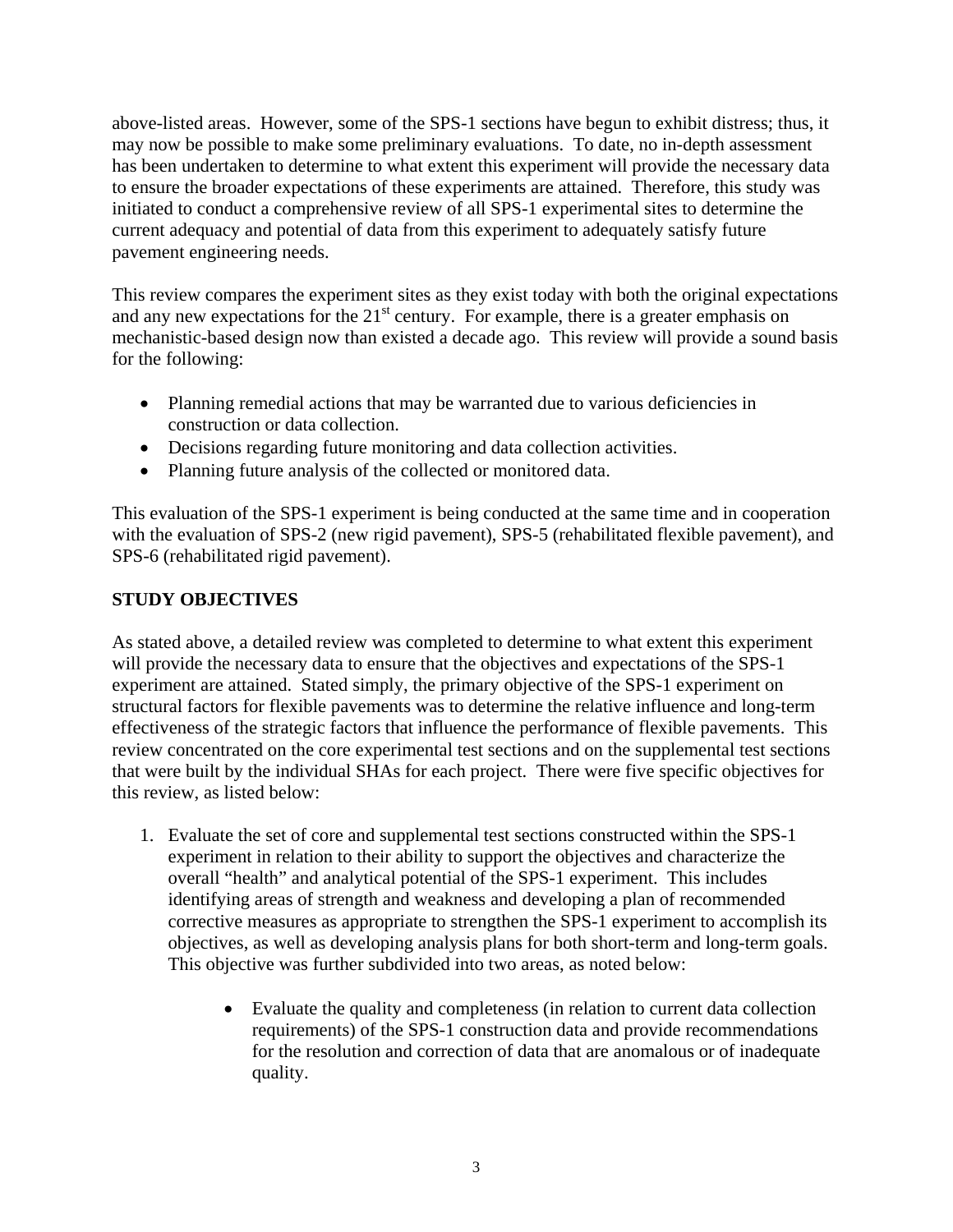above-listed areas. However, some of the SPS-1 sections have begun to exhibit distress; thus, it may now be possible to make some preliminary evaluations. To date, no in-depth assessment has been undertaken to determine to what extent this experiment will provide the necessary data to ensure the broader expectations of these experiments are attained. Therefore, this study was initiated to conduct a comprehensive review of all SPS-1 experimental sites to determine the current adequacy and potential of data from this experiment to adequately satisfy future pavement engineering needs.

This review compares the experiment sites as they exist today with both the original expectations and any new expectations for the 21st century. For example, there is a greater emphasis on mechanistic-based design now than existed a decade ago. This review will provide a sound basis for the following:

- Planning remedial actions that may be warranted due to various deficiencies in construction or data collection.
- Decisions regarding future monitoring and data collection activities.
- Planning future analysis of the collected or monitored data.

This evaluation of the SPS-1 experiment is being conducted at the same time and in cooperation with the evaluation of SPS-2 (new rigid pavement), SPS-5 (rehabilitated flexible pavement), and SPS-6 (rehabilitated rigid pavement).

## STUDY OBJECTIVES

As stated above, a detailed review was completed to determine to what extent this experiment will provide the necessary data to ensure that the objectives and expectations of the SPS-1 experiment are attained. Stated simply, the primary objective of the SPS-1 experiment on structural factors for flexible pavements was to determine the relative influence and long-term effectiveness of the strategic factors that influence the performance of flexible pavements. This review concentrated on the core experimental test sections and on the supplemental test sections that were built by the individual SHAs for each project. There were five specific objectives for this review, as listed below:

1. Evaluate the set of core and supplemental test sections constructed within the SPS-1 experiment in relation to their ability to support the objectives and characterize the overall "health" and analytical potential of the SPS-1 experiment. This includes identifying areas of strength and weakness and developing a plan of recommended corrective measures as appropriate to strengthen the SPS-1 experiment to accomplish its objectives, as well as developing analysis plans for both short-term and long-term goals. This objective was further subdivided into two areas, as noted below:

    - Evaluate the quality and completeness (in relation to current data collection requirements) of the SPS-1 construction data and provide recommendations for the resolution and correction of data that are anomalous or of inadequate quality.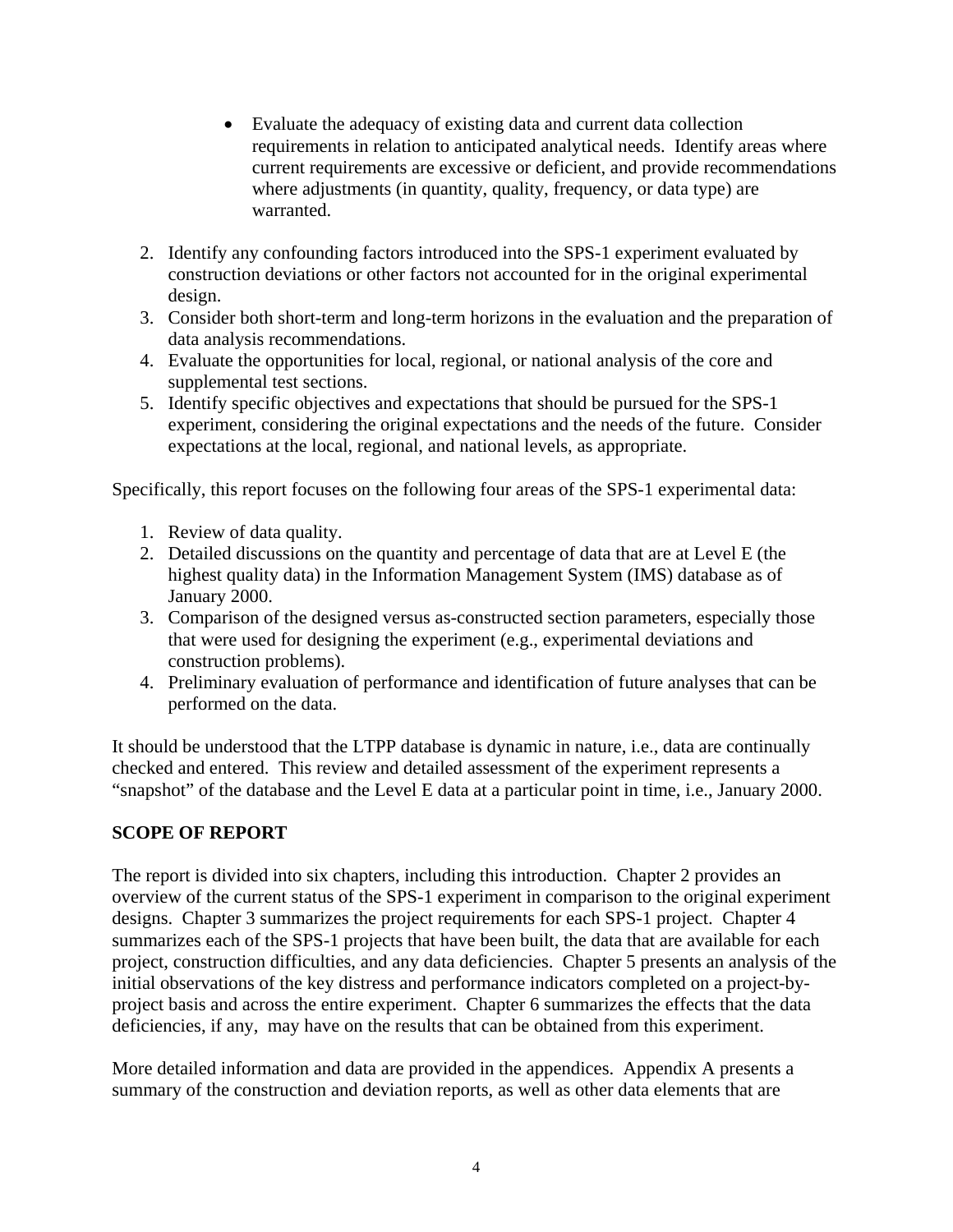- Evaluate the adequacy of existing data and current data collection requirements in relation to anticipated analytical needs. Identify areas where current requirements are excessive or deficient, and provide recommendations where adjustments (in quantity, quality, frequency, or data type) are warranted.

2. Identify any confounding factors introduced into the SPS-1 experiment evaluated by construction deviations or other factors not accounted for in the original experimental design.
3. Consider both short-term and long-term horizons in the evaluation and the preparation of data analysis recommendations.
4. Evaluate the opportunities for local, regional, or national analysis of the core and supplemental test sections.
5. Identify specific objectives and expectations that should be pursued for the SPS-1 experiment, considering the original expectations and the needs of the future. Consider expectations at the local, regional, and national levels, as appropriate.

Specifically, this report focuses on the following four areas of the SPS-1 experimental data:

1. Review of data quality.
2. Detailed discussions on the quantity and percentage of data that are at Level E (the highest quality data) in the Information Management System (IMS) database as of January 2000.
3. Comparison of the designed versus as-constructed section parameters, especially those that were used for designing the experiment (e.g., experimental deviations and construction problems).
4. Preliminary evaluation of performance and identification of future analyses that can be performed on the data.

It should be understood that the LTPP database is dynamic in nature, i.e., data are continually checked and entered. This review and detailed assessment of the experiment represents a "snapshot" of the database and the Level E data at a particular point in time, i.e., January 2000.

**SCOPE OF REPORT**

The report is divided into six chapters, including this introduction. Chapter 2 provides an overview of the current status of the SPS-1 experiment in comparison to the original experiment designs. Chapter 3 summarizes the project requirements for each SPS-1 project. Chapter 4 summarizes each of the SPS-1 projects that have been built, the data that are available for each project, construction difficulties, and any data deficiencies. Chapter 5 presents an analysis of the initial observations of the key distress and performance indicators completed on a project-by-project basis and across the entire experiment. Chapter 6 summarizes the effects that the data deficiencies, if any, may have on the results that can be obtained from this experiment.

More detailed information and data are provided in the appendices. Appendix A presents a summary of the construction and deviation reports, as well as other data elements that are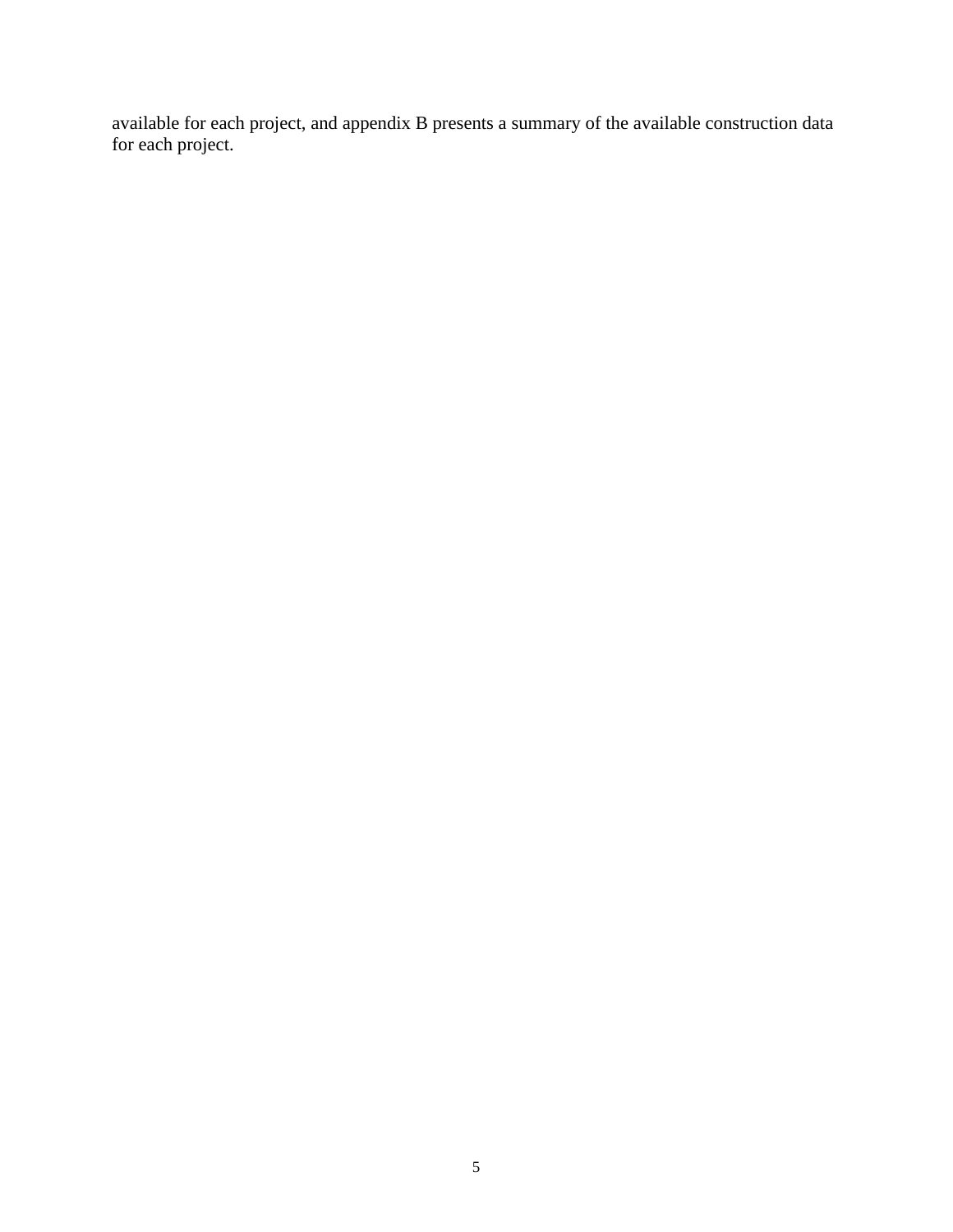available for each project, and appendix B presents a summary of the available construction data for each project.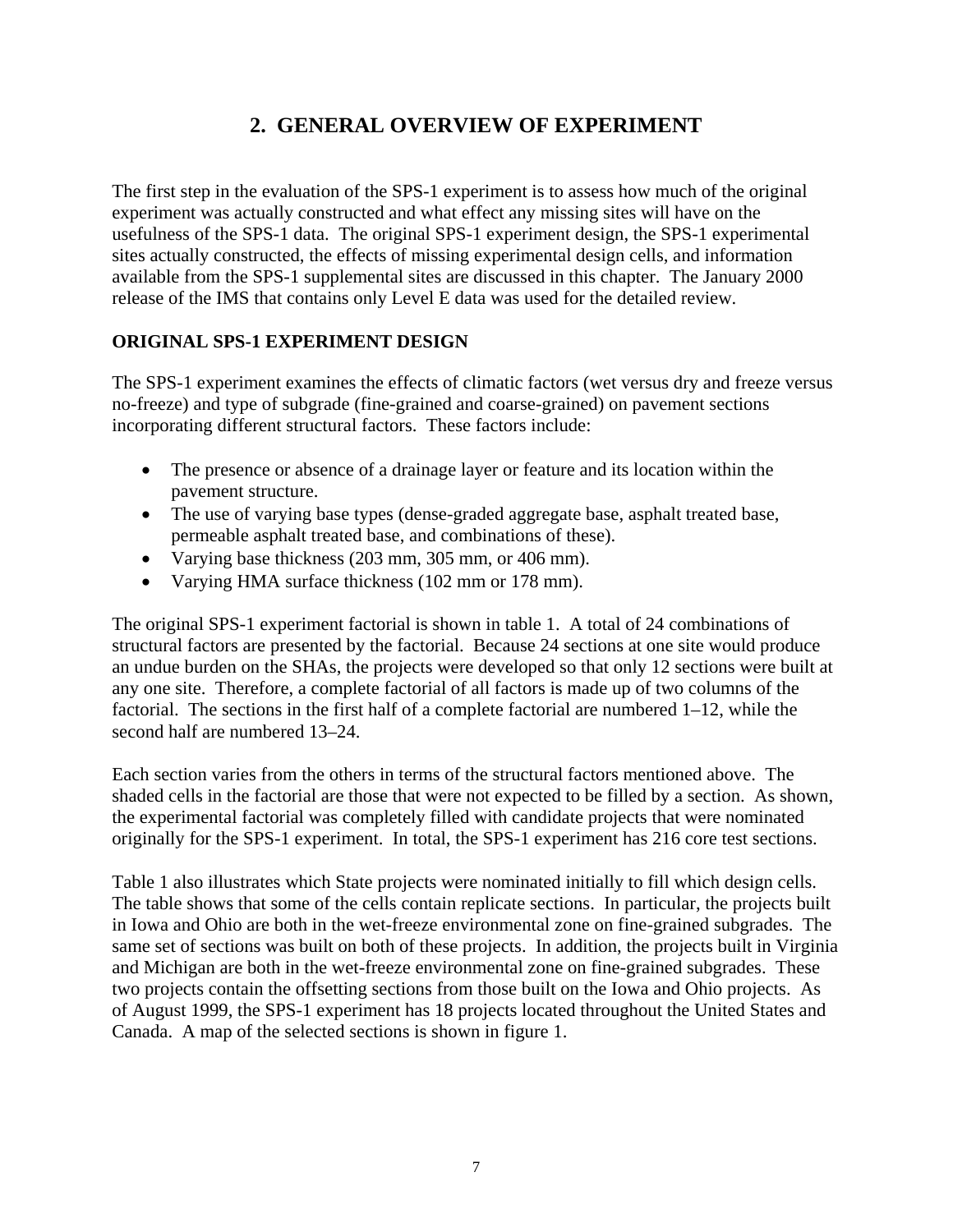## 2. GENERAL OVERVIEW OF EXPERIMENT

The first step in the evaluation of the SPS-1 experiment is to assess how much of the original experiment was actually constructed and what effect any missing sites will have on the usefulness of the SPS-1 data. The original SPS-1 experiment design, the SPS-1 experimental sites actually constructed, the effects of missing experimental design cells, and information available from the SPS-1 supplemental sites are discussed in this chapter. The January 2000 release of the IMS that contains only Level E data was used for the detailed review.

### ORIGINAL SPS-1 EXPERIMENT DESIGN

The SPS-1 experiment examines the effects of climatic factors (wet versus dry and freeze versus no-freeze) and type of subgrade (fine-grained and coarse-grained) on pavement sections incorporating different structural factors. These factors include:

- The presence or absence of a drainage layer or feature and its location within the pavement structure.
- The use of varying base types (dense-graded aggregate base, asphalt treated base, permeable asphalt treated base, and combinations of these).
- Varying base thickness (203 mm, 305 mm, or 406 mm).
- Varying HMA surface thickness (102 mm or 178 mm).

The original SPS-1 experiment factorial is shown in table 1. A total of 24 combinations of structural factors are presented by the factorial. Because 24 sections at one site would produce an undue burden on the SHAs, the projects were developed so that only 12 sections were built at any one site. Therefore, a complete factorial of all factors is made up of two columns of the factorial. The sections in the first half of a complete factorial are numbered 1–12, while the second half are numbered 13–24.

Each section varies from the others in terms of the structural factors mentioned above. The shaded cells in the factorial are those that were not expected to be filled by a section. As shown, the experimental factorial was completely filled with candidate projects that were nominated originally for the SPS-1 experiment. In total, the SPS-1 experiment has 216 core test sections.

Table 1 also illustrates which State projects were nominated initially to fill which design cells. The table shows that some of the cells contain replicate sections. In particular, the projects built in Iowa and Ohio are both in the wet-freeze environmental zone on fine-grained subgrades. The same set of sections was built on both of these projects. In addition, the projects built in Virginia and Michigan are both in the wet-freeze environmental zone on fine-grained subgrades. These two projects contain the offsetting sections from those built on the Iowa and Ohio projects. As of August 1999, the SPS-1 experiment has 18 projects located throughout the United States and Canada. A map of the selected sections is shown in figure 1.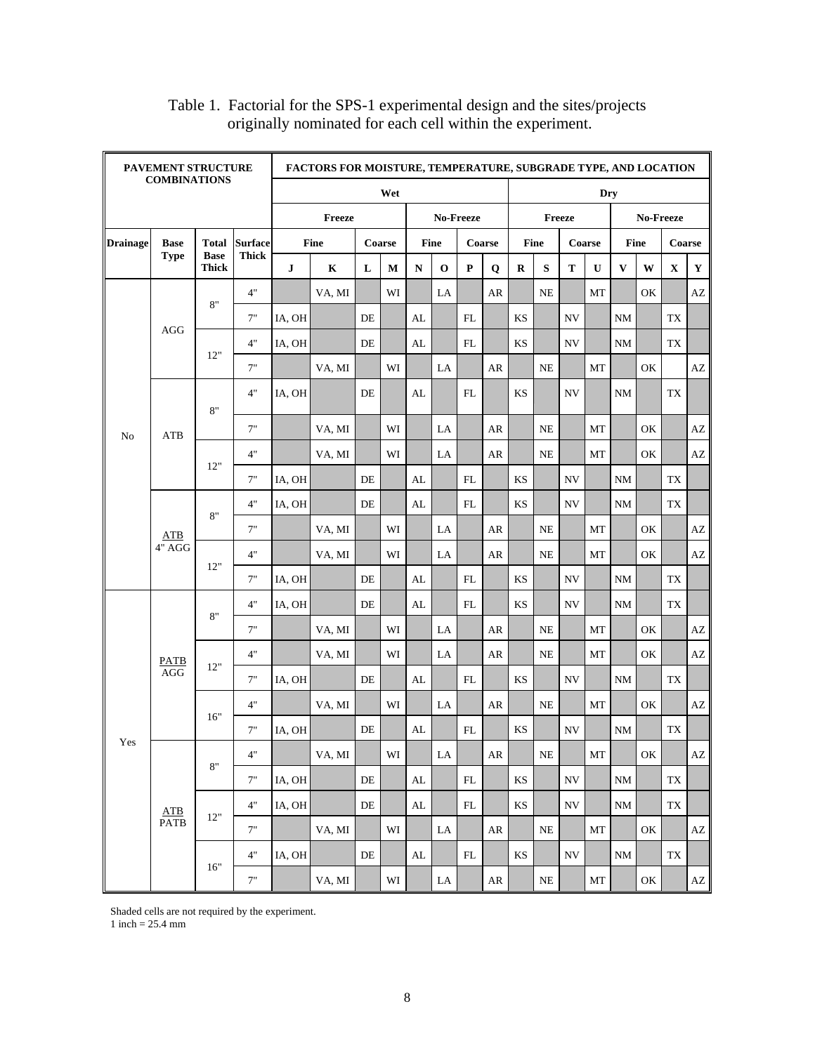Table 1. Factorial for the SPS-1 experimental design and the sites/projects originally nominated for each cell within the experiment.

| PAVEMENT STRUCTURE COMBINATIONS | | | | FACTORS FOR MOISTURE, TEMPERATURE, SUBGRADE TYPE, AND LOCATION | | | | | | | | | | | | | | | |
|---|---|---|---|---|---|---|---|---|---|---|---|---|---|---|---|---|---|---|---|
| | | | | Wet | | | | | | | | Dry | | | | | | | |
| | | | | Freeze | | | | No-Freeze | | | | Freeze | | | | No-Freeze | | | |
| Drainage | Base Type | Total Base Thick | Surface Thick | Fine | | Coarse | | Fine | | Coarse | | Fine | | Coarse | | Fine | | Coarse | |
| | | | | J | K | L | M | N | O | P | Q | R | S | T | U | V | W | X | Y |
| No | AGG | 8" | 4" | | VA, MI | | WI | | LA | | AR | | NE | | MT | | OK | | AZ |
| | | | 7" | IA, OH | | DE | | AL | | FL | | KS | | NV | | NM | | TX | |
| | | 12" | 4" | IA, OH | | DE | | AL | | FL | | KS | | NV | | NM | | TX | |
| | | | 7" | | VA, MI | | WI | | LA | | AR | | NE | | MT | | OK | | AZ |
| | ATB | 8" | 4" | IA, OH | | DE | | AL | | FL | | KS | | NV | | NM | | TX | |
| | | | 7" | | VA, MI | | WI | | LA | | AR | | NE | | MT | | OK | | AZ |
| | | 12" | 4" | | VA, MI | | WI | | LA | | AR | | NE | | MT | | OK | | AZ |
| | | | 7" | IA, OH | | DE | | AL | | FL | | KS | | NV | | NM | | TX | |
| | ATB 4" AGG | 8" | 4" | IA, OH | | DE | | AL | | FL | | KS | | NV | | NM | | TX | |
| | | | 7" | | VA, MI | | WI | | LA | | AR | | NE | | MT | | OK | | AZ |
| | | 12" | 4" | | VA, MI | | WI | | LA | | AR | | NE | | MT | | OK | | AZ |
| | | | 7" | IA, OH | | DE | | AL | | FL | | KS | | NV | | NM | | TX | |
| Yes | PATB AGG | 8" | 4" | IA, OH | | DE | | AL | | FL | | KS | | NV | | NM | | TX | |
| | | | 7" | | VA, MI | | WI | | LA | | AR | | NE | | MT | | OK | | AZ |
| | | 12" | 4" | | VA, MI | | WI | | LA | | AR | | NE | | MT | | OK | | AZ |
| | | | 7" | IA, OH | | DE | | AL | | FL | | KS | | NV | | NM | | TX | |
| | | 16" | 4" | | VA, MI | | WI | | LA | | AR | | NE | | MT | | OK | | AZ |
| | | | 7" | IA, OH | | DE | | AL | | FL | | KS | | NV | | NM | | TX | |
| | ATB PATB | 8" | 4" | | VA, MI | | WI | | LA | | AR | | NE | | MT | | OK | | AZ |
| | | | 7" | IA, OH | | DE | | AL | | FL | | KS | | NV | | NM | | TX | |
| | | 12" | 4" | IA, OH | | DE | | AL | | FL | | KS | | NV | | NM | | TX | |
| | | | 7" | | VA, MI | | WI | | LA | | AR | | NE | | MT | | OK | | AZ |
| | | 16" | 4" | IA, OH | | DE | | AL | | FL | | KS | | NV | | NM | | TX | |
| | | | 7" | | VA, MI | | WI | | LA | | AR | | NE | | MT | | OK | | AZ |

Shaded cells are not required by the experiment.
1 inch = 25.4 mm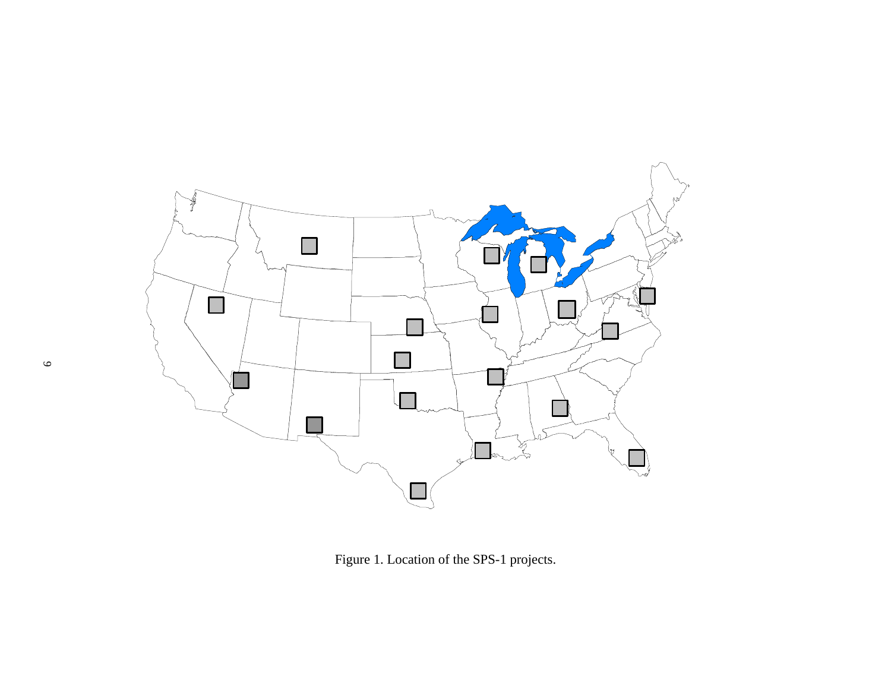Figure 1. Location of the SPS-1 projects.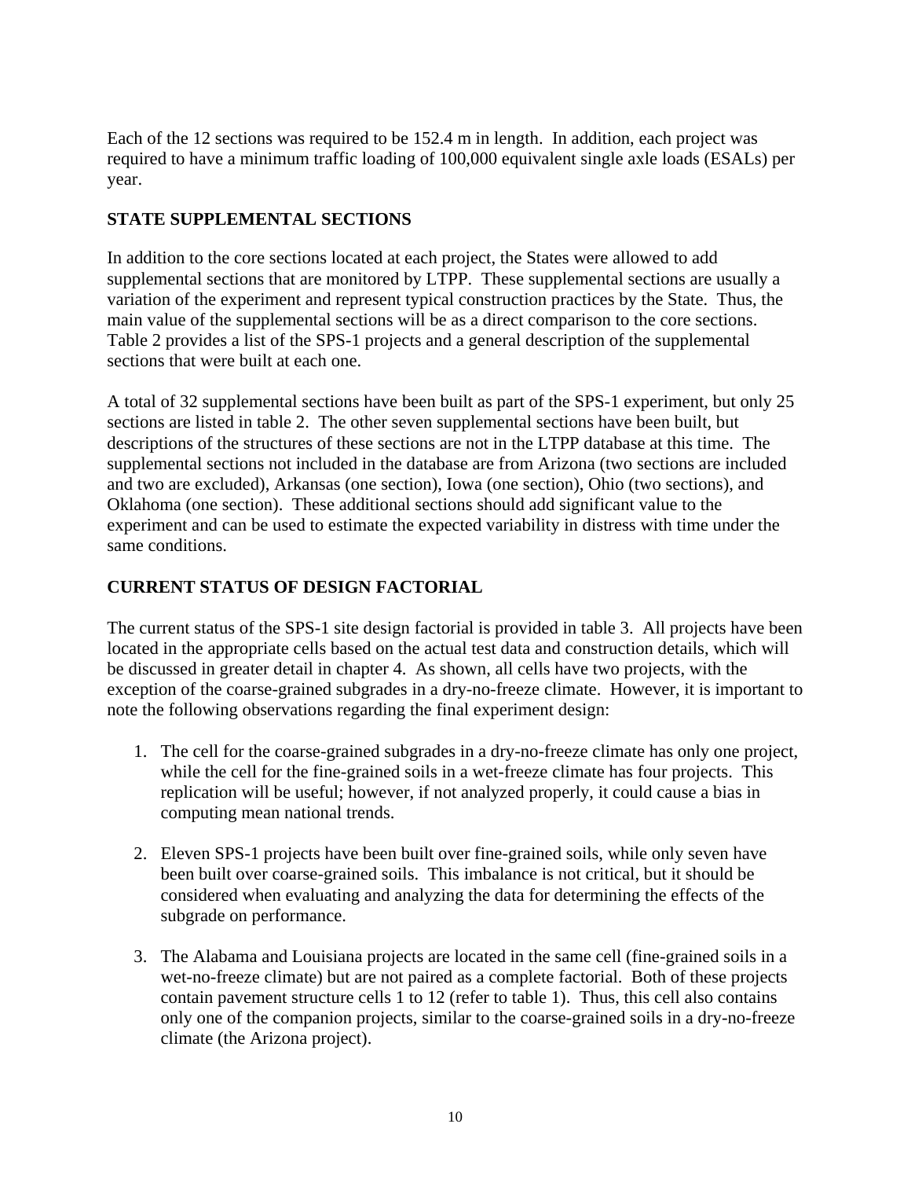Each of the 12 sections was required to be 152.4 m in length. In addition, each project was required to have a minimum traffic loading of 100,000 equivalent single axle loads (ESALs) per year.

## STATE SUPPLEMENTAL SECTIONS

In addition to the core sections located at each project, the States were allowed to add supplemental sections that are monitored by LTPP. These supplemental sections are usually a variation of the experiment and represent typical construction practices by the State. Thus, the main value of the supplemental sections will be as a direct comparison to the core sections. Table 2 provides a list of the SPS-1 projects and a general description of the supplemental sections that were built at each one.

A total of 32 supplemental sections have been built as part of the SPS-1 experiment, but only 25 sections are listed in table 2. The other seven supplemental sections have been built, but descriptions of the structures of these sections are not in the LTPP database at this time. The supplemental sections not included in the database are from Arizona (two sections are included and two are excluded), Arkansas (one section), Iowa (one section), Ohio (two sections), and Oklahoma (one section). These additional sections should add significant value to the experiment and can be used to estimate the expected variability in distress with time under the same conditions.

## CURRENT STATUS OF DESIGN FACTORIAL

The current status of the SPS-1 site design factorial is provided in table 3. All projects have been located in the appropriate cells based on the actual test data and construction details, which will be discussed in greater detail in chapter 4. As shown, all cells have two projects, with the exception of the coarse-grained subgrades in a dry-no-freeze climate. However, it is important to note the following observations regarding the final experiment design:

1. The cell for the coarse-grained subgrades in a dry-no-freeze climate has only one project, while the cell for the fine-grained soils in a wet-freeze climate has four projects. This replication will be useful; however, if not analyzed properly, it could cause a bias in computing mean national trends.

2. Eleven SPS-1 projects have been built over fine-grained soils, while only seven have been built over coarse-grained soils. This imbalance is not critical, but it should be considered when evaluating and analyzing the data for determining the effects of the subgrade on performance.

3. The Alabama and Louisiana projects are located in the same cell (fine-grained soils in a wet-no-freeze climate) but are not paired as a complete factorial. Both of these projects contain pavement structure cells 1 to 12 (refer to table 1). Thus, this cell also contains only one of the companion projects, similar to the coarse-grained soils in a dry-no-freeze climate (the Arizona project).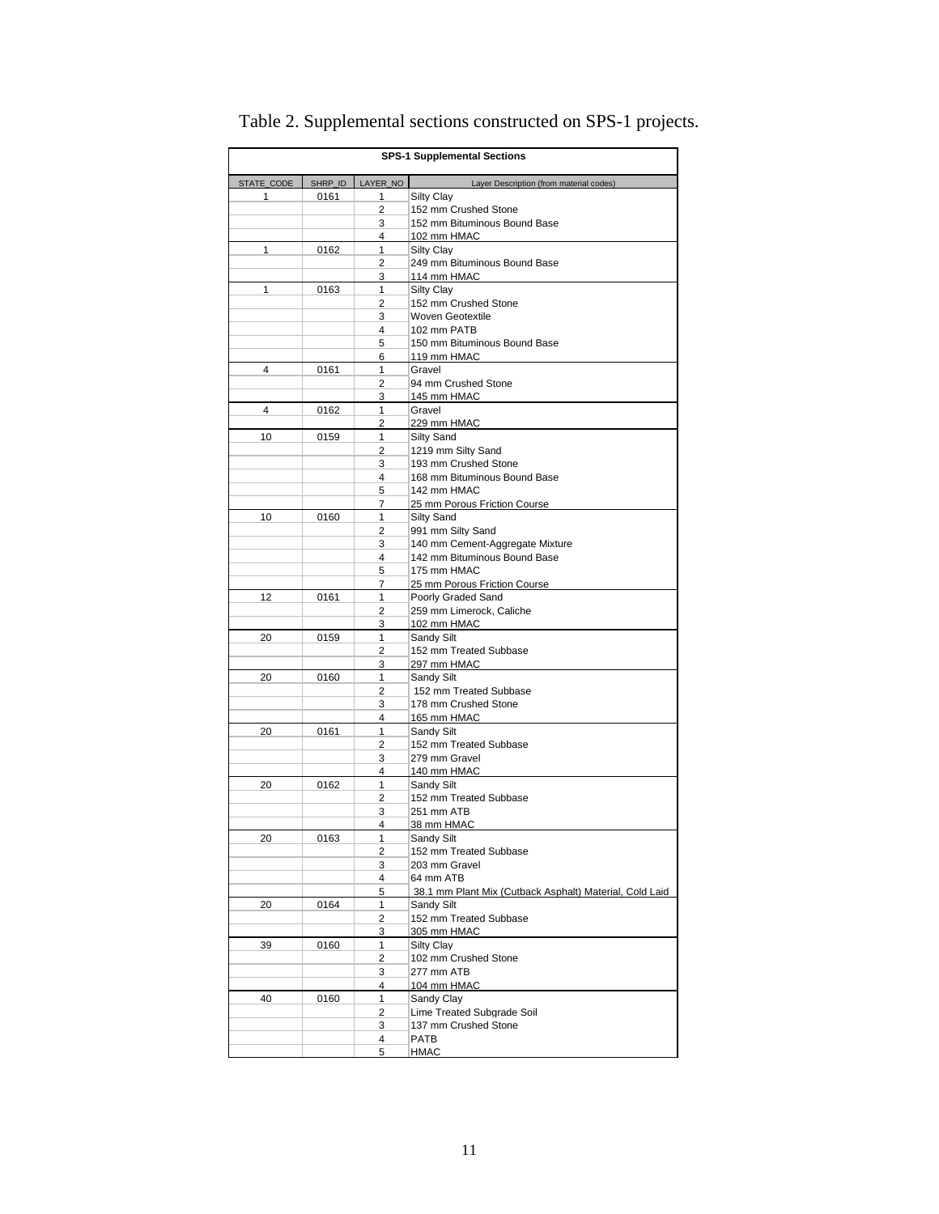Table 2. Supplemental sections constructed on SPS-1 projects.

| SPS-1 Supplemental Sections | | | |
|---|---|---|---|
| STATE_CODE | SHRP_ID | LAYER_NO | Layer Description (from material codes) |
| 1 | 0161 | 1 | Silty Clay |
| | | 2 | 152 mm Crushed Stone |
| | | 3 | 152 mm Bituminous Bound Base |
| | | 4 | 102 mm HMAC |
| 1 | 0162 | 1 | Silty Clay |
| | | 2 | 249 mm Bituminous Bound Base |
| | | 3 | 114 mm HMAC |
| 1 | 0163 | 1 | Silty Clay |
| | | 2 | 152 mm Crushed Stone |
| | | 3 | Woven Geotextile |
| | | 4 | 102 mm PATB |
| | | 5 | 150 mm Bituminous Bound Base |
| | | 6 | 119 mm HMAC |
| 4 | 0161 | 1 | Gravel |
| | | 2 | 94 mm Crushed Stone |
| | | 3 | 145 mm HMAC |
| 4 | 0162 | 1 | Gravel |
| | | 2 | 229 mm HMAC |
| 10 | 0159 | 1 | Silty Sand |
| | | 2 | 1219 mm Silty Sand |
| | | 3 | 193 mm Crushed Stone |
| | | 4 | 168 mm Bituminous Bound Base |
| | | 5 | 142 mm HMAC |
| | | 7 | 25 mm Porous Friction Course |
| 10 | 0160 | 1 | Silty Sand |
| | | 2 | 991 mm Silty Sand |
| | | 3 | 140 mm Cement-Aggregate Mixture |
| | | 4 | 142 mm Bituminous Bound Base |
| | | 5 | 175 mm HMAC |
| | | 7 | 25 mm Porous Friction Course |
| 12 | 0161 | 1 | Poorly Graded Sand |
| | | 2 | 259 mm Limerock, Caliche |
| | | 3 | 102 mm HMAC |
| 20 | 0159 | 1 | Sandy Silt |
| | | 2 | 152 mm Treated Subbase |
| | | 3 | 297 mm HMAC |
| 20 | 0160 | 1 | Sandy Silt |
| | | 2 | 152 mm Treated Subbase |
| | | 3 | 178 mm Crushed Stone |
| | | 4 | 165 mm HMAC |
| 20 | 0161 | 1 | Sandy Silt |
| | | 2 | 152 mm Treated Subbase |
| | | 3 | 279 mm Gravel |
| | | 4 | 140 mm HMAC |
| 20 | 0162 | 1 | Sandy Silt |
| | | 2 | 152 mm Treated Subbase |
| | | 3 | 251 mm ATB |
| | | 4 | 38 mm HMAC |
| 20 | 0163 | 1 | Sandy Silt |
| | | 2 | 152 mm Treated Subbase |
| | | 3 | 203 mm Gravel |
| | | 4 | 64 mm ATB |
| | | 5 | 38.1 mm Plant Mix (Cutback Asphalt) Material, Cold Laid |
| 20 | 0164 | 1 | Sandy Silt |
| | | 2 | 152 mm Treated Subbase |
| | | 3 | 305 mm HMAC |
| 39 | 0160 | 1 | Silty Clay |
| | | 2 | 102 mm Crushed Stone |
| | | 3 | 277 mm ATB |
| | | 4 | 104 mm HMAC |
| 40 | 0160 | 1 | Sandy Clay |
| | | 2 | Lime Treated Subgrade Soil |
| | | 3 | 137 mm Crushed Stone |
| | | 4 | PATB |
| | | 5 | HMAC |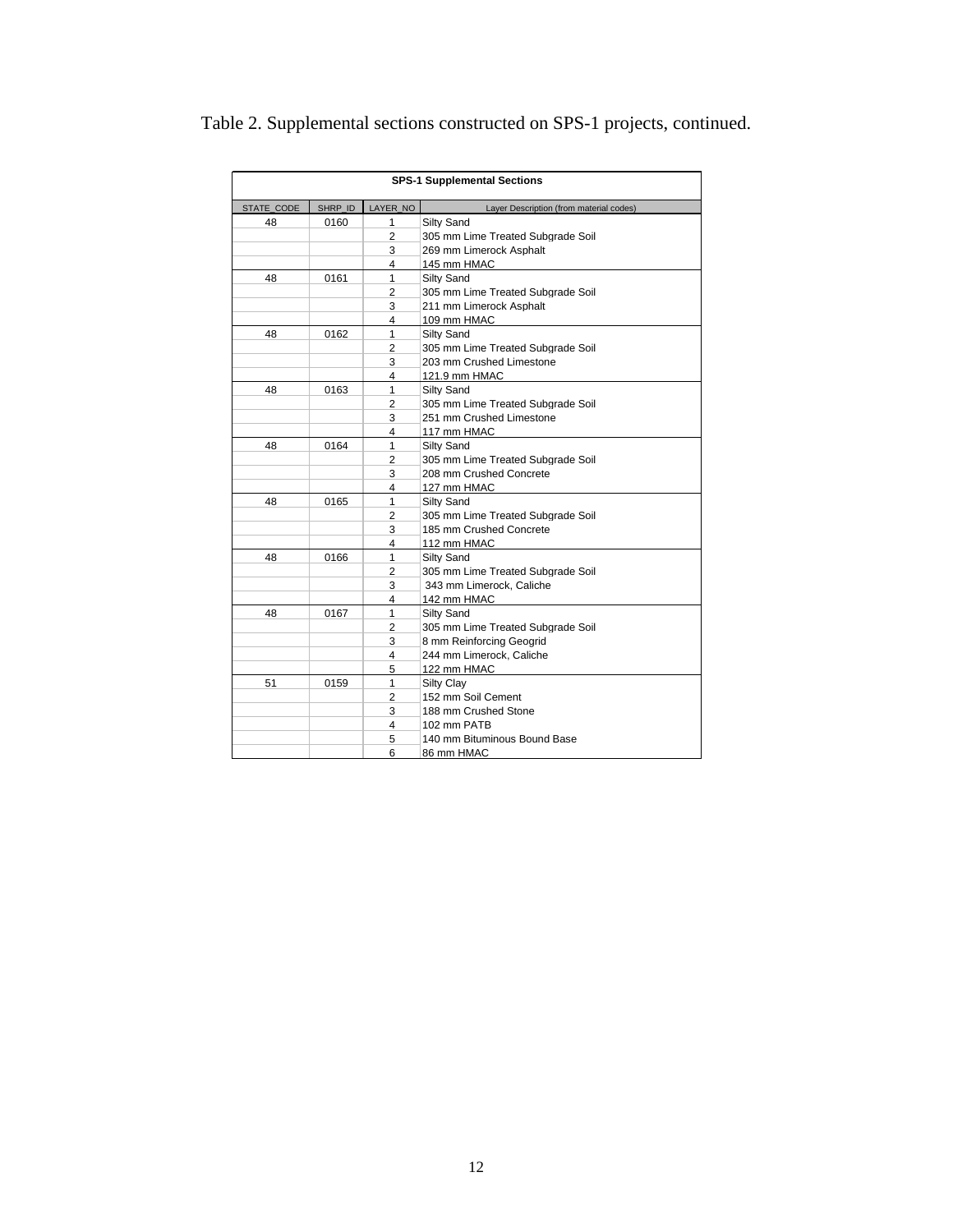Table 2. Supplemental sections constructed on SPS-1 projects, continued.

| **SPS-1 Supplemental Sections** | | | |
|---|---|---|---|
| STATE_CODE | SHRP_ID | LAYER_NO | Layer Description (from material codes) |
| 48 | 0160 | 1 | Silty Sand |
| | | 2 | 305 mm Lime Treated Subgrade Soil |
| | | 3 | 269 mm Limerock Asphalt |
| | | 4 | 145 mm HMAC |
| 48 | 0161 | 1 | Silty Sand |
| | | 2 | 305 mm Lime Treated Subgrade Soil |
| | | 3 | 211 mm Limerock Asphalt |
| | | 4 | 109 mm HMAC |
| 48 | 0162 | 1 | Silty Sand |
| | | 2 | 305 mm Lime Treated Subgrade Soil |
| | | 3 | 203 mm Crushed Limestone |
| | | 4 | 121.9 mm HMAC |
| 48 | 0163 | 1 | Silty Sand |
| | | 2 | 305 mm Lime Treated Subgrade Soil |
| | | 3 | 251 mm Crushed Limestone |
| | | 4 | 117 mm HMAC |
| 48 | 0164 | 1 | Silty Sand |
| | | 2 | 305 mm Lime Treated Subgrade Soil |
| | | 3 | 208 mm Crushed Concrete |
| | | 4 | 127 mm HMAC |
| 48 | 0165 | 1 | Silty Sand |
| | | 2 | 305 mm Lime Treated Subgrade Soil |
| | | 3 | 185 mm Crushed Concrete |
| | | 4 | 112 mm HMAC |
| 48 | 0166 | 1 | Silty Sand |
| | | 2 | 305 mm Lime Treated Subgrade Soil |
| | | 3 | 343 mm Limerock, Caliche |
| | | 4 | 142 mm HMAC |
| 48 | 0167 | 1 | Silty Sand |
| | | 2 | 305 mm Lime Treated Subgrade Soil |
| | | 3 | 8 mm Reinforcing Geogrid |
| | | 4 | 244 mm Limerock, Caliche |
| | | 5 | 122 mm HMAC |
| 51 | 0159 | 1 | Silty Clay |
| | | 2 | 152 mm Soil Cement |
| | | 3 | 188 mm Crushed Stone |
| | | 4 | 102 mm PATB |
| | | 5 | 140 mm Bituminous Bound Base |
| | | 6 | 86 mm HMAC |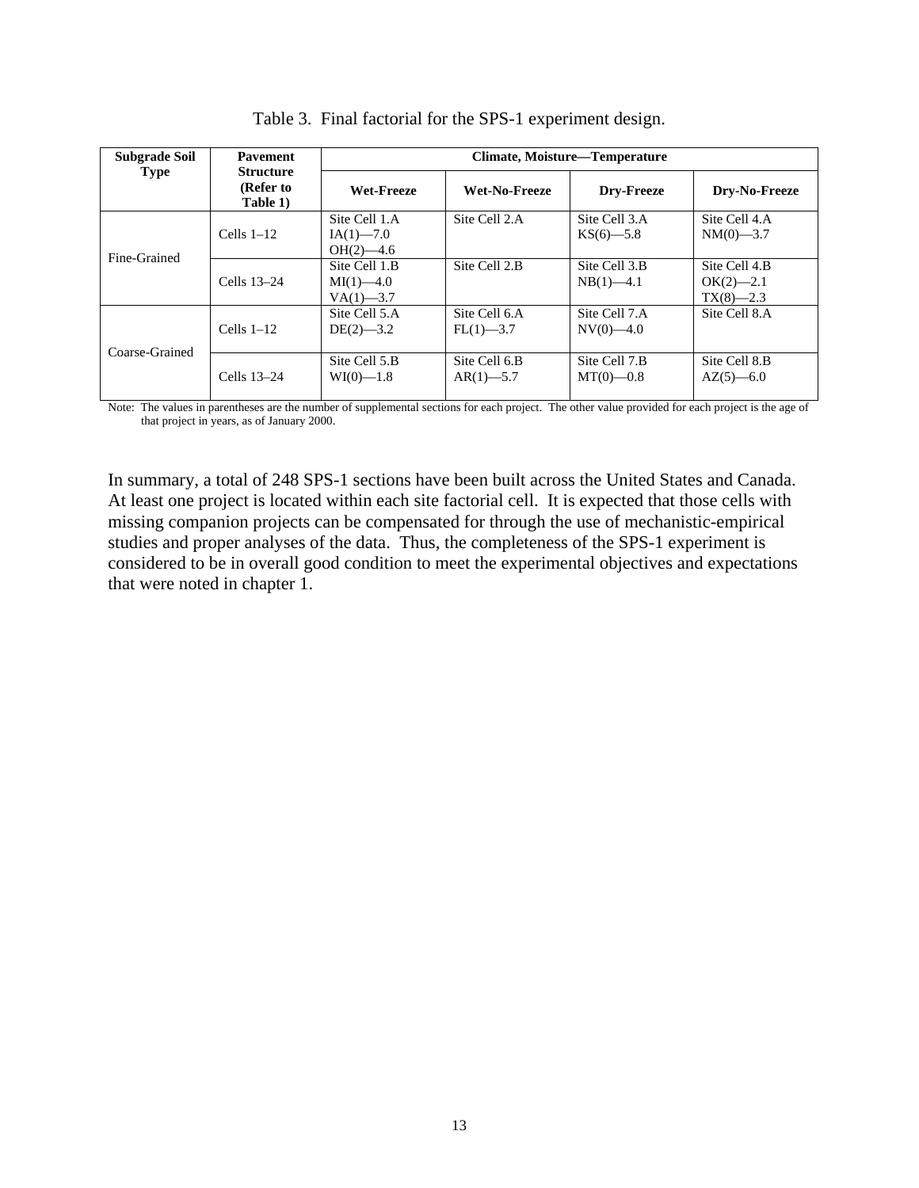Table 3. Final factorial for the SPS-1 experiment design.

| Subgrade Soil Type | Pavement Structure (Refer to Table 1) | Climate, Moisture—Temperature | | | |
|---|---|---|---|---|---|
| | | **Wet-Freeze** | **Wet-No-Freeze** | **Dry-Freeze** | **Dry-No-Freeze** |
| Fine-Grained | Cells 1–12 | Site Cell 1.A<br>IA(1)—7.0<br>OH(2)—4.6 | Site Cell 2.A | Site Cell 3.A<br>KS(6)—5.8 | Site Cell 4.A<br>NM(0)—3.7 |
| | Cells 13–24 | Site Cell 1.B<br>MI(1)—4.0<br>VA(1)—3.7 | Site Cell 2.B | Site Cell 3.B<br>NB(1)—4.1 | Site Cell 4.B<br>OK(2)—2.1<br>TX(8)—2.3 |
| Coarse-Grained | Cells 1–12 | Site Cell 5.A<br>DE(2)—3.2 | Site Cell 6.A<br>FL(1)—3.7 | Site Cell 7.A<br>NV(0)—4.0 | Site Cell 8.A |
| | Cells 13–24 | Site Cell 5.B<br>WI(0)—1.8 | Site Cell 6.B<br>AR(1)—5.7 | Site Cell 7.B<br>MT(0)—0.8 | Site Cell 8.B<br>AZ(5)—6.0 |

Note: The values in parentheses are the number of supplemental sections for each project. The other value provided for each project is the age of that project in years, as of January 2000.

In summary, a total of 248 SPS-1 sections have been built across the United States and Canada. At least one project is located within each site factorial cell. It is expected that those cells with missing companion projects can be compensated for through the use of mechanistic-empirical studies and proper analyses of the data. Thus, the completeness of the SPS-1 experiment is considered to be in overall good condition to meet the experimental objectives and expectations that were noted in chapter 1.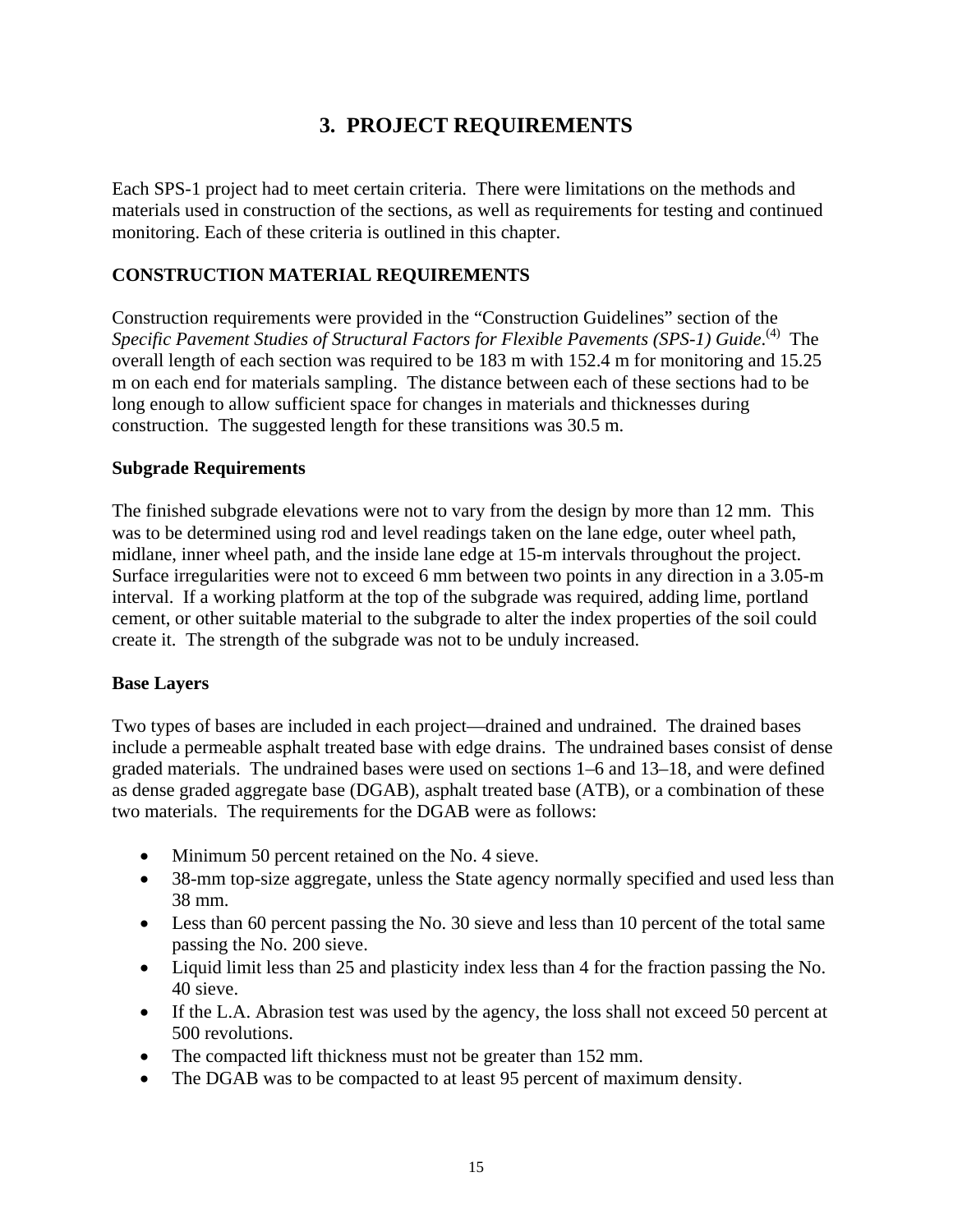# 3. PROJECT REQUIREMENTS

Each SPS-1 project had to meet certain criteria. There were limitations on the methods and materials used in construction of the sections, as well as requirements for testing and continued monitoring. Each of these criteria is outlined in this chapter.

## CONSTRUCTION MATERIAL REQUIREMENTS

Construction requirements were provided in the "Construction Guidelines" section of the *Specific Pavement Studies of Structural Factors for Flexible Pavements (SPS-1) Guide*.[(4)] The overall length of each section was required to be 183 m with 152.4 m for monitoring and 15.25 m on each end for materials sampling. The distance between each of these sections had to be long enough to allow sufficient space for changes in materials and thicknesses during construction. The suggested length for these transitions was 30.5 m.

### Subgrade Requirements

The finished subgrade elevations were not to vary from the design by more than 12 mm. This was to be determined using rod and level readings taken on the lane edge, outer wheel path, midlane, inner wheel path, and the inside lane edge at 15-m intervals throughout the project. Surface irregularities were not to exceed 6 mm between two points in any direction in a 3.05-m interval. If a working platform at the top of the subgrade was required, adding lime, portland cement, or other suitable material to the subgrade to alter the index properties of the soil could create it. The strength of the subgrade was not to be unduly increased.

### Base Layers

Two types of bases are included in each project—drained and undrained. The drained bases include a permeable asphalt treated base with edge drains. The undrained bases consist of dense graded materials. The undrained bases were used on sections 1–6 and 13–18, and were defined as dense graded aggregate base (DGAB), asphalt treated base (ATB), or a combination of these two materials. The requirements for the DGAB were as follows:

- Minimum 50 percent retained on the No. 4 sieve.
- 38-mm top-size aggregate, unless the State agency normally specified and used less than 38 mm.
- Less than 60 percent passing the No. 30 sieve and less than 10 percent of the total same passing the No. 200 sieve.
- Liquid limit less than 25 and plasticity index less than 4 for the fraction passing the No. 40 sieve.
- If the L.A. Abrasion test was used by the agency, the loss shall not exceed 50 percent at 500 revolutions.
- The compacted lift thickness must not be greater than 152 mm.
- The DGAB was to be compacted to at least 95 percent of maximum density.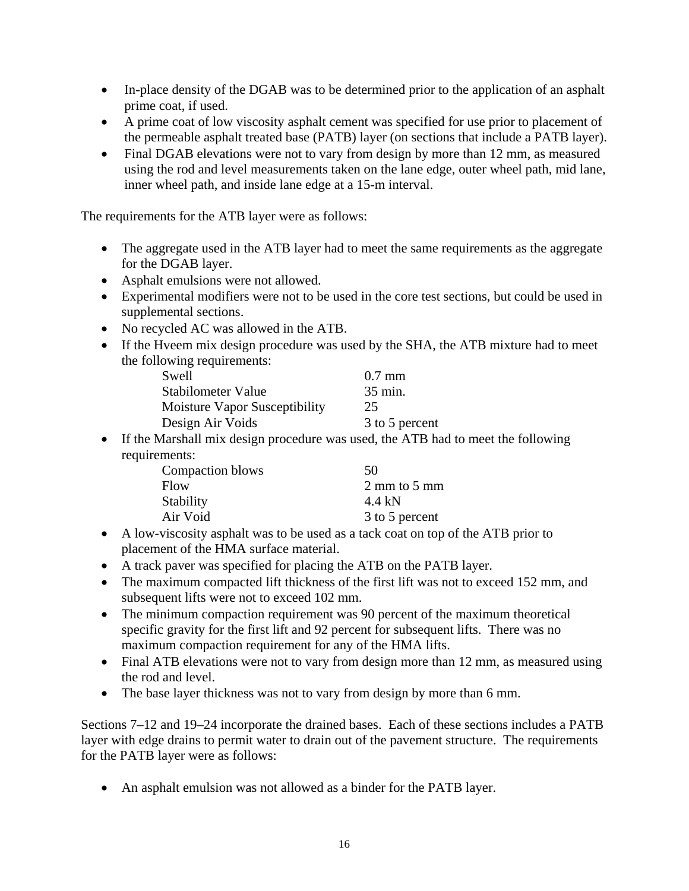- In-place density of the DGAB was to be determined prior to the application of an asphalt prime coat, if used.
- A prime coat of low viscosity asphalt cement was specified for use prior to placement of the permeable asphalt treated base (PATB) layer (on sections that include a PATB layer).
- Final DGAB elevations were not to vary from design by more than 12 mm, as measured using the rod and level measurements taken on the lane edge, outer wheel path, mid lane, inner wheel path, and inside lane edge at a 15-m interval.

The requirements for the ATB layer were as follows:

- The aggregate used in the ATB layer had to meet the same requirements as the aggregate for the DGAB layer.
- Asphalt emulsions were not allowed.
- Experimental modifiers were not to be used in the core test sections, but could be used in supplemental sections.
- No recycled AC was allowed in the ATB.
- If the Hveem mix design procedure was used by the SHA, the ATB mixture had to meet the following requirements:

| | |
|---|---|
| Swell | 0.7 mm |
| Stabilometer Value | 35 min. |
| Moisture Vapor Susceptibility | 25 |
| Design Air Voids | 3 to 5 percent |

- If the Marshall mix design procedure was used, the ATB had to meet the following requirements:

| | |
|---|---|
| Compaction blows | 50 |
| Flow | 2 mm to 5 mm |
| Stability | 4.4 kN |
| Air Void | 3 to 5 percent |

- A low-viscosity asphalt was to be used as a tack coat on top of the ATB prior to placement of the HMA surface material.
- A track paver was specified for placing the ATB on the PATB layer.
- The maximum compacted lift thickness of the first lift was not to exceed 152 mm, and subsequent lifts were not to exceed 102 mm.
- The minimum compaction requirement was 90 percent of the maximum theoretical specific gravity for the first lift and 92 percent for subsequent lifts. There was no maximum compaction requirement for any of the HMA lifts.
- Final ATB elevations were not to vary from design more than 12 mm, as measured using the rod and level.
- The base layer thickness was not to vary from design by more than 6 mm.

Sections 7–12 and 19–24 incorporate the drained bases. Each of these sections includes a PATB layer with edge drains to permit water to drain out of the pavement structure. The requirements for the PATB layer were as follows:

- An asphalt emulsion was not allowed as a binder for the PATB layer.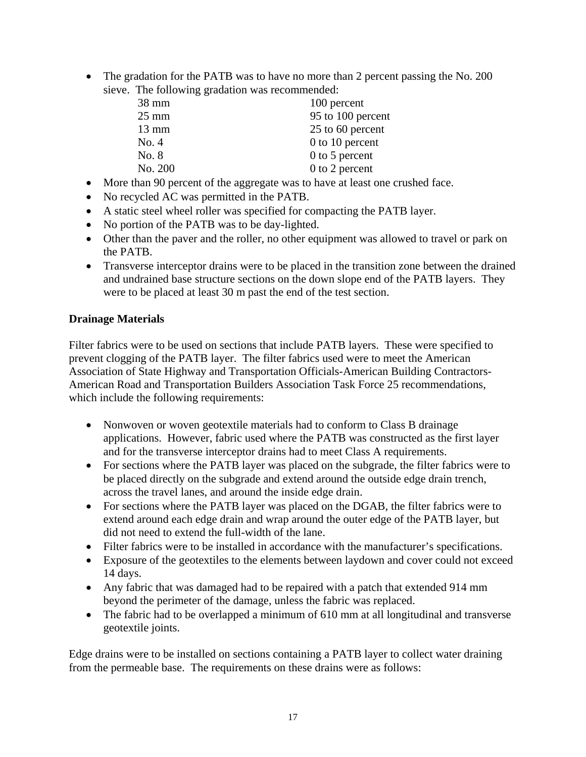- The gradation for the PATB was to have no more than 2 percent passing the No. 200 sieve. The following gradation was recommended:

| | |
|---|---|
| 38 mm | 100 percent |
| 25 mm | 95 to 100 percent |
| 13 mm | 25 to 60 percent |
| No. 4 | 0 to 10 percent |
| No. 8 | 0 to 5 percent |
| No. 200 | 0 to 2 percent |

- More than 90 percent of the aggregate was to have at least one crushed face.
- No recycled AC was permitted in the PATB.
- A static steel wheel roller was specified for compacting the PATB layer.
- No portion of the PATB was to be day-lighted.
- Other than the paver and the roller, no other equipment was allowed to travel or park on the PATB.
- Transverse interceptor drains were to be placed in the transition zone between the drained and undrained base structure sections on the down slope end of the PATB layers. They were to be placed at least 30 m past the end of the test section.

**Drainage Materials**

Filter fabrics were to be used on sections that include PATB layers. These were specified to prevent clogging of the PATB layer. The filter fabrics used were to meet the American Association of State Highway and Transportation Officials-American Building Contractors-American Road and Transportation Builders Association Task Force 25 recommendations, which include the following requirements:

- Nonwoven or woven geotextile materials had to conform to Class B drainage applications. However, fabric used where the PATB was constructed as the first layer and for the transverse interceptor drains had to meet Class A requirements.
- For sections where the PATB layer was placed on the subgrade, the filter fabrics were to be placed directly on the subgrade and extend around the outside edge drain trench, across the travel lanes, and around the inside edge drain.
- For sections where the PATB layer was placed on the DGAB, the filter fabrics were to extend around each edge drain and wrap around the outer edge of the PATB layer, but did not need to extend the full-width of the lane.
- Filter fabrics were to be installed in accordance with the manufacturer's specifications.
- Exposure of the geotextiles to the elements between laydown and cover could not exceed 14 days.
- Any fabric that was damaged had to be repaired with a patch that extended 914 mm beyond the perimeter of the damage, unless the fabric was replaced.
- The fabric had to be overlapped a minimum of 610 mm at all longitudinal and transverse geotextile joints.

Edge drains were to be installed on sections containing a PATB layer to collect water draining from the permeable base. The requirements on these drains were as follows: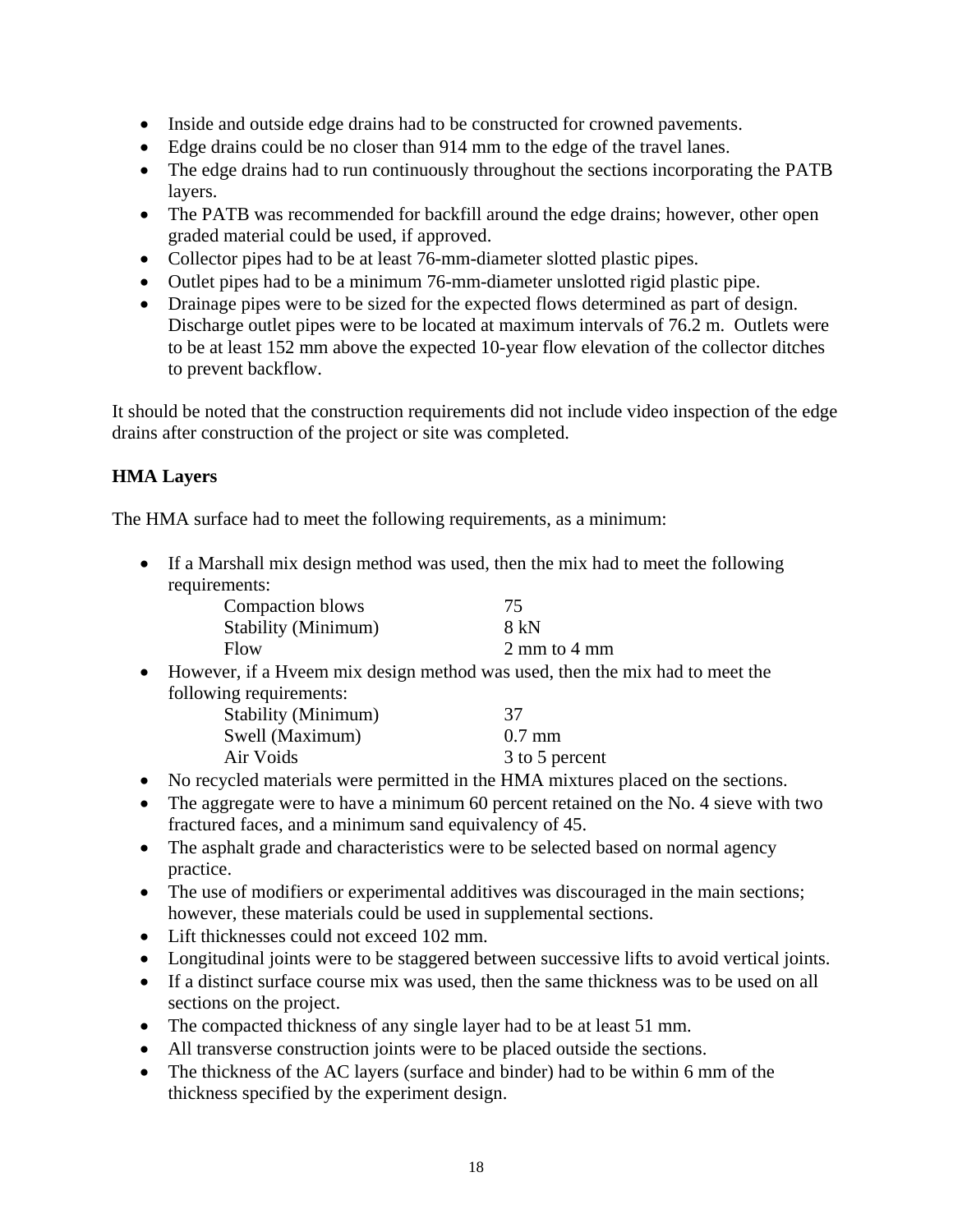- Inside and outside edge drains had to be constructed for crowned pavements.
- Edge drains could be no closer than 914 mm to the edge of the travel lanes.
- The edge drains had to run continuously throughout the sections incorporating the PATB layers.
- The PATB was recommended for backfill around the edge drains; however, other open graded material could be used, if approved.
- Collector pipes had to be at least 76-mm-diameter slotted plastic pipes.
- Outlet pipes had to be a minimum 76-mm-diameter unslotted rigid plastic pipe.
- Drainage pipes were to be sized for the expected flows determined as part of design. Discharge outlet pipes were to be located at maximum intervals of 76.2 m. Outlets were to be at least 152 mm above the expected 10-year flow elevation of the collector ditches to prevent backflow.

It should be noted that the construction requirements did not include video inspection of the edge drains after construction of the project or site was completed.

**HMA Layers**

The HMA surface had to meet the following requirements, as a minimum:

- If a Marshall mix design method was used, then the mix had to meet the following requirements:

| | |
|---|---|
| Compaction blows | 75 |
| Stability (Minimum) | 8 kN |
| Flow | 2 mm to 4 mm |

- However, if a Hveem mix design method was used, then the mix had to meet the following requirements:

| | |
|---|---|
| Stability (Minimum) | 37 |
| Swell (Maximum) | 0.7 mm |
| Air Voids | 3 to 5 percent |

- No recycled materials were permitted in the HMA mixtures placed on the sections.
- The aggregate were to have a minimum 60 percent retained on the No. 4 sieve with two fractured faces, and a minimum sand equivalency of 45.
- The asphalt grade and characteristics were to be selected based on normal agency practice.
- The use of modifiers or experimental additives was discouraged in the main sections; however, these materials could be used in supplemental sections.
- Lift thicknesses could not exceed 102 mm.
- Longitudinal joints were to be staggered between successive lifts to avoid vertical joints.
- If a distinct surface course mix was used, then the same thickness was to be used on all sections on the project.
- The compacted thickness of any single layer had to be at least 51 mm.
- All transverse construction joints were to be placed outside the sections.
- The thickness of the AC layers (surface and binder) had to be within 6 mm of the thickness specified by the experiment design.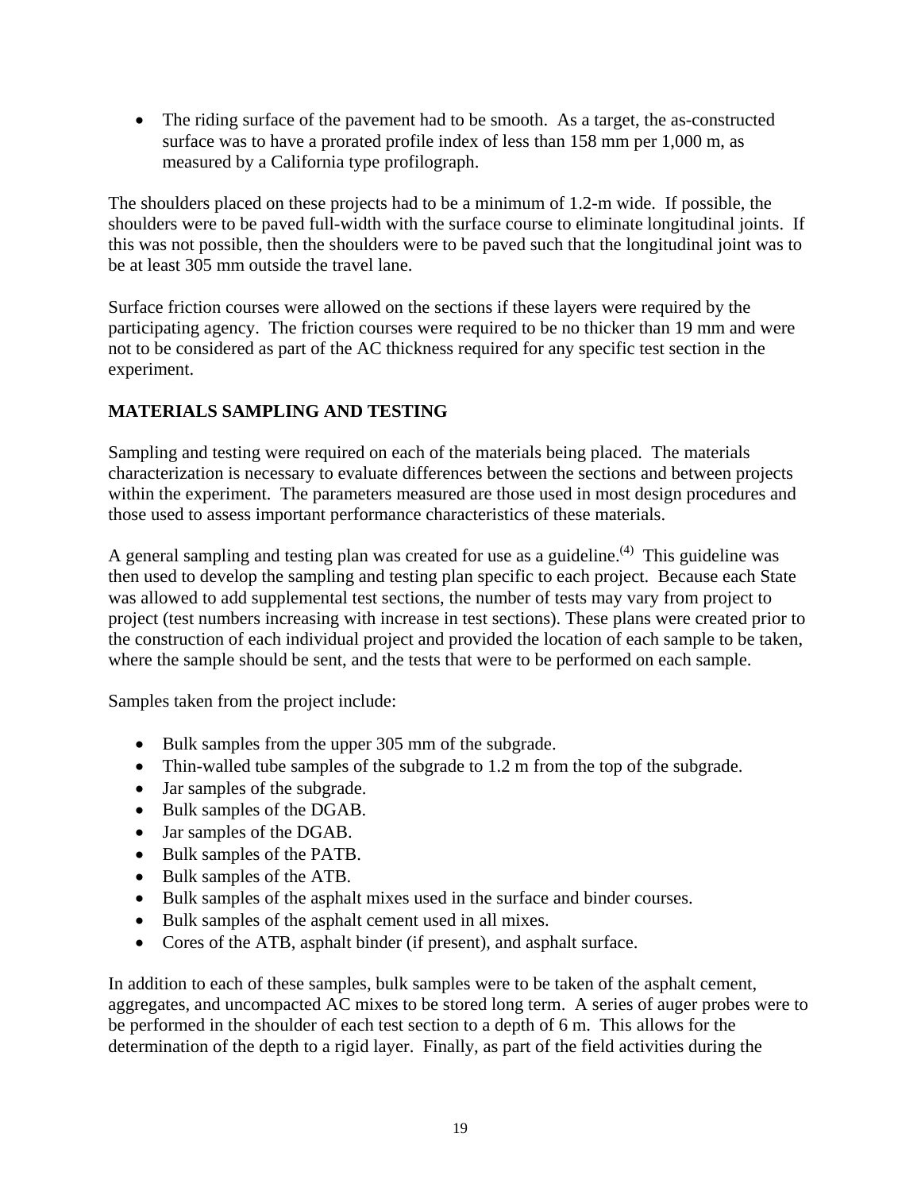- The riding surface of the pavement had to be smooth. As a target, the as-constructed surface was to have a prorated profile index of less than 158 mm per 1,000 m, as measured by a California type profilograph.

The shoulders placed on these projects had to be a minimum of 1.2-m wide. If possible, the shoulders were to be paved full-width with the surface course to eliminate longitudinal joints. If this was not possible, then the shoulders were to be paved such that the longitudinal joint was to be at least 305 mm outside the travel lane.

Surface friction courses were allowed on the sections if these layers were required by the participating agency. The friction courses were required to be no thicker than 19 mm and were not to be considered as part of the AC thickness required for any specific test section in the experiment.

## MATERIALS SAMPLING AND TESTING

Sampling and testing were required on each of the materials being placed. The materials characterization is necessary to evaluate differences between the sections and between projects within the experiment. The parameters measured are those used in most design procedures and those used to assess important performance characteristics of these materials.

A general sampling and testing plan was created for use as a guideline.(4) This guideline was then used to develop the sampling and testing plan specific to each project. Because each State was allowed to add supplemental test sections, the number of tests may vary from project to project (test numbers increasing with increase in test sections). These plans were created prior to the construction of each individual project and provided the location of each sample to be taken, where the sample should be sent, and the tests that were to be performed on each sample.

Samples taken from the project include:

- Bulk samples from the upper 305 mm of the subgrade.
- Thin-walled tube samples of the subgrade to 1.2 m from the top of the subgrade.
- Jar samples of the subgrade.
- Bulk samples of the DGAB.
- Jar samples of the DGAB.
- Bulk samples of the PATB.
- Bulk samples of the ATB.
- Bulk samples of the asphalt mixes used in the surface and binder courses.
- Bulk samples of the asphalt cement used in all mixes.
- Cores of the ATB, asphalt binder (if present), and asphalt surface.

In addition to each of these samples, bulk samples were to be taken of the asphalt cement, aggregates, and uncompacted AC mixes to be stored long term. A series of auger probes were to be performed in the shoulder of each test section to a depth of 6 m. This allows for the determination of the depth to a rigid layer. Finally, as part of the field activities during the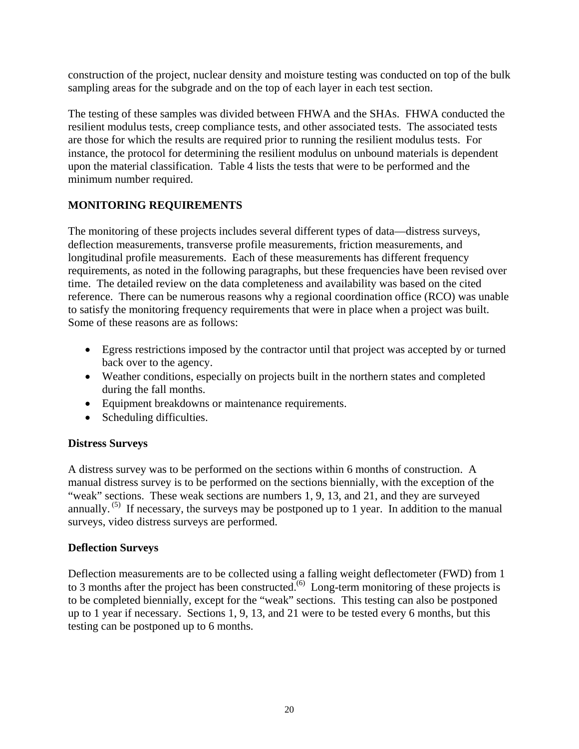construction of the project, nuclear density and moisture testing was conducted on top of the bulk sampling areas for the subgrade and on the top of each layer in each test section.

The testing of these samples was divided between FHWA and the SHAs. FHWA conducted the resilient modulus tests, creep compliance tests, and other associated tests. The associated tests are those for which the results are required prior to running the resilient modulus tests. For instance, the protocol for determining the resilient modulus on unbound materials is dependent upon the material classification. Table 4 lists the tests that were to be performed and the minimum number required.

## MONITORING REQUIREMENTS

The monitoring of these projects includes several different types of data—distress surveys, deflection measurements, transverse profile measurements, friction measurements, and longitudinal profile measurements. Each of these measurements has different frequency requirements, as noted in the following paragraphs, but these frequencies have been revised over time. The detailed review on the data completeness and availability was based on the cited reference. There can be numerous reasons why a regional coordination office (RCO) was unable to satisfy the monitoring frequency requirements that were in place when a project was built. Some of these reasons are as follows:

- Egress restrictions imposed by the contractor until that project was accepted by or turned back over to the agency.
- Weather conditions, especially on projects built in the northern states and completed during the fall months.
- Equipment breakdowns or maintenance requirements.
- Scheduling difficulties.

### Distress Surveys

A distress survey was to be performed on the sections within 6 months of construction. A manual distress survey is to be performed on the sections biennially, with the exception of the "weak" sections. These weak sections are numbers 1, 9, 13, and 21, and they are surveyed annually.[5] If necessary, the surveys may be postponed up to 1 year. In addition to the manual surveys, video distress surveys are performed.

### Deflection Surveys

Deflection measurements are to be collected using a falling weight deflectometer (FWD) from 1 to 3 months after the project has been constructed.[6] Long-term monitoring of these projects is to be completed biennially, except for the "weak" sections. This testing can also be postponed up to 1 year if necessary. Sections 1, 9, 13, and 21 were to be tested every 6 months, but this testing can be postponed up to 6 months.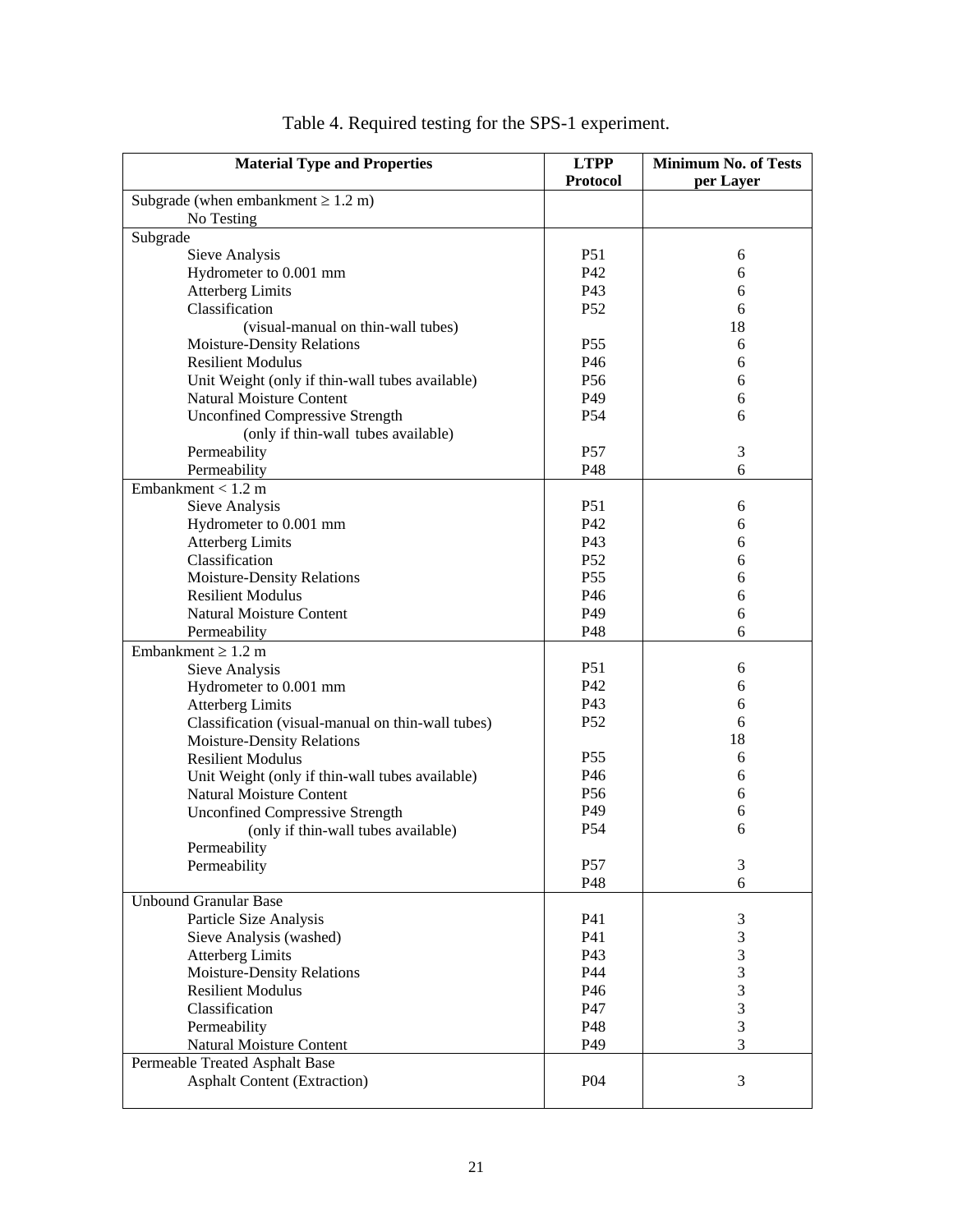Table 4. Required testing for the SPS-1 experiment.

| Material Type and Properties | LTPP Protocol | Minimum No. of Tests per Layer |
|---|---|---|
| Subgrade (when embankment ≥ 1.2 m) | | |
| No Testing | | |
| **Subgrade** | | |
| Sieve Analysis | P51 | 6 |
| Hydrometer to 0.001 mm | P42 | 6 |
| Atterberg Limits | P43 | 6 |
| Classification | P52 | 6 |
| (visual-manual on thin-wall tubes) | | 18 |
| Moisture-Density Relations | P55 | 6 |
| Resilient Modulus | P46 | 6 |
| Unit Weight (only if thin-wall tubes available) | P56 | 6 |
| Natural Moisture Content | P49 | 6 |
| Unconfined Compressive Strength | P54 | 6 |
| (only if thin-wall tubes available) | | |
| Permeability | P57 | 3 |
| Permeability | P48 | 6 |
| **Embankment < 1.2 m** | | |
| Sieve Analysis | P51 | 6 |
| Hydrometer to 0.001 mm | P42 | 6 |
| Atterberg Limits | P43 | 6 |
| Classification | P52 | 6 |
| Moisture-Density Relations | P55 | 6 |
| Resilient Modulus | P46 | 6 |
| Natural Moisture Content | P49 | 6 |
| Permeability | P48 | 6 |
| **Embankment ≥ 1.2 m** | | |
| Sieve Analysis | P51 | 6 |
| Hydrometer to 0.001 mm | P42 | 6 |
| Atterberg Limits | P43 | 6 |
| Classification (visual-manual on thin-wall tubes) | P52 | 6 |
| Moisture-Density Relations | | 18 |
| Resilient Modulus | P55 | 6 |
| Unit Weight (only if thin-wall tubes available) | P46 | 6 |
| Natural Moisture Content | P56 | 6 |
| Unconfined Compressive Strength | P49 | 6 |
| (only if thin-wall tubes available) | P54 | 6 |
| Permeability | | |
| Permeability | P57 | 3 |
| | P48 | 6 |
| **Unbound Granular Base** | | |
| Particle Size Analysis | P41 | 3 |
| Sieve Analysis (washed) | P41 | 3 |
| Atterberg Limits | P43 | 3 |
| Moisture-Density Relations | P44 | 3 |
| Resilient Modulus | P46 | 3 |
| Classification | P47 | 3 |
| Permeability | P48 | 3 |
| Natural Moisture Content | P49 | 3 |
| **Permeable Treated Asphalt Base** | | |
| Asphalt Content (Extraction) | P04 | 3 |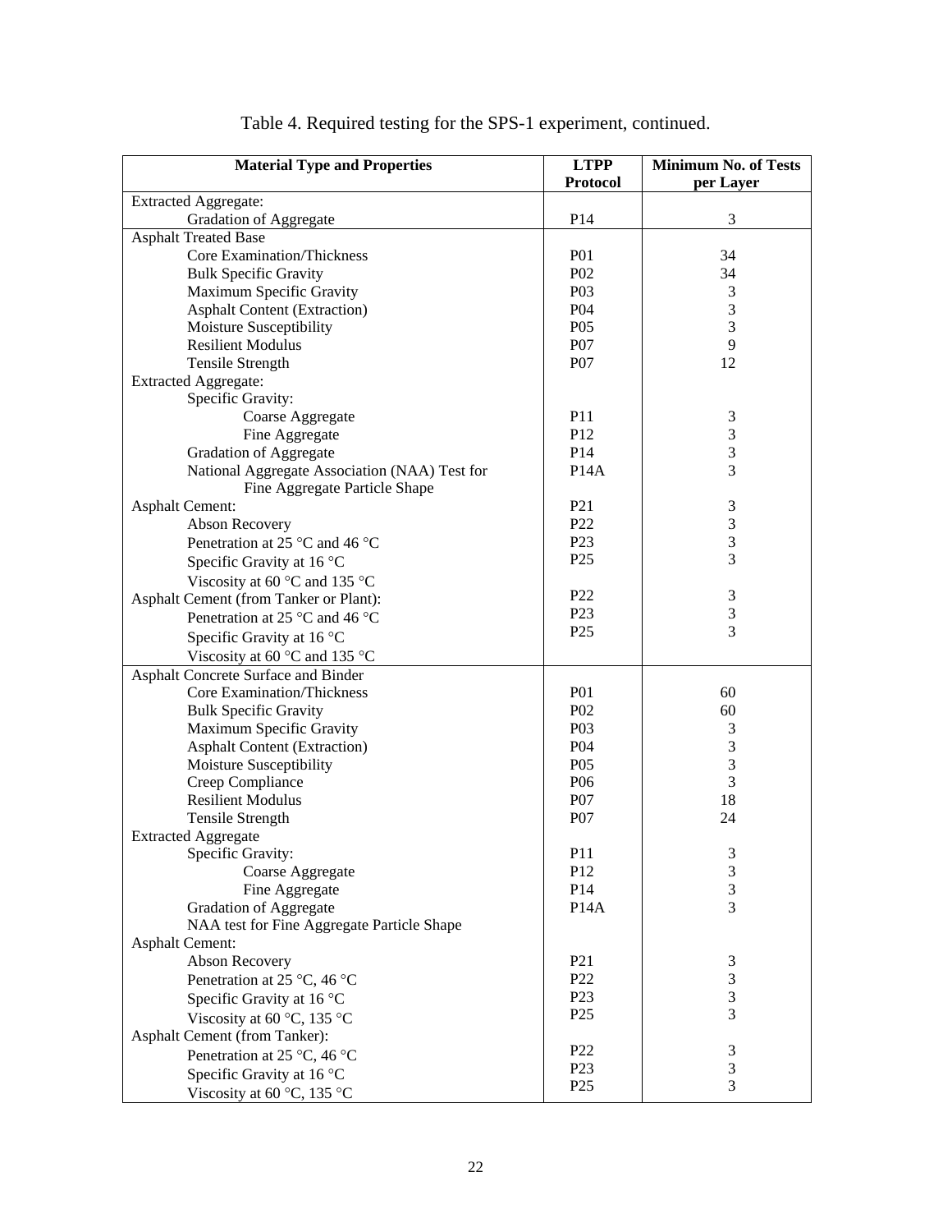Table 4. Required testing for the SPS-1 experiment, continued.

| Material Type and Properties | LTPP Protocol | Minimum No. of Tests per Layer |
|---|---|---|
| Extracted Aggregate: | | |
| Gradation of Aggregate | P14 | 3 |
| Asphalt Treated Base | | |
| Core Examination/Thickness | P01 | 34 |
| Bulk Specific Gravity | P02 | 34 |
| Maximum Specific Gravity | P03 | 3 |
| Asphalt Content (Extraction) | P04 | 3 |
| Moisture Susceptibility | P05 | 3 |
| Resilient Modulus | P07 | 9 |
| Tensile Strength | P07 | 12 |
| Extracted Aggregate: | | |
| Specific Gravity: | | |
| Coarse Aggregate | P11 | 3 |
| Fine Aggregate | P12 | 3 |
| Gradation of Aggregate | P14 | 3 |
| National Aggregate Association (NAA) Test for Fine Aggregate Particle Shape | P14A | 3 |
| Asphalt Cement: | P21 | 3 |
| Abson Recovery | P22 | 3 |
| Penetration at 25 °C and 46 °C | P23 | 3 |
| Specific Gravity at 16 °C | P25 | 3 |
| Viscosity at 60 °C and 135 °C | | |
| Asphalt Cement (from Tanker or Plant): | P22 | 3 |
| Penetration at 25 °C and 46 °C | P23 | 3 |
| Specific Gravity at 16 °C | P25 | 3 |
| Viscosity at 60 °C and 135 °C | | |
| Asphalt Concrete Surface and Binder | | |
| Core Examination/Thickness | P01 | 60 |
| Bulk Specific Gravity | P02 | 60 |
| Maximum Specific Gravity | P03 | 3 |
| Asphalt Content (Extraction) | P04 | 3 |
| Moisture Susceptibility | P05 | 3 |
| Creep Compliance | P06 | 3 |
| Resilient Modulus | P07 | 18 |
| Tensile Strength | P07 | 24 |
| Extracted Aggregate | | |
| Specific Gravity: | P11 | 3 |
| Coarse Aggregate | P12 | 3 |
| Fine Aggregate | P14 | 3 |
| Gradation of Aggregate | P14A | 3 |
| NAA test for Fine Aggregate Particle Shape | | |
| Asphalt Cement: | | |
| Abson Recovery | P21 | 3 |
| Penetration at 25 °C, 46 °C | P22 | 3 |
| Specific Gravity at 16 °C | P23 | 3 |
| Viscosity at 60 °C, 135 °C | P25 | 3 |
| Asphalt Cement (from Tanker): | | |
| Penetration at 25 °C, 46 °C | P22 | 3 |
| Specific Gravity at 16 °C | P23 | 3 |
| Viscosity at 60 °C, 135 °C | P25 | 3 |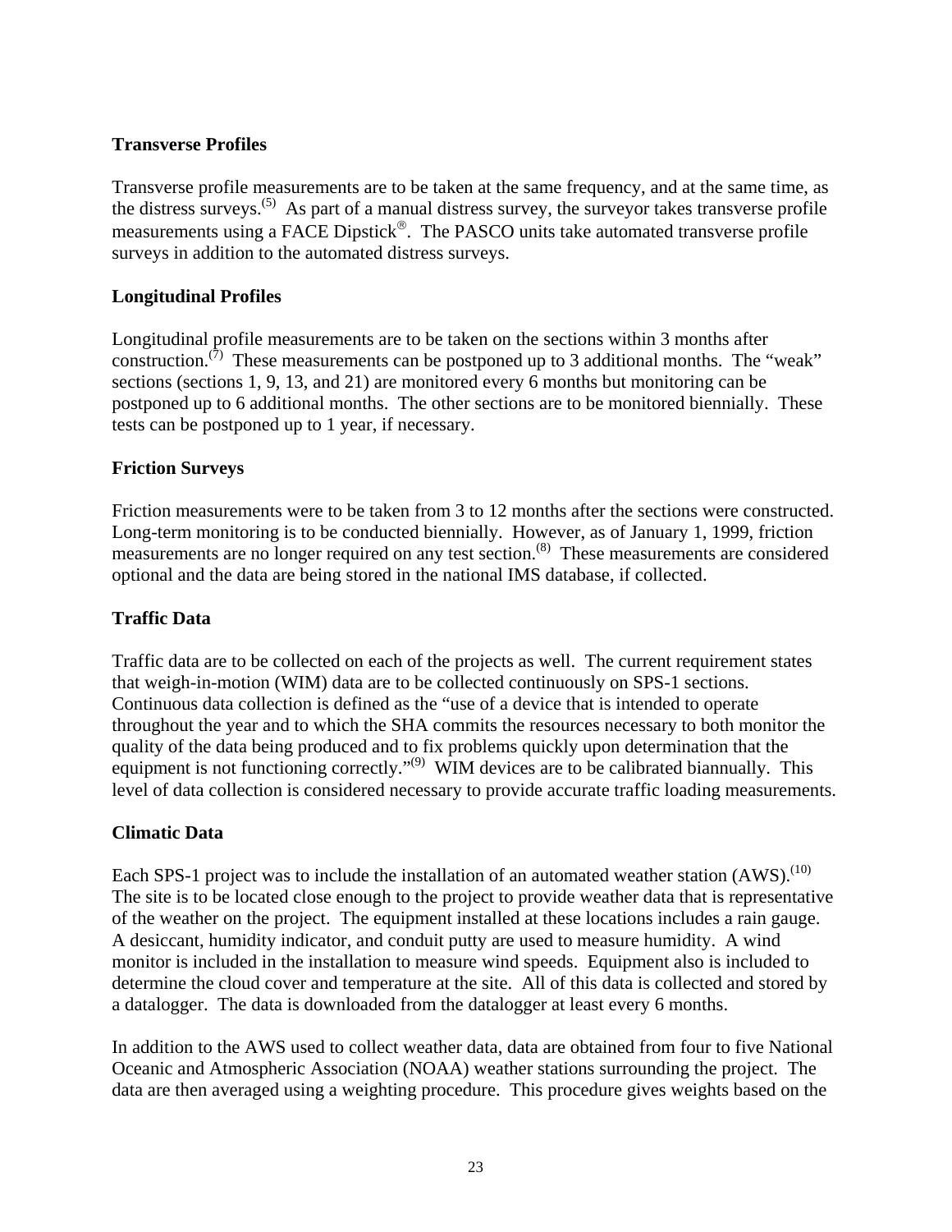### Transverse Profiles

Transverse profile measurements are to be taken at the same frequency, and at the same time, as the distress surveys.[5] As part of a manual distress survey, the surveyor takes transverse profile measurements using a FACE Dipstick®. The PASCO units take automated transverse profile surveys in addition to the automated distress surveys.

### Longitudinal Profiles

Longitudinal profile measurements are to be taken on the sections within 3 months after construction.[7] These measurements can be postponed up to 3 additional months. The "weak" sections (sections 1, 9, 13, and 21) are monitored every 6 months but monitoring can be postponed up to 6 additional months. The other sections are to be monitored biennially. These tests can be postponed up to 1 year, if necessary.

### Friction Surveys

Friction measurements were to be taken from 3 to 12 months after the sections were constructed. Long-term monitoring is to be conducted biennially. However, as of January 1, 1999, friction measurements are no longer required on any test section.[8] These measurements are considered optional and the data are being stored in the national IMS database, if collected.

### Traffic Data

Traffic data are to be collected on each of the projects as well. The current requirement states that weigh-in-motion (WIM) data are to be collected continuously on SPS-1 sections. Continuous data collection is defined as the "use of a device that is intended to operate throughout the year and to which the SHA commits the resources necessary to both monitor the quality of the data being produced and to fix problems quickly upon determination that the equipment is not functioning correctly."[9] WIM devices are to be calibrated biannually. This level of data collection is considered necessary to provide accurate traffic loading measurements.

### Climatic Data

Each SPS-1 project was to include the installation of an automated weather station (AWS).[10] The site is to be located close enough to the project to provide weather data that is representative of the weather on the project. The equipment installed at these locations includes a rain gauge. A desiccant, humidity indicator, and conduit putty are used to measure humidity. A wind monitor is included in the installation to measure wind speeds. Equipment also is included to determine the cloud cover and temperature at the site. All of this data is collected and stored by a datalogger. The data is downloaded from the datalogger at least every 6 months.

In addition to the AWS used to collect weather data, data are obtained from four to five National Oceanic and Atmospheric Association (NOAA) weather stations surrounding the project. The data are then averaged using a weighting procedure. This procedure gives weights based on the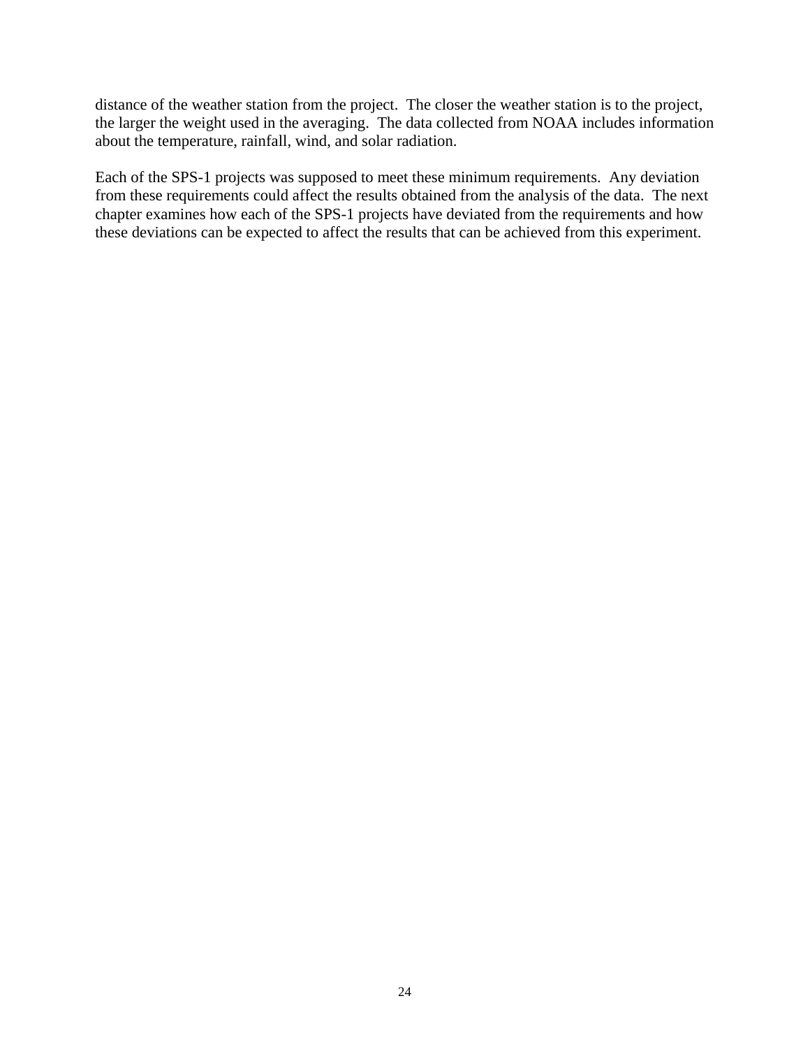distance of the weather station from the project. The closer the weather station is to the project, the larger the weight used in the averaging. The data collected from NOAA includes information about the temperature, rainfall, wind, and solar radiation.

Each of the SPS-1 projects was supposed to meet these minimum requirements. Any deviation from these requirements could affect the results obtained from the analysis of the data. The next chapter examines how each of the SPS-1 projects have deviated from the requirements and how these deviations can be expected to affect the results that can be achieved from this experiment.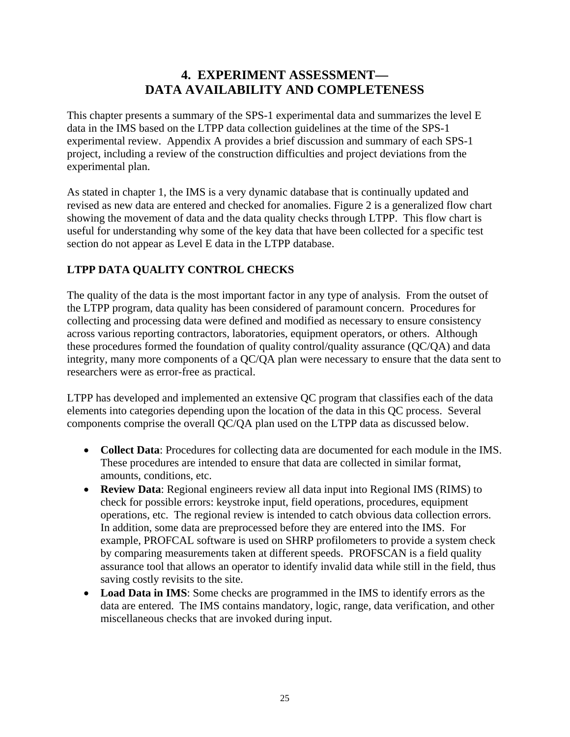# 4. EXPERIMENT ASSESSMENT— DATA AVAILABILITY AND COMPLETENESS

This chapter presents a summary of the SPS-1 experimental data and summarizes the level E data in the IMS based on the LTPP data collection guidelines at the time of the SPS-1 experimental review. Appendix A provides a brief discussion and summary of each SPS-1 project, including a review of the construction difficulties and project deviations from the experimental plan.

As stated in chapter 1, the IMS is a very dynamic database that is continually updated and revised as new data are entered and checked for anomalies. Figure 2 is a generalized flow chart showing the movement of data and the data quality checks through LTPP. This flow chart is useful for understanding why some of the key data that have been collected for a specific test section do not appear as Level E data in the LTPP database.

## LTPP DATA QUALITY CONTROL CHECKS

The quality of the data is the most important factor in any type of analysis. From the outset of the LTPP program, data quality has been considered of paramount concern. Procedures for collecting and processing data were defined and modified as necessary to ensure consistency across various reporting contractors, laboratories, equipment operators, or others. Although these procedures formed the foundation of quality control/quality assurance (QC/QA) and data integrity, many more components of a QC/QA plan were necessary to ensure that the data sent to researchers were as error-free as practical.

LTPP has developed and implemented an extensive QC program that classifies each of the data elements into categories depending upon the location of the data in this QC process. Several components comprise the overall QC/QA plan used on the LTPP data as discussed below.

- **Collect Data**: Procedures for collecting data are documented for each module in the IMS. These procedures are intended to ensure that data are collected in similar format, amounts, conditions, etc.
- **Review Data**: Regional engineers review all data input into Regional IMS (RIMS) to check for possible errors: keystroke input, field operations, procedures, equipment operations, etc. The regional review is intended to catch obvious data collection errors. In addition, some data are preprocessed before they are entered into the IMS. For example, PROFCAL software is used on SHRP profilometers to provide a system check by comparing measurements taken at different speeds. PROFSCAN is a field quality assurance tool that allows an operator to identify invalid data while still in the field, thus saving costly revisits to the site.
- **Load Data in IMS**: Some checks are programmed in the IMS to identify errors as the data are entered. The IMS contains mandatory, logic, range, data verification, and other miscellaneous checks that are invoked during input.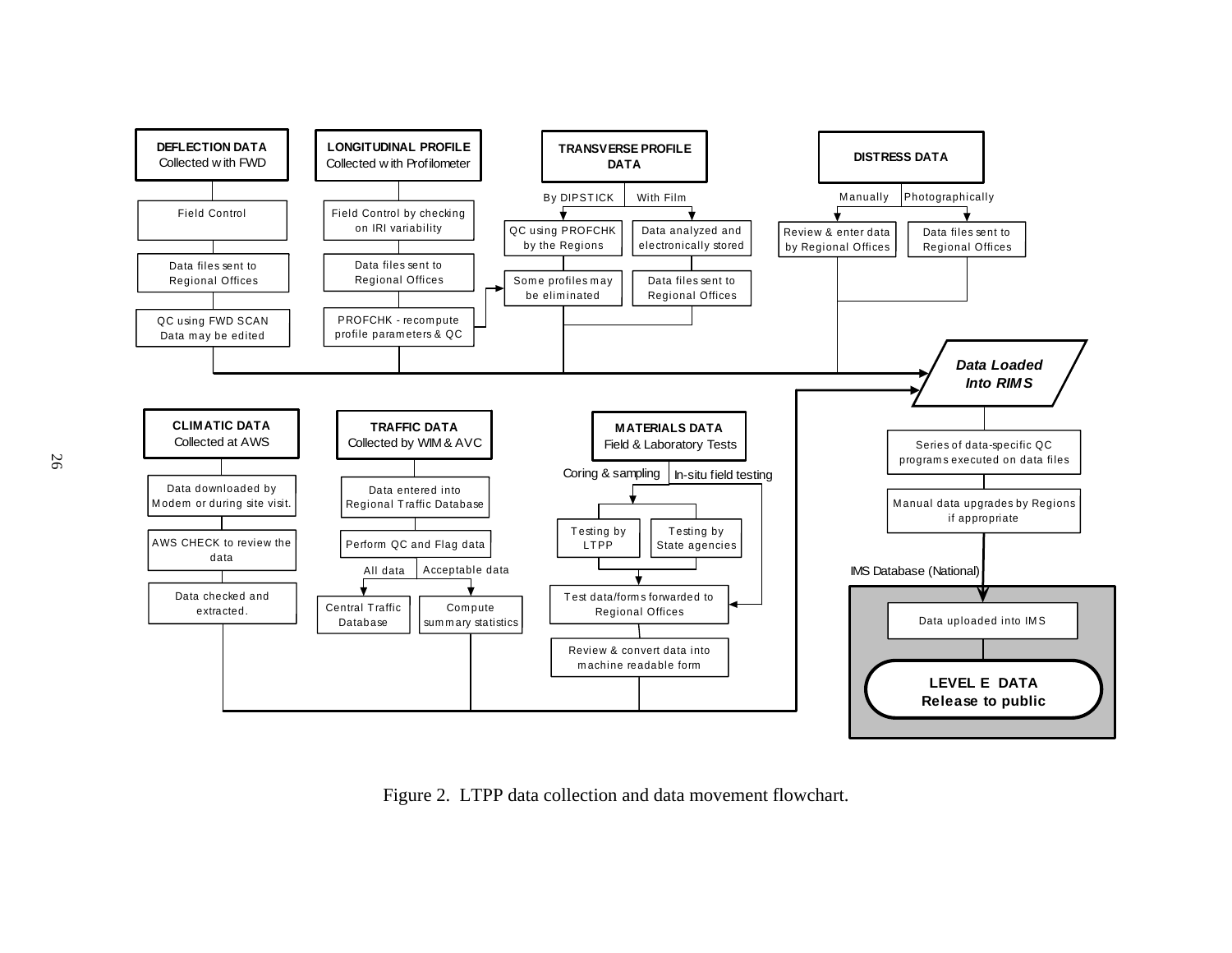**DEFLECTION DATA**
Collected with FWD

- Field Control
- Data files sent to Regional Offices
- QC using FWD SCAN Data may be edited

**LONGITUDINAL PROFILE**
Collected with Profilometer

- Field Control by checking on IRI variability
- Data files sent to Regional Offices
- PROFCHK - recompute profile parameters & QC

**TRANSVERSE PROFILE DATA**

- By DIPSTICK
  - QC using PROFCHK by the Regions
  - Some profiles may be eliminated
- With Film
  - Data analyzed and electronically stored
  - Data files sent to Regional Offices

**DISTRESS DATA**

- Manually
  - Review & enter data by Regional Offices
- Photographically
  - Data files sent to Regional Offices

***Data Loaded Into RIMS***

- Series of data-specific QC programs executed on data files
- Manual data upgrades by Regions if appropriate

**CLIMATIC DATA**
Collected at AWS

- Data downloaded by Modem or during site visit.
- AWS CHECK to review the data
- Data checked and extracted.

**TRAFFIC DATA**
Collected by WIM & AVC

- Data entered into Regional Traffic Database
- Perform QC and Flag data
  - All data
    - Central Traffic Database
  - Acceptable data
    - Compute summary statistics

**MATERIALS DATA**
Field & Laboratory Tests

- Coring & sampling
  - Testing by LTPP
  - Testing by State agencies
- In-situ field testing
- Test data/forms forwarded to Regional Offices
- Review & convert data into machine readable form

IMS Database (National)

- Data uploaded into IMS
- **LEVEL E DATA Release to public**

Figure 2. LTPP data collection and data movement flowchart.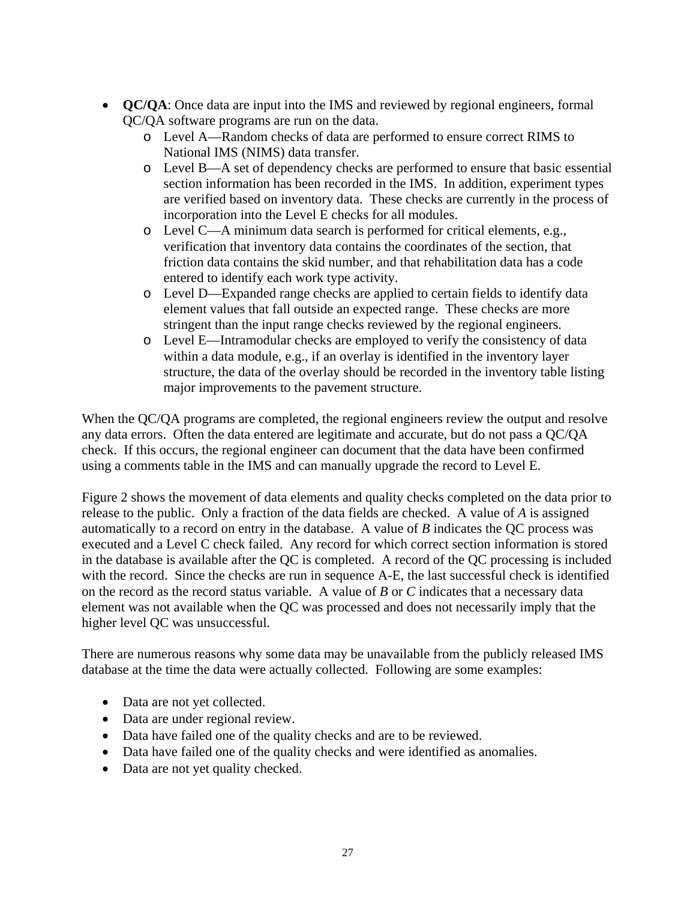- **QC/QA**: Once data are input into the IMS and reviewed by regional engineers, formal QC/QA software programs are run on the data.
  - Level A—Random checks of data are performed to ensure correct RIMS to National IMS (NIMS) data transfer.
  - Level B—A set of dependency checks are performed to ensure that basic essential section information has been recorded in the IMS. In addition, experiment types are verified based on inventory data. These checks are currently in the process of incorporation into the Level E checks for all modules.
  - Level C—A minimum data search is performed for critical elements, e.g., verification that inventory data contains the coordinates of the section, that friction data contains the skid number, and that rehabilitation data has a code entered to identify each work type activity.
  - Level D—Expanded range checks are applied to certain fields to identify data element values that fall outside an expected range. These checks are more stringent than the input range checks reviewed by the regional engineers.
  - Level E—Intramodular checks are employed to verify the consistency of data within a data module, e.g., if an overlay is identified in the inventory layer structure, the data of the overlay should be recorded in the inventory table listing major improvements to the pavement structure.

When the QC/QA programs are completed, the regional engineers review the output and resolve any data errors. Often the data entered are legitimate and accurate, but do not pass a QC/QA check. If this occurs, the regional engineer can document that the data have been confirmed using a comments table in the IMS and can manually upgrade the record to Level E.

Figure 2 shows the movement of data elements and quality checks completed on the data prior to release to the public. Only a fraction of the data fields are checked. A value of *A* is assigned automatically to a record on entry in the database. A value of *B* indicates the QC process was executed and a Level C check failed. Any record for which correct section information is stored in the database is available after the QC is completed. A record of the QC processing is included with the record. Since the checks are run in sequence A-E, the last successful check is identified on the record as the record status variable. A value of *B* or *C* indicates that a necessary data element was not available when the QC was processed and does not necessarily imply that the higher level QC was unsuccessful.

There are numerous reasons why some data may be unavailable from the publicly released IMS database at the time the data were actually collected. Following are some examples:

- Data are not yet collected.
- Data are under regional review.
- Data have failed one of the quality checks and are to be reviewed.
- Data have failed one of the quality checks and were identified as anomalies.
- Data are not yet quality checked.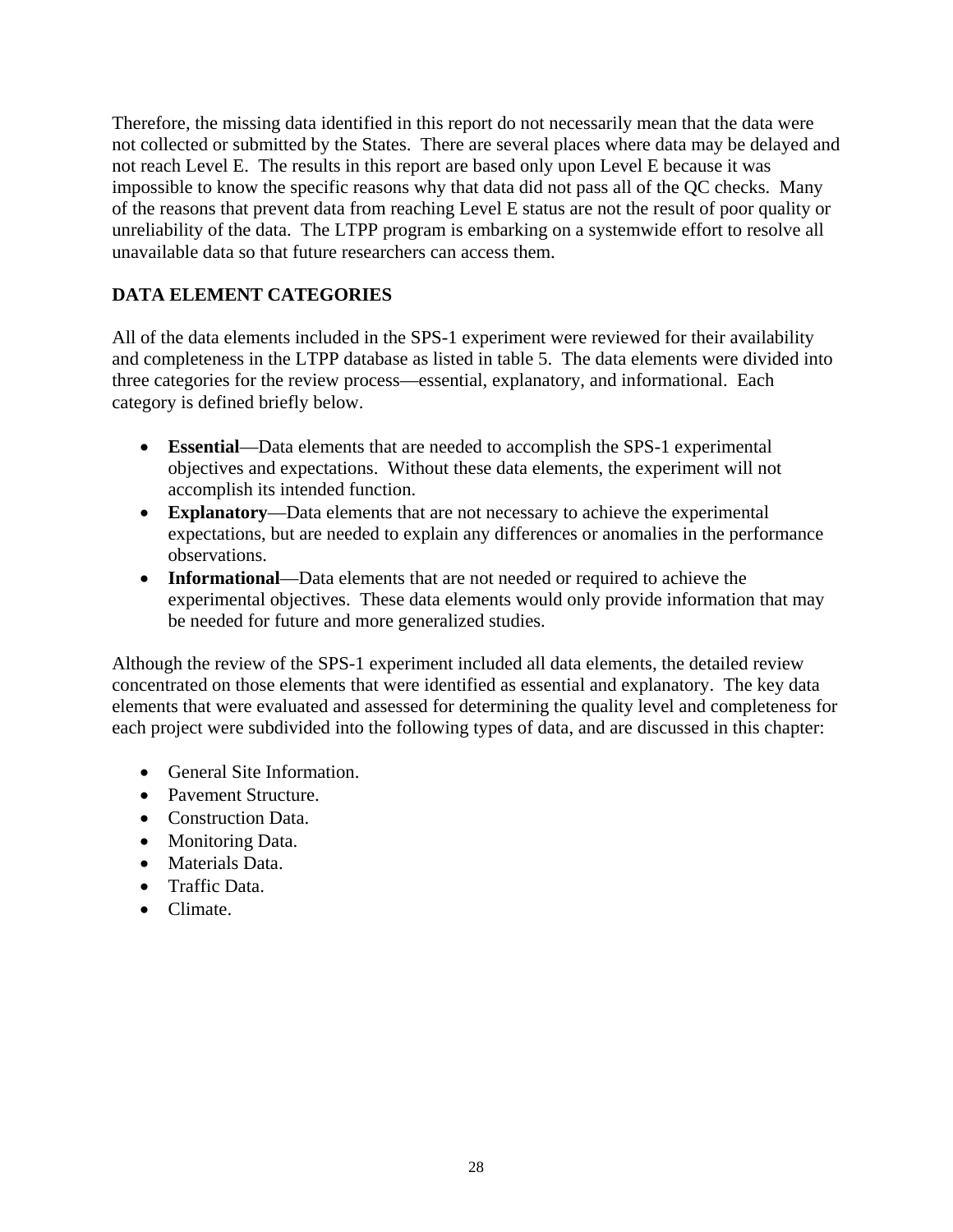Therefore, the missing data identified in this report do not necessarily mean that the data were not collected or submitted by the States. There are several places where data may be delayed and not reach Level E. The results in this report are based only upon Level E because it was impossible to know the specific reasons why that data did not pass all of the QC checks. Many of the reasons that prevent data from reaching Level E status are not the result of poor quality or unreliability of the data. The LTPP program is embarking on a systemwide effort to resolve all unavailable data so that future researchers can access them.

## DATA ELEMENT CATEGORIES

All of the data elements included in the SPS-1 experiment were reviewed for their availability and completeness in the LTPP database as listed in table 5. The data elements were divided into three categories for the review process—essential, explanatory, and informational. Each category is defined briefly below.

- **Essential**—Data elements that are needed to accomplish the SPS-1 experimental objectives and expectations. Without these data elements, the experiment will not accomplish its intended function.
- **Explanatory**—Data elements that are not necessary to achieve the experimental expectations, but are needed to explain any differences or anomalies in the performance observations.
- **Informational**—Data elements that are not needed or required to achieve the experimental objectives. These data elements would only provide information that may be needed for future and more generalized studies.

Although the review of the SPS-1 experiment included all data elements, the detailed review concentrated on those elements that were identified as essential and explanatory. The key data elements that were evaluated and assessed for determining the quality level and completeness for each project were subdivided into the following types of data, and are discussed in this chapter:

- General Site Information.
- Pavement Structure.
- Construction Data.
- Monitoring Data.
- Materials Data.
- Traffic Data.
- Climate.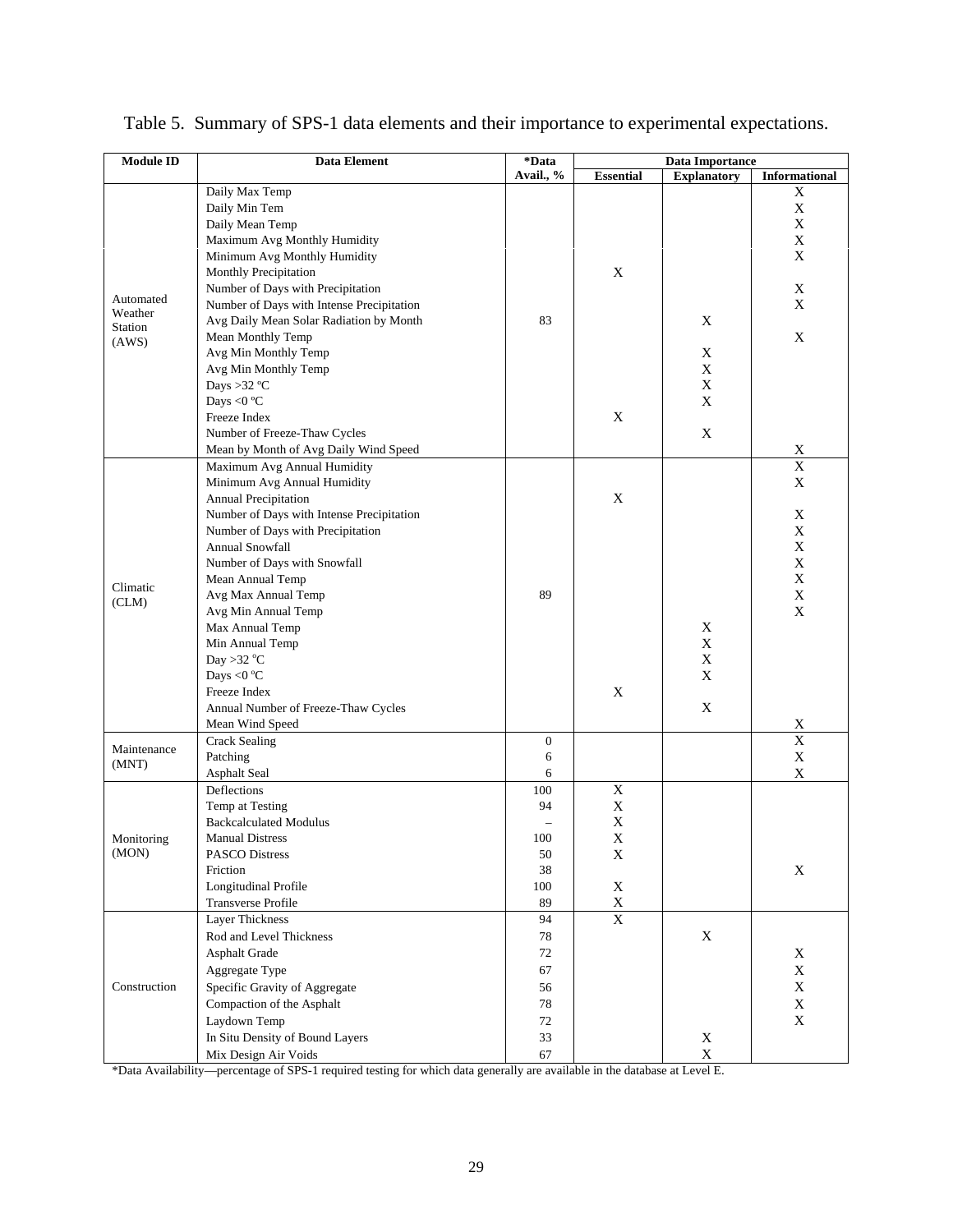Table 5. Summary of SPS-1 data elements and their importance to experimental expectations.

| Module ID | Data Element | *Data Avail., % | Data Importance | | |
|---|---|---|---|---|---|
| | | | Essential | Explanatory | Informational |
| Automated Weather Station (AWS) | Daily Max Temp | 83 | | | X |
| | Daily Min Tem | | | | X |
| | Daily Mean Temp | | | | X |
| | Maximum Avg Monthly Humidity | | | | X |
| | Minimum Avg Monthly Humidity | | | | X |
| | Monthly Precipitation | | X | | |
| | Number of Days with Precipitation | | | | X |
| | Number of Days with Intense Precipitation | | | | X |
| | Avg Daily Mean Solar Radiation by Month | | | X | |
| | Mean Monthly Temp | | | | X |
| | Avg Min Monthly Temp | | | X | |
| | Avg Min Monthly Temp | | | X | |
| | Days >32 ºC | | | X | |
| | Days <0 ºC | | | X | |
| | Freeze Index | | X | | |
| | Number of Freeze-Thaw Cycles | | | X | |
| | Mean by Month of Avg Daily Wind Speed | | | | X |
| Climatic (CLM) | Maximum Avg Annual Humidity | 89 | | | X |
| | Minimum Avg Annual Humidity | | | | X |
| | Annual Precipitation | | X | | |
| | Number of Days with Intense Precipitation | | | | X |
| | Number of Days with Precipitation | | | | X |
| | Annual Snowfall | | | | X |
| | Number of Days with Snowfall | | | | X |
| | Mean Annual Temp | | | | X |
| | Avg Max Annual Temp | | | | X |
| | Avg Min Annual Temp | | | | X |
| | Max Annual Temp | | | X | |
| | Min Annual Temp | | | X | |
| | Day >32 ºC | | | X | |
| | Days <0 ºC | | | X | |
| | Freeze Index | | X | | |
| | Annual Number of Freeze-Thaw Cycles | | | X | |
| | Mean Wind Speed | | | | X |
| Maintenance (MNT) | Crack Sealing | 0 | | | X |
| | Patching | 6 | | | X |
| | Asphalt Seal | 6 | | | X |
| Monitoring (MON) | Deflections | 100 | X | | |
| | Temp at Testing | 94 | X | | |
| | Backcalculated Modulus | – | X | | |
| | Manual Distress | 100 | X | | |
| | PASCO Distress | 50 | X | | |
| | Friction | 38 | | | X |
| | Longitudinal Profile | 100 | X | | |
| | Transverse Profile | 89 | X | | |
| Construction | Layer Thickness | 94 | X | | |
| | Rod and Level Thickness | 78 | | X | |
| | Asphalt Grade | 72 | | | X |
| | Aggregate Type | 67 | | | X |
| | Specific Gravity of Aggregate | 56 | | | X |
| | Compaction of the Asphalt | 78 | | | X |
| | Laydown Temp | 72 | | | X |
| | In Situ Density of Bound Layers | 33 | | X | |
| | Mix Design Air Voids | 67 | | X | |

*Data Availability—percentage of SPS-1 required testing for which data generally are available in the database at Level E.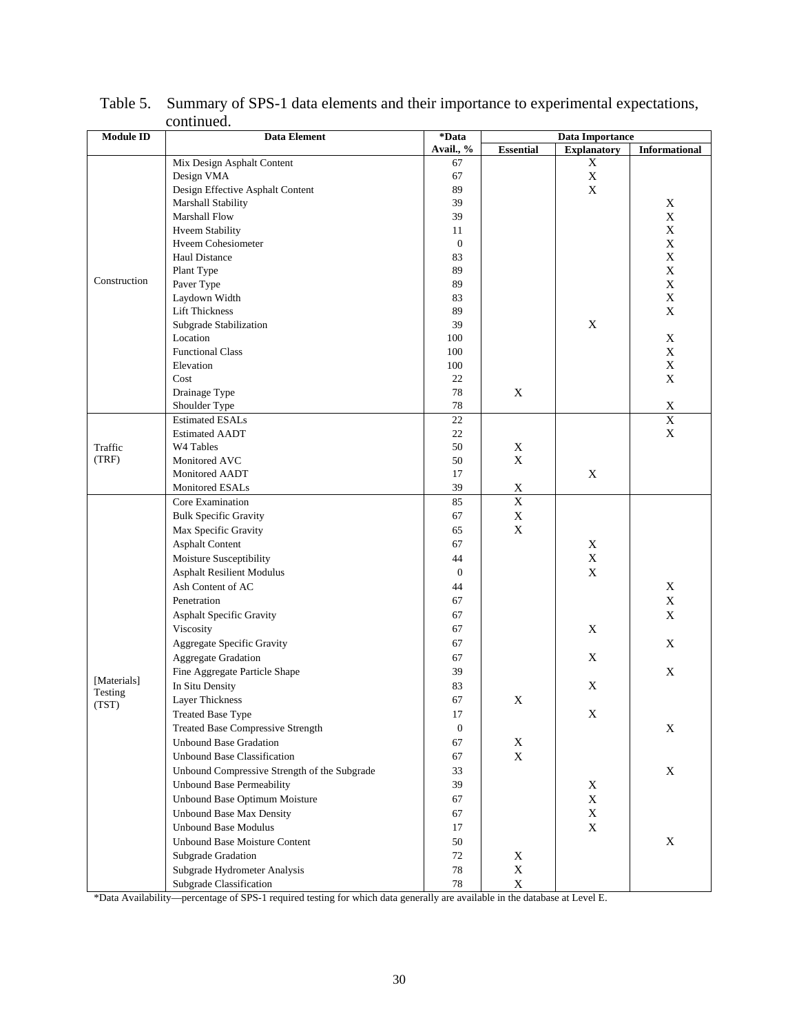Table 5. Summary of SPS-1 data elements and their importance to experimental expectations, continued.

| Module ID | Data Element | *Data Avail., % | Data Importance | | |
|---|---|---|---|---|---|
| | | | Essential | Explanatory | Informational |
| Construction | Mix Design Asphalt Content | 67 | | X | |
| | Design VMA | 67 | | X | |
| | Design Effective Asphalt Content | 89 | | X | |
| | Marshall Stability | 39 | | | X |
| | Marshall Flow | 39 | | | X |
| | Hveem Stability | 11 | | | X |
| | Hveem Cohesiometer | 0 | | | X |
| | Haul Distance | 83 | | | X |
| | Plant Type | 89 | | | X |
| | Paver Type | 89 | | | X |
| | Laydown Width | 83 | | | X |
| | Lift Thickness | 89 | | | X |
| | Subgrade Stabilization | 39 | | X | |
| | Location | 100 | | | X |
| | Functional Class | 100 | | | X |
| | Elevation | 100 | | | X |
| | Cost | 22 | | | X |
| | Drainage Type | 78 | X | | |
| | Shoulder Type | 78 | | | X |
| Traffic (TRF) | Estimated ESALs | 22 | | | X |
| | Estimated AADT | 22 | | | X |
| | W4 Tables | 50 | X | | |
| | Monitored AVC | 50 | X | | |
| | Monitored AADT | 17 | | X | |
| | Monitored ESALs | 39 | X | | |
| [Materials] Testing (TST) | Core Examination | 85 | X | | |
| | Bulk Specific Gravity | 67 | X | | |
| | Max Specific Gravity | 65 | X | | |
| | Asphalt Content | 67 | | X | |
| | Moisture Susceptibility | 44 | | X | |
| | Asphalt Resilient Modulus | 0 | | X | |
| | Ash Content of AC | 44 | | | X |
| | Penetration | 67 | | | X |
| | Asphalt Specific Gravity | 67 | | | X |
| | Viscosity | 67 | | X | |
| | Aggregate Specific Gravity | 67 | | | X |
| | Aggregate Gradation | 67 | | X | |
| | Fine Aggregate Particle Shape | 39 | | | X |
| | In Situ Density | 83 | | X | |
| | Layer Thickness | 67 | X | | |
| | Treated Base Type | 17 | | X | |
| | Treated Base Compressive Strength | 0 | | | X |
| | Unbound Base Gradation | 67 | X | | |
| | Unbound Base Classification | 67 | X | | |
| | Unbound Compressive Strength of the Subgrade | 33 | | | X |
| | Unbound Base Permeability | 39 | | X | |
| | Unbound Base Optimum Moisture | 67 | | X | |
| | Unbound Base Max Density | 67 | | X | |
| | Unbound Base Modulus | 17 | | X | |
| | Unbound Base Moisture Content | 50 | | | X |
| | Subgrade Gradation | 72 | X | | |
| | Subgrade Hydrometer Analysis | 78 | X | | |
| | Subgrade Classification | 78 | X | | |

*Data Availability—percentage of SPS-1 required testing for which data generally are available in the database at Level E.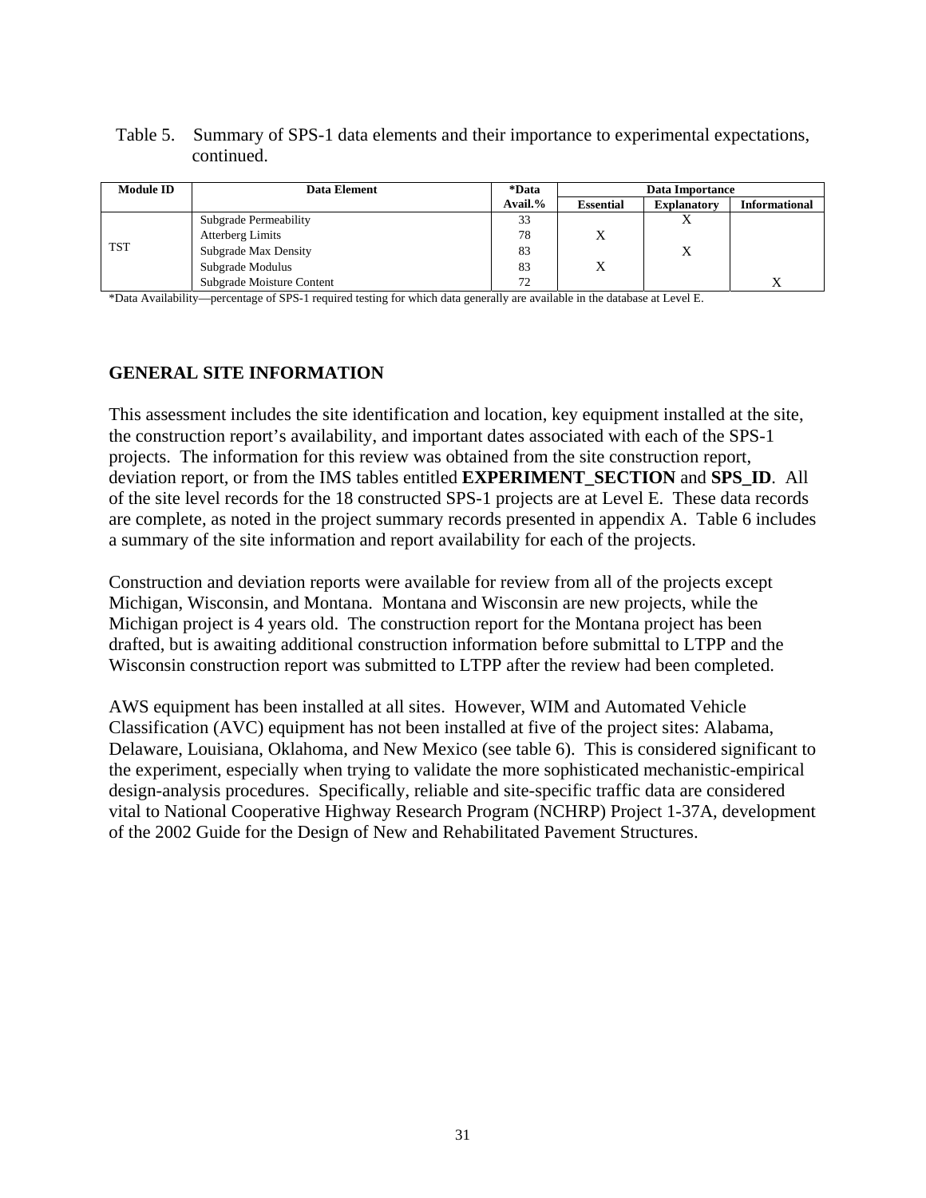Table 5. Summary of SPS-1 data elements and their importance to experimental expectations, continued.

| Module ID | Data Element | *Data Avail.% | Data Importance | | |
|---|---|---|---|---|---|
| | | | Essential | Explanatory | Informational |
| TST | Subgrade Permeability | 33 | | X | |
| | Atterberg Limits | 78 | X | | |
| | Subgrade Max Density | 83 | | X | |
| | Subgrade Modulus | 83 | X | | |
| | Subgrade Moisture Content | 72 | | | X |

*Data Availability—percentage of SPS-1 required testing for which data generally are available in the database at Level E.

## GENERAL SITE INFORMATION

This assessment includes the site identification and location, key equipment installed at the site, the construction report's availability, and important dates associated with each of the SPS-1 projects. The information for this review was obtained from the site construction report, deviation report, or from the IMS tables entitled **EXPERIMENT_SECTION** and **SPS_ID**. All of the site level records for the 18 constructed SPS-1 projects are at Level E. These data records are complete, as noted in the project summary records presented in appendix A. Table 6 includes a summary of the site information and report availability for each of the projects.

Construction and deviation reports were available for review from all of the projects except Michigan, Wisconsin, and Montana. Montana and Wisconsin are new projects, while the Michigan project is 4 years old. The construction report for the Montana project has been drafted, but is awaiting additional construction information before submittal to LTPP and the Wisconsin construction report was submitted to LTPP after the review had been completed.

AWS equipment has been installed at all sites. However, WIM and Automated Vehicle Classification (AVC) equipment has not been installed at five of the project sites: Alabama, Delaware, Louisiana, Oklahoma, and New Mexico (see table 6). This is considered significant to the experiment, especially when trying to validate the more sophisticated mechanistic-empirical design-analysis procedures. Specifically, reliable and site-specific traffic data are considered vital to National Cooperative Highway Research Program (NCHRP) Project 1-37A, development of the 2002 Guide for the Design of New and Rehabilitated Pavement Structures.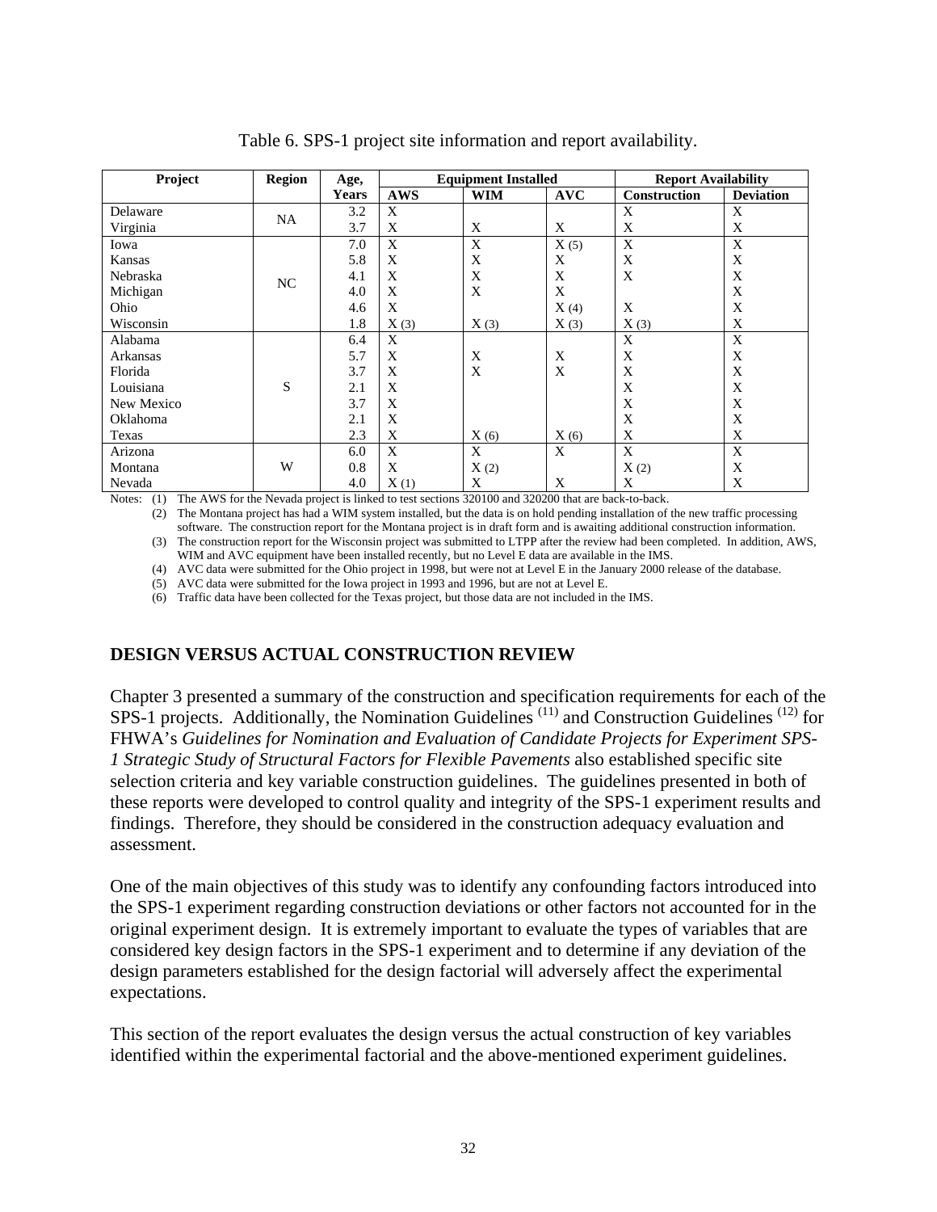Table 6. SPS-1 project site information and report availability.

| Project | Region | Age, Years | Equipment Installed | | | Report Availability | |
|---|---|---|---|---|---|---|---|
| | | | AWS | WIM | AVC | Construction | Deviation |
| Delaware | NA | 3.2 | X | | | X | X |
| Virginia | | 3.7 | X | X | X | X | X |
| Iowa | NC | 7.0 | X | X | X (5) | X | X |
| Kansas | | 5.8 | X | X | X | X | X |
| Nebraska | | 4.1 | X | X | X | X | X |
| Michigan | | 4.0 | X | X | X | | X |
| Ohio | | 4.6 | X | | X (4) | X | X |
| Wisconsin | | 1.8 | X (3) | X (3) | X (3) | X (3) | X |
| Alabama | S | 6.4 | X | | | X | X |
| Arkansas | | 5.7 | X | X | X | X | X |
| Florida | | 3.7 | X | X | X | X | X |
| Louisiana | | 2.1 | X | | | X | X |
| New Mexico | | 3.7 | X | | | X | X |
| Oklahoma | | 2.1 | X | | | X | X |
| Texas | | 2.3 | X | X (6) | X (6) | X | X |
| Arizona | W | 6.0 | X | X | X | X | X |
| Montana | | 0.8 | X | X (2) | | X (2) | X |
| Nevada | | 4.0 | X (1) | X | X | X | X |

Notes: (1) The AWS for the Nevada project is linked to test sections 320100 and 320200 that are back-to-back.
(2) The Montana project has had a WIM system installed, but the data is on hold pending installation of the new traffic processing software. The construction report for the Montana project is in draft form and is awaiting additional construction information.
(3) The construction report for the Wisconsin project was submitted to LTPP after the review had been completed. In addition, AWS, WIM and AVC equipment have been installed recently, but no Level E data are available in the IMS.
(4) AVC data were submitted for the Ohio project in 1998, but were not at Level E in the January 2000 release of the database.
(5) AVC data were submitted for the Iowa project in 1993 and 1996, but are not at Level E.
(6) Traffic data have been collected for the Texas project, but those data are not included in the IMS.

## DESIGN VERSUS ACTUAL CONSTRUCTION REVIEW

Chapter 3 presented a summary of the construction and specification requirements for each of the SPS-1 projects. Additionally, the Nomination Guidelines [11] and Construction Guidelines [12] for FHWA's *Guidelines for Nomination and Evaluation of Candidate Projects for Experiment SPS-1 Strategic Study of Structural Factors for Flexible Pavements* also established specific site selection criteria and key variable construction guidelines. The guidelines presented in both of these reports were developed to control quality and integrity of the SPS-1 experiment results and findings. Therefore, they should be considered in the construction adequacy evaluation and assessment.

One of the main objectives of this study was to identify any confounding factors introduced into the SPS-1 experiment regarding construction deviations or other factors not accounted for in the original experiment design. It is extremely important to evaluate the types of variables that are considered key design factors in the SPS-1 experiment and to determine if any deviation of the design parameters established for the design factorial will adversely affect the experimental expectations.

This section of the report evaluates the design versus the actual construction of key variables identified within the experimental factorial and the above-mentioned experiment guidelines.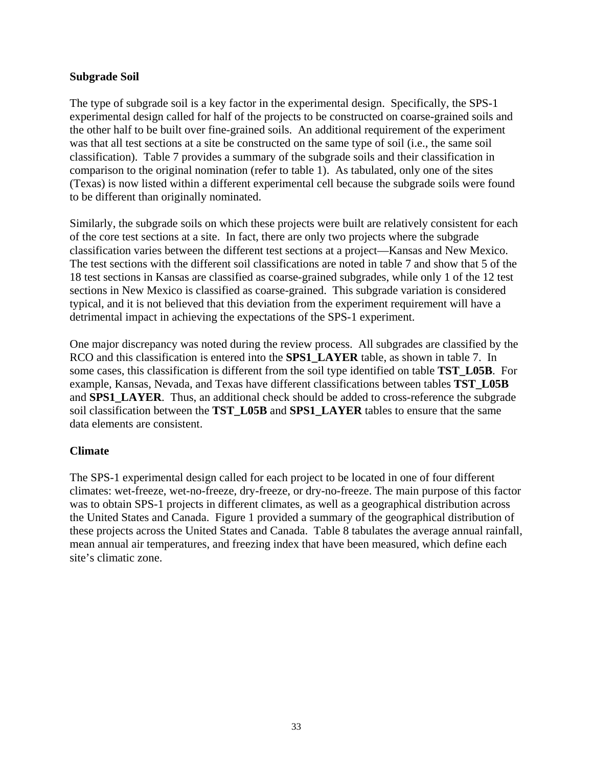**Subgrade Soil**

The type of subgrade soil is a key factor in the experimental design. Specifically, the SPS-1 experimental design called for half of the projects to be constructed on coarse-grained soils and the other half to be built over fine-grained soils. An additional requirement of the experiment was that all test sections at a site be constructed on the same type of soil (i.e., the same soil classification). Table 7 provides a summary of the subgrade soils and their classification in comparison to the original nomination (refer to table 1). As tabulated, only one of the sites (Texas) is now listed within a different experimental cell because the subgrade soils were found to be different than originally nominated.

Similarly, the subgrade soils on which these projects were built are relatively consistent for each of the core test sections at a site. In fact, there are only two projects where the subgrade classification varies between the different test sections at a project—Kansas and New Mexico. The test sections with the different soil classifications are noted in table 7 and show that 5 of the 18 test sections in Kansas are classified as coarse-grained subgrades, while only 1 of the 12 test sections in New Mexico is classified as coarse-grained. This subgrade variation is considered typical, and it is not believed that this deviation from the experiment requirement will have a detrimental impact in achieving the expectations of the SPS-1 experiment.

One major discrepancy was noted during the review process. All subgrades are classified by the RCO and this classification is entered into the **SPS1_LAYER** table, as shown in table 7. In some cases, this classification is different from the soil type identified on table **TST_L05B**. For example, Kansas, Nevada, and Texas have different classifications between tables **TST_L05B** and **SPS1_LAYER**. Thus, an additional check should be added to cross-reference the subgrade soil classification between the **TST_L05B** and **SPS1_LAYER** tables to ensure that the same data elements are consistent.

**Climate**

The SPS-1 experimental design called for each project to be located in one of four different climates: wet-freeze, wet-no-freeze, dry-freeze, or dry-no-freeze. The main purpose of this factor was to obtain SPS-1 projects in different climates, as well as a geographical distribution across the United States and Canada. Figure 1 provided a summary of the geographical distribution of these projects across the United States and Canada. Table 8 tabulates the average annual rainfall, mean annual air temperatures, and freezing index that have been measured, which define each site's climatic zone.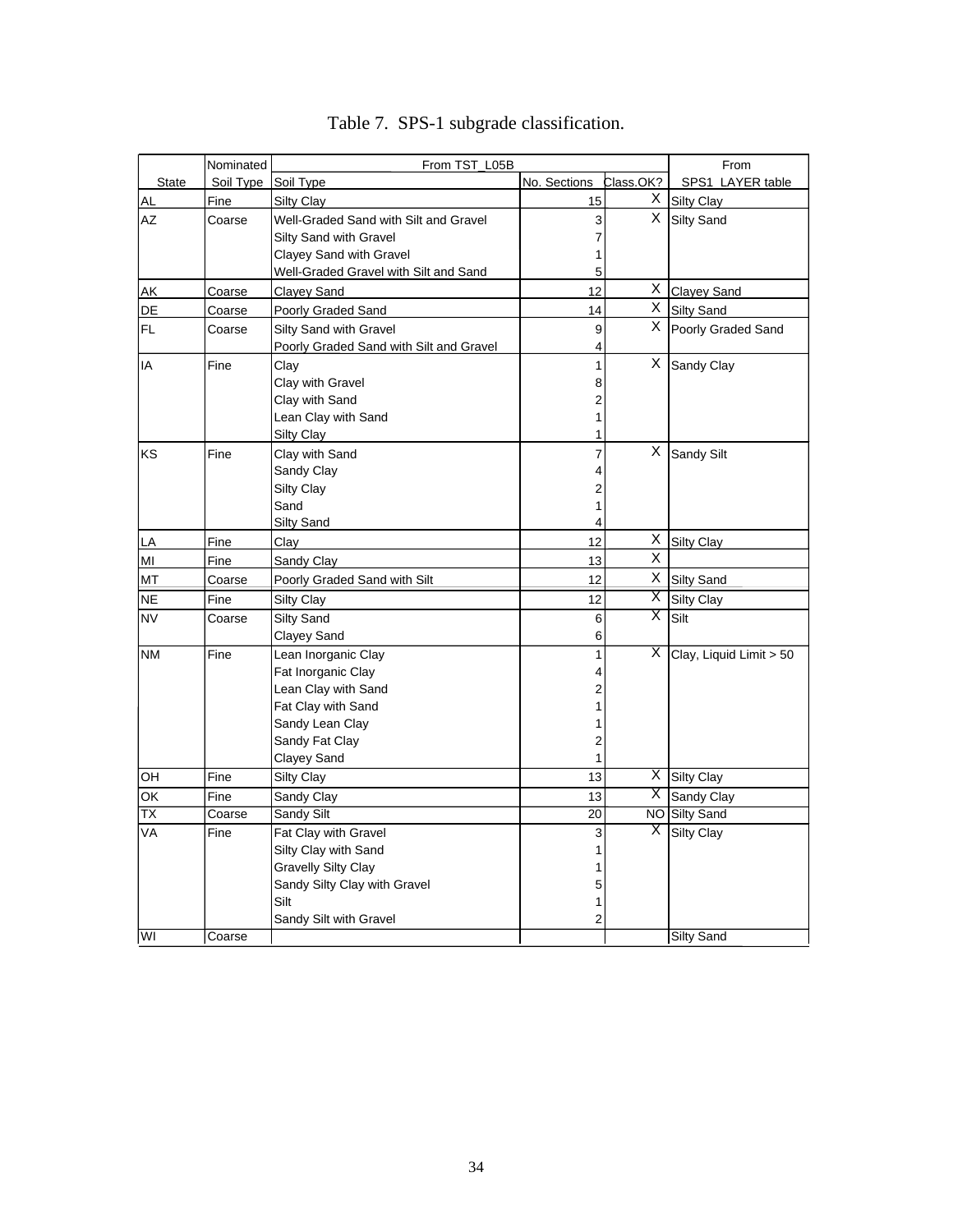Table 7. SPS-1 subgrade classification.

| State | Nominated Soil Type | From TST_L05B Soil Type | No. Sections | Class.OK? | From SPS1_LAYER table |
|---|---|---|---|---|---|
| AL | Fine | Silty Clay | 15 | X | Silty Clay |
| AZ | Coarse | Well-Graded Sand with Silt and Gravel | 3 | X | Silty Sand |
| | | Silty Sand with Gravel | 7 | | |
| | | Clayey Sand with Gravel | 1 | | |
| | | Well-Graded Gravel with Silt and Sand | 5 | | |
| AK | Coarse | Clayey Sand | 12 | X | Clayey Sand |
| DE | Coarse | Poorly Graded Sand | 14 | X | Silty Sand |
| FL | Coarse | Silty Sand with Gravel | 9 | X | Poorly Graded Sand |
| | | Poorly Graded Sand with Silt and Gravel | 4 | | |
| IA | Fine | Clay | 1 | X | Sandy Clay |
| | | Clay with Gravel | 8 | | |
| | | Clay with Sand | 2 | | |
| | | Lean Clay with Sand | 1 | | |
| | | Silty Clay | 1 | | |
| KS | Fine | Clay with Sand | 7 | X | Sandy Silt |
| | | Sandy Clay | 4 | | |
| | | Silty Clay | 2 | | |
| | | Sand | 1 | | |
| | | Silty Sand | 4 | | |
| LA | Fine | Clay | 12 | X | Silty Clay |
| MI | Fine | Sandy Clay | 13 | X | |
| MT | Coarse | Poorly Graded Sand with Silt | 12 | X | Silty Sand |
| NE | Fine | Silty Clay | 12 | X | Silty Clay |
| NV | Coarse | Silty Sand | 6 | X | Silt |
| | | Clayey Sand | 6 | | |
| NM | Fine | Lean Inorganic Clay | 1 | X | Clay, Liquid Limit > 50 |
| | | Fat Inorganic Clay | 4 | | |
| | | Lean Clay with Sand | 2 | | |
| | | Fat Clay with Sand | 1 | | |
| | | Sandy Lean Clay | 1 | | |
| | | Sandy Fat Clay | 2 | | |
| | | Clayey Sand | 1 | | |
| OH | Fine | Silty Clay | 13 | X | Silty Clay |
| OK | Fine | Sandy Clay | 13 | X | Sandy Clay |
| TX | Coarse | Sandy Silt | 20 | NO | Silty Sand |
| VA | Fine | Fat Clay with Gravel | 3 | X | Silty Clay |
| | | Silty Clay with Sand | 1 | | |
| | | Gravelly Silty Clay | 1 | | |
| | | Sandy Silty Clay with Gravel | 5 | | |
| | | Silt | 1 | | |
| | | Sandy Silt with Gravel | 2 | | |
| WI | Coarse | | | | Silty Sand |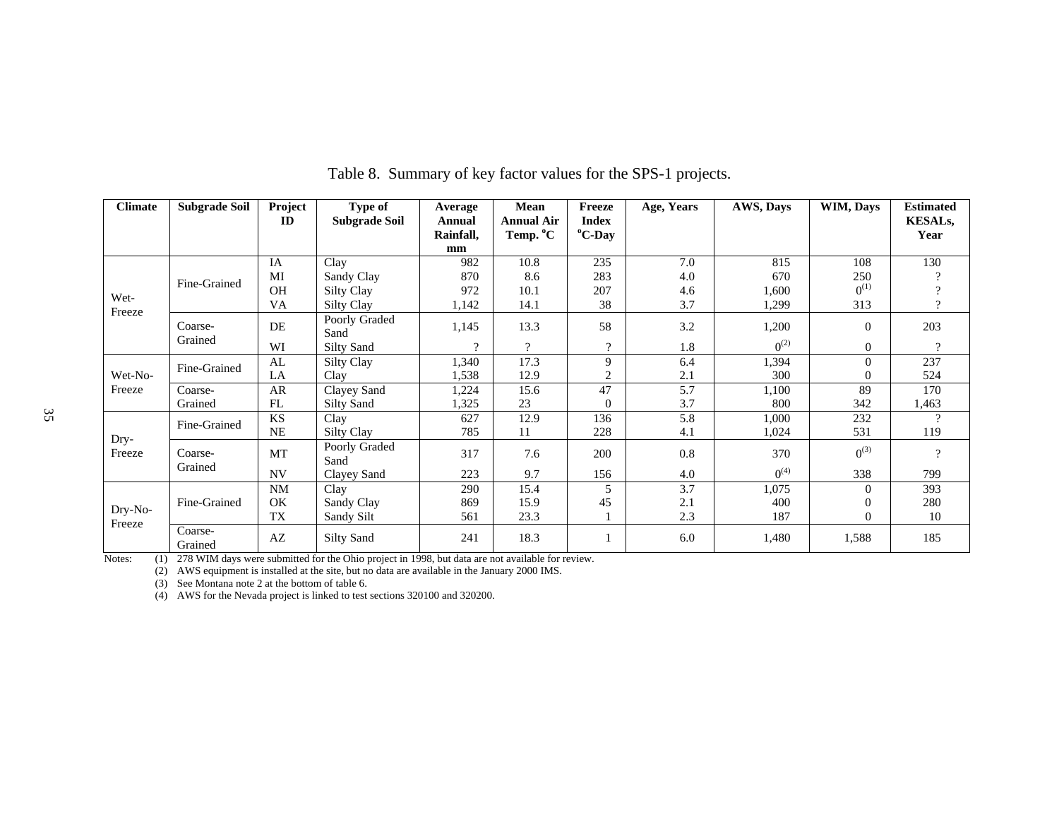Table 8.  Summary of key factor values for the SPS-1 projects.

| Climate | Subgrade Soil | Project ID | Type of Subgrade Soil | Average Annual Rainfall, mm | Mean Annual Air Temp. °C | Freeze Index °C-Day | Age, Years | AWS, Days | WIM, Days | Estimated KESALs, Year |
|---|---|---|---|---|---|---|---|---|---|---|
| Wet-Freeze | Fine-Grained | IA | Clay | 982 | 10.8 | 235 | 7.0 | 815 | 108 | 130 |
| | | MI | Sandy Clay | 870 | 8.6 | 283 | 4.0 | 670 | 250 | ? |
| | | OH | Silty Clay | 972 | 10.1 | 207 | 4.6 | 1,600 | 0(1) | ? |
| | | VA | Silty Clay | 1,142 | 14.1 | 38 | 3.7 | 1,299 | 313 | ? |
| | Coarse-Grained | DE | Poorly Graded Sand | 1,145 | 13.3 | 58 | 3.2 | 1,200 | 0 | 203 |
| | | WI | Silty Sand | ? | ? | ? | 1.8 | 0(2) | 0 | ? |
| Wet-No-Freeze | Fine-Grained | AL | Silty Clay | 1,340 | 17.3 | 9 | 6.4 | 1,394 | 0 | 237 |
| | | LA | Clay | 1,538 | 12.9 | 2 | 2.1 | 300 | 0 | 524 |
| | Coarse-Grained | AR | Clayey Sand | 1,224 | 15.6 | 47 | 5.7 | 1,100 | 89 | 170 |
| | | FL | Silty Sand | 1,325 | 23 | 0 | 3.7 | 800 | 342 | 1,463 |
| Dry-Freeze | Fine-Grained | KS | Clay | 627 | 12.9 | 136 | 5.8 | 1,000 | 232 | ? |
| | | NE | Silty Clay | 785 | 11 | 228 | 4.1 | 1,024 | 531 | 119 |
| | Coarse-Grained | MT | Poorly Graded Sand | 317 | 7.6 | 200 | 0.8 | 370 | 0(3) | ? |
| | | NV | Clayey Sand | 223 | 9.7 | 156 | 4.0 | 0(4) | 338 | 799 |
| Dry-No-Freeze | Fine-Grained | NM | Clay | 290 | 15.4 | 5 | 3.7 | 1,075 | 0 | 393 |
| | | OK | Sandy Clay | 869 | 15.9 | 45 | 2.1 | 400 | 0 | 280 |
| | | TX | Sandy Silt | 561 | 23.3 | 1 | 2.3 | 187 | 0 | 10 |
| | Coarse-Grained | AZ | Silty Sand | 241 | 18.3 | 1 | 6.0 | 1,480 | 1,588 | 185 |

Notes:
(1) 278 WIM days were submitted for the Ohio project in 1998, but data are not available for review.
(2) AWS equipment is installed at the site, but no data are available in the January 2000 IMS.
(3) See Montana note 2 at the bottom of table 6.
(4) AWS for the Nevada project is linked to test sections 320100 and 320200.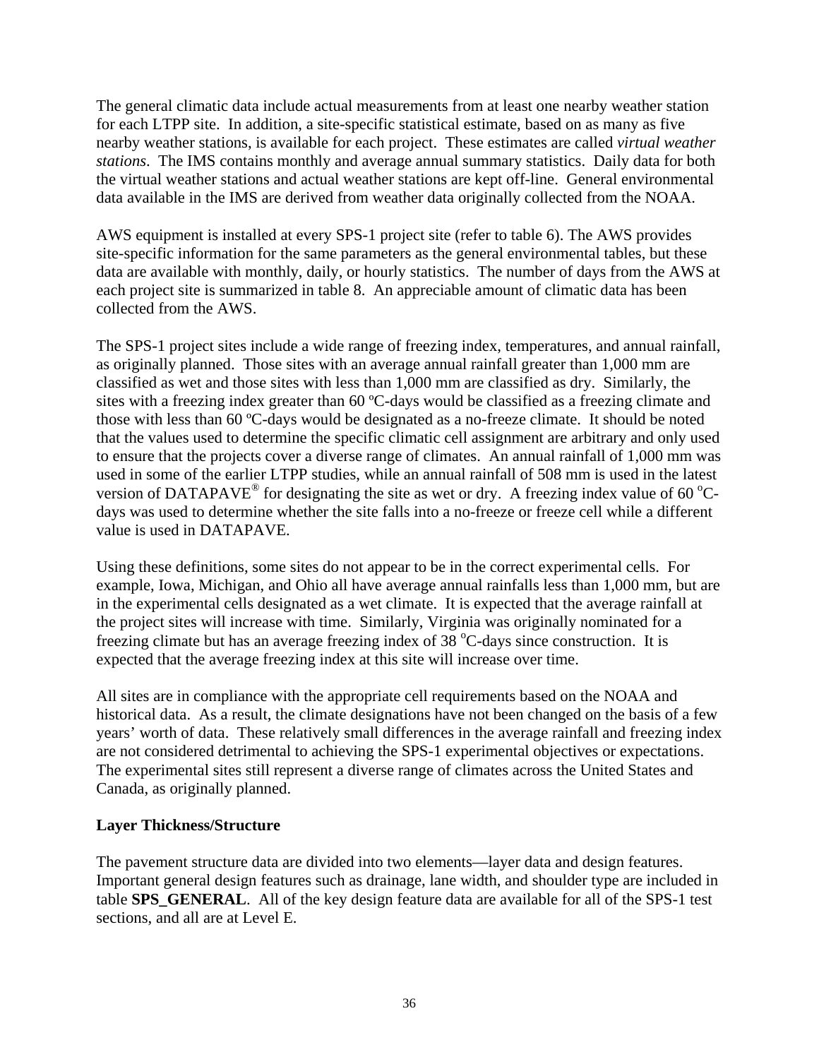The general climatic data include actual measurements from at least one nearby weather station for each LTPP site. In addition, a site-specific statistical estimate, based on as many as five nearby weather stations, is available for each project. These estimates are called *virtual weather stations*. The IMS contains monthly and average annual summary statistics. Daily data for both the virtual weather stations and actual weather stations are kept off-line. General environmental data available in the IMS are derived from weather data originally collected from the NOAA.

AWS equipment is installed at every SPS-1 project site (refer to table 6). The AWS provides site-specific information for the same parameters as the general environmental tables, but these data are available with monthly, daily, or hourly statistics. The number of days from the AWS at each project site is summarized in table 8. An appreciable amount of climatic data has been collected from the AWS.

The SPS-1 project sites include a wide range of freezing index, temperatures, and annual rainfall, as originally planned. Those sites with an average annual rainfall greater than 1,000 mm are classified as wet and those sites with less than 1,000 mm are classified as dry. Similarly, the sites with a freezing index greater than 60 ºC-days would be classified as a freezing climate and those with less than 60 ºC-days would be designated as a no-freeze climate. It should be noted that the values used to determine the specific climatic cell assignment are arbitrary and only used to ensure that the projects cover a diverse range of climates. An annual rainfall of 1,000 mm was used in some of the earlier LTPP studies, while an annual rainfall of 508 mm is used in the latest version of DATAPAVE® for designating the site as wet or dry. A freezing index value of 60 ºC-days was used to determine whether the site falls into a no-freeze or freeze cell while a different value is used in DATAPAVE.

Using these definitions, some sites do not appear to be in the correct experimental cells. For example, Iowa, Michigan, and Ohio all have average annual rainfalls less than 1,000 mm, but are in the experimental cells designated as a wet climate. It is expected that the average rainfall at the project sites will increase with time. Similarly, Virginia was originally nominated for a freezing climate but has an average freezing index of 38 ºC-days since construction. It is expected that the average freezing index at this site will increase over time.

All sites are in compliance with the appropriate cell requirements based on the NOAA and historical data. As a result, the climate designations have not been changed on the basis of a few years' worth of data. These relatively small differences in the average rainfall and freezing index are not considered detrimental to achieving the SPS-1 experimental objectives or expectations. The experimental sites still represent a diverse range of climates across the United States and Canada, as originally planned.

**Layer Thickness/Structure**

The pavement structure data are divided into two elements—layer data and design features. Important general design features such as drainage, lane width, and shoulder type are included in table **SPS_GENERAL**. All of the key design feature data are available for all of the SPS-1 test sections, and all are at Level E.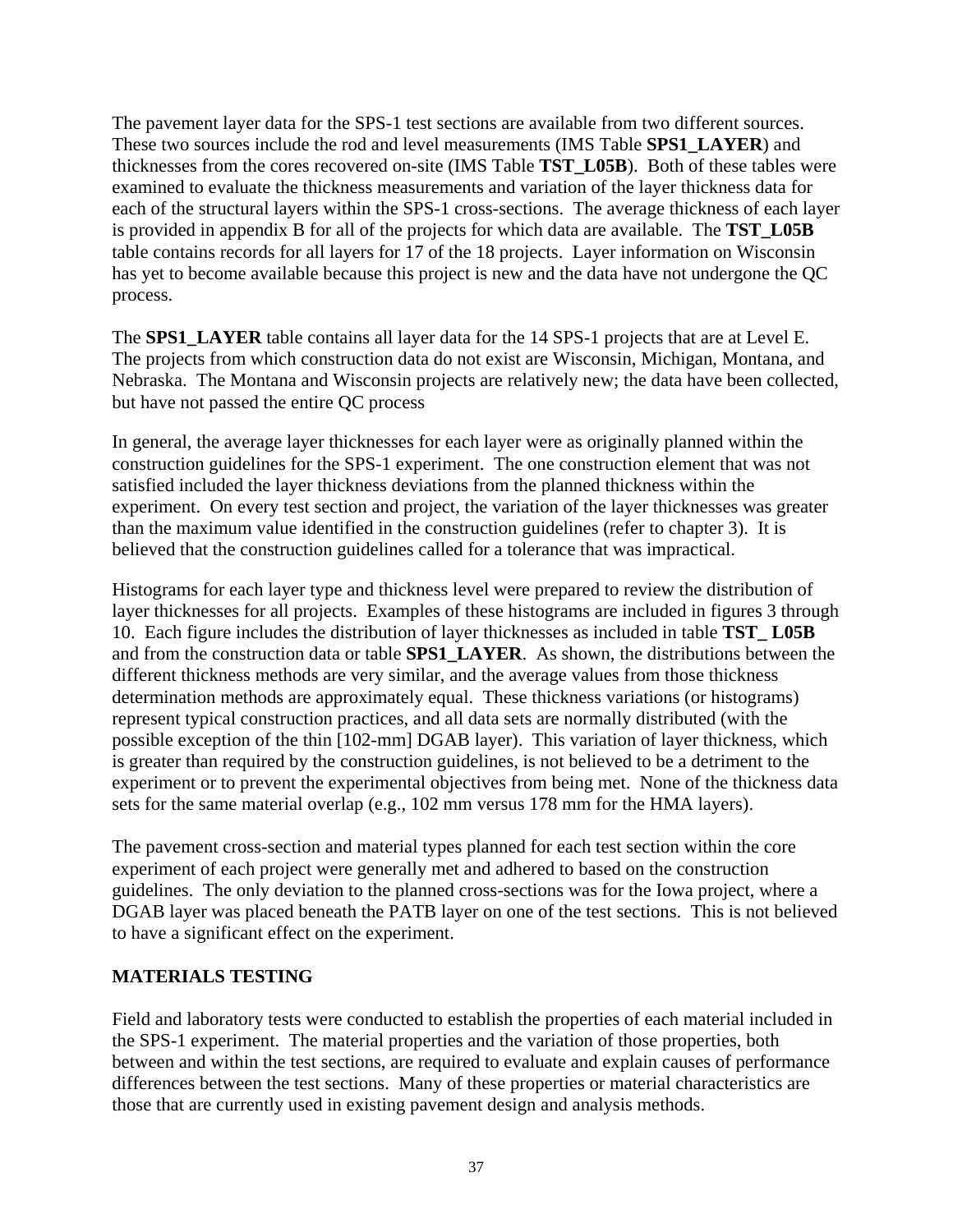The pavement layer data for the SPS-1 test sections are available from two different sources. These two sources include the rod and level measurements (IMS Table **SPS1_LAYER**) and thicknesses from the cores recovered on-site (IMS Table **TST_L05B**). Both of these tables were examined to evaluate the thickness measurements and variation of the layer thickness data for each of the structural layers within the SPS-1 cross-sections. The average thickness of each layer is provided in appendix B for all of the projects for which data are available. The **TST_L05B** table contains records for all layers for 17 of the 18 projects. Layer information on Wisconsin has yet to become available because this project is new and the data have not undergone the QC process.

The **SPS1_LAYER** table contains all layer data for the 14 SPS-1 projects that are at Level E. The projects from which construction data do not exist are Wisconsin, Michigan, Montana, and Nebraska. The Montana and Wisconsin projects are relatively new; the data have been collected, but have not passed the entire QC process

In general, the average layer thicknesses for each layer were as originally planned within the construction guidelines for the SPS-1 experiment. The one construction element that was not satisfied included the layer thickness deviations from the planned thickness within the experiment. On every test section and project, the variation of the layer thicknesses was greater than the maximum value identified in the construction guidelines (refer to chapter 3). It is believed that the construction guidelines called for a tolerance that was impractical.

Histograms for each layer type and thickness level were prepared to review the distribution of layer thicknesses for all projects. Examples of these histograms are included in figures 3 through 10. Each figure includes the distribution of layer thicknesses as included in table **TST_ L05B** and from the construction data or table **SPS1_LAYER**. As shown, the distributions between the different thickness methods are very similar, and the average values from those thickness determination methods are approximately equal. These thickness variations (or histograms) represent typical construction practices, and all data sets are normally distributed (with the possible exception of the thin [102-mm] DGAB layer). This variation of layer thickness, which is greater than required by the construction guidelines, is not believed to be a detriment to the experiment or to prevent the experimental objectives from being met. None of the thickness data sets for the same material overlap (e.g., 102 mm versus 178 mm for the HMA layers).

The pavement cross-section and material types planned for each test section within the core experiment of each project were generally met and adhered to based on the construction guidelines. The only deviation to the planned cross-sections was for the Iowa project, where a DGAB layer was placed beneath the PATB layer on one of the test sections. This is not believed to have a significant effect on the experiment.

## MATERIALS TESTING

Field and laboratory tests were conducted to establish the properties of each material included in the SPS-1 experiment. The material properties and the variation of those properties, both between and within the test sections, are required to evaluate and explain causes of performance differences between the test sections. Many of these properties or material characteristics are those that are currently used in existing pavement design and analysis methods.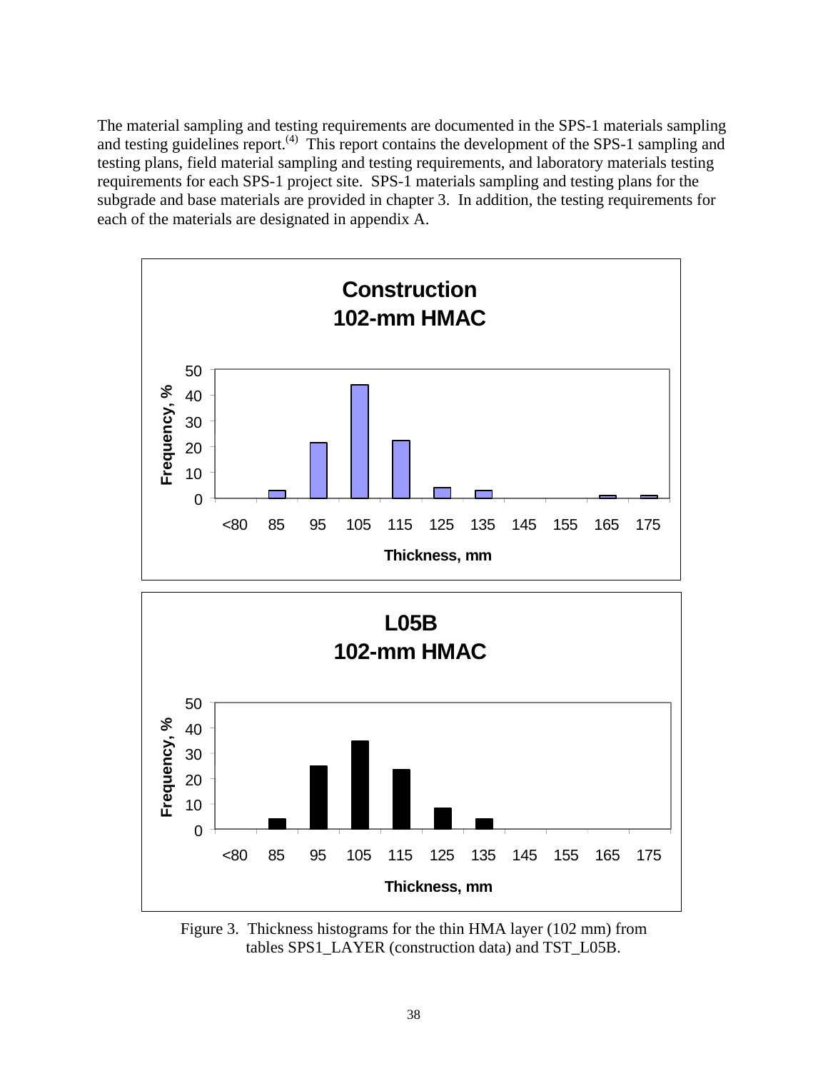The material sampling and testing requirements are documented in the SPS-1 materials sampling and testing guidelines report.[4] This report contains the development of the SPS-1 sampling and testing plans, field material sampling and testing requirements, and laboratory materials testing requirements for each SPS-1 project site. SPS-1 materials sampling and testing plans for the subgrade and base materials are provided in chapter 3. In addition, the testing requirements for each of the materials are designated in appendix A.

Figure 3. Thickness histograms for the thin HMA layer (102 mm) from tables SPS1_LAYER (construction data) and TST_L05B.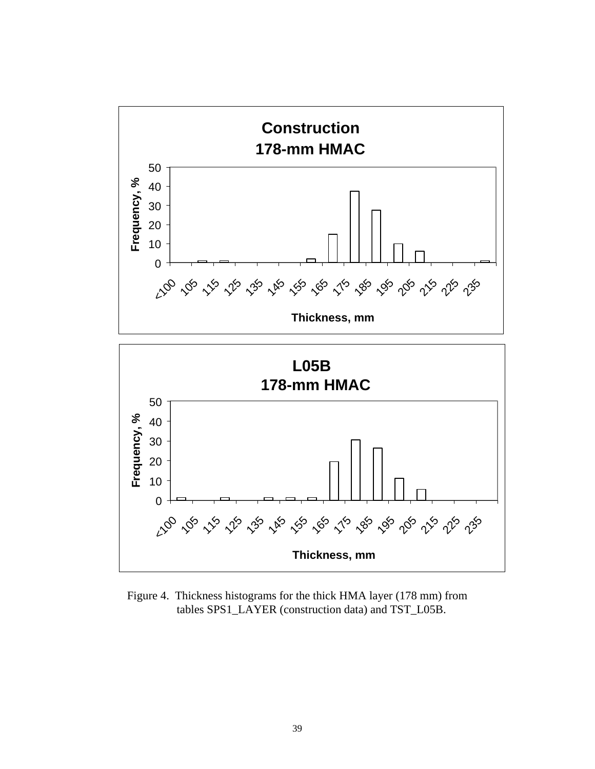**Construction**
**178-mm HMAC**

**L05B**
**178-mm HMAC**

Figure 4. Thickness histograms for the thick HMA layer (178 mm) from tables SPS1_LAYER (construction data) and TST_L05B.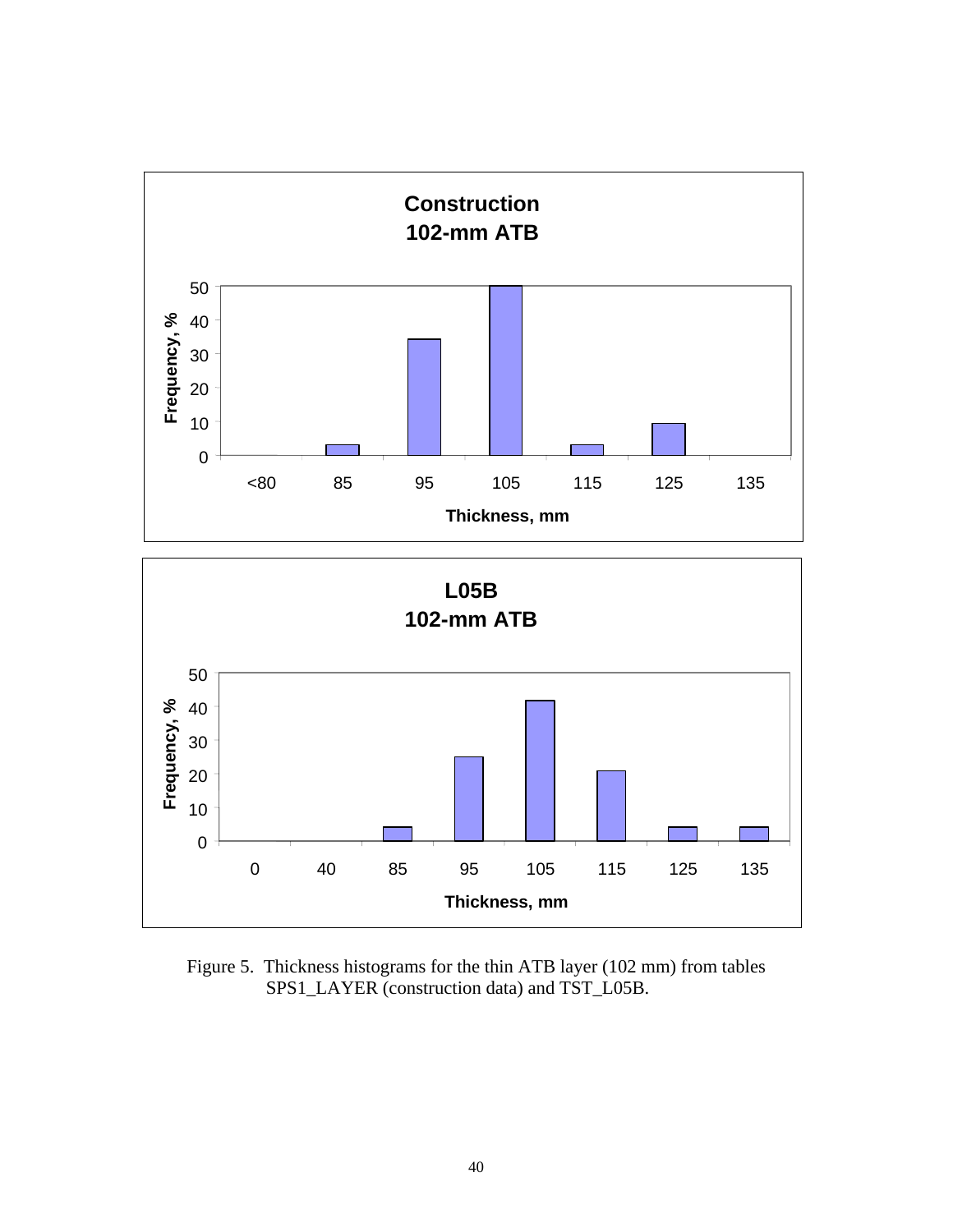Figure 5. Thickness histograms for the thin ATB layer (102 mm) from tables SPS1_LAYER (construction data) and TST_L05B.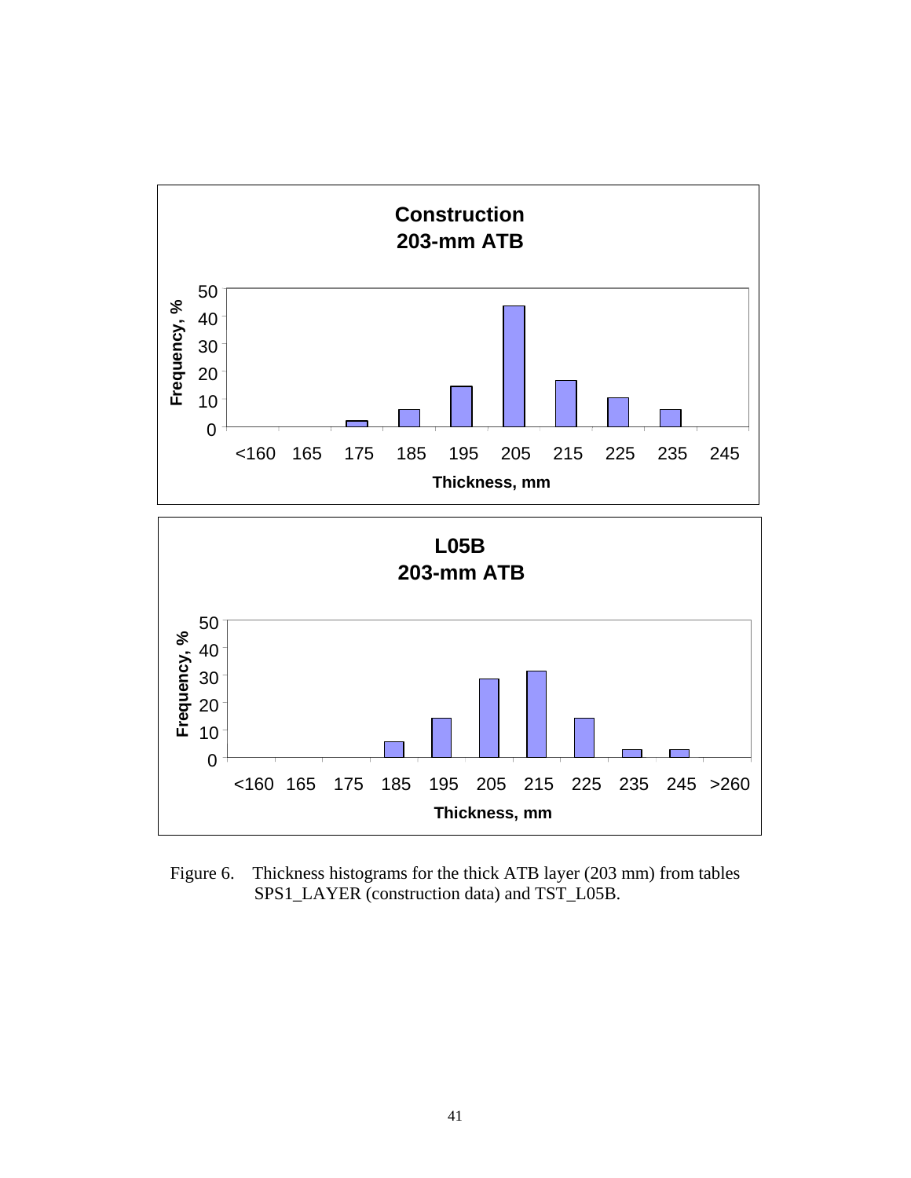Figure 6. Thickness histograms for the thick ATB layer (203 mm) from tables SPS1_LAYER (construction data) and TST_L05B.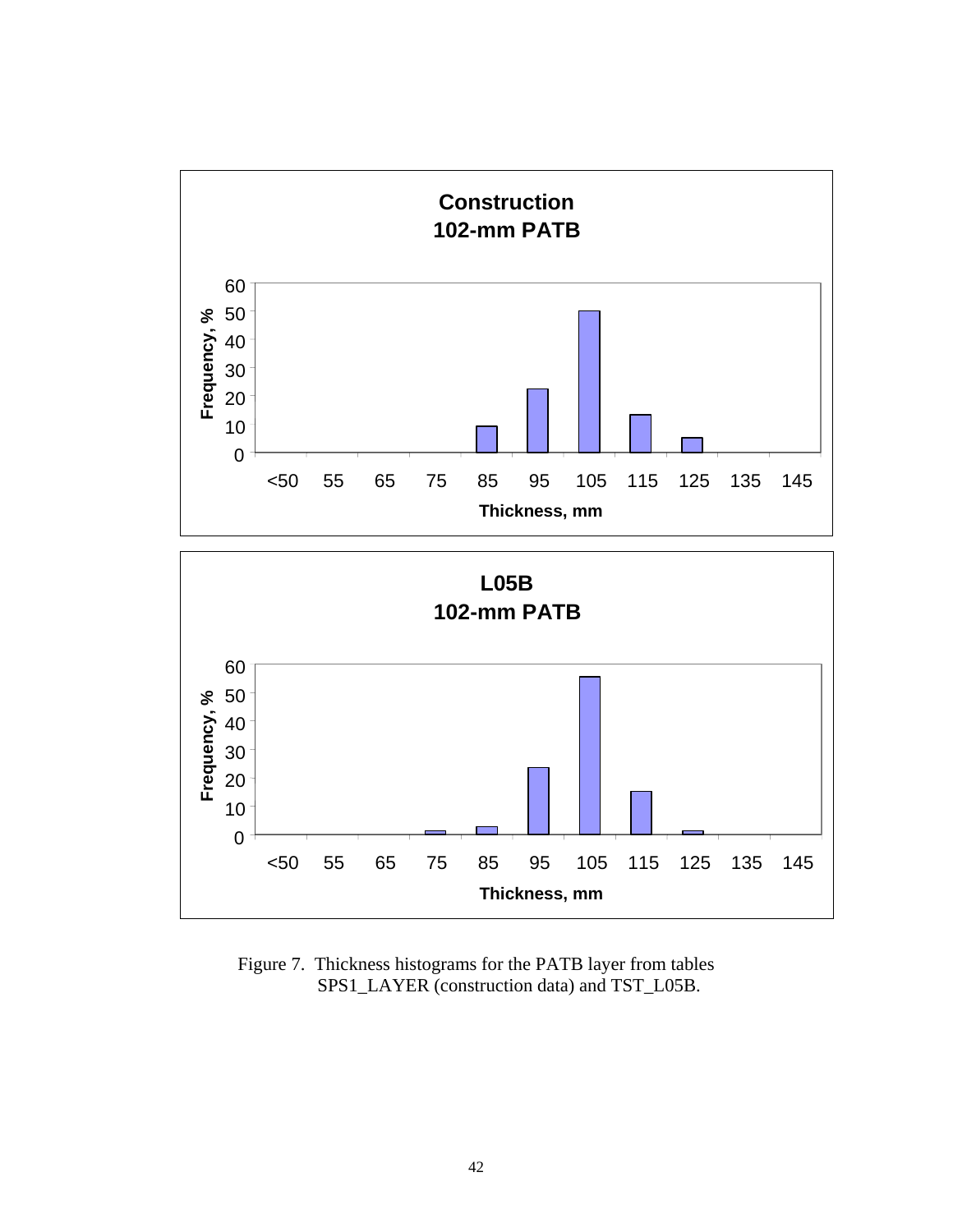Figure 7. Thickness histograms for the PATB layer from tables SPS1_LAYER (construction data) and TST_L05B.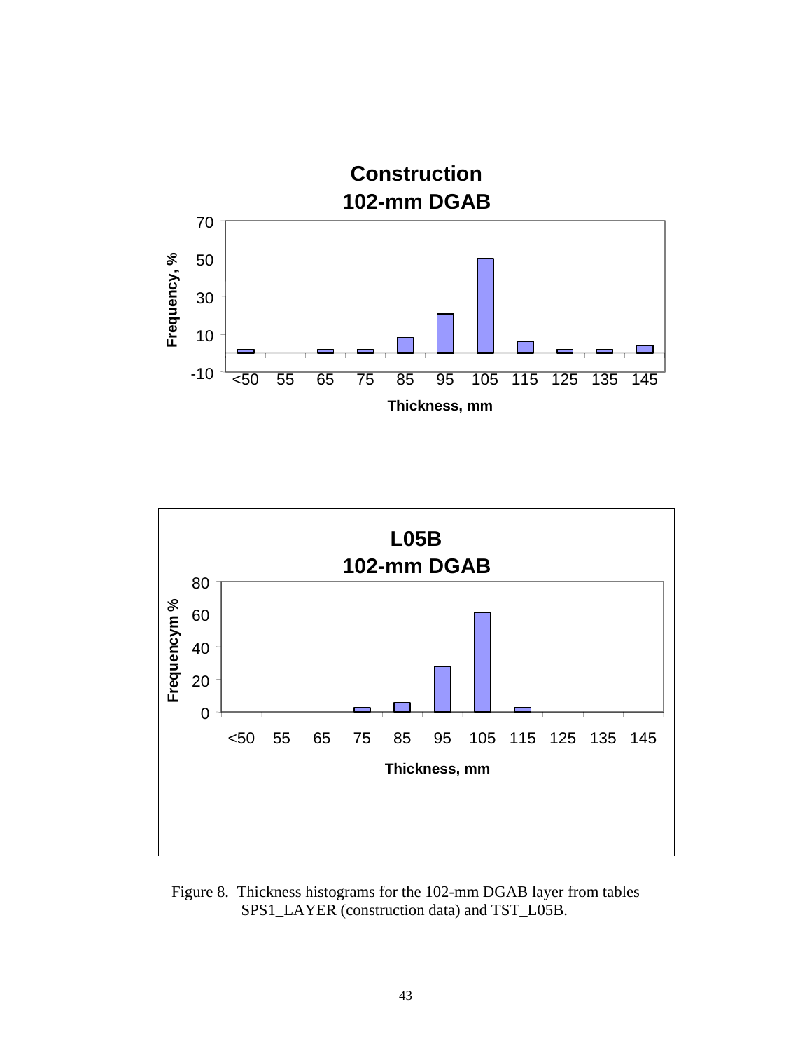Figure 8. Thickness histograms for the 102-mm DGAB layer from tables SPS1_LAYER (construction data) and TST_L05B.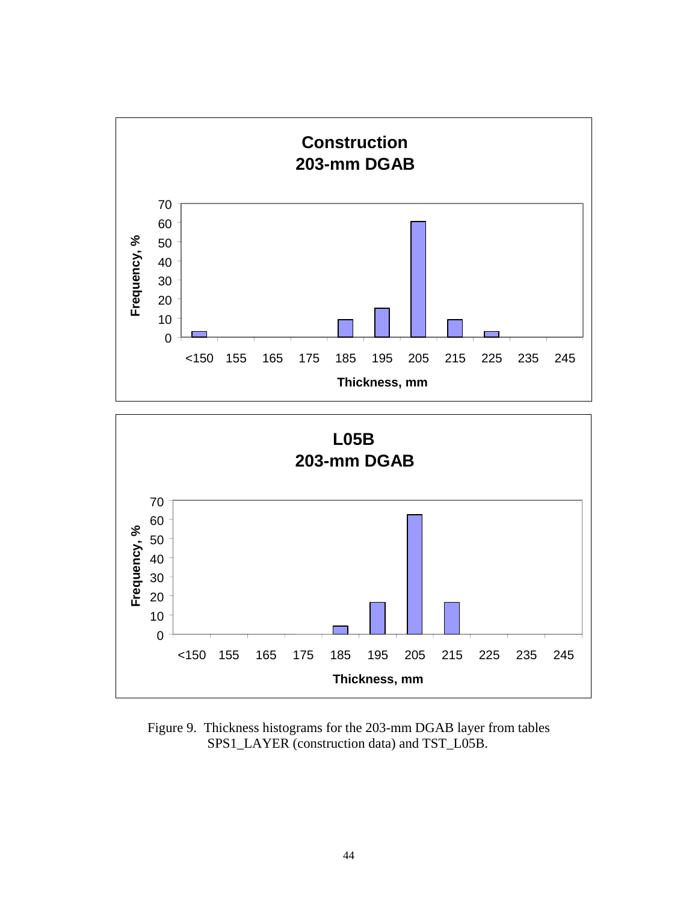Figure 9. Thickness histograms for the 203-mm DGAB layer from tables SPS1_LAYER (construction data) and TST_L05B.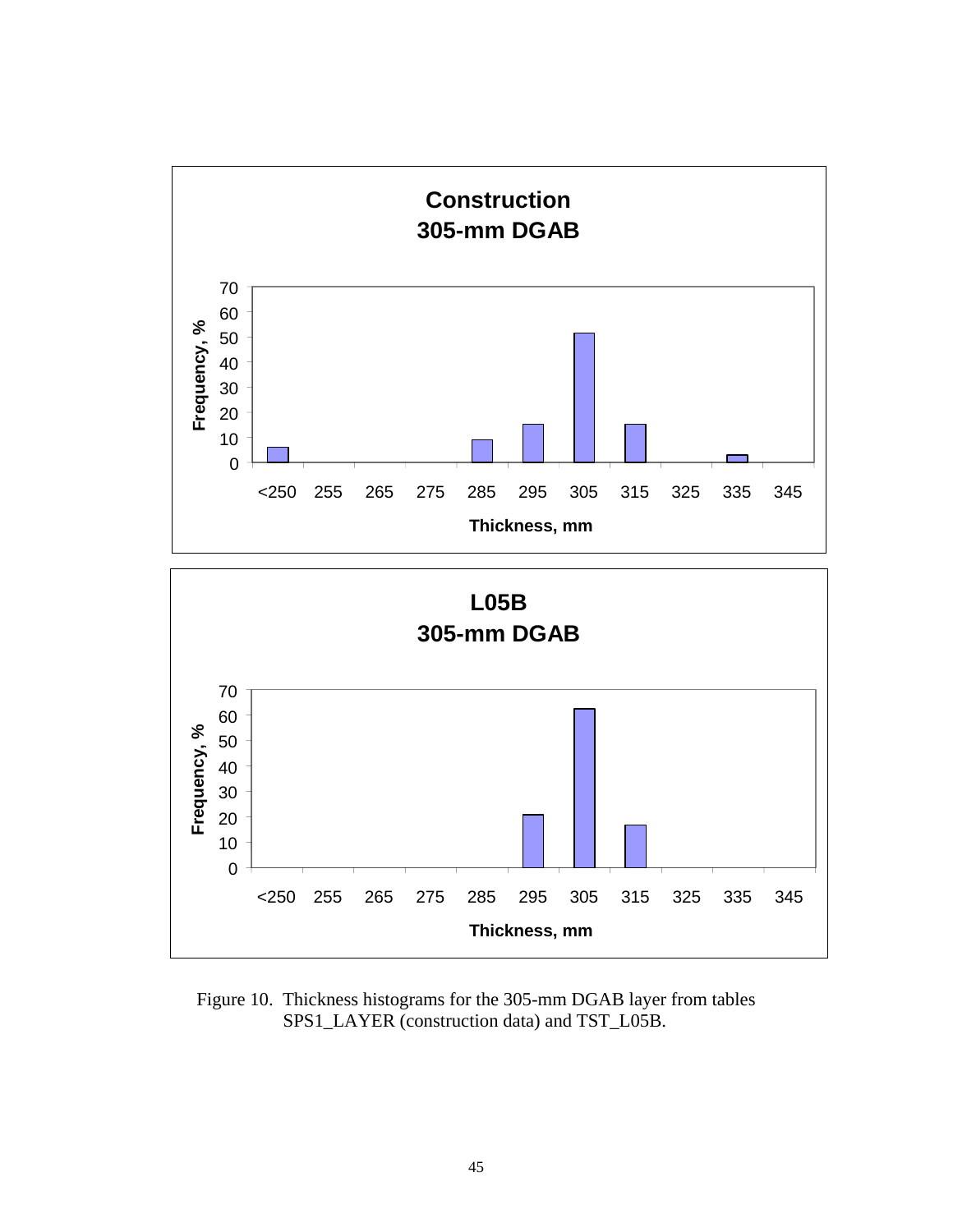Figure 10. Thickness histograms for the 305-mm DGAB layer from tables SPS1_LAYER (construction data) and TST_L05B.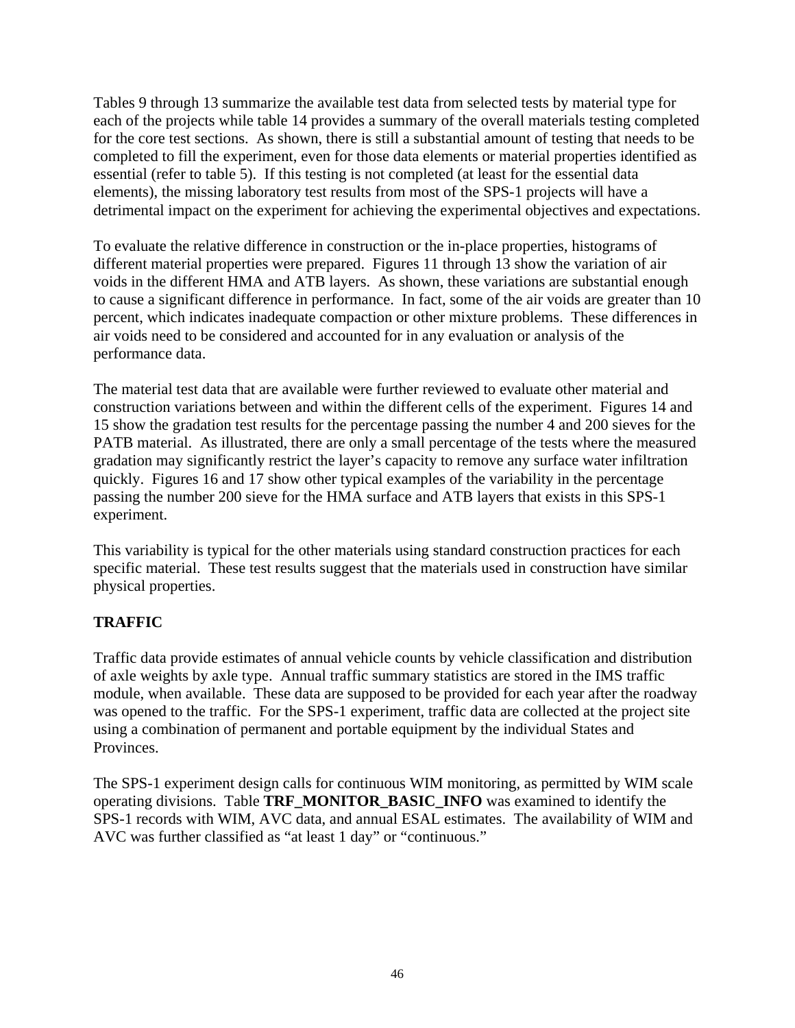Tables 9 through 13 summarize the available test data from selected tests by material type for each of the projects while table 14 provides a summary of the overall materials testing completed for the core test sections. As shown, there is still a substantial amount of testing that needs to be completed to fill the experiment, even for those data elements or material properties identified as essential (refer to table 5). If this testing is not completed (at least for the essential data elements), the missing laboratory test results from most of the SPS-1 projects will have a detrimental impact on the experiment for achieving the experimental objectives and expectations.

To evaluate the relative difference in construction or the in-place properties, histograms of different material properties were prepared. Figures 11 through 13 show the variation of air voids in the different HMA and ATB layers. As shown, these variations are substantial enough to cause a significant difference in performance. In fact, some of the air voids are greater than 10 percent, which indicates inadequate compaction or other mixture problems. These differences in air voids need to be considered and accounted for in any evaluation or analysis of the performance data.

The material test data that are available were further reviewed to evaluate other material and construction variations between and within the different cells of the experiment. Figures 14 and 15 show the gradation test results for the percentage passing the number 4 and 200 sieves for the PATB material. As illustrated, there are only a small percentage of the tests where the measured gradation may significantly restrict the layer's capacity to remove any surface water infiltration quickly. Figures 16 and 17 show other typical examples of the variability in the percentage passing the number 200 sieve for the HMA surface and ATB layers that exists in this SPS-1 experiment.

This variability is typical for the other materials using standard construction practices for each specific material. These test results suggest that the materials used in construction have similar physical properties.

## TRAFFIC

Traffic data provide estimates of annual vehicle counts by vehicle classification and distribution of axle weights by axle type. Annual traffic summary statistics are stored in the IMS traffic module, when available. These data are supposed to be provided for each year after the roadway was opened to the traffic. For the SPS-1 experiment, traffic data are collected at the project site using a combination of permanent and portable equipment by the individual States and Provinces.

The SPS-1 experiment design calls for continuous WIM monitoring, as permitted by WIM scale operating divisions. Table **TRF_MONITOR_BASIC_INFO** was examined to identify the SPS-1 records with WIM, AVC data, and annual ESAL estimates. The availability of WIM and AVC was further classified as "at least 1 day" or "continuous."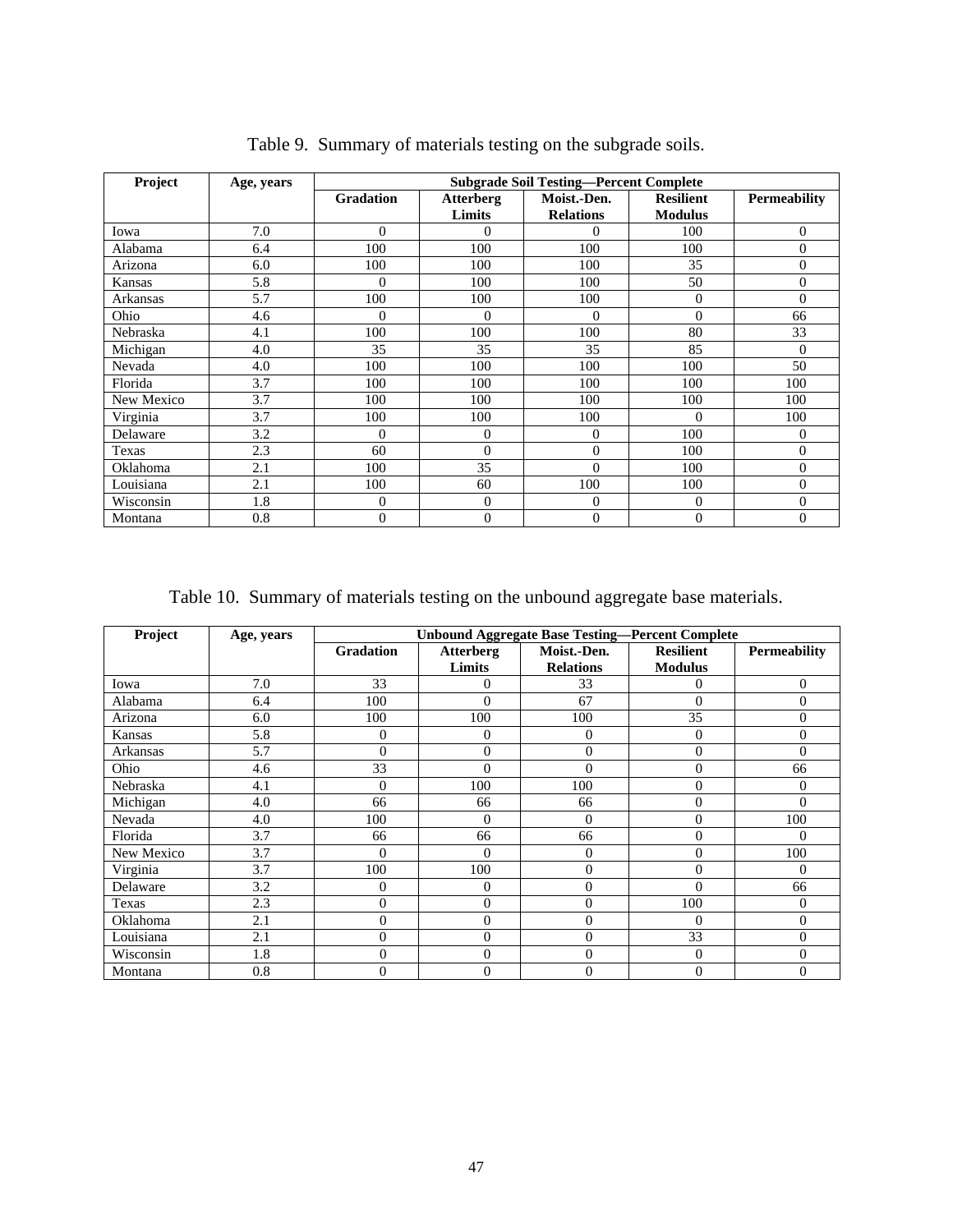Table 9. Summary of materials testing on the subgrade soils.

| Project | Age, years | Subgrade Soil Testing—Percent Complete | | | | |
|---|---|---|---|---|---|---|
| | | Gradation | Atterberg Limits | Moist.-Den. Relations | Resilient Modulus | Permeability |
| Iowa | 7.0 | 0 | 0 | 0 | 100 | 0 |
| Alabama | 6.4 | 100 | 100 | 100 | 100 | 0 |
| Arizona | 6.0 | 100 | 100 | 100 | 35 | 0 |
| Kansas | 5.8 | 0 | 100 | 100 | 50 | 0 |
| Arkansas | 5.7 | 100 | 100 | 100 | 0 | 0 |
| Ohio | 4.6 | 0 | 0 | 0 | 0 | 66 |
| Nebraska | 4.1 | 100 | 100 | 100 | 80 | 33 |
| Michigan | 4.0 | 35 | 35 | 35 | 85 | 0 |
| Nevada | 4.0 | 100 | 100 | 100 | 100 | 50 |
| Florida | 3.7 | 100 | 100 | 100 | 100 | 100 |
| New Mexico | 3.7 | 100 | 100 | 100 | 100 | 100 |
| Virginia | 3.7 | 100 | 100 | 100 | 0 | 100 |
| Delaware | 3.2 | 0 | 0 | 0 | 100 | 0 |
| Texas | 2.3 | 60 | 0 | 0 | 100 | 0 |
| Oklahoma | 2.1 | 100 | 35 | 0 | 100 | 0 |
| Louisiana | 2.1 | 100 | 60 | 100 | 100 | 0 |
| Wisconsin | 1.8 | 0 | 0 | 0 | 0 | 0 |
| Montana | 0.8 | 0 | 0 | 0 | 0 | 0 |

Table 10. Summary of materials testing on the unbound aggregate base materials.

| Project | Age, years | Unbound Aggregate Base Testing—Percent Complete | | | | |
|---|---|---|---|---|---|---|
| | | Gradation | Atterberg Limits | Moist.-Den. Relations | Resilient Modulus | Permeability |
| Iowa | 7.0 | 33 | 0 | 33 | 0 | 0 |
| Alabama | 6.4 | 100 | 0 | 67 | 0 | 0 |
| Arizona | 6.0 | 100 | 100 | 100 | 35 | 0 |
| Kansas | 5.8 | 0 | 0 | 0 | 0 | 0 |
| Arkansas | 5.7 | 0 | 0 | 0 | 0 | 0 |
| Ohio | 4.6 | 33 | 0 | 0 | 0 | 66 |
| Nebraska | 4.1 | 0 | 100 | 100 | 0 | 0 |
| Michigan | 4.0 | 66 | 66 | 66 | 0 | 0 |
| Nevada | 4.0 | 100 | 0 | 0 | 0 | 100 |
| Florida | 3.7 | 66 | 66 | 66 | 0 | 0 |
| New Mexico | 3.7 | 0 | 0 | 0 | 0 | 100 |
| Virginia | 3.7 | 100 | 100 | 0 | 0 | 0 |
| Delaware | 3.2 | 0 | 0 | 0 | 0 | 66 |
| Texas | 2.3 | 0 | 0 | 0 | 100 | 0 |
| Oklahoma | 2.1 | 0 | 0 | 0 | 0 | 0 |
| Louisiana | 2.1 | 0 | 0 | 0 | 33 | 0 |
| Wisconsin | 1.8 | 0 | 0 | 0 | 0 | 0 |
| Montana | 0.8 | 0 | 0 | 0 | 0 | 0 |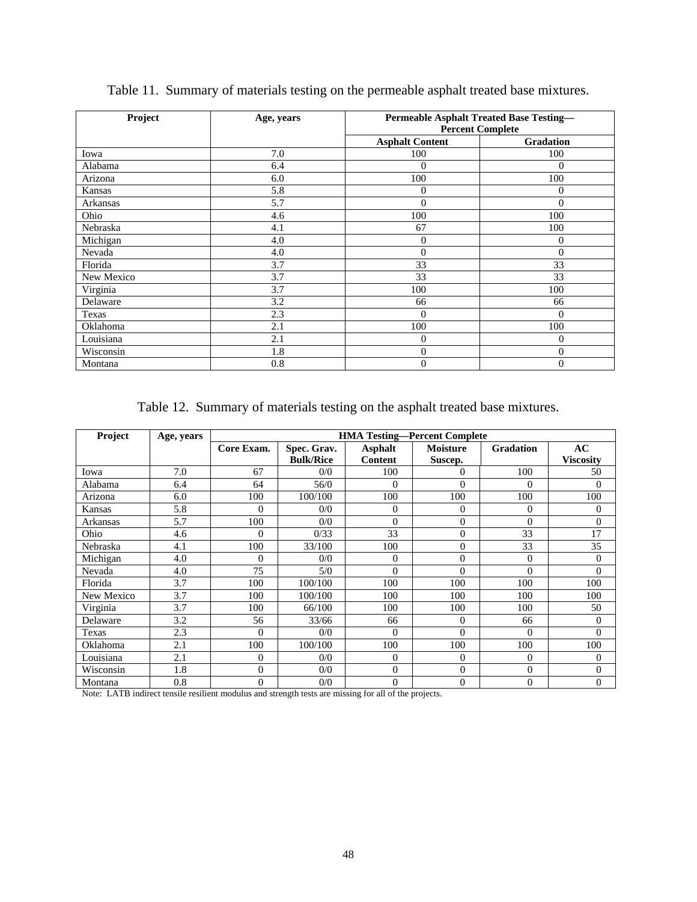Table 11. Summary of materials testing on the permeable asphalt treated base mixtures.

| Project | Age, years | Permeable Asphalt Treated Base Testing—Percent Complete | |
|---|---|---|---|
| | | Asphalt Content | Gradation |
| Iowa | 7.0 | 100 | 100 |
| Alabama | 6.4 | 0 | 0 |
| Arizona | 6.0 | 100 | 100 |
| Kansas | 5.8 | 0 | 0 |
| Arkansas | 5.7 | 0 | 0 |
| Ohio | 4.6 | 100 | 100 |
| Nebraska | 4.1 | 67 | 100 |
| Michigan | 4.0 | 0 | 0 |
| Nevada | 4.0 | 0 | 0 |
| Florida | 3.7 | 33 | 33 |
| New Mexico | 3.7 | 33 | 33 |
| Virginia | 3.7 | 100 | 100 |
| Delaware | 3.2 | 66 | 66 |
| Texas | 2.3 | 0 | 0 |
| Oklahoma | 2.1 | 100 | 100 |
| Louisiana | 2.1 | 0 | 0 |
| Wisconsin | 1.8 | 0 | 0 |
| Montana | 0.8 | 0 | 0 |

Table 12. Summary of materials testing on the asphalt treated base mixtures.

| Project | Age, years | HMA Testing—Percent Complete | | | | | |
|---|---|---|---|---|---|---|---|
| | | Core Exam. | Spec. Grav. Bulk/Rice | Asphalt Content | Moisture Suscep. | Gradation | AC Viscosity |
| Iowa | 7.0 | 67 | 0/0 | 100 | 0 | 100 | 50 |
| Alabama | 6.4 | 64 | 56/0 | 0 | 0 | 0 | 0 |
| Arizona | 6.0 | 100 | 100/100 | 100 | 100 | 100 | 100 |
| Kansas | 5.8 | 0 | 0/0 | 0 | 0 | 0 | 0 |
| Arkansas | 5.7 | 100 | 0/0 | 0 | 0 | 0 | 0 |
| Ohio | 4.6 | 0 | 0/33 | 33 | 0 | 33 | 17 |
| Nebraska | 4.1 | 100 | 33/100 | 100 | 0 | 33 | 35 |
| Michigan | 4.0 | 0 | 0/0 | 0 | 0 | 0 | 0 |
| Nevada | 4.0 | 75 | 5/0 | 0 | 0 | 0 | 0 |
| Florida | 3.7 | 100 | 100/100 | 100 | 100 | 100 | 100 |
| New Mexico | 3.7 | 100 | 100/100 | 100 | 100 | 100 | 100 |
| Virginia | 3.7 | 100 | 66/100 | 100 | 100 | 100 | 50 |
| Delaware | 3.2 | 56 | 33/66 | 66 | 0 | 66 | 0 |
| Texas | 2.3 | 0 | 0/0 | 0 | 0 | 0 | 0 |
| Oklahoma | 2.1 | 100 | 100/100 | 100 | 100 | 100 | 100 |
| Louisiana | 2.1 | 0 | 0/0 | 0 | 0 | 0 | 0 |
| Wisconsin | 1.8 | 0 | 0/0 | 0 | 0 | 0 | 0 |
| Montana | 0.8 | 0 | 0/0 | 0 | 0 | 0 | 0 |

Note: LATB indirect tensile resilient modulus and strength tests are missing for all of the projects.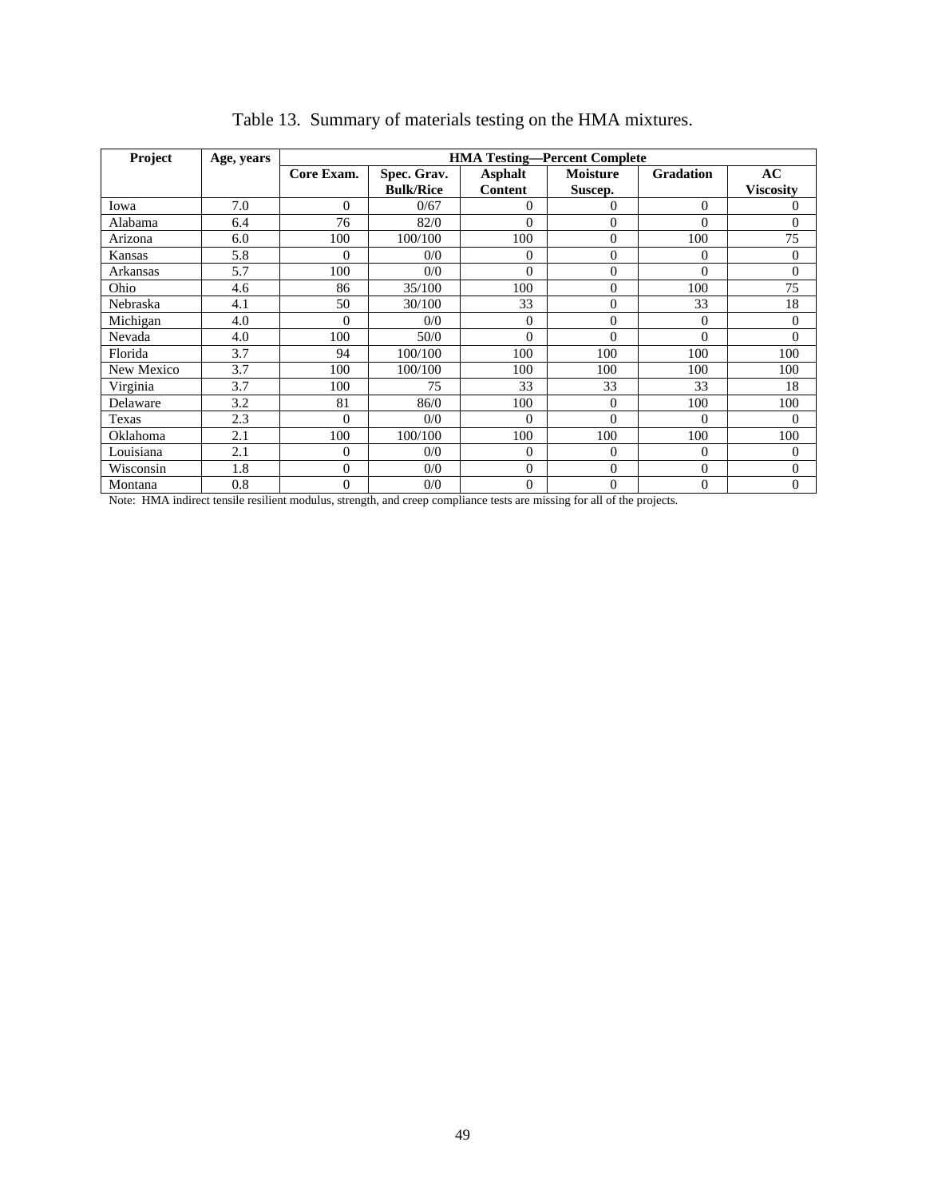Table 13. Summary of materials testing on the HMA mixtures.

| Project | Age, years | HMA Testing—Percent Complete | | | | | |
|---|---|---|---|---|---|---|---|
| | | Core Exam. | Spec. Grav. Bulk/Rice | Asphalt Content | Moisture Suscep. | Gradation | AC Viscosity |
| Iowa | 7.0 | 0 | 0/67 | 0 | 0 | 0 | 0 |
| Alabama | 6.4 | 76 | 82/0 | 0 | 0 | 0 | 0 |
| Arizona | 6.0 | 100 | 100/100 | 100 | 0 | 100 | 75 |
| Kansas | 5.8 | 0 | 0/0 | 0 | 0 | 0 | 0 |
| Arkansas | 5.7 | 100 | 0/0 | 0 | 0 | 0 | 0 |
| Ohio | 4.6 | 86 | 35/100 | 100 | 0 | 100 | 75 |
| Nebraska | 4.1 | 50 | 30/100 | 33 | 0 | 33 | 18 |
| Michigan | 4.0 | 0 | 0/0 | 0 | 0 | 0 | 0 |
| Nevada | 4.0 | 100 | 50/0 | 0 | 0 | 0 | 0 |
| Florida | 3.7 | 94 | 100/100 | 100 | 100 | 100 | 100 |
| New Mexico | 3.7 | 100 | 100/100 | 100 | 100 | 100 | 100 |
| Virginia | 3.7 | 100 | 75 | 33 | 33 | 33 | 18 |
| Delaware | 3.2 | 81 | 86/0 | 100 | 0 | 100 | 100 |
| Texas | 2.3 | 0 | 0/0 | 0 | 0 | 0 | 0 |
| Oklahoma | 2.1 | 100 | 100/100 | 100 | 100 | 100 | 100 |
| Louisiana | 2.1 | 0 | 0/0 | 0 | 0 | 0 | 0 |
| Wisconsin | 1.8 | 0 | 0/0 | 0 | 0 | 0 | 0 |
| Montana | 0.8 | 0 | 0/0 | 0 | 0 | 0 | 0 |

Note: HMA indirect tensile resilient modulus, strength, and creep compliance tests are missing for all of the projects.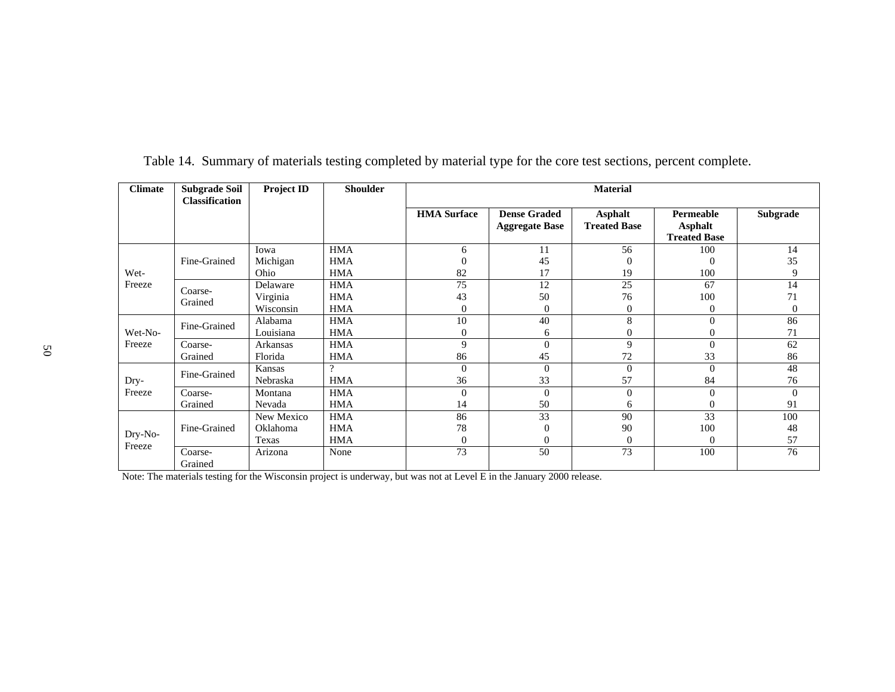Table 14. Summary of materials testing completed by material type for the core test sections, percent complete.

| Climate | Subgrade Soil Classification | Project ID | Shoulder | Material | | | | |
|---|---|---|---|---|---|---|---|---|
| | | | | HMA Surface | Dense Graded Aggregate Base | Asphalt Treated Base | Permeable Asphalt Treated Base | Subgrade |
| Wet-Freeze | Fine-Grained | Iowa | HMA | 6 | 11 | 56 | 100 | 14 |
| | | Michigan | HMA | 0 | 45 | 0 | 0 | 35 |
| | | Ohio | HMA | 82 | 17 | 19 | 100 | 9 |
| | Coarse-Grained | Delaware | HMA | 75 | 12 | 25 | 67 | 14 |
| | | Virginia | HMA | 43 | 50 | 76 | 100 | 71 |
| | | Wisconsin | HMA | 0 | 0 | 0 | 0 | 0 |
| Wet-No-Freeze | Fine-Grained | Alabama | HMA | 10 | 40 | 8 | 0 | 86 |
| | | Louisiana | HMA | 0 | 6 | 0 | 0 | 71 |
| | Coarse-Grained | Arkansas | HMA | 9 | 0 | 9 | 0 | 62 |
| | | Florida | HMA | 86 | 45 | 72 | 33 | 86 |
| Dry-Freeze | Fine-Grained | Kansas | ? | 0 | 0 | 0 | 0 | 48 |
| | | Nebraska | HMA | 36 | 33 | 57 | 84 | 76 |
| | Coarse-Grained | Montana | HMA | 0 | 0 | 0 | 0 | 0 |
| | | Nevada | HMA | 14 | 50 | 6 | 0 | 91 |
| Dry-No-Freeze | Fine-Grained | New Mexico | HMA | 86 | 33 | 90 | 33 | 100 |
| | | Oklahoma | HMA | 78 | 0 | 90 | 100 | 48 |
| | | Texas | HMA | 0 | 0 | 0 | 0 | 57 |
| | Coarse-Grained | Arizona | None | 73 | 50 | 73 | 100 | 76 |

Note: The materials testing for the Wisconsin project is underway, but was not at Level E in the January 2000 release.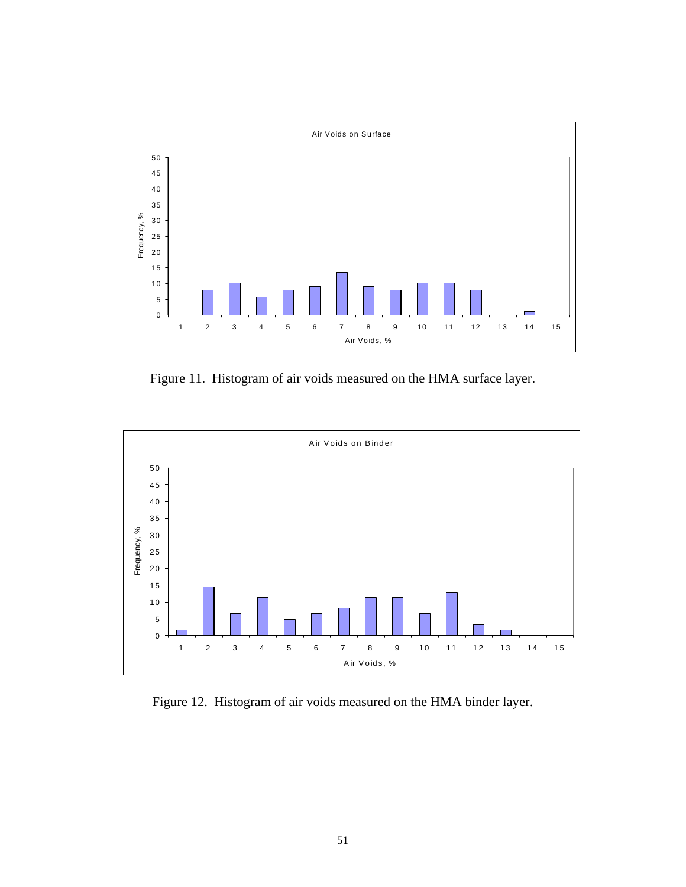Figure 11. Histogram of air voids measured on the HMA surface layer.

Figure 12. Histogram of air voids measured on the HMA binder layer.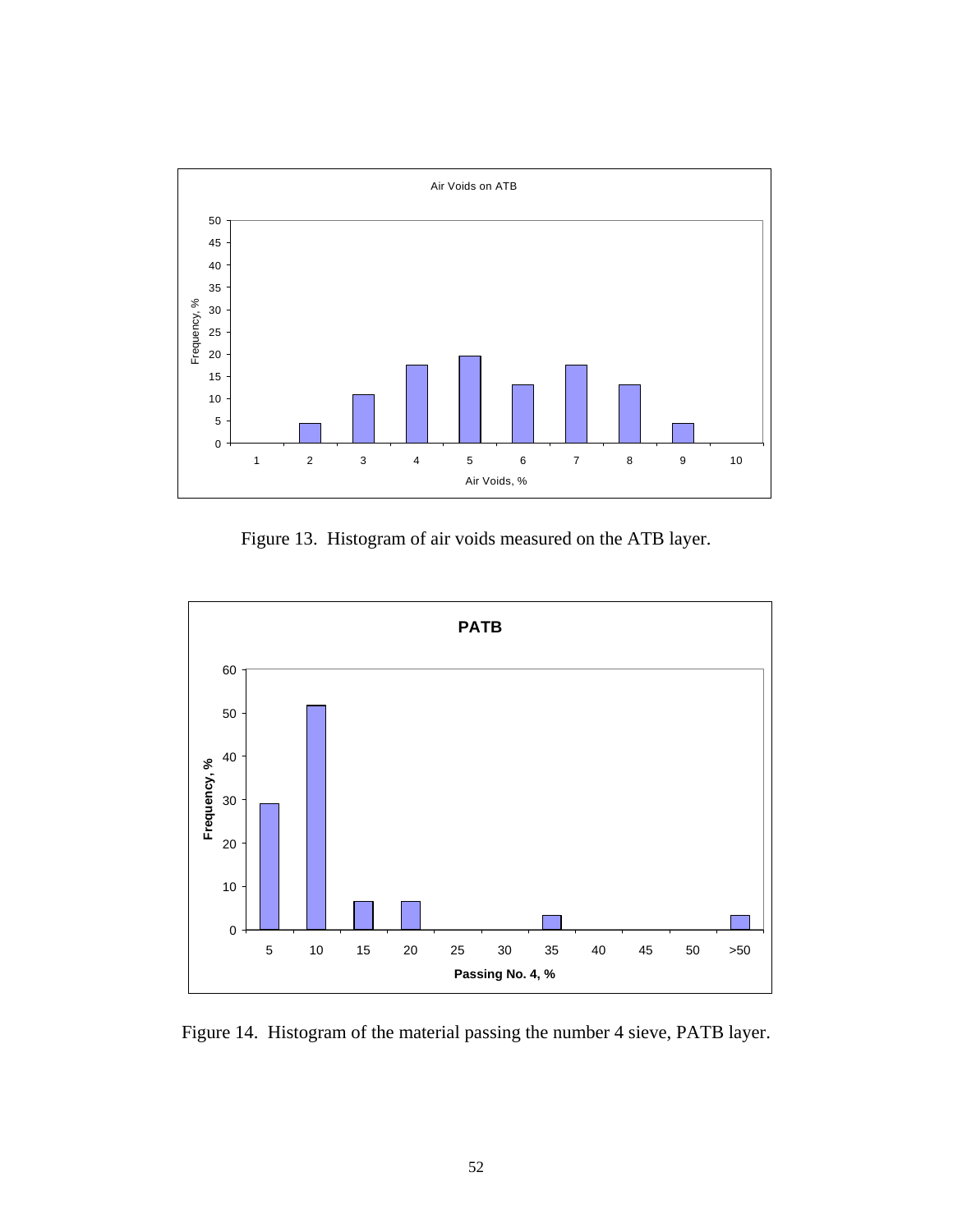Figure 13. Histogram of air voids measured on the ATB layer.

Figure 14. Histogram of the material passing the number 4 sieve, PATB layer.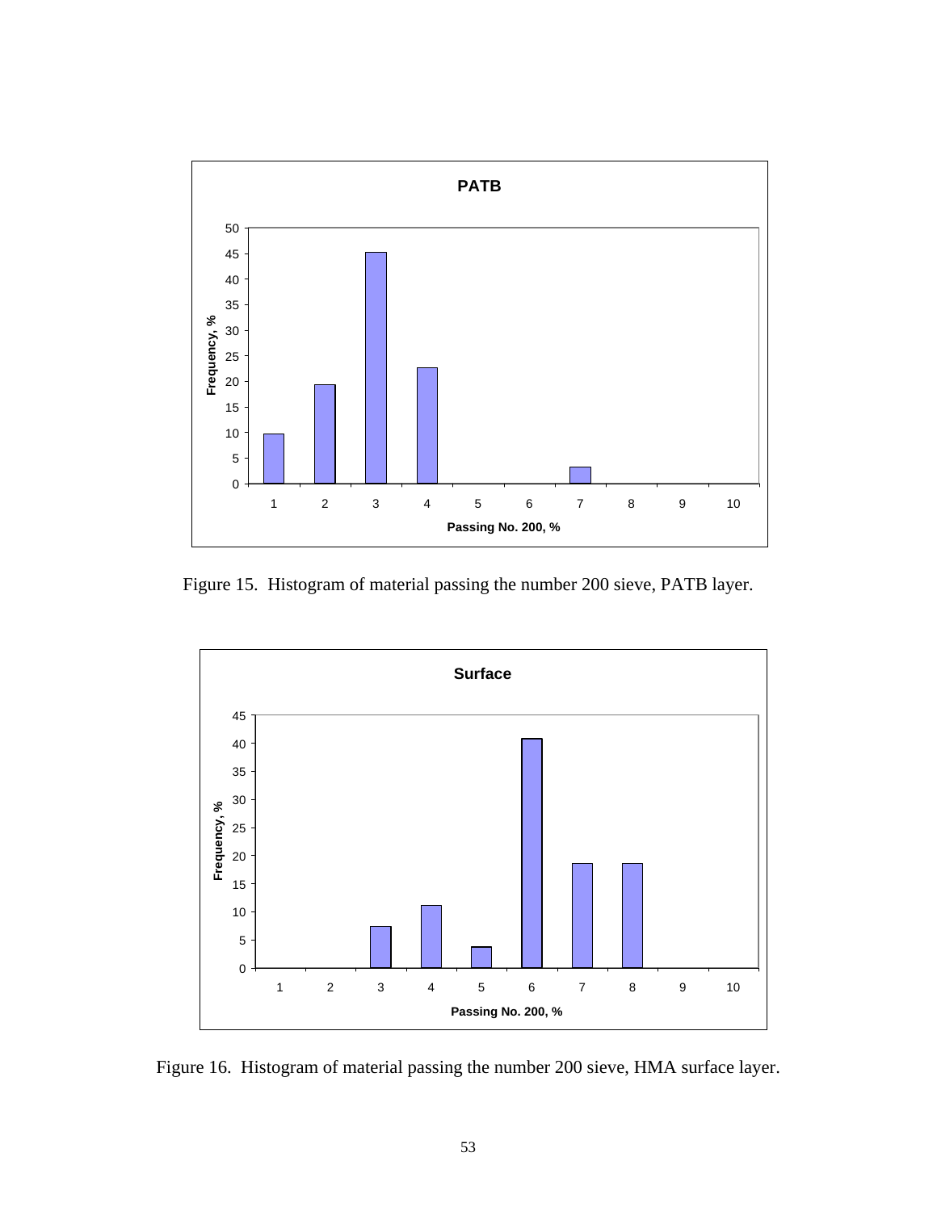Figure 15. Histogram of material passing the number 200 sieve, PATB layer.

Figure 16. Histogram of material passing the number 200 sieve, HMA surface layer.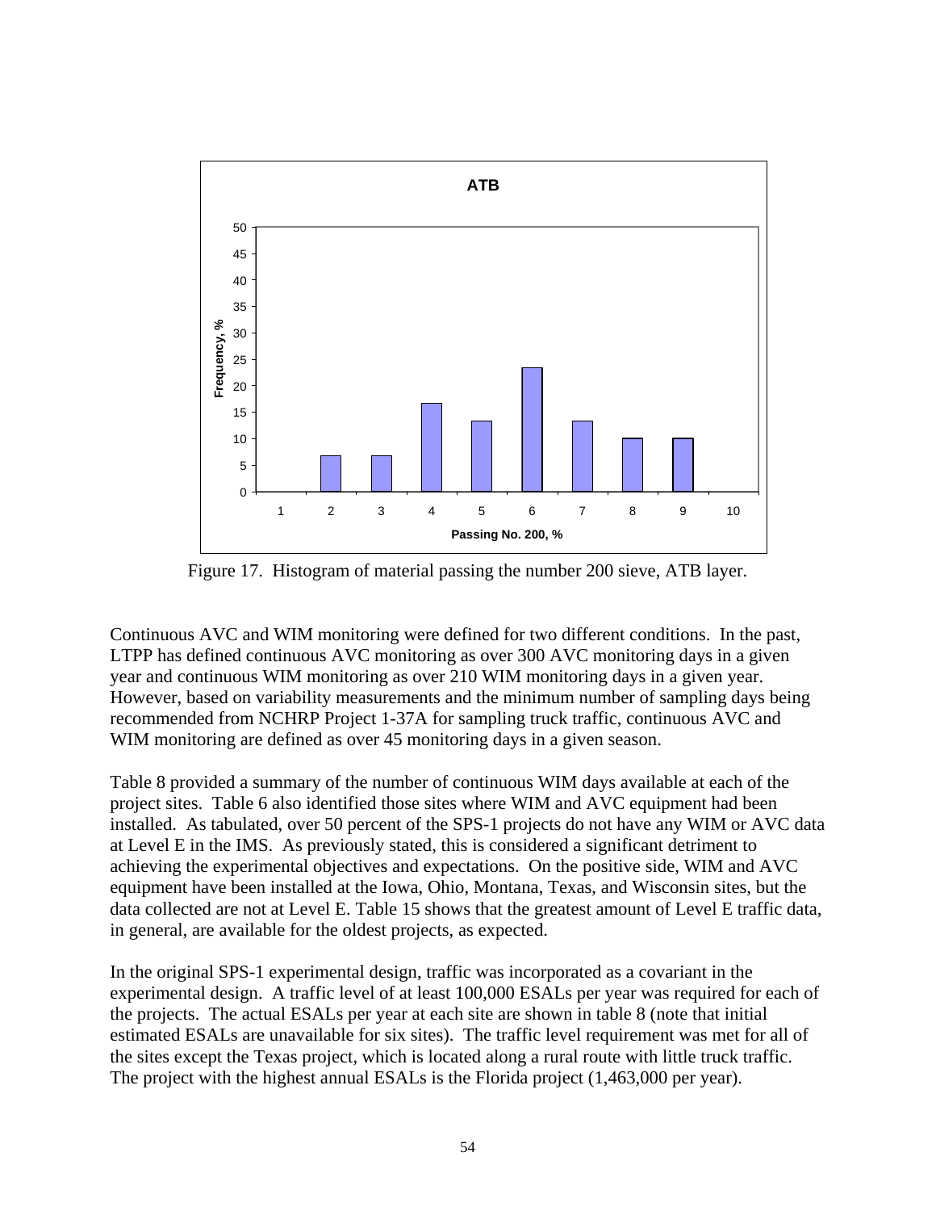Figure 17. Histogram of material passing the number 200 sieve, ATB layer.

Continuous AVC and WIM monitoring were defined for two different conditions. In the past, LTPP has defined continuous AVC monitoring as over 300 AVC monitoring days in a given year and continuous WIM monitoring as over 210 WIM monitoring days in a given year. However, based on variability measurements and the minimum number of sampling days being recommended from NCHRP Project 1-37A for sampling truck traffic, continuous AVC and WIM monitoring are defined as over 45 monitoring days in a given season.

Table 8 provided a summary of the number of continuous WIM days available at each of the project sites. Table 6 also identified those sites where WIM and AVC equipment had been installed. As tabulated, over 50 percent of the SPS-1 projects do not have any WIM or AVC data at Level E in the IMS. As previously stated, this is considered a significant detriment to achieving the experimental objectives and expectations. On the positive side, WIM and AVC equipment have been installed at the Iowa, Ohio, Montana, Texas, and Wisconsin sites, but the data collected are not at Level E. Table 15 shows that the greatest amount of Level E traffic data, in general, are available for the oldest projects, as expected.

In the original SPS-1 experimental design, traffic was incorporated as a covariant in the experimental design. A traffic level of at least 100,000 ESALs per year was required for each of the projects. The actual ESALs per year at each site are shown in table 8 (note that initial estimated ESALs are unavailable for six sites). The traffic level requirement was met for all of the sites except the Texas project, which is located along a rural route with little truck traffic. The project with the highest annual ESALs is the Florida project (1,463,000 per year).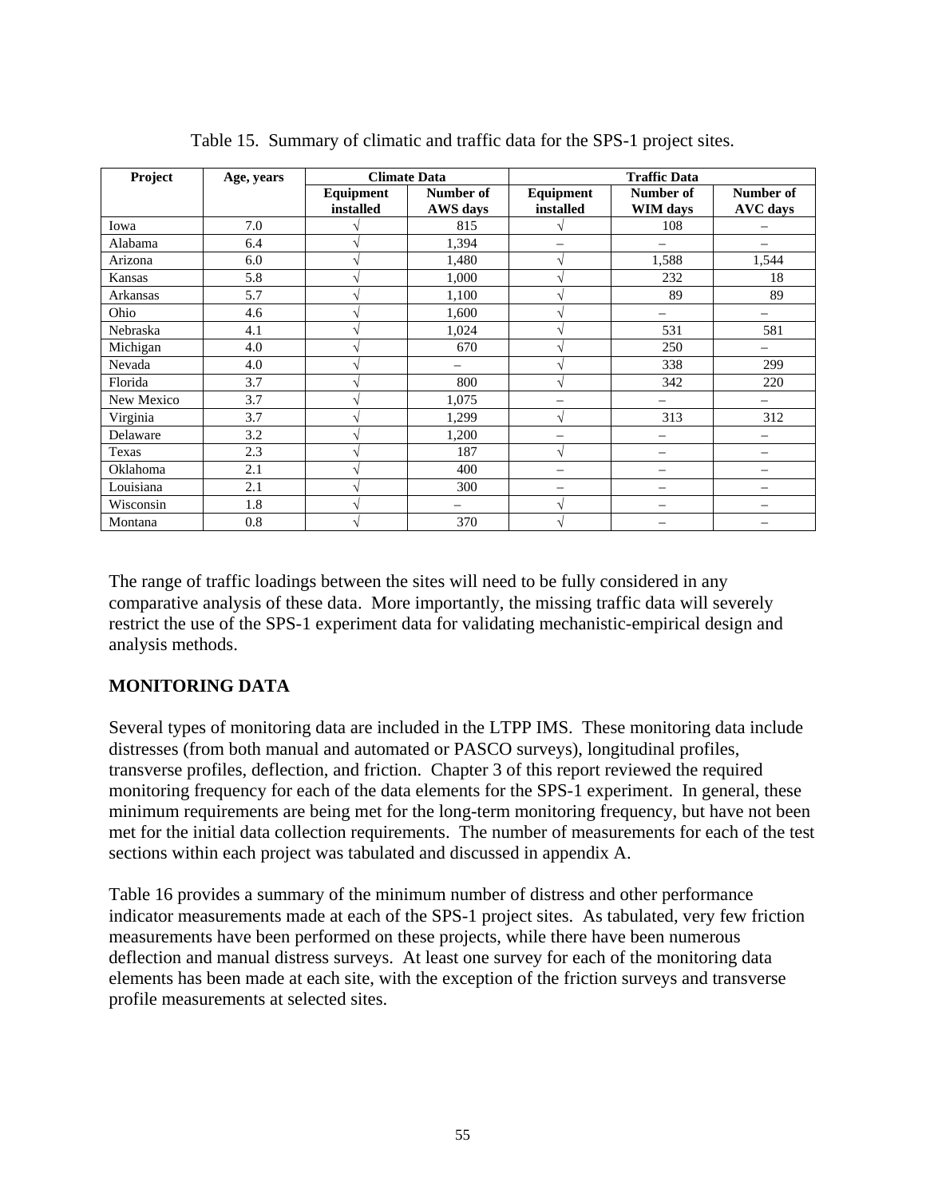Table 15. Summary of climatic and traffic data for the SPS-1 project sites.

| Project | Age, years | Climate Data | | Traffic Data | | |
|---|---|---|---|---|---|---|
| | | Equipment installed | Number of AWS days | Equipment installed | Number of WIM days | Number of AVC days |
| Iowa | 7.0 | √ | 815 | √ | 108 | – |
| Alabama | 6.4 | √ | 1,394 | – | – | – |
| Arizona | 6.0 | √ | 1,480 | √ | 1,588 | 1,544 |
| Kansas | 5.8 | √ | 1,000 | √ | 232 | 18 |
| Arkansas | 5.7 | √ | 1,100 | √ | 89 | 89 |
| Ohio | 4.6 | √ | 1,600 | √ | – | – |
| Nebraska | 4.1 | √ | 1,024 | √ | 531 | 581 |
| Michigan | 4.0 | √ | 670 | √ | 250 | – |
| Nevada | 4.0 | √ | – | √ | 338 | 299 |
| Florida | 3.7 | √ | 800 | √ | 342 | 220 |
| New Mexico | 3.7 | √ | 1,075 | – | – | – |
| Virginia | 3.7 | √ | 1,299 | √ | 313 | 312 |
| Delaware | 3.2 | √ | 1,200 | – | – | – |
| Texas | 2.3 | √ | 187 | √ | – | – |
| Oklahoma | 2.1 | √ | 400 | – | – | – |
| Louisiana | 2.1 | √ | 300 | – | – | – |
| Wisconsin | 1.8 | √ | – | √ | – | – |
| Montana | 0.8 | √ | 370 | √ | – | – |

The range of traffic loadings between the sites will need to be fully considered in any comparative analysis of these data. More importantly, the missing traffic data will severely restrict the use of the SPS-1 experiment data for validating mechanistic-empirical design and analysis methods.

## MONITORING DATA

Several types of monitoring data are included in the LTPP IMS. These monitoring data include distresses (from both manual and automated or PASCO surveys), longitudinal profiles, transverse profiles, deflection, and friction. Chapter 3 of this report reviewed the required monitoring frequency for each of the data elements for the SPS-1 experiment. In general, these minimum requirements are being met for the long-term monitoring frequency, but have not been met for the initial data collection requirements. The number of measurements for each of the test sections within each project was tabulated and discussed in appendix A.

Table 16 provides a summary of the minimum number of distress and other performance indicator measurements made at each of the SPS-1 project sites. As tabulated, very few friction measurements have been performed on these projects, while there have been numerous deflection and manual distress surveys. At least one survey for each of the monitoring data elements has been made at each site, with the exception of the friction surveys and transverse profile measurements at selected sites.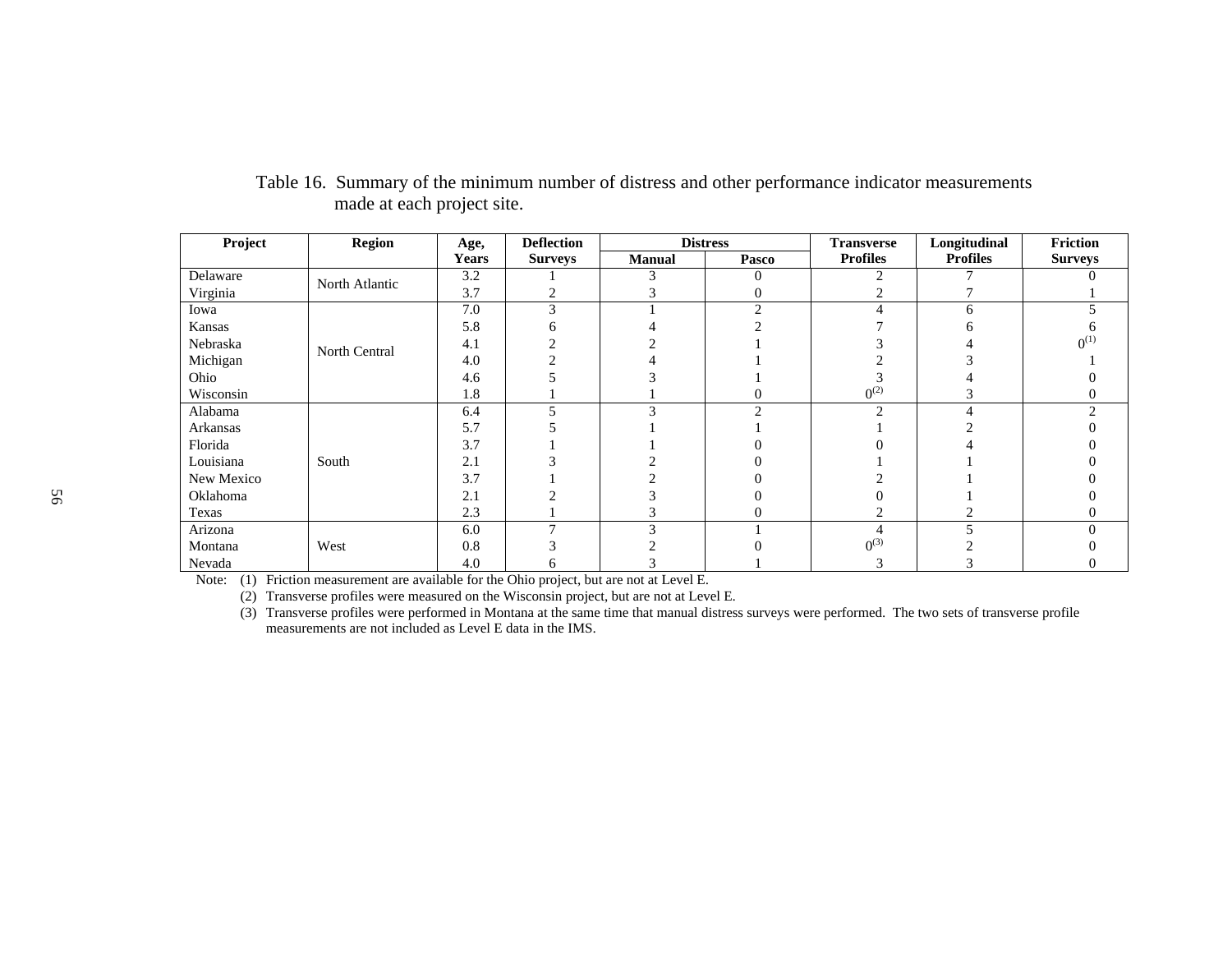Table 16. Summary of the minimum number of distress and other performance indicator measurements made at each project site.

| Project | Region | Age, Years | Deflection Surveys | Distress | | Transverse Profiles | Longitudinal Profiles | Friction Surveys |
|---|---|---|---|---|---|---|---|---|
| | | | | Manual | Pasco | | | |
| Delaware | North Atlantic | 3.2 | 1 | 3 | 0 | 2 | 7 | 0 |
| Virginia | North Atlantic | 3.7 | 2 | 3 | 0 | 2 | 7 | 1 |
| Iowa | North Central | 7.0 | 3 | 1 | 2 | 4 | 6 | 5 |
| Kansas | North Central | 5.8 | 6 | 4 | 2 | 7 | 6 | 6 |
| Nebraska | North Central | 4.1 | 2 | 2 | 1 | 3 | 4 | 0(1) |
| Michigan | North Central | 4.0 | 2 | 4 | 1 | 2 | 3 | 1 |
| Ohio | North Central | 4.6 | 5 | 3 | 1 | 3 | 4 | 0 |
| Wisconsin | North Central | 1.8 | 1 | 1 | 0 | 0(2) | 3 | 0 |
| Alabama | South | 6.4 | 5 | 3 | 2 | 2 | 4 | 2 |
| Arkansas | South | 5.7 | 5 | 1 | 1 | 1 | 2 | 0 |
| Florida | South | 3.7 | 1 | 1 | 0 | 0 | 4 | 0 |
| Louisiana | South | 2.1 | 3 | 2 | 0 | 1 | 1 | 0 |
| New Mexico | South | 3.7 | 1 | 2 | 0 | 2 | 1 | 0 |
| Oklahoma | South | 2.1 | 2 | 3 | 0 | 0 | 1 | 0 |
| Texas | South | 2.3 | 1 | 3 | 0 | 2 | 2 | 0 |
| Arizona | West | 6.0 | 7 | 3 | 1 | 4 | 5 | 0 |
| Montana | West | 0.8 | 3 | 2 | 0 | 0(3) | 2 | 0 |
| Nevada | West | 4.0 | 6 | 3 | 1 | 3 | 3 | 0 |

Note: (1) Friction measurement are available for the Ohio project, but are not at Level E.
(2) Transverse profiles were measured on the Wisconsin project, but are not at Level E.
(3) Transverse profiles were performed in Montana at the same time that manual distress surveys were performed. The two sets of transverse profile measurements are not included as Level E data in the IMS.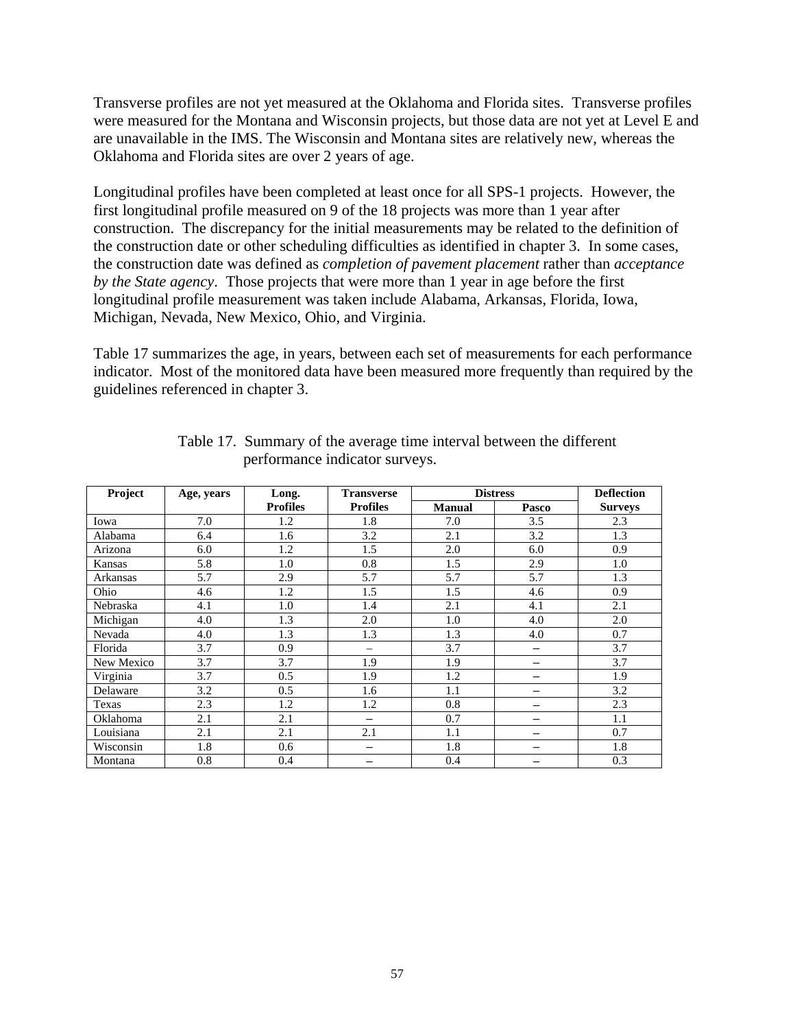Transverse profiles are not yet measured at the Oklahoma and Florida sites. Transverse profiles were measured for the Montana and Wisconsin projects, but those data are not yet at Level E and are unavailable in the IMS. The Wisconsin and Montana sites are relatively new, whereas the Oklahoma and Florida sites are over 2 years of age.

Longitudinal profiles have been completed at least once for all SPS-1 projects. However, the first longitudinal profile measured on 9 of the 18 projects was more than 1 year after construction. The discrepancy for the initial measurements may be related to the definition of the construction date or other scheduling difficulties as identified in chapter 3. In some cases, the construction date was defined as *completion of pavement placement* rather than *acceptance by the State agency*. Those projects that were more than 1 year in age before the first longitudinal profile measurement was taken include Alabama, Arkansas, Florida, Iowa, Michigan, Nevada, New Mexico, Ohio, and Virginia.

Table 17 summarizes the age, in years, between each set of measurements for each performance indicator. Most of the monitored data have been measured more frequently than required by the guidelines referenced in chapter 3.

Table 17. Summary of the average time interval between the different performance indicator surveys.

| Project | Age, years | Long. Profiles | Transverse Profiles | Distress | | Deflection Surveys |
|---|---|---|---|---|---|---|
| | | | | Manual | Pasco | |
| Iowa | 7.0 | 1.2 | 1.8 | 7.0 | 3.5 | 2.3 |
| Alabama | 6.4 | 1.6 | 3.2 | 2.1 | 3.2 | 1.3 |
| Arizona | 6.0 | 1.2 | 1.5 | 2.0 | 6.0 | 0.9 |
| Kansas | 5.8 | 1.0 | 0.8 | 1.5 | 2.9 | 1.0 |
| Arkansas | 5.7 | 2.9 | 5.7 | 5.7 | 5.7 | 1.3 |
| Ohio | 4.6 | 1.2 | 1.5 | 1.5 | 4.6 | 0.9 |
| Nebraska | 4.1 | 1.0 | 1.4 | 2.1 | 4.1 | 2.1 |
| Michigan | 4.0 | 1.3 | 2.0 | 1.0 | 4.0 | 2.0 |
| Nevada | 4.0 | 1.3 | 1.3 | 1.3 | 4.0 | 0.7 |
| Florida | 3.7 | 0.9 | – | 3.7 | – | 3.7 |
| New Mexico | 3.7 | 3.7 | 1.9 | 1.9 | – | 3.7 |
| Virginia | 3.7 | 0.5 | 1.9 | 1.2 | – | 1.9 |
| Delaware | 3.2 | 0.5 | 1.6 | 1.1 | – | 3.2 |
| Texas | 2.3 | 1.2 | 1.2 | 0.8 | – | 2.3 |
| Oklahoma | 2.1 | 2.1 | – | 0.7 | – | 1.1 |
| Louisiana | 2.1 | 2.1 | 2.1 | 1.1 | – | 0.7 |
| Wisconsin | 1.8 | 0.6 | – | 1.8 | – | 1.8 |
| Montana | 0.8 | 0.4 | – | 0.4 | – | 0.3 |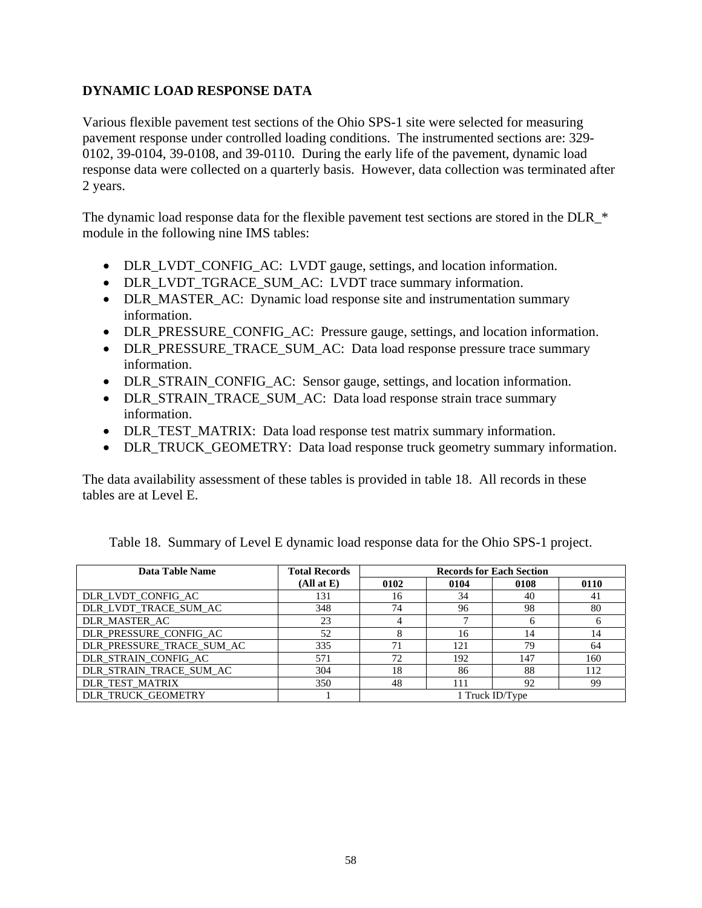## DYNAMIC LOAD RESPONSE DATA

Various flexible pavement test sections of the Ohio SPS-1 site were selected for measuring pavement response under controlled loading conditions. The instrumented sections are: 329-0102, 39-0104, 39-0108, and 39-0110. During the early life of the pavement, dynamic load response data were collected on a quarterly basis. However, data collection was terminated after 2 years.

The dynamic load response data for the flexible pavement test sections are stored in the DLR_* module in the following nine IMS tables:

- DLR_LVDT_CONFIG_AC: LVDT gauge, settings, and location information.
- DLR_LVDT_TGRACE_SUM_AC: LVDT trace summary information.
- DLR_MASTER_AC: Dynamic load response site and instrumentation summary information.
- DLR_PRESSURE_CONFIG_AC: Pressure gauge, settings, and location information.
- DLR_PRESSURE_TRACE_SUM_AC: Data load response pressure trace summary information.
- DLR_STRAIN_CONFIG_AC: Sensor gauge, settings, and location information.
- DLR_STRAIN_TRACE_SUM_AC: Data load response strain trace summary information.
- DLR_TEST_MATRIX: Data load response test matrix summary information.
- DLR_TRUCK_GEOMETRY: Data load response truck geometry summary information.

The data availability assessment of these tables is provided in table 18. All records in these tables are at Level E.

Table 18. Summary of Level E dynamic load response data for the Ohio SPS-1 project.

| Data Table Name | Total Records (All at E) | Records for Each Section | | | |
|---|---|---|---|---|---|
| | | 0102 | 0104 | 0108 | 0110 |
| DLR_LVDT_CONFIG_AC | 131 | 16 | 34 | 40 | 41 |
| DLR_LVDT_TRACE_SUM_AC | 348 | 74 | 96 | 98 | 80 |
| DLR_MASTER_AC | 23 | 4 | 7 | 6 | 6 |
| DLR_PRESSURE_CONFIG_AC | 52 | 8 | 16 | 14 | 14 |
| DLR_PRESSURE_TRACE_SUM_AC | 335 | 71 | 121 | 79 | 64 |
| DLR_STRAIN_CONFIG_AC | 571 | 72 | 192 | 147 | 160 |
| DLR_STRAIN_TRACE_SUM_AC | 304 | 18 | 86 | 88 | 112 |
| DLR_TEST_MATRIX | 350 | 48 | 111 | 92 | 99 |
| DLR_TRUCK_GEOMETRY | 1 | 1 Truck ID/Type | | | |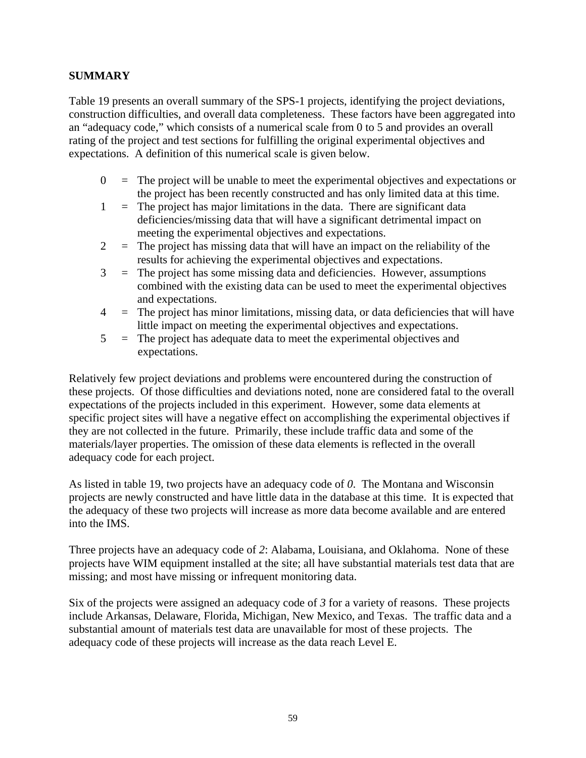## SUMMARY

Table 19 presents an overall summary of the SPS-1 projects, identifying the project deviations, construction difficulties, and overall data completeness. These factors have been aggregated into an "adequacy code," which consists of a numerical scale from 0 to 5 and provides an overall rating of the project and test sections for fulfilling the original experimental objectives and expectations. A definition of this numerical scale is given below.

- 0 = The project will be unable to meet the experimental objectives and expectations or the project has been recently constructed and has only limited data at this time.
- 1 = The project has major limitations in the data. There are significant data deficiencies/missing data that will have a significant detrimental impact on meeting the experimental objectives and expectations.
- 2 = The project has missing data that will have an impact on the reliability of the results for achieving the experimental objectives and expectations.
- 3 = The project has some missing data and deficiencies. However, assumptions combined with the existing data can be used to meet the experimental objectives and expectations.
- 4 = The project has minor limitations, missing data, or data deficiencies that will have little impact on meeting the experimental objectives and expectations.
- 5 = The project has adequate data to meet the experimental objectives and expectations.

Relatively few project deviations and problems were encountered during the construction of these projects. Of those difficulties and deviations noted, none are considered fatal to the overall expectations of the projects included in this experiment. However, some data elements at specific project sites will have a negative effect on accomplishing the experimental objectives if they are not collected in the future. Primarily, these include traffic data and some of the materials/layer properties. The omission of these data elements is reflected in the overall adequacy code for each project.

As listed in table 19, two projects have an adequacy code of *0*. The Montana and Wisconsin projects are newly constructed and have little data in the database at this time. It is expected that the adequacy of these two projects will increase as more data become available and are entered into the IMS.

Three projects have an adequacy code of *2*: Alabama, Louisiana, and Oklahoma. None of these projects have WIM equipment installed at the site; all have substantial materials test data that are missing; and most have missing or infrequent monitoring data.

Six of the projects were assigned an adequacy code of *3* for a variety of reasons. These projects include Arkansas, Delaware, Florida, Michigan, New Mexico, and Texas. The traffic data and a substantial amount of materials test data are unavailable for most of these projects. The adequacy code of these projects will increase as the data reach Level E.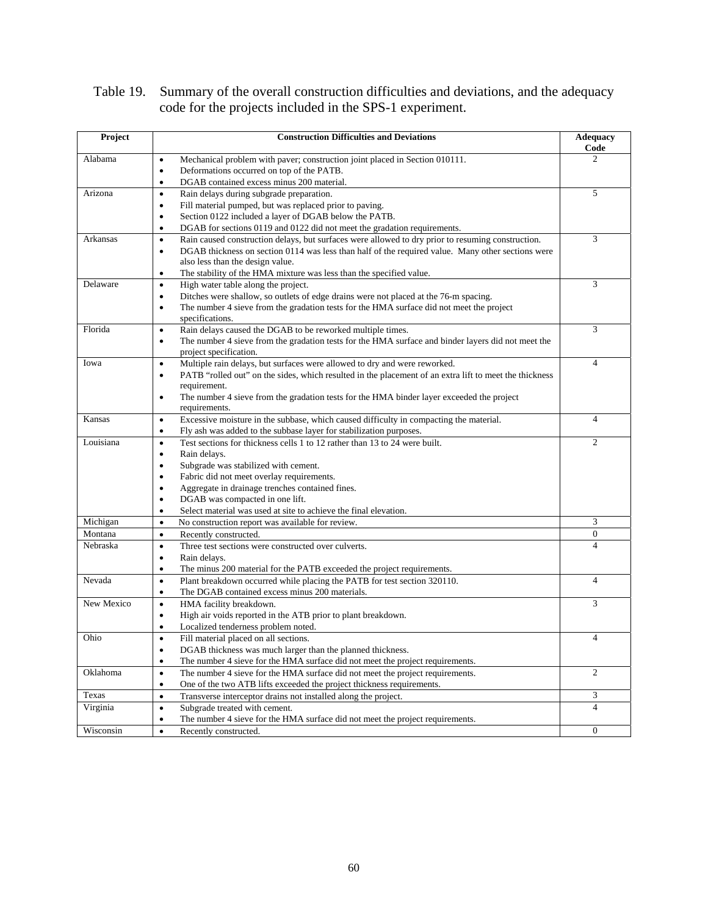Table 19. Summary of the overall construction difficulties and deviations, and the adequacy code for the projects included in the SPS-1 experiment.

| Project | Construction Difficulties and Deviations | Adequacy Code |
|---|---|---|
| Alabama | • Mechanical problem with paver; construction joint placed in Section 010111.<br>• Deformations occurred on top of the PATB.<br>• DGAB contained excess minus 200 material. | 2 |
| Arizona | • Rain delays during subgrade preparation.<br>• Fill material pumped, but was replaced prior to paving.<br>• Section 0122 included a layer of DGAB below the PATB.<br>• DGAB for sections 0119 and 0122 did not meet the gradation requirements. | 5 |
| Arkansas | • Rain caused construction delays, but surfaces were allowed to dry prior to resuming construction.<br>• DGAB thickness on section 0114 was less than half of the required value. Many other sections were also less than the design value.<br>• The stability of the HMA mixture was less than the specified value. | 3 |
| Delaware | • High water table along the project.<br>• Ditches were shallow, so outlets of edge drains were not placed at the 76-m spacing.<br>• The number 4 sieve from the gradation tests for the HMA surface did not meet the project specifications. | 3 |
| Florida | • Rain delays caused the DGAB to be reworked multiple times.<br>• The number 4 sieve from the gradation tests for the HMA surface and binder layers did not meet the project specification. | 3 |
| Iowa | • Multiple rain delays, but surfaces were allowed to dry and were reworked.<br>• PATB "rolled out" on the sides, which resulted in the placement of an extra lift to meet the thickness requirement.<br>• The number 4 sieve from the gradation tests for the HMA binder layer exceeded the project requirements. | 4 |
| Kansas | • Excessive moisture in the subbase, which caused difficulty in compacting the material.<br>• Fly ash was added to the subbase layer for stabilization purposes. | 4 |
| Louisiana | • Test sections for thickness cells 1 to 12 rather than 13 to 24 were built.<br>• Rain delays.<br>• Subgrade was stabilized with cement.<br>• Fabric did not meet overlay requirements.<br>• Aggregate in drainage trenches contained fines.<br>• DGAB was compacted in one lift.<br>• Select material was used at site to achieve the final elevation. | 2 |
| Michigan | • No construction report was available for review. | 3 |
| Montana | • Recently constructed. | 0 |
| Nebraska | • Three test sections were constructed over culverts.<br>• Rain delays.<br>• The minus 200 material for the PATB exceeded the project requirements. | 4 |
| Nevada | • Plant breakdown occurred while placing the PATB for test section 320110.<br>• The DGAB contained excess minus 200 materials. | 4 |
| New Mexico | • HMA facility breakdown.<br>• High air voids reported in the ATB prior to plant breakdown.<br>• Localized tenderness problem noted. | 3 |
| Ohio | • Fill material placed on all sections.<br>• DGAB thickness was much larger than the planned thickness.<br>• The number 4 sieve for the HMA surface did not meet the project requirements. | 4 |
| Oklahoma | • The number 4 sieve for the HMA surface did not meet the project requirements.<br>• One of the two ATB lifts exceeded the project thickness requirements. | 2 |
| Texas | • Transverse interceptor drains not installed along the project. | 3 |
| Virginia | • Subgrade treated with cement.<br>• The number 4 sieve for the HMA surface did not meet the project requirements. | 4 |
| Wisconsin | • Recently constructed. | 0 |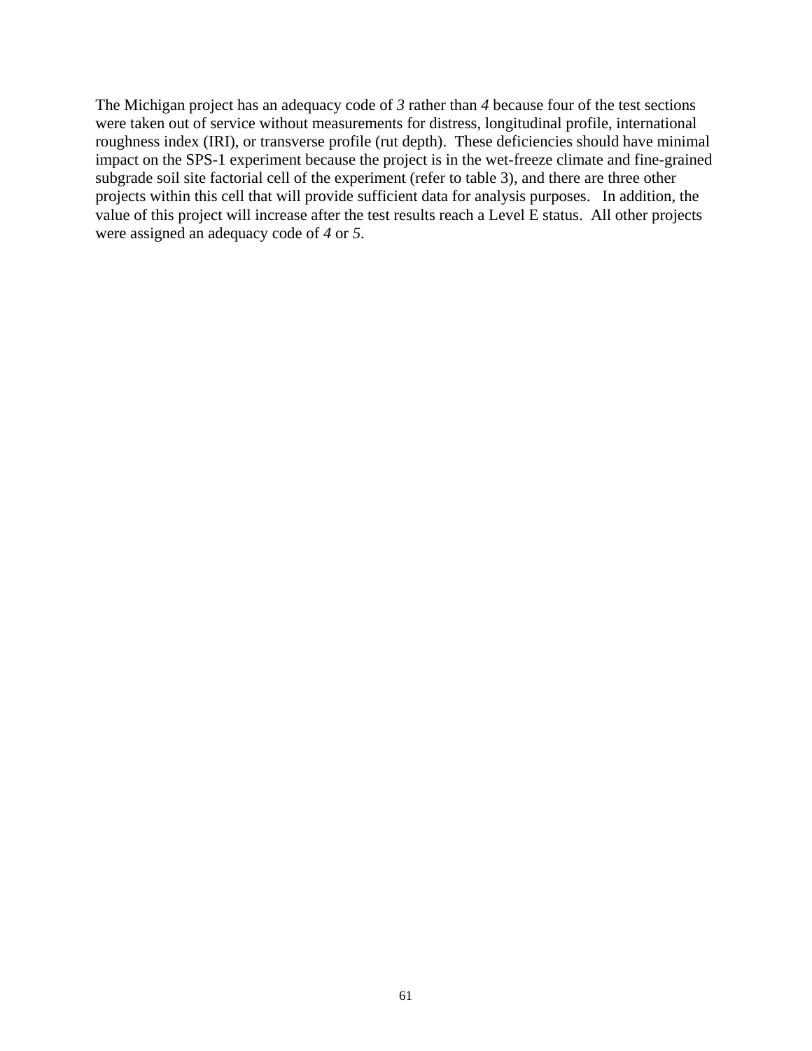The Michigan project has an adequacy code of *3* rather than *4* because four of the test sections were taken out of service without measurements for distress, longitudinal profile, international roughness index (IRI), or transverse profile (rut depth). These deficiencies should have minimal impact on the SPS-1 experiment because the project is in the wet-freeze climate and fine-grained subgrade soil site factorial cell of the experiment (refer to table 3), and there are three other projects within this cell that will provide sufficient data for analysis purposes. In addition, the value of this project will increase after the test results reach a Level E status. All other projects were assigned an adequacy code of *4* or *5*.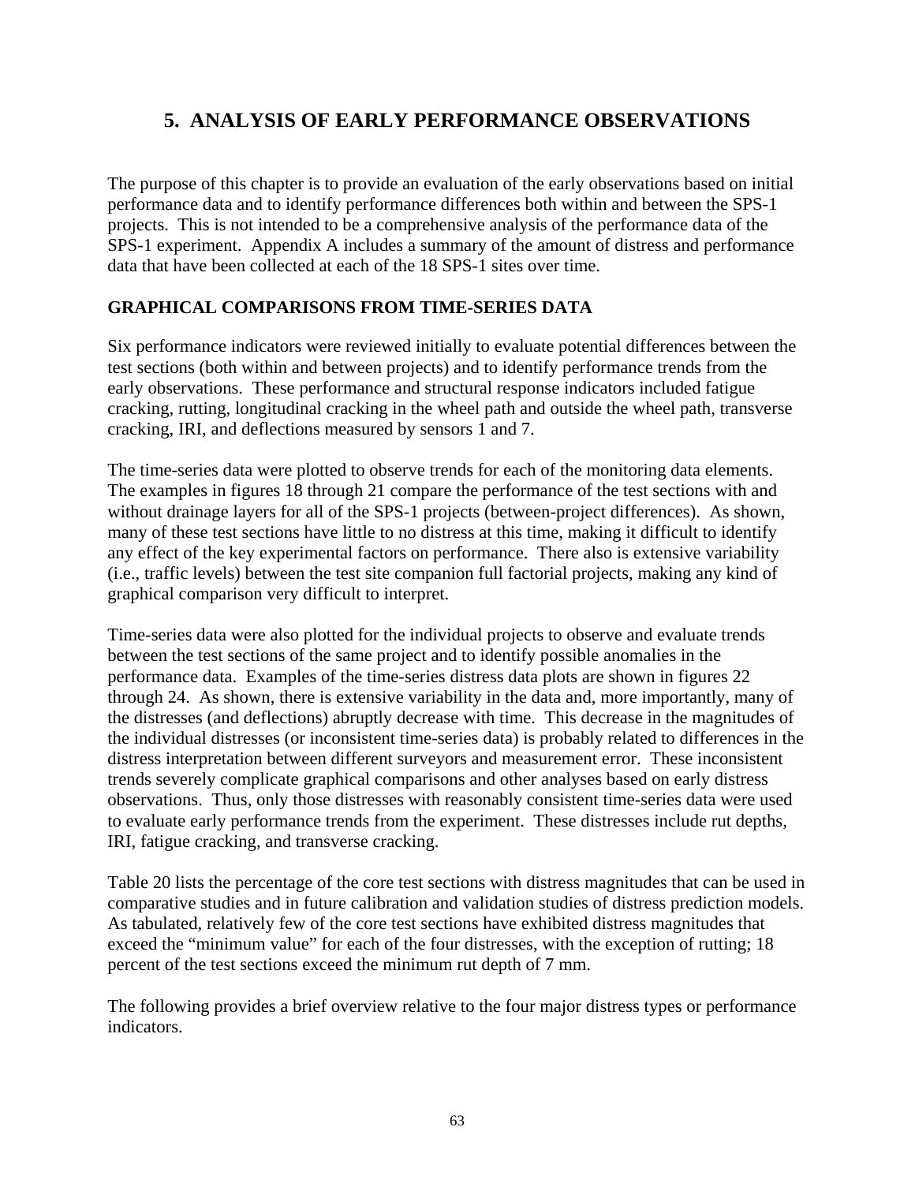# 5. ANALYSIS OF EARLY PERFORMANCE OBSERVATIONS

The purpose of this chapter is to provide an evaluation of the early observations based on initial performance data and to identify performance differences both within and between the SPS-1 projects. This is not intended to be a comprehensive analysis of the performance data of the SPS-1 experiment. Appendix A includes a summary of the amount of distress and performance data that have been collected at each of the 18 SPS-1 sites over time.

## GRAPHICAL COMPARISONS FROM TIME-SERIES DATA

Six performance indicators were reviewed initially to evaluate potential differences between the test sections (both within and between projects) and to identify performance trends from the early observations. These performance and structural response indicators included fatigue cracking, rutting, longitudinal cracking in the wheel path and outside the wheel path, transverse cracking, IRI, and deflections measured by sensors 1 and 7.

The time-series data were plotted to observe trends for each of the monitoring data elements. The examples in figures 18 through 21 compare the performance of the test sections with and without drainage layers for all of the SPS-1 projects (between-project differences). As shown, many of these test sections have little to no distress at this time, making it difficult to identify any effect of the key experimental factors on performance. There also is extensive variability (i.e., traffic levels) between the test site companion full factorial projects, making any kind of graphical comparison very difficult to interpret.

Time-series data were also plotted for the individual projects to observe and evaluate trends between the test sections of the same project and to identify possible anomalies in the performance data. Examples of the time-series distress data plots are shown in figures 22 through 24. As shown, there is extensive variability in the data and, more importantly, many of the distresses (and deflections) abruptly decrease with time. This decrease in the magnitudes of the individual distresses (or inconsistent time-series data) is probably related to differences in the distress interpretation between different surveyors and measurement error. These inconsistent trends severely complicate graphical comparisons and other analyses based on early distress observations. Thus, only those distresses with reasonably consistent time-series data were used to evaluate early performance trends from the experiment. These distresses include rut depths, IRI, fatigue cracking, and transverse cracking.

Table 20 lists the percentage of the core test sections with distress magnitudes that can be used in comparative studies and in future calibration and validation studies of distress prediction models. As tabulated, relatively few of the core test sections have exhibited distress magnitudes that exceed the "minimum value" for each of the four distresses, with the exception of rutting; 18 percent of the test sections exceed the minimum rut depth of 7 mm.

The following provides a brief overview relative to the four major distress types or performance indicators.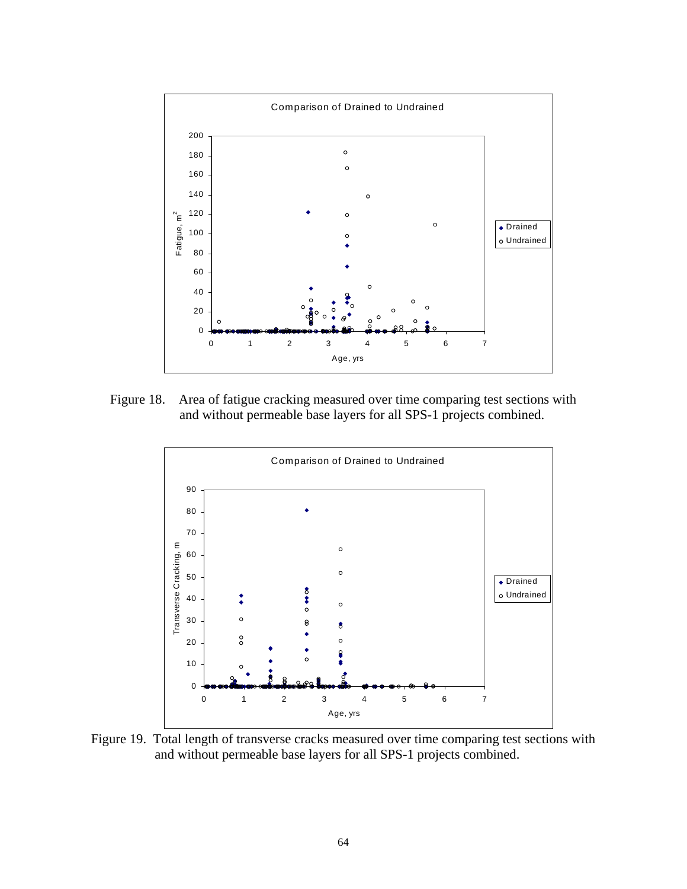Figure 18. Area of fatigue cracking measured over time comparing test sections with and without permeable base layers for all SPS-1 projects combined.

Figure 19. Total length of transverse cracks measured over time comparing test sections with and without permeable base layers for all SPS-1 projects combined.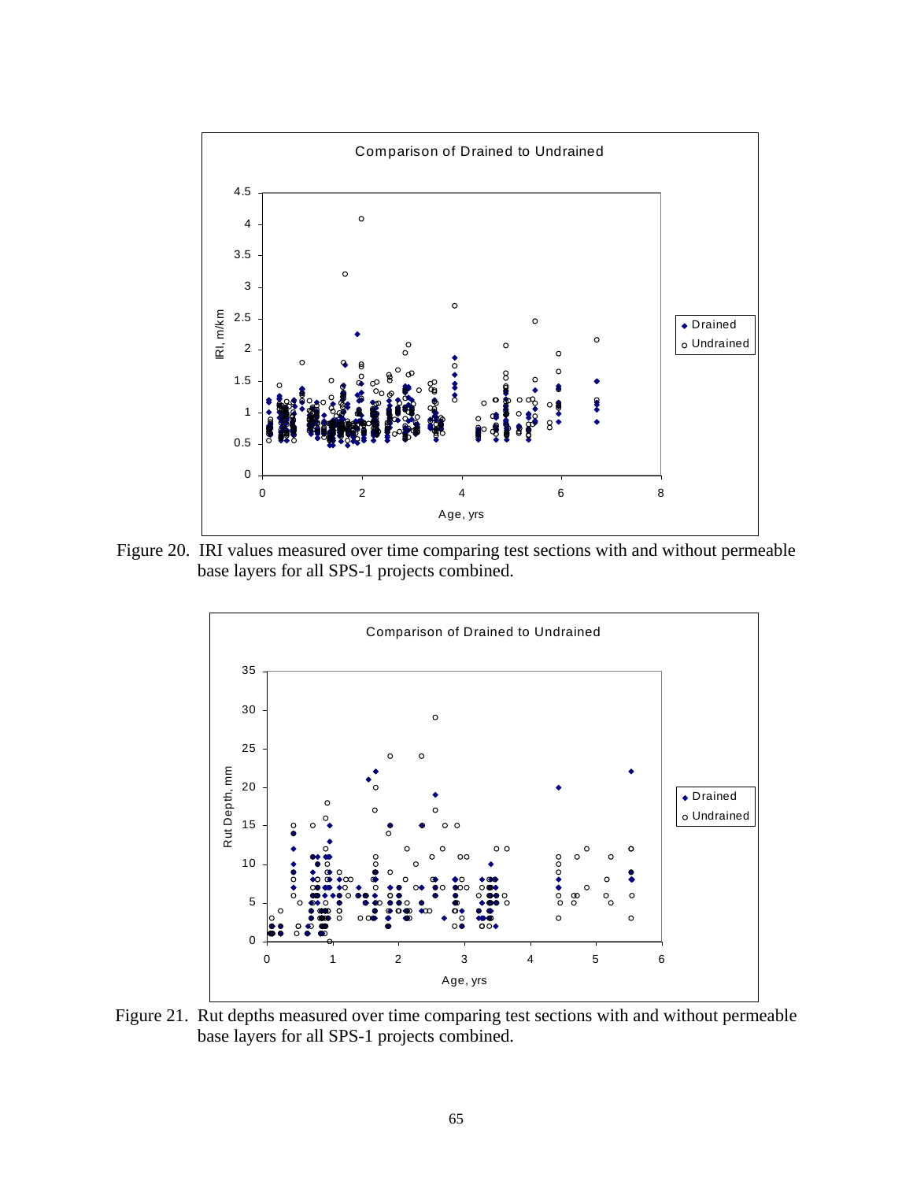Figure 20. IRI values measured over time comparing test sections with and without permeable base layers for all SPS-1 projects combined.

Figure 21. Rut depths measured over time comparing test sections with and without permeable base layers for all SPS-1 projects combined.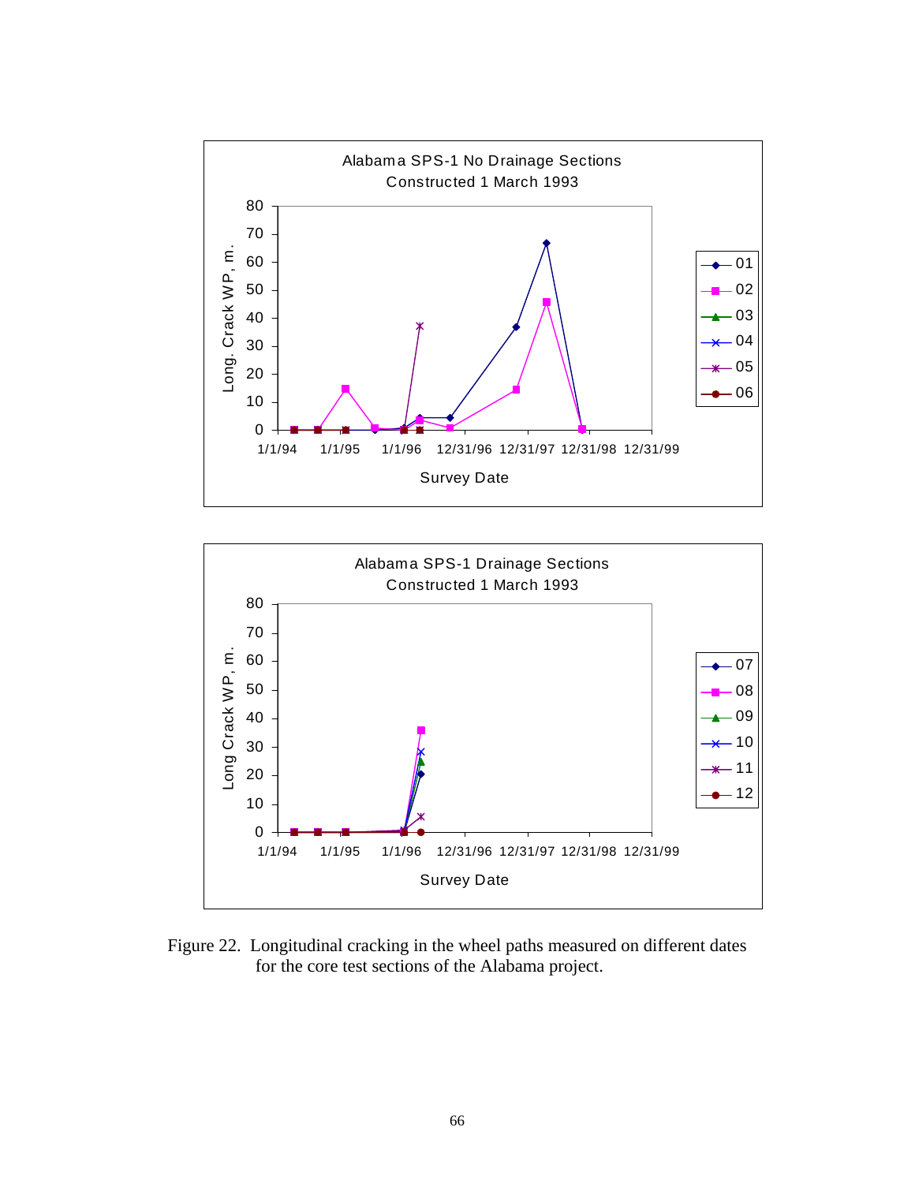Figure 22. Longitudinal cracking in the wheel paths measured on different dates for the core test sections of the Alabama project.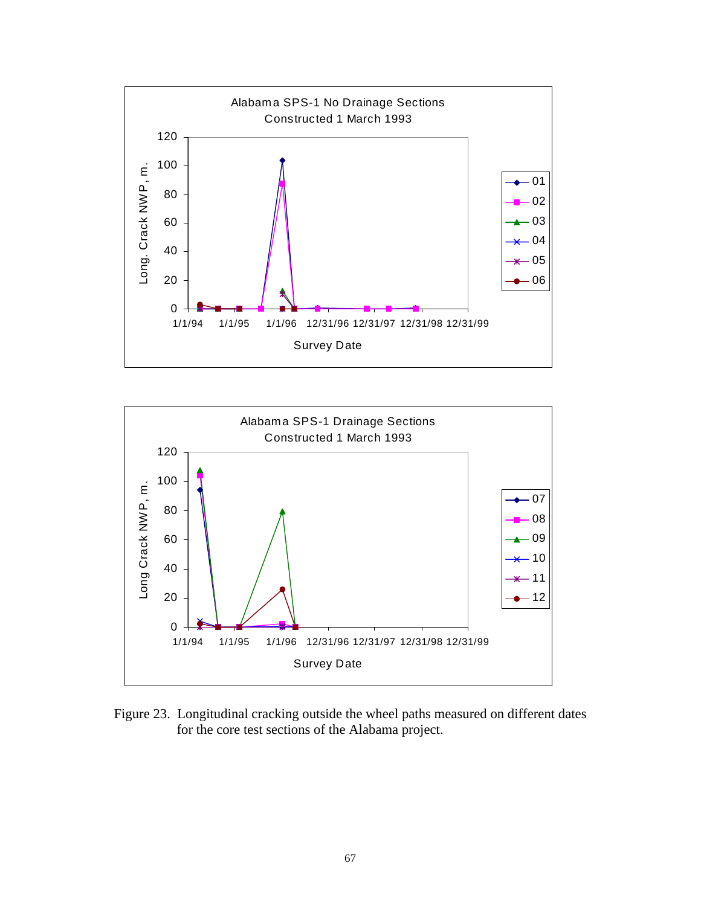Figure 23. Longitudinal cracking outside the wheel paths measured on different dates for the core test sections of the Alabama project.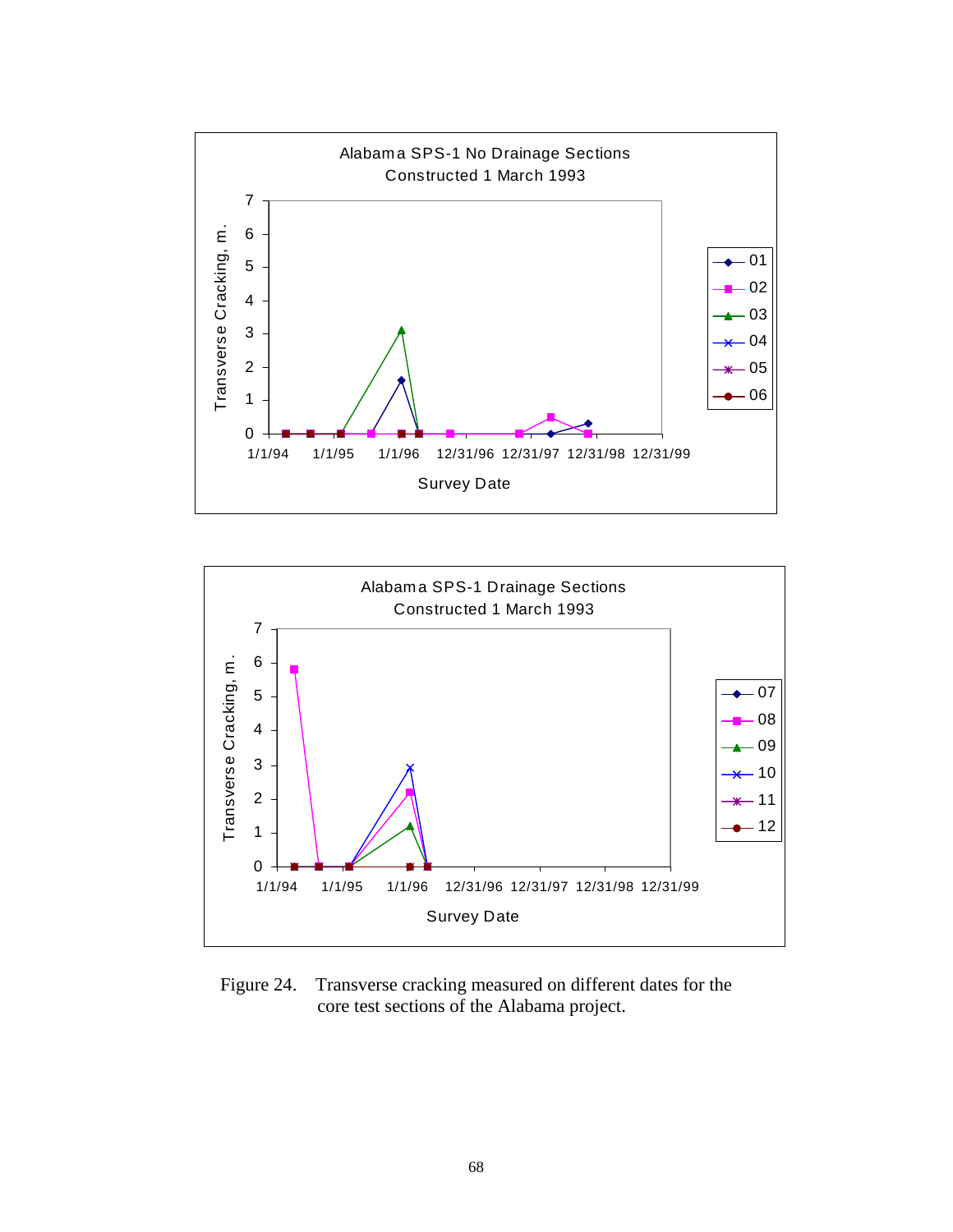Figure 24. Transverse cracking measured on different dates for the core test sections of the Alabama project.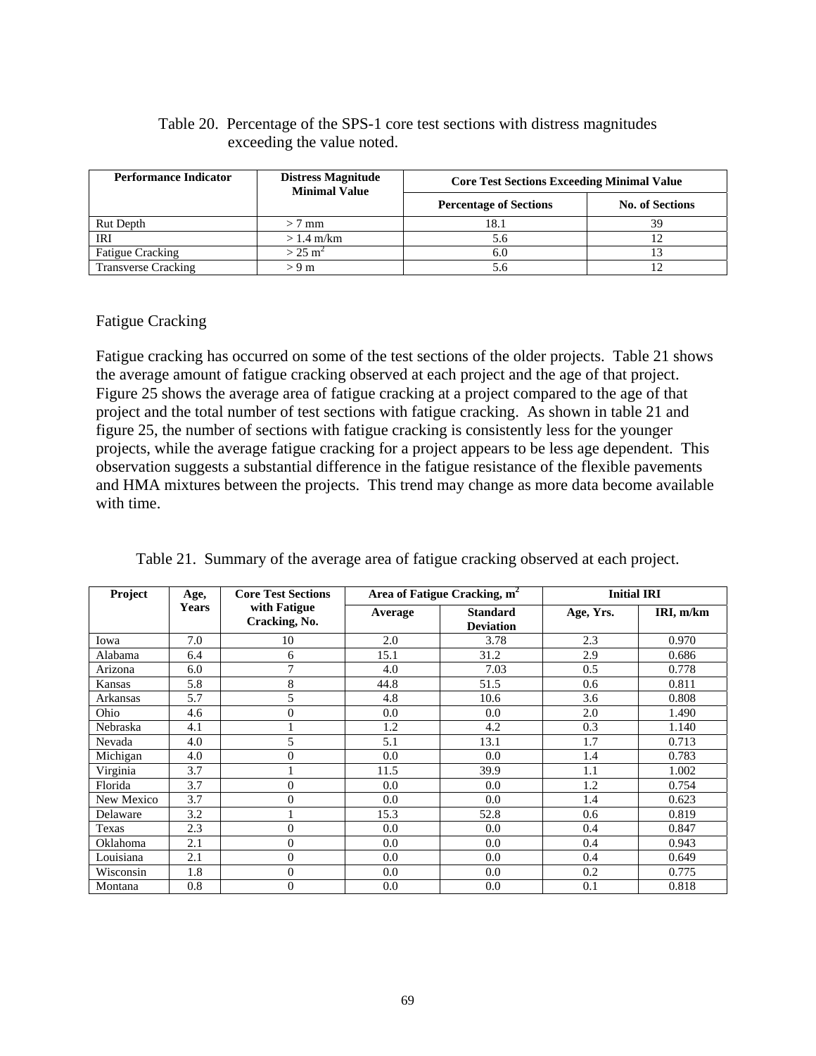Table 20. Percentage of the SPS-1 core test sections with distress magnitudes exceeding the value noted.

| Performance Indicator | Distress Magnitude Minimal Value | Core Test Sections Exceeding Minimal Value | |
|---|---|---|---|
| | | Percentage of Sections | No. of Sections |
| Rut Depth | > 7 mm | 18.1 | 39 |
| IRI | > 1.4 m/km | 5.6 | 12 |
| Fatigue Cracking | > 25 $m^2$ | 6.0 | 13 |
| Transverse Cracking | > 9 m | 5.6 | 12 |

## Fatigue Cracking

Fatigue cracking has occurred on some of the test sections of the older projects. Table 21 shows the average amount of fatigue cracking observed at each project and the age of that project. Figure 25 shows the average area of fatigue cracking at a project compared to the age of that project and the total number of test sections with fatigue cracking. As shown in table 21 and figure 25, the number of sections with fatigue cracking is consistently less for the younger projects, while the average fatigue cracking for a project appears to be less age dependent. This observation suggests a substantial difference in the fatigue resistance of the flexible pavements and HMA mixtures between the projects. This trend may change as more data become available with time.

Table 21. Summary of the average area of fatigue cracking observed at each project.

| Project | Age, Years | Core Test Sections with Fatigue Cracking, No. | Area of Fatigue Cracking, $m^2$ | | Initial IRI | |
|---|---|---|---|---|---|---|
| | | | Average | Standard Deviation | Age, Yrs. | IRI, m/km |
| Iowa | 7.0 | 10 | 2.0 | 3.78 | 2.3 | 0.970 |
| Alabama | 6.4 | 6 | 15.1 | 31.2 | 2.9 | 0.686 |
| Arizona | 6.0 | 7 | 4.0 | 7.03 | 0.5 | 0.778 |
| Kansas | 5.8 | 8 | 44.8 | 51.5 | 0.6 | 0.811 |
| Arkansas | 5.7 | 5 | 4.8 | 10.6 | 3.6 | 0.808 |
| Ohio | 4.6 | 0 | 0.0 | 0.0 | 2.0 | 1.490 |
| Nebraska | 4.1 | 1 | 1.2 | 4.2 | 0.3 | 1.140 |
| Nevada | 4.0 | 5 | 5.1 | 13.1 | 1.7 | 0.713 |
| Michigan | 4.0 | 0 | 0.0 | 0.0 | 1.4 | 0.783 |
| Virginia | 3.7 | 1 | 11.5 | 39.9 | 1.1 | 1.002 |
| Florida | 3.7 | 0 | 0.0 | 0.0 | 1.2 | 0.754 |
| New Mexico | 3.7 | 0 | 0.0 | 0.0 | 1.4 | 0.623 |
| Delaware | 3.2 | 1 | 15.3 | 52.8 | 0.6 | 0.819 |
| Texas | 2.3 | 0 | 0.0 | 0.0 | 0.4 | 0.847 |
| Oklahoma | 2.1 | 0 | 0.0 | 0.0 | 0.4 | 0.943 |
| Louisiana | 2.1 | 0 | 0.0 | 0.0 | 0.4 | 0.649 |
| Wisconsin | 1.8 | 0 | 0.0 | 0.0 | 0.2 | 0.775 |
| Montana | 0.8 | 0 | 0.0 | 0.0 | 0.1 | 0.818 |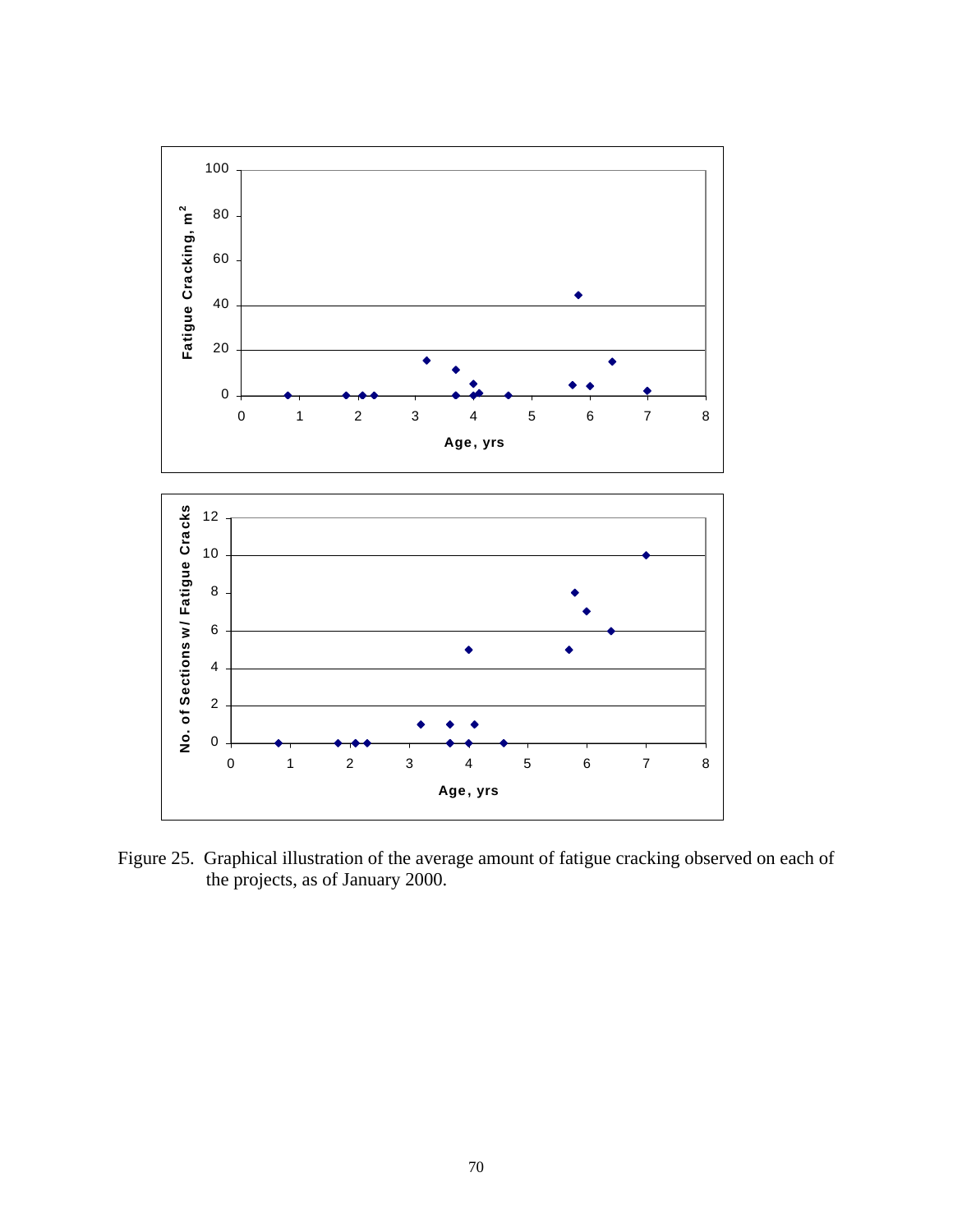Figure 25. Graphical illustration of the average amount of fatigue cracking observed on each of the projects, as of January 2000.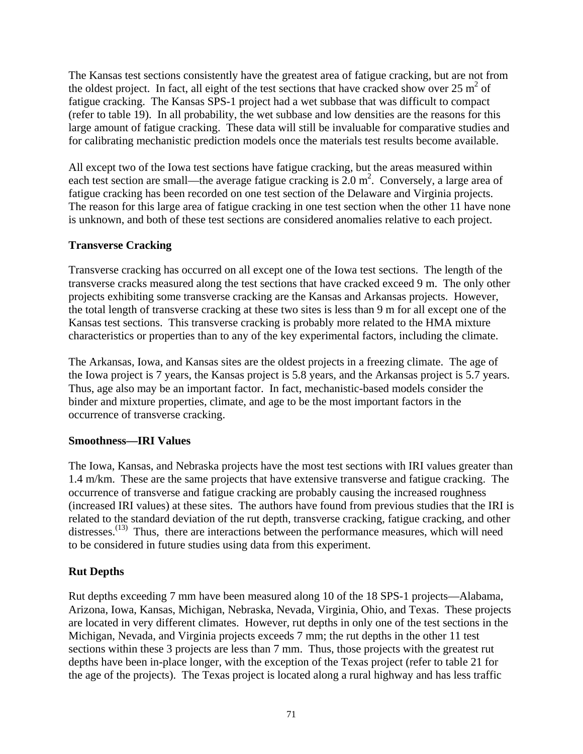The Kansas test sections consistently have the greatest area of fatigue cracking, but are not from the oldest project. In fact, all eight of the test sections that have cracked show over 25 $m^2$ of fatigue cracking. The Kansas SPS-1 project had a wet subbase that was difficult to compact (refer to table 19). In all probability, the wet subbase and low densities are the reasons for this large amount of fatigue cracking. These data will still be invaluable for comparative studies and for calibrating mechanistic prediction models once the materials test results become available.

All except two of the Iowa test sections have fatigue cracking, but the areas measured within each test section are small—the average fatigue cracking is 2.0 $m^2$. Conversely, a large area of fatigue cracking has been recorded on one test section of the Delaware and Virginia projects. The reason for this large area of fatigue cracking in one test section when the other 11 have none is unknown, and both of these test sections are considered anomalies relative to each project.

### Transverse Cracking

Transverse cracking has occurred on all except one of the Iowa test sections. The length of the transverse cracks measured along the test sections that have cracked exceed 9 m. The only other projects exhibiting some transverse cracking are the Kansas and Arkansas projects. However, the total length of transverse cracking at these two sites is less than 9 m for all except one of the Kansas test sections. This transverse cracking is probably more related to the HMA mixture characteristics or properties than to any of the key experimental factors, including the climate.

The Arkansas, Iowa, and Kansas sites are the oldest projects in a freezing climate. The age of the Iowa project is 7 years, the Kansas project is 5.8 years, and the Arkansas project is 5.7 years. Thus, age also may be an important factor. In fact, mechanistic-based models consider the binder and mixture properties, climate, and age to be the most important factors in the occurrence of transverse cracking.

### Smoothness—IRI Values

The Iowa, Kansas, and Nebraska projects have the most test sections with IRI values greater than 1.4 m/km. These are the same projects that have extensive transverse and fatigue cracking. The occurrence of transverse and fatigue cracking are probably causing the increased roughness (increased IRI values) at these sites. The authors have found from previous studies that the IRI is related to the standard deviation of the rut depth, transverse cracking, fatigue cracking, and other distresses.[13] Thus, there are interactions between the performance measures, which will need to be considered in future studies using data from this experiment.

### Rut Depths

Rut depths exceeding 7 mm have been measured along 10 of the 18 SPS-1 projects—Alabama, Arizona, Iowa, Kansas, Michigan, Nebraska, Nevada, Virginia, Ohio, and Texas. These projects are located in very different climates. However, rut depths in only one of the test sections in the Michigan, Nevada, and Virginia projects exceeds 7 mm; the rut depths in the other 11 test sections within these 3 projects are less than 7 mm. Thus, those projects with the greatest rut depths have been in-place longer, with the exception of the Texas project (refer to table 21 for the age of the projects). The Texas project is located along a rural highway and has less traffic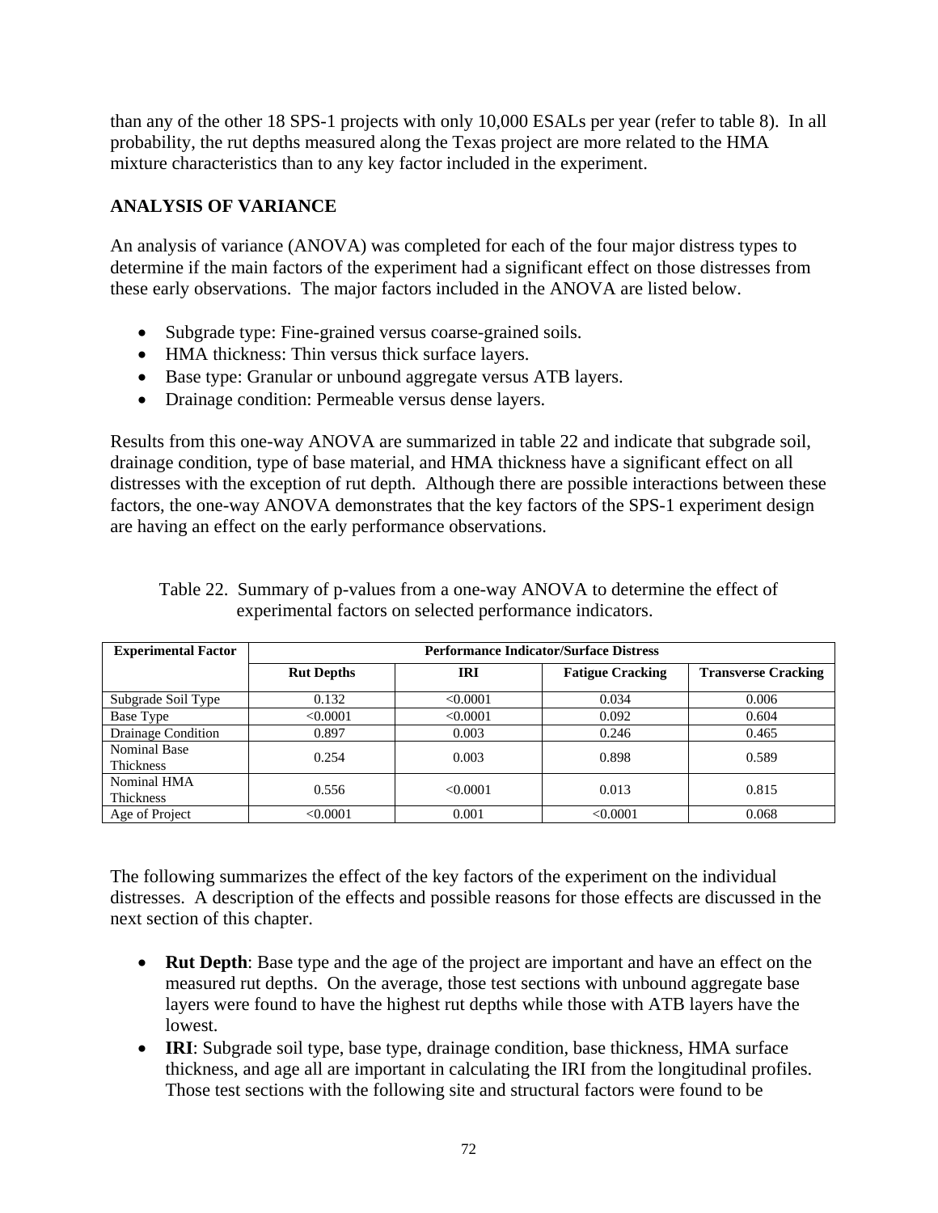than any of the other 18 SPS-1 projects with only 10,000 ESALs per year (refer to table 8). In all probability, the rut depths measured along the Texas project are more related to the HMA mixture characteristics than to any key factor included in the experiment.

## ANALYSIS OF VARIANCE

An analysis of variance (ANOVA) was completed for each of the four major distress types to determine if the main factors of the experiment had a significant effect on those distresses from these early observations. The major factors included in the ANOVA are listed below.

- Subgrade type: Fine-grained versus coarse-grained soils.
- HMA thickness: Thin versus thick surface layers.
- Base type: Granular or unbound aggregate versus ATB layers.
- Drainage condition: Permeable versus dense layers.

Results from this one-way ANOVA are summarized in table 22 and indicate that subgrade soil, drainage condition, type of base material, and HMA thickness have a significant effect on all distresses with the exception of rut depth. Although there are possible interactions between these factors, the one-way ANOVA demonstrates that the key factors of the SPS-1 experiment design are having an effect on the early performance observations.

Table 22. Summary of p-values from a one-way ANOVA to determine the effect of experimental factors on selected performance indicators.

| Experimental Factor | Performance Indicator/Surface Distress | | | |
|---|---|---|---|---|
| | Rut Depths | IRI | Fatigue Cracking | Transverse Cracking |
| Subgrade Soil Type | 0.132 | <0.0001 | 0.034 | 0.006 |
| Base Type | <0.0001 | <0.0001 | 0.092 | 0.604 |
| Drainage Condition | 0.897 | 0.003 | 0.246 | 0.465 |
| Nominal Base Thickness | 0.254 | 0.003 | 0.898 | 0.589 |
| Nominal HMA Thickness | 0.556 | <0.0001 | 0.013 | 0.815 |
| Age of Project | <0.0001 | 0.001 | <0.0001 | 0.068 |

The following summarizes the effect of the key factors of the experiment on the individual distresses. A description of the effects and possible reasons for those effects are discussed in the next section of this chapter.

- **Rut Depth**: Base type and the age of the project are important and have an effect on the measured rut depths. On the average, those test sections with unbound aggregate base layers were found to have the highest rut depths while those with ATB layers have the lowest.
- **IRI**: Subgrade soil type, base type, drainage condition, base thickness, HMA surface thickness, and age all are important in calculating the IRI from the longitudinal profiles. Those test sections with the following site and structural factors were found to be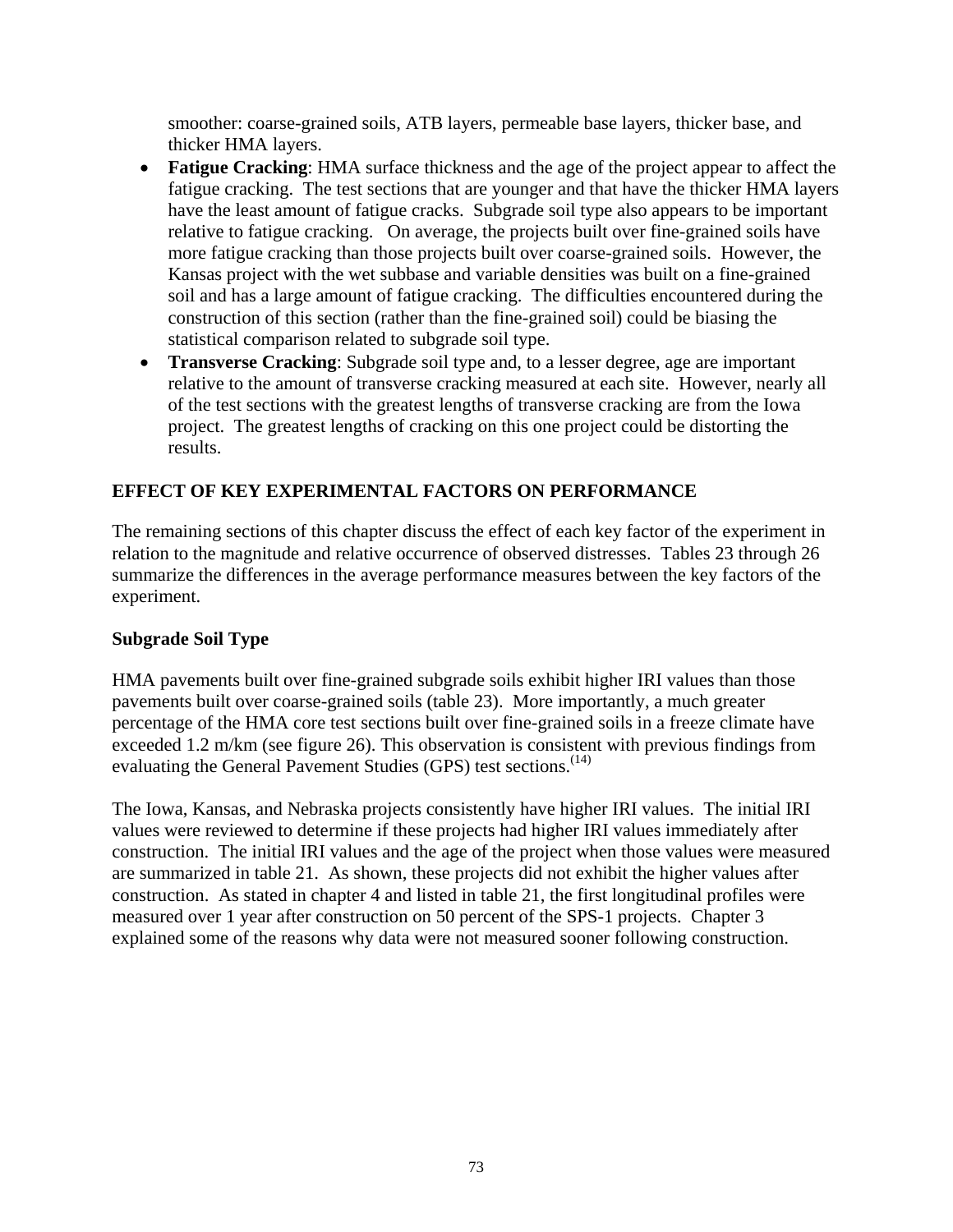smoother: coarse-grained soils, ATB layers, permeable base layers, thicker base, and thicker HMA layers.

- **Fatigue Cracking**: HMA surface thickness and the age of the project appear to affect the fatigue cracking. The test sections that are younger and that have the thicker HMA layers have the least amount of fatigue cracks. Subgrade soil type also appears to be important relative to fatigue cracking. On average, the projects built over fine-grained soils have more fatigue cracking than those projects built over coarse-grained soils. However, the Kansas project with the wet subbase and variable densities was built on a fine-grained soil and has a large amount of fatigue cracking. The difficulties encountered during the construction of this section (rather than the fine-grained soil) could be biasing the statistical comparison related to subgrade soil type.
- **Transverse Cracking**: Subgrade soil type and, to a lesser degree, age are important relative to the amount of transverse cracking measured at each site. However, nearly all of the test sections with the greatest lengths of transverse cracking are from the Iowa project. The greatest lengths of cracking on this one project could be distorting the results.

## EFFECT OF KEY EXPERIMENTAL FACTORS ON PERFORMANCE

The remaining sections of this chapter discuss the effect of each key factor of the experiment in relation to the magnitude and relative occurrence of observed distresses. Tables 23 through 26 summarize the differences in the average performance measures between the key factors of the experiment.

### Subgrade Soil Type

HMA pavements built over fine-grained subgrade soils exhibit higher IRI values than those pavements built over coarse-grained soils (table 23). More importantly, a much greater percentage of the HMA core test sections built over fine-grained soils in a freeze climate have exceeded 1.2 m/km (see figure 26). This observation is consistent with previous findings from evaluating the General Pavement Studies (GPS) test sections.[14]

The Iowa, Kansas, and Nebraska projects consistently have higher IRI values. The initial IRI values were reviewed to determine if these projects had higher IRI values immediately after construction. The initial IRI values and the age of the project when those values were measured are summarized in table 21. As shown, these projects did not exhibit the higher values after construction. As stated in chapter 4 and listed in table 21, the first longitudinal profiles were measured over 1 year after construction on 50 percent of the SPS-1 projects. Chapter 3 explained some of the reasons why data were not measured sooner following construction.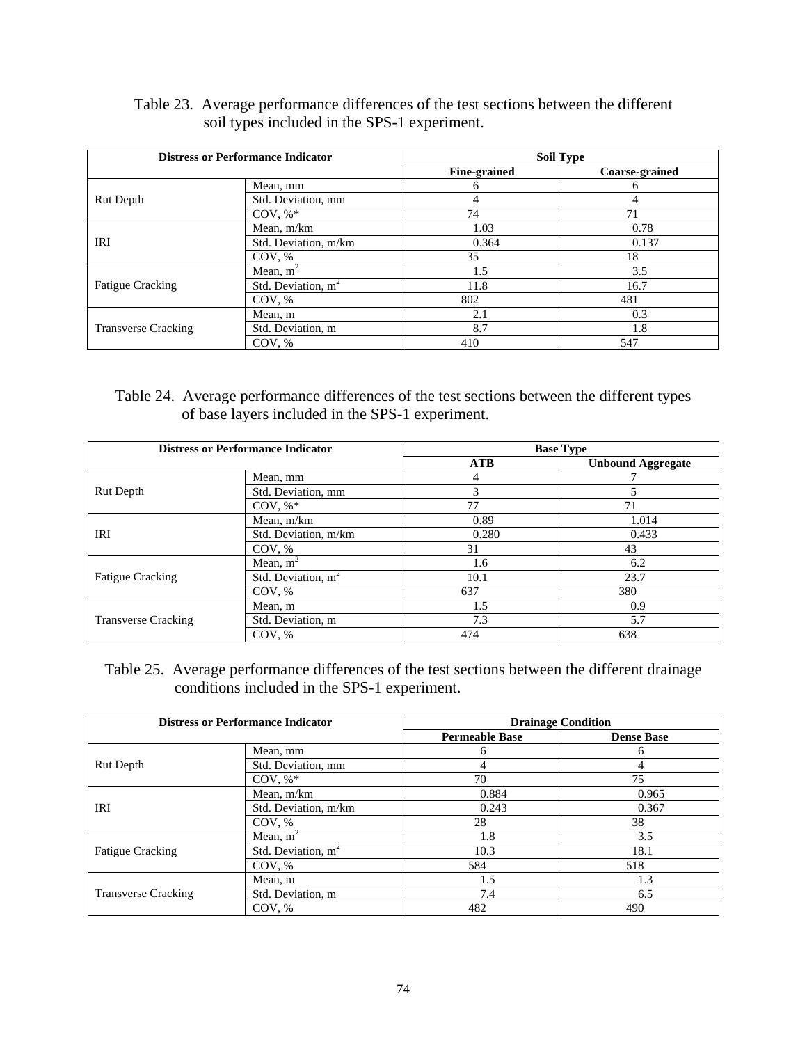Table 23. Average performance differences of the test sections between the different soil types included in the SPS-1 experiment.

| Distress or Performance Indicator | | Soil Type | |
|---|---|---|---|
| | | Fine-grained | Coarse-grained |
| Rut Depth | Mean, mm | 6 | 6 |
| | Std. Deviation, mm | 4 | 4 |
| | COV, %* | 74 | 71 |
| IRI | Mean, m/km | 1.03 | 0.78 |
| | Std. Deviation, m/km | 0.364 | 0.137 |
| | COV, % | 35 | 18 |
| Fatigue Cracking | Mean, $m^2$ | 1.5 | 3.5 |
| | Std. Deviation, $m^2$ | 11.8 | 16.7 |
| | COV, % | 802 | 481 |
| Transverse Cracking | Mean, m | 2.1 | 0.3 |
| | Std. Deviation, m | 8.7 | 1.8 |
| | COV, % | 410 | 547 |

Table 24. Average performance differences of the test sections between the different types of base layers included in the SPS-1 experiment.

| Distress or Performance Indicator | | Base Type | |
|---|---|---|---|
| | | ATB | Unbound Aggregate |
| Rut Depth | Mean, mm | 4 | 7 |
| | Std. Deviation, mm | 3 | 5 |
| | COV, %* | 77 | 71 |
| IRI | Mean, m/km | 0.89 | 1.014 |
| | Std. Deviation, m/km | 0.280 | 0.433 |
| | COV, % | 31 | 43 |
| Fatigue Cracking | Mean, $m^2$ | 1.6 | 6.2 |
| | Std. Deviation, $m^2$ | 10.1 | 23.7 |
| | COV, % | 637 | 380 |
| Transverse Cracking | Mean, m | 1.5 | 0.9 |
| | Std. Deviation, m | 7.3 | 5.7 |
| | COV, % | 474 | 638 |

Table 25. Average performance differences of the test sections between the different drainage conditions included in the SPS-1 experiment.

| Distress or Performance Indicator | | Drainage Condition | |
|---|---|---|---|
| | | Permeable Base | Dense Base |
| Rut Depth | Mean, mm | 6 | 6 |
| | Std. Deviation, mm | 4 | 4 |
| | COV, %* | 70 | 75 |
| IRI | Mean, m/km | 0.884 | 0.965 |
| | Std. Deviation, m/km | 0.243 | 0.367 |
| | COV, % | 28 | 38 |
| Fatigue Cracking | Mean, $m^2$ | 1.8 | 3.5 |
| | Std. Deviation, $m^2$ | 10.3 | 18.1 |
| | COV, % | 584 | 518 |
| Transverse Cracking | Mean, m | 1.5 | 1.3 |
| | Std. Deviation, m | 7.4 | 6.5 |
| | COV, % | 482 | 490 |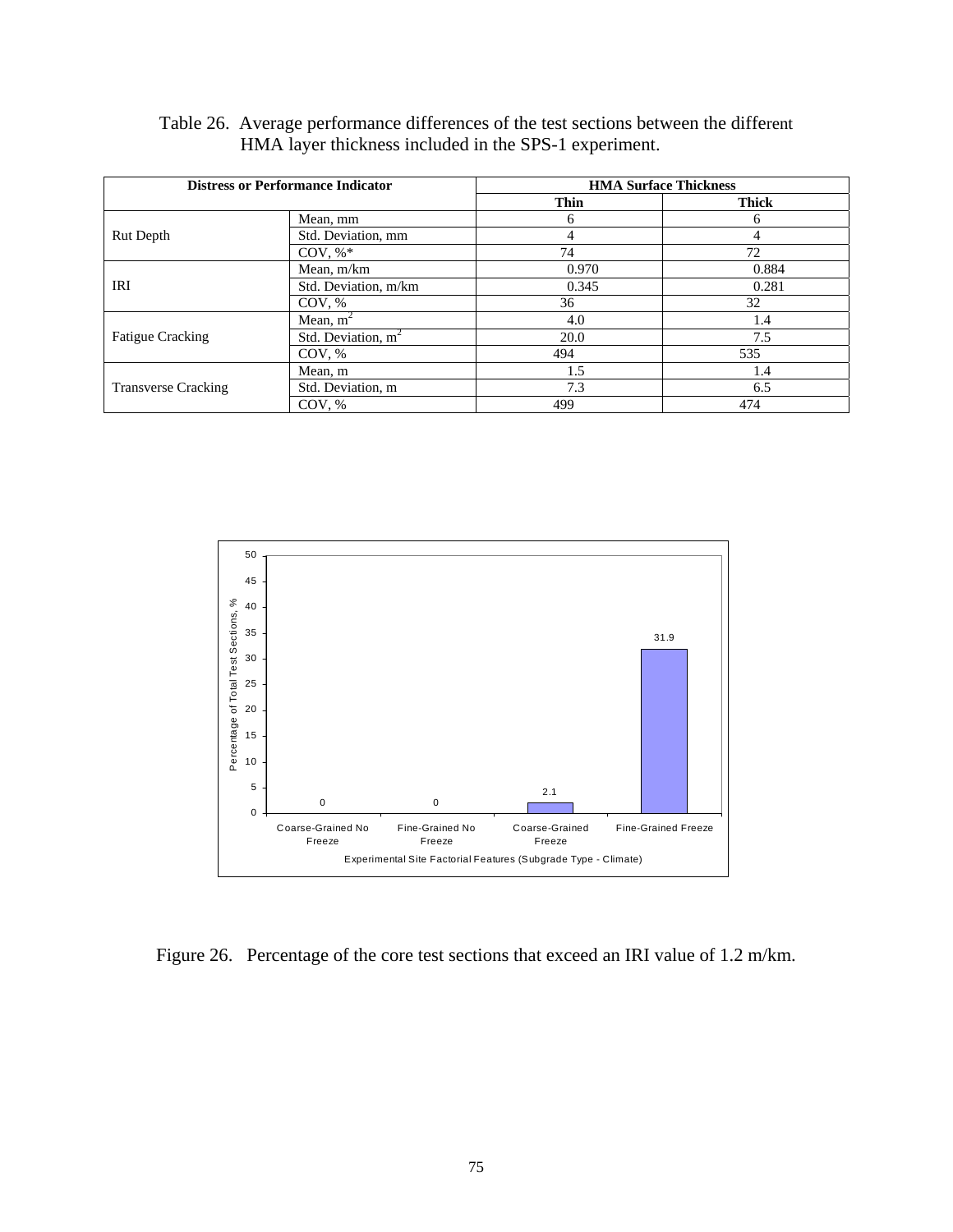Table 26. Average performance differences of the test sections between the different HMA layer thickness included in the SPS-1 experiment.

| Distress or Performance Indicator | | HMA Surface Thickness | |
|---|---|---|---|
| | | Thin | Thick |
| Rut Depth | Mean, mm | 6 | 6 |
| | Std. Deviation, mm | 4 | 4 |
| | COV, %* | 74 | 72 |
| IRI | Mean, m/km | 0.970 | 0.884 |
| | Std. Deviation, m/km | 0.345 | 0.281 |
| | COV, % | 36 | 32 |
| Fatigue Cracking | Mean, $m^2$ | 4.0 | 1.4 |
| | Std. Deviation, $m^2$ | 20.0 | 7.5 |
| | COV, % | 494 | 535 |
| Transverse Cracking | Mean, m | 1.5 | 1.4 |
| | Std. Deviation, m | 7.3 | 6.5 |
| | COV, % | 499 | 474 |

Figure 26. Percentage of the core test sections that exceed an IRI value of 1.2 m/km.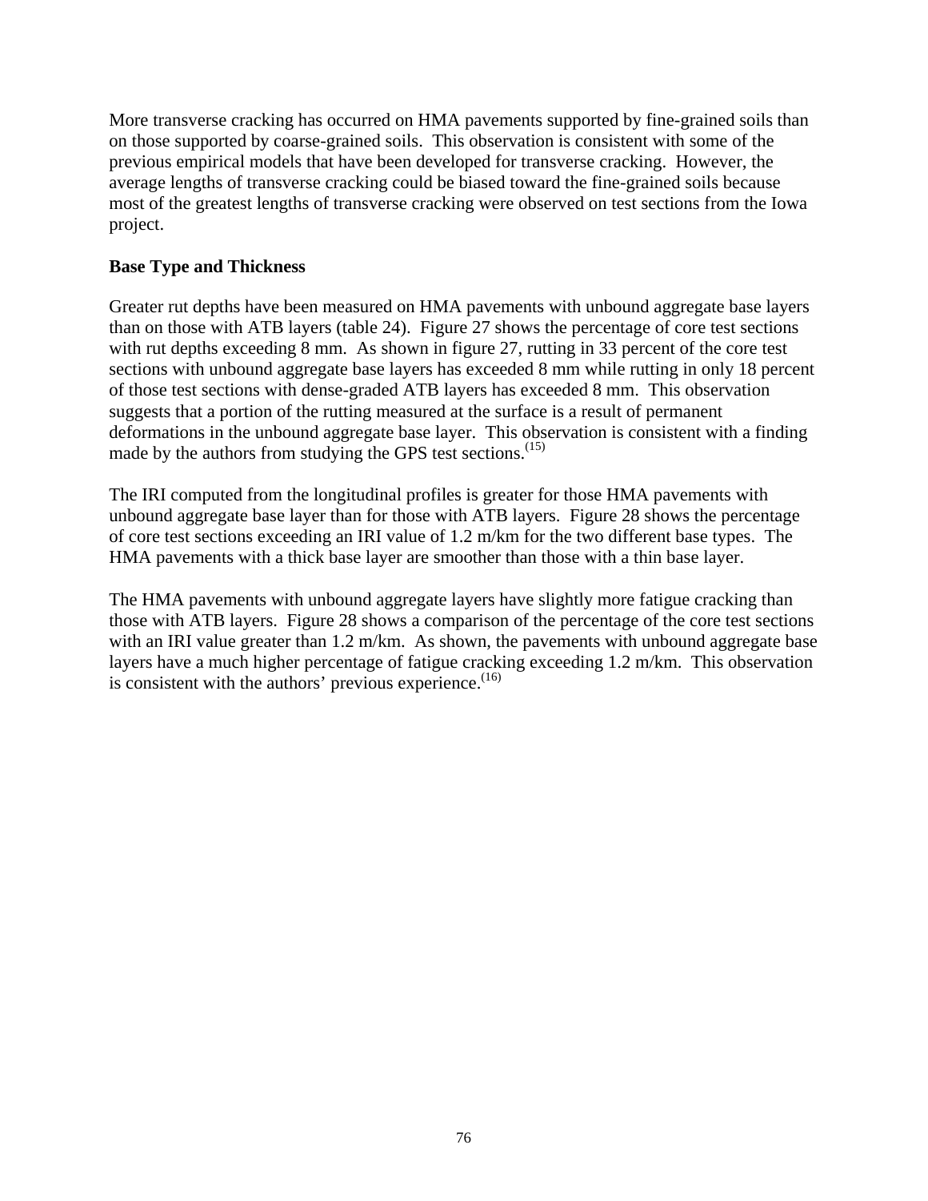More transverse cracking has occurred on HMA pavements supported by fine-grained soils than on those supported by coarse-grained soils. This observation is consistent with some of the previous empirical models that have been developed for transverse cracking. However, the average lengths of transverse cracking could be biased toward the fine-grained soils because most of the greatest lengths of transverse cracking were observed on test sections from the Iowa project.

**Base Type and Thickness**

Greater rut depths have been measured on HMA pavements with unbound aggregate base layers than on those with ATB layers (table 24). Figure 27 shows the percentage of core test sections with rut depths exceeding 8 mm. As shown in figure 27, rutting in 33 percent of the core test sections with unbound aggregate base layers has exceeded 8 mm while rutting in only 18 percent of those test sections with dense-graded ATB layers has exceeded 8 mm. This observation suggests that a portion of the rutting measured at the surface is a result of permanent deformations in the unbound aggregate base layer. This observation is consistent with a finding made by the authors from studying the GPS test sections.(15)

The IRI computed from the longitudinal profiles is greater for those HMA pavements with unbound aggregate base layer than for those with ATB layers. Figure 28 shows the percentage of core test sections exceeding an IRI value of 1.2 m/km for the two different base types. The HMA pavements with a thick base layer are smoother than those with a thin base layer.

The HMA pavements with unbound aggregate layers have slightly more fatigue cracking than those with ATB layers. Figure 28 shows a comparison of the percentage of the core test sections with an IRI value greater than 1.2 m/km. As shown, the pavements with unbound aggregate base layers have a much higher percentage of fatigue cracking exceeding 1.2 m/km. This observation is consistent with the authors' previous experience.(16)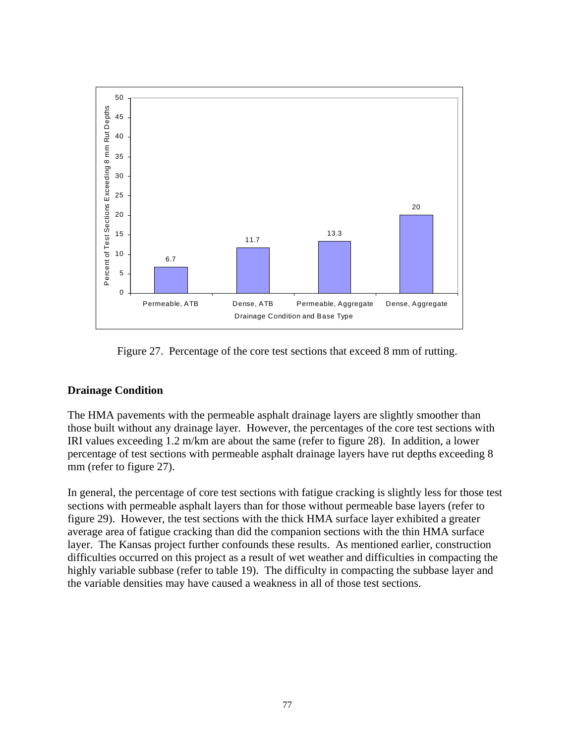Figure 27. Percentage of the core test sections that exceed 8 mm of rutting.

## Drainage Condition

The HMA pavements with the permeable asphalt drainage layers are slightly smoother than those built without any drainage layer. However, the percentages of the core test sections with IRI values exceeding 1.2 m/km are about the same (refer to figure 28). In addition, a lower percentage of test sections with permeable asphalt drainage layers have rut depths exceeding 8 mm (refer to figure 27).

In general, the percentage of core test sections with fatigue cracking is slightly less for those test sections with permeable asphalt layers than for those without permeable base layers (refer to figure 29). However, the test sections with the thick HMA surface layer exhibited a greater average area of fatigue cracking than did the companion sections with the thin HMA surface layer. The Kansas project further confounds these results. As mentioned earlier, construction difficulties occurred on this project as a result of wet weather and difficulties in compacting the highly variable subbase (refer to table 19). The difficulty in compacting the subbase layer and the variable densities may have caused a weakness in all of those test sections.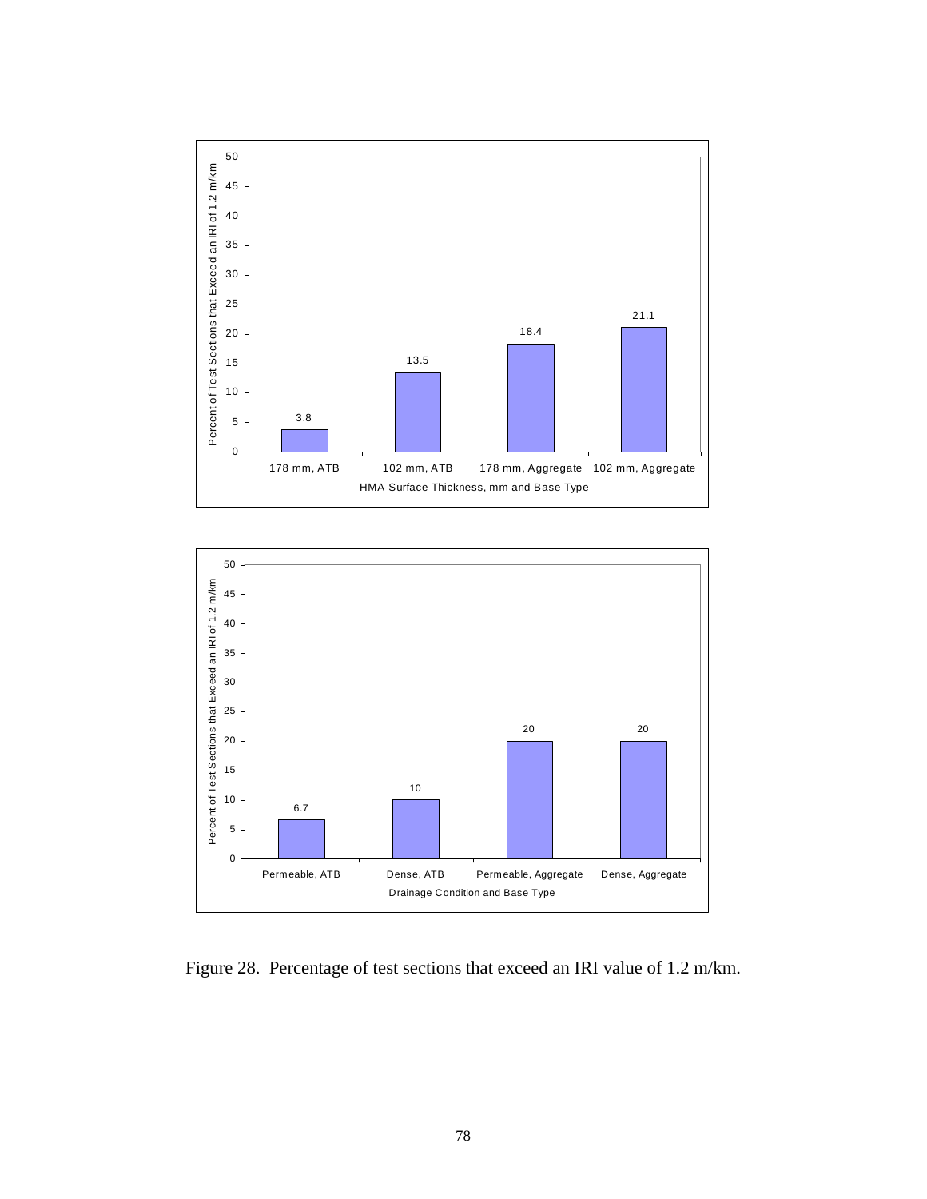| HMA Surface Thickness, mm and Base Type | Percent of Test Sections that Exceed an IRI of 1.2 m/km |
| --- | --- |
| 178 mm, ATB | 3.8 |
| 102 mm, ATB | 13.5 |
| 178 mm, Aggregate | 18.4 |
| 102 mm, Aggregate | 21.1 |

| Drainage Condition and Base Type | Percent of Test Sections that Exceed an IRI of 1.2 m/km |
| --- | --- |
| Permeable, ATB | 6.7 |
| Dense, ATB | 10 |
| Permeable, Aggregate | 20 |
| Dense, Aggregate | 20 |

Figure 28. Percentage of test sections that exceed an IRI value of 1.2 m/km.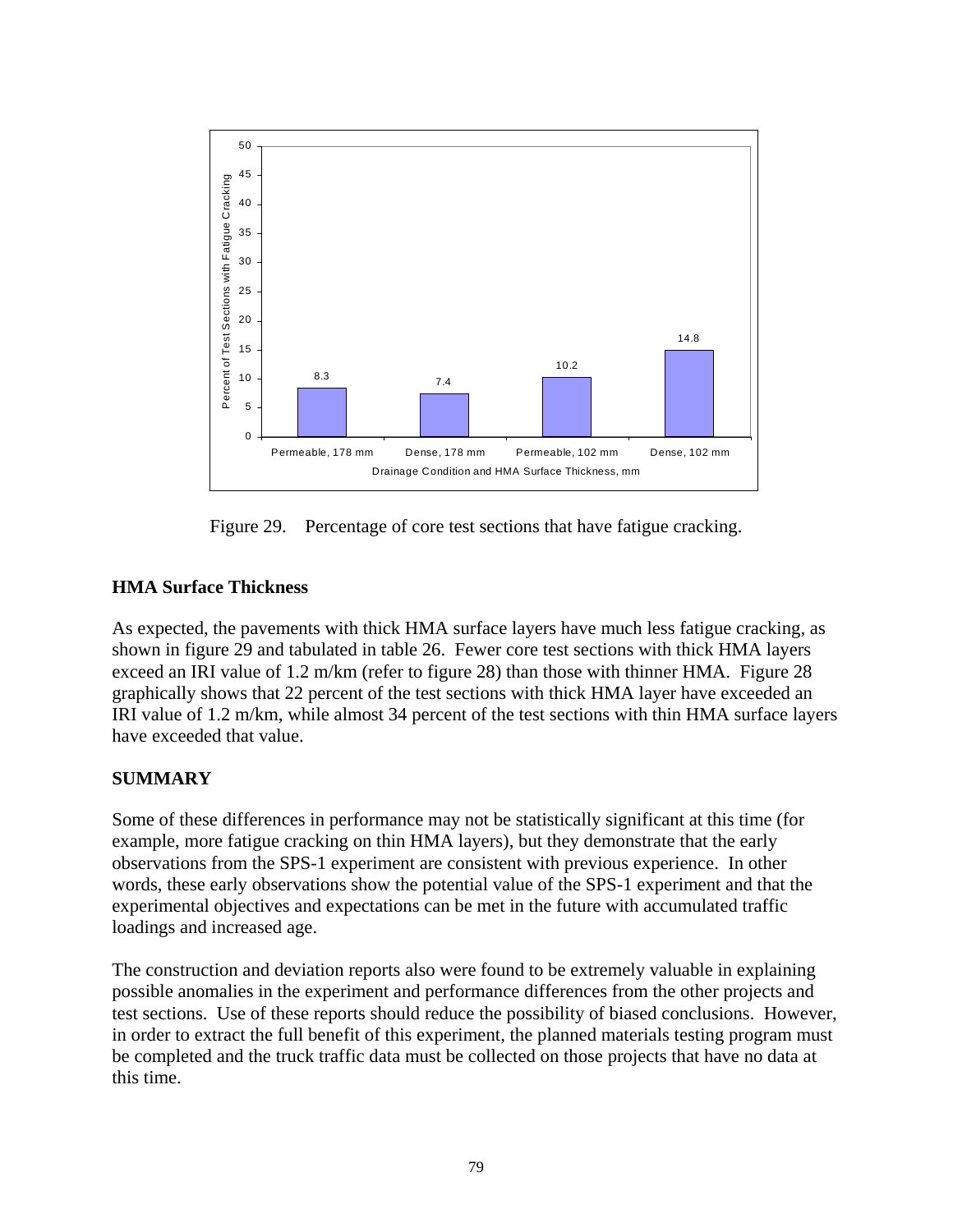Figure 29. Percentage of core test sections that have fatigue cracking.

## HMA Surface Thickness

As expected, the pavements with thick HMA surface layers have much less fatigue cracking, as shown in figure 29 and tabulated in table 26. Fewer core test sections with thick HMA layers exceed an IRI value of 1.2 m/km (refer to figure 28) than those with thinner HMA. Figure 28 graphically shows that 22 percent of the test sections with thick HMA layer have exceeded an IRI value of 1.2 m/km, while almost 34 percent of the test sections with thin HMA surface layers have exceeded that value.

## SUMMARY

Some of these differences in performance may not be statistically significant at this time (for example, more fatigue cracking on thin HMA layers), but they demonstrate that the early observations from the SPS-1 experiment are consistent with previous experience. In other words, these early observations show the potential value of the SPS-1 experiment and that the experimental objectives and expectations can be met in the future with accumulated traffic loadings and increased age.

The construction and deviation reports also were found to be extremely valuable in explaining possible anomalies in the experiment and performance differences from the other projects and test sections. Use of these reports should reduce the possibility of biased conclusions. However, in order to extract the full benefit of this experiment, the planned materials testing program must be completed and the truck traffic data must be collected on those projects that have no data at this time.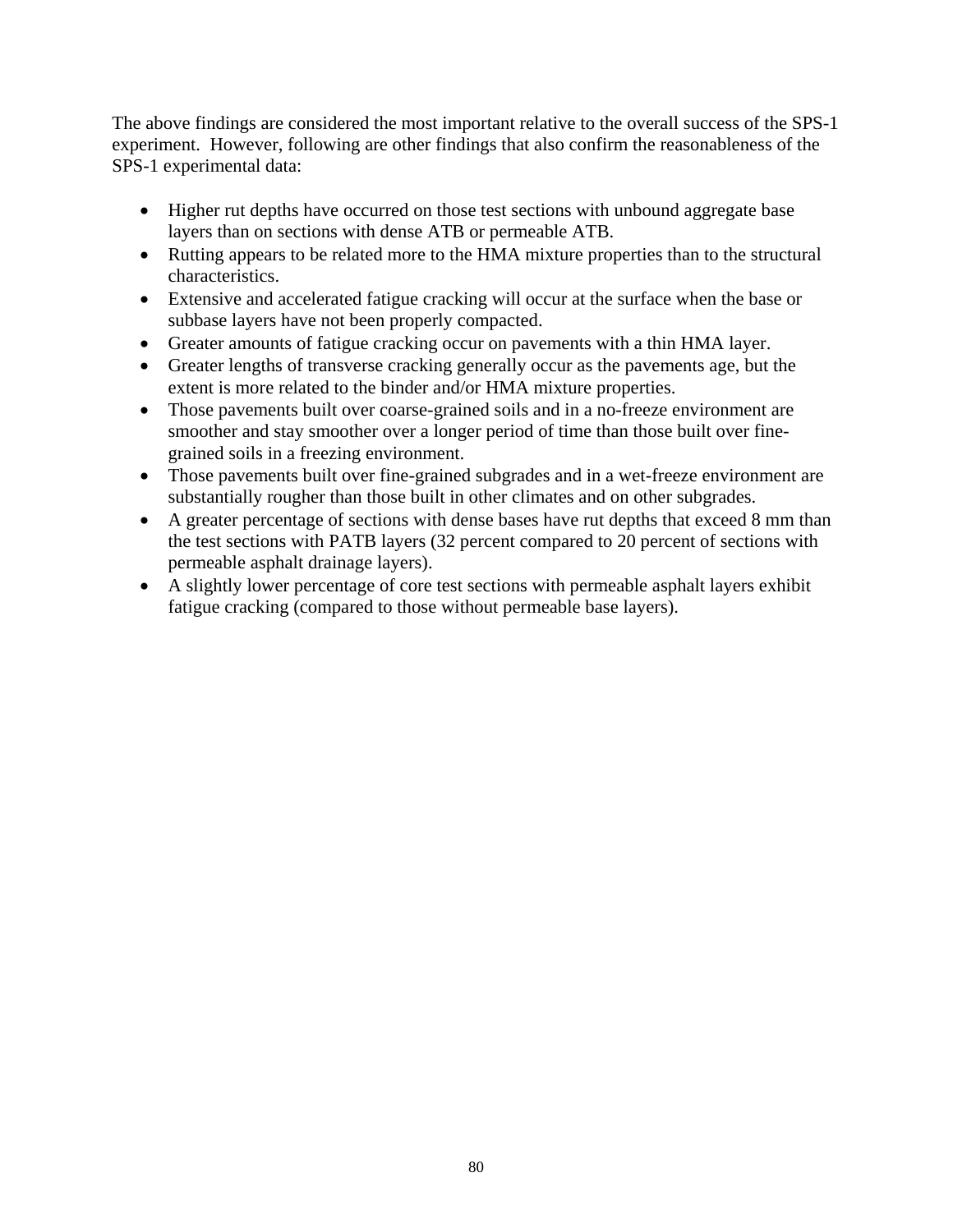The above findings are considered the most important relative to the overall success of the SPS-1 experiment. However, following are other findings that also confirm the reasonableness of the SPS-1 experimental data:

- Higher rut depths have occurred on those test sections with unbound aggregate base layers than on sections with dense ATB or permeable ATB.
- Rutting appears to be related more to the HMA mixture properties than to the structural characteristics.
- Extensive and accelerated fatigue cracking will occur at the surface when the base or subbase layers have not been properly compacted.
- Greater amounts of fatigue cracking occur on pavements with a thin HMA layer.
- Greater lengths of transverse cracking generally occur as the pavements age, but the extent is more related to the binder and/or HMA mixture properties.
- Those pavements built over coarse-grained soils and in a no-freeze environment are smoother and stay smoother over a longer period of time than those built over fine-grained soils in a freezing environment.
- Those pavements built over fine-grained subgrades and in a wet-freeze environment are substantially rougher than those built in other climates and on other subgrades.
- A greater percentage of sections with dense bases have rut depths that exceed 8 mm than the test sections with PATB layers (32 percent compared to 20 percent of sections with permeable asphalt drainage layers).
- A slightly lower percentage of core test sections with permeable asphalt layers exhibit fatigue cracking (compared to those without permeable base layers).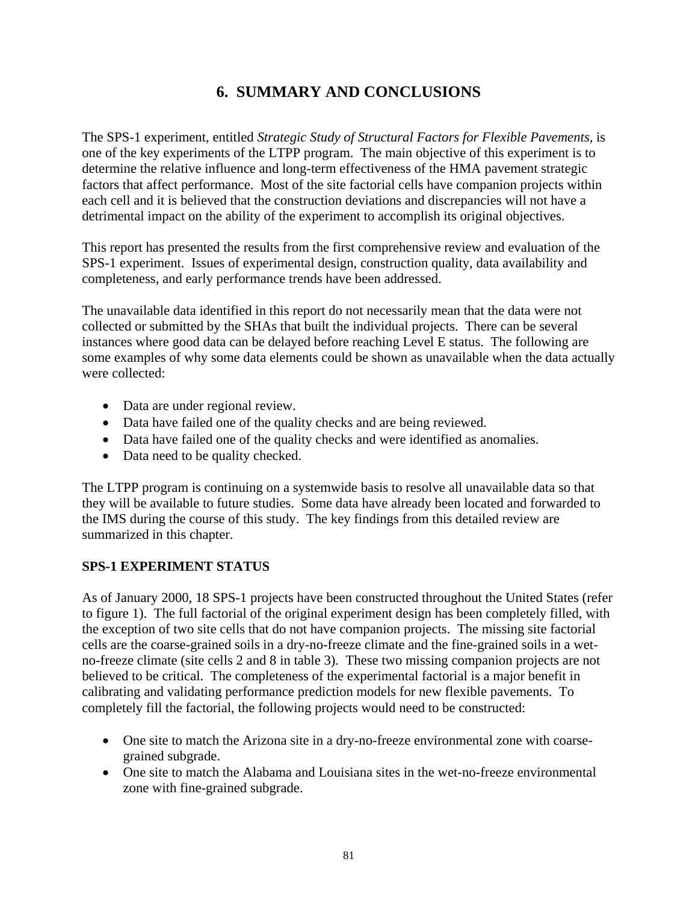# 6. SUMMARY AND CONCLUSIONS

The SPS-1 experiment, entitled *Strategic Study of Structural Factors for Flexible Pavements*, is one of the key experiments of the LTPP program. The main objective of this experiment is to determine the relative influence and long-term effectiveness of the HMA pavement strategic factors that affect performance. Most of the site factorial cells have companion projects within each cell and it is believed that the construction deviations and discrepancies will not have a detrimental impact on the ability of the experiment to accomplish its original objectives.

This report has presented the results from the first comprehensive review and evaluation of the SPS-1 experiment. Issues of experimental design, construction quality, data availability and completeness, and early performance trends have been addressed.

The unavailable data identified in this report do not necessarily mean that the data were not collected or submitted by the SHAs that built the individual projects. There can be several instances where good data can be delayed before reaching Level E status. The following are some examples of why some data elements could be shown as unavailable when the data actually were collected:

- Data are under regional review.
- Data have failed one of the quality checks and are being reviewed.
- Data have failed one of the quality checks and were identified as anomalies.
- Data need to be quality checked.

The LTPP program is continuing on a systemwide basis to resolve all unavailable data so that they will be available to future studies. Some data have already been located and forwarded to the IMS during the course of this study. The key findings from this detailed review are summarized in this chapter.

## SPS-1 EXPERIMENT STATUS

As of January 2000, 18 SPS-1 projects have been constructed throughout the United States (refer to figure 1). The full factorial of the original experiment design has been completely filled, with the exception of two site cells that do not have companion projects. The missing site factorial cells are the coarse-grained soils in a dry-no-freeze climate and the fine-grained soils in a wet-no-freeze climate (site cells 2 and 8 in table 3). These two missing companion projects are not believed to be critical. The completeness of the experimental factorial is a major benefit in calibrating and validating performance prediction models for new flexible pavements. To completely fill the factorial, the following projects would need to be constructed:

- One site to match the Arizona site in a dry-no-freeze environmental zone with coarse-grained subgrade.
- One site to match the Alabama and Louisiana sites in the wet-no-freeze environmental zone with fine-grained subgrade.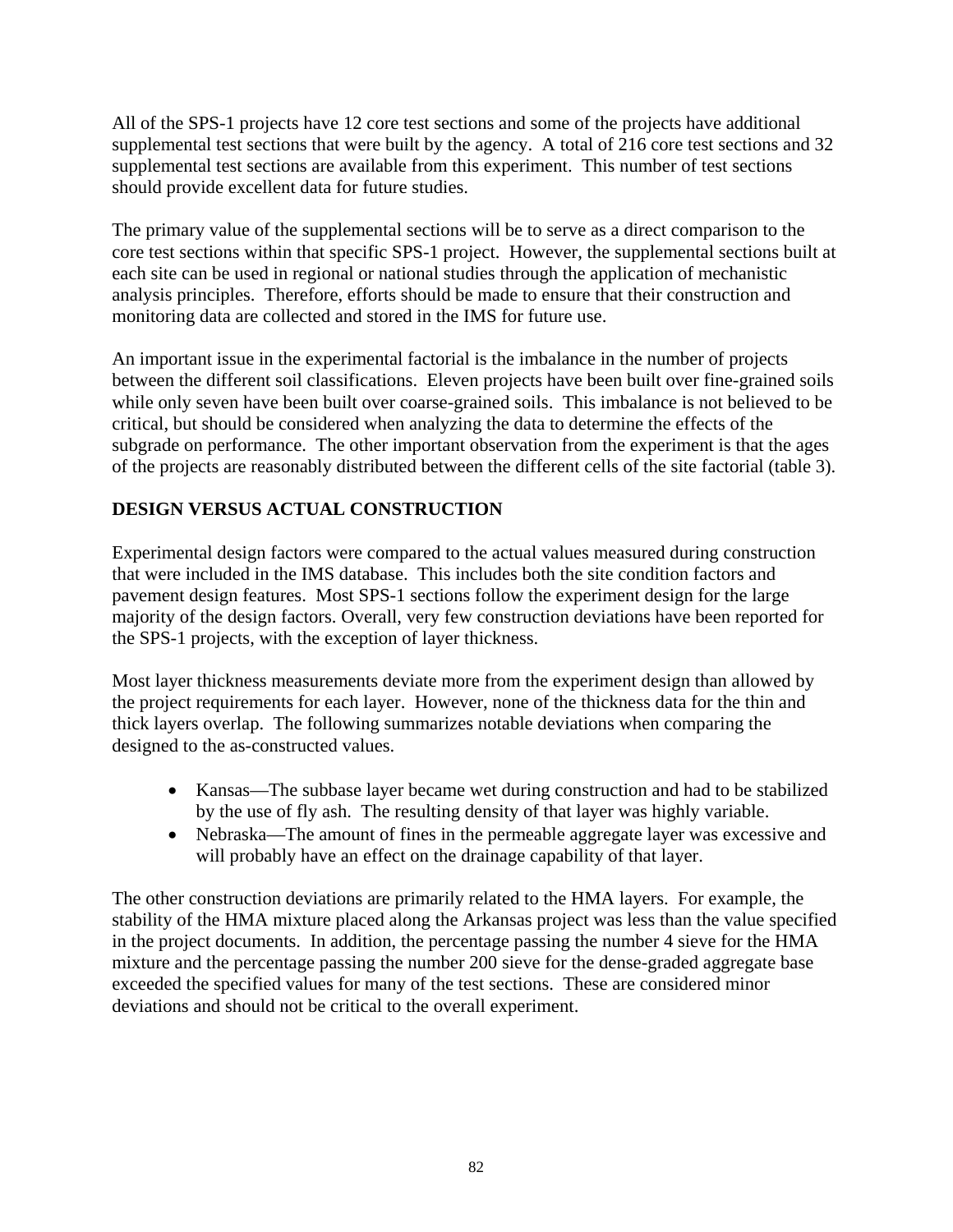All of the SPS-1 projects have 12 core test sections and some of the projects have additional supplemental test sections that were built by the agency. A total of 216 core test sections and 32 supplemental test sections are available from this experiment. This number of test sections should provide excellent data for future studies.

The primary value of the supplemental sections will be to serve as a direct comparison to the core test sections within that specific SPS-1 project. However, the supplemental sections built at each site can be used in regional or national studies through the application of mechanistic analysis principles. Therefore, efforts should be made to ensure that their construction and monitoring data are collected and stored in the IMS for future use.

An important issue in the experimental factorial is the imbalance in the number of projects between the different soil classifications. Eleven projects have been built over fine-grained soils while only seven have been built over coarse-grained soils. This imbalance is not believed to be critical, but should be considered when analyzing the data to determine the effects of the subgrade on performance. The other important observation from the experiment is that the ages of the projects are reasonably distributed between the different cells of the site factorial (table 3).

## DESIGN VERSUS ACTUAL CONSTRUCTION

Experimental design factors were compared to the actual values measured during construction that were included in the IMS database. This includes both the site condition factors and pavement design features. Most SPS-1 sections follow the experiment design for the large majority of the design factors. Overall, very few construction deviations have been reported for the SPS-1 projects, with the exception of layer thickness.

Most layer thickness measurements deviate more from the experiment design than allowed by the project requirements for each layer. However, none of the thickness data for the thin and thick layers overlap. The following summarizes notable deviations when comparing the designed to the as-constructed values.

- Kansas—The subbase layer became wet during construction and had to be stabilized by the use of fly ash. The resulting density of that layer was highly variable.
- Nebraska—The amount of fines in the permeable aggregate layer was excessive and will probably have an effect on the drainage capability of that layer.

The other construction deviations are primarily related to the HMA layers. For example, the stability of the HMA mixture placed along the Arkansas project was less than the value specified in the project documents. In addition, the percentage passing the number 4 sieve for the HMA mixture and the percentage passing the number 200 sieve for the dense-graded aggregate base exceeded the specified values for many of the test sections. These are considered minor deviations and should not be critical to the overall experiment.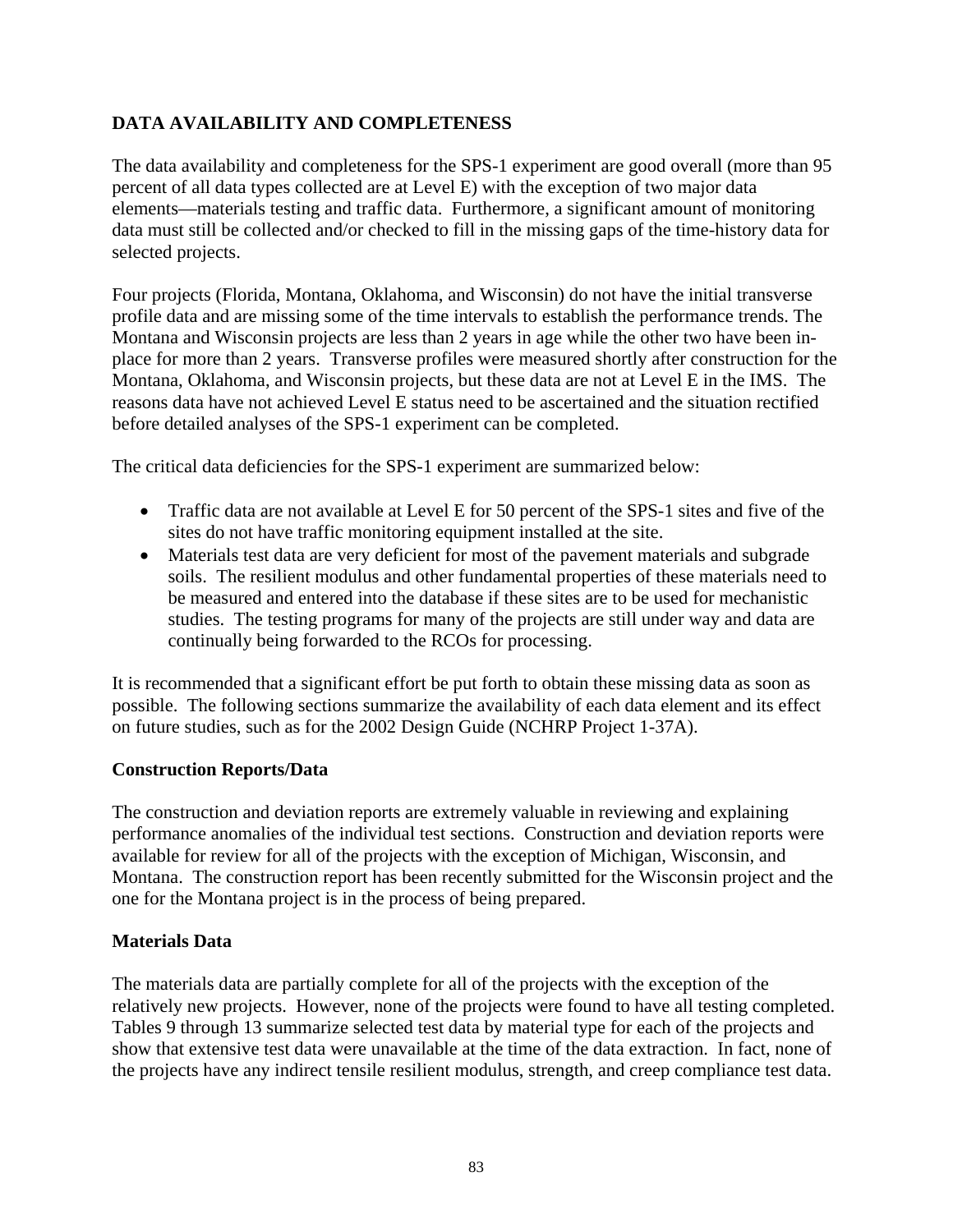## DATA AVAILABILITY AND COMPLETENESS

The data availability and completeness for the SPS-1 experiment are good overall (more than 95 percent of all data types collected are at Level E) with the exception of two major data elements—materials testing and traffic data. Furthermore, a significant amount of monitoring data must still be collected and/or checked to fill in the missing gaps of the time-history data for selected projects.

Four projects (Florida, Montana, Oklahoma, and Wisconsin) do not have the initial transverse profile data and are missing some of the time intervals to establish the performance trends. The Montana and Wisconsin projects are less than 2 years in age while the other two have been in-place for more than 2 years. Transverse profiles were measured shortly after construction for the Montana, Oklahoma, and Wisconsin projects, but these data are not at Level E in the IMS. The reasons data have not achieved Level E status need to be ascertained and the situation rectified before detailed analyses of the SPS-1 experiment can be completed.

The critical data deficiencies for the SPS-1 experiment are summarized below:

- Traffic data are not available at Level E for 50 percent of the SPS-1 sites and five of the sites do not have traffic monitoring equipment installed at the site.
- Materials test data are very deficient for most of the pavement materials and subgrade soils. The resilient modulus and other fundamental properties of these materials need to be measured and entered into the database if these sites are to be used for mechanistic studies. The testing programs for many of the projects are still under way and data are continually being forwarded to the RCOs for processing.

It is recommended that a significant effort be put forth to obtain these missing data as soon as possible. The following sections summarize the availability of each data element and its effect on future studies, such as for the 2002 Design Guide (NCHRP Project 1-37A).

### Construction Reports/Data

The construction and deviation reports are extremely valuable in reviewing and explaining performance anomalies of the individual test sections. Construction and deviation reports were available for review for all of the projects with the exception of Michigan, Wisconsin, and Montana. The construction report has been recently submitted for the Wisconsin project and the one for the Montana project is in the process of being prepared.

### Materials Data

The materials data are partially complete for all of the projects with the exception of the relatively new projects. However, none of the projects were found to have all testing completed. Tables 9 through 13 summarize selected test data by material type for each of the projects and show that extensive test data were unavailable at the time of the data extraction. In fact, none of the projects have any indirect tensile resilient modulus, strength, and creep compliance test data.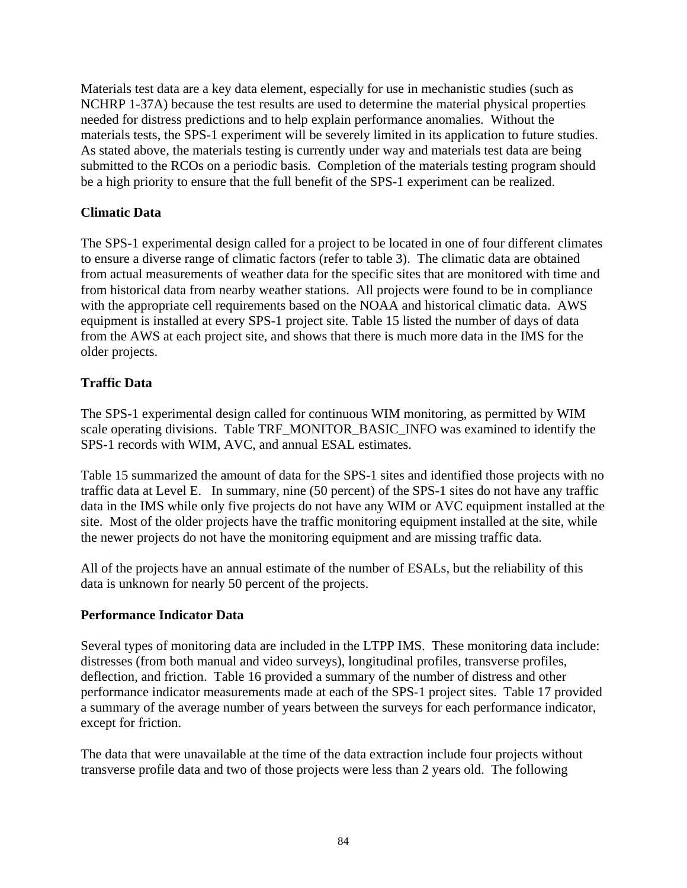Materials test data are a key data element, especially for use in mechanistic studies (such as NCHRP 1-37A) because the test results are used to determine the material physical properties needed for distress predictions and to help explain performance anomalies. Without the materials tests, the SPS-1 experiment will be severely limited in its application to future studies. As stated above, the materials testing is currently under way and materials test data are being submitted to the RCOs on a periodic basis. Completion of the materials testing program should be a high priority to ensure that the full benefit of the SPS-1 experiment can be realized.

### Climatic Data

The SPS-1 experimental design called for a project to be located in one of four different climates to ensure a diverse range of climatic factors (refer to table 3). The climatic data are obtained from actual measurements of weather data for the specific sites that are monitored with time and from historical data from nearby weather stations. All projects were found to be in compliance with the appropriate cell requirements based on the NOAA and historical climatic data. AWS equipment is installed at every SPS-1 project site. Table 15 listed the number of days of data from the AWS at each project site, and shows that there is much more data in the IMS for the older projects.

### Traffic Data

The SPS-1 experimental design called for continuous WIM monitoring, as permitted by WIM scale operating divisions. Table TRF_MONITOR_BASIC_INFO was examined to identify the SPS-1 records with WIM, AVC, and annual ESAL estimates.

Table 15 summarized the amount of data for the SPS-1 sites and identified those projects with no traffic data at Level E. In summary, nine (50 percent) of the SPS-1 sites do not have any traffic data in the IMS while only five projects do not have any WIM or AVC equipment installed at the site. Most of the older projects have the traffic monitoring equipment installed at the site, while the newer projects do not have the monitoring equipment and are missing traffic data.

All of the projects have an annual estimate of the number of ESALs, but the reliability of this data is unknown for nearly 50 percent of the projects.

### Performance Indicator Data

Several types of monitoring data are included in the LTPP IMS. These monitoring data include: distresses (from both manual and video surveys), longitudinal profiles, transverse profiles, deflection, and friction. Table 16 provided a summary of the number of distress and other performance indicator measurements made at each of the SPS-1 project sites. Table 17 provided a summary of the average number of years between the surveys for each performance indicator, except for friction.

The data that were unavailable at the time of the data extraction include four projects without transverse profile data and two of those projects were less than 2 years old. The following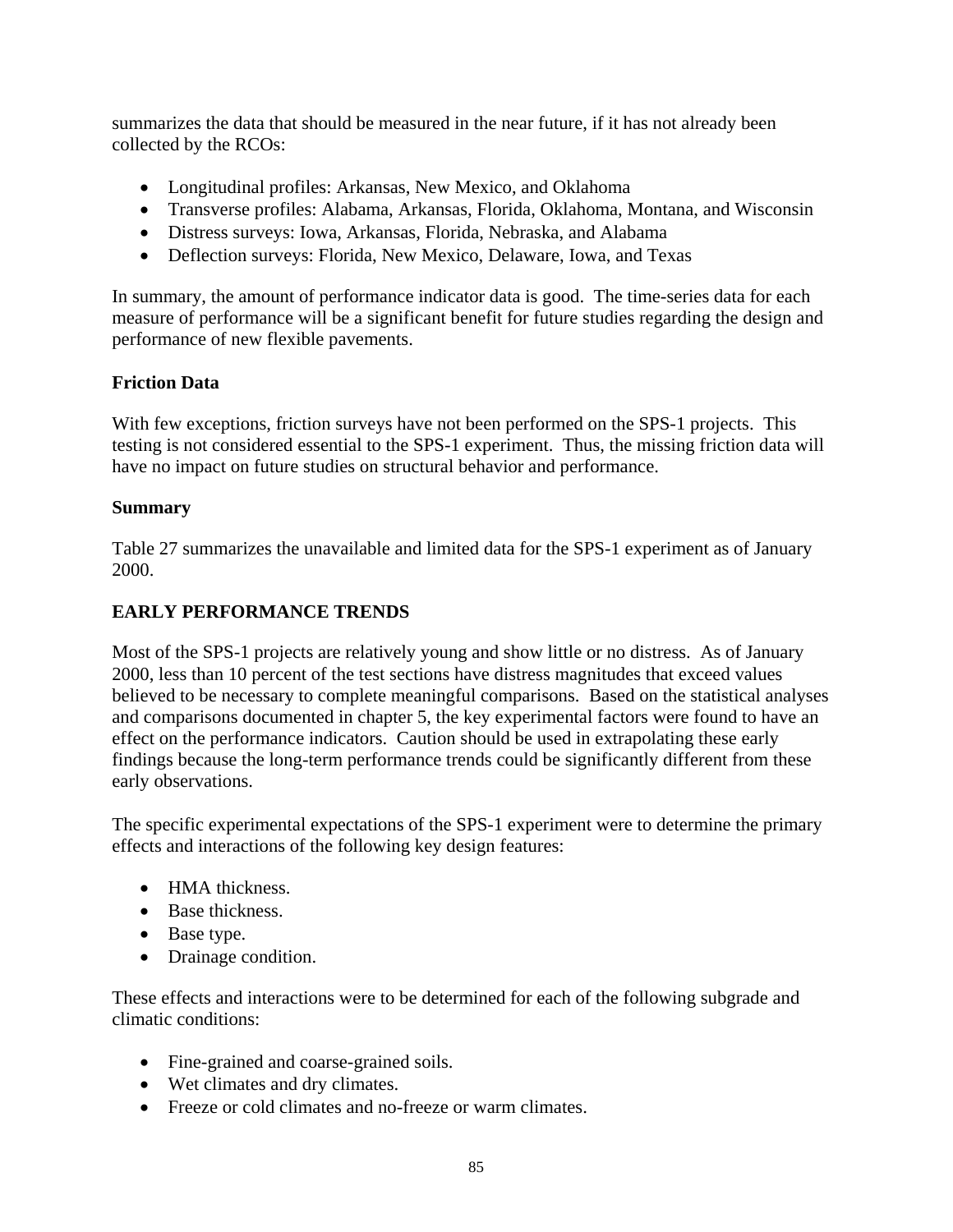summarizes the data that should be measured in the near future, if it has not already been collected by the RCOs:

- Longitudinal profiles: Arkansas, New Mexico, and Oklahoma
- Transverse profiles: Alabama, Arkansas, Florida, Oklahoma, Montana, and Wisconsin
- Distress surveys: Iowa, Arkansas, Florida, Nebraska, and Alabama
- Deflection surveys: Florida, New Mexico, Delaware, Iowa, and Texas

In summary, the amount of performance indicator data is good. The time-series data for each measure of performance will be a significant benefit for future studies regarding the design and performance of new flexible pavements.

### Friction Data

With few exceptions, friction surveys have not been performed on the SPS-1 projects. This testing is not considered essential to the SPS-1 experiment. Thus, the missing friction data will have no impact on future studies on structural behavior and performance.

### Summary

Table 27 summarizes the unavailable and limited data for the SPS-1 experiment as of January 2000.

## EARLY PERFORMANCE TRENDS

Most of the SPS-1 projects are relatively young and show little or no distress. As of January 2000, less than 10 percent of the test sections have distress magnitudes that exceed values believed to be necessary to complete meaningful comparisons. Based on the statistical analyses and comparisons documented in chapter 5, the key experimental factors were found to have an effect on the performance indicators. Caution should be used in extrapolating these early findings because the long-term performance trends could be significantly different from these early observations.

The specific experimental expectations of the SPS-1 experiment were to determine the primary effects and interactions of the following key design features:

- HMA thickness.
- Base thickness.
- Base type.
- Drainage condition.

These effects and interactions were to be determined for each of the following subgrade and climatic conditions:

- Fine-grained and coarse-grained soils.
- Wet climates and dry climates.
- Freeze or cold climates and no-freeze or warm climates.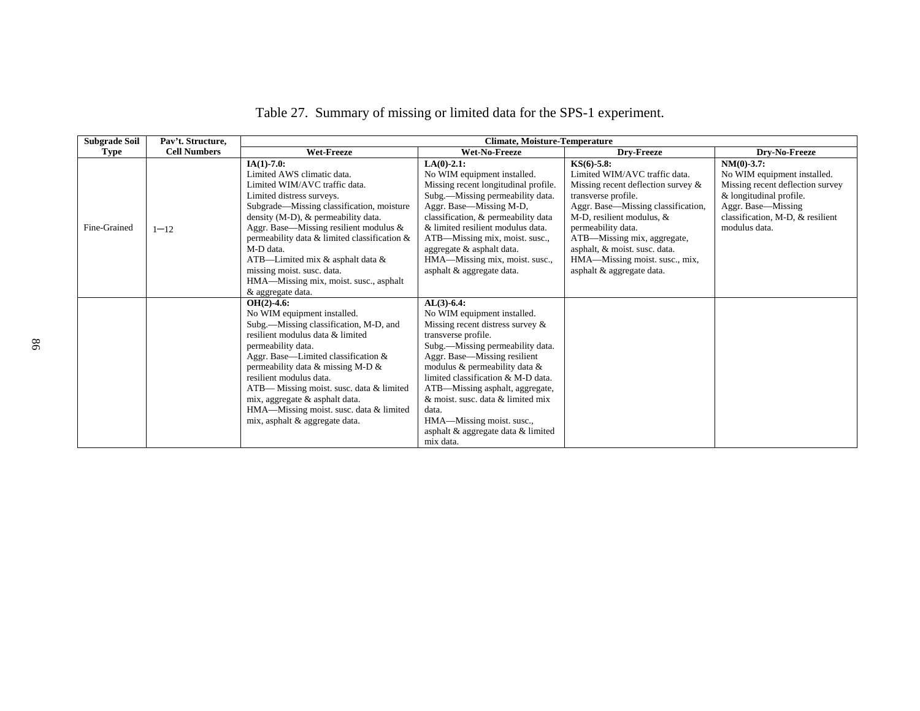Table 27. Summary of missing or limited data for the SPS-1 experiment.

| Subgrade Soil Type | Pav't. Structure, Cell Numbers | Climate, Moisture-Temperature | | | |
|---|---|---|---|---|---|
| | | Wet-Freeze | Wet-No-Freeze | Dry-Freeze | Dry-No-Freeze |
| Fine-Grained | 1—12 | **IA(1)-7.0:** Limited AWS climatic data. Limited WIM/AVC traffic data. Limited distress surveys. Subgrade—Missing classification, moisture density (M-D), & permeability data. Aggr. Base—Missing resilient modulus & permeability data & limited classification & M-D data. ATB—Limited mix & asphalt data & missing moist. susc. data. HMA—Missing mix, moist. susc., asphalt & aggregate data. | **LA(0)-2.1:** No WIM equipment installed. Missing recent longitudinal profile. Subg.—Missing permeability data. Aggr. Base—Missing M-D, classification, & permeability data & limited resilient modulus data. ATB—Missing mix, moist. susc., aggregate & asphalt data. HMA—Missing mix, moist. susc., asphalt & aggregate data. | **KS(6)-5.8:** Limited WIM/AVC traffic data. Missing recent deflection survey & transverse profile. Aggr. Base—Missing classification, M-D, resilient modulus, & permeability data. ATB—Missing mix, aggregate, asphalt, & moist. susc. data. HMA—Missing moist. susc., mix, asphalt & aggregate data. | **NM(0)-3.7:** No WIM equipment installed. Missing recent deflection survey & longitudinal profile. Aggr. Base—Missing classification, M-D, & resilient modulus data. |
| | | **OH(2)-4.6:** No WIM equipment installed. Subg.—Missing classification, M-D, and resilient modulus data & limited permeability data. Aggr. Base—Limited classification & permeability data & missing M-D & resilient modulus data. ATB— Missing moist. susc. data & limited mix, aggregate & asphalt data. HMA—Missing moist. susc. data & limited mix, asphalt & aggregate data. | **AL(3)-6.4:** No WIM equipment installed. Missing recent distress survey & transverse profile. Subg.—Missing permeability data. Aggr. Base—Missing resilient modulus & permeability data & limited classification & M-D data. ATB—Missing asphalt, aggregate, & moist. susc. data & limited mix data. HMA—Missing moist. susc., asphalt & aggregate data & limited mix data. | | |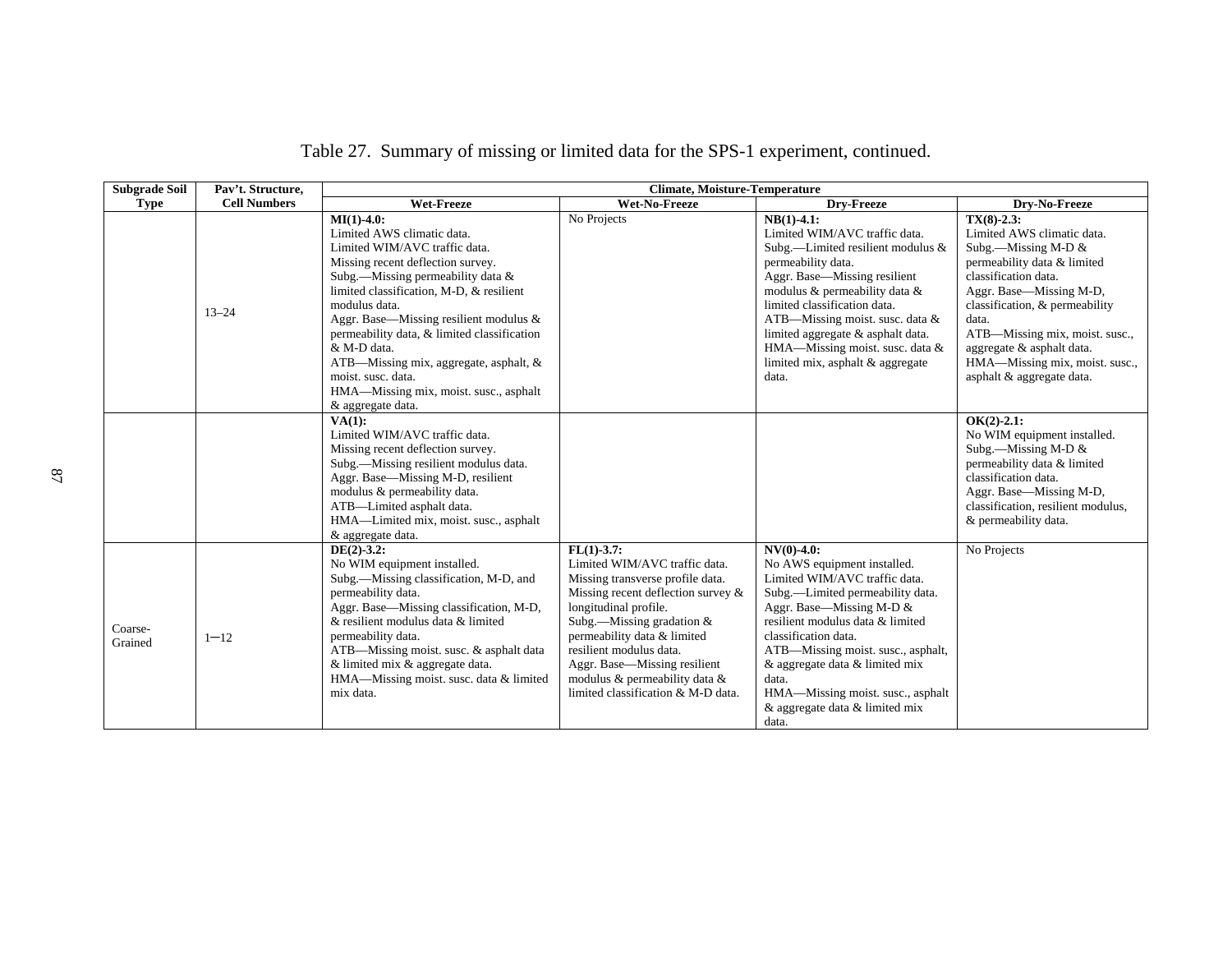Table 27. Summary of missing or limited data for the SPS-1 experiment, continued.

| Subgrade Soil Type | Pav't. Structure, Cell Numbers | Climate, Moisture-Temperature | | | |
|---|---|---|---|---|---|
| | | Wet-Freeze | Wet-No-Freeze | Dry-Freeze | Dry-No-Freeze |
| | 13–24 | **MI(1)-4.0:** Limited AWS climatic data. Limited WIM/AVC traffic data. Missing recent deflection survey. Subg.—Missing permeability data & limited classification, M-D, & resilient modulus data. Aggr. Base—Missing resilient modulus & permeability data, & limited classification & M-D data. ATB—Missing mix, aggregate, asphalt, & moist. susc. data. HMA—Missing mix, moist. susc., asphalt & aggregate data. | No Projects | **NB(1)-4.1:** Limited WIM/AVC traffic data. Subg.—Limited resilient modulus & permeability data. Aggr. Base—Missing resilient modulus & permeability data & limited classification data. ATB—Missing moist. susc. data & limited aggregate & asphalt data. HMA—Missing moist. susc. data & limited mix, asphalt & aggregate data. | **TX(8)-2.3:** Limited AWS climatic data. Subg.—Missing M-D & permeability data & limited classification data. Aggr. Base—Missing M-D, classification, & permeability data. ATB—Missing mix, moist. susc., aggregate & asphalt data. HMA—Missing mix, moist. susc., asphalt & aggregate data. |
| | | **VA(1):** Limited WIM/AVC traffic data. Missing recent deflection survey. Subg.—Missing resilient modulus data. Aggr. Base—Missing M-D, resilient modulus & permeability data. ATB—Limited asphalt data. HMA—Limited mix, moist. susc., asphalt & aggregate data. | | | **OK(2)-2.1:** No WIM equipment installed. Subg.—Missing M-D & permeability data & limited classification data. Aggr. Base—Missing M-D, classification, resilient modulus, & permeability data. |
| Coarse-Grained | 1–12 | **DE(2)-3.2:** No WIM equipment installed. Subg.—Missing classification, M-D, and permeability data. Aggr. Base—Missing classification, M-D, & resilient modulus data & limited permeability data. ATB—Missing moist. susc. & asphalt data & limited mix & aggregate data. HMA—Missing moist. susc. data & limited mix data. | **FL(1)-3.7:** Limited WIM/AVC traffic data. Missing transverse profile data. Missing recent deflection survey & longitudinal profile. Subg.—Missing gradation & permeability data & limited resilient modulus data. Aggr. Base—Missing resilient modulus & permeability data & limited classification & M-D data. | **NV(0)-4.0:** No AWS equipment installed. Limited WIM/AVC traffic data. Subg.—Limited permeability data. Aggr. Base—Missing M-D & resilient modulus data & limited classification data. ATB—Missing moist. susc., asphalt, & aggregate data & limited mix data. HMA—Missing moist. susc., asphalt & aggregate data & limited mix data. | No Projects |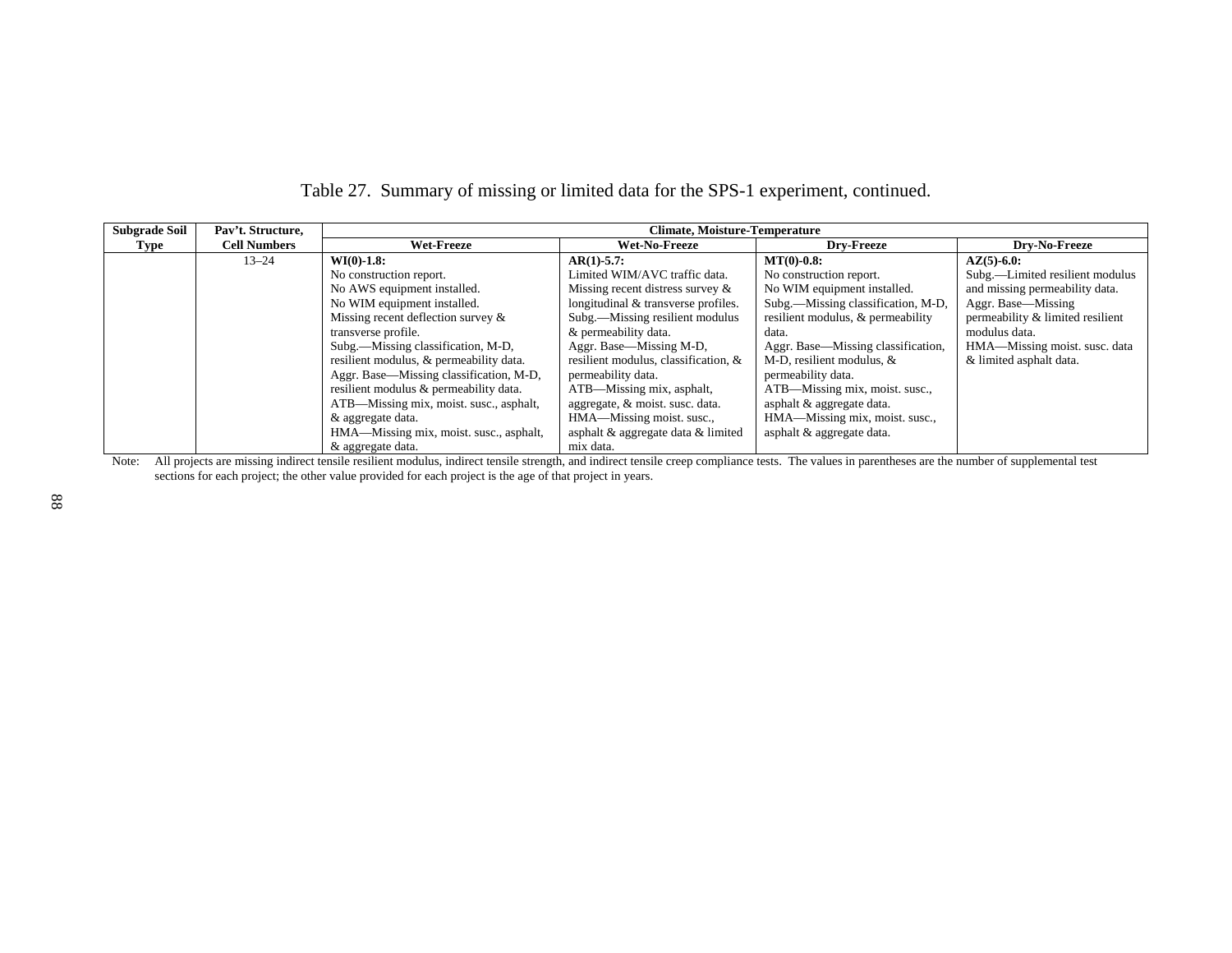Table 27. Summary of missing or limited data for the SPS-1 experiment, continued.

| Subgrade Soil Type | Pav't. Structure, Cell Numbers | Climate, Moisture-Temperature | | | |
|---|---|---|---|---|---|
| | | Wet-Freeze | Wet-No-Freeze | Dry-Freeze | Dry-No-Freeze |
| | 13–24 | **WI(0)-1.8:** No construction report. No AWS equipment installed. No WIM equipment installed. Missing recent deflection survey & transverse profile. Subg.—Missing classification, M-D, resilient modulus, & permeability data. Aggr. Base—Missing classification, M-D, resilient modulus & permeability data. ATB—Missing mix, moist. susc., asphalt, & aggregate data. HMA—Missing mix, moist. susc., asphalt, & aggregate data. | **AR(1)-5.7:** Limited WIM/AVC traffic data. Missing recent distress survey & longitudinal & transverse profiles. Subg.—Missing resilient modulus & permeability data. Aggr. Base—Missing M-D, resilient modulus, classification, & permeability data. ATB—Missing mix, asphalt, aggregate, & moist. susc. data. HMA—Missing moist. susc., asphalt & aggregate data & limited mix data. | **MT(0)-0.8:** No construction report. No WIM equipment installed. Subg.—Missing classification, M-D, resilient modulus, & permeability data. Aggr. Base—Missing classification, M-D, resilient modulus, & permeability data. ATB—Missing mix, moist. susc., asphalt & aggregate data. HMA—Missing mix, moist. susc., asphalt & aggregate data. | **AZ(5)-6.0:** Subg.—Limited resilient modulus and missing permeability data. Aggr. Base—Missing permeability & limited resilient modulus data. HMA—Missing moist. susc. data & limited asphalt data. |

Note: All projects are missing indirect tensile resilient modulus, indirect tensile strength, and indirect tensile creep compliance tests. The values in parentheses are the number of supplemental test sections for each project; the other value provided for each project is the age of that project in years.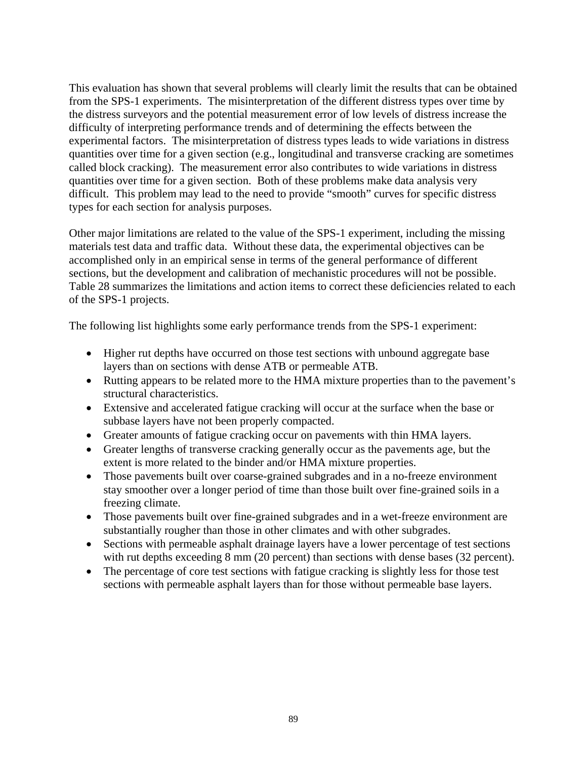This evaluation has shown that several problems will clearly limit the results that can be obtained from the SPS-1 experiments. The misinterpretation of the different distress types over time by the distress surveyors and the potential measurement error of low levels of distress increase the difficulty of interpreting performance trends and of determining the effects between the experimental factors. The misinterpretation of distress types leads to wide variations in distress quantities over time for a given section (e.g., longitudinal and transverse cracking are sometimes called block cracking). The measurement error also contributes to wide variations in distress quantities over time for a given section. Both of these problems make data analysis very difficult. This problem may lead to the need to provide "smooth" curves for specific distress types for each section for analysis purposes.

Other major limitations are related to the value of the SPS-1 experiment, including the missing materials test data and traffic data. Without these data, the experimental objectives can be accomplished only in an empirical sense in terms of the general performance of different sections, but the development and calibration of mechanistic procedures will not be possible. Table 28 summarizes the limitations and action items to correct these deficiencies related to each of the SPS-1 projects.

The following list highlights some early performance trends from the SPS-1 experiment:

- Higher rut depths have occurred on those test sections with unbound aggregate base layers than on sections with dense ATB or permeable ATB.
- Rutting appears to be related more to the HMA mixture properties than to the pavement's structural characteristics.
- Extensive and accelerated fatigue cracking will occur at the surface when the base or subbase layers have not been properly compacted.
- Greater amounts of fatigue cracking occur on pavements with thin HMA layers.
- Greater lengths of transverse cracking generally occur as the pavements age, but the extent is more related to the binder and/or HMA mixture properties.
- Those pavements built over coarse-grained subgrades and in a no-freeze environment stay smoother over a longer period of time than those built over fine-grained soils in a freezing climate.
- Those pavements built over fine-grained subgrades and in a wet-freeze environment are substantially rougher than those in other climates and with other subgrades.
- Sections with permeable asphalt drainage layers have a lower percentage of test sections with rut depths exceeding 8 mm (20 percent) than sections with dense bases (32 percent).
- The percentage of core test sections with fatigue cracking is slightly less for those test sections with permeable asphalt layers than for those without permeable base layers.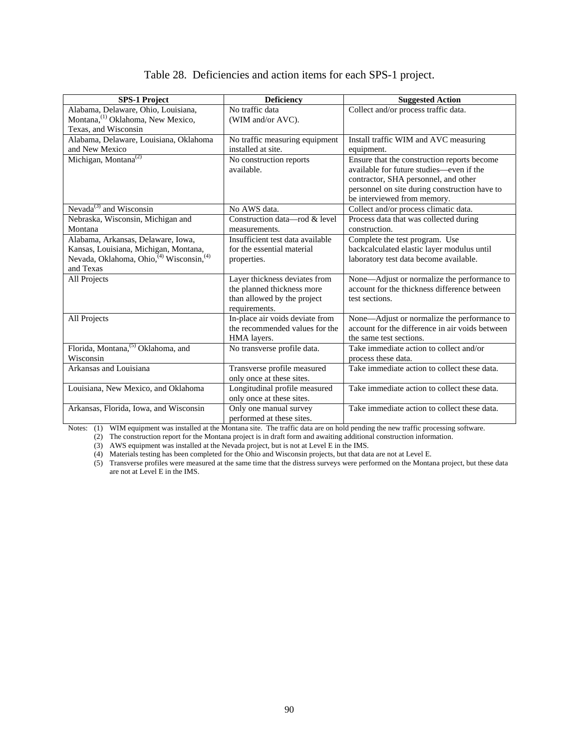Table 28. Deficiencies and action items for each SPS-1 project.

| SPS-1 Project | Deficiency | Suggested Action |
|---|---|---|
| Alabama, Delaware, Ohio, Louisiana, Montana,[(1)] Oklahoma, New Mexico, Texas, and Wisconsin | No traffic data (WIM and/or AVC). | Collect and/or process traffic data. |
| Alabama, Delaware, Louisiana, Oklahoma and New Mexico | No traffic measuring equipment installed at site. | Install traffic WIM and AVC measuring equipment. |
| Michigan, Montana[(2)] | No construction reports available. | Ensure that the construction reports become available for future studies—even if the contractor, SHA personnel, and other personnel on site during construction have to be interviewed from memory. |
| Nevada[(3)] and Wisconsin | No AWS data. | Collect and/or process climatic data. |
| Nebraska, Wisconsin, Michigan and Montana | Construction data—rod & level measurements. | Process data that was collected during construction. |
| Alabama, Arkansas, Delaware, Iowa, Kansas, Louisiana, Michigan, Montana, Nevada, Oklahoma, Ohio,[(4)] Wisconsin,[(4)] and Texas | Insufficient test data available for the essential material properties. | Complete the test program. Use backcalculated elastic layer modulus until laboratory test data become available. |
| All Projects | Layer thickness deviates from the planned thickness more than allowed by the project requirements. | None—Adjust or normalize the performance to account for the thickness difference between test sections. |
| All Projects | In-place air voids deviate from the recommended values for the HMA layers. | None—Adjust or normalize the performance to account for the difference in air voids between the same test sections. |
| Florida, Montana,[(5)] Oklahoma, and Wisconsin | No transverse profile data. | Take immediate action to collect and/or process these data. |
| Arkansas and Louisiana | Transverse profile measured only once at these sites. | Take immediate action to collect these data. |
| Louisiana, New Mexico, and Oklahoma | Longitudinal profile measured only once at these sites. | Take immediate action to collect these data. |
| Arkansas, Florida, Iowa, and Wisconsin | Only one manual survey performed at these sites. | Take immediate action to collect these data. |

Notes: (1) WIM equipment was installed at the Montana site. The traffic data are on hold pending the new traffic processing software.
(2) The construction report for the Montana project is in draft form and awaiting additional construction information.
(3) AWS equipment was installed at the Nevada project, but is not at Level E in the IMS.
(4) Materials testing has been completed for the Ohio and Wisconsin projects, but that data are not at Level E.
(5) Transverse profiles were measured at the same time that the distress surveys were performed on the Montana project, but these data are not at Level E in the IMS.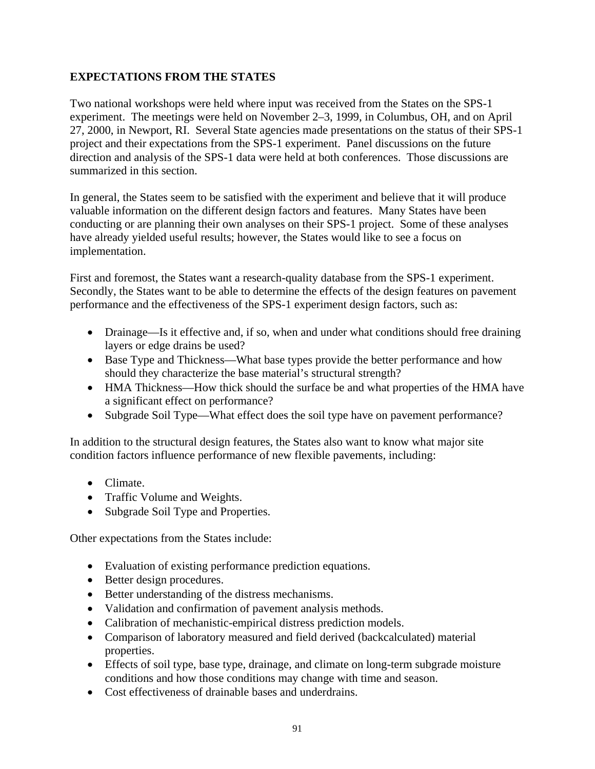## EXPECTATIONS FROM THE STATES

Two national workshops were held where input was received from the States on the SPS-1 experiment. The meetings were held on November 2–3, 1999, in Columbus, OH, and on April 27, 2000, in Newport, RI. Several State agencies made presentations on the status of their SPS-1 project and their expectations from the SPS-1 experiment. Panel discussions on the future direction and analysis of the SPS-1 data were held at both conferences. Those discussions are summarized in this section.

In general, the States seem to be satisfied with the experiment and believe that it will produce valuable information on the different design factors and features. Many States have been conducting or are planning their own analyses on their SPS-1 project. Some of these analyses have already yielded useful results; however, the States would like to see a focus on implementation.

First and foremost, the States want a research-quality database from the SPS-1 experiment. Secondly, the States want to be able to determine the effects of the design features on pavement performance and the effectiveness of the SPS-1 experiment design factors, such as:

- Drainage—Is it effective and, if so, when and under what conditions should free draining layers or edge drains be used?
- Base Type and Thickness—What base types provide the better performance and how should they characterize the base material's structural strength?
- HMA Thickness—How thick should the surface be and what properties of the HMA have a significant effect on performance?
- Subgrade Soil Type—What effect does the soil type have on pavement performance?

In addition to the structural design features, the States also want to know what major site condition factors influence performance of new flexible pavements, including:

- Climate.
- Traffic Volume and Weights.
- Subgrade Soil Type and Properties.

Other expectations from the States include:

- Evaluation of existing performance prediction equations.
- Better design procedures.
- Better understanding of the distress mechanisms.
- Validation and confirmation of pavement analysis methods.
- Calibration of mechanistic-empirical distress prediction models.
- Comparison of laboratory measured and field derived (backcalculated) material properties.
- Effects of soil type, base type, drainage, and climate on long-term subgrade moisture conditions and how those conditions may change with time and season.
- Cost effectiveness of drainable bases and underdrains.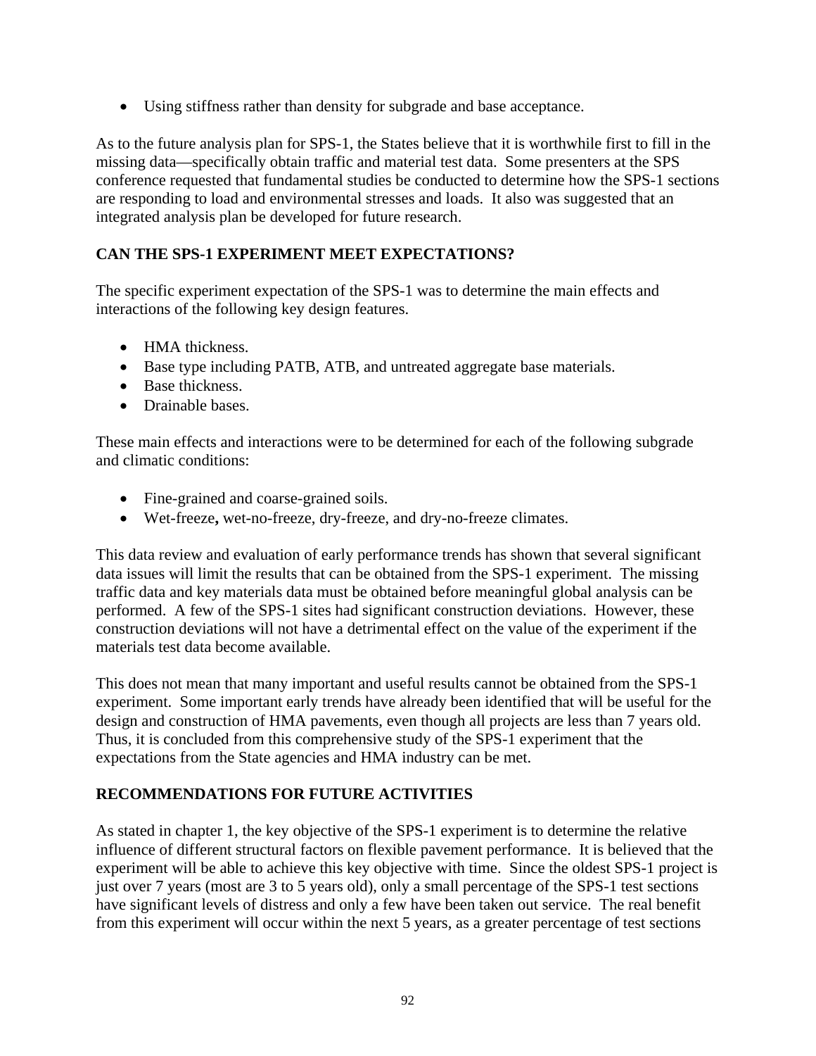- Using stiffness rather than density for subgrade and base acceptance.

As to the future analysis plan for SPS-1, the States believe that it is worthwhile first to fill in the missing data—specifically obtain traffic and material test data. Some presenters at the SPS conference requested that fundamental studies be conducted to determine how the SPS-1 sections are responding to load and environmental stresses and loads. It also was suggested that an integrated analysis plan be developed for future research.

## CAN THE SPS-1 EXPERIMENT MEET EXPECTATIONS?

The specific experiment expectation of the SPS-1 was to determine the main effects and interactions of the following key design features.

- HMA thickness.
- Base type including PATB, ATB, and untreated aggregate base materials.
- Base thickness.
- Drainable bases.

These main effects and interactions were to be determined for each of the following subgrade and climatic conditions:

- Fine-grained and coarse-grained soils.
- Wet-freeze**,** wet-no-freeze, dry-freeze, and dry-no-freeze climates.

This data review and evaluation of early performance trends has shown that several significant data issues will limit the results that can be obtained from the SPS-1 experiment. The missing traffic data and key materials data must be obtained before meaningful global analysis can be performed. A few of the SPS-1 sites had significant construction deviations. However, these construction deviations will not have a detrimental effect on the value of the experiment if the materials test data become available.

This does not mean that many important and useful results cannot be obtained from the SPS-1 experiment. Some important early trends have already been identified that will be useful for the design and construction of HMA pavements, even though all projects are less than 7 years old. Thus, it is concluded from this comprehensive study of the SPS-1 experiment that the expectations from the State agencies and HMA industry can be met.

## RECOMMENDATIONS FOR FUTURE ACTIVITIES

As stated in chapter 1, the key objective of the SPS-1 experiment is to determine the relative influence of different structural factors on flexible pavement performance. It is believed that the experiment will be able to achieve this key objective with time. Since the oldest SPS-1 project is just over 7 years (most are 3 to 5 years old), only a small percentage of the SPS-1 test sections have significant levels of distress and only a few have been taken out service. The real benefit from this experiment will occur within the next 5 years, as a greater percentage of test sections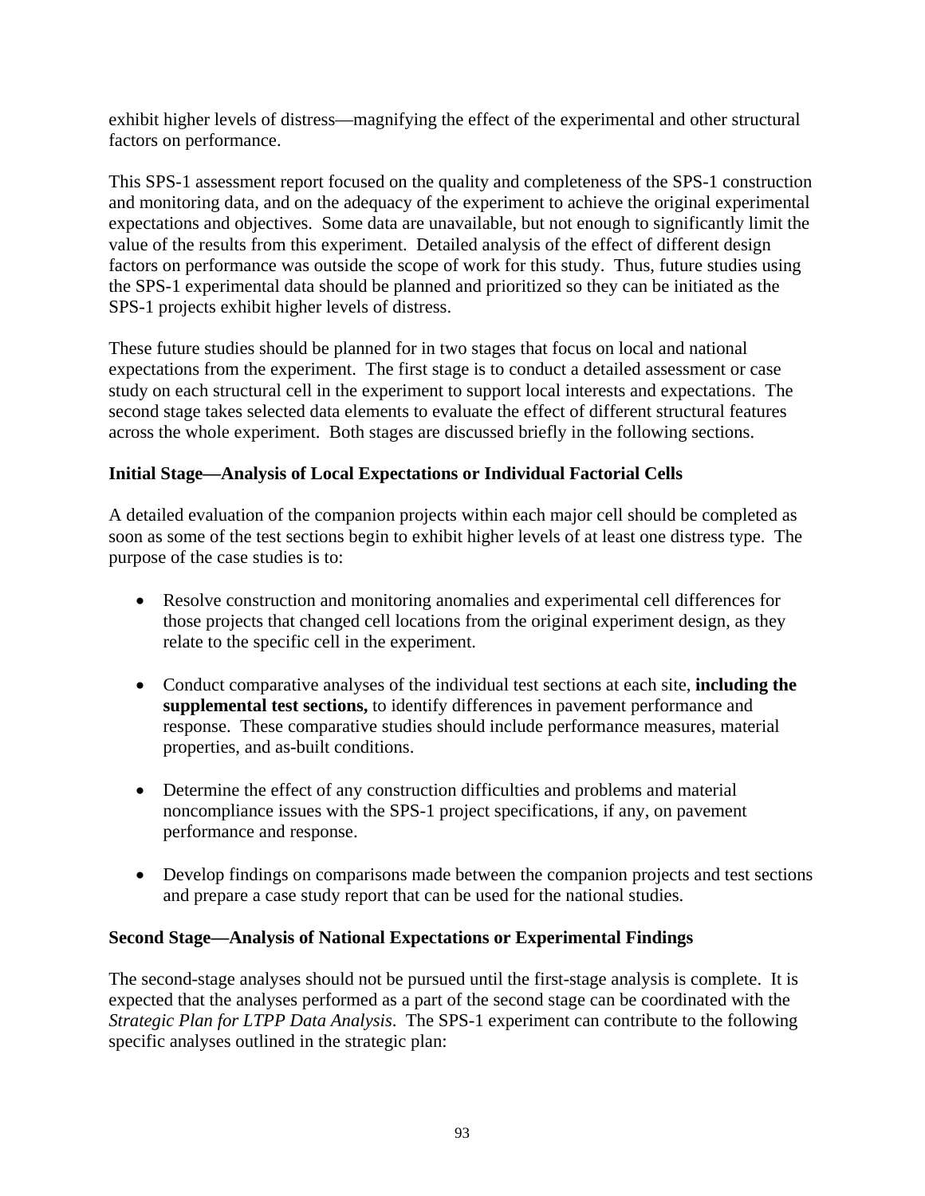exhibit higher levels of distress—magnifying the effect of the experimental and other structural factors on performance.

This SPS-1 assessment report focused on the quality and completeness of the SPS-1 construction and monitoring data, and on the adequacy of the experiment to achieve the original experimental expectations and objectives. Some data are unavailable, but not enough to significantly limit the value of the results from this experiment. Detailed analysis of the effect of different design factors on performance was outside the scope of work for this study. Thus, future studies using the SPS-1 experimental data should be planned and prioritized so they can be initiated as the SPS-1 projects exhibit higher levels of distress.

These future studies should be planned for in two stages that focus on local and national expectations from the experiment. The first stage is to conduct a detailed assessment or case study on each structural cell in the experiment to support local interests and expectations. The second stage takes selected data elements to evaluate the effect of different structural features across the whole experiment. Both stages are discussed briefly in the following sections.

**Initial Stage—Analysis of Local Expectations or Individual Factorial Cells**

A detailed evaluation of the companion projects within each major cell should be completed as soon as some of the test sections begin to exhibit higher levels of at least one distress type. The purpose of the case studies is to:

- Resolve construction and monitoring anomalies and experimental cell differences for those projects that changed cell locations from the original experiment design, as they relate to the specific cell in the experiment.
- Conduct comparative analyses of the individual test sections at each site, **including the supplemental test sections,** to identify differences in pavement performance and response. These comparative studies should include performance measures, material properties, and as-built conditions.
- Determine the effect of any construction difficulties and problems and material noncompliance issues with the SPS-1 project specifications, if any, on pavement performance and response.
- Develop findings on comparisons made between the companion projects and test sections and prepare a case study report that can be used for the national studies.

**Second Stage—Analysis of National Expectations or Experimental Findings**

The second-stage analyses should not be pursued until the first-stage analysis is complete. It is expected that the analyses performed as a part of the second stage can be coordinated with the *Strategic Plan for LTPP Data Analysis*. The SPS-1 experiment can contribute to the following specific analyses outlined in the strategic plan: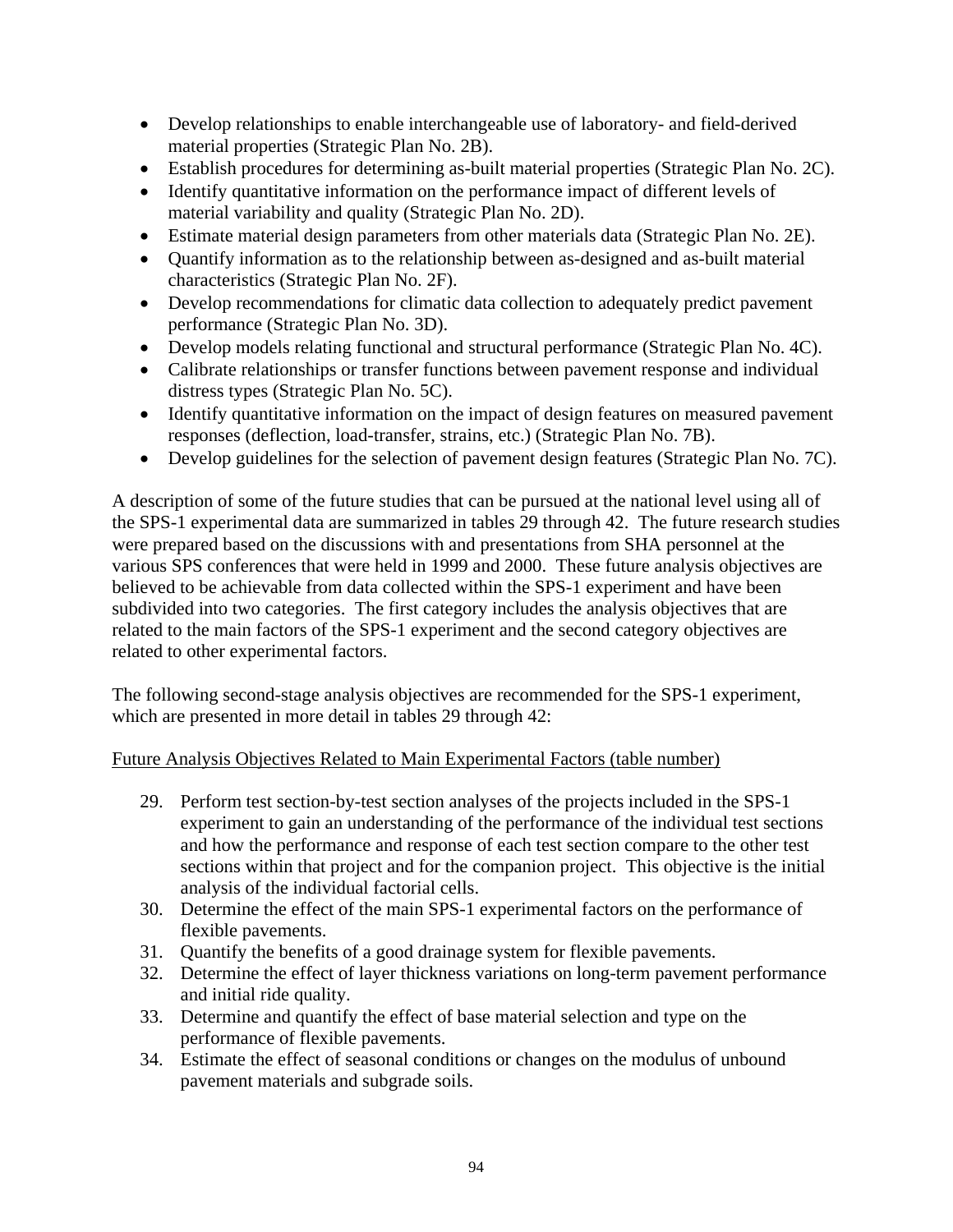- Develop relationships to enable interchangeable use of laboratory- and field-derived material properties (Strategic Plan No. 2B).
- Establish procedures for determining as-built material properties (Strategic Plan No. 2C).
- Identify quantitative information on the performance impact of different levels of material variability and quality (Strategic Plan No. 2D).
- Estimate material design parameters from other materials data (Strategic Plan No. 2E).
- Quantify information as to the relationship between as-designed and as-built material characteristics (Strategic Plan No. 2F).
- Develop recommendations for climatic data collection to adequately predict pavement performance (Strategic Plan No. 3D).
- Develop models relating functional and structural performance (Strategic Plan No. 4C).
- Calibrate relationships or transfer functions between pavement response and individual distress types (Strategic Plan No. 5C).
- Identify quantitative information on the impact of design features on measured pavement responses (deflection, load-transfer, strains, etc.) (Strategic Plan No. 7B).
- Develop guidelines for the selection of pavement design features (Strategic Plan No. 7C).

A description of some of the future studies that can be pursued at the national level using all of the SPS-1 experimental data are summarized in tables 29 through 42. The future research studies were prepared based on the discussions with and presentations from SHA personnel at the various SPS conferences that were held in 1999 and 2000. These future analysis objectives are believed to be achievable from data collected within the SPS-1 experiment and have been subdivided into two categories. The first category includes the analysis objectives that are related to the main factors of the SPS-1 experiment and the second category objectives are related to other experimental factors.

The following second-stage analysis objectives are recommended for the SPS-1 experiment, which are presented in more detail in tables 29 through 42:

<u>Future Analysis Objectives Related to Main Experimental Factors (table number)</u>

29. Perform test section-by-test section analyses of the projects included in the SPS-1 experiment to gain an understanding of the performance of the individual test sections and how the performance and response of each test section compare to the other test sections within that project and for the companion project. This objective is the initial analysis of the individual factorial cells.
30. Determine the effect of the main SPS-1 experimental factors on the performance of flexible pavements.
31. Quantify the benefits of a good drainage system for flexible pavements.
32. Determine the effect of layer thickness variations on long-term pavement performance and initial ride quality.
33. Determine and quantify the effect of base material selection and type on the performance of flexible pavements.
34. Estimate the effect of seasonal conditions or changes on the modulus of unbound pavement materials and subgrade soils.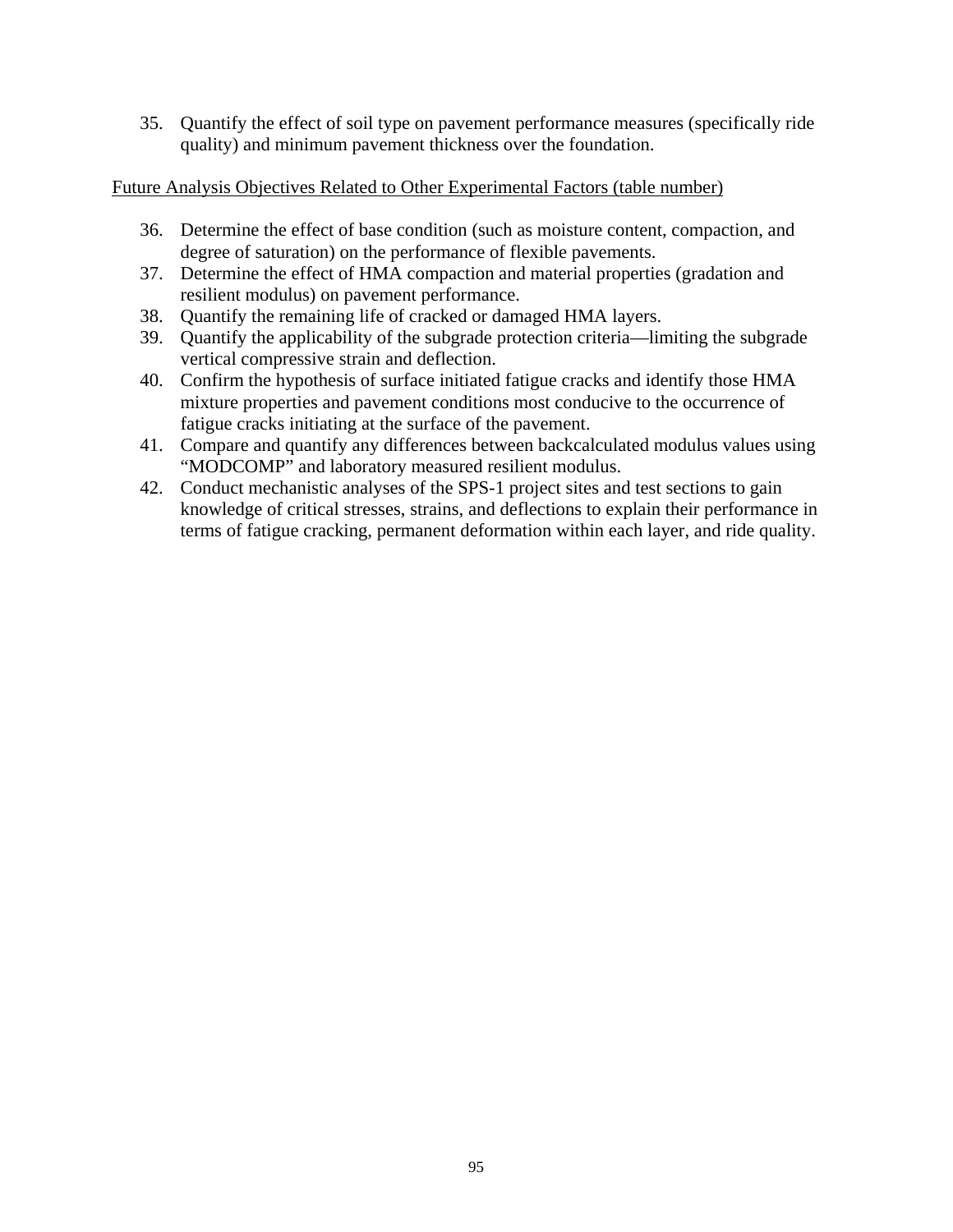35. Quantify the effect of soil type on pavement performance measures (specifically ride quality) and minimum pavement thickness over the foundation.

<u>Future Analysis Objectives Related to Other Experimental Factors (table number)</u>

36. Determine the effect of base condition (such as moisture content, compaction, and degree of saturation) on the performance of flexible pavements.
37. Determine the effect of HMA compaction and material properties (gradation and resilient modulus) on pavement performance.
38. Quantify the remaining life of cracked or damaged HMA layers.
39. Quantify the applicability of the subgrade protection criteria—limiting the subgrade vertical compressive strain and deflection.
40. Confirm the hypothesis of surface initiated fatigue cracks and identify those HMA mixture properties and pavement conditions most conducive to the occurrence of fatigue cracks initiating at the surface of the pavement.
41. Compare and quantify any differences between backcalculated modulus values using "MODCOMP" and laboratory measured resilient modulus.
42. Conduct mechanistic analyses of the SPS-1 project sites and test sections to gain knowledge of critical stresses, strains, and deflections to explain their performance in terms of fatigue cracking, permanent deformation within each layer, and ride quality.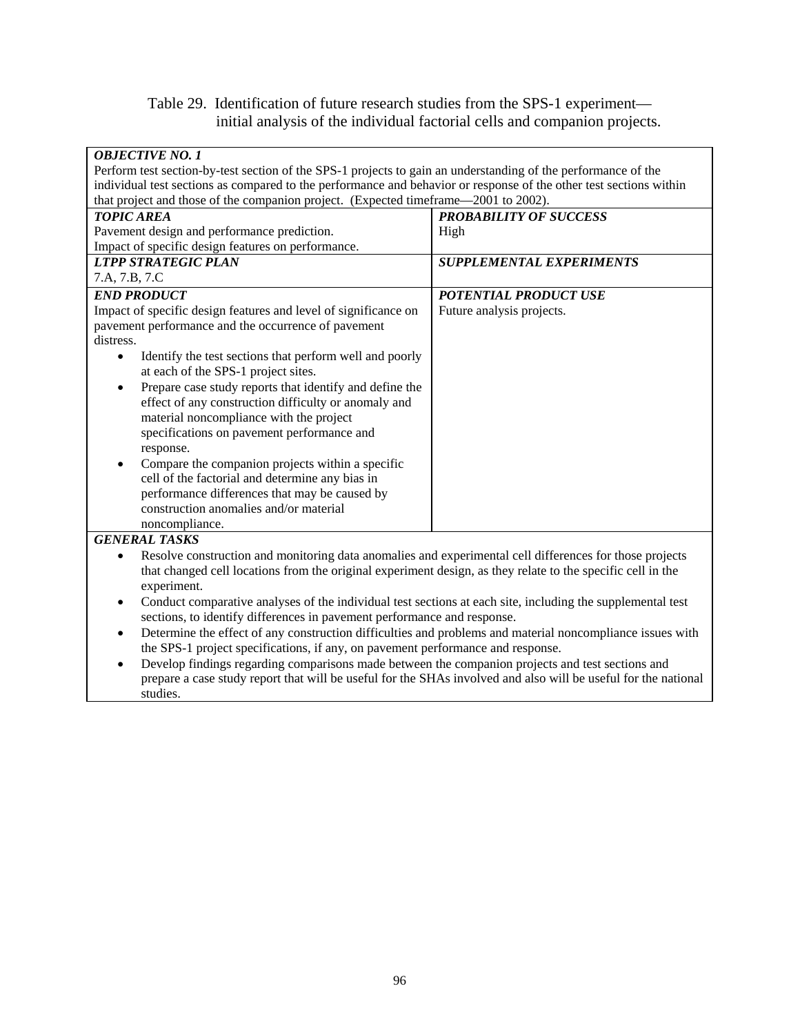Table 29. Identification of future research studies from the SPS-1 experiment—initial analysis of the individual factorial cells and companion projects.

| ***OBJECTIVE NO. 1*** | |
|---|---|
| Perform test section-by-test section of the SPS-1 projects to gain an understanding of the performance of the individual test sections as compared to the performance and behavior or response of the other test sections within that project and those of the companion project. (Expected timeframe—2001 to 2002). | |
| ***TOPIC AREA***<br>Pavement design and performance prediction.<br>Impact of specific design features on performance. | ***PROBABILITY OF SUCCESS***<br>High |
| ***LTPP STRATEGIC PLAN***<br>7.A, 7.B, 7.C | ***SUPPLEMENTAL EXPERIMENTS*** |
| ***END PRODUCT***<br>Impact of specific design features and level of significance on pavement performance and the occurrence of pavement distress.<br>• Identify the test sections that perform well and poorly at each of the SPS-1 project sites.<br>• Prepare case study reports that identify and define the effect of any construction difficulty or anomaly and material noncompliance with the project specifications on pavement performance and response.<br>• Compare the companion projects within a specific cell of the factorial and determine any bias in performance differences that may be caused by construction anomalies and/or material noncompliance. | ***POTENTIAL PRODUCT USE***<br>Future analysis projects. |
| ***GENERAL TASKS***<br>• Resolve construction and monitoring data anomalies and experimental cell differences for those projects that changed cell locations from the original experiment design, as they relate to the specific cell in the experiment.<br>• Conduct comparative analyses of the individual test sections at each site, including the supplemental test sections, to identify differences in pavement performance and response.<br>• Determine the effect of any construction difficulties and problems and material noncompliance issues with the SPS-1 project specifications, if any, on pavement performance and response.<br>• Develop findings regarding comparisons made between the companion projects and test sections and prepare a case study report that will be useful for the SHAs involved and also will be useful for the national studies. | |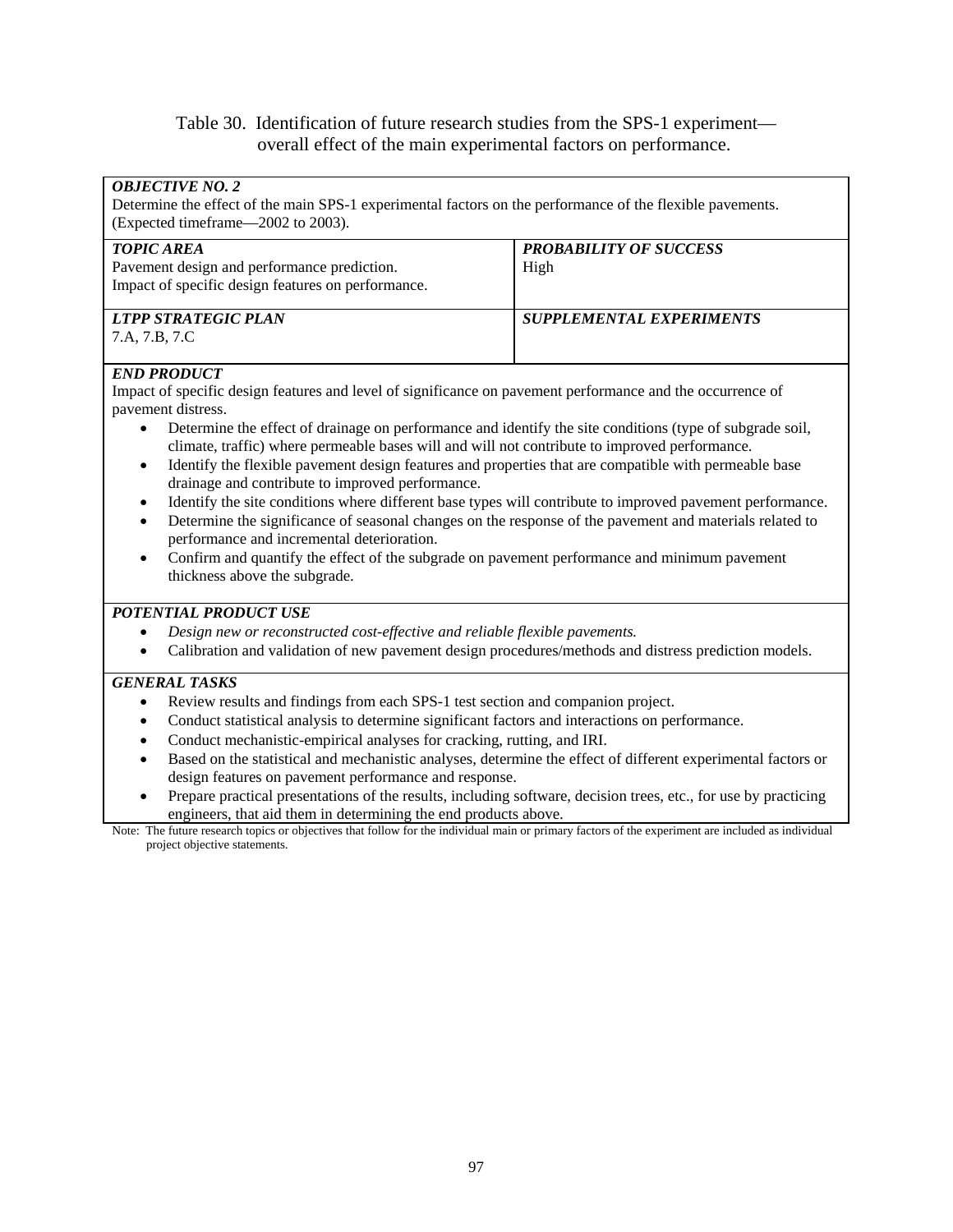Table 30. Identification of future research studies from the SPS-1 experiment—overall effect of the main experimental factors on performance.

***OBJECTIVE NO. 2***
Determine the effect of the main SPS-1 experimental factors on the performance of the flexible pavements. (Expected timeframe—2002 to 2003).

| ***TOPIC AREA*** | ***PROBABILITY OF SUCCESS*** |
|---|---|
| Pavement design and performance prediction.<br>Impact of specific design features on performance. | High |
| ***LTPP STRATEGIC PLAN***<br>7.A, 7.B, 7.C | ***SUPPLEMENTAL EXPERIMENTS*** |

***END PRODUCT***
Impact of specific design features and level of significance on pavement performance and the occurrence of pavement distress.

- Determine the effect of drainage on performance and identify the site conditions (type of subgrade soil, climate, traffic) where permeable bases will and will not contribute to improved performance.
- Identify the flexible pavement design features and properties that are compatible with permeable base drainage and contribute to improved performance.
- Identify the site conditions where different base types will contribute to improved pavement performance.
- Determine the significance of seasonal changes on the response of the pavement and materials related to performance and incremental deterioration.
- Confirm and quantify the effect of the subgrade on pavement performance and minimum pavement thickness above the subgrade.

***POTENTIAL PRODUCT USE***

- *Design new or reconstructed cost-effective and reliable flexible pavements.*
- Calibration and validation of new pavement design procedures/methods and distress prediction models.

***GENERAL TASKS***

- Review results and findings from each SPS-1 test section and companion project.
- Conduct statistical analysis to determine significant factors and interactions on performance.
- Conduct mechanistic-empirical analyses for cracking, rutting, and IRI.
- Based on the statistical and mechanistic analyses, determine the effect of different experimental factors or design features on pavement performance and response.
- Prepare practical presentations of the results, including software, decision trees, etc., for use by practicing engineers, that aid them in determining the end products above.

Note: The future research topics or objectives that follow for the individual main or primary factors of the experiment are included as individual project objective statements.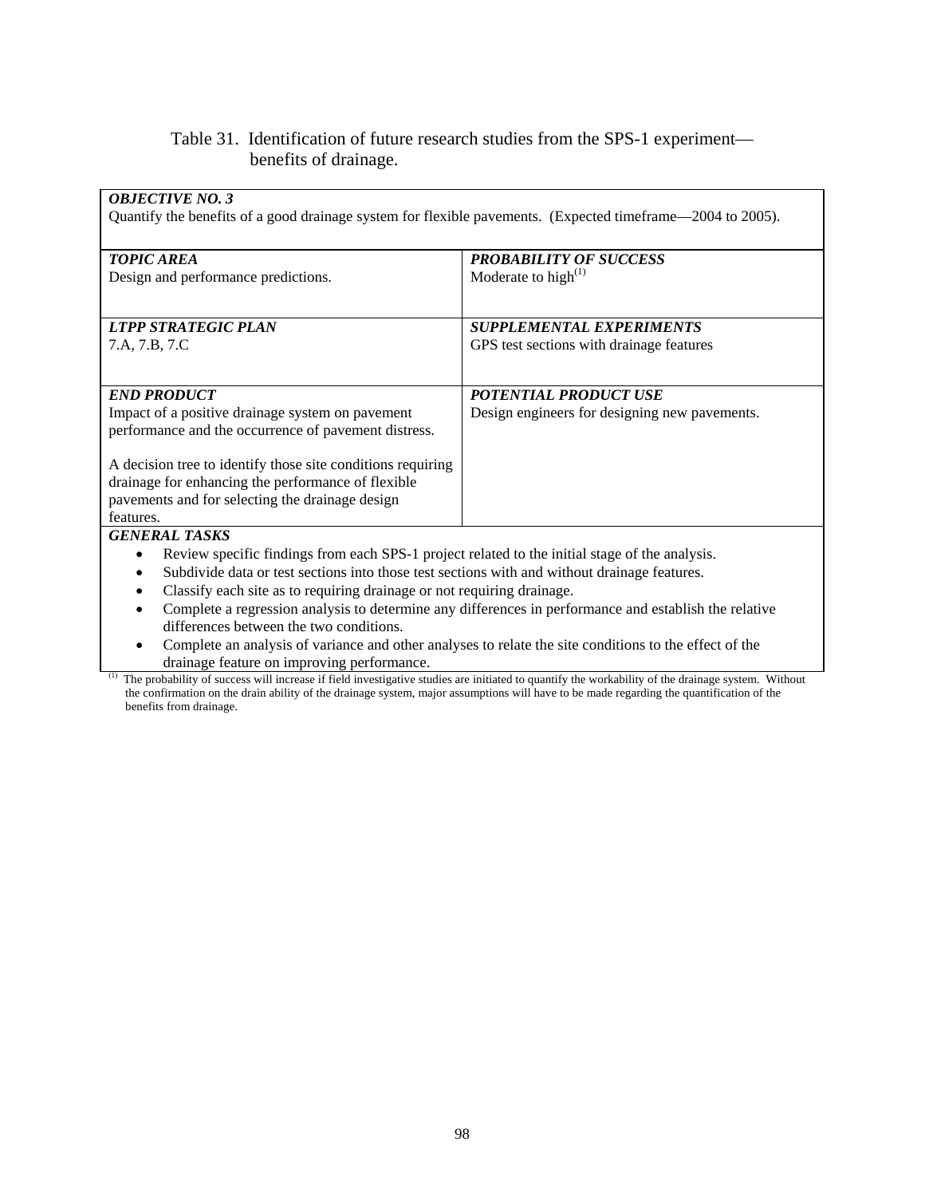Table 31. Identification of future research studies from the SPS-1 experiment—benefits of drainage.

| ***OBJECTIVE NO. 3*** Quantify the benefits of a good drainage system for flexible pavements. (Expected timeframe—2004 to 2005). | |
|---|---|
| ***TOPIC AREA*** Design and performance predictions. | ***PROBABILITY OF SUCCESS*** Moderate to high(1) |
| ***LTPP STRATEGIC PLAN*** 7.A, 7.B, 7.C | ***SUPPLEMENTAL EXPERIMENTS*** GPS test sections with drainage features |
| ***END PRODUCT*** Impact of a positive drainage system on pavement performance and the occurrence of pavement distress.<br><br>A decision tree to identify those site conditions requiring drainage for enhancing the performance of flexible pavements and for selecting the drainage design features. | ***POTENTIAL PRODUCT USE*** Design engineers for designing new pavements. |
| ***GENERAL TASKS***<br>• Review specific findings from each SPS-1 project related to the initial stage of the analysis.<br>• Subdivide data or test sections into those test sections with and without drainage features.<br>• Classify each site as to requiring drainage or not requiring drainage.<br>• Complete a regression analysis to determine any differences in performance and establish the relative differences between the two conditions.<br>• Complete an analysis of variance and other analyses to relate the site conditions to the effect of the drainage feature on improving performance. | |

(1) The probability of success will increase if field investigative studies are initiated to quantify the workability of the drainage system. Without the confirmation on the drain ability of the drainage system, major assumptions will have to be made regarding the quantification of the benefits from drainage.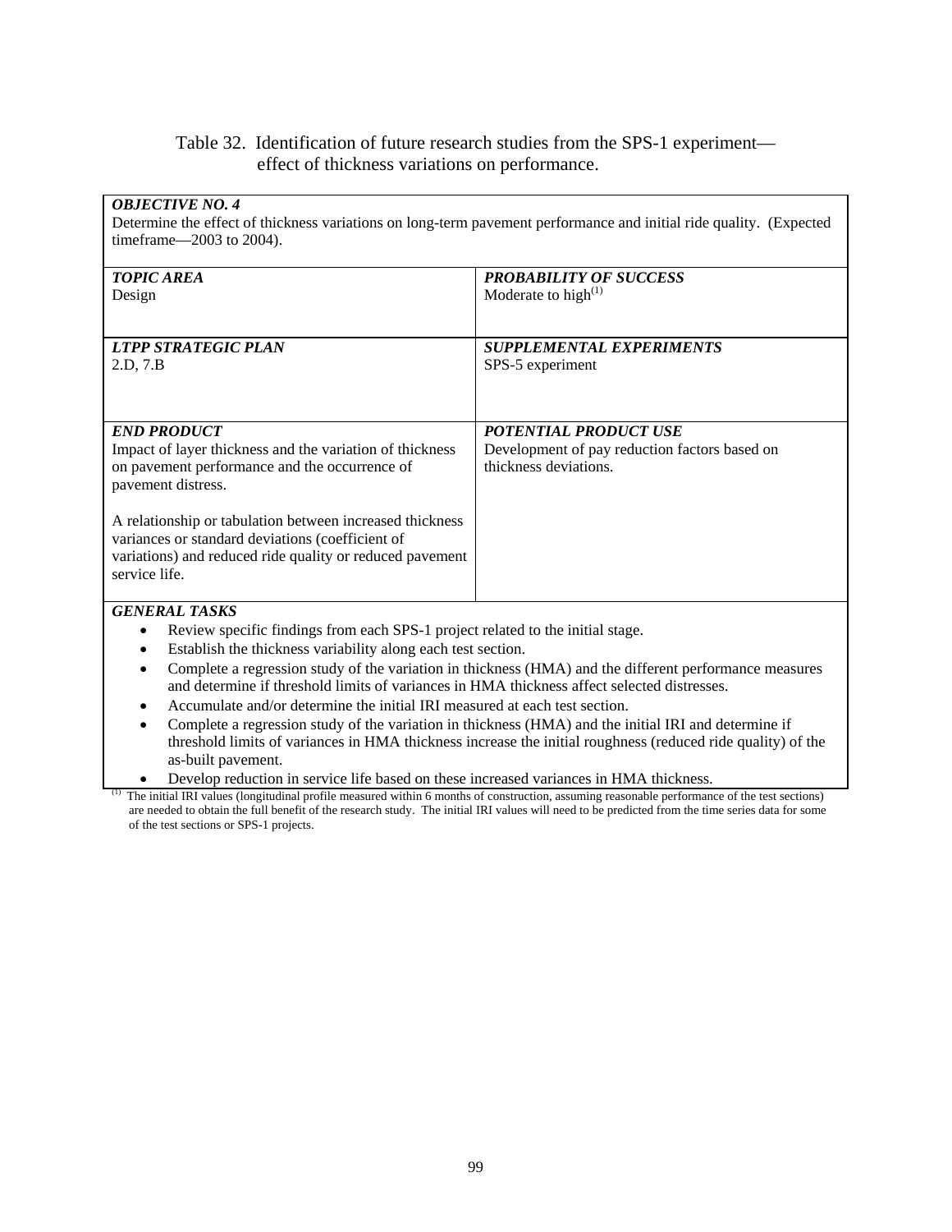Table 32. Identification of future research studies from the SPS-1 experiment—effect of thickness variations on performance.

***OBJECTIVE NO. 4***
Determine the effect of thickness variations on long-term pavement performance and initial ride quality. (Expected timeframe—2003 to 2004).

| ***TOPIC AREA*** | ***PROBABILITY OF SUCCESS*** |
|---|---|
| Design | Moderate to high[(1)] |
| ***LTPP STRATEGIC PLAN*** | ***SUPPLEMENTAL EXPERIMENTS*** |
| 2.D, 7.B | SPS-5 experiment |
| ***END PRODUCT*** | ***POTENTIAL PRODUCT USE*** |
| Impact of layer thickness and the variation of thickness on pavement performance and the occurrence of pavement distress.<br><br>A relationship or tabulation between increased thickness variances or standard deviations (coefficient of variations) and reduced ride quality or reduced pavement service life. | Development of pay reduction factors based on thickness deviations. |

***GENERAL TASKS***

- Review specific findings from each SPS-1 project related to the initial stage.
- Establish the thickness variability along each test section.
- Complete a regression study of the variation in thickness (HMA) and the different performance measures and determine if threshold limits of variances in HMA thickness affect selected distresses.
- Accumulate and/or determine the initial IRI measured at each test section.
- Complete a regression study of the variation in thickness (HMA) and the initial IRI and determine if threshold limits of variances in HMA thickness increase the initial roughness (reduced ride quality) of the as-built pavement.
- Develop reduction in service life based on these increased variances in HMA thickness.

(1) The initial IRI values (longitudinal profile measured within 6 months of construction, assuming reasonable performance of the test sections) are needed to obtain the full benefit of the research study. The initial IRI values will need to be predicted from the time series data for some of the test sections or SPS-1 projects.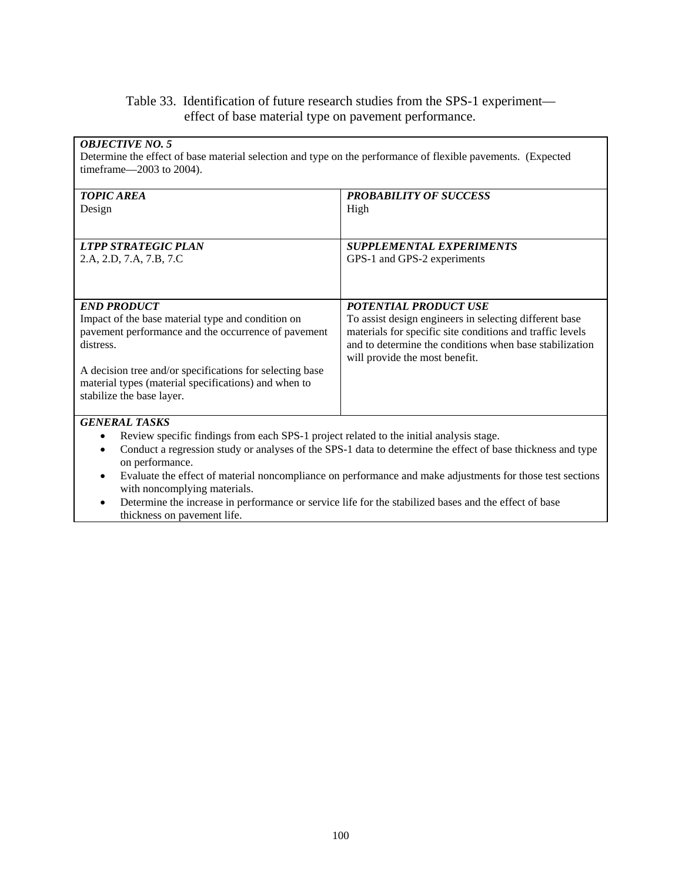Table 33. Identification of future research studies from the SPS-1 experiment—effect of base material type on pavement performance.

| ***OBJECTIVE NO. 5*** <br> Determine the effect of base material selection and type on the performance of flexible pavements. (Expected timeframe—2003 to 2004). | |
|---|---|
| ***TOPIC AREA*** <br> Design | ***PROBABILITY OF SUCCESS*** <br> High |
| ***LTPP STRATEGIC PLAN*** <br> 2.A, 2.D, 7.A, 7.B, 7.C | ***SUPPLEMENTAL EXPERIMENTS*** <br> GPS-1 and GPS-2 experiments |
| ***END PRODUCT*** <br> Impact of the base material type and condition on pavement performance and the occurrence of pavement distress. <br><br> A decision tree and/or specifications for selecting base material types (material specifications) and when to stabilize the base layer. | ***POTENTIAL PRODUCT USE*** <br> To assist design engineers in selecting different base materials for specific site conditions and traffic levels and to determine the conditions when base stabilization will provide the most benefit. |
| ***GENERAL TASKS*** <br> • Review specific findings from each SPS-1 project related to the initial analysis stage. <br> • Conduct a regression study or analyses of the SPS-1 data to determine the effect of base thickness and type on performance. <br> • Evaluate the effect of material noncompliance on performance and make adjustments for those test sections with noncomplying materials. <br> • Determine the increase in performance or service life for the stabilized bases and the effect of base thickness on pavement life. | |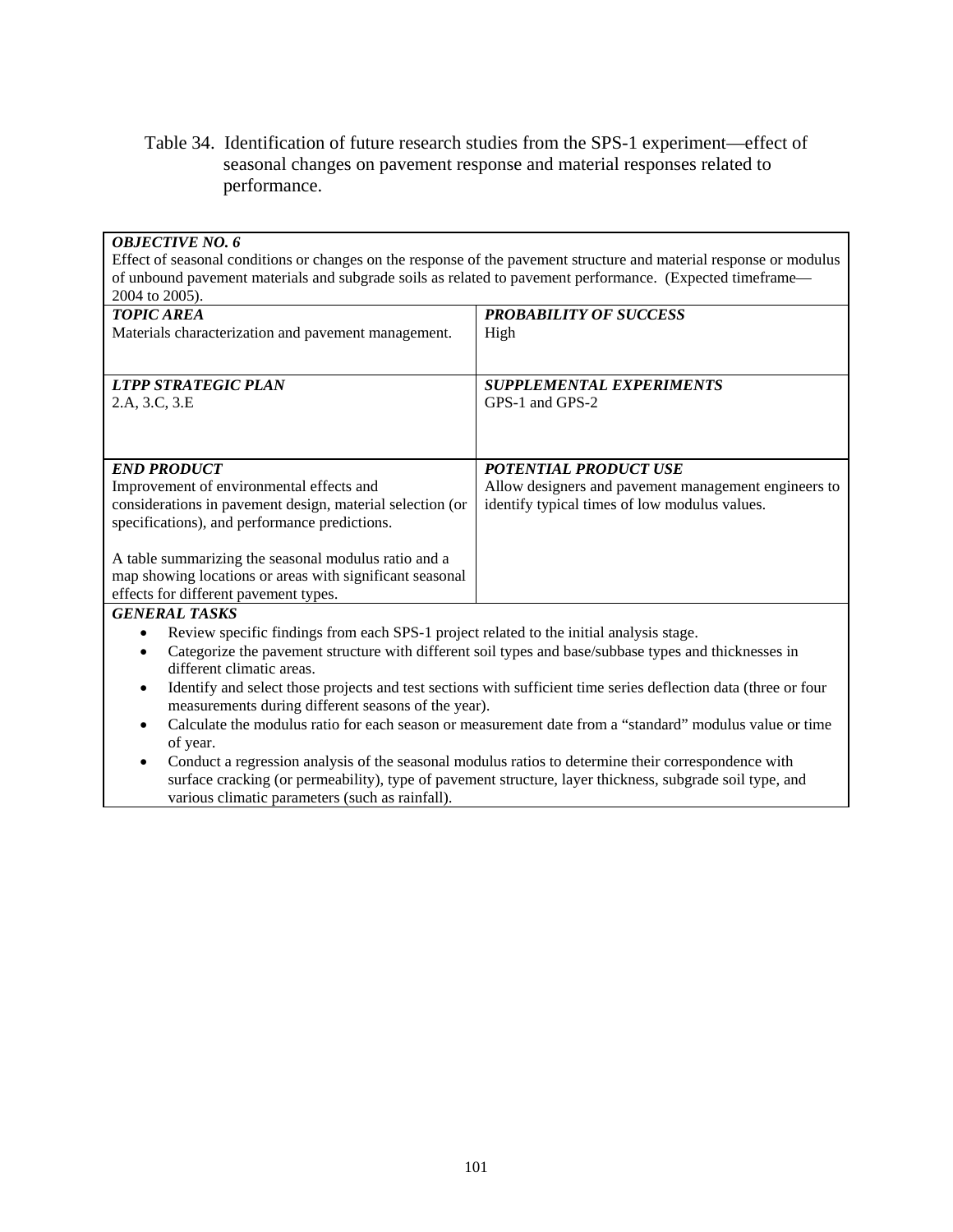Table 34. Identification of future research studies from the SPS-1 experiment—effect of seasonal changes on pavement response and material responses related to performance.

| ***OBJECTIVE NO. 6*** | |
|---|---|
| Effect of seasonal conditions or changes on the response of the pavement structure and material response or modulus of unbound pavement materials and subgrade soils as related to pavement performance. (Expected timeframe—2004 to 2005). | |
| ***TOPIC AREA*** <br> Materials characterization and pavement management. | ***PROBABILITY OF SUCCESS*** <br> High |
| ***LTPP STRATEGIC PLAN*** <br> 2.A, 3.C, 3.E | ***SUPPLEMENTAL EXPERIMENTS*** <br> GPS-1 and GPS-2 |
| ***END PRODUCT*** <br> Improvement of environmental effects and considerations in pavement design, material selection (or specifications), and performance predictions. <br><br> A table summarizing the seasonal modulus ratio and a map showing locations or areas with significant seasonal effects for different pavement types. | ***POTENTIAL PRODUCT USE*** <br> Allow designers and pavement management engineers to identify typical times of low modulus values. |
| ***GENERAL TASKS*** <br> • Review specific findings from each SPS-1 project related to the initial analysis stage. <br> • Categorize the pavement structure with different soil types and base/subbase types and thicknesses in different climatic areas. <br> • Identify and select those projects and test sections with sufficient time series deflection data (three or four measurements during different seasons of the year). <br> • Calculate the modulus ratio for each season or measurement date from a "standard" modulus value or time of year. <br> • Conduct a regression analysis of the seasonal modulus ratios to determine their correspondence with surface cracking (or permeability), type of pavement structure, layer thickness, subgrade soil type, and various climatic parameters (such as rainfall). | |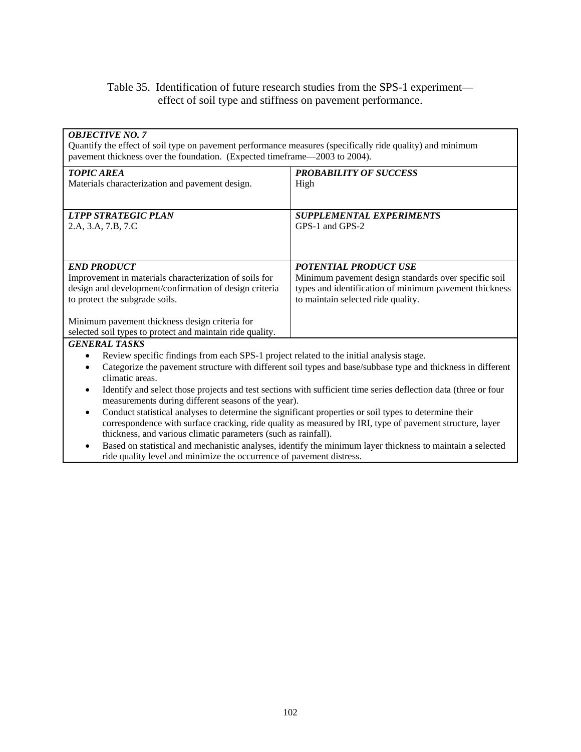Table 35. Identification of future research studies from the SPS-1 experiment—effect of soil type and stiffness on pavement performance.

| ***OBJECTIVE NO. 7*** Quantify the effect of soil type on pavement performance measures (specifically ride quality) and minimum pavement thickness over the foundation. (Expected timeframe—2003 to 2004). | |
|---|---|
| ***TOPIC AREA*** Materials characterization and pavement design. | ***PROBABILITY OF SUCCESS*** High |
| ***LTPP STRATEGIC PLAN*** 2.A, 3.A, 7.B, 7.C | ***SUPPLEMENTAL EXPERIMENTS*** GPS-1 and GPS-2 |
| ***END PRODUCT*** Improvement in materials characterization of soils for design and development/confirmation of design criteria to protect the subgrade soils.<br><br>Minimum pavement thickness design criteria for selected soil types to protect and maintain ride quality. | ***POTENTIAL PRODUCT USE*** Minimum pavement design standards over specific soil types and identification of minimum pavement thickness to maintain selected ride quality. |
| ***GENERAL TASKS***<br>• Review specific findings from each SPS-1 project related to the initial analysis stage.<br>• Categorize the pavement structure with different soil types and base/subbase type and thickness in different climatic areas.<br>• Identify and select those projects and test sections with sufficient time series deflection data (three or four measurements during different seasons of the year).<br>• Conduct statistical analyses to determine the significant properties or soil types to determine their correspondence with surface cracking, ride quality as measured by IRI, type of pavement structure, layer thickness, and various climatic parameters (such as rainfall).<br>• Based on statistical and mechanistic analyses, identify the minimum layer thickness to maintain a selected ride quality level and minimize the occurrence of pavement distress. | |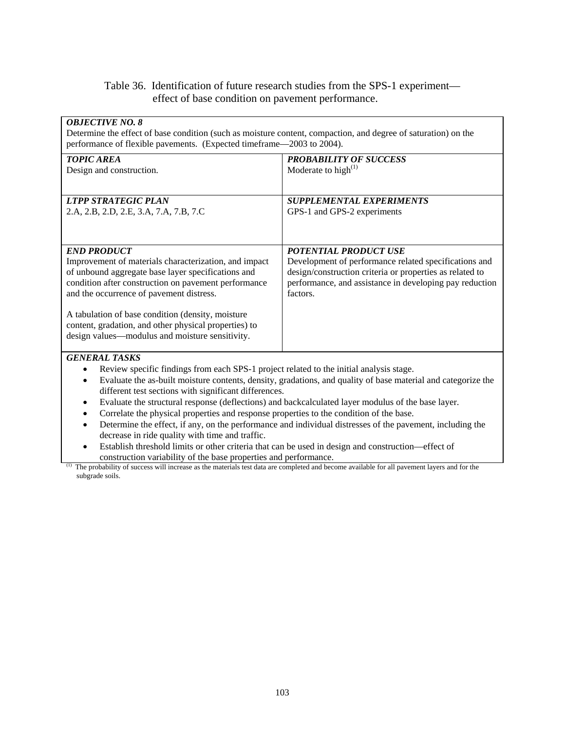Table 36. Identification of future research studies from the SPS-1 experiment—effect of base condition on pavement performance.

| ***OBJECTIVE NO. 8*** Determine the effect of base condition (such as moisture content, compaction, and degree of saturation) on the performance of flexible pavements. (Expected timeframe—2003 to 2004). | |
|---|---|
| ***TOPIC AREA*** Design and construction. | ***PROBABILITY OF SUCCESS*** Moderate to high[(1)] |
| ***LTPP STRATEGIC PLAN*** 2.A, 2.B, 2.D, 2.E, 3.A, 7.A, 7.B, 7.C | ***SUPPLEMENTAL EXPERIMENTS*** GPS-1 and GPS-2 experiments |
| ***END PRODUCT*** Improvement of materials characterization, and impact of unbound aggregate base layer specifications and condition after construction on pavement performance and the occurrence of pavement distress.<br><br>A tabulation of base condition (density, moisture content, gradation, and other physical properties) to design values—modulus and moisture sensitivity. | ***POTENTIAL PRODUCT USE*** Development of performance related specifications and design/construction criteria or properties as related to performance, and assistance in developing pay reduction factors. |
| ***GENERAL TASKS***<br>• Review specific findings from each SPS-1 project related to the initial analysis stage.<br>• Evaluate the as-built moisture contents, density, gradations, and quality of base material and categorize the different test sections with significant differences.<br>• Evaluate the structural response (deflections) and backcalculated layer modulus of the base layer.<br>• Correlate the physical properties and response properties to the condition of the base.<br>• Determine the effect, if any, on the performance and individual distresses of the pavement, including the decrease in ride quality with time and traffic.<br>• Establish threshold limits or other criteria that can be used in design and construction—effect of construction variability of the base properties and performance. | |

(1) The probability of success will increase as the materials test data are completed and become available for all pavement layers and for the subgrade soils.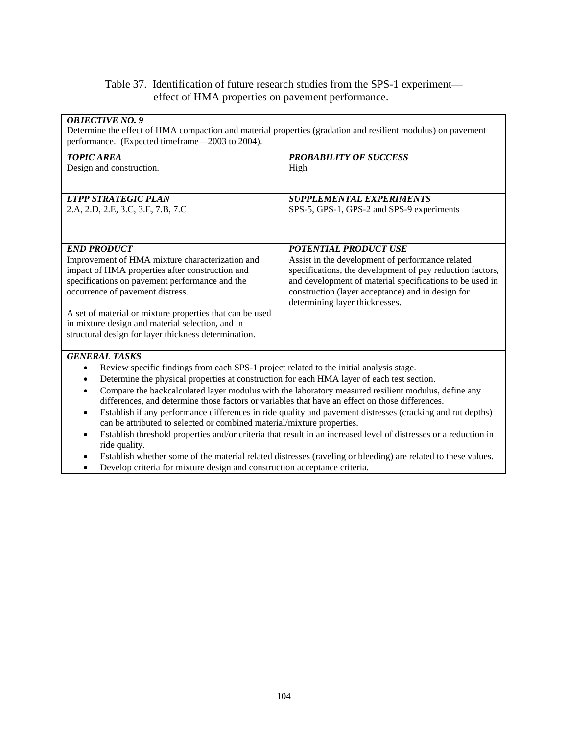Table 37. Identification of future research studies from the SPS-1 experiment—effect of HMA properties on pavement performance.

***OBJECTIVE NO. 9***
Determine the effect of HMA compaction and material properties (gradation and resilient modulus) on pavement performance. (Expected timeframe—2003 to 2004).

| ***TOPIC AREA*** | ***PROBABILITY OF SUCCESS*** |
|---|---|
| Design and construction. | High |
| ***LTPP STRATEGIC PLAN*** | ***SUPPLEMENTAL EXPERIMENTS*** |
| 2.A, 2.D, 2.E, 3.C, 3.E, 7.B, 7.C | SPS-5, GPS-1, GPS-2 and SPS-9 experiments |
| ***END PRODUCT*** | ***POTENTIAL PRODUCT USE*** |
| Improvement of HMA mixture characterization and impact of HMA properties after construction and specifications on pavement performance and the occurrence of pavement distress.<br><br>A set of material or mixture properties that can be used in mixture design and material selection, and in structural design for layer thickness determination. | Assist in the development of performance related specifications, the development of pay reduction factors, and development of material specifications to be used in construction (layer acceptance) and in design for determining layer thicknesses. |

***GENERAL TASKS***

- Review specific findings from each SPS-1 project related to the initial analysis stage.
- Determine the physical properties at construction for each HMA layer of each test section.
- Compare the backcalculated layer modulus with the laboratory measured resilient modulus, define any differences, and determine those factors or variables that have an effect on those differences.
- Establish if any performance differences in ride quality and pavement distresses (cracking and rut depths) can be attributed to selected or combined material/mixture properties.
- Establish threshold properties and/or criteria that result in an increased level of distresses or a reduction in ride quality.
- Establish whether some of the material related distresses (raveling or bleeding) are related to these values.
- Develop criteria for mixture design and construction acceptance criteria.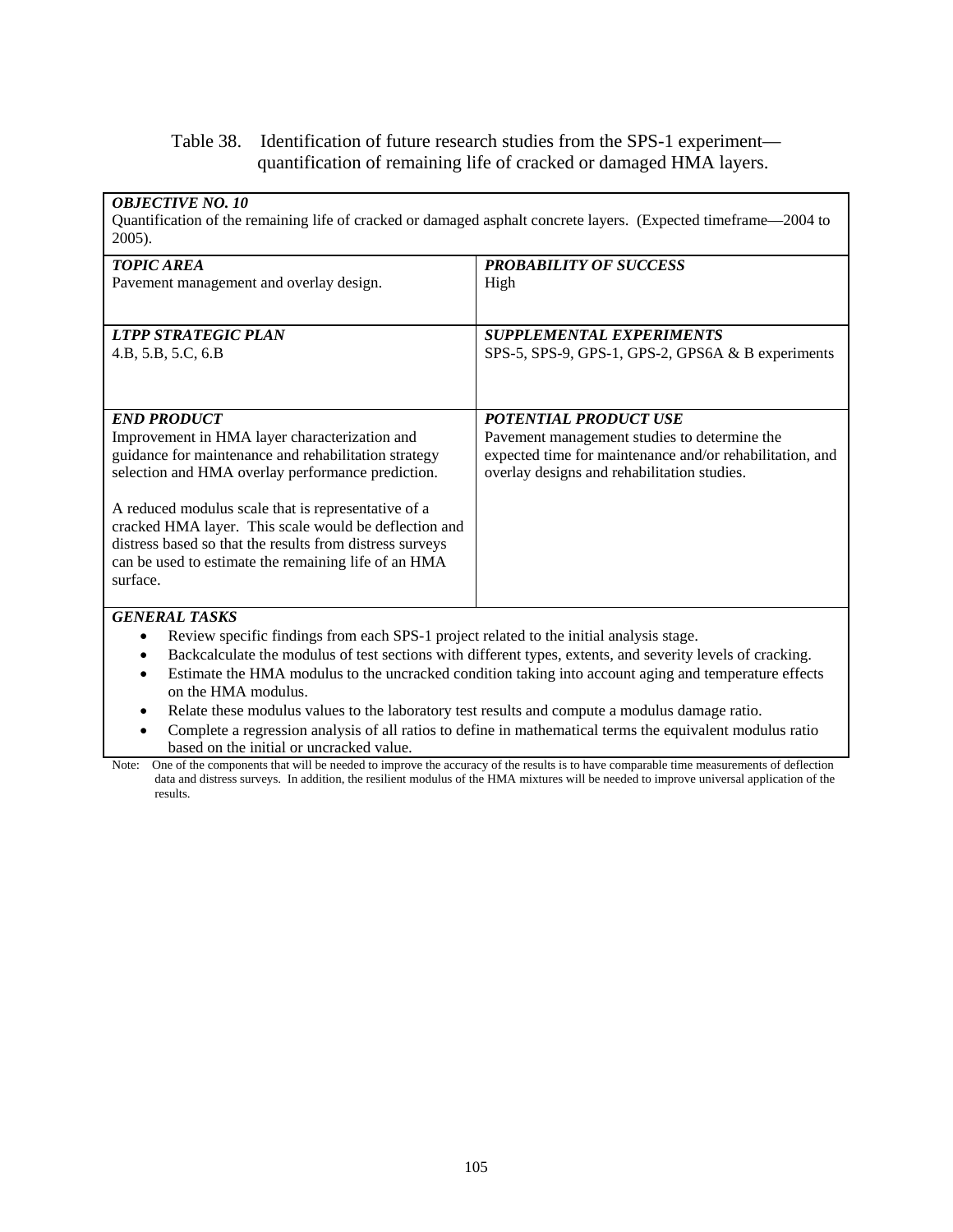Table 38. Identification of future research studies from the SPS-1 experiment—quantification of remaining life of cracked or damaged HMA layers.

| ***OBJECTIVE NO. 10*** Quantification of the remaining life of cracked or damaged asphalt concrete layers. (Expected timeframe—2004 to 2005). | |
|---|---|
| ***TOPIC AREA*** Pavement management and overlay design. | ***PROBABILITY OF SUCCESS*** High |
| ***LTPP STRATEGIC PLAN*** 4.B, 5.B, 5.C, 6.B | ***SUPPLEMENTAL EXPERIMENTS*** SPS-5, SPS-9, GPS-1, GPS-2, GPS6A & B experiments |
| ***END PRODUCT*** Improvement in HMA layer characterization and guidance for maintenance and rehabilitation strategy selection and HMA overlay performance prediction.<br><br>A reduced modulus scale that is representative of a cracked HMA layer. This scale would be deflection and distress based so that the results from distress surveys can be used to estimate the remaining life of an HMA surface. | ***POTENTIAL PRODUCT USE*** Pavement management studies to determine the expected time for maintenance and/or rehabilitation, and overlay designs and rehabilitation studies. |
| ***GENERAL TASKS***<br>• Review specific findings from each SPS-1 project related to the initial analysis stage.<br>• Backcalculate the modulus of test sections with different types, extents, and severity levels of cracking.<br>• Estimate the HMA modulus to the uncracked condition taking into account aging and temperature effects on the HMA modulus.<br>• Relate these modulus values to the laboratory test results and compute a modulus damage ratio.<br>• Complete a regression analysis of all ratios to define in mathematical terms the equivalent modulus ratio based on the initial or uncracked value. | |

Note: One of the components that will be needed to improve the accuracy of the results is to have comparable time measurements of deflection data and distress surveys. In addition, the resilient modulus of the HMA mixtures will be needed to improve universal application of the results.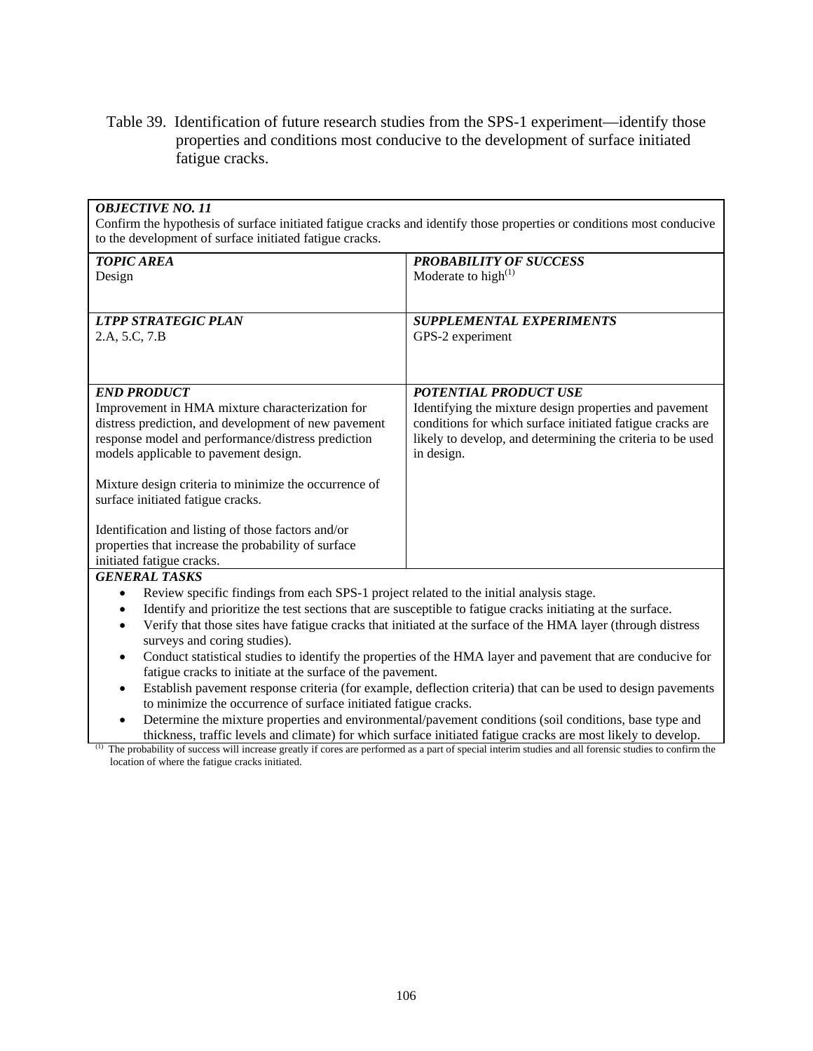Table 39. Identification of future research studies from the SPS-1 experiment—identify those properties and conditions most conducive to the development of surface initiated fatigue cracks.

| ***OBJECTIVE NO. 11*** Confirm the hypothesis of surface initiated fatigue cracks and identify those properties or conditions most conducive to the development of surface initiated fatigue cracks. | |
|---|---|
| ***TOPIC AREA*** Design | ***PROBABILITY OF SUCCESS*** Moderate to high[(1)] |
| ***LTPP STRATEGIC PLAN*** 2.A, 5.C, 7.B | ***SUPPLEMENTAL EXPERIMENTS*** GPS-2 experiment |
| ***END PRODUCT*** Improvement in HMA mixture characterization for distress prediction, and development of new pavement response model and performance/distress prediction models applicable to pavement design.<br><br>Mixture design criteria to minimize the occurrence of surface initiated fatigue cracks.<br><br>Identification and listing of those factors and/or properties that increase the probability of surface initiated fatigue cracks. | ***POTENTIAL PRODUCT USE*** Identifying the mixture design properties and pavement conditions for which surface initiated fatigue cracks are likely to develop, and determining the criteria to be used in design. |

***GENERAL TASKS***

- Review specific findings from each SPS-1 project related to the initial analysis stage.
- Identify and prioritize the test sections that are susceptible to fatigue cracks initiating at the surface.
- Verify that those sites have fatigue cracks that initiated at the surface of the HMA layer (through distress surveys and coring studies).
- Conduct statistical studies to identify the properties of the HMA layer and pavement that are conducive for fatigue cracks to initiate at the surface of the pavement.
- Establish pavement response criteria (for example, deflection criteria) that can be used to design pavements to minimize the occurrence of surface initiated fatigue cracks.
- Determine the mixture properties and environmental/pavement conditions (soil conditions, base type and thickness, traffic levels and climate) for which surface initiated fatigue cracks are most likely to develop.

(1) The probability of success will increase greatly if cores are performed as a part of special interim studies and all forensic studies to confirm the location of where the fatigue cracks initiated.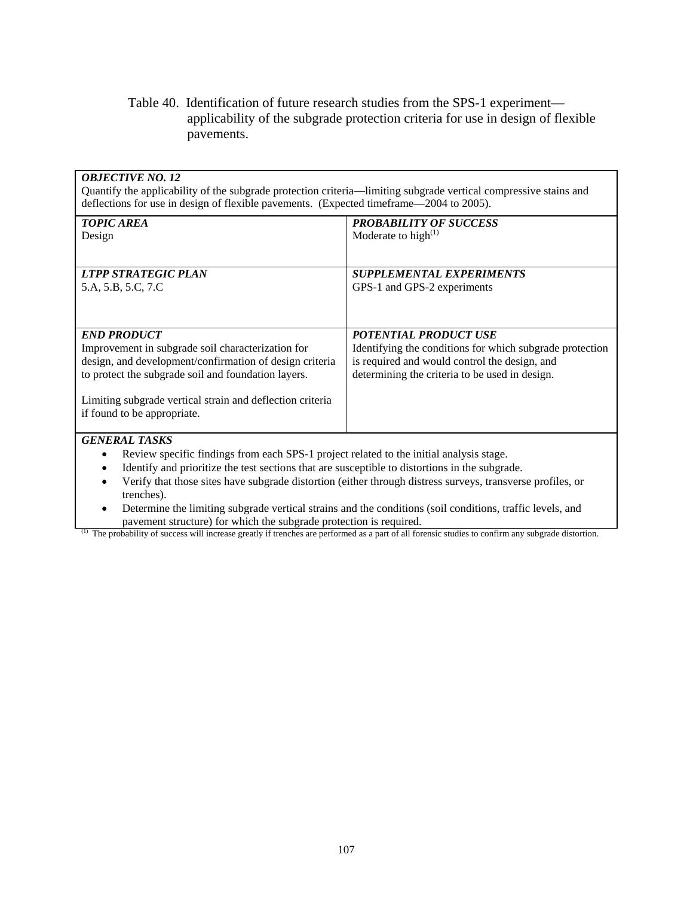Table 40. Identification of future research studies from the SPS-1 experiment—applicability of the subgrade protection criteria for use in design of flexible pavements.

| ***OBJECTIVE NO. 12***<br>Quantify the applicability of the subgrade protection criteria—limiting subgrade vertical compressive stains and deflections for use in design of flexible pavements. (Expected timeframe—2004 to 2005). | |
|---|---|
| ***TOPIC AREA***<br>Design | ***PROBABILITY OF SUCCESS***<br>Moderate to high[(1)] |
| ***LTPP STRATEGIC PLAN***<br>5.A, 5.B, 5.C, 7.C | ***SUPPLEMENTAL EXPERIMENTS***<br>GPS-1 and GPS-2 experiments |
| ***END PRODUCT***<br>Improvement in subgrade soil characterization for design, and development/confirmation of design criteria to protect the subgrade soil and foundation layers.<br><br>Limiting subgrade vertical strain and deflection criteria if found to be appropriate. | ***POTENTIAL PRODUCT USE***<br>Identifying the conditions for which subgrade protection is required and would control the design, and determining the criteria to be used in design. |
| ***GENERAL TASKS***<br>• Review specific findings from each SPS-1 project related to the initial analysis stage.<br>• Identify and prioritize the test sections that are susceptible to distortions in the subgrade.<br>• Verify that those sites have subgrade distortion (either through distress surveys, transverse profiles, or trenches).<br>• Determine the limiting subgrade vertical strains and the conditions (soil conditions, traffic levels, and pavement structure) for which the subgrade protection is required. | |

[(1)] The probability of success will increase greatly if trenches are performed as a part of all forensic studies to confirm any subgrade distortion.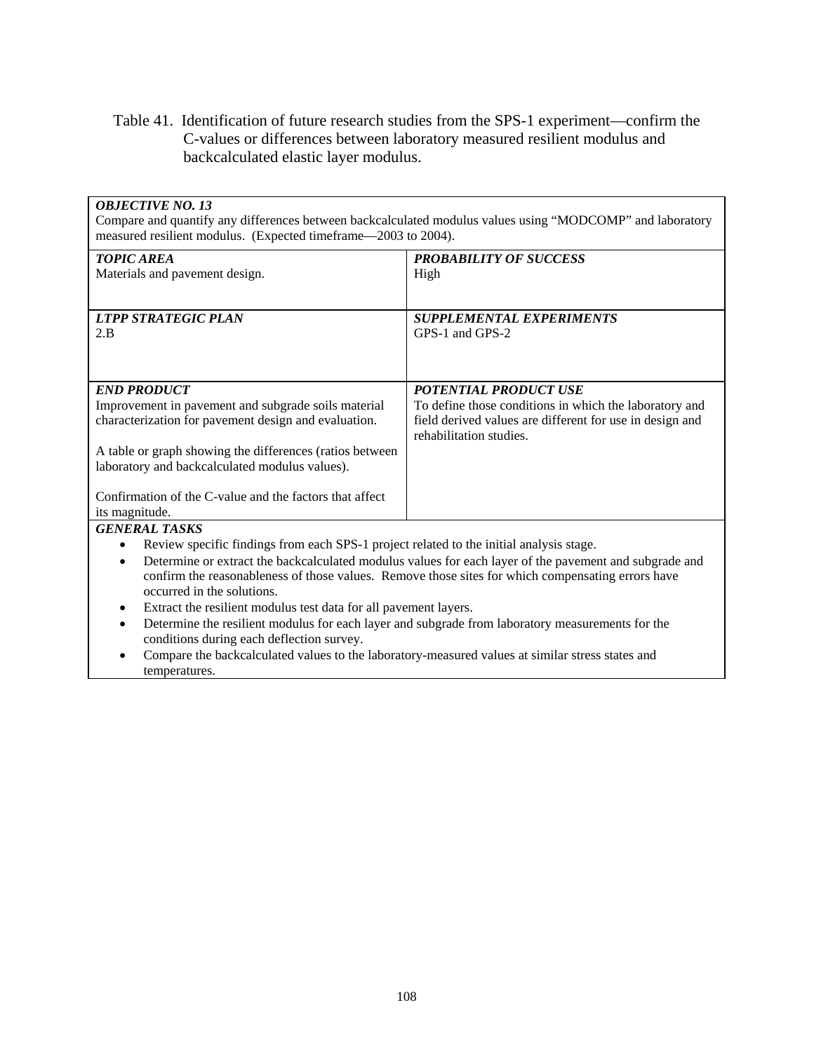Table 41. Identification of future research studies from the SPS-1 experiment—confirm the C-values or differences between laboratory measured resilient modulus and backcalculated elastic layer modulus.

| ***OBJECTIVE NO. 13***<br>Compare and quantify any differences between backcalculated modulus values using "MODCOMP" and laboratory measured resilient modulus. (Expected timeframe—2003 to 2004). | |
|---|---|
| ***TOPIC AREA***<br>Materials and pavement design. | ***PROBABILITY OF SUCCESS***<br>High |
| ***LTPP STRATEGIC PLAN***<br>2.B | ***SUPPLEMENTAL EXPERIMENTS***<br>GPS-1 and GPS-2 |
| ***END PRODUCT***<br>Improvement in pavement and subgrade soils material characterization for pavement design and evaluation.<br><br>A table or graph showing the differences (ratios between laboratory and backcalculated modulus values).<br><br>Confirmation of the C-value and the factors that affect its magnitude. | ***POTENTIAL PRODUCT USE***<br>To define those conditions in which the laboratory and field derived values are different for use in design and rehabilitation studies. |
| ***GENERAL TASKS***<br>• Review specific findings from each SPS-1 project related to the initial analysis stage.<br>• Determine or extract the backcalculated modulus values for each layer of the pavement and subgrade and confirm the reasonableness of those values. Remove those sites for which compensating errors have occurred in the solutions.<br>• Extract the resilient modulus test data for all pavement layers.<br>• Determine the resilient modulus for each layer and subgrade from laboratory measurements for the conditions during each deflection survey.<br>• Compare the backcalculated values to the laboratory-measured values at similar stress states and temperatures. | |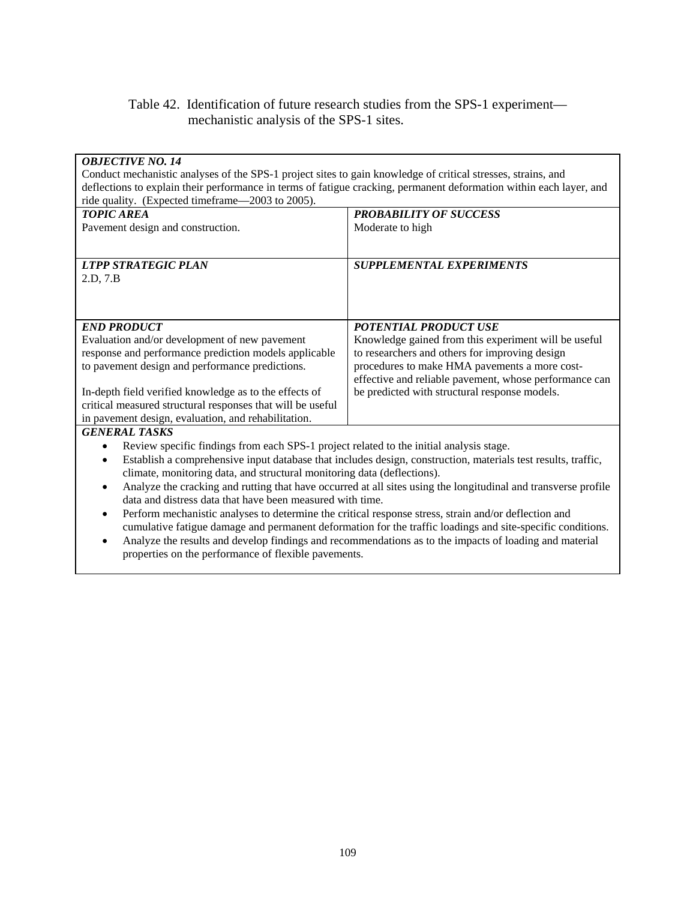Table 42. Identification of future research studies from the SPS-1 experiment—mechanistic analysis of the SPS-1 sites.

| ***OBJECTIVE NO. 14*** Conduct mechanistic analyses of the SPS-1 project sites to gain knowledge of critical stresses, strains, and deflections to explain their performance in terms of fatigue cracking, permanent deformation within each layer, and ride quality. (Expected timeframe—2003 to 2005). | |
|---|---|
| ***TOPIC AREA*** Pavement design and construction. | ***PROBABILITY OF SUCCESS*** Moderate to high |
| ***LTPP STRATEGIC PLAN*** 2.D, 7.B | ***SUPPLEMENTAL EXPERIMENTS*** |
| ***END PRODUCT*** Evaluation and/or development of new pavement response and performance prediction models applicable to pavement design and performance predictions. <br><br> In-depth field verified knowledge as to the effects of critical measured structural responses that will be useful in pavement design, evaluation, and rehabilitation. | ***POTENTIAL PRODUCT USE*** Knowledge gained from this experiment will be useful to researchers and others for improving design procedures to make HMA pavements a more cost-effective and reliable pavement, whose performance can be predicted with structural response models. |
| ***GENERAL TASKS*** <br>• Review specific findings from each SPS-1 project related to the initial analysis stage. <br>• Establish a comprehensive input database that includes design, construction, materials test results, traffic, climate, monitoring data, and structural monitoring data (deflections). <br>• Analyze the cracking and rutting that have occurred at all sites using the longitudinal and transverse profile data and distress data that have been measured with time. <br>• Perform mechanistic analyses to determine the critical response stress, strain and/or deflection and cumulative fatigue damage and permanent deformation for the traffic loadings and site-specific conditions. <br>• Analyze the results and develop findings and recommendations as to the impacts of loading and material properties on the performance of flexible pavements. | |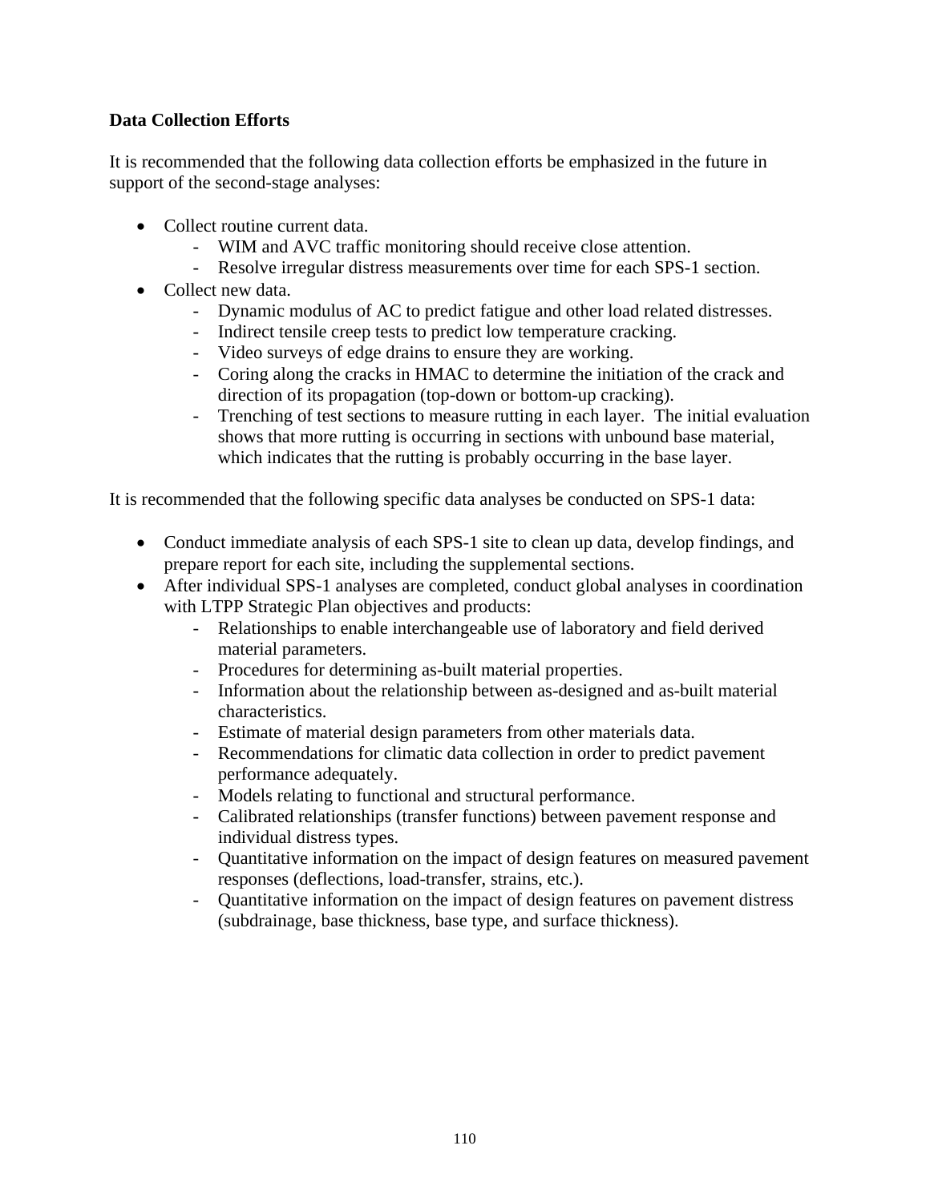**Data Collection Efforts**

It is recommended that the following data collection efforts be emphasized in the future in support of the second-stage analyses:

- Collect routine current data.
  - WIM and AVC traffic monitoring should receive close attention.
  - Resolve irregular distress measurements over time for each SPS-1 section.
- Collect new data.
  - Dynamic modulus of AC to predict fatigue and other load related distresses.
  - Indirect tensile creep tests to predict low temperature cracking.
  - Video surveys of edge drains to ensure they are working.
  - Coring along the cracks in HMAC to determine the initiation of the crack and direction of its propagation (top-down or bottom-up cracking).
  - Trenching of test sections to measure rutting in each layer. The initial evaluation shows that more rutting is occurring in sections with unbound base material, which indicates that the rutting is probably occurring in the base layer.

It is recommended that the following specific data analyses be conducted on SPS-1 data:

- Conduct immediate analysis of each SPS-1 site to clean up data, develop findings, and prepare report for each site, including the supplemental sections.
- After individual SPS-1 analyses are completed, conduct global analyses in coordination with LTPP Strategic Plan objectives and products:
  - Relationships to enable interchangeable use of laboratory and field derived material parameters.
  - Procedures for determining as-built material properties.
  - Information about the relationship between as-designed and as-built material characteristics.
  - Estimate of material design parameters from other materials data.
  - Recommendations for climatic data collection in order to predict pavement performance adequately.
  - Models relating to functional and structural performance.
  - Calibrated relationships (transfer functions) between pavement response and individual distress types.
  - Quantitative information on the impact of design features on measured pavement responses (deflections, load-transfer, strains, etc.).
  - Quantitative information on the impact of design features on pavement distress (subdrainage, base thickness, base type, and surface thickness).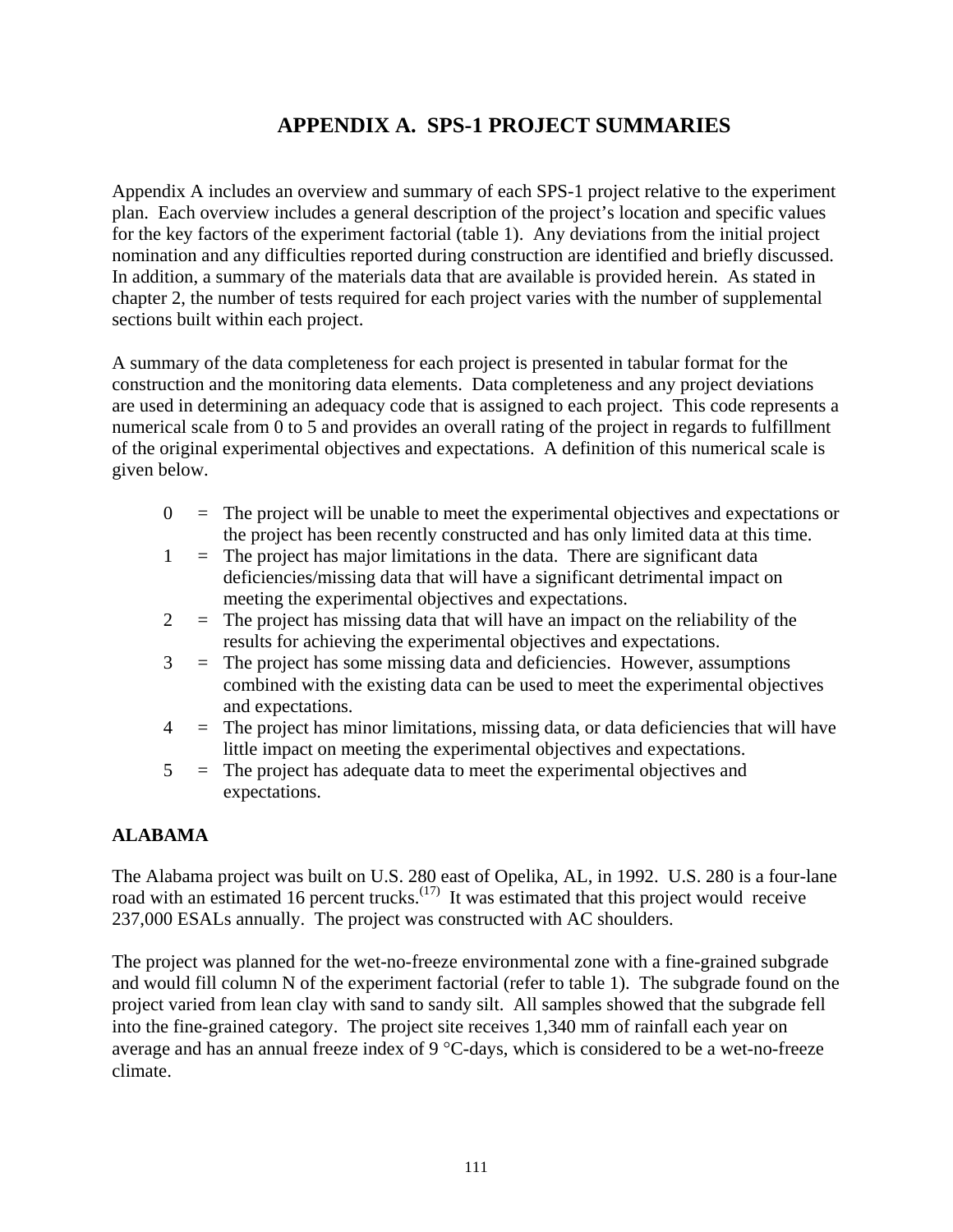# APPENDIX A. SPS-1 PROJECT SUMMARIES

Appendix A includes an overview and summary of each SPS-1 project relative to the experiment plan. Each overview includes a general description of the project's location and specific values for the key factors of the experiment factorial (table 1). Any deviations from the initial project nomination and any difficulties reported during construction are identified and briefly discussed. In addition, a summary of the materials data that are available is provided herein. As stated in chapter 2, the number of tests required for each project varies with the number of supplemental sections built within each project.

A summary of the data completeness for each project is presented in tabular format for the construction and the monitoring data elements. Data completeness and any project deviations are used in determining an adequacy code that is assigned to each project. This code represents a numerical scale from 0 to 5 and provides an overall rating of the project in regards to fulfillment of the original experimental objectives and expectations. A definition of this numerical scale is given below.

- 0 = The project will be unable to meet the experimental objectives and expectations or the project has been recently constructed and has only limited data at this time.
- 1 = The project has major limitations in the data. There are significant data deficiencies/missing data that will have a significant detrimental impact on meeting the experimental objectives and expectations.
- 2 = The project has missing data that will have an impact on the reliability of the results for achieving the experimental objectives and expectations.
- 3 = The project has some missing data and deficiencies. However, assumptions combined with the existing data can be used to meet the experimental objectives and expectations.
- 4 = The project has minor limitations, missing data, or data deficiencies that will have little impact on meeting the experimental objectives and expectations.
- 5 = The project has adequate data to meet the experimental objectives and expectations.

## ALABAMA

The Alabama project was built on U.S. 280 east of Opelika, AL, in 1992. U.S. 280 is a four-lane road with an estimated 16 percent trucks.[17] It was estimated that this project would receive 237,000 ESALs annually. The project was constructed with AC shoulders.

The project was planned for the wet-no-freeze environmental zone with a fine-grained subgrade and would fill column N of the experiment factorial (refer to table 1). The subgrade found on the project varied from lean clay with sand to sandy silt. All samples showed that the subgrade fell into the fine-grained category. The project site receives 1,340 mm of rainfall each year on average and has an annual freeze index of 9 °C-days, which is considered to be a wet-no-freeze climate.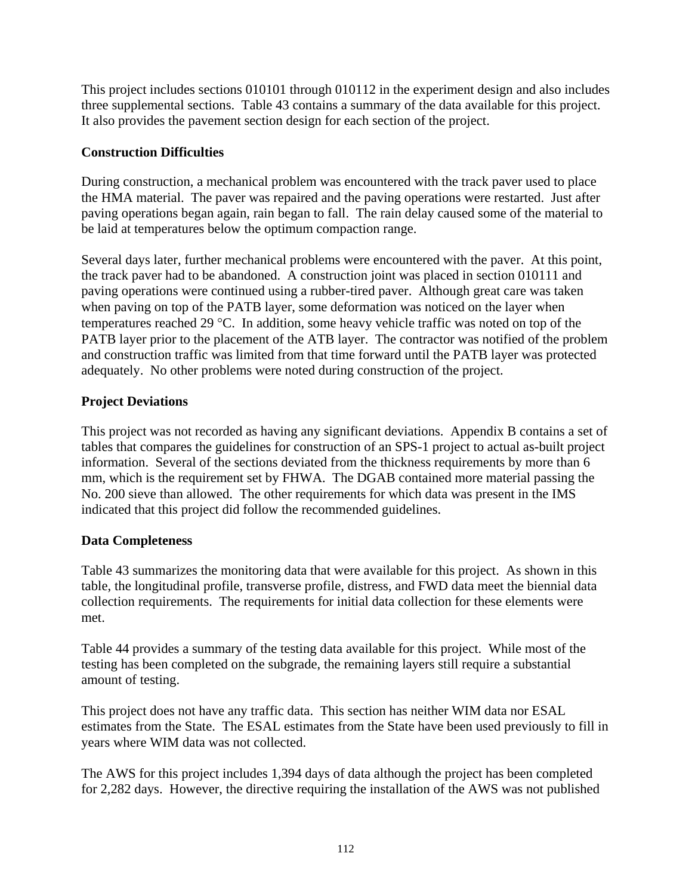This project includes sections 010101 through 010112 in the experiment design and also includes three supplemental sections. Table 43 contains a summary of the data available for this project. It also provides the pavement section design for each section of the project.

### Construction Difficulties

During construction, a mechanical problem was encountered with the track paver used to place the HMA material. The paver was repaired and the paving operations were restarted. Just after paving operations began again, rain began to fall. The rain delay caused some of the material to be laid at temperatures below the optimum compaction range.

Several days later, further mechanical problems were encountered with the paver. At this point, the track paver had to be abandoned. A construction joint was placed in section 010111 and paving operations were continued using a rubber-tired paver. Although great care was taken when paving on top of the PATB layer, some deformation was noticed on the layer when temperatures reached 29 °C. In addition, some heavy vehicle traffic was noted on top of the PATB layer prior to the placement of the ATB layer. The contractor was notified of the problem and construction traffic was limited from that time forward until the PATB layer was protected adequately. No other problems were noted during construction of the project.

### Project Deviations

This project was not recorded as having any significant deviations. Appendix B contains a set of tables that compares the guidelines for construction of an SPS-1 project to actual as-built project information. Several of the sections deviated from the thickness requirements by more than 6 mm, which is the requirement set by FHWA. The DGAB contained more material passing the No. 200 sieve than allowed. The other requirements for which data was present in the IMS indicated that this project did follow the recommended guidelines.

### Data Completeness

Table 43 summarizes the monitoring data that were available for this project. As shown in this table, the longitudinal profile, transverse profile, distress, and FWD data meet the biennial data collection requirements. The requirements for initial data collection for these elements were met.

Table 44 provides a summary of the testing data available for this project. While most of the testing has been completed on the subgrade, the remaining layers still require a substantial amount of testing.

This project does not have any traffic data. This section has neither WIM data nor ESAL estimates from the State. The ESAL estimates from the State have been used previously to fill in years where WIM data was not collected.

The AWS for this project includes 1,394 days of data although the project has been completed for 2,282 days. However, the directive requiring the installation of the AWS was not published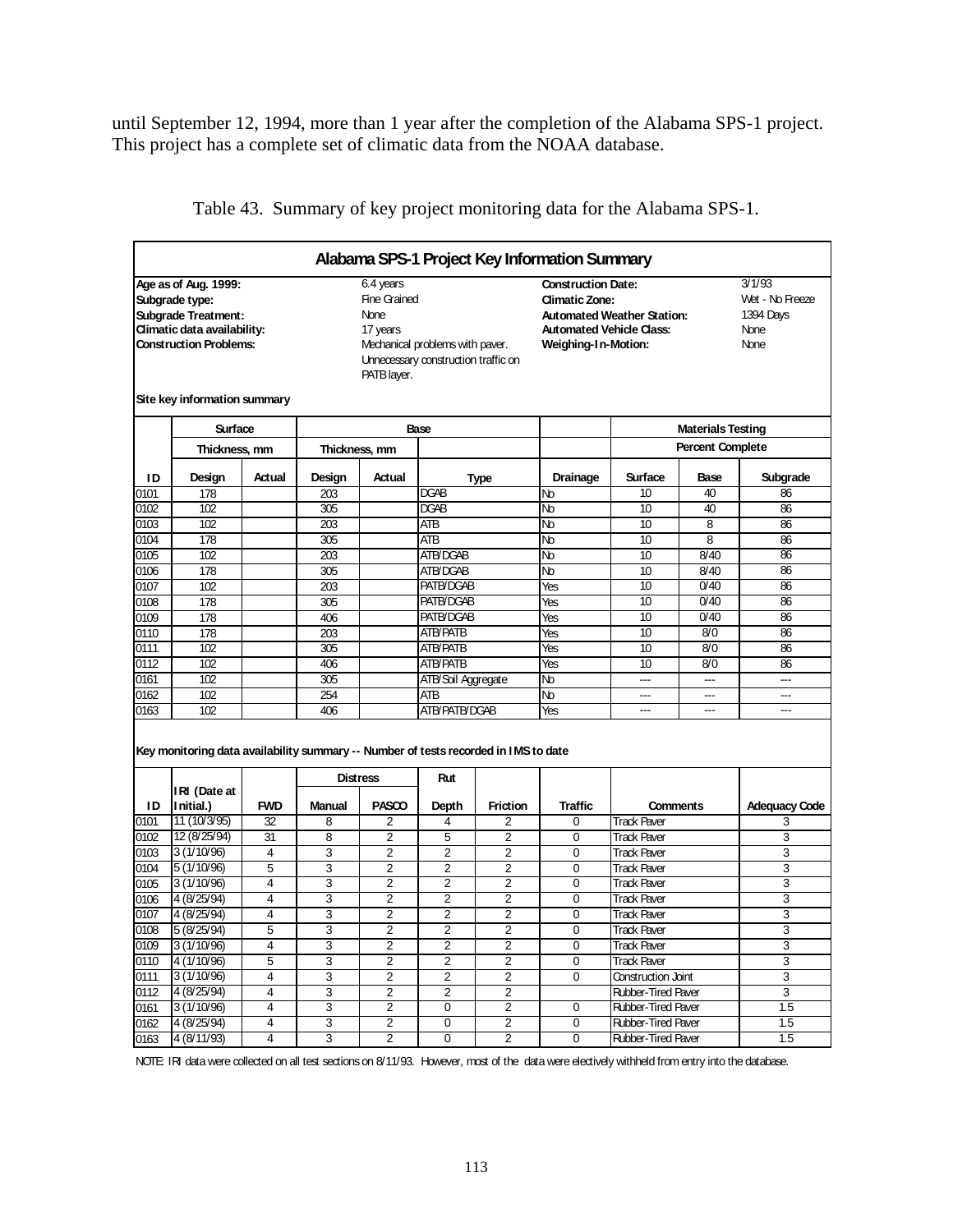until September 12, 1994, more than 1 year after the completion of the Alabama SPS-1 project. This project has a complete set of climatic data from the NOAA database.

Table 43. Summary of key project monitoring data for the Alabama SPS-1.

**Alabama SPS-1 Project Key Information Summary**

| | | | |
|---|---|---|---|
| **Age as of Aug. 1999:** | 6.4 years | **Construction Date:** | 3/1/93 |
| **Subgrade type:** | Fine Grained | **Climatic Zone:** | Wet - No Freeze |
| **Subgrade Treatment:** | None | **Automated Weather Station:** | 1394 Days |
| **Climatic data availability:** | 17 years | **Automated Vehicle Class:** | None |
| **Construction Problems:** | Mechanical problems with paver. Unnecessary construction traffic on PATB layer. | **Weighing-In-Motion:** | None |

**Site key information summary**

| | Surface | | Base | | | | Materials Testing | | |
|---|---|---|---|---|---|---|---|---|---|
| | Thickness, mm | | Thickness, mm | | | | Percent Complete | | |
| **ID** | **Design** | **Actual** | **Design** | **Actual** | **Type** | **Drainage** | **Surface** | **Base** | **Subgrade** |
| 0101 | 178 | | 203 | | DGAB | No | 10 | 40 | 86 |
| 0102 | 102 | | 305 | | DGAB | No | 10 | 40 | 86 |
| 0103 | 102 | | 203 | | ATB | No | 10 | 8 | 86 |
| 0104 | 178 | | 305 | | ATB | No | 10 | 8 | 86 |
| 0105 | 102 | | 203 | | ATB/DGAB | No | 10 | 8/40 | 86 |
| 0106 | 178 | | 305 | | ATB/DGAB | No | 10 | 8/40 | 86 |
| 0107 | 102 | | 203 | | PATB/DGAB | Yes | 10 | 0/40 | 86 |
| 0108 | 178 | | 305 | | PATB/DGAB | Yes | 10 | 0/40 | 86 |
| 0109 | 178 | | 406 | | PATB/DGAB | Yes | 10 | 0/40 | 86 |
| 0110 | 178 | | 203 | | ATB/PATB | Yes | 10 | 8/0 | 86 |
| 0111 | 102 | | 305 | | ATB/PATB | Yes | 10 | 8/0 | 86 |
| 0112 | 102 | | 406 | | ATB/PATB | Yes | 10 | 8/0 | 86 |
| 0161 | 102 | | 305 | | ATB/Soil Aggregate | No | --- | --- | --- |
| 0162 | 102 | | 254 | | ATB | No | --- | --- | --- |
| 0163 | 102 | | 406 | | ATB/PATB/DGAB | Yes | --- | --- | --- |

**Key monitoring data availability summary -- Number of tests recorded in IMS to date**

| | | | Distress | | Rut | | | | |
|---|---|---|---|---|---|---|---|---|---|
| **ID** | **IRI (Date at Initial.)** | **FWD** | **Manual** | **PASCO** | **Depth** | **Friction** | **Traffic** | **Comments** | **Adequacy Code** |
| 0101 | 11 (10/3/95) | 32 | 8 | 2 | 4 | 2 | 0 | Track Paver | 3 |
| 0102 | 12 (8/25/94) | 31 | 8 | 2 | 5 | 2 | 0 | Track Paver | 3 |
| 0103 | 3 (1/10/96) | 4 | 3 | 2 | 2 | 2 | 0 | Track Paver | 3 |
| 0104 | 5 (1/10/96) | 5 | 3 | 2 | 2 | 2 | 0 | Track Paver | 3 |
| 0105 | 3 (1/10/96) | 4 | 3 | 2 | 2 | 2 | 0 | Track Paver | 3 |
| 0106 | 4 (8/25/94) | 4 | 3 | 2 | 2 | 2 | 0 | Track Paver | 3 |
| 0107 | 4 (8/25/94) | 4 | 3 | 2 | 2 | 2 | 0 | Track Paver | 3 |
| 0108 | 5 (8/25/94) | 5 | 3 | 2 | 2 | 2 | 0 | Track Paver | 3 |
| 0109 | 3 (1/10/96) | 4 | 3 | 2 | 2 | 2 | 0 | Track Paver | 3 |
| 0110 | 4 (1/10/96) | 5 | 3 | 2 | 2 | 2 | 0 | Track Paver | 3 |
| 0111 | 3 (1/10/96) | 4 | 3 | 2 | 2 | 2 | 0 | Construction Joint | 3 |
| 0112 | 4 (8/25/94) | 4 | 3 | 2 | 2 | 2 | | Rubber-Tired Paver | 3 |
| 0161 | 3 (1/10/96) | 4 | 3 | 2 | 0 | 2 | 0 | Rubber-Tired Paver | 1.5 |
| 0162 | 4 (8/25/94) | 4 | 3 | 2 | 0 | 2 | 0 | Rubber-Tired Paver | 1.5 |
| 0163 | 4 (8/11/93) | 4 | 3 | 2 | 0 | 2 | 0 | Rubber-Tired Paver | 1.5 |

NOTE: IRI data were collected on all test sections on 8/11/93. However, most of the data were electively withheld from entry into the database.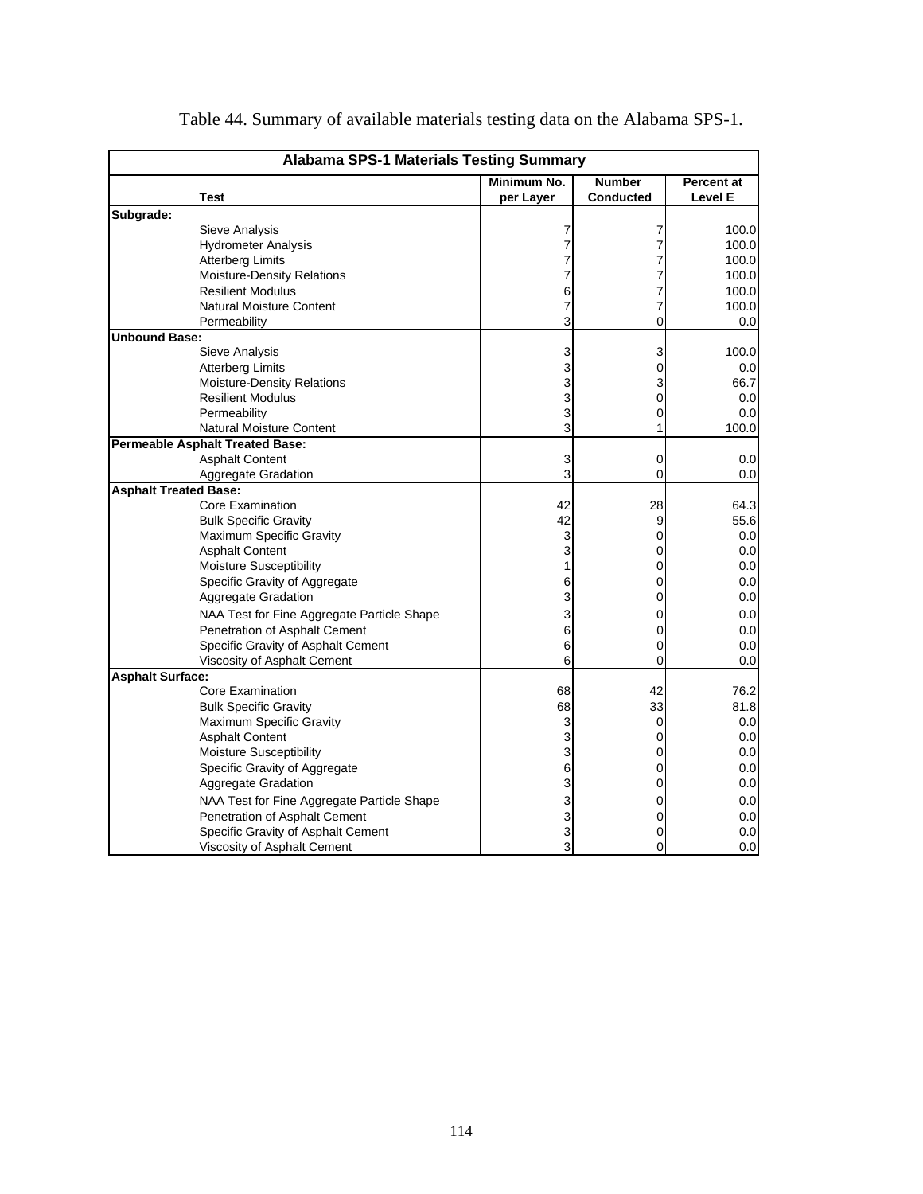Table 44. Summary of available materials testing data on the Alabama SPS-1.

| Alabama SPS-1 Materials Testing Summary | | | |
|---|---|---|---|
| **Test** | **Minimum No. per Layer** | **Number Conducted** | **Percent at Level E** |
| **Subgrade:** | | | |
| Sieve Analysis | 7 | 7 | 100.0 |
| Hydrometer Analysis | 7 | 7 | 100.0 |
| Atterberg Limits | 7 | 7 | 100.0 |
| Moisture-Density Relations | 7 | 7 | 100.0 |
| Resilient Modulus | 6 | 7 | 100.0 |
| Natural Moisture Content | 7 | 7 | 100.0 |
| Permeability | 3 | 0 | 0.0 |
| **Unbound Base:** | | | |
| Sieve Analysis | 3 | 3 | 100.0 |
| Atterberg Limits | 3 | 0 | 0.0 |
| Moisture-Density Relations | 3 | 3 | 66.7 |
| Resilient Modulus | 3 | 0 | 0.0 |
| Permeability | 3 | 0 | 0.0 |
| Natural Moisture Content | 3 | 1 | 100.0 |
| **Permeable Asphalt Treated Base:** | | | |
| Asphalt Content | 3 | 0 | 0.0 |
| Aggregate Gradation | 3 | 0 | 0.0 |
| **Asphalt Treated Base:** | | | |
| Core Examination | 42 | 28 | 64.3 |
| Bulk Specific Gravity | 42 | 9 | 55.6 |
| Maximum Specific Gravity | 3 | 0 | 0.0 |
| Asphalt Content | 3 | 0 | 0.0 |
| Moisture Susceptibility | 1 | 0 | 0.0 |
| Specific Gravity of Aggregate | 6 | 0 | 0.0 |
| Aggregate Gradation | 3 | 0 | 0.0 |
| NAA Test for Fine Aggregate Particle Shape | 3 | 0 | 0.0 |
| Penetration of Asphalt Cement | 6 | 0 | 0.0 |
| Specific Gravity of Asphalt Cement | 6 | 0 | 0.0 |
| Viscosity of Asphalt Cement | 6 | 0 | 0.0 |
| **Asphalt Surface:** | | | |
| Core Examination | 68 | 42 | 76.2 |
| Bulk Specific Gravity | 68 | 33 | 81.8 |
| Maximum Specific Gravity | 3 | 0 | 0.0 |
| Asphalt Content | 3 | 0 | 0.0 |
| Moisture Susceptibility | 3 | 0 | 0.0 |
| Specific Gravity of Aggregate | 6 | 0 | 0.0 |
| Aggregate Gradation | 3 | 0 | 0.0 |
| NAA Test for Fine Aggregate Particle Shape | 3 | 0 | 0.0 |
| Penetration of Asphalt Cement | 3 | 0 | 0.0 |
| Specific Gravity of Asphalt Cement | 3 | 0 | 0.0 |
| Viscosity of Asphalt Cement | 3 | 0 | 0.0 |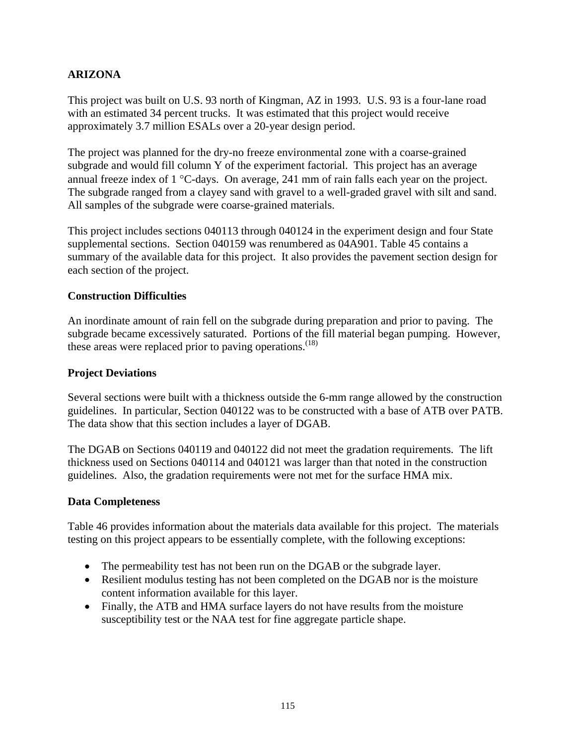## ARIZONA

This project was built on U.S. 93 north of Kingman, AZ in 1993. U.S. 93 is a four-lane road with an estimated 34 percent trucks. It was estimated that this project would receive approximately 3.7 million ESALs over a 20-year design period.

The project was planned for the dry-no freeze environmental zone with a coarse-grained subgrade and would fill column Y of the experiment factorial. This project has an average annual freeze index of 1 °C-days. On average, 241 mm of rain falls each year on the project. The subgrade ranged from a clayey sand with gravel to a well-graded gravel with silt and sand. All samples of the subgrade were coarse-grained materials.

This project includes sections 040113 through 040124 in the experiment design and four State supplemental sections. Section 040159 was renumbered as 04A901. Table 45 contains a summary of the available data for this project. It also provides the pavement section design for each section of the project.

### Construction Difficulties

An inordinate amount of rain fell on the subgrade during preparation and prior to paving. The subgrade became excessively saturated. Portions of the fill material began pumping. However, these areas were replaced prior to paving operations.[18]

### Project Deviations

Several sections were built with a thickness outside the 6-mm range allowed by the construction guidelines. In particular, Section 040122 was to be constructed with a base of ATB over PATB. The data show that this section includes a layer of DGAB.

The DGAB on Sections 040119 and 040122 did not meet the gradation requirements. The lift thickness used on Sections 040114 and 040121 was larger than that noted in the construction guidelines. Also, the gradation requirements were not met for the surface HMA mix.

### Data Completeness

Table 46 provides information about the materials data available for this project. The materials testing on this project appears to be essentially complete, with the following exceptions:

- The permeability test has not been run on the DGAB or the subgrade layer.
- Resilient modulus testing has not been completed on the DGAB nor is the moisture content information available for this layer.
- Finally, the ATB and HMA surface layers do not have results from the moisture susceptibility test or the NAA test for fine aggregate particle shape.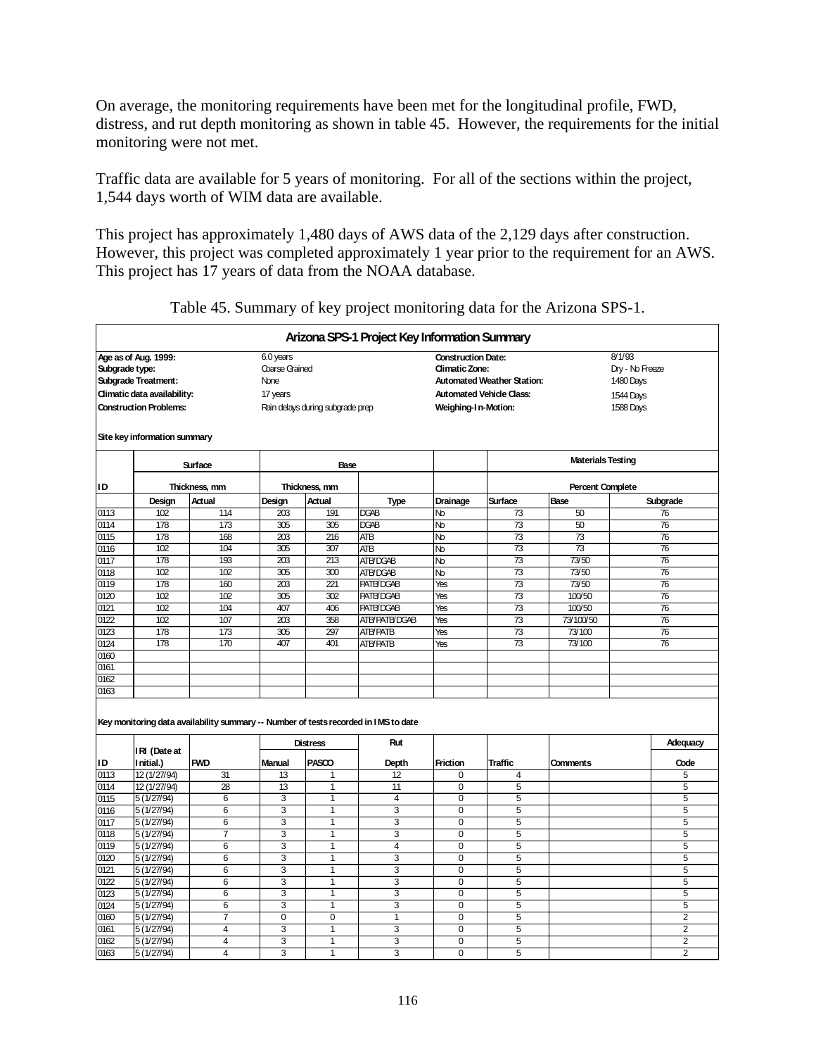On average, the monitoring requirements have been met for the longitudinal profile, FWD, distress, and rut depth monitoring as shown in table 45. However, the requirements for the initial monitoring were not met.

Traffic data are available for 5 years of monitoring. For all of the sections within the project, 1,544 days worth of WIM data are available.

This project has approximately 1,480 days of AWS data of the 2,129 days after construction. However, this project was completed approximately 1 year prior to the requirement for an AWS. This project has 17 years of data from the NOAA database.

Table 45. Summary of key project monitoring data for the Arizona SPS-1.

**Arizona SPS-1 Project Key Information Summary**

| | | | |
|---|---|---|---|
| **Age as of Aug. 1999:** | 6.0 years | **Construction Date:** | 8/1/93 |
| **Subgrade type:** | Coarse Grained | **Climatic Zone:** | Dry - No Freeze |
| **Subgrade Treatment:** | None | **Automated Weather Station:** | 1480 Days |
| **Climatic data availability:** | 17 years | **Automated Vehicle Class:** | 1544 Days |
| **Construction Problems:** | Rain delays during subgrade prep | **Weighing-In-Motion:** | 1588 Days |

**Site key information summary**

| | Surface | | Base | | | | Materials Testing | | |
|---|---|---|---|---|---|---|---|---|---|
| ID | Thickness, mm | | Thickness, mm | | | | Percent Complete | | |
| | Design | Actual | Design | Actual | Type | Drainage | Surface | Base | Subgrade |
| 0113 | 102 | 114 | 203 | 191 | DGAB | No | 73 | 50 | 76 |
| 0114 | 178 | 173 | 305 | 305 | DGAB | No | 73 | 50 | 76 |
| 0115 | 178 | 168 | 203 | 216 | ATB | No | 73 | 73 | 76 |
| 0116 | 102 | 104 | 305 | 307 | ATB | No | 73 | 73 | 76 |
| 0117 | 178 | 193 | 203 | 213 | ATB/DGAB | No | 73 | 73/50 | 76 |
| 0118 | 102 | 102 | 305 | 300 | ATB/DGAB | No | 73 | 73/50 | 76 |
| 0119 | 178 | 160 | 203 | 221 | PATB/DGAB | Yes | 73 | 73/50 | 76 |
| 0120 | 102 | 102 | 305 | 302 | PATB/DGAB | Yes | 73 | 100/50 | 76 |
| 0121 | 102 | 104 | 407 | 406 | PATB/DGAB | Yes | 73 | 100/50 | 76 |
| 0122 | 102 | 107 | 203 | 358 | ATB/PATB/DGAB | Yes | 73 | 73/100/50 | 76 |
| 0123 | 178 | 173 | 305 | 297 | ATB/PATB | Yes | 73 | 73/100 | 76 |
| 0124 | 178 | 170 | 407 | 401 | ATB/PATB | Yes | 73 | 73/100 | 76 |
| 0160 | | | | | | | | | |
| 0161 | | | | | | | | | |
| 0162 | | | | | | | | | |
| 0163 | | | | | | | | | |

**Key monitoring data availability summary -- Number of tests recorded in IMS to date**

| ID | IRI (Date at Initial.) | FWD | Distress Manual | Distress PASCO | Rut Depth | Friction | Traffic | Comments | Adequacy Code |
|---|---|---|---|---|---|---|---|---|---|
| 0113 | 12 (1/27/94) | 31 | 13 | 1 | 12 | 0 | 4 | | 5 |
| 0114 | 12 (1/27/94) | 28 | 13 | 1 | 11 | 0 | 5 | | 5 |
| 0115 | 5 (1/27/94) | 6 | 3 | 1 | 4 | 0 | 5 | | 5 |
| 0116 | 5 (1/27/94) | 6 | 3 | 1 | 3 | 0 | 5 | | 5 |
| 0117 | 5 (1/27/94) | 6 | 3 | 1 | 3 | 0 | 5 | | 5 |
| 0118 | 5 (1/27/94) | 7 | 3 | 1 | 3 | 0 | 5 | | 5 |
| 0119 | 5 (1/27/94) | 6 | 3 | 1 | 4 | 0 | 5 | | 5 |
| 0120 | 5 (1/27/94) | 6 | 3 | 1 | 3 | 0 | 5 | | 5 |
| 0121 | 5 (1/27/94) | 6 | 3 | 1 | 3 | 0 | 5 | | 5 |
| 0122 | 5 (1/27/94) | 6 | 3 | 1 | 3 | 0 | 5 | | 5 |
| 0123 | 5 (1/27/94) | 6 | 3 | 1 | 3 | 0 | 5 | | 5 |
| 0124 | 5 (1/27/94) | 6 | 3 | 1 | 3 | 0 | 5 | | 5 |
| 0160 | 5 (1/27/94) | 7 | 0 | 0 | 1 | 0 | 5 | | 2 |
| 0161 | 5 (1/27/94) | 4 | 3 | 1 | 3 | 0 | 5 | | 2 |
| 0162 | 5 (1/27/94) | 4 | 3 | 1 | 3 | 0 | 5 | | 2 |
| 0163 | 5 (1/27/94) | 4 | 3 | 1 | 3 | 0 | 5 | | 2 |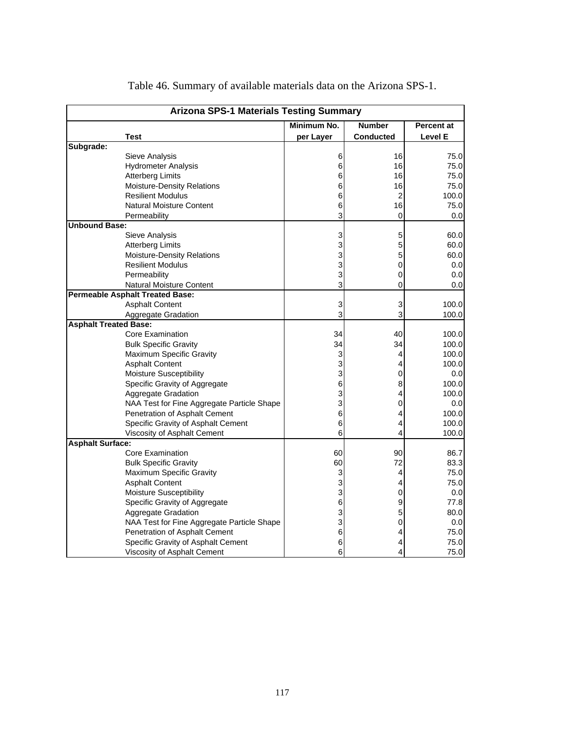Table 46. Summary of available materials data on the Arizona SPS-1.

| Arizona SPS-1 Materials Testing Summary | | | |
|---|---|---|---|
| **Test** | **Minimum No. per Layer** | **Number Conducted** | **Percent at Level E** |
| **Subgrade:** | | | |
| Sieve Analysis | 6 | 16 | 75.0 |
| Hydrometer Analysis | 6 | 16 | 75.0 |
| Atterberg Limits | 6 | 16 | 75.0 |
| Moisture-Density Relations | 6 | 16 | 75.0 |
| Resilient Modulus | 6 | 2 | 100.0 |
| Natural Moisture Content | 6 | 16 | 75.0 |
| Permeability | 3 | 0 | 0.0 |
| **Unbound Base:** | | | |
| Sieve Analysis | 3 | 5 | 60.0 |
| Atterberg Limits | 3 | 5 | 60.0 |
| Moisture-Density Relations | 3 | 5 | 60.0 |
| Resilient Modulus | 3 | 0 | 0.0 |
| Permeability | 3 | 0 | 0.0 |
| Natural Moisture Content | 3 | 0 | 0.0 |
| **Permeable Asphalt Treated Base:** | | | |
| Asphalt Content | 3 | 3 | 100.0 |
| Aggregate Gradation | 3 | 3 | 100.0 |
| **Asphalt Treated Base:** | | | |
| Core Examination | 34 | 40 | 100.0 |
| Bulk Specific Gravity | 34 | 34 | 100.0 |
| Maximum Specific Gravity | 3 | 4 | 100.0 |
| Asphalt Content | 3 | 4 | 100.0 |
| Moisture Susceptibility | 3 | 0 | 0.0 |
| Specific Gravity of Aggregate | 6 | 8 | 100.0 |
| Aggregate Gradation | 3 | 4 | 100.0 |
| NAA Test for Fine Aggregate Particle Shape | 3 | 0 | 0.0 |
| Penetration of Asphalt Cement | 6 | 4 | 100.0 |
| Specific Gravity of Asphalt Cement | 6 | 4 | 100.0 |
| Viscosity of Asphalt Cement | 6 | 4 | 100.0 |
| **Asphalt Surface:** | | | |
| Core Examination | 60 | 90 | 86.7 |
| Bulk Specific Gravity | 60 | 72 | 83.3 |
| Maximum Specific Gravity | 3 | 4 | 75.0 |
| Asphalt Content | 3 | 4 | 75.0 |
| Moisture Susceptibility | 3 | 0 | 0.0 |
| Specific Gravity of Aggregate | 6 | 9 | 77.8 |
| Aggregate Gradation | 3 | 5 | 80.0 |
| NAA Test for Fine Aggregate Particle Shape | 3 | 0 | 0.0 |
| Penetration of Asphalt Cement | 6 | 4 | 75.0 |
| Specific Gravity of Asphalt Cement | 6 | 4 | 75.0 |
| Viscosity of Asphalt Cement | 6 | 4 | 75.0 |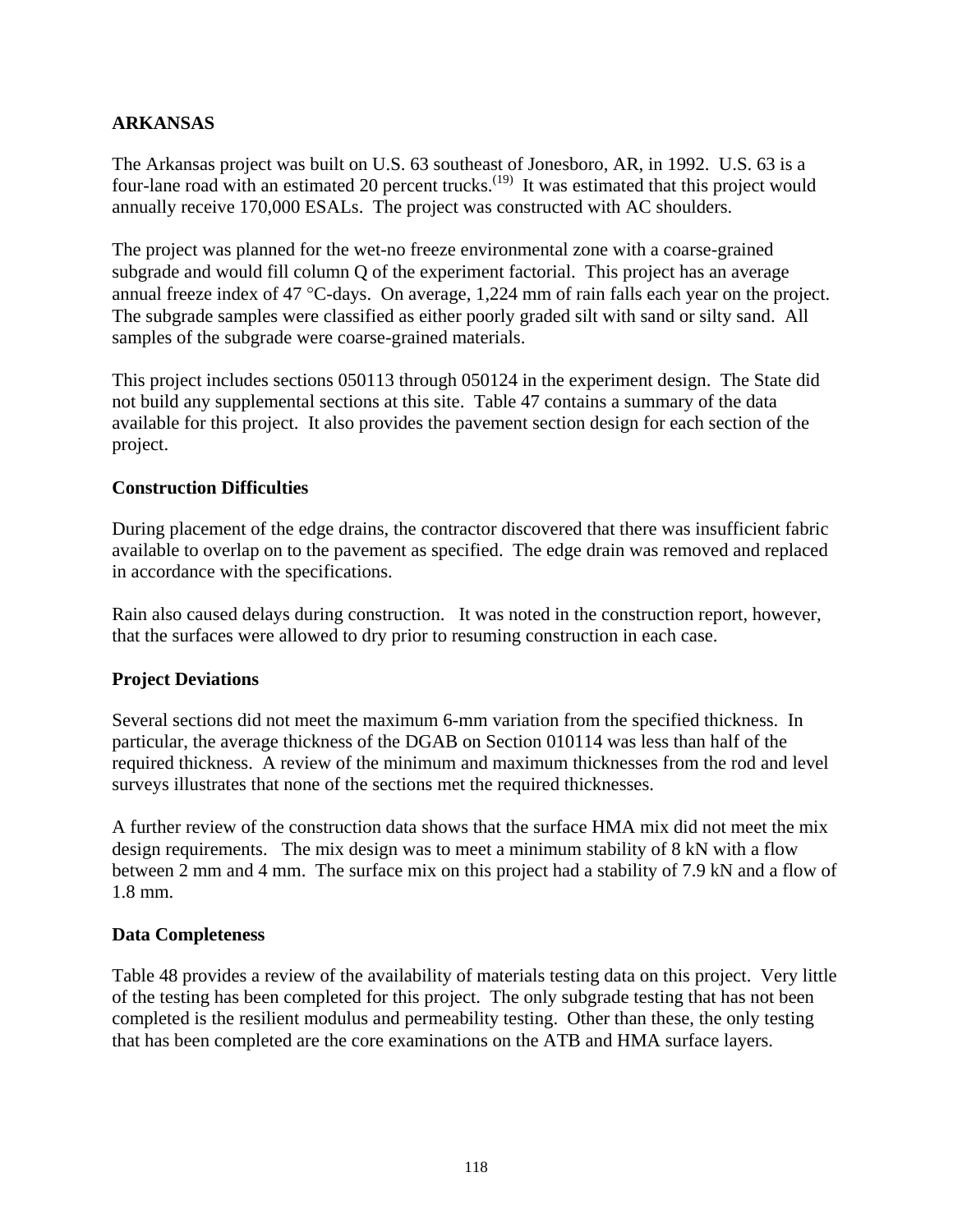## ARKANSAS

The Arkansas project was built on U.S. 63 southeast of Jonesboro, AR, in 1992. U.S. 63 is a four-lane road with an estimated 20 percent trucks.[19] It was estimated that this project would annually receive 170,000 ESALs. The project was constructed with AC shoulders.

The project was planned for the wet-no freeze environmental zone with a coarse-grained subgrade and would fill column Q of the experiment factorial. This project has an average annual freeze index of 47 °C-days. On average, 1,224 mm of rain falls each year on the project. The subgrade samples were classified as either poorly graded silt with sand or silty sand. All samples of the subgrade were coarse-grained materials.

This project includes sections 050113 through 050124 in the experiment design. The State did not build any supplemental sections at this site. Table 47 contains a summary of the data available for this project. It also provides the pavement section design for each section of the project.

### Construction Difficulties

During placement of the edge drains, the contractor discovered that there was insufficient fabric available to overlap on to the pavement as specified. The edge drain was removed and replaced in accordance with the specifications.

Rain also caused delays during construction. It was noted in the construction report, however, that the surfaces were allowed to dry prior to resuming construction in each case.

### Project Deviations

Several sections did not meet the maximum 6-mm variation from the specified thickness. In particular, the average thickness of the DGAB on Section 010114 was less than half of the required thickness. A review of the minimum and maximum thicknesses from the rod and level surveys illustrates that none of the sections met the required thicknesses.

A further review of the construction data shows that the surface HMA mix did not meet the mix design requirements. The mix design was to meet a minimum stability of 8 kN with a flow between 2 mm and 4 mm. The surface mix on this project had a stability of 7.9 kN and a flow of 1.8 mm.

### Data Completeness

Table 48 provides a review of the availability of materials testing data on this project. Very little of the testing has been completed for this project. The only subgrade testing that has not been completed is the resilient modulus and permeability testing. Other than these, the only testing that has been completed are the core examinations on the ATB and HMA surface layers.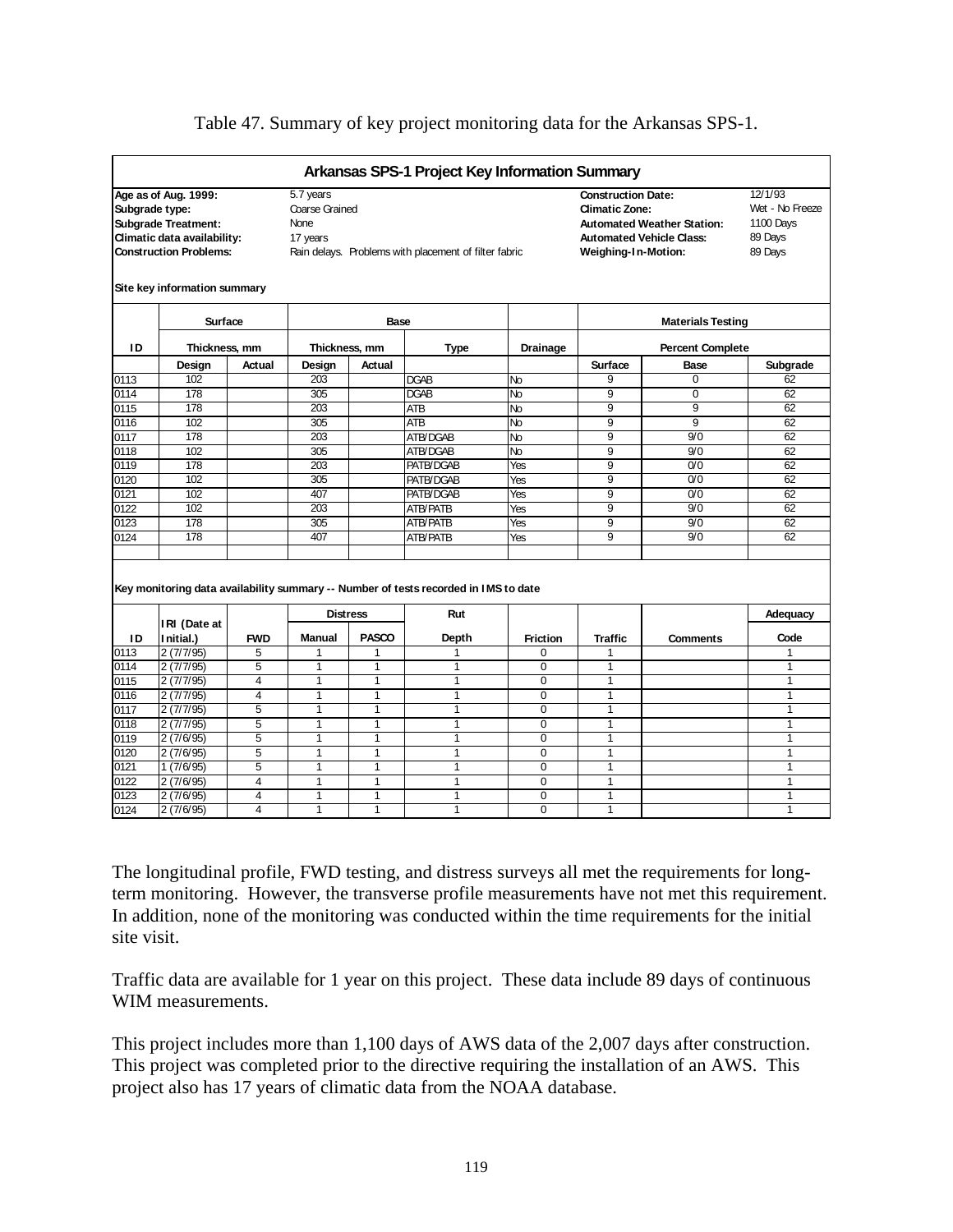Table 47. Summary of key project monitoring data for the Arkansas SPS-1.

**Arkansas SPS-1 Project Key Information Summary**

| | | | |
|---|---|---|---|
| **Age as of Aug. 1999:** | 5.7 years | **Construction Date:** | 12/1/93 |
| **Subgrade type:** | Coarse Grained | **Climatic Zone:** | Wet - No Freeze |
| **Subgrade Treatment:** | None | **Automated Weather Station:** | 1100 Days |
| **Climatic data availability:** | 17 years | **Automated Vehicle Class:** | 89 Days |
| **Construction Problems:** | Rain delays. Problems with placement of filter fabric | **Weighing-In-Motion:** | 89 Days |

**Site key information summary**

| | Surface | | Base | | | | Materials Testing | | |
|---|---|---|---|---|---|---|---|---|---|
| **ID** | Thickness, mm | | Thickness, mm | | Type | Drainage | Percent Complete | | |
| | Design | Actual | Design | Actual | | | Surface | Base | Subgrade |
| 0113 | 102 | | 203 | | DGAB | No | 9 | 0 | 62 |
| 0114 | 178 | | 305 | | DGAB | No | 9 | 0 | 62 |
| 0115 | 178 | | 203 | | ATB | No | 9 | 9 | 62 |
| 0116 | 102 | | 305 | | ATB | No | 9 | 9 | 62 |
| 0117 | 178 | | 203 | | ATB/DGAB | No | 9 | 9/0 | 62 |
| 0118 | 102 | | 305 | | ATB/DGAB | No | 9 | 9/0 | 62 |
| 0119 | 178 | | 203 | | PATB/DGAB | Yes | 9 | 0/0 | 62 |
| 0120 | 102 | | 305 | | PATB/DGAB | Yes | 9 | 0/0 | 62 |
| 0121 | 102 | | 407 | | PATB/DGAB | Yes | 9 | 0/0 | 62 |
| 0122 | 102 | | 203 | | ATB/PATB | Yes | 9 | 9/0 | 62 |
| 0123 | 178 | | 305 | | ATB/PATB | Yes | 9 | 9/0 | 62 |
| 0124 | 178 | | 407 | | ATB/PATB | Yes | 9 | 9/0 | 62 |

**Key monitoring data availability summary -- Number of tests recorded in IMS to date**

| | | | Distress | | Rut | | | | Adequacy |
|---|---|---|---|---|---|---|---|---|---|
| **ID** | IRI (Date at Initial.) | FWD | Manual | PASCO | Depth | Friction | Traffic | Comments | Code |
| 0113 | 2 (7/7/95) | 5 | 1 | 1 | 1 | 0 | 1 | | 1 |
| 0114 | 2 (7/7/95) | 5 | 1 | 1 | 1 | 0 | 1 | | 1 |
| 0115 | 2 (7/7/95) | 4 | 1 | 1 | 1 | 0 | 1 | | 1 |
| 0116 | 2 (7/7/95) | 4 | 1 | 1 | 1 | 0 | 1 | | 1 |
| 0117 | 2 (7/7/95) | 5 | 1 | 1 | 1 | 0 | 1 | | 1 |
| 0118 | 2 (7/7/95) | 5 | 1 | 1 | 1 | 0 | 1 | | 1 |
| 0119 | 2 (7/6/95) | 5 | 1 | 1 | 1 | 0 | 1 | | 1 |
| 0120 | 2 (7/6/95) | 5 | 1 | 1 | 1 | 0 | 1 | | 1 |
| 0121 | 1 (7/6/95) | 5 | 1 | 1 | 1 | 0 | 1 | | 1 |
| 0122 | 2 (7/6/95) | 4 | 1 | 1 | 1 | 0 | 1 | | 1 |
| 0123 | 2 (7/6/95) | 4 | 1 | 1 | 1 | 0 | 1 | | 1 |
| 0124 | 2 (7/6/95) | 4 | 1 | 1 | 1 | 0 | 1 | | 1 |

The longitudinal profile, FWD testing, and distress surveys all met the requirements for long-term monitoring. However, the transverse profile measurements have not met this requirement. In addition, none of the monitoring was conducted within the time requirements for the initial site visit.

Traffic data are available for 1 year on this project. These data include 89 days of continuous WIM measurements.

This project includes more than 1,100 days of AWS data of the 2,007 days after construction. This project was completed prior to the directive requiring the installation of an AWS. This project also has 17 years of climatic data from the NOAA database.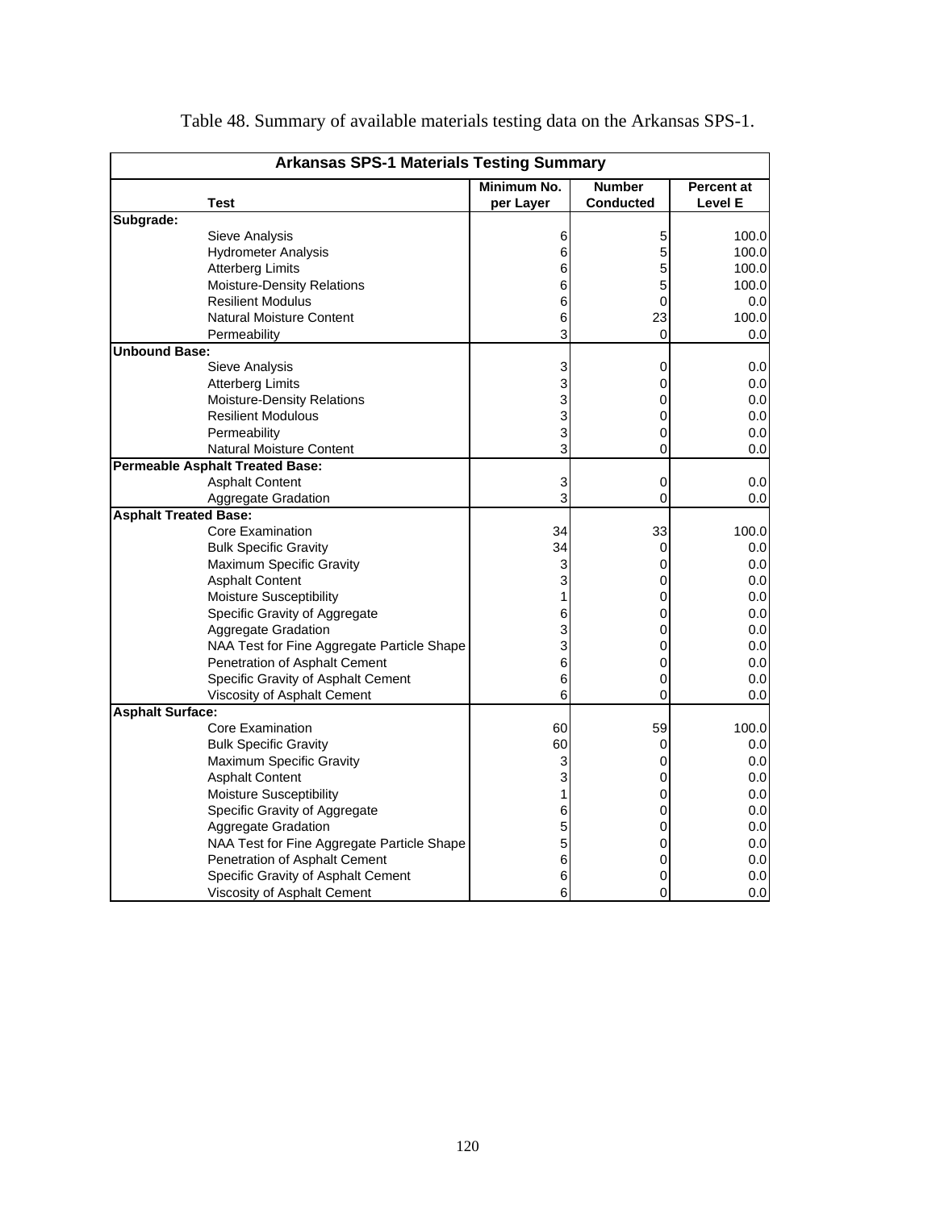Table 48. Summary of available materials testing data on the Arkansas SPS-1.

| Arkansas SPS-1 Materials Testing Summary | | | |
|---|---|---|---|
| **Test** | **Minimum No. per Layer** | **Number Conducted** | **Percent at Level E** |
| **Subgrade:** | | | |
| Sieve Analysis | 6 | 5 | 100.0 |
| Hydrometer Analysis | 6 | 5 | 100.0 |
| Atterberg Limits | 6 | 5 | 100.0 |
| Moisture-Density Relations | 6 | 5 | 100.0 |
| Resilient Modulus | 6 | 0 | 0.0 |
| Natural Moisture Content | 6 | 23 | 100.0 |
| Permeability | 3 | 0 | 0.0 |
| **Unbound Base:** | | | |
| Sieve Analysis | 3 | 0 | 0.0 |
| Atterberg Limits | 3 | 0 | 0.0 |
| Moisture-Density Relations | 3 | 0 | 0.0 |
| Resilient Modulous | 3 | 0 | 0.0 |
| Permeability | 3 | 0 | 0.0 |
| Natural Moisture Content | 3 | 0 | 0.0 |
| **Permeable Asphalt Treated Base:** | | | |
| Asphalt Content | 3 | 0 | 0.0 |
| Aggregate Gradation | 3 | 0 | 0.0 |
| **Asphalt Treated Base:** | | | |
| Core Examination | 34 | 33 | 100.0 |
| Bulk Specific Gravity | 34 | 0 | 0.0 |
| Maximum Specific Gravity | 3 | 0 | 0.0 |
| Asphalt Content | 3 | 0 | 0.0 |
| Moisture Susceptibility | 1 | 0 | 0.0 |
| Specific Gravity of Aggregate | 6 | 0 | 0.0 |
| Aggregate Gradation | 3 | 0 | 0.0 |
| NAA Test for Fine Aggregate Particle Shape | 3 | 0 | 0.0 |
| Penetration of Asphalt Cement | 6 | 0 | 0.0 |
| Specific Gravity of Asphalt Cement | 6 | 0 | 0.0 |
| Viscosity of Asphalt Cement | 6 | 0 | 0.0 |
| **Asphalt Surface:** | | | |
| Core Examination | 60 | 59 | 100.0 |
| Bulk Specific Gravity | 60 | 0 | 0.0 |
| Maximum Specific Gravity | 3 | 0 | 0.0 |
| Asphalt Content | 3 | 0 | 0.0 |
| Moisture Susceptibility | 1 | 0 | 0.0 |
| Specific Gravity of Aggregate | 6 | 0 | 0.0 |
| Aggregate Gradation | 5 | 0 | 0.0 |
| NAA Test for Fine Aggregate Particle Shape | 5 | 0 | 0.0 |
| Penetration of Asphalt Cement | 6 | 0 | 0.0 |
| Specific Gravity of Asphalt Cement | 6 | 0 | 0.0 |
| Viscosity of Asphalt Cement | 6 | 0 | 0.0 |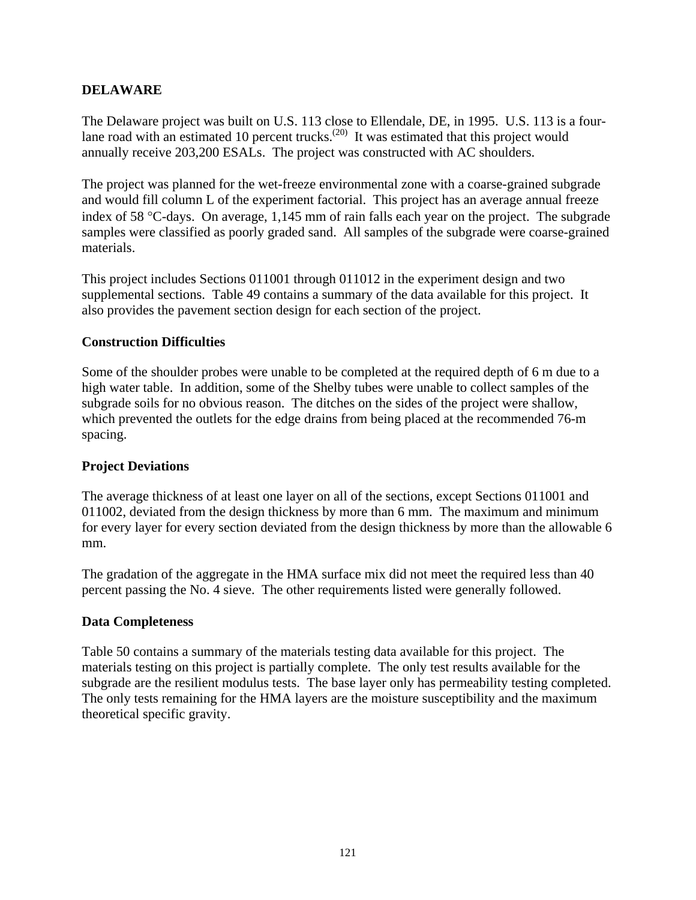## DELAWARE

The Delaware project was built on U.S. 113 close to Ellendale, DE, in 1995. U.S. 113 is a four-lane road with an estimated 10 percent trucks.[20] It was estimated that this project would annually receive 203,200 ESALs. The project was constructed with AC shoulders.

The project was planned for the wet-freeze environmental zone with a coarse-grained subgrade and would fill column L of the experiment factorial. This project has an average annual freeze index of 58 °C-days. On average, 1,145 mm of rain falls each year on the project. The subgrade samples were classified as poorly graded sand. All samples of the subgrade were coarse-grained materials.

This project includes Sections 011001 through 011012 in the experiment design and two supplemental sections. Table 49 contains a summary of the data available for this project. It also provides the pavement section design for each section of the project.

### Construction Difficulties

Some of the shoulder probes were unable to be completed at the required depth of 6 m due to a high water table. In addition, some of the Shelby tubes were unable to collect samples of the subgrade soils for no obvious reason. The ditches on the sides of the project were shallow, which prevented the outlets for the edge drains from being placed at the recommended 76-m spacing.

### Project Deviations

The average thickness of at least one layer on all of the sections, except Sections 011001 and 011002, deviated from the design thickness by more than 6 mm. The maximum and minimum for every layer for every section deviated from the design thickness by more than the allowable 6 mm.

The gradation of the aggregate in the HMA surface mix did not meet the required less than 40 percent passing the No. 4 sieve. The other requirements listed were generally followed.

### Data Completeness

Table 50 contains a summary of the materials testing data available for this project. The materials testing on this project is partially complete. The only test results available for the subgrade are the resilient modulus tests. The base layer only has permeability testing completed. The only tests remaining for the HMA layers are the moisture susceptibility and the maximum theoretical specific gravity.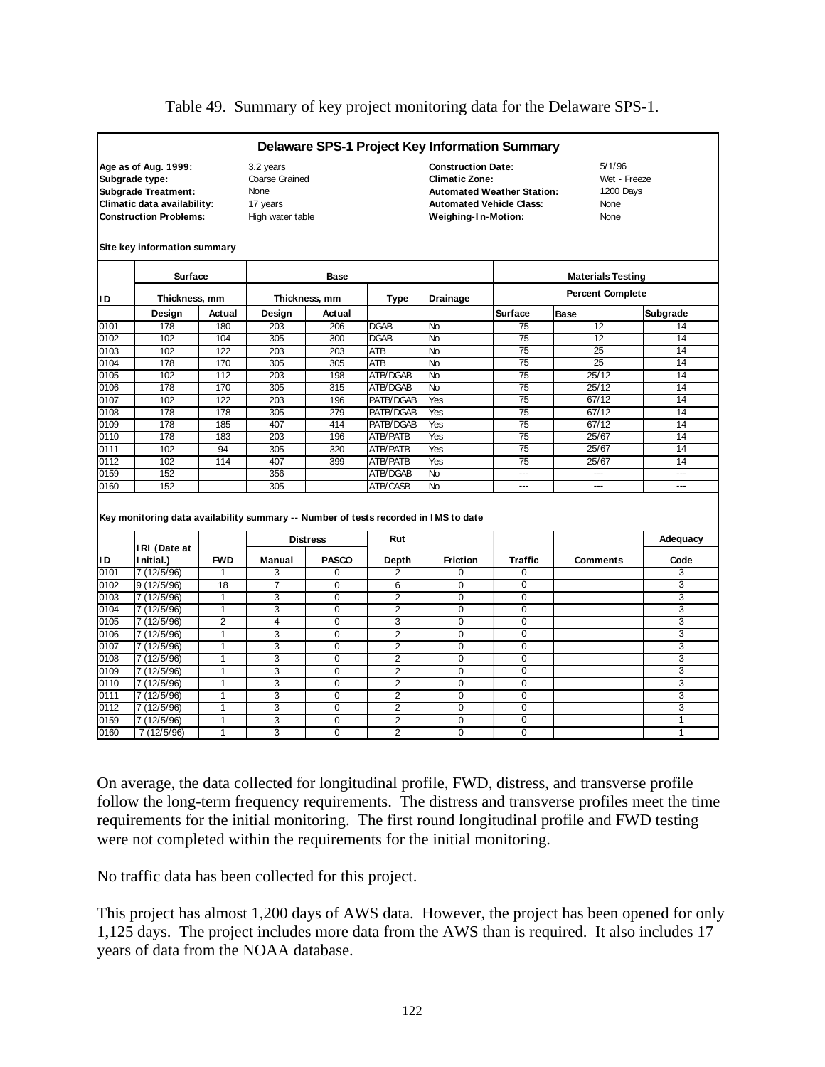Table 49. Summary of key project monitoring data for the Delaware SPS-1.

**Delaware SPS-1 Project Key Information Summary**

| | | | |
|---|---|---|---|
| **Age as of Aug. 1999:** | 3.2 years | **Construction Date:** | 5/1/96 |
| **Subgrade type:** | Coarse Grained | **Climatic Zone:** | Wet - Freeze |
| **Subgrade Treatment:** | None | **Automated Weather Station:** | 1200 Days |
| **Climatic data availability:** | 17 years | **Automated Vehicle Class:** | None |
| **Construction Problems:** | High water table | **Weighing-In-Motion:** | None |

**Site key information summary**

| ID | Surface Thickness, mm | | Base Thickness, mm | | Base | Drainage | Materials Testing Percent Complete | | |
|---|---|---|---|---|---|---|---|---|---|
| | Design | Actual | Design | Actual | Type | | Surface | Base | Subgrade |
| 0101 | 178 | 180 | 203 | 206 | DGAB | No | 75 | 12 | 14 |
| 0102 | 102 | 104 | 305 | 300 | DGAB | No | 75 | 12 | 14 |
| 0103 | 102 | 122 | 203 | 203 | ATB | No | 75 | 25 | 14 |
| 0104 | 178 | 170 | 305 | 305 | ATB | No | 75 | 25 | 14 |
| 0105 | 102 | 112 | 203 | 198 | ATB/DGAB | No | 75 | 25/12 | 14 |
| 0106 | 178 | 170 | 305 | 315 | ATB/DGAB | No | 75 | 25/12 | 14 |
| 0107 | 102 | 122 | 203 | 196 | PATB/DGAB | Yes | 75 | 67/12 | 14 |
| 0108 | 178 | 178 | 305 | 279 | PATB/DGAB | Yes | 75 | 67/12 | 14 |
| 0109 | 178 | 185 | 407 | 414 | PATB/DGAB | Yes | 75 | 67/12 | 14 |
| 0110 | 178 | 183 | 203 | 196 | ATB/PATB | Yes | 75 | 25/67 | 14 |
| 0111 | 102 | 94 | 305 | 320 | ATB/PATB | Yes | 75 | 25/67 | 14 |
| 0112 | 102 | 114 | 407 | 399 | ATB/PATB | Yes | 75 | 25/67 | 14 |
| 0159 | 152 | | 356 | | ATB/DGAB | No | --- | --- | --- |
| 0160 | 152 | | 305 | | ATB/CASB | No | --- | --- | --- |

**Key monitoring data availability summary -- Number of tests recorded in IMS to date**

| ID | IRI (Date at Initial.) | FWD | Distress Manual | Distress PASCO | Rut Depth | Friction | Traffic | Comments | Adequacy Code |
|---|---|---|---|---|---|---|---|---|---|
| 0101 | 7 (12/5/96) | 1 | 3 | 0 | 2 | 0 | 0 | | 3 |
| 0102 | 9 (12/5/96) | 18 | 7 | 0 | 6 | 0 | 0 | | 3 |
| 0103 | 7 (12/5/96) | 1 | 3 | 0 | 2 | 0 | 0 | | 3 |
| 0104 | 7 (12/5/96) | 1 | 3 | 0 | 2 | 0 | 0 | | 3 |
| 0105 | 7 (12/5/96) | 2 | 4 | 0 | 3 | 0 | 0 | | 3 |
| 0106 | 7 (12/5/96) | 1 | 3 | 0 | 2 | 0 | 0 | | 3 |
| 0107 | 7 (12/5/96) | 1 | 3 | 0 | 2 | 0 | 0 | | 3 |
| 0108 | 7 (12/5/96) | 1 | 3 | 0 | 2 | 0 | 0 | | 3 |
| 0109 | 7 (12/5/96) | 1 | 3 | 0 | 2 | 0 | 0 | | 3 |
| 0110 | 7 (12/5/96) | 1 | 3 | 0 | 2 | 0 | 0 | | 3 |
| 0111 | 7 (12/5/96) | 1 | 3 | 0 | 2 | 0 | 0 | | 3 |
| 0112 | 7 (12/5/96) | 1 | 3 | 0 | 2 | 0 | 0 | | 3 |
| 0159 | 7 (12/5/96) | 1 | 3 | 0 | 2 | 0 | 0 | | 1 |
| 0160 | 7 (12/5/96) | 1 | 3 | 0 | 2 | 0 | 0 | | 1 |

On average, the data collected for longitudinal profile, FWD, distress, and transverse profile follow the long-term frequency requirements. The distress and transverse profiles meet the time requirements for the initial monitoring. The first round longitudinal profile and FWD testing were not completed within the requirements for the initial monitoring.

No traffic data has been collected for this project.

This project has almost 1,200 days of AWS data. However, the project has been opened for only 1,125 days. The project includes more data from the AWS than is required. It also includes 17 years of data from the NOAA database.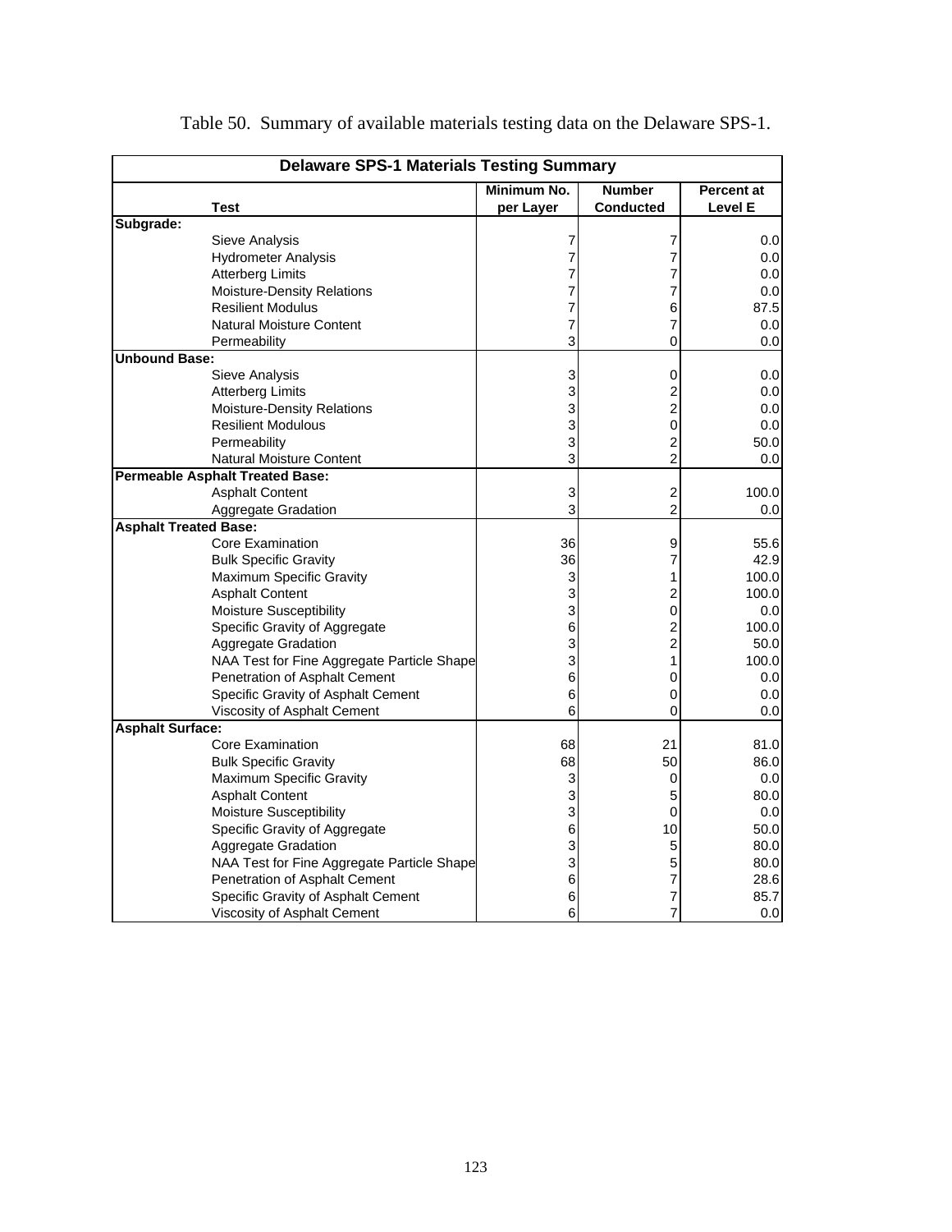Table 50. Summary of available materials testing data on the Delaware SPS-1.

| Delaware SPS-1 Materials Testing Summary | | | |
|---|---|---|---|
| **Test** | **Minimum No. per Layer** | **Number Conducted** | **Percent at Level E** |
| **Subgrade:** | | | |
| Sieve Analysis | 7 | 7 | 0.0 |
| Hydrometer Analysis | 7 | 7 | 0.0 |
| Atterberg Limits | 7 | 7 | 0.0 |
| Moisture-Density Relations | 7 | 7 | 0.0 |
| Resilient Modulus | 7 | 6 | 87.5 |
| Natural Moisture Content | 7 | 7 | 0.0 |
| Permeability | 3 | 0 | 0.0 |
| **Unbound Base:** | | | |
| Sieve Analysis | 3 | 0 | 0.0 |
| Atterberg Limits | 3 | 2 | 0.0 |
| Moisture-Density Relations | 3 | 2 | 0.0 |
| Resilient Modulous | 3 | 0 | 0.0 |
| Permeability | 3 | 2 | 50.0 |
| Natural Moisture Content | 3 | 2 | 0.0 |
| **Permeable Asphalt Treated Base:** | | | |
| Asphalt Content | 3 | 2 | 100.0 |
| Aggregate Gradation | 3 | 2 | 0.0 |
| **Asphalt Treated Base:** | | | |
| Core Examination | 36 | 9 | 55.6 |
| Bulk Specific Gravity | 36 | 7 | 42.9 |
| Maximum Specific Gravity | 3 | 1 | 100.0 |
| Asphalt Content | 3 | 2 | 100.0 |
| Moisture Susceptibility | 3 | 0 | 0.0 |
| Specific Gravity of Aggregate | 6 | 2 | 100.0 |
| Aggregate Gradation | 3 | 2 | 50.0 |
| NAA Test for Fine Aggregate Particle Shape | 3 | 1 | 100.0 |
| Penetration of Asphalt Cement | 6 | 0 | 0.0 |
| Specific Gravity of Asphalt Cement | 6 | 0 | 0.0 |
| Viscosity of Asphalt Cement | 6 | 0 | 0.0 |
| **Asphalt Surface:** | | | |
| Core Examination | 68 | 21 | 81.0 |
| Bulk Specific Gravity | 68 | 50 | 86.0 |
| Maximum Specific Gravity | 3 | 0 | 0.0 |
| Asphalt Content | 3 | 5 | 80.0 |
| Moisture Susceptibility | 3 | 0 | 0.0 |
| Specific Gravity of Aggregate | 6 | 10 | 50.0 |
| Aggregate Gradation | 3 | 5 | 80.0 |
| NAA Test for Fine Aggregate Particle Shape | 3 | 5 | 80.0 |
| Penetration of Asphalt Cement | 6 | 7 | 28.6 |
| Specific Gravity of Asphalt Cement | 6 | 7 | 85.7 |
| Viscosity of Asphalt Cement | 6 | 7 | 0.0 |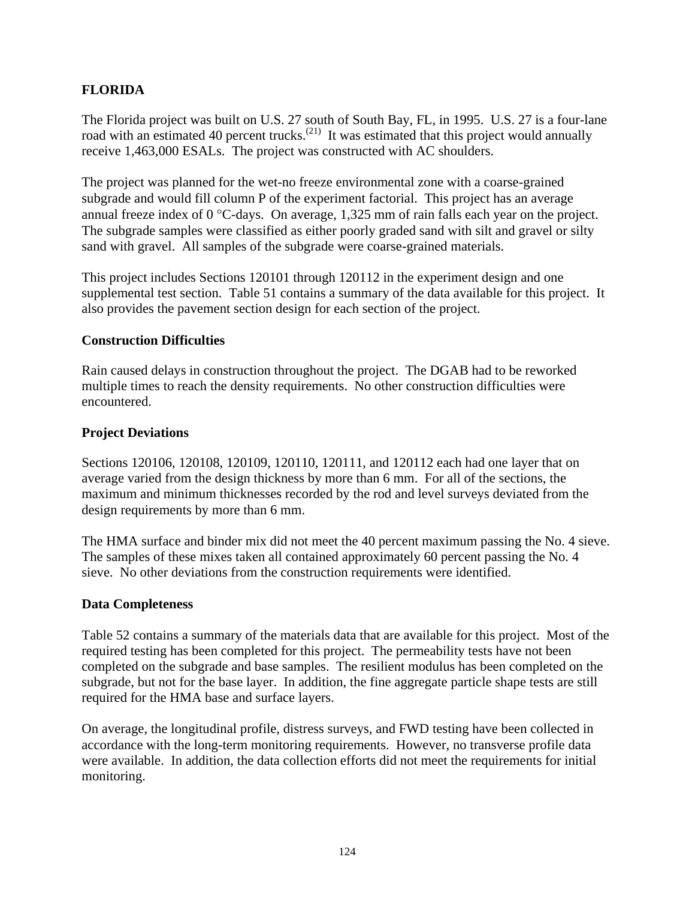## FLORIDA

The Florida project was built on U.S. 27 south of South Bay, FL, in 1995. U.S. 27 is a four-lane road with an estimated 40 percent trucks.[21] It was estimated that this project would annually receive 1,463,000 ESALs. The project was constructed with AC shoulders.

The project was planned for the wet-no freeze environmental zone with a coarse-grained subgrade and would fill column P of the experiment factorial. This project has an average annual freeze index of 0 °C-days. On average, 1,325 mm of rain falls each year on the project. The subgrade samples were classified as either poorly graded sand with silt and gravel or silty sand with gravel. All samples of the subgrade were coarse-grained materials.

This project includes Sections 120101 through 120112 in the experiment design and one supplemental test section. Table 51 contains a summary of the data available for this project. It also provides the pavement section design for each section of the project.

### Construction Difficulties

Rain caused delays in construction throughout the project. The DGAB had to be reworked multiple times to reach the density requirements. No other construction difficulties were encountered.

### Project Deviations

Sections 120106, 120108, 120109, 120110, 120111, and 120112 each had one layer that on average varied from the design thickness by more than 6 mm. For all of the sections, the maximum and minimum thicknesses recorded by the rod and level surveys deviated from the design requirements by more than 6 mm.

The HMA surface and binder mix did not meet the 40 percent maximum passing the No. 4 sieve. The samples of these mixes taken all contained approximately 60 percent passing the No. 4 sieve. No other deviations from the construction requirements were identified.

### Data Completeness

Table 52 contains a summary of the materials data that are available for this project. Most of the required testing has been completed for this project. The permeability tests have not been completed on the subgrade and base samples. The resilient modulus has been completed on the subgrade, but not for the base layer. In addition, the fine aggregate particle shape tests are still required for the HMA base and surface layers.

On average, the longitudinal profile, distress surveys, and FWD testing have been collected in accordance with the long-term monitoring requirements. However, no transverse profile data were available. In addition, the data collection efforts did not meet the requirements for initial monitoring.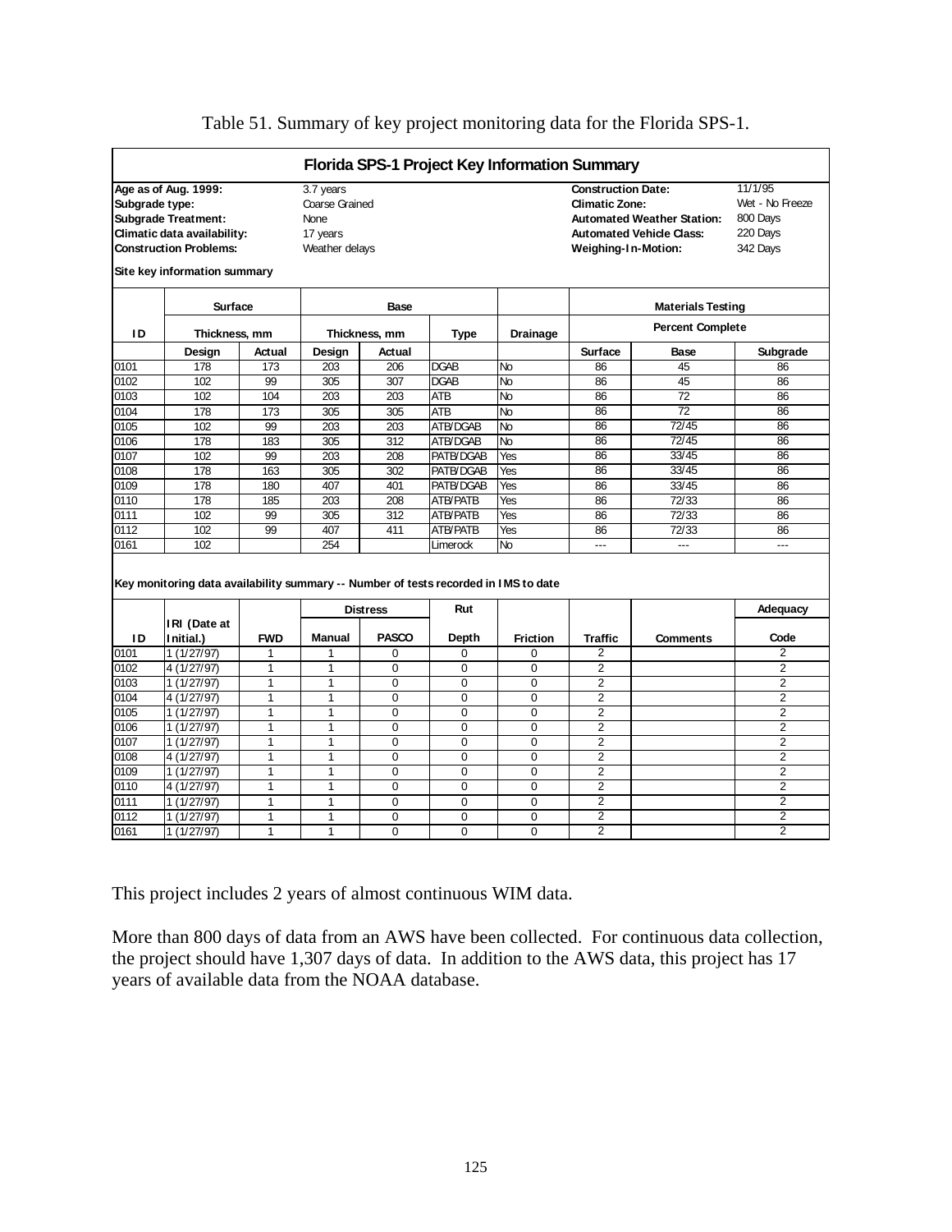Table 51. Summary of key project monitoring data for the Florida SPS-1.

**Florida SPS-1 Project Key Information Summary**

| | | | |
|---|---|---|---|
| **Age as of Aug. 1999:** | 3.7 years | **Construction Date:** | 11/1/95 |
| **Subgrade type:** | Coarse Grained | **Climatic Zone:** | Wet - No Freeze |
| **Subgrade Treatment:** | None | **Automated Weather Station:** | 800 Days |
| **Climatic data availability:** | 17 years | **Automated Vehicle Class:** | 220 Days |
| **Construction Problems:** | Weather delays | **Weighing-In-Motion:** | 342 Days |

**Site key information summary**

| ID | Surface Thickness, mm | | Base Thickness, mm | | Base Type | Drainage | Materials Testing Percent Complete | | |
|---|---|---|---|---|---|---|---|---|---|
| | Design | Actual | Design | Actual | | | Surface | Base | Subgrade |
| 0101 | 178 | 173 | 203 | 206 | DGAB | No | 86 | 45 | 86 |
| 0102 | 102 | 99 | 305 | 307 | DGAB | No | 86 | 45 | 86 |
| 0103 | 102 | 104 | 203 | 203 | ATB | No | 86 | 72 | 86 |
| 0104 | 178 | 173 | 305 | 305 | ATB | No | 86 | 72 | 86 |
| 0105 | 102 | 99 | 203 | 203 | ATB/DGAB | No | 86 | 72/45 | 86 |
| 0106 | 178 | 183 | 305 | 312 | ATB/DGAB | No | 86 | 72/45 | 86 |
| 0107 | 102 | 99 | 203 | 208 | PATB/DGAB | Yes | 86 | 33/45 | 86 |
| 0108 | 178 | 163 | 305 | 302 | PATB/DGAB | Yes | 86 | 33/45 | 86 |
| 0109 | 178 | 180 | 407 | 401 | PATB/DGAB | Yes | 86 | 33/45 | 86 |
| 0110 | 178 | 185 | 203 | 208 | ATB/PATB | Yes | 86 | 72/33 | 86 |
| 0111 | 102 | 99 | 305 | 312 | ATB/PATB | Yes | 86 | 72/33 | 86 |
| 0112 | 102 | 99 | 407 | 411 | ATB/PATB | Yes | 86 | 72/33 | 86 |
| 0161 | 102 | | 254 | | Limerock | No | --- | --- | --- |

**Key monitoring data availability summary -- Number of tests recorded in IMS to date**

| ID | IRI (Date at Initial.) | FWD | Distress Manual | Distress PASCO | Rut Depth | Friction | Traffic | Comments | Adequacy Code |
|---|---|---|---|---|---|---|---|---|---|
| 0101 | 1 (1/27/97) | 1 | 1 | 0 | 0 | 0 | 2 | | 2 |
| 0102 | 4 (1/27/97) | 1 | 1 | 0 | 0 | 0 | 2 | | 2 |
| 0103 | 1 (1/27/97) | 1 | 1 | 0 | 0 | 0 | 2 | | 2 |
| 0104 | 4 (1/27/97) | 1 | 1 | 0 | 0 | 0 | 2 | | 2 |
| 0105 | 1 (1/27/97) | 1 | 1 | 0 | 0 | 0 | 2 | | 2 |
| 0106 | 1 (1/27/97) | 1 | 1 | 0 | 0 | 0 | 2 | | 2 |
| 0107 | 1 (1/27/97) | 1 | 1 | 0 | 0 | 0 | 2 | | 2 |
| 0108 | 4 (1/27/97) | 1 | 1 | 0 | 0 | 0 | 2 | | 2 |
| 0109 | 1 (1/27/97) | 1 | 1 | 0 | 0 | 0 | 2 | | 2 |
| 0110 | 4 (1/27/97) | 1 | 1 | 0 | 0 | 0 | 2 | | 2 |
| 0111 | 1 (1/27/97) | 1 | 1 | 0 | 0 | 0 | 2 | | 2 |
| 0112 | 1 (1/27/97) | 1 | 1 | 0 | 0 | 0 | 2 | | 2 |
| 0161 | 1 (1/27/97) | 1 | 1 | 0 | 0 | 0 | 2 | | 2 |

This project includes 2 years of almost continuous WIM data.

More than 800 days of data from an AWS have been collected. For continuous data collection, the project should have 1,307 days of data. In addition to the AWS data, this project has 17 years of available data from the NOAA database.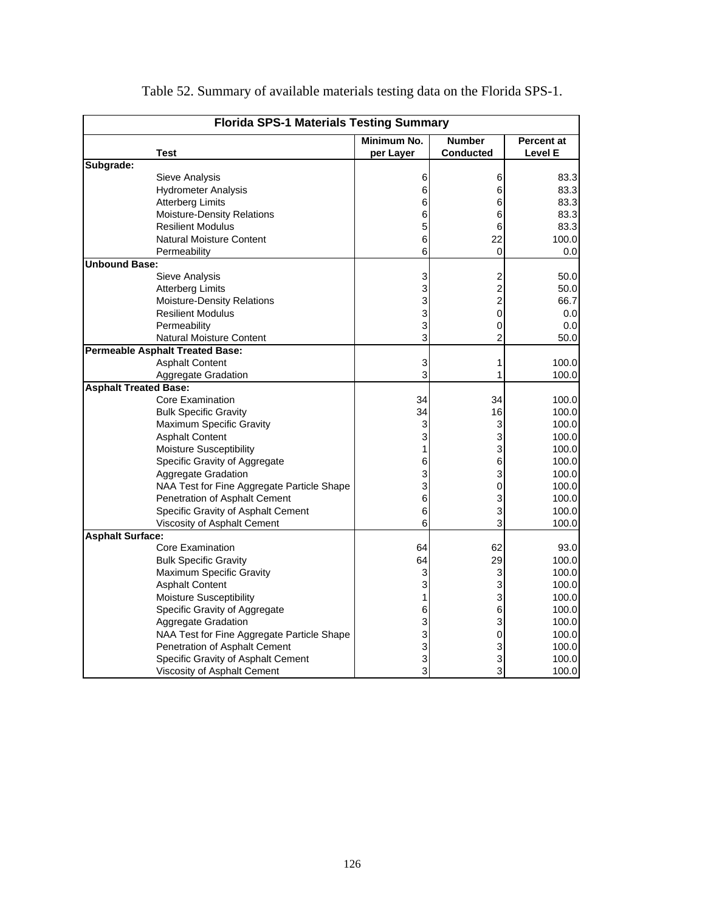Table 52. Summary of available materials testing data on the Florida SPS-1.

| Florida SPS-1 Materials Testing Summary | | | |
|---|---|---|---|
| **Test** | **Minimum No. per Layer** | **Number Conducted** | **Percent at Level E** |
| **Subgrade:** | | | |
| Sieve Analysis | 6 | 6 | 83.3 |
| Hydrometer Analysis | 6 | 6 | 83.3 |
| Atterberg Limits | 6 | 6 | 83.3 |
| Moisture-Density Relations | 6 | 6 | 83.3 |
| Resilient Modulus | 5 | 6 | 83.3 |
| Natural Moisture Content | 6 | 22 | 100.0 |
| Permeability | 6 | 0 | 0.0 |
| **Unbound Base:** | | | |
| Sieve Analysis | 3 | 2 | 50.0 |
| Atterberg Limits | 3 | 2 | 50.0 |
| Moisture-Density Relations | 3 | 2 | 66.7 |
| Resilient Modulus | 3 | 0 | 0.0 |
| Permeability | 3 | 0 | 0.0 |
| Natural Moisture Content | 3 | 2 | 50.0 |
| **Permeable Asphalt Treated Base:** | | | |
| Asphalt Content | 3 | 1 | 100.0 |
| Aggregate Gradation | 3 | 1 | 100.0 |
| **Asphalt Treated Base:** | | | |
| Core Examination | 34 | 34 | 100.0 |
| Bulk Specific Gravity | 34 | 16 | 100.0 |
| Maximum Specific Gravity | 3 | 3 | 100.0 |
| Asphalt Content | 3 | 3 | 100.0 |
| Moisture Susceptibility | 1 | 3 | 100.0 |
| Specific Gravity of Aggregate | 6 | 6 | 100.0 |
| Aggregate Gradation | 3 | 3 | 100.0 |
| NAA Test for Fine Aggregate Particle Shape | 3 | 0 | 100.0 |
| Penetration of Asphalt Cement | 6 | 3 | 100.0 |
| Specific Gravity of Asphalt Cement | 6 | 3 | 100.0 |
| Viscosity of Asphalt Cement | 6 | 3 | 100.0 |
| **Asphalt Surface:** | | | |
| Core Examination | 64 | 62 | 93.0 |
| Bulk Specific Gravity | 64 | 29 | 100.0 |
| Maximum Specific Gravity | 3 | 3 | 100.0 |
| Asphalt Content | 3 | 3 | 100.0 |
| Moisture Susceptibility | 1 | 3 | 100.0 |
| Specific Gravity of Aggregate | 6 | 6 | 100.0 |
| Aggregate Gradation | 3 | 3 | 100.0 |
| NAA Test for Fine Aggregate Particle Shape | 3 | 0 | 100.0 |
| Penetration of Asphalt Cement | 3 | 3 | 100.0 |
| Specific Gravity of Asphalt Cement | 3 | 3 | 100.0 |
| Viscosity of Asphalt Cement | 3 | 3 | 100.0 |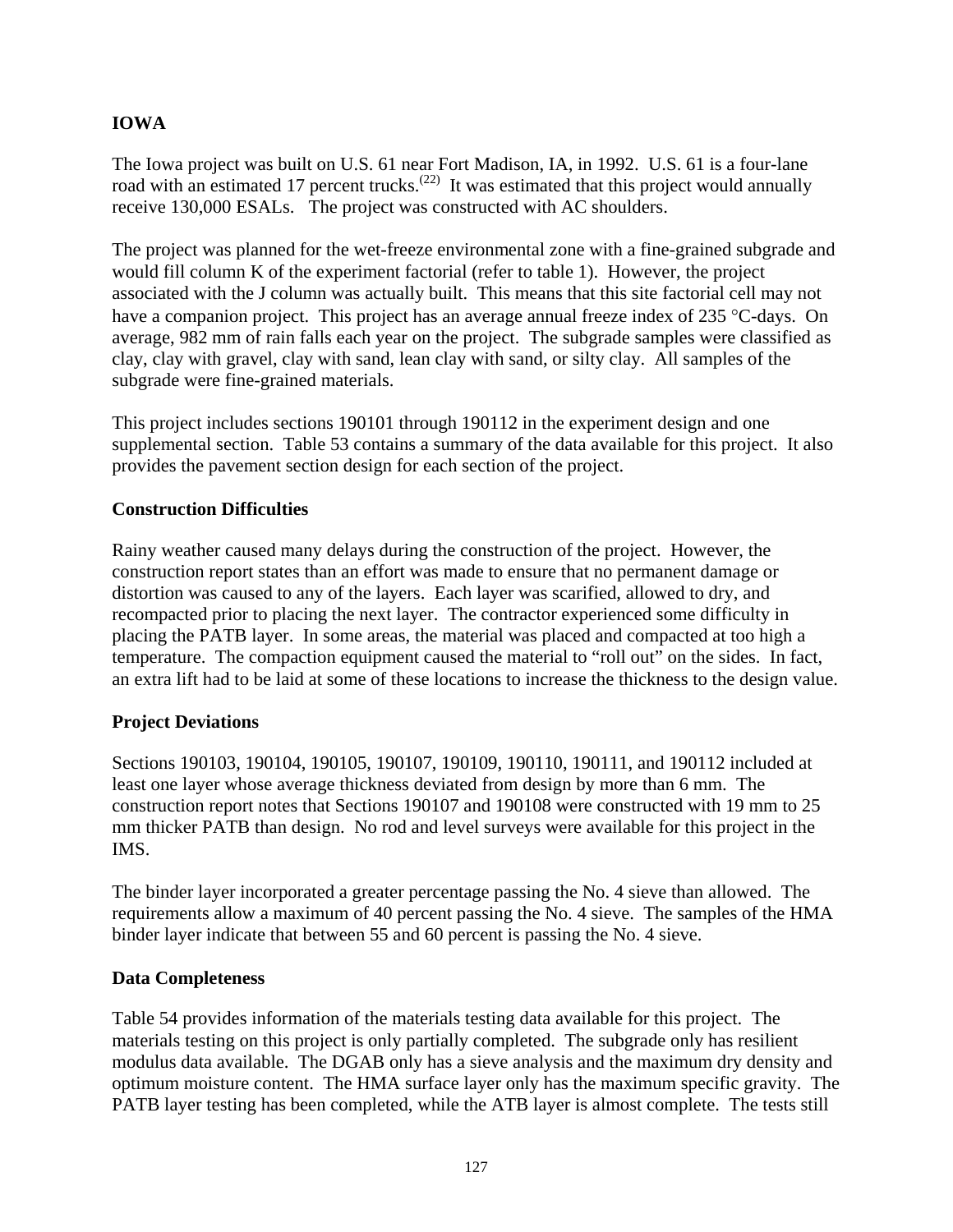## IOWA

The Iowa project was built on U.S. 61 near Fort Madison, IA, in 1992. U.S. 61 is a four-lane road with an estimated 17 percent trucks.[22] It was estimated that this project would annually receive 130,000 ESALs. The project was constructed with AC shoulders.

The project was planned for the wet-freeze environmental zone with a fine-grained subgrade and would fill column K of the experiment factorial (refer to table 1). However, the project associated with the J column was actually built. This means that this site factorial cell may not have a companion project. This project has an average annual freeze index of 235 °C-days. On average, 982 mm of rain falls each year on the project. The subgrade samples were classified as clay, clay with gravel, clay with sand, lean clay with sand, or silty clay. All samples of the subgrade were fine-grained materials.

This project includes sections 190101 through 190112 in the experiment design and one supplemental section. Table 53 contains a summary of the data available for this project. It also provides the pavement section design for each section of the project.

### Construction Difficulties

Rainy weather caused many delays during the construction of the project. However, the construction report states than an effort was made to ensure that no permanent damage or distortion was caused to any of the layers. Each layer was scarified, allowed to dry, and recompacted prior to placing the next layer. The contractor experienced some difficulty in placing the PATB layer. In some areas, the material was placed and compacted at too high a temperature. The compaction equipment caused the material to "roll out" on the sides. In fact, an extra lift had to be laid at some of these locations to increase the thickness to the design value.

### Project Deviations

Sections 190103, 190104, 190105, 190107, 190109, 190110, 190111, and 190112 included at least one layer whose average thickness deviated from design by more than 6 mm. The construction report notes that Sections 190107 and 190108 were constructed with 19 mm to 25 mm thicker PATB than design. No rod and level surveys were available for this project in the IMS.

The binder layer incorporated a greater percentage passing the No. 4 sieve than allowed. The requirements allow a maximum of 40 percent passing the No. 4 sieve. The samples of the HMA binder layer indicate that between 55 and 60 percent is passing the No. 4 sieve.

### Data Completeness

Table 54 provides information of the materials testing data available for this project. The materials testing on this project is only partially completed. The subgrade only has resilient modulus data available. The DGAB only has a sieve analysis and the maximum dry density and optimum moisture content. The HMA surface layer only has the maximum specific gravity. The PATB layer testing has been completed, while the ATB layer is almost complete. The tests still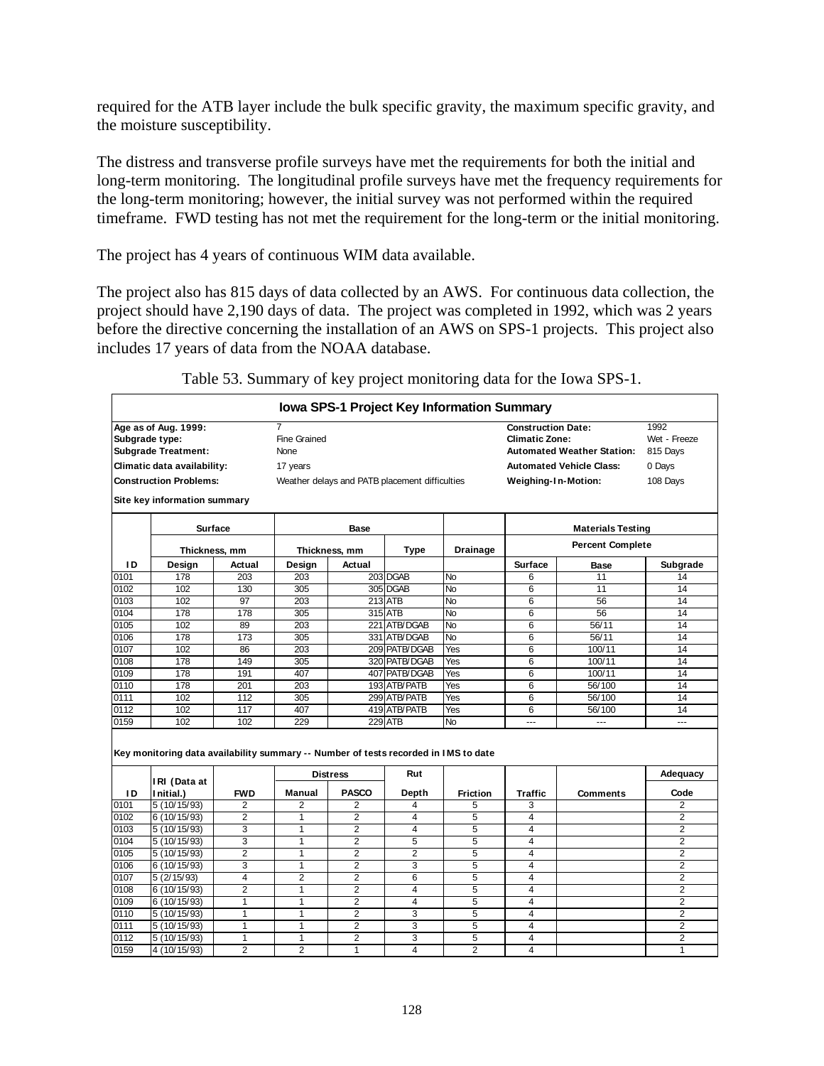required for the ATB layer include the bulk specific gravity, the maximum specific gravity, and the moisture susceptibility.

The distress and transverse profile surveys have met the requirements for both the initial and long-term monitoring. The longitudinal profile surveys have met the frequency requirements for the long-term monitoring; however, the initial survey was not performed within the required timeframe. FWD testing has not met the requirement for the long-term or the initial monitoring.

The project has 4 years of continuous WIM data available.

The project also has 815 days of data collected by an AWS. For continuous data collection, the project should have 2,190 days of data. The project was completed in 1992, which was 2 years before the directive concerning the installation of an AWS on SPS-1 projects. This project also includes 17 years of data from the NOAA database.

Table 53. Summary of key project monitoring data for the Iowa SPS-1.

**Iowa SPS-1 Project Key Information Summary**

| | | | |
|---|---|---|---|
| **Age as of Aug. 1999:** | 7 | **Construction Date:** | 1992 |
| **Subgrade type:** | Fine Grained | **Climatic Zone:** | Wet - Freeze |
| **Subgrade Treatment:** | None | **Automated Weather Station:** | 815 Days |
| **Climatic data availability:** | 17 years | **Automated Vehicle Class:** | 0 Days |
| **Construction Problems:** | Weather delays and PATB placement difficulties | **Weighing-In-Motion:** | 108 Days |

**Site key information summary**

| | Surface | | Base | | | | Materials Testing | | |
|---|---|---|---|---|---|---|---|---|---|
| | Thickness, mm | | Thickness, mm | | Type | Drainage | Percent Complete | | |
| **ID** | **Design** | **Actual** | **Design** | **Actual** | | | **Surface** | **Base** | **Subgrade** |
| 0101 | 178 | 203 | 203 | 203 | DGAB | No | 6 | 11 | 14 |
| 0102 | 102 | 130 | 305 | 305 | DGAB | No | 6 | 11 | 14 |
| 0103 | 102 | 97 | 203 | 213 | ATB | No | 6 | 56 | 14 |
| 0104 | 178 | 178 | 305 | 315 | ATB | No | 6 | 56 | 14 |
| 0105 | 102 | 89 | 203 | 221 | ATB/DGAB | No | 6 | 56/11 | 14 |
| 0106 | 178 | 173 | 305 | 331 | ATB/DGAB | No | 6 | 56/11 | 14 |
| 0107 | 102 | 86 | 203 | 209 | PATB/DGAB | Yes | 6 | 100/11 | 14 |
| 0108 | 178 | 149 | 305 | 320 | PATB/DGAB | Yes | 6 | 100/11 | 14 |
| 0109 | 178 | 191 | 407 | 407 | PATB/DGAB | Yes | 6 | 100/11 | 14 |
| 0110 | 178 | 201 | 203 | 193 | ATB/PATB | Yes | 6 | 56/100 | 14 |
| 0111 | 102 | 112 | 305 | 299 | ATB/PATB | Yes | 6 | 56/100 | 14 |
| 0112 | 102 | 117 | 407 | 419 | ATB/PATB | Yes | 6 | 56/100 | 14 |
| 0159 | 102 | 102 | 229 | 229 | ATB | No | --- | --- | --- |

**Key monitoring data availability summary -- Number of tests recorded in IMS to date**

| | | | Distress | | Rut | | | | Adequacy |
|---|---|---|---|---|---|---|---|---|---|
| **ID** | **IRI (Data at Initial.)** | **FWD** | **Manual** | **PASCO** | **Depth** | **Friction** | **Traffic** | **Comments** | **Code** |
| 0101 | 5 (10/15/93) | 2 | 2 | 2 | 4 | 5 | 3 | | 2 |
| 0102 | 6 (10/15/93) | 2 | 1 | 2 | 4 | 5 | 4 | | 2 |
| 0103 | 5 (10/15/93) | 3 | 1 | 2 | 4 | 5 | 4 | | 2 |
| 0104 | 5 (10/15/93) | 3 | 1 | 2 | 5 | 5 | 4 | | 2 |
| 0105 | 5 (10/15/93) | 2 | 1 | 2 | 2 | 5 | 4 | | 2 |
| 0106 | 6 (10/15/93) | 3 | 1 | 2 | 3 | 5 | 4 | | 2 |
| 0107 | 5 (2/15/93) | 4 | 2 | 2 | 6 | 5 | 4 | | 2 |
| 0108 | 6 (10/15/93) | 2 | 1 | 2 | 4 | 5 | 4 | | 2 |
| 0109 | 6 (10/15/93) | 1 | 1 | 2 | 4 | 5 | 4 | | 2 |
| 0110 | 5 (10/15/93) | 1 | 1 | 2 | 3 | 5 | 4 | | 2 |
| 0111 | 5 (10/15/93) | 1 | 1 | 2 | 3 | 5 | 4 | | 2 |
| 0112 | 5 (10/15/93) | 1 | 1 | 2 | 3 | 5 | 4 | | 2 |
| 0159 | 4 (10/15/93) | 2 | 2 | 1 | 4 | 2 | 4 | | 1 |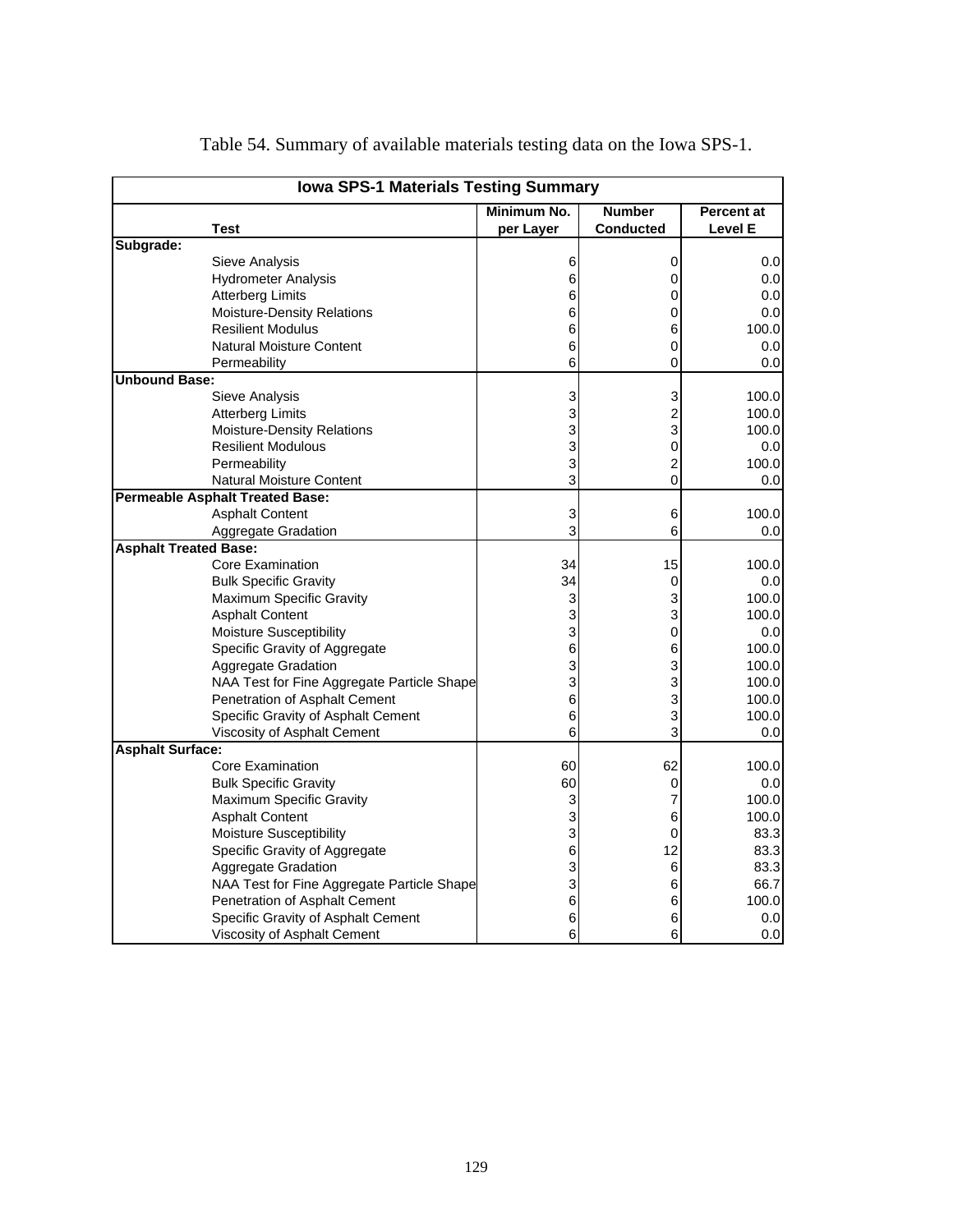Table 54. Summary of available materials testing data on the Iowa SPS-1.

| Iowa SPS-1 Materials Testing Summary | | | |
|---|---|---|---|
| **Test** | **Minimum No. per Layer** | **Number Conducted** | **Percent at Level E** |
| **Subgrade:** | | | |
| Sieve Analysis | 6 | 0 | 0.0 |
| Hydrometer Analysis | 6 | 0 | 0.0 |
| Atterberg Limits | 6 | 0 | 0.0 |
| Moisture-Density Relations | 6 | 0 | 0.0 |
| Resilient Modulus | 6 | 6 | 100.0 |
| Natural Moisture Content | 6 | 0 | 0.0 |
| Permeability | 6 | 0 | 0.0 |
| **Unbound Base:** | | | |
| Sieve Analysis | 3 | 3 | 100.0 |
| Atterberg Limits | 3 | 2 | 100.0 |
| Moisture-Density Relations | 3 | 3 | 100.0 |
| Resilient Modulous | 3 | 0 | 0.0 |
| Permeability | 3 | 2 | 100.0 |
| Natural Moisture Content | 3 | 0 | 0.0 |
| **Permeable Asphalt Treated Base:** | | | |
| Asphalt Content | 3 | 6 | 100.0 |
| Aggregate Gradation | 3 | 6 | 0.0 |
| **Asphalt Treated Base:** | | | |
| Core Examination | 34 | 15 | 100.0 |
| Bulk Specific Gravity | 34 | 0 | 0.0 |
| Maximum Specific Gravity | 3 | 3 | 100.0 |
| Asphalt Content | 3 | 3 | 100.0 |
| Moisture Susceptibility | 3 | 0 | 0.0 |
| Specific Gravity of Aggregate | 6 | 6 | 100.0 |
| Aggregate Gradation | 3 | 3 | 100.0 |
| NAA Test for Fine Aggregate Particle Shape | 3 | 3 | 100.0 |
| Penetration of Asphalt Cement | 6 | 3 | 100.0 |
| Specific Gravity of Asphalt Cement | 6 | 3 | 100.0 |
| Viscosity of Asphalt Cement | 6 | 3 | 0.0 |
| **Asphalt Surface:** | | | |
| Core Examination | 60 | 62 | 100.0 |
| Bulk Specific Gravity | 60 | 0 | 0.0 |
| Maximum Specific Gravity | 3 | 7 | 100.0 |
| Asphalt Content | 3 | 6 | 100.0 |
| Moisture Susceptibility | 3 | 0 | 83.3 |
| Specific Gravity of Aggregate | 6 | 12 | 83.3 |
| Aggregate Gradation | 3 | 6 | 83.3 |
| NAA Test for Fine Aggregate Particle Shape | 3 | 6 | 66.7 |
| Penetration of Asphalt Cement | 6 | 6 | 100.0 |
| Specific Gravity of Asphalt Cement | 6 | 6 | 0.0 |
| Viscosity of Asphalt Cement | 6 | 6 | 0.0 |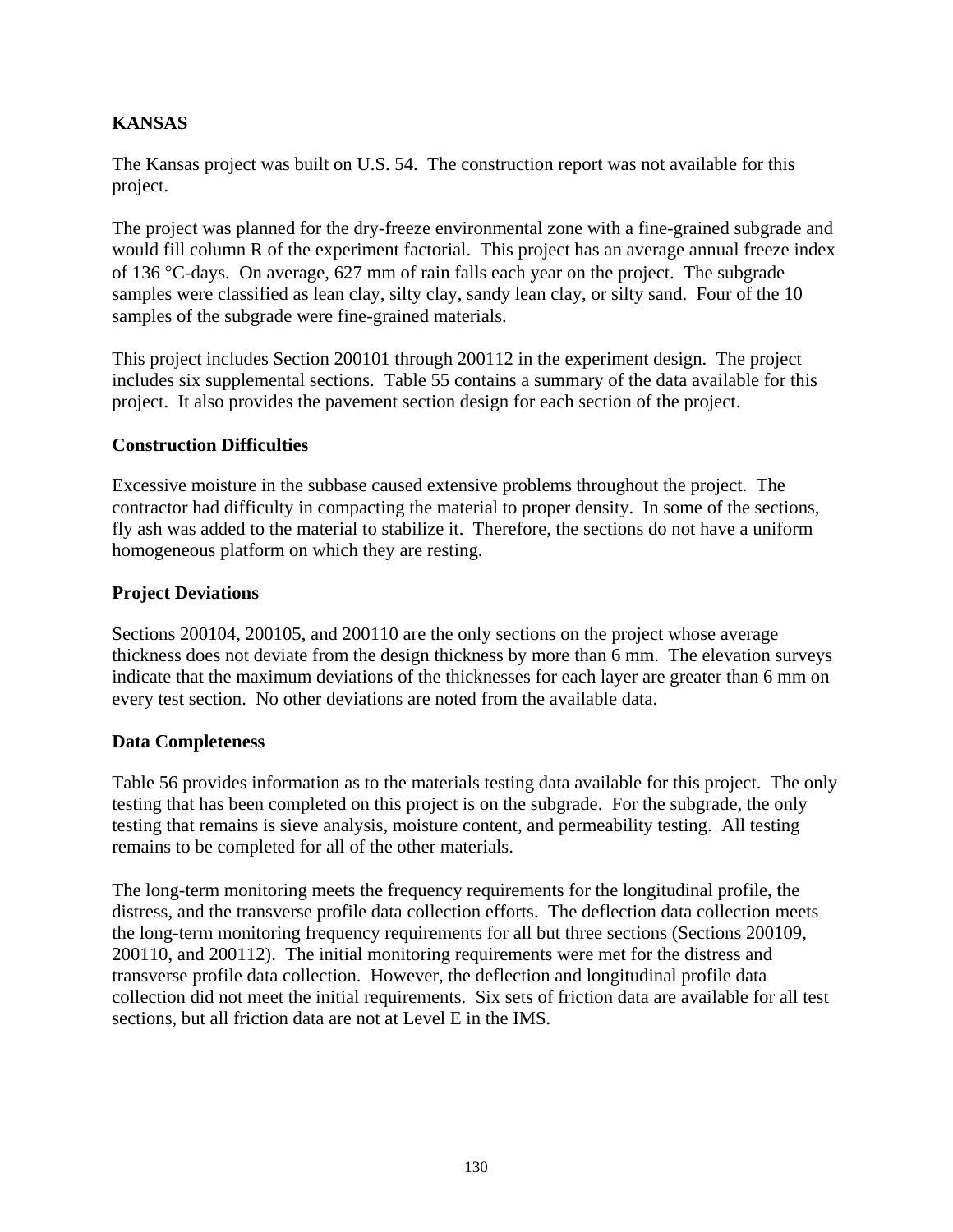## KANSAS

The Kansas project was built on U.S. 54. The construction report was not available for this project.

The project was planned for the dry-freeze environmental zone with a fine-grained subgrade and would fill column R of the experiment factorial. This project has an average annual freeze index of 136 °C-days. On average, 627 mm of rain falls each year on the project. The subgrade samples were classified as lean clay, silty clay, sandy lean clay, or silty sand. Four of the 10 samples of the subgrade were fine-grained materials.

This project includes Section 200101 through 200112 in the experiment design. The project includes six supplemental sections. Table 55 contains a summary of the data available for this project. It also provides the pavement section design for each section of the project.

### Construction Difficulties

Excessive moisture in the subbase caused extensive problems throughout the project. The contractor had difficulty in compacting the material to proper density. In some of the sections, fly ash was added to the material to stabilize it. Therefore, the sections do not have a uniform homogeneous platform on which they are resting.

### Project Deviations

Sections 200104, 200105, and 200110 are the only sections on the project whose average thickness does not deviate from the design thickness by more than 6 mm. The elevation surveys indicate that the maximum deviations of the thicknesses for each layer are greater than 6 mm on every test section. No other deviations are noted from the available data.

### Data Completeness

Table 56 provides information as to the materials testing data available for this project. The only testing that has been completed on this project is on the subgrade. For the subgrade, the only testing that remains is sieve analysis, moisture content, and permeability testing. All testing remains to be completed for all of the other materials.

The long-term monitoring meets the frequency requirements for the longitudinal profile, the distress, and the transverse profile data collection efforts. The deflection data collection meets the long-term monitoring frequency requirements for all but three sections (Sections 200109, 200110, and 200112). The initial monitoring requirements were met for the distress and transverse profile data collection. However, the deflection and longitudinal profile data collection did not meet the initial requirements. Six sets of friction data are available for all test sections, but all friction data are not at Level E in the IMS.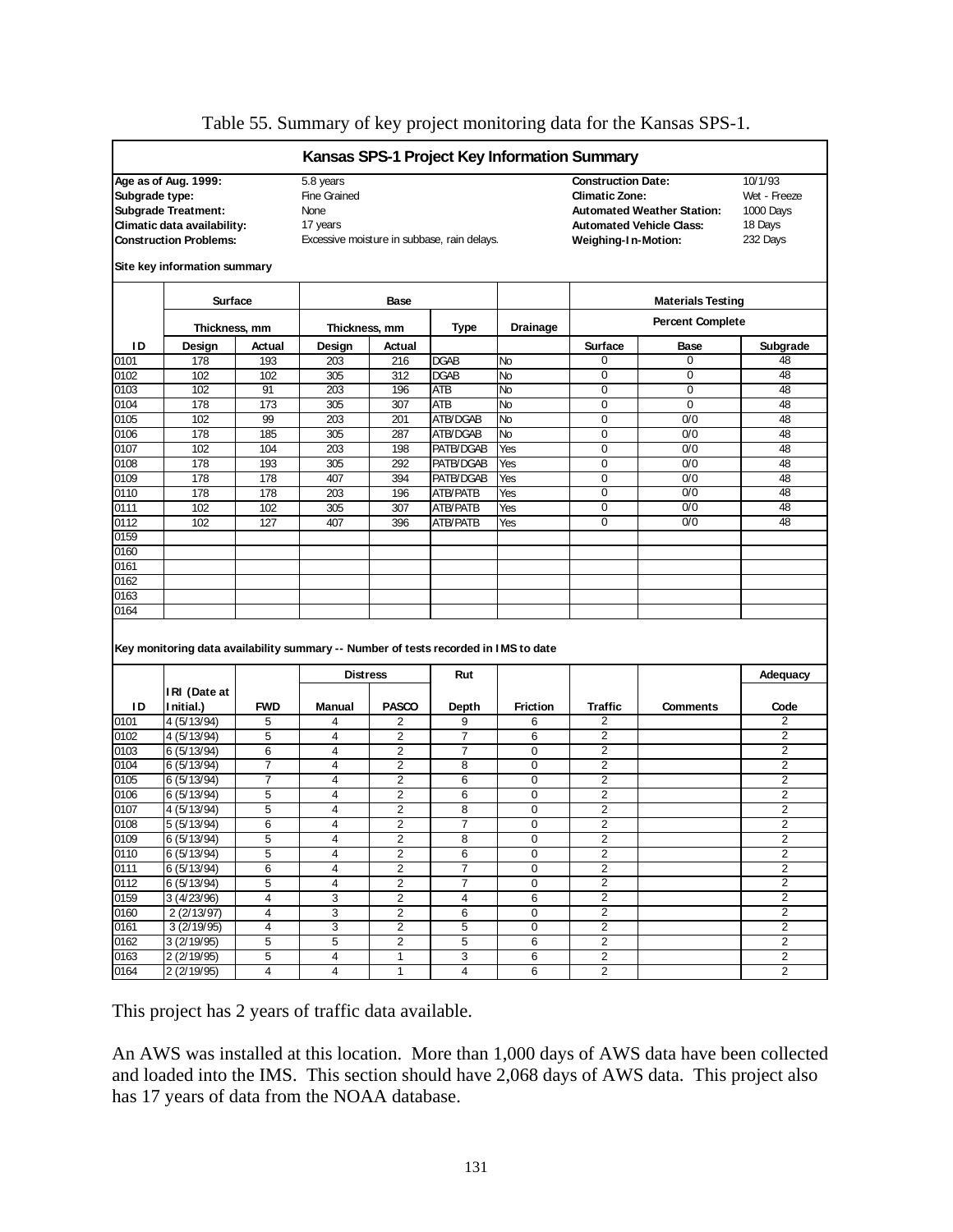Table 55. Summary of key project monitoring data for the Kansas SPS-1.

**Kansas SPS-1 Project Key Information Summary**

| | | | |
|---|---|---|---|
| **Age as of Aug. 1999:** | 5.8 years | **Construction Date:** | 10/1/93 |
| **Subgrade type:** | Fine Grained | **Climatic Zone:** | Wet - Freeze |
| **Subgrade Treatment:** | None | **Automated Weather Station:** | 1000 Days |
| **Climatic data availability:** | 17 years | **Automated Vehicle Class:** | 18 Days |
| **Construction Problems:** | Excessive moisture in subbase, rain delays. | **Weighing-In-Motion:** | 232 Days |

**Site key information summary**

| | Surface | | Base | | | | Materials Testing | | |
|---|---|---|---|---|---|---|---|---|---|
| | Thickness, mm | | Thickness, mm | | Type | Drainage | Percent Complete | | |
| ID | Design | Actual | Design | Actual | | | Surface | Base | Subgrade |
| 0101 | 178 | 193 | 203 | 216 | DGAB | No | 0 | 0 | 48 |
| 0102 | 102 | 102 | 305 | 312 | DGAB | No | 0 | 0 | 48 |
| 0103 | 102 | 91 | 203 | 196 | ATB | No | 0 | 0 | 48 |
| 0104 | 178 | 173 | 305 | 307 | ATB | No | 0 | 0 | 48 |
| 0105 | 102 | 99 | 203 | 201 | ATB/DGAB | No | 0 | 0/0 | 48 |
| 0106 | 178 | 185 | 305 | 287 | ATB/DGAB | No | 0 | 0/0 | 48 |
| 0107 | 102 | 104 | 203 | 198 | PATB/DGAB | Yes | 0 | 0/0 | 48 |
| 0108 | 178 | 193 | 305 | 292 | PATB/DGAB | Yes | 0 | 0/0 | 48 |
| 0109 | 178 | 178 | 407 | 394 | PATB/DGAB | Yes | 0 | 0/0 | 48 |
| 0110 | 178 | 178 | 203 | 196 | ATB/PATB | Yes | 0 | 0/0 | 48 |
| 0111 | 102 | 102 | 305 | 307 | ATB/PATB | Yes | 0 | 0/0 | 48 |
| 0112 | 102 | 127 | 407 | 396 | ATB/PATB | Yes | 0 | 0/0 | 48 |
| 0159 | | | | | | | | | |
| 0160 | | | | | | | | | |
| 0161 | | | | | | | | | |
| 0162 | | | | | | | | | |
| 0163 | | | | | | | | | |
| 0164 | | | | | | | | | |

**Key monitoring data availability summary -- Number of tests recorded in IMS to date**

| | | | Distress | | Rut | | | | Adequacy |
|---|---|---|---|---|---|---|---|---|---|
| ID | IRI (Date at Initial.) | FWD | Manual | PASCO | Depth | Friction | Traffic | Comments | Code |
| 0101 | 4 (5/13/94) | 5 | 4 | 2 | 9 | 6 | 2 | | 2 |
| 0102 | 4 (5/13/94) | 5 | 4 | 2 | 7 | 6 | 2 | | 2 |
| 0103 | 6 (5/13/94) | 6 | 4 | 2 | 7 | 0 | 2 | | 2 |
| 0104 | 6 (5/13/94) | 7 | 4 | 2 | 8 | 0 | 2 | | 2 |
| 0105 | 6 (5/13/94) | 7 | 4 | 2 | 6 | 0 | 2 | | 2 |
| 0106 | 6 (5/13/94) | 5 | 4 | 2 | 6 | 0 | 2 | | 2 |
| 0107 | 4 (5/13/94) | 5 | 4 | 2 | 8 | 0 | 2 | | 2 |
| 0108 | 5 (5/13/94) | 6 | 4 | 2 | 7 | 0 | 2 | | 2 |
| 0109 | 6 (5/13/94) | 5 | 4 | 2 | 8 | 0 | 2 | | 2 |
| 0110 | 6 (5/13/94) | 5 | 4 | 2 | 6 | 0 | 2 | | 2 |
| 0111 | 6 (5/13/94) | 6 | 4 | 2 | 7 | 0 | 2 | | 2 |
| 0112 | 6 (5/13/94) | 5 | 4 | 2 | 7 | 0 | 2 | | 2 |
| 0159 | 3 (4/23/96) | 4 | 3 | 2 | 4 | 6 | 2 | | 2 |
| 0160 | 2 (2/13/97) | 4 | 3 | 2 | 6 | 0 | 2 | | 2 |
| 0161 | 3 (2/19/95) | 4 | 3 | 2 | 5 | 0 | 2 | | 2 |
| 0162 | 3 (2/19/95) | 5 | 5 | 2 | 5 | 6 | 2 | | 2 |
| 0163 | 2 (2/19/95) | 5 | 4 | 1 | 3 | 6 | 2 | | 2 |
| 0164 | 2 (2/19/95) | 4 | 4 | 1 | 4 | 6 | 2 | | 2 |

This project has 2 years of traffic data available.

An AWS was installed at this location. More than 1,000 days of AWS data have been collected and loaded into the IMS. This section should have 2,068 days of AWS data. This project also has 17 years of data from the NOAA database.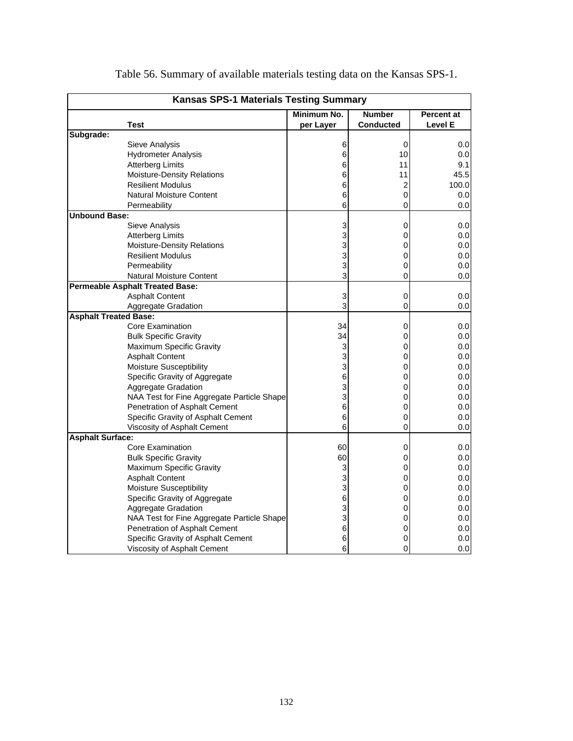Table 56. Summary of available materials testing data on the Kansas SPS-1.

| Kansas SPS-1 Materials Testing Summary | | | |
|---|---|---|---|
| **Test** | **Minimum No. per Layer** | **Number Conducted** | **Percent at Level E** |
| **Subgrade:** | | | |
| Sieve Analysis | 6 | 0 | 0.0 |
| Hydrometer Analysis | 6 | 10 | 0.0 |
| Atterberg Limits | 6 | 11 | 9.1 |
| Moisture-Density Relations | 6 | 11 | 45.5 |
| Resilient Modulus | 6 | 2 | 100.0 |
| Natural Moisture Content | 6 | 0 | 0.0 |
| Permeability | 6 | 0 | 0.0 |
| **Unbound Base:** | | | |
| Sieve Analysis | 3 | 0 | 0.0 |
| Atterberg Limits | 3 | 0 | 0.0 |
| Moisture-Density Relations | 3 | 0 | 0.0 |
| Resilient Modulus | 3 | 0 | 0.0 |
| Permeability | 3 | 0 | 0.0 |
| Natural Moisture Content | 3 | 0 | 0.0 |
| **Permeable Asphalt Treated Base:** | | | |
| Asphalt Content | 3 | 0 | 0.0 |
| Aggregate Gradation | 3 | 0 | 0.0 |
| **Asphalt Treated Base:** | | | |
| Core Examination | 34 | 0 | 0.0 |
| Bulk Specific Gravity | 34 | 0 | 0.0 |
| Maximum Specific Gravity | 3 | 0 | 0.0 |
| Asphalt Content | 3 | 0 | 0.0 |
| Moisture Susceptibility | 3 | 0 | 0.0 |
| Specific Gravity of Aggregate | 6 | 0 | 0.0 |
| Aggregate Gradation | 3 | 0 | 0.0 |
| NAA Test for Fine Aggregate Particle Shape | 3 | 0 | 0.0 |
| Penetration of Asphalt Cement | 6 | 0 | 0.0 |
| Specific Gravity of Asphalt Cement | 6 | 0 | 0.0 |
| Viscosity of Asphalt Cement | 6 | 0 | 0.0 |
| **Asphalt Surface:** | | | |
| Core Examination | 60 | 0 | 0.0 |
| Bulk Specific Gravity | 60 | 0 | 0.0 |
| Maximum Specific Gravity | 3 | 0 | 0.0 |
| Asphalt Content | 3 | 0 | 0.0 |
| Moisture Susceptibility | 3 | 0 | 0.0 |
| Specific Gravity of Aggregate | 6 | 0 | 0.0 |
| Aggregate Gradation | 3 | 0 | 0.0 |
| NAA Test for Fine Aggregate Particle Shape | 3 | 0 | 0.0 |
| Penetration of Asphalt Cement | 6 | 0 | 0.0 |
| Specific Gravity of Asphalt Cement | 6 | 0 | 0.0 |
| Viscosity of Asphalt Cement | 6 | 0 | 0.0 |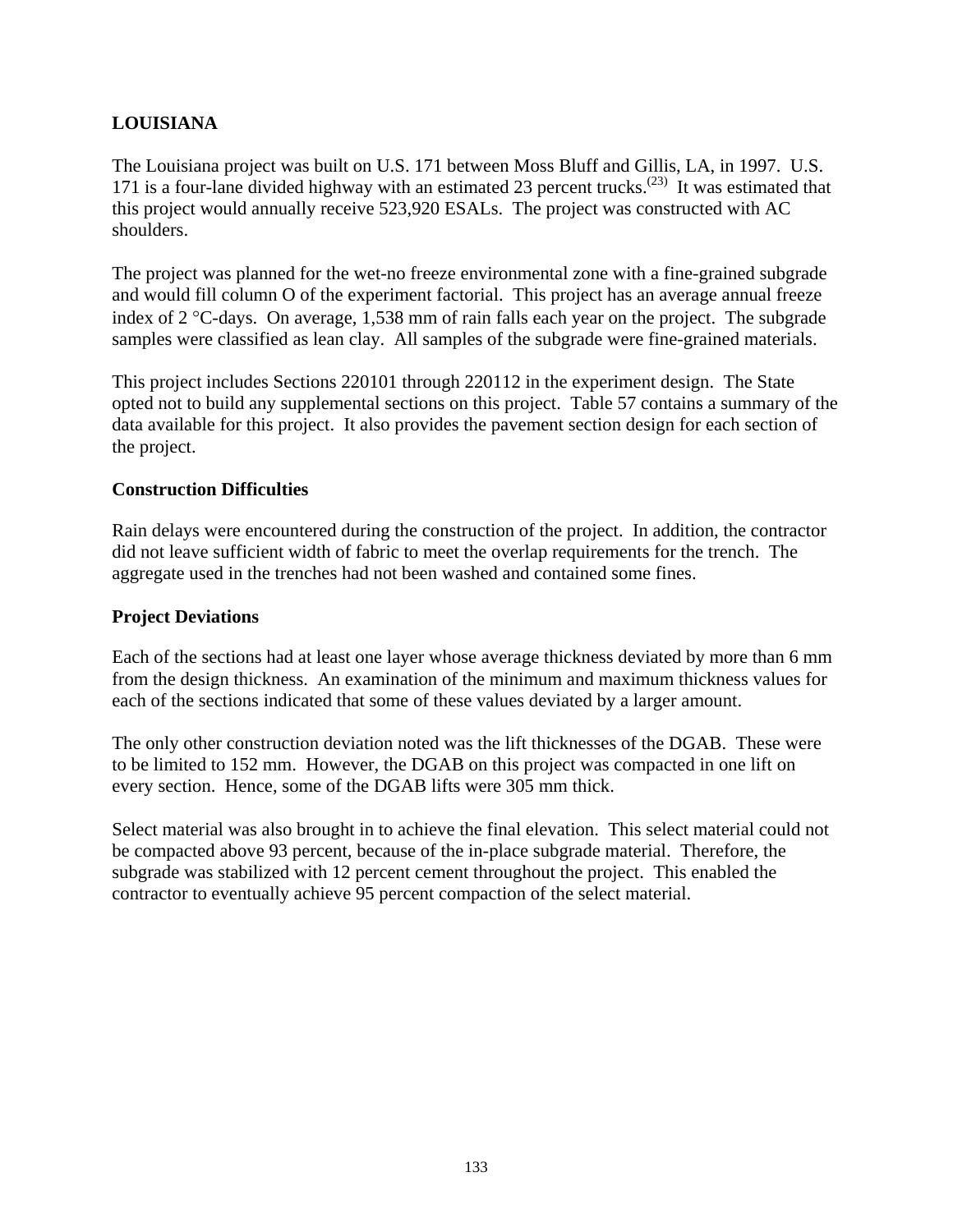## LOUISIANA

The Louisiana project was built on U.S. 171 between Moss Bluff and Gillis, LA, in 1997. U.S. 171 is a four-lane divided highway with an estimated 23 percent trucks.[(23)] It was estimated that this project would annually receive 523,920 ESALs. The project was constructed with AC shoulders.

The project was planned for the wet-no freeze environmental zone with a fine-grained subgrade and would fill column O of the experiment factorial. This project has an average annual freeze index of 2 °C-days. On average, 1,538 mm of rain falls each year on the project. The subgrade samples were classified as lean clay. All samples of the subgrade were fine-grained materials.

This project includes Sections 220101 through 220112 in the experiment design. The State opted not to build any supplemental sections on this project. Table 57 contains a summary of the data available for this project. It also provides the pavement section design for each section of the project.

### Construction Difficulties

Rain delays were encountered during the construction of the project. In addition, the contractor did not leave sufficient width of fabric to meet the overlap requirements for the trench. The aggregate used in the trenches had not been washed and contained some fines.

### Project Deviations

Each of the sections had at least one layer whose average thickness deviated by more than 6 mm from the design thickness. An examination of the minimum and maximum thickness values for each of the sections indicated that some of these values deviated by a larger amount.

The only other construction deviation noted was the lift thicknesses of the DGAB. These were to be limited to 152 mm. However, the DGAB on this project was compacted in one lift on every section. Hence, some of the DGAB lifts were 305 mm thick.

Select material was also brought in to achieve the final elevation. This select material could not be compacted above 93 percent, because of the in-place subgrade material. Therefore, the subgrade was stabilized with 12 percent cement throughout the project. This enabled the contractor to eventually achieve 95 percent compaction of the select material.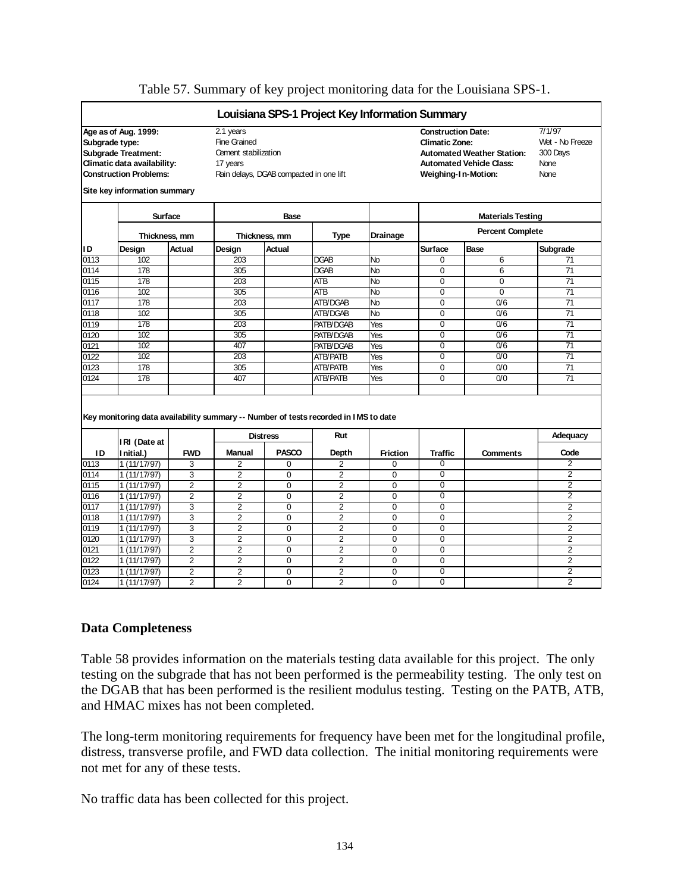Table 57. Summary of key project monitoring data for the Louisiana SPS-1.

**Louisiana SPS-1 Project Key Information Summary**

| | | | |
|---|---|---|---|
| **Age as of Aug. 1999:** | 2.1 years | **Construction Date:** | 7/1/97 |
| **Subgrade type:** | Fine Grained | **Climatic Zone:** | Wet - No Freeze |
| **Subgrade Treatment:** | Cement stabilization | **Automated Weather Station:** | 300 Days |
| **Climatic data availability:** | 17 years | **Automated Vehicle Class:** | None |
| **Construction Problems:** | Rain delays, DGAB compacted in one lift | **Weighing-In-Motion:** | None |

**Site key information summary**

| | Surface | | Base | | | | Materials Testing | | |
|---|---|---|---|---|---|---|---|---|---|
| | Thickness, mm | | Thickness, mm | | Type | Drainage | Percent Complete | | |
| **ID** | **Design** | **Actual** | **Design** | **Actual** | | | **Surface** | **Base** | **Subgrade** |
| 0113 | 102 | | 203 | | DGAB | No | 0 | 6 | 71 |
| 0114 | 178 | | 305 | | DGAB | No | 0 | 6 | 71 |
| 0115 | 178 | | 203 | | ATB | No | 0 | 0 | 71 |
| 0116 | 102 | | 305 | | ATB | No | 0 | 0 | 71 |
| 0117 | 178 | | 203 | | ATB/DGAB | No | 0 | 0/6 | 71 |
| 0118 | 102 | | 305 | | ATB/DGAB | No | 0 | 0/6 | 71 |
| 0119 | 178 | | 203 | | PATB/DGAB | Yes | 0 | 0/6 | 71 |
| 0120 | 102 | | 305 | | PATB/DGAB | Yes | 0 | 0/6 | 71 |
| 0121 | 102 | | 407 | | PATB/DGAB | Yes | 0 | 0/6 | 71 |
| 0122 | 102 | | 203 | | ATB/PATB | Yes | 0 | 0/0 | 71 |
| 0123 | 178 | | 305 | | ATB/PATB | Yes | 0 | 0/0 | 71 |
| 0124 | 178 | | 407 | | ATB/PATB | Yes | 0 | 0/0 | 71 |

**Key monitoring data availability summary -- Number of tests recorded in IMS to date**

| ID | IRI (Date at Initial.) | FWD | Distress: Manual | Distress: PASCO | Rut Depth | Friction | Traffic | Comments | Adequacy Code |
|---|---|---|---|---|---|---|---|---|---|
| 0113 | 1 (11/17/97) | 3 | 2 | 0 | 2 | 0 | 0 | | 2 |
| 0114 | 1 (11/17/97) | 3 | 2 | 0 | 2 | 0 | 0 | | 2 |
| 0115 | 1 (11/17/97) | 2 | 2 | 0 | 2 | 0 | 0 | | 2 |
| 0116 | 1 (11/17/97) | 2 | 2 | 0 | 2 | 0 | 0 | | 2 |
| 0117 | 1 (11/17/97) | 3 | 2 | 0 | 2 | 0 | 0 | | 2 |
| 0118 | 1 (11/17/97) | 3 | 2 | 0 | 2 | 0 | 0 | | 2 |
| 0119 | 1 (11/17/97) | 3 | 2 | 0 | 2 | 0 | 0 | | 2 |
| 0120 | 1 (11/17/97) | 3 | 2 | 0 | 2 | 0 | 0 | | 2 |
| 0121 | 1 (11/17/97) | 2 | 2 | 0 | 2 | 0 | 0 | | 2 |
| 0122 | 1 (11/17/97) | 2 | 2 | 0 | 2 | 0 | 0 | | 2 |
| 0123 | 1 (11/17/97) | 2 | 2 | 0 | 2 | 0 | 0 | | 2 |
| 0124 | 1 (11/17/97) | 2 | 2 | 0 | 2 | 0 | 0 | | 2 |

## Data Completeness

Table 58 provides information on the materials testing data available for this project. The only testing on the subgrade that has not been performed is the permeability testing. The only test on the DGAB that has been performed is the resilient modulus testing. Testing on the PATB, ATB, and HMAC mixes has not been completed.

The long-term monitoring requirements for frequency have been met for the longitudinal profile, distress, transverse profile, and FWD data collection. The initial monitoring requirements were not met for any of these tests.

No traffic data has been collected for this project.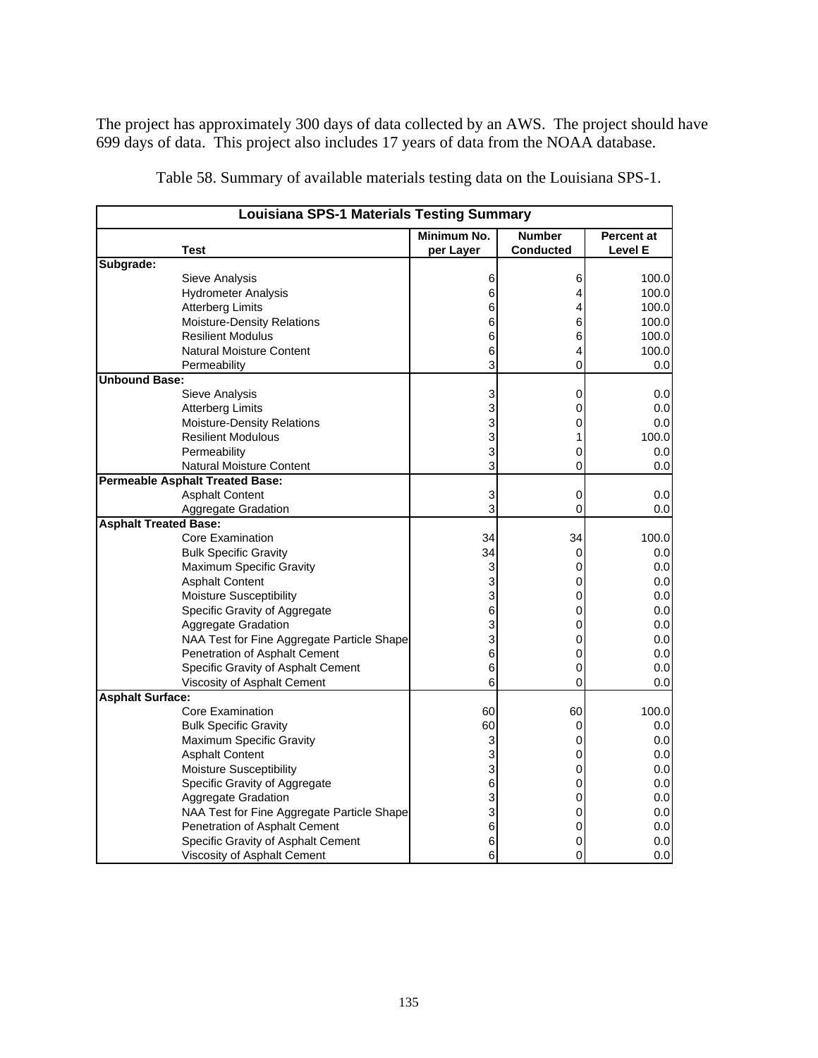The project has approximately 300 days of data collected by an AWS. The project should have 699 days of data. This project also includes 17 years of data from the NOAA database.

Table 58. Summary of available materials testing data on the Louisiana SPS-1.

| Louisiana SPS-1 Materials Testing Summary | | | |
|---|---|---|---|
| Test | Minimum No. per Layer | Number Conducted | Percent at Level E |
| **Subgrade:** | | | |
| Sieve Analysis | 6 | 6 | 100.0 |
| Hydrometer Analysis | 6 | 4 | 100.0 |
| Atterberg Limits | 6 | 4 | 100.0 |
| Moisture-Density Relations | 6 | 6 | 100.0 |
| Resilient Modulus | 6 | 6 | 100.0 |
| Natural Moisture Content | 6 | 4 | 100.0 |
| Permeability | 3 | 0 | 0.0 |
| **Unbound Base:** | | | |
| Sieve Analysis | 3 | 0 | 0.0 |
| Atterberg Limits | 3 | 0 | 0.0 |
| Moisture-Density Relations | 3 | 0 | 0.0 |
| Resilient Modulous | 3 | 1 | 100.0 |
| Permeability | 3 | 0 | 0.0 |
| Natural Moisture Content | 3 | 0 | 0.0 |
| **Permeable Asphalt Treated Base:** | | | |
| Asphalt Content | 3 | 0 | 0.0 |
| Aggregate Gradation | 3 | 0 | 0.0 |
| **Asphalt Treated Base:** | | | |
| Core Examination | 34 | 34 | 100.0 |
| Bulk Specific Gravity | 34 | 0 | 0.0 |
| Maximum Specific Gravity | 3 | 0 | 0.0 |
| Asphalt Content | 3 | 0 | 0.0 |
| Moisture Susceptibility | 3 | 0 | 0.0 |
| Specific Gravity of Aggregate | 6 | 0 | 0.0 |
| Aggregate Gradation | 3 | 0 | 0.0 |
| NAA Test for Fine Aggregate Particle Shape | 3 | 0 | 0.0 |
| Penetration of Asphalt Cement | 6 | 0 | 0.0 |
| Specific Gravity of Asphalt Cement | 6 | 0 | 0.0 |
| Viscosity of Asphalt Cement | 6 | 0 | 0.0 |
| **Asphalt Surface:** | | | |
| Core Examination | 60 | 60 | 100.0 |
| Bulk Specific Gravity | 60 | 0 | 0.0 |
| Maximum Specific Gravity | 3 | 0 | 0.0 |
| Asphalt Content | 3 | 0 | 0.0 |
| Moisture Susceptibility | 3 | 0 | 0.0 |
| Specific Gravity of Aggregate | 6 | 0 | 0.0 |
| Aggregate Gradation | 3 | 0 | 0.0 |
| NAA Test for Fine Aggregate Particle Shape | 3 | 0 | 0.0 |
| Penetration of Asphalt Cement | 6 | 0 | 0.0 |
| Specific Gravity of Asphalt Cement | 6 | 0 | 0.0 |
| Viscosity of Asphalt Cement | 6 | 0 | 0.0 |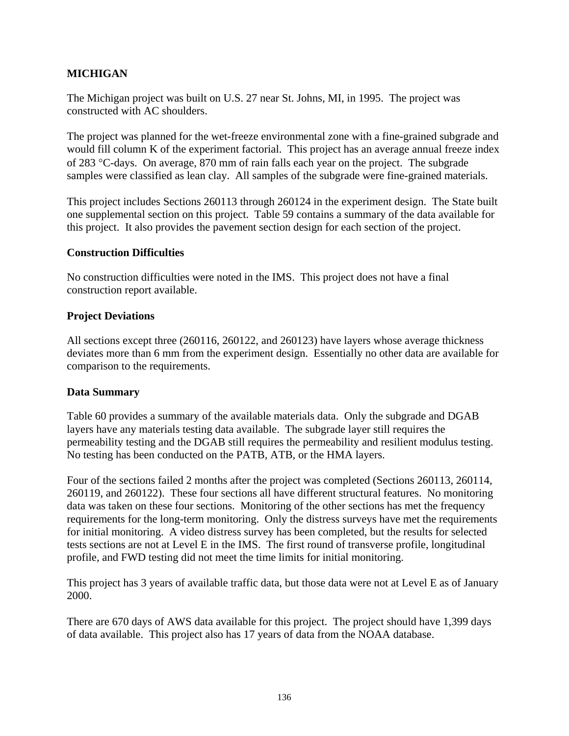## MICHIGAN

The Michigan project was built on U.S. 27 near St. Johns, MI, in 1995. The project was constructed with AC shoulders.

The project was planned for the wet-freeze environmental zone with a fine-grained subgrade and would fill column K of the experiment factorial. This project has an average annual freeze index of 283 °C-days. On average, 870 mm of rain falls each year on the project. The subgrade samples were classified as lean clay. All samples of the subgrade were fine-grained materials.

This project includes Sections 260113 through 260124 in the experiment design. The State built one supplemental section on this project. Table 59 contains a summary of the data available for this project. It also provides the pavement section design for each section of the project.

### Construction Difficulties

No construction difficulties were noted in the IMS. This project does not have a final construction report available.

### Project Deviations

All sections except three (260116, 260122, and 260123) have layers whose average thickness deviates more than 6 mm from the experiment design. Essentially no other data are available for comparison to the requirements.

### Data Summary

Table 60 provides a summary of the available materials data. Only the subgrade and DGAB layers have any materials testing data available. The subgrade layer still requires the permeability testing and the DGAB still requires the permeability and resilient modulus testing. No testing has been conducted on the PATB, ATB, or the HMA layers.

Four of the sections failed 2 months after the project was completed (Sections 260113, 260114, 260119, and 260122). These four sections all have different structural features. No monitoring data was taken on these four sections. Monitoring of the other sections has met the frequency requirements for the long-term monitoring. Only the distress surveys have met the requirements for initial monitoring. A video distress survey has been completed, but the results for selected tests sections are not at Level E in the IMS. The first round of transverse profile, longitudinal profile, and FWD testing did not meet the time limits for initial monitoring.

This project has 3 years of available traffic data, but those data were not at Level E as of January 2000.

There are 670 days of AWS data available for this project. The project should have 1,399 days of data available. This project also has 17 years of data from the NOAA database.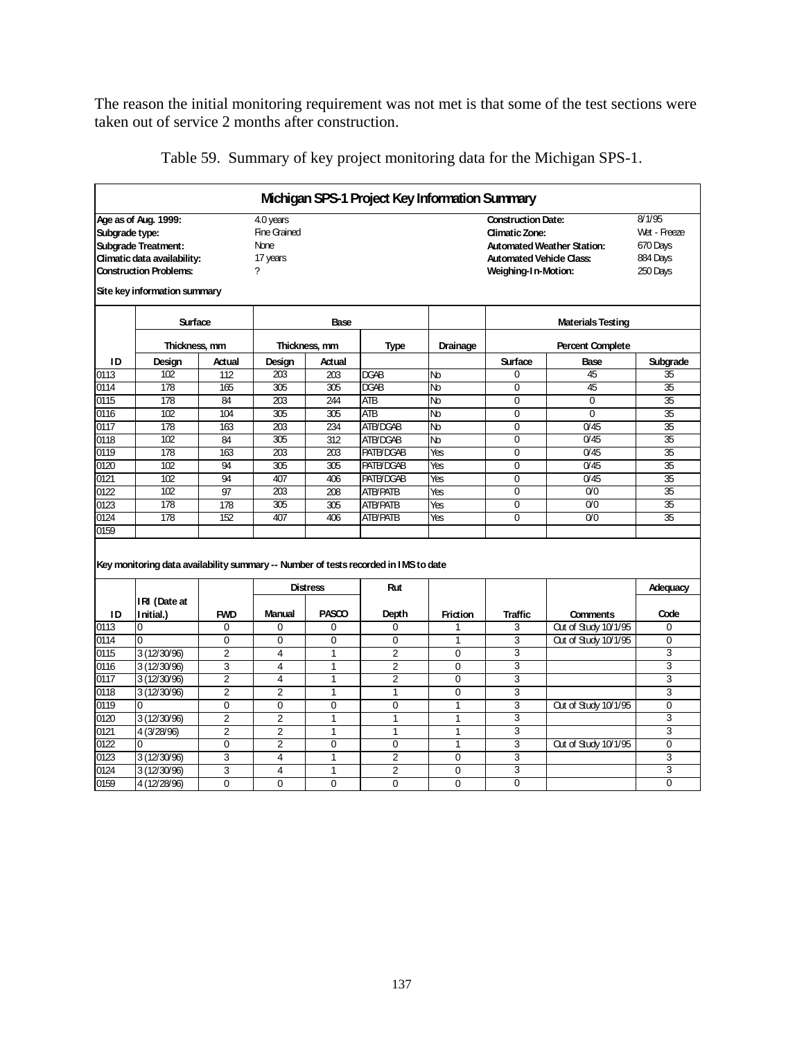The reason the initial monitoring requirement was not met is that some of the test sections were taken out of service 2 months after construction.

Table 59. Summary of key project monitoring data for the Michigan SPS-1.

**Michigan SPS-1 Project Key Information Summary**

| | | | |
|---|---|---|---|
| **Age as of Aug. 1999:** | 4.0 years | **Construction Date:** | 8/1/95 |
| **Subgrade type:** | Fine Grained | **Climatic Zone:** | Wet - Freeze |
| **Subgrade Treatment:** | None | **Automated Weather Station:** | 670 Days |
| **Climatic data availability:** | 17 years | **Automated Vehicle Class:** | 884 Days |
| **Construction Problems:** | ? | **Weighing-In-Motion:** | 250 Days |

**Site key information summary**

| | Surface | | Base | | | | Materials Testing | | |
|---|---|---|---|---|---|---|---|---|---|
| | Thickness, mm | | Thickness, mm | | Type | Drainage | Percent Complete | | |
| **ID** | **Design** | **Actual** | **Design** | **Actual** | | | **Surface** | **Base** | **Subgrade** |
| 0113 | 102 | 112 | 203 | 203 | DGAB | No | 0 | 45 | 35 |
| 0114 | 178 | 165 | 305 | 305 | DGAB | No | 0 | 45 | 35 |
| 0115 | 178 | 84 | 203 | 244 | ATB | No | 0 | 0 | 35 |
| 0116 | 102 | 104 | 305 | 305 | ATB | No | 0 | 0 | 35 |
| 0117 | 178 | 163 | 203 | 234 | ATB/DGAB | No | 0 | 0/45 | 35 |
| 0118 | 102 | 84 | 305 | 312 | ATB/DGAB | No | 0 | 0/45 | 35 |
| 0119 | 178 | 163 | 203 | 203 | PATB/DGAB | Yes | 0 | 0/45 | 35 |
| 0120 | 102 | 94 | 305 | 305 | PATB/DGAB | Yes | 0 | 0/45 | 35 |
| 0121 | 102 | 94 | 407 | 406 | PATB/DGAB | Yes | 0 | 0/45 | 35 |
| 0122 | 102 | 97 | 203 | 208 | ATB/PATB | Yes | 0 | 0/0 | 35 |
| 0123 | 178 | 178 | 305 | 305 | ATB/PATB | Yes | 0 | 0/0 | 35 |
| 0124 | 178 | 152 | 407 | 406 | ATB/PATB | Yes | 0 | 0/0 | 35 |
| 0159 | | | | | | | | | |

**Key monitoring data availability summary -- Number of tests recorded in IMS to date**

| | | | Distress | | Rut | | | | Adequacy |
|---|---|---|---|---|---|---|---|---|---|
| **ID** | **IRI (Date at Initial.)** | **FWD** | **Manual** | **PASCO** | **Depth** | **Friction** | **Traffic** | **Comments** | **Code** |
| 0113 | 0 | 0 | 0 | 0 | 0 | 1 | 3 | Out of Study 10/1/95 | 0 |
| 0114 | 0 | 0 | 0 | 0 | 0 | 1 | 3 | Out of Study 10/1/95 | 0 |
| 0115 | 3 (12/30/96) | 2 | 4 | 1 | 2 | 0 | 3 | | 3 |
| 0116 | 3 (12/30/96) | 3 | 4 | 1 | 2 | 0 | 3 | | 3 |
| 0117 | 3 (12/30/96) | 2 | 4 | 1 | 2 | 0 | 3 | | 3 |
| 0118 | 3 (12/30/96) | 2 | 2 | 1 | 1 | 0 | 3 | | 3 |
| 0119 | 0 | 0 | 0 | 0 | 0 | 1 | 3 | Out of Study 10/1/95 | 0 |
| 0120 | 3 (12/30/96) | 2 | 2 | 1 | 1 | 1 | 3 | | 3 |
| 0121 | 4 (3/28/96) | 2 | 2 | 1 | 1 | 1 | 3 | | 3 |
| 0122 | 0 | 0 | 2 | 0 | 0 | 1 | 3 | Out of Study 10/1/95 | 0 |
| 0123 | 3 (12/30/96) | 3 | 4 | 1 | 2 | 0 | 3 | | 3 |
| 0124 | 3 (12/30/96) | 3 | 4 | 1 | 2 | 0 | 3 | | 3 |
| 0159 | 4 (12/28/96) | 0 | 0 | 0 | 0 | 0 | 0 | | 0 |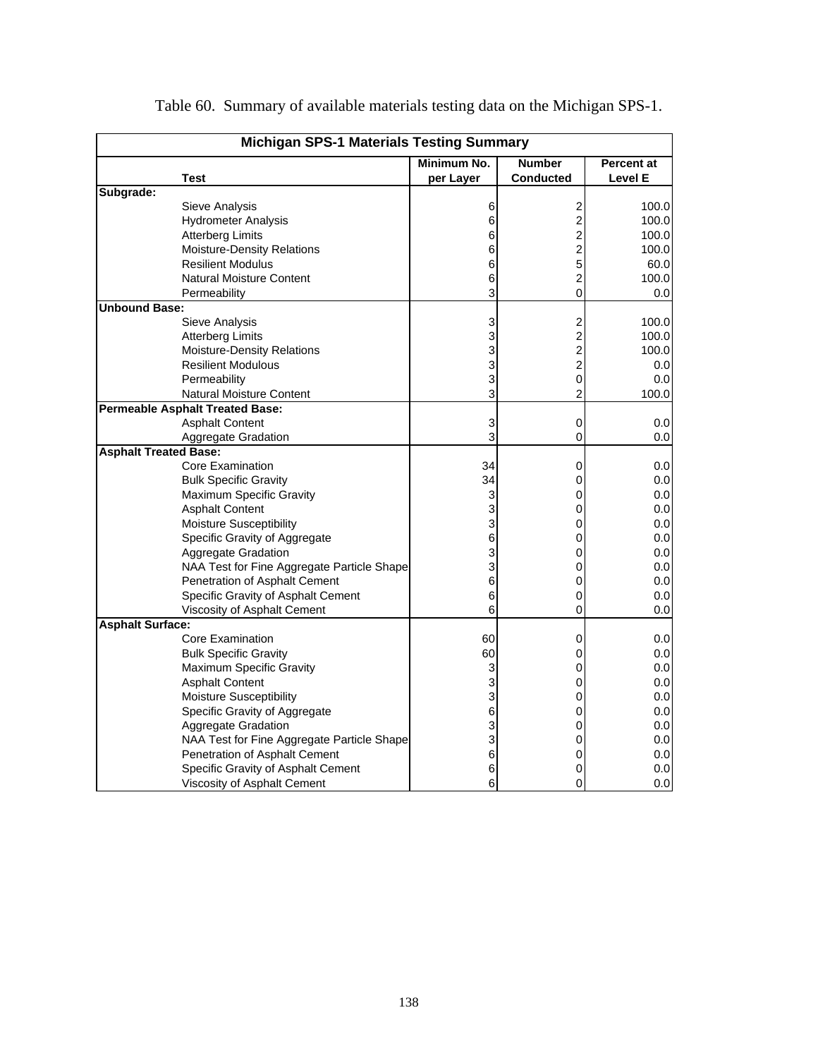Table 60. Summary of available materials testing data on the Michigan SPS-1.

| Michigan SPS-1 Materials Testing Summary | | | |
|---|---|---|---|
| **Test** | **Minimum No. per Layer** | **Number Conducted** | **Percent at Level E** |
| **Subgrade:** | | | |
| Sieve Analysis | 6 | 2 | 100.0 |
| Hydrometer Analysis | 6 | 2 | 100.0 |
| Atterberg Limits | 6 | 2 | 100.0 |
| Moisture-Density Relations | 6 | 2 | 100.0 |
| Resilient Modulus | 6 | 5 | 60.0 |
| Natural Moisture Content | 6 | 2 | 100.0 |
| Permeability | 3 | 0 | 0.0 |
| **Unbound Base:** | | | |
| Sieve Analysis | 3 | 2 | 100.0 |
| Atterberg Limits | 3 | 2 | 100.0 |
| Moisture-Density Relations | 3 | 2 | 100.0 |
| Resilient Modulous | 3 | 2 | 0.0 |
| Permeability | 3 | 0 | 0.0 |
| Natural Moisture Content | 3 | 2 | 100.0 |
| **Permeable Asphalt Treated Base:** | | | |
| Asphalt Content | 3 | 0 | 0.0 |
| Aggregate Gradation | 3 | 0 | 0.0 |
| **Asphalt Treated Base:** | | | |
| Core Examination | 34 | 0 | 0.0 |
| Bulk Specific Gravity | 34 | 0 | 0.0 |
| Maximum Specific Gravity | 3 | 0 | 0.0 |
| Asphalt Content | 3 | 0 | 0.0 |
| Moisture Susceptibility | 3 | 0 | 0.0 |
| Specific Gravity of Aggregate | 6 | 0 | 0.0 |
| Aggregate Gradation | 3 | 0 | 0.0 |
| NAA Test for Fine Aggregate Particle Shape | 3 | 0 | 0.0 |
| Penetration of Asphalt Cement | 6 | 0 | 0.0 |
| Specific Gravity of Asphalt Cement | 6 | 0 | 0.0 |
| Viscosity of Asphalt Cement | 6 | 0 | 0.0 |
| **Asphalt Surface:** | | | |
| Core Examination | 60 | 0 | 0.0 |
| Bulk Specific Gravity | 60 | 0 | 0.0 |
| Maximum Specific Gravity | 3 | 0 | 0.0 |
| Asphalt Content | 3 | 0 | 0.0 |
| Moisture Susceptibility | 3 | 0 | 0.0 |
| Specific Gravity of Aggregate | 6 | 0 | 0.0 |
| Aggregate Gradation | 3 | 0 | 0.0 |
| NAA Test for Fine Aggregate Particle Shape | 3 | 0 | 0.0 |
| Penetration of Asphalt Cement | 6 | 0 | 0.0 |
| Specific Gravity of Asphalt Cement | 6 | 0 | 0.0 |
| Viscosity of Asphalt Cement | 6 | 0 | 0.0 |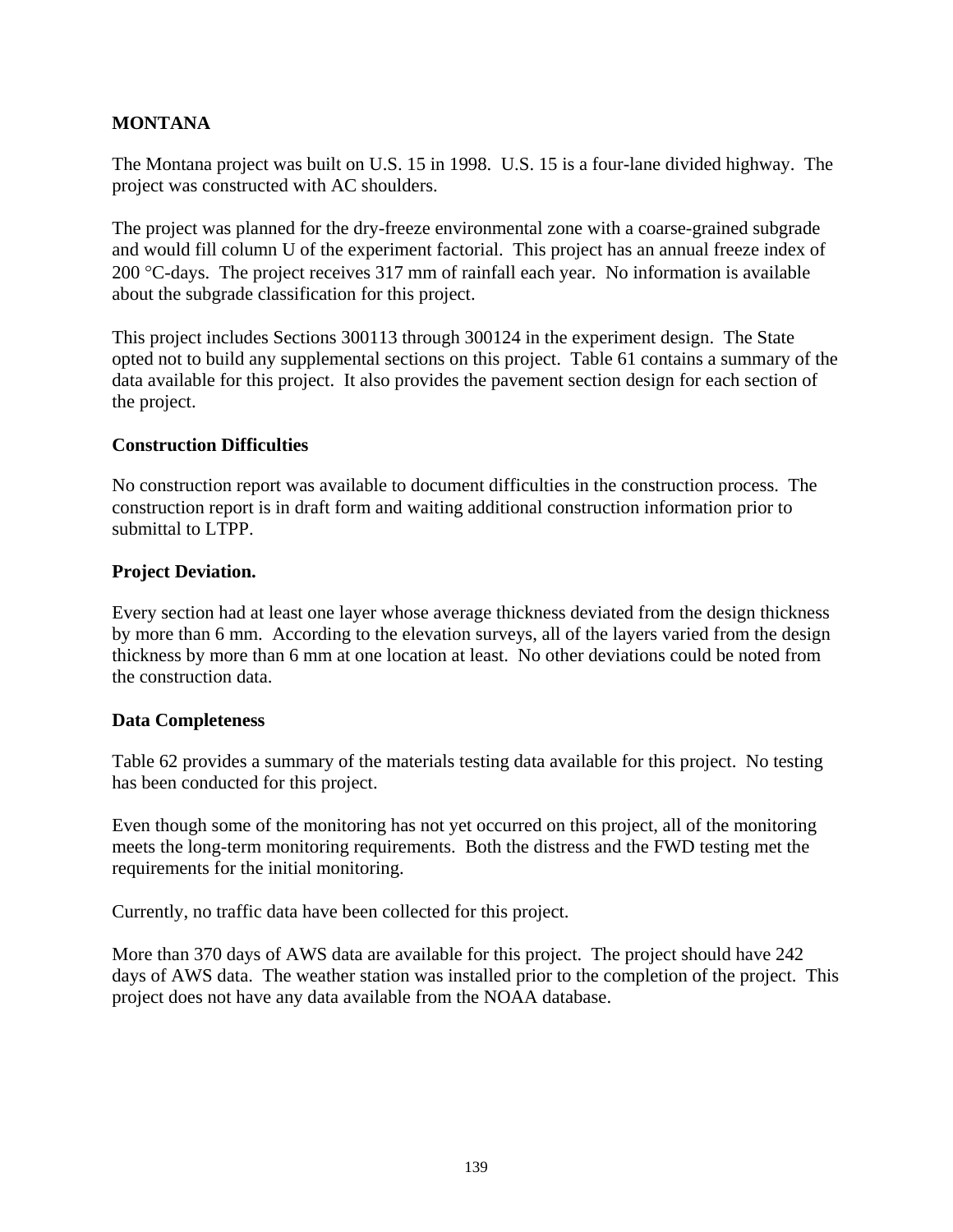## MONTANA

The Montana project was built on U.S. 15 in 1998. U.S. 15 is a four-lane divided highway. The project was constructed with AC shoulders.

The project was planned for the dry-freeze environmental zone with a coarse-grained subgrade and would fill column U of the experiment factorial. This project has an annual freeze index of 200 °C-days. The project receives 317 mm of rainfall each year. No information is available about the subgrade classification for this project.

This project includes Sections 300113 through 300124 in the experiment design. The State opted not to build any supplemental sections on this project. Table 61 contains a summary of the data available for this project. It also provides the pavement section design for each section of the project.

### Construction Difficulties

No construction report was available to document difficulties in the construction process. The construction report is in draft form and waiting additional construction information prior to submittal to LTPP.

### Project Deviation.

Every section had at least one layer whose average thickness deviated from the design thickness by more than 6 mm. According to the elevation surveys, all of the layers varied from the design thickness by more than 6 mm at one location at least. No other deviations could be noted from the construction data.

### Data Completeness

Table 62 provides a summary of the materials testing data available for this project. No testing has been conducted for this project.

Even though some of the monitoring has not yet occurred on this project, all of the monitoring meets the long-term monitoring requirements. Both the distress and the FWD testing met the requirements for the initial monitoring.

Currently, no traffic data have been collected for this project.

More than 370 days of AWS data are available for this project. The project should have 242 days of AWS data. The weather station was installed prior to the completion of the project. This project does not have any data available from the NOAA database.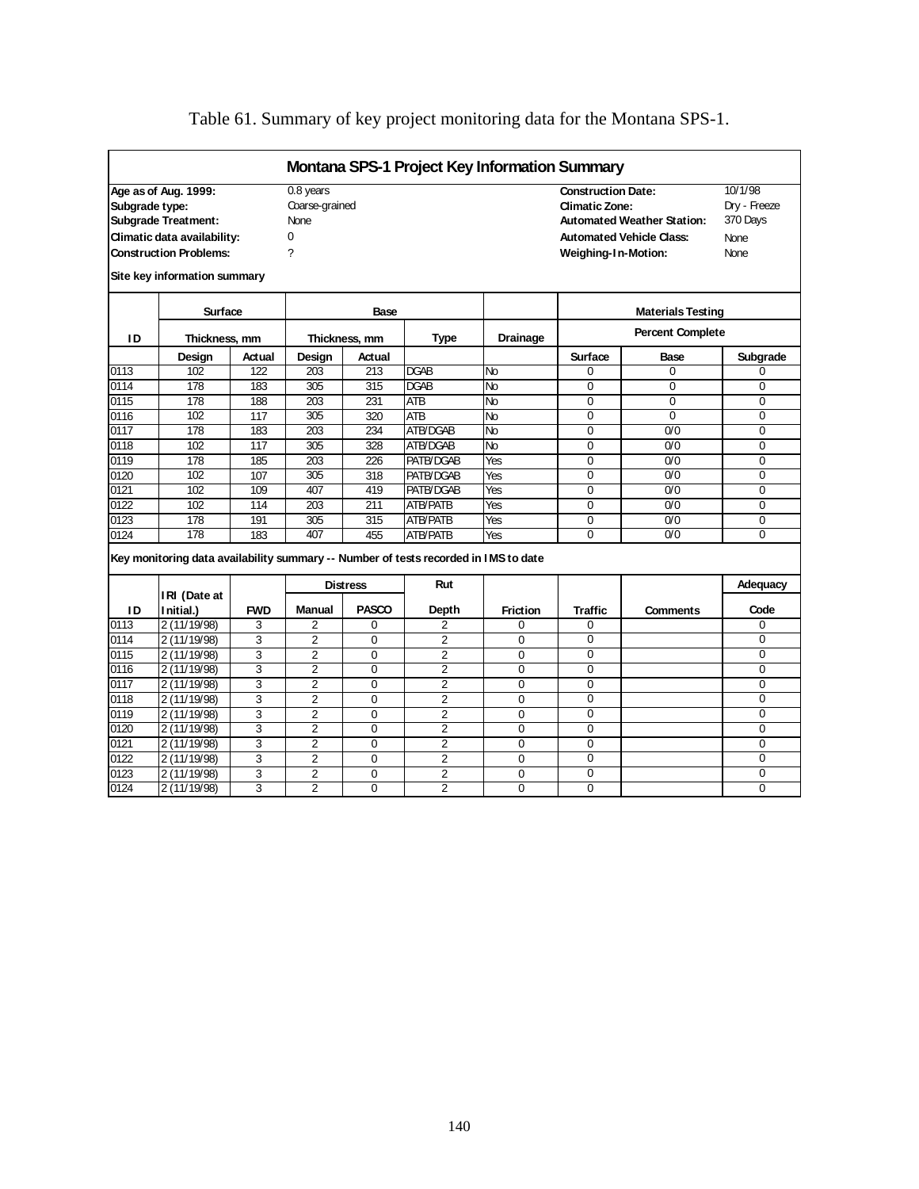Table 61. Summary of key project monitoring data for the Montana SPS-1.

## Montana SPS-1 Project Key Information Summary

| | | | |
|---|---|---|---|
| **Age as of Aug. 1999:** | 0.8 years | **Construction Date:** | 10/1/98 |
| **Subgrade type:** | Coarse-grained | **Climatic Zone:** | Dry - Freeze |
| **Subgrade Treatment:** | None | **Automated Weather Station:** | 370 Days |
| **Climatic data availability:** | 0 | **Automated Vehicle Class:** | None |
| **Construction Problems:** | ? | **Weighing-In-Motion:** | None |

**Site key information summary**

| ID | Surface Thickness, mm | | Base Thickness, mm | | Base Type | Drainage | Materials Testing Percent Complete | | |
|---|---|---|---|---|---|---|---|---|---|
| | Design | Actual | Design | Actual | | | Surface | Base | Subgrade |
| 0113 | 102 | 122 | 203 | 213 | DGAB | No | 0 | 0 | 0 |
| 0114 | 178 | 183 | 305 | 315 | DGAB | No | 0 | 0 | 0 |
| 0115 | 178 | 188 | 203 | 231 | ATB | No | 0 | 0 | 0 |
| 0116 | 102 | 117 | 305 | 320 | ATB | No | 0 | 0 | 0 |
| 0117 | 178 | 183 | 203 | 234 | ATB/DGAB | No | 0 | 0/0 | 0 |
| 0118 | 102 | 117 | 305 | 328 | ATB/DGAB | No | 0 | 0/0 | 0 |
| 0119 | 178 | 185 | 203 | 226 | PATB/DGAB | Yes | 0 | 0/0 | 0 |
| 0120 | 102 | 107 | 305 | 318 | PATB/DGAB | Yes | 0 | 0/0 | 0 |
| 0121 | 102 | 109 | 407 | 419 | PATB/DGAB | Yes | 0 | 0/0 | 0 |
| 0122 | 102 | 114 | 203 | 211 | ATB/PATB | Yes | 0 | 0/0 | 0 |
| 0123 | 178 | 191 | 305 | 315 | ATB/PATB | Yes | 0 | 0/0 | 0 |
| 0124 | 178 | 183 | 407 | 455 | ATB/PATB | Yes | 0 | 0/0 | 0 |

**Key monitoring data availability summary -- Number of tests recorded in IMS to date**

| ID | IRI (Date at Initial.) | FWD | Distress Manual | Distress PASCO | Rut Depth | Friction | Traffic | Comments | Adequacy Code |
|---|---|---|---|---|---|---|---|---|---|
| 0113 | 2 (11/19/98) | 3 | 2 | 0 | 2 | 0 | 0 | | 0 |
| 0114 | 2 (11/19/98) | 3 | 2 | 0 | 2 | 0 | 0 | | 0 |
| 0115 | 2 (11/19/98) | 3 | 2 | 0 | 2 | 0 | 0 | | 0 |
| 0116 | 2 (11/19/98) | 3 | 2 | 0 | 2 | 0 | 0 | | 0 |
| 0117 | 2 (11/19/98) | 3 | 2 | 0 | 2 | 0 | 0 | | 0 |
| 0118 | 2 (11/19/98) | 3 | 2 | 0 | 2 | 0 | 0 | | 0 |
| 0119 | 2 (11/19/98) | 3 | 2 | 0 | 2 | 0 | 0 | | 0 |
| 0120 | 2 (11/19/98) | 3 | 2 | 0 | 2 | 0 | 0 | | 0 |
| 0121 | 2 (11/19/98) | 3 | 2 | 0 | 2 | 0 | 0 | | 0 |
| 0122 | 2 (11/19/98) | 3 | 2 | 0 | 2 | 0 | 0 | | 0 |
| 0123 | 2 (11/19/98) | 3 | 2 | 0 | 2 | 0 | 0 | | 0 |
| 0124 | 2 (11/19/98) | 3 | 2 | 0 | 2 | 0 | 0 | | 0 |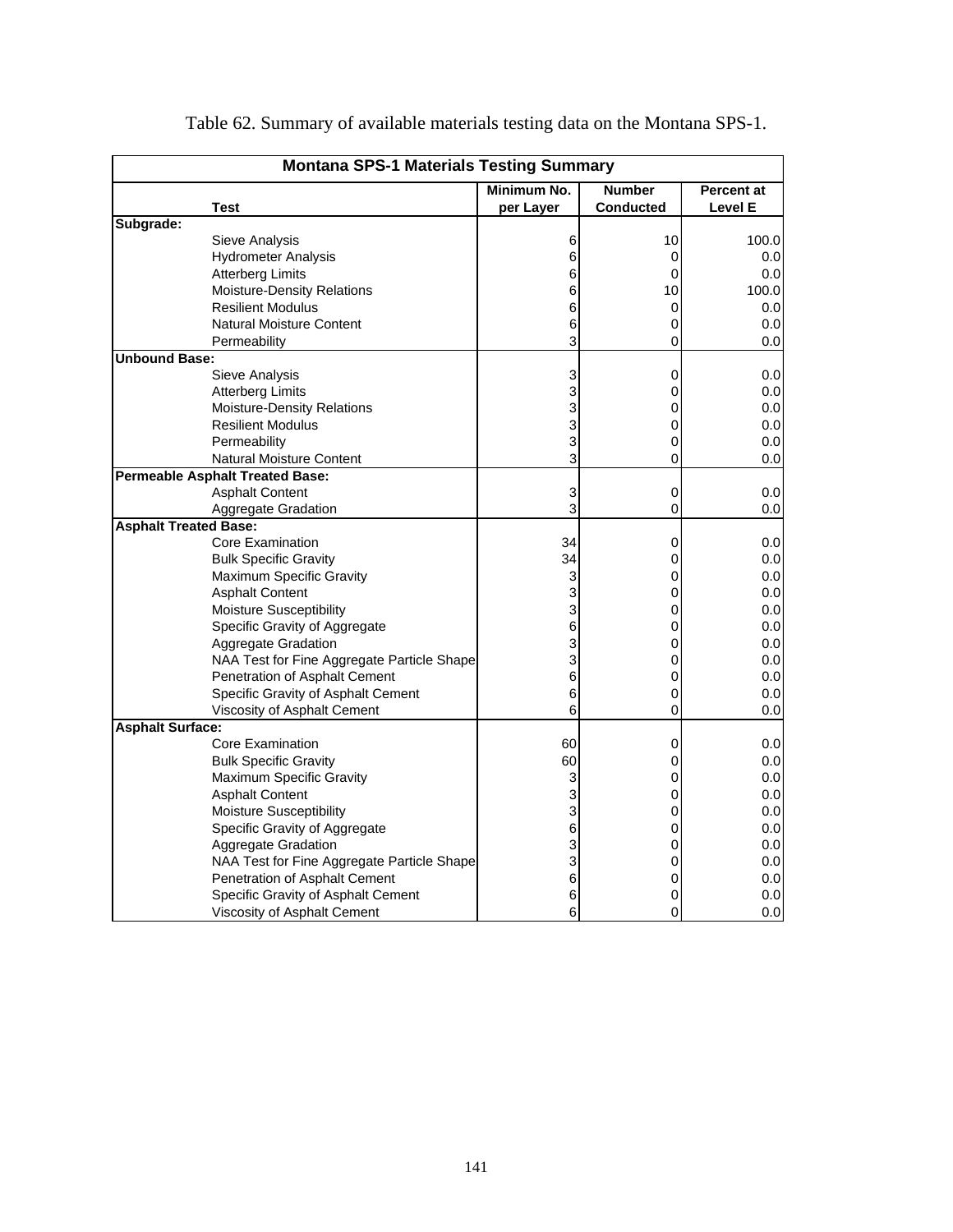Table 62. Summary of available materials testing data on the Montana SPS-1.

| Montana SPS-1 Materials Testing Summary | | | |
|---|---|---|---|
| **Test** | **Minimum No. per Layer** | **Number Conducted** | **Percent at Level E** |
| **Subgrade:** | | | |
| Sieve Analysis | 6 | 10 | 100.0 |
| Hydrometer Analysis | 6 | 0 | 0.0 |
| Atterberg Limits | 6 | 0 | 0.0 |
| Moisture-Density Relations | 6 | 10 | 100.0 |
| Resilient Modulus | 6 | 0 | 0.0 |
| Natural Moisture Content | 6 | 0 | 0.0 |
| Permeability | 3 | 0 | 0.0 |
| **Unbound Base:** | | | |
| Sieve Analysis | 3 | 0 | 0.0 |
| Atterberg Limits | 3 | 0 | 0.0 |
| Moisture-Density Relations | 3 | 0 | 0.0 |
| Resilient Modulus | 3 | 0 | 0.0 |
| Permeability | 3 | 0 | 0.0 |
| Natural Moisture Content | 3 | 0 | 0.0 |
| **Permeable Asphalt Treated Base:** | | | |
| Asphalt Content | 3 | 0 | 0.0 |
| Aggregate Gradation | 3 | 0 | 0.0 |
| **Asphalt Treated Base:** | | | |
| Core Examination | 34 | 0 | 0.0 |
| Bulk Specific Gravity | 34 | 0 | 0.0 |
| Maximum Specific Gravity | 3 | 0 | 0.0 |
| Asphalt Content | 3 | 0 | 0.0 |
| Moisture Susceptibility | 3 | 0 | 0.0 |
| Specific Gravity of Aggregate | 6 | 0 | 0.0 |
| Aggregate Gradation | 3 | 0 | 0.0 |
| NAA Test for Fine Aggregate Particle Shape | 3 | 0 | 0.0 |
| Penetration of Asphalt Cement | 6 | 0 | 0.0 |
| Specific Gravity of Asphalt Cement | 6 | 0 | 0.0 |
| Viscosity of Asphalt Cement | 6 | 0 | 0.0 |
| **Asphalt Surface:** | | | |
| Core Examination | 60 | 0 | 0.0 |
| Bulk Specific Gravity | 60 | 0 | 0.0 |
| Maximum Specific Gravity | 3 | 0 | 0.0 |
| Asphalt Content | 3 | 0 | 0.0 |
| Moisture Susceptibility | 3 | 0 | 0.0 |
| Specific Gravity of Aggregate | 6 | 0 | 0.0 |
| Aggregate Gradation | 3 | 0 | 0.0 |
| NAA Test for Fine Aggregate Particle Shape | 3 | 0 | 0.0 |
| Penetration of Asphalt Cement | 6 | 0 | 0.0 |
| Specific Gravity of Asphalt Cement | 6 | 0 | 0.0 |
| Viscosity of Asphalt Cement | 6 | 0 | 0.0 |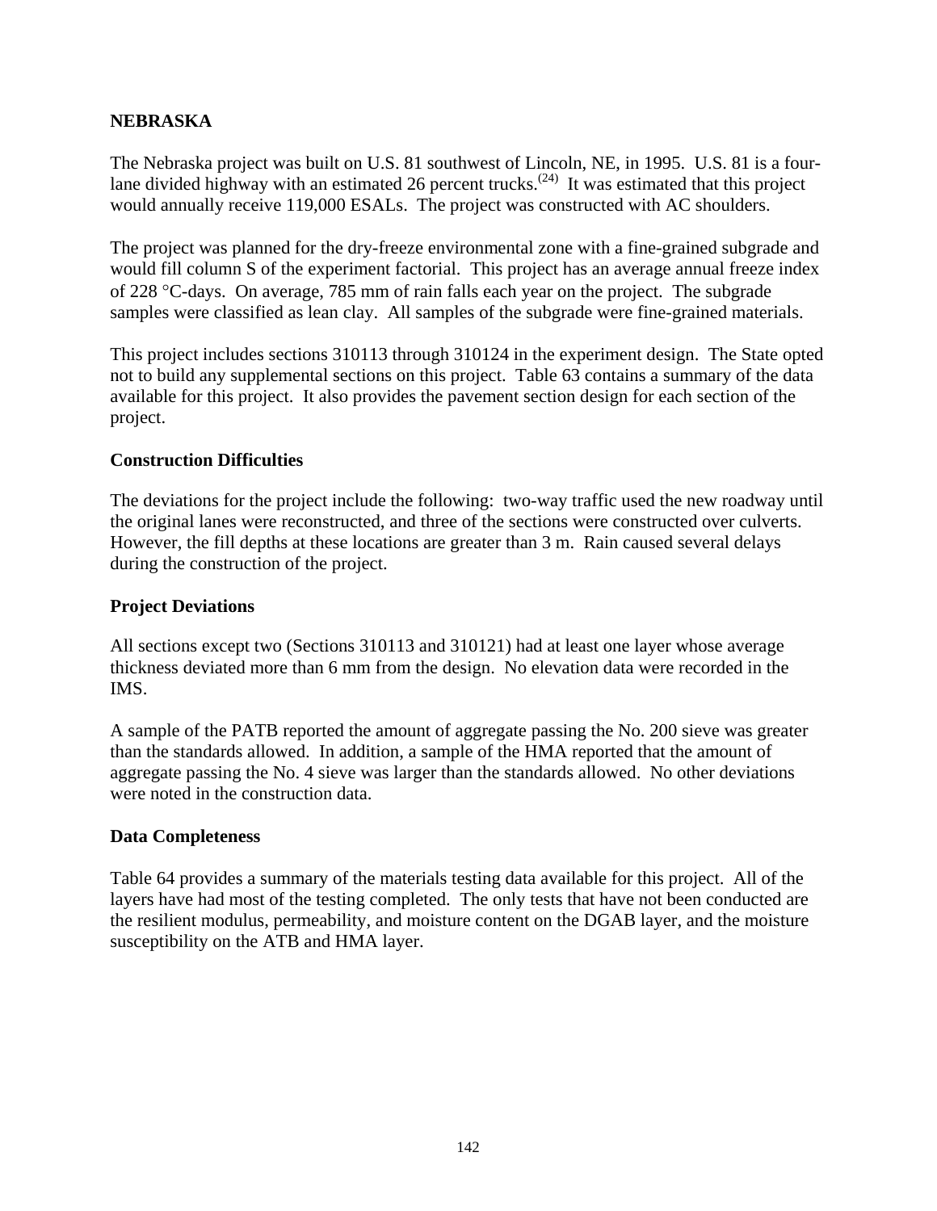## NEBRASKA

The Nebraska project was built on U.S. 81 southwest of Lincoln, NE, in 1995. U.S. 81 is a four-lane divided highway with an estimated 26 percent trucks.[24] It was estimated that this project would annually receive 119,000 ESALs. The project was constructed with AC shoulders.

The project was planned for the dry-freeze environmental zone with a fine-grained subgrade and would fill column S of the experiment factorial. This project has an average annual freeze index of 228 °C-days. On average, 785 mm of rain falls each year on the project. The subgrade samples were classified as lean clay. All samples of the subgrade were fine-grained materials.

This project includes sections 310113 through 310124 in the experiment design. The State opted not to build any supplemental sections on this project. Table 63 contains a summary of the data available for this project. It also provides the pavement section design for each section of the project.

### Construction Difficulties

The deviations for the project include the following: two-way traffic used the new roadway until the original lanes were reconstructed, and three of the sections were constructed over culverts. However, the fill depths at these locations are greater than 3 m. Rain caused several delays during the construction of the project.

### Project Deviations

All sections except two (Sections 310113 and 310121) had at least one layer whose average thickness deviated more than 6 mm from the design. No elevation data were recorded in the IMS.

A sample of the PATB reported the amount of aggregate passing the No. 200 sieve was greater than the standards allowed. In addition, a sample of the HMA reported that the amount of aggregate passing the No. 4 sieve was larger than the standards allowed. No other deviations were noted in the construction data.

### Data Completeness

Table 64 provides a summary of the materials testing data available for this project. All of the layers have had most of the testing completed. The only tests that have not been conducted are the resilient modulus, permeability, and moisture content on the DGAB layer, and the moisture susceptibility on the ATB and HMA layer.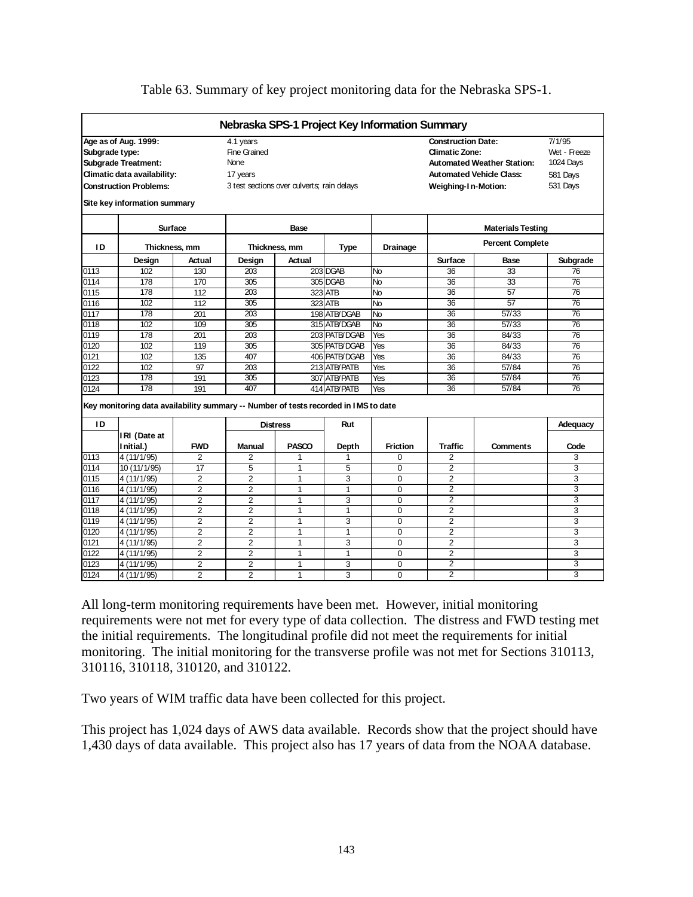Table 63. Summary of key project monitoring data for the Nebraska SPS-1.

**Nebraska SPS-1 Project Key Information Summary**

| | | | |
|---|---|---|---|
| **Age as of Aug. 1999:** | 4.1 years | **Construction Date:** | 7/1/95 |
| **Subgrade type:** | Fine Grained | **Climatic Zone:** | Wet - Freeze |
| **Subgrade Treatment:** | None | **Automated Weather Station:** | 1024 Days |
| **Climatic data availability:** | 17 years | **Automated Vehicle Class:** | 581 Days |
| **Construction Problems:** | 3 test sections over culverts; rain delays | **Weighing-In-Motion:** | 531 Days |

**Site key information summary**

| ID | Surface Thickness, mm | | Base Thickness, mm | | Base | Drainage | Materials Testing Percent Complete | | |
|---|---|---|---|---|---|---|---|---|---|
| | Design | Actual | Design | Actual | Type | | Surface | Base | Subgrade |
| 0113 | 102 | 130 | 203 | 203 | DGAB | No | 36 | 33 | 76 |
| 0114 | 178 | 170 | 305 | 305 | DGAB | No | 36 | 33 | 76 |
| 0115 | 178 | 112 | 203 | 323 | ATB | No | 36 | 57 | 76 |
| 0116 | 102 | 112 | 305 | 323 | ATB | No | 36 | 57 | 76 |
| 0117 | 178 | 201 | 203 | 198 | ATB/DGAB | No | 36 | 57/33 | 76 |
| 0118 | 102 | 109 | 305 | 315 | ATB/DGAB | No | 36 | 57/33 | 76 |
| 0119 | 178 | 201 | 203 | 203 | PATB/DGAB | Yes | 36 | 84/33 | 76 |
| 0120 | 102 | 119 | 305 | 305 | PATB/DGAB | Yes | 36 | 84/33 | 76 |
| 0121 | 102 | 135 | 407 | 406 | PATB/DGAB | Yes | 36 | 84/33 | 76 |
| 0122 | 102 | 97 | 203 | 213 | ATB/PATB | Yes | 36 | 57/84 | 76 |
| 0123 | 178 | 191 | 305 | 307 | ATB/PATB | Yes | 36 | 57/84 | 76 |
| 0124 | 178 | 191 | 407 | 414 | ATB/PATB | Yes | 36 | 57/84 | 76 |

**Key monitoring data availability summary -- Number of tests recorded in IMS to date**

| ID | IRI (Date at Initial.) | FWD | Distress Manual | Distress PASCO | Rut Depth | Friction | Traffic | Comments | Adequacy Code |
|---|---|---|---|---|---|---|---|---|---|
| 0113 | 4 (11/1/95) | 2 | 2 | 1 | 1 | 0 | 2 | | 3 |
| 0114 | 10 (11/1/95) | 17 | 5 | 1 | 5 | 0 | 2 | | 3 |
| 0115 | 4 (11/1/95) | 2 | 2 | 1 | 3 | 0 | 2 | | 3 |
| 0116 | 4 (11/1/95) | 2 | 2 | 1 | 1 | 0 | 2 | | 3 |
| 0117 | 4 (11/1/95) | 2 | 2 | 1 | 3 | 0 | 2 | | 3 |
| 0118 | 4 (11/1/95) | 2 | 2 | 1 | 1 | 0 | 2 | | 3 |
| 0119 | 4 (11/1/95) | 2 | 2 | 1 | 3 | 0 | 2 | | 3 |
| 0120 | 4 (11/1/95) | 2 | 2 | 1 | 1 | 0 | 2 | | 3 |
| 0121 | 4 (11/1/95) | 2 | 2 | 1 | 3 | 0 | 2 | | 3 |
| 0122 | 4 (11/1/95) | 2 | 2 | 1 | 1 | 0 | 2 | | 3 |
| 0123 | 4 (11/1/95) | 2 | 2 | 1 | 3 | 0 | 2 | | 3 |
| 0124 | 4 (11/1/95) | 2 | 2 | 1 | 3 | 0 | 2 | | 3 |

All long-term monitoring requirements have been met. However, initial monitoring requirements were not met for every type of data collection. The distress and FWD testing met the initial requirements. The longitudinal profile did not meet the requirements for initial monitoring. The initial monitoring for the transverse profile was not met for Sections 310113, 310116, 310118, 310120, and 310122.

Two years of WIM traffic data have been collected for this project.

This project has 1,024 days of AWS data available. Records show that the project should have 1,430 days of data available. This project also has 17 years of data from the NOAA database.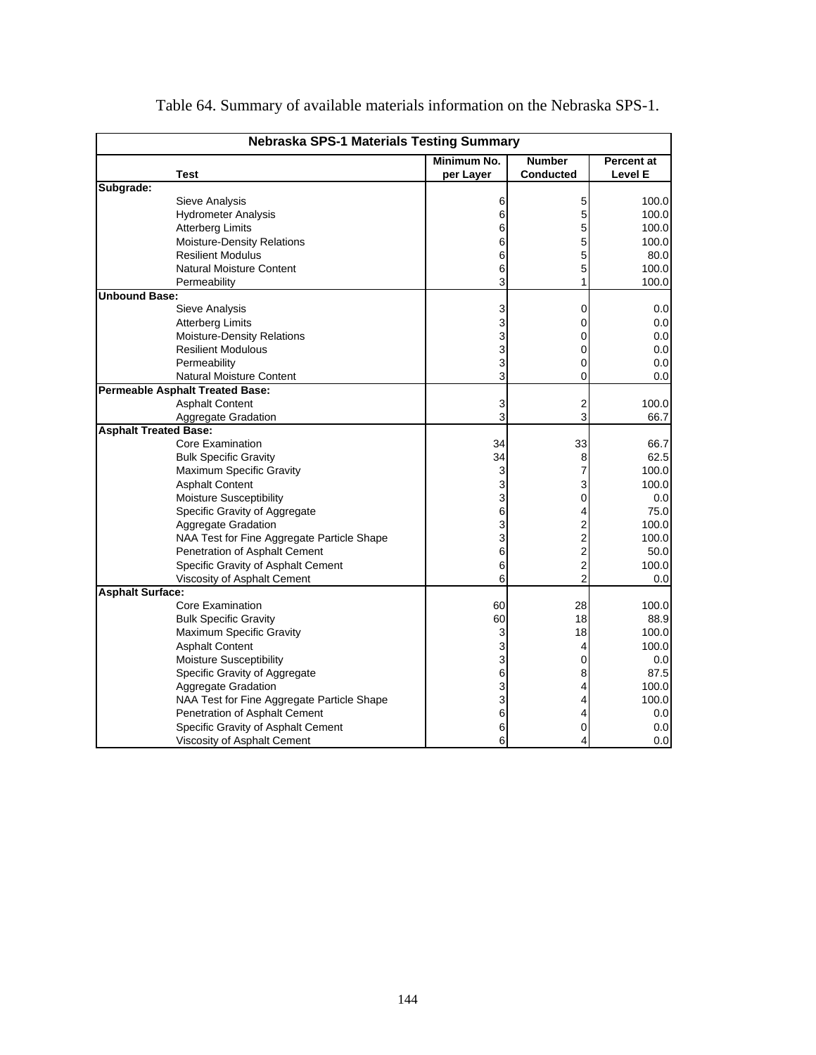Table 64. Summary of available materials information on the Nebraska SPS-1.

| Nebraska SPS-1 Materials Testing Summary | | | |
|---|---|---|---|
| **Test** | **Minimum No. per Layer** | **Number Conducted** | **Percent at Level E** |
| **Subgrade:** | | | |
| Sieve Analysis | 6 | 5 | 100.0 |
| Hydrometer Analysis | 6 | 5 | 100.0 |
| Atterberg Limits | 6 | 5 | 100.0 |
| Moisture-Density Relations | 6 | 5 | 100.0 |
| Resilient Modulus | 6 | 5 | 80.0 |
| Natural Moisture Content | 6 | 5 | 100.0 |
| Permeability | 3 | 1 | 100.0 |
| **Unbound Base:** | | | |
| Sieve Analysis | 3 | 0 | 0.0 |
| Atterberg Limits | 3 | 0 | 0.0 |
| Moisture-Density Relations | 3 | 0 | 0.0 |
| Resilient Modulous | 3 | 0 | 0.0 |
| Permeability | 3 | 0 | 0.0 |
| Natural Moisture Content | 3 | 0 | 0.0 |
| **Permeable Asphalt Treated Base:** | | | |
| Asphalt Content | 3 | 2 | 100.0 |
| Aggregate Gradation | 3 | 3 | 66.7 |
| **Asphalt Treated Base:** | | | |
| Core Examination | 34 | 33 | 66.7 |
| Bulk Specific Gravity | 34 | 8 | 62.5 |
| Maximum Specific Gravity | 3 | 7 | 100.0 |
| Asphalt Content | 3 | 3 | 100.0 |
| Moisture Susceptibility | 3 | 0 | 0.0 |
| Specific Gravity of Aggregate | 6 | 4 | 75.0 |
| Aggregate Gradation | 3 | 2 | 100.0 |
| NAA Test for Fine Aggregate Particle Shape | 3 | 2 | 100.0 |
| Penetration of Asphalt Cement | 6 | 2 | 50.0 |
| Specific Gravity of Asphalt Cement | 6 | 2 | 100.0 |
| Viscosity of Asphalt Cement | 6 | 2 | 0.0 |
| **Asphalt Surface:** | | | |
| Core Examination | 60 | 28 | 100.0 |
| Bulk Specific Gravity | 60 | 18 | 88.9 |
| Maximum Specific Gravity | 3 | 18 | 100.0 |
| Asphalt Content | 3 | 4 | 100.0 |
| Moisture Susceptibility | 3 | 0 | 0.0 |
| Specific Gravity of Aggregate | 6 | 8 | 87.5 |
| Aggregate Gradation | 3 | 4 | 100.0 |
| NAA Test for Fine Aggregate Particle Shape | 3 | 4 | 100.0 |
| Penetration of Asphalt Cement | 6 | 4 | 0.0 |
| Specific Gravity of Asphalt Cement | 6 | 0 | 0.0 |
| Viscosity of Asphalt Cement | 6 | 4 | 0.0 |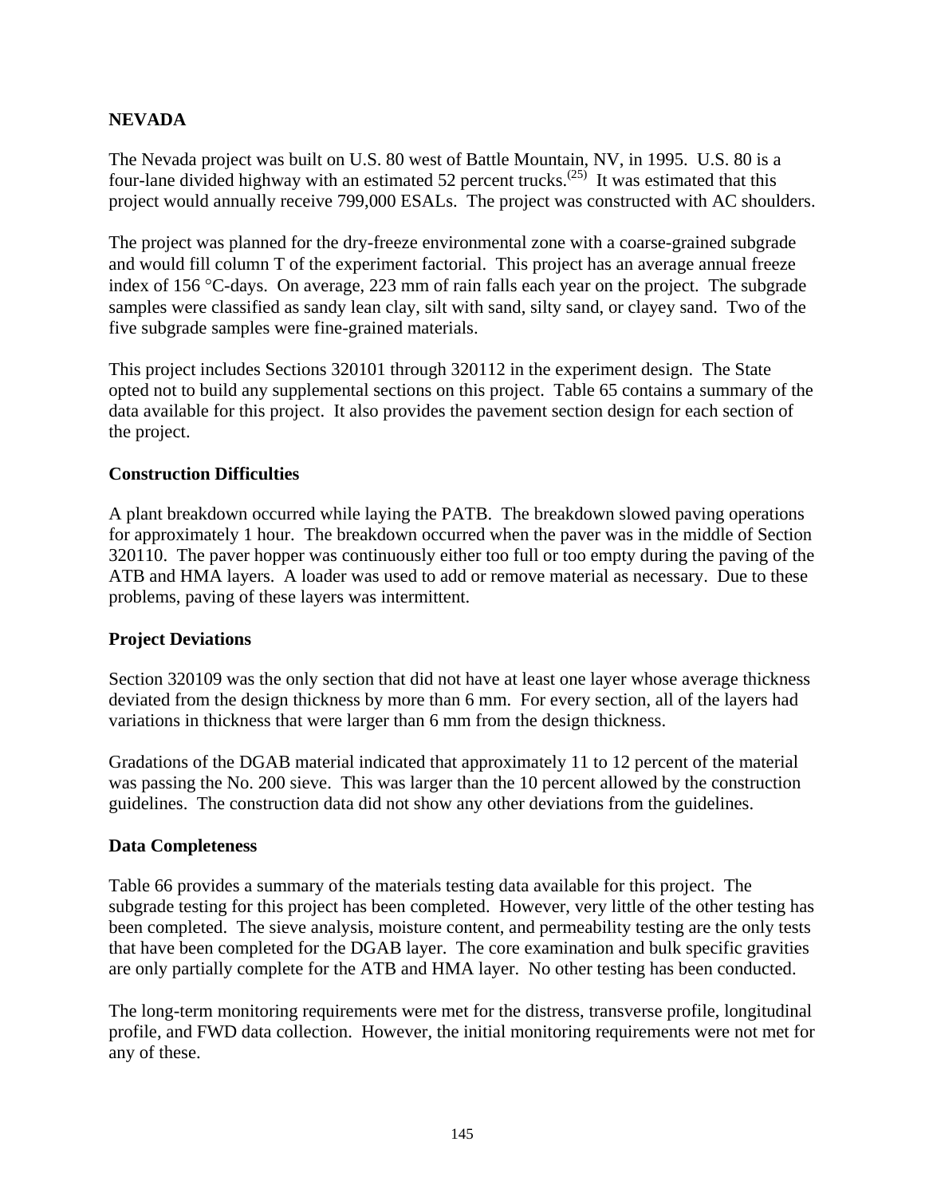## NEVADA

The Nevada project was built on U.S. 80 west of Battle Mountain, NV, in 1995. U.S. 80 is a four-lane divided highway with an estimated 52 percent trucks.[25] It was estimated that this project would annually receive 799,000 ESALs. The project was constructed with AC shoulders.

The project was planned for the dry-freeze environmental zone with a coarse-grained subgrade and would fill column T of the experiment factorial. This project has an average annual freeze index of 156 °C-days. On average, 223 mm of rain falls each year on the project. The subgrade samples were classified as sandy lean clay, silt with sand, silty sand, or clayey sand. Two of the five subgrade samples were fine-grained materials.

This project includes Sections 320101 through 320112 in the experiment design. The State opted not to build any supplemental sections on this project. Table 65 contains a summary of the data available for this project. It also provides the pavement section design for each section of the project.

### Construction Difficulties

A plant breakdown occurred while laying the PATB. The breakdown slowed paving operations for approximately 1 hour. The breakdown occurred when the paver was in the middle of Section 320110. The paver hopper was continuously either too full or too empty during the paving of the ATB and HMA layers. A loader was used to add or remove material as necessary. Due to these problems, paving of these layers was intermittent.

### Project Deviations

Section 320109 was the only section that did not have at least one layer whose average thickness deviated from the design thickness by more than 6 mm. For every section, all of the layers had variations in thickness that were larger than 6 mm from the design thickness.

Gradations of the DGAB material indicated that approximately 11 to 12 percent of the material was passing the No. 200 sieve. This was larger than the 10 percent allowed by the construction guidelines. The construction data did not show any other deviations from the guidelines.

### Data Completeness

Table 66 provides a summary of the materials testing data available for this project. The subgrade testing for this project has been completed. However, very little of the other testing has been completed. The sieve analysis, moisture content, and permeability testing are the only tests that have been completed for the DGAB layer. The core examination and bulk specific gravities are only partially complete for the ATB and HMA layer. No other testing has been conducted.

The long-term monitoring requirements were met for the distress, transverse profile, longitudinal profile, and FWD data collection. However, the initial monitoring requirements were not met for any of these.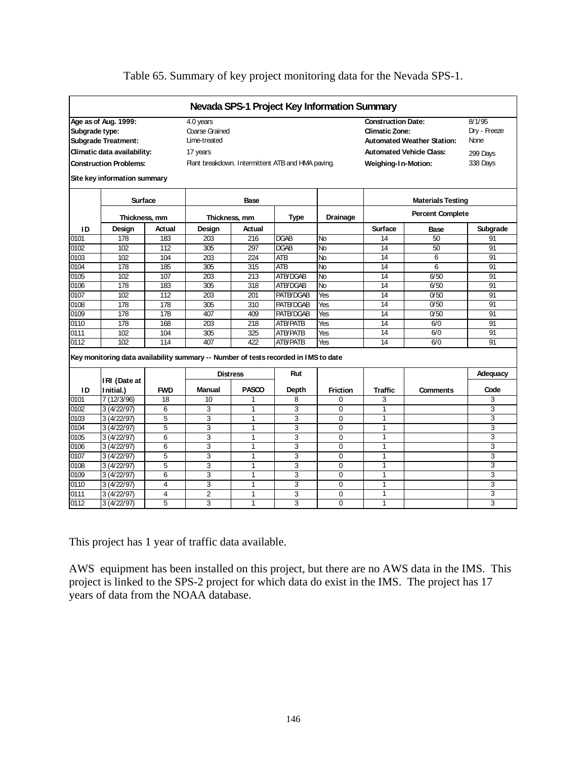Table 65. Summary of key project monitoring data for the Nevada SPS-1.

**Nevada SPS-1 Project Key Information Summary**

| | | | |
|---|---|---|---|
| **Age as of Aug. 1999:** | 4.0 years | **Construction Date:** | 8/1/95 |
| **Subgrade type:** | Coarse Grained | **Climatic Zone:** | Dry - Freeze |
| **Subgrade Treatment:** | Lime-treated | **Automated Weather Station:** | None |
| **Climatic data availability:** | 17 years | **Automated Vehicle Class:** | 299 Days |
| **Construction Problems:** | Plant breakdown. Intermittent ATB and HMA paving. | **Weighing-In-Motion:** | 338 Days |

**Site key information summary**

| | Surface | | Base | | | | Materials Testing | | |
|---|---|---|---|---|---|---|---|---|---|
| | Thickness, mm | | Thickness, mm | | Type | Drainage | Percent Complete | | |
| ID | Design | Actual | Design | Actual | | | Surface | Base | Subgrade |
| 0101 | 178 | 183 | 203 | 216 | DGAB | No | 14 | 50 | 91 |
| 0102 | 102 | 112 | 305 | 297 | DGAB | No | 14 | 50 | 91 |
| 0103 | 102 | 104 | 203 | 224 | ATB | No | 14 | 6 | 91 |
| 0104 | 178 | 185 | 305 | 315 | ATB | No | 14 | 6 | 91 |
| 0105 | 102 | 107 | 203 | 213 | ATB/DGAB | No | 14 | 6/50 | 91 |
| 0106 | 178 | 183 | 305 | 318 | ATB/DGAB | No | 14 | 6/50 | 91 |
| 0107 | 102 | 112 | 203 | 201 | PATB/DGAB | Yes | 14 | 0/50 | 91 |
| 0108 | 178 | 178 | 305 | 310 | PATB/DGAB | Yes | 14 | 0/50 | 91 |
| 0109 | 178 | 178 | 407 | 409 | PATB/DGAB | Yes | 14 | 0/50 | 91 |
| 0110 | 178 | 168 | 203 | 218 | ATB/PATB | Yes | 14 | 6/0 | 91 |
| 0111 | 102 | 104 | 305 | 325 | ATB/PATB | Yes | 14 | 6/0 | 91 |
| 0112 | 102 | 114 | 407 | 422 | ATB/PATB | Yes | 14 | 6/0 | 91 |

**Key monitoring data availability summary -- Number of tests recorded in IMS to date**

| ID | IRI (Date at Initial.) | FWD | Distress Manual | Distress PASCO | Rut Depth | Friction | Traffic | Comments | Adequacy Code |
|---|---|---|---|---|---|---|---|---|---|
| 0101 | 7 (12/3/96) | 18 | 10 | 1 | 8 | 0 | 3 | | 3 |
| 0102 | 3 (4/22/97) | 6 | 3 | 1 | 3 | 0 | 1 | | 3 |
| 0103 | 3 (4/22/97) | 5 | 3 | 1 | 3 | 0 | 1 | | 3 |
| 0104 | 3 (4/22/97) | 5 | 3 | 1 | 3 | 0 | 1 | | 3 |
| 0105 | 3 (4/22/97) | 6 | 3 | 1 | 3 | 0 | 1 | | 3 |
| 0106 | 3 (4/22/97) | 6 | 3 | 1 | 3 | 0 | 1 | | 3 |
| 0107 | 3 (4/22/97) | 5 | 3 | 1 | 3 | 0 | 1 | | 3 |
| 0108 | 3 (4/22/97) | 5 | 3 | 1 | 3 | 0 | 1 | | 3 |
| 0109 | 3 (4/22/97) | 6 | 3 | 1 | 3 | 0 | 1 | | 3 |
| 0110 | 3 (4/22/97) | 4 | 3 | 1 | 3 | 0 | 1 | | 3 |
| 0111 | 3 (4/22/97) | 4 | 2 | 1 | 3 | 0 | 1 | | 3 |
| 0112 | 3 (4/22/97) | 5 | 3 | 1 | 3 | 0 | 1 | | 3 |

This project has 1 year of traffic data available.

AWS equipment has been installed on this project, but there are no AWS data in the IMS. This project is linked to the SPS-2 project for which data do exist in the IMS. The project has 17 years of data from the NOAA database.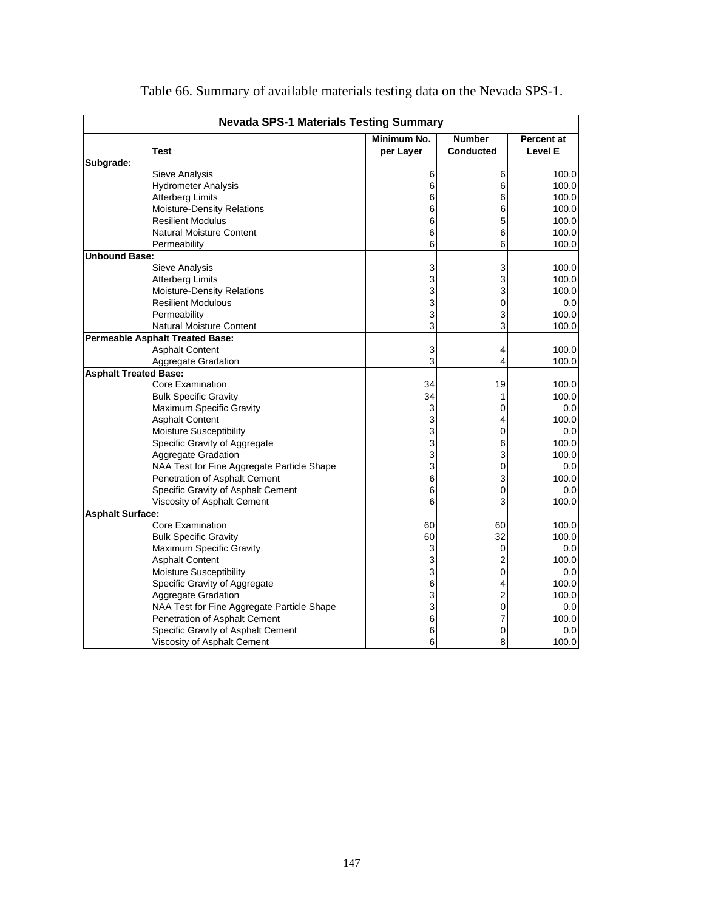Table 66. Summary of available materials testing data on the Nevada SPS-1.

| Nevada SPS-1 Materials Testing Summary | | | |
|---|---|---|---|
| **Test** | **Minimum No. per Layer** | **Number Conducted** | **Percent at Level E** |
| **Subgrade:** | | | |
| Sieve Analysis | 6 | 6 | 100.0 |
| Hydrometer Analysis | 6 | 6 | 100.0 |
| Atterberg Limits | 6 | 6 | 100.0 |
| Moisture-Density Relations | 6 | 6 | 100.0 |
| Resilient Modulus | 6 | 5 | 100.0 |
| Natural Moisture Content | 6 | 6 | 100.0 |
| Permeability | 6 | 6 | 100.0 |
| **Unbound Base:** | | | |
| Sieve Analysis | 3 | 3 | 100.0 |
| Atterberg Limits | 3 | 3 | 100.0 |
| Moisture-Density Relations | 3 | 3 | 100.0 |
| Resilient Modulous | 3 | 0 | 0.0 |
| Permeability | 3 | 3 | 100.0 |
| Natural Moisture Content | 3 | 3 | 100.0 |
| **Permeable Asphalt Treated Base:** | | | |
| Asphalt Content | 3 | 4 | 100.0 |
| Aggregate Gradation | 3 | 4 | 100.0 |
| **Asphalt Treated Base:** | | | |
| Core Examination | 34 | 19 | 100.0 |
| Bulk Specific Gravity | 34 | 1 | 100.0 |
| Maximum Specific Gravity | 3 | 0 | 0.0 |
| Asphalt Content | 3 | 4 | 100.0 |
| Moisture Susceptibility | 3 | 0 | 0.0 |
| Specific Gravity of Aggregate | 3 | 6 | 100.0 |
| Aggregate Gradation | 3 | 3 | 100.0 |
| NAA Test for Fine Aggregate Particle Shape | 3 | 0 | 0.0 |
| Penetration of Asphalt Cement | 6 | 3 | 100.0 |
| Specific Gravity of Asphalt Cement | 6 | 0 | 0.0 |
| Viscosity of Asphalt Cement | 6 | 3 | 100.0 |
| **Asphalt Surface:** | | | |
| Core Examination | 60 | 60 | 100.0 |
| Bulk Specific Gravity | 60 | 32 | 100.0 |
| Maximum Specific Gravity | 3 | 0 | 0.0 |
| Asphalt Content | 3 | 2 | 100.0 |
| Moisture Susceptibility | 3 | 0 | 0.0 |
| Specific Gravity of Aggregate | 6 | 4 | 100.0 |
| Aggregate Gradation | 3 | 2 | 100.0 |
| NAA Test for Fine Aggregate Particle Shape | 3 | 0 | 0.0 |
| Penetration of Asphalt Cement | 6 | 7 | 100.0 |
| Specific Gravity of Asphalt Cement | 6 | 0 | 0.0 |
| Viscosity of Asphalt Cement | 6 | 8 | 100.0 |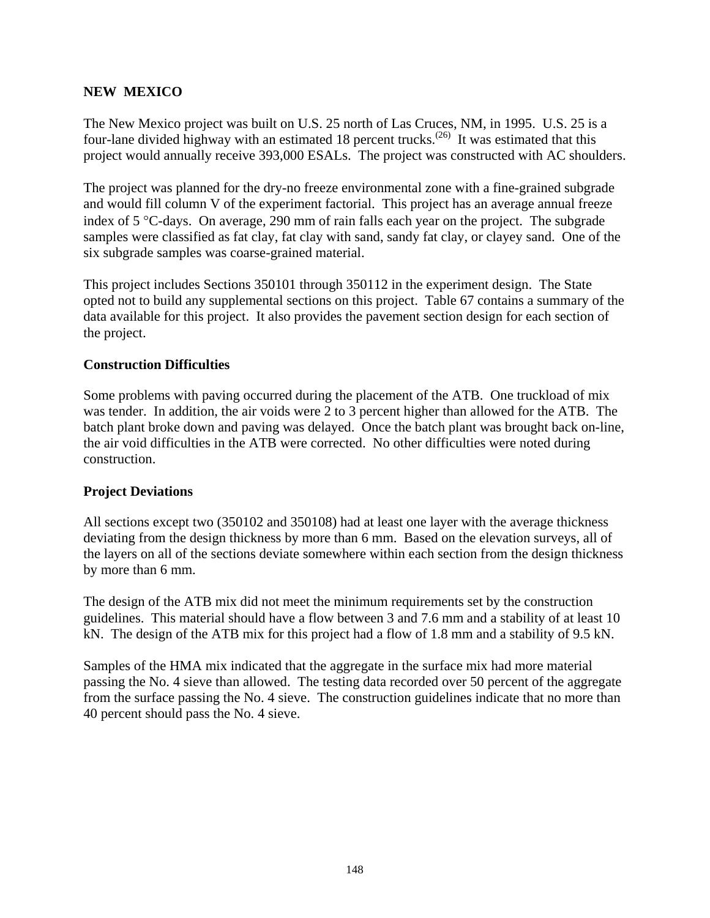## NEW MEXICO

The New Mexico project was built on U.S. 25 north of Las Cruces, NM, in 1995. U.S. 25 is a four-lane divided highway with an estimated 18 percent trucks.[26] It was estimated that this project would annually receive 393,000 ESALs. The project was constructed with AC shoulders.

The project was planned for the dry-no freeze environmental zone with a fine-grained subgrade and would fill column V of the experiment factorial. This project has an average annual freeze index of 5 °C-days. On average, 290 mm of rain falls each year on the project. The subgrade samples were classified as fat clay, fat clay with sand, sandy fat clay, or clayey sand. One of the six subgrade samples was coarse-grained material.

This project includes Sections 350101 through 350112 in the experiment design. The State opted not to build any supplemental sections on this project. Table 67 contains a summary of the data available for this project. It also provides the pavement section design for each section of the project.

### Construction Difficulties

Some problems with paving occurred during the placement of the ATB. One truckload of mix was tender. In addition, the air voids were 2 to 3 percent higher than allowed for the ATB. The batch plant broke down and paving was delayed. Once the batch plant was brought back on-line, the air void difficulties in the ATB were corrected. No other difficulties were noted during construction.

### Project Deviations

All sections except two (350102 and 350108) had at least one layer with the average thickness deviating from the design thickness by more than 6 mm. Based on the elevation surveys, all of the layers on all of the sections deviate somewhere within each section from the design thickness by more than 6 mm.

The design of the ATB mix did not meet the minimum requirements set by the construction guidelines. This material should have a flow between 3 and 7.6 mm and a stability of at least 10 kN. The design of the ATB mix for this project had a flow of 1.8 mm and a stability of 9.5 kN.

Samples of the HMA mix indicated that the aggregate in the surface mix had more material passing the No. 4 sieve than allowed. The testing data recorded over 50 percent of the aggregate from the surface passing the No. 4 sieve. The construction guidelines indicate that no more than 40 percent should pass the No. 4 sieve.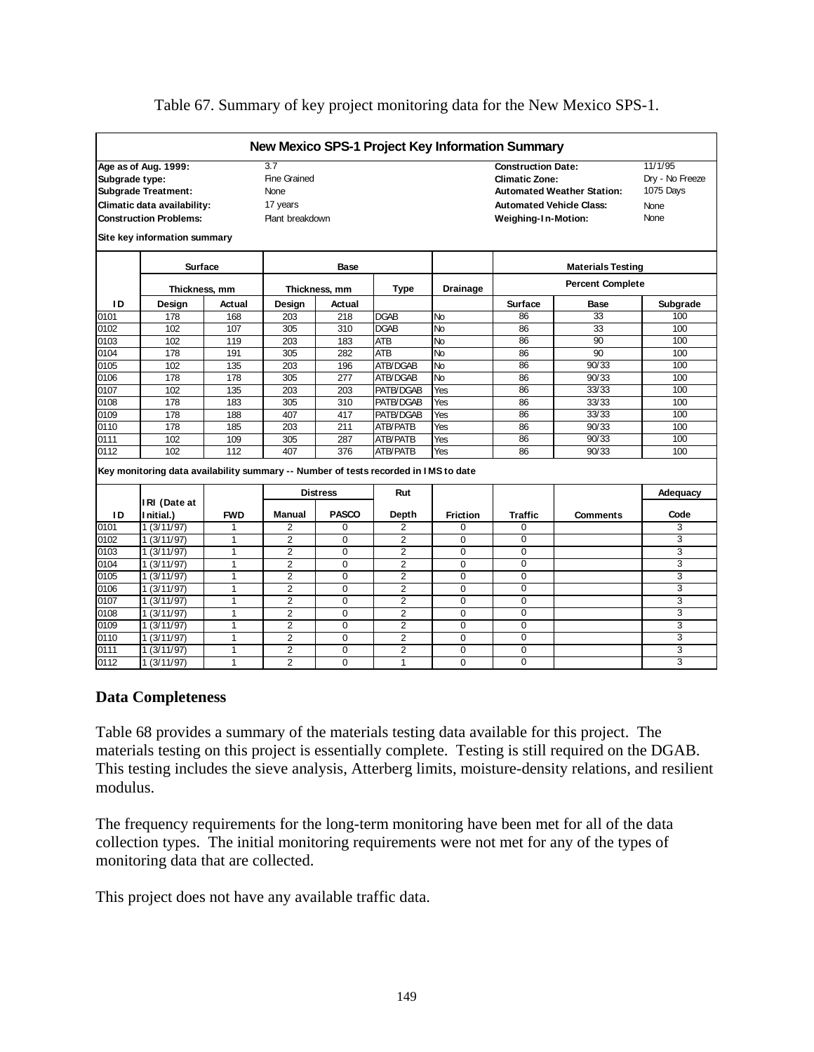Table 67. Summary of key project monitoring data for the New Mexico SPS-1.

**New Mexico SPS-1 Project Key Information Summary**

| | | | |
|---|---|---|---|
| **Age as of Aug. 1999:** | 3.7 | **Construction Date:** | 11/1/95 |
| **Subgrade type:** | Fine Grained | **Climatic Zone:** | Dry - No Freeze |
| **Subgrade Treatment:** | None | **Automated Weather Station:** | 1075 Days |
| **Climatic data availability:** | 17 years | **Automated Vehicle Class:** | None |
| **Construction Problems:** | Plant breakdown | **Weighing-In-Motion:** | None |

**Site key information summary**

| | Surface | | Base | | | | Materials Testing | | |
|---|---|---|---|---|---|---|---|---|---|
| | Thickness, mm | | Thickness, mm | | Type | Drainage | Percent Complete | | |
| **ID** | **Design** | **Actual** | **Design** | **Actual** | | | **Surface** | **Base** | **Subgrade** |
| 0101 | 178 | 168 | 203 | 218 | DGAB | No | 86 | 33 | 100 |
| 0102 | 102 | 107 | 305 | 310 | DGAB | No | 86 | 33 | 100 |
| 0103 | 102 | 119 | 203 | 183 | ATB | No | 86 | 90 | 100 |
| 0104 | 178 | 191 | 305 | 282 | ATB | No | 86 | 90 | 100 |
| 0105 | 102 | 135 | 203 | 196 | ATB/DGAB | No | 86 | 90/33 | 100 |
| 0106 | 178 | 178 | 305 | 277 | ATB/DGAB | No | 86 | 90/33 | 100 |
| 0107 | 102 | 135 | 203 | 203 | PATB/DGAB | Yes | 86 | 33/33 | 100 |
| 0108 | 178 | 183 | 305 | 310 | PATB/DGAB | Yes | 86 | 33/33 | 100 |
| 0109 | 178 | 188 | 407 | 417 | PATB/DGAB | Yes | 86 | 33/33 | 100 |
| 0110 | 178 | 185 | 203 | 211 | ATB/PATB | Yes | 86 | 90/33 | 100 |
| 0111 | 102 | 109 | 305 | 287 | ATB/PATB | Yes | 86 | 90/33 | 100 |
| 0112 | 102 | 112 | 407 | 376 | ATB/PATB | Yes | 86 | 90/33 | 100 |

**Key monitoring data availability summary -- Number of tests recorded in IMS to date**

| | | | Distress | | Rut | | | | Adequacy |
|---|---|---|---|---|---|---|---|---|---|
| **ID** | **IRI (Date at Initial.)** | **FWD** | **Manual** | **PASCO** | **Depth** | **Friction** | **Traffic** | **Comments** | **Code** |
| 0101 | 1 (3/11/97) | 1 | 2 | 0 | 2 | 0 | 0 | | 3 |
| 0102 | 1 (3/11/97) | 1 | 2 | 0 | 2 | 0 | 0 | | 3 |
| 0103 | 1 (3/11/97) | 1 | 2 | 0 | 2 | 0 | 0 | | 3 |
| 0104 | 1 (3/11/97) | 1 | 2 | 0 | 2 | 0 | 0 | | 3 |
| 0105 | 1 (3/11/97) | 1 | 2 | 0 | 2 | 0 | 0 | | 3 |
| 0106 | 1 (3/11/97) | 1 | 2 | 0 | 2 | 0 | 0 | | 3 |
| 0107 | 1 (3/11/97) | 1 | 2 | 0 | 2 | 0 | 0 | | 3 |
| 0108 | 1 (3/11/97) | 1 | 2 | 0 | 2 | 0 | 0 | | 3 |
| 0109 | 1 (3/11/97) | 1 | 2 | 0 | 2 | 0 | 0 | | 3 |
| 0110 | 1 (3/11/97) | 1 | 2 | 0 | 2 | 0 | 0 | | 3 |
| 0111 | 1 (3/11/97) | 1 | 2 | 0 | 2 | 0 | 0 | | 3 |
| 0112 | 1 (3/11/97) | 1 | 2 | 0 | 1 | 0 | 0 | | 3 |

## Data Completeness

Table 68 provides a summary of the materials testing data available for this project. The materials testing on this project is essentially complete. Testing is still required on the DGAB. This testing includes the sieve analysis, Atterberg limits, moisture-density relations, and resilient modulus.

The frequency requirements for the long-term monitoring have been met for all of the data collection types. The initial monitoring requirements were not met for any of the types of monitoring data that are collected.

This project does not have any available traffic data.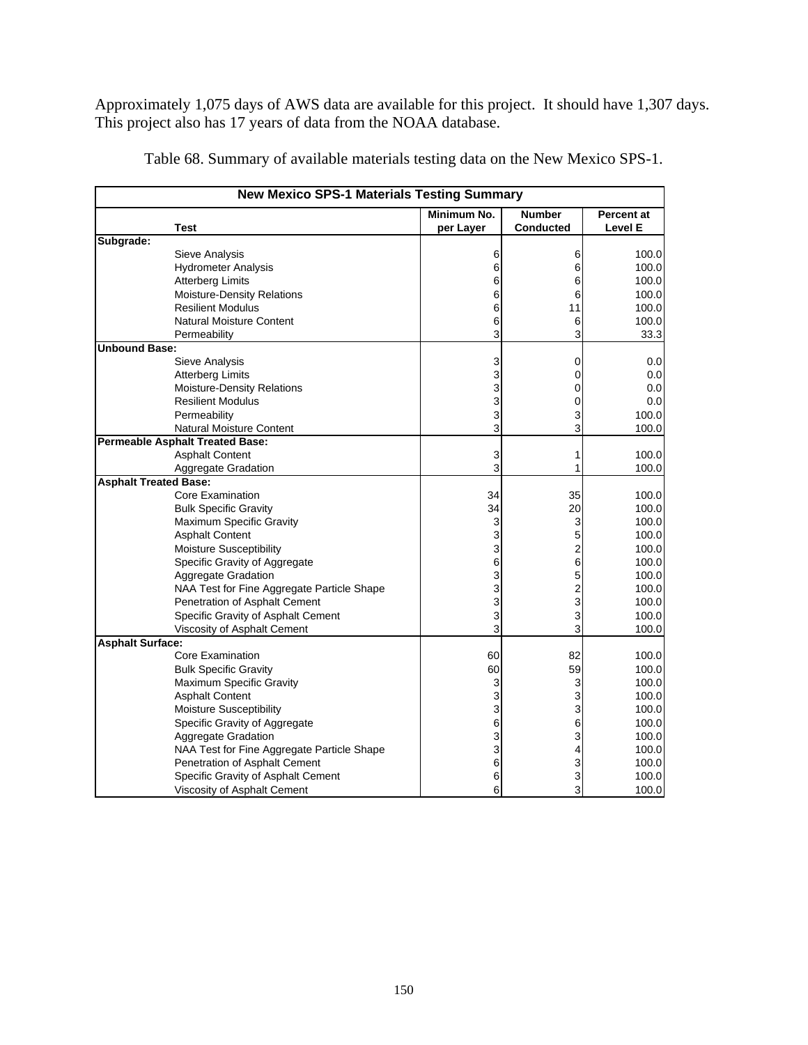Approximately 1,075 days of AWS data are available for this project. It should have 1,307 days. This project also has 17 years of data from the NOAA database.

Table 68. Summary of available materials testing data on the New Mexico SPS-1.

| New Mexico SPS-1 Materials Testing Summary | | | |
|---|---|---|---|
| **Test** | **Minimum No. per Layer** | **Number Conducted** | **Percent at Level E** |
| **Subgrade:** | | | |
| Sieve Analysis | 6 | 6 | 100.0 |
| Hydrometer Analysis | 6 | 6 | 100.0 |
| Atterberg Limits | 6 | 6 | 100.0 |
| Moisture-Density Relations | 6 | 6 | 100.0 |
| Resilient Modulus | 6 | 11 | 100.0 |
| Natural Moisture Content | 6 | 6 | 100.0 |
| Permeability | 3 | 3 | 33.3 |
| **Unbound Base:** | | | |
| Sieve Analysis | 3 | 0 | 0.0 |
| Atterberg Limits | 3 | 0 | 0.0 |
| Moisture-Density Relations | 3 | 0 | 0.0 |
| Resilient Modulus | 3 | 0 | 0.0 |
| Permeability | 3 | 3 | 100.0 |
| Natural Moisture Content | 3 | 3 | 100.0 |
| **Permeable Asphalt Treated Base:** | | | |
| Asphalt Content | 3 | 1 | 100.0 |
| Aggregate Gradation | 3 | 1 | 100.0 |
| **Asphalt Treated Base:** | | | |
| Core Examination | 34 | 35 | 100.0 |
| Bulk Specific Gravity | 34 | 20 | 100.0 |
| Maximum Specific Gravity | 3 | 3 | 100.0 |
| Asphalt Content | 3 | 5 | 100.0 |
| Moisture Susceptibility | 3 | 2 | 100.0 |
| Specific Gravity of Aggregate | 6 | 6 | 100.0 |
| Aggregate Gradation | 3 | 5 | 100.0 |
| NAA Test for Fine Aggregate Particle Shape | 3 | 2 | 100.0 |
| Penetration of Asphalt Cement | 3 | 3 | 100.0 |
| Specific Gravity of Asphalt Cement | 3 | 3 | 100.0 |
| Viscosity of Asphalt Cement | 3 | 3 | 100.0 |
| **Asphalt Surface:** | | | |
| Core Examination | 60 | 82 | 100.0 |
| Bulk Specific Gravity | 60 | 59 | 100.0 |
| Maximum Specific Gravity | 3 | 3 | 100.0 |
| Asphalt Content | 3 | 3 | 100.0 |
| Moisture Susceptibility | 3 | 3 | 100.0 |
| Specific Gravity of Aggregate | 6 | 6 | 100.0 |
| Aggregate Gradation | 3 | 3 | 100.0 |
| NAA Test for Fine Aggregate Particle Shape | 3 | 4 | 100.0 |
| Penetration of Asphalt Cement | 6 | 3 | 100.0 |
| Specific Gravity of Asphalt Cement | 6 | 3 | 100.0 |
| Viscosity of Asphalt Cement | 6 | 3 | 100.0 |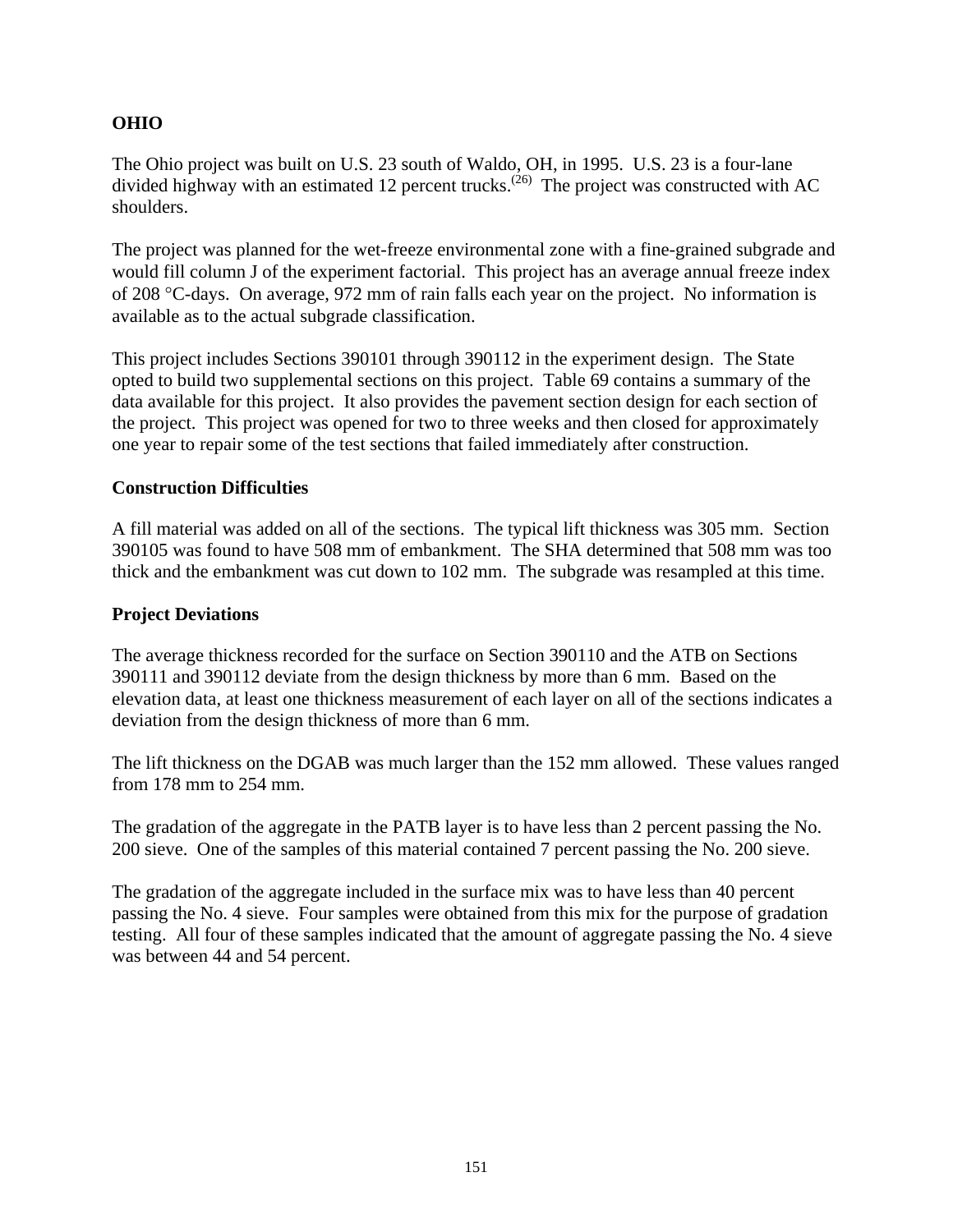## OHIO

The Ohio project was built on U.S. 23 south of Waldo, OH, in 1995. U.S. 23 is a four-lane divided highway with an estimated 12 percent trucks.[26] The project was constructed with AC shoulders.

The project was planned for the wet-freeze environmental zone with a fine-grained subgrade and would fill column J of the experiment factorial. This project has an average annual freeze index of 208 °C-days. On average, 972 mm of rain falls each year on the project. No information is available as to the actual subgrade classification.

This project includes Sections 390101 through 390112 in the experiment design. The State opted to build two supplemental sections on this project. Table 69 contains a summary of the data available for this project. It also provides the pavement section design for each section of the project. This project was opened for two to three weeks and then closed for approximately one year to repair some of the test sections that failed immediately after construction.

### Construction Difficulties

A fill material was added on all of the sections. The typical lift thickness was 305 mm. Section 390105 was found to have 508 mm of embankment. The SHA determined that 508 mm was too thick and the embankment was cut down to 102 mm. The subgrade was resampled at this time.

### Project Deviations

The average thickness recorded for the surface on Section 390110 and the ATB on Sections 390111 and 390112 deviate from the design thickness by more than 6 mm. Based on the elevation data, at least one thickness measurement of each layer on all of the sections indicates a deviation from the design thickness of more than 6 mm.

The lift thickness on the DGAB was much larger than the 152 mm allowed. These values ranged from 178 mm to 254 mm.

The gradation of the aggregate in the PATB layer is to have less than 2 percent passing the No. 200 sieve. One of the samples of this material contained 7 percent passing the No. 200 sieve.

The gradation of the aggregate included in the surface mix was to have less than 40 percent passing the No. 4 sieve. Four samples were obtained from this mix for the purpose of gradation testing. All four of these samples indicated that the amount of aggregate passing the No. 4 sieve was between 44 and 54 percent.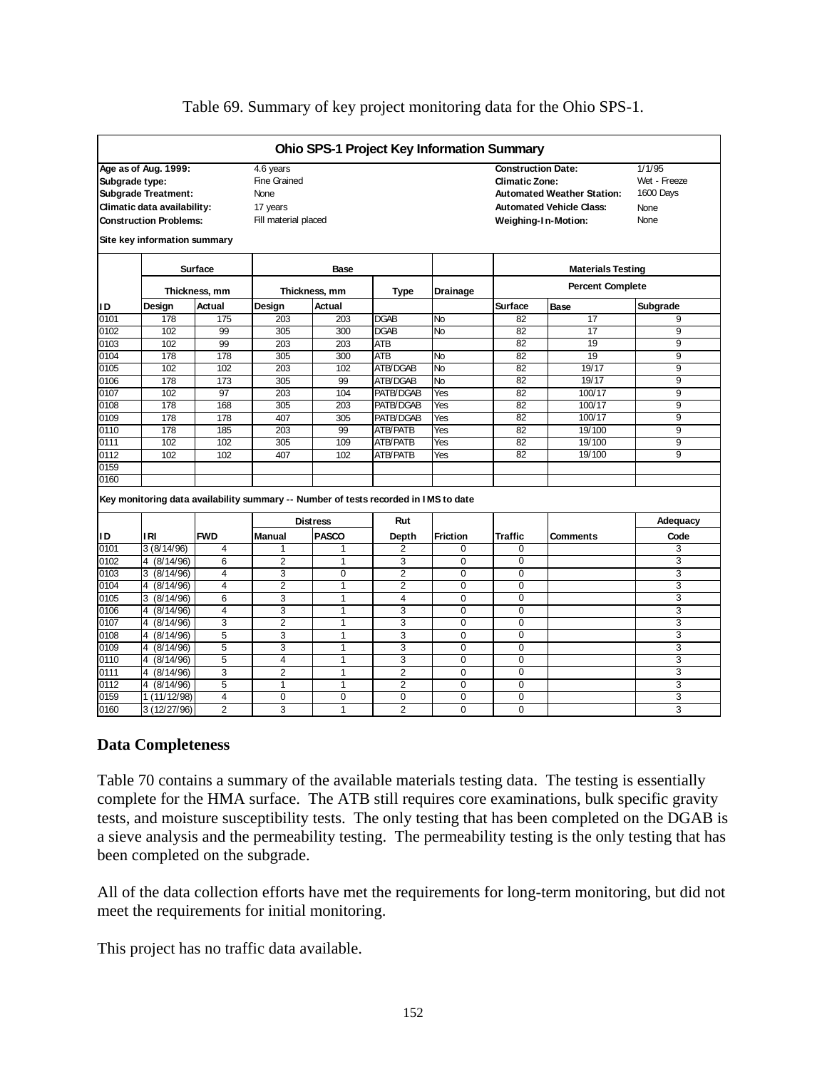Table 69. Summary of key project monitoring data for the Ohio SPS-1.

**Ohio SPS-1 Project Key Information Summary**

| | | | |
|---|---|---|---|
| **Age as of Aug. 1999:** | 4.6 years | **Construction Date:** | 1/1/95 |
| **Subgrade type:** | Fine Grained | **Climatic Zone:** | Wet - Freeze |
| **Subgrade Treatment:** | None | **Automated Weather Station:** | 1600 Days |
| **Climatic data availability:** | 17 years | **Automated Vehicle Class:** | None |
| **Construction Problems:** | Fill material placed | **Weighing-In-Motion:** | None |

**Site key information summary**

| | Surface | | Base | | | | Materials Testing | | |
|---|---|---|---|---|---|---|---|---|---|
| | Thickness, mm | | Thickness, mm | | Type | Drainage | Percent Complete | | |
| ID | Design | Actual | Design | Actual | | | Surface | Base | Subgrade |
| 0101 | 178 | 175 | 203 | 203 | DGAB | No | 82 | 17 | 9 |
| 0102 | 102 | 99 | 305 | 300 | DGAB | No | 82 | 17 | 9 |
| 0103 | 102 | 99 | 203 | 203 | ATB | | 82 | 19 | 9 |
| 0104 | 178 | 178 | 305 | 300 | ATB | No | 82 | 19 | 9 |
| 0105 | 102 | 102 | 203 | 102 | ATB/DGAB | No | 82 | 19/17 | 9 |
| 0106 | 178 | 173 | 305 | 99 | ATB/DGAB | No | 82 | 19/17 | 9 |
| 0107 | 102 | 97 | 203 | 104 | PATB/DGAB | Yes | 82 | 100/17 | 9 |
| 0108 | 178 | 168 | 305 | 203 | PATB/DGAB | Yes | 82 | 100/17 | 9 |
| 0109 | 178 | 178 | 407 | 305 | PATB/DGAB | Yes | 82 | 100/17 | 9 |
| 0110 | 178 | 185 | 203 | 99 | ATB/PATB | Yes | 82 | 19/100 | 9 |
| 0111 | 102 | 102 | 305 | 109 | ATB/PATB | Yes | 82 | 19/100 | 9 |
| 0112 | 102 | 102 | 407 | 102 | ATB/PATB | Yes | 82 | 19/100 | 9 |
| 0159 | | | | | | | | | |
| 0160 | | | | | | | | | |

**Key monitoring data availability summary -- Number of tests recorded in IMS to date**

| | | | Distress | | Rut | | | | Adequacy |
|---|---|---|---|---|---|---|---|---|---|
| ID | IRI | FWD | Manual | PASCO | Depth | Friction | Traffic | Comments | Code |
| 0101 | 3 (8/14/96) | 4 | 1 | 1 | 2 | 0 | 0 | | 3 |
| 0102 | 4 (8/14/96) | 6 | 2 | 1 | 3 | 0 | 0 | | 3 |
| 0103 | 3 (8/14/96) | 4 | 3 | 0 | 2 | 0 | 0 | | 3 |
| 0104 | 4 (8/14/96) | 4 | 2 | 1 | 2 | 0 | 0 | | 3 |
| 0105 | 3 (8/14/96) | 6 | 3 | 1 | 4 | 0 | 0 | | 3 |
| 0106 | 4 (8/14/96) | 4 | 3 | 1 | 3 | 0 | 0 | | 3 |
| 0107 | 4 (8/14/96) | 3 | 2 | 1 | 3 | 0 | 0 | | 3 |
| 0108 | 4 (8/14/96) | 5 | 3 | 1 | 3 | 0 | 0 | | 3 |
| 0109 | 4 (8/14/96) | 5 | 3 | 1 | 3 | 0 | 0 | | 3 |
| 0110 | 4 (8/14/96) | 5 | 4 | 1 | 3 | 0 | 0 | | 3 |
| 0111 | 4 (8/14/96) | 3 | 2 | 1 | 2 | 0 | 0 | | 3 |
| 0112 | 4 (8/14/96) | 5 | 1 | 1 | 2 | 0 | 0 | | 3 |
| 0159 | 1 (11/12/98) | 4 | 0 | 0 | 0 | 0 | 0 | | 3 |
| 0160 | 3 (12/27/96) | 2 | 3 | 1 | 2 | 0 | 0 | | 3 |

## Data Completeness

Table 70 contains a summary of the available materials testing data. The testing is essentially complete for the HMA surface. The ATB still requires core examinations, bulk specific gravity tests, and moisture susceptibility tests. The only testing that has been completed on the DGAB is a sieve analysis and the permeability testing. The permeability testing is the only testing that has been completed on the subgrade.

All of the data collection efforts have met the requirements for long-term monitoring, but did not meet the requirements for initial monitoring.

This project has no traffic data available.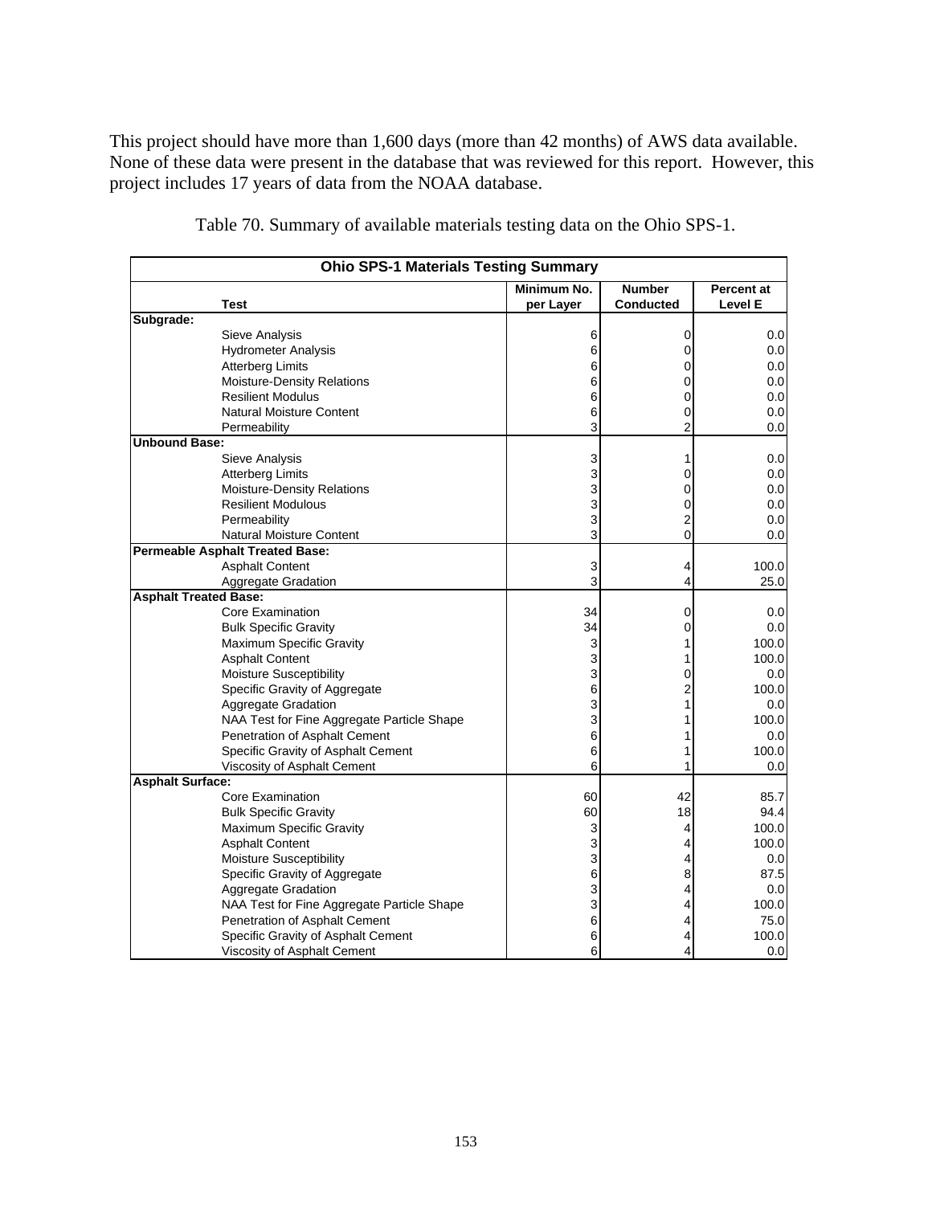This project should have more than 1,600 days (more than 42 months) of AWS data available. None of these data were present in the database that was reviewed for this report. However, this project includes 17 years of data from the NOAA database.

Table 70. Summary of available materials testing data on the Ohio SPS-1.

| Ohio SPS-1 Materials Testing Summary | | | |
|---|---|---|---|
| **Test** | **Minimum No. per Layer** | **Number Conducted** | **Percent at Level E** |
| **Subgrade:** | | | |
| Sieve Analysis | 6 | 0 | 0.0 |
| Hydrometer Analysis | 6 | 0 | 0.0 |
| Atterberg Limits | 6 | 0 | 0.0 |
| Moisture-Density Relations | 6 | 0 | 0.0 |
| Resilient Modulus | 6 | 0 | 0.0 |
| Natural Moisture Content | 6 | 0 | 0.0 |
| Permeability | 3 | 2 | 0.0 |
| **Unbound Base:** | | | |
| Sieve Analysis | 3 | 1 | 0.0 |
| Atterberg Limits | 3 | 0 | 0.0 |
| Moisture-Density Relations | 3 | 0 | 0.0 |
| Resilient Modulous | 3 | 0 | 0.0 |
| Permeability | 3 | 2 | 0.0 |
| Natural Moisture Content | 3 | 0 | 0.0 |
| **Permeable Asphalt Treated Base:** | | | |
| Asphalt Content | 3 | 4 | 100.0 |
| Aggregate Gradation | 3 | 4 | 25.0 |
| **Asphalt Treated Base:** | | | |
| Core Examination | 34 | 0 | 0.0 |
| Bulk Specific Gravity | 34 | 0 | 0.0 |
| Maximum Specific Gravity | 3 | 1 | 100.0 |
| Asphalt Content | 3 | 1 | 100.0 |
| Moisture Susceptibility | 3 | 0 | 0.0 |
| Specific Gravity of Aggregate | 6 | 2 | 100.0 |
| Aggregate Gradation | 3 | 1 | 0.0 |
| NAA Test for Fine Aggregate Particle Shape | 3 | 1 | 100.0 |
| Penetration of Asphalt Cement | 6 | 1 | 0.0 |
| Specific Gravity of Asphalt Cement | 6 | 1 | 100.0 |
| Viscosity of Asphalt Cement | 6 | 1 | 0.0 |
| **Asphalt Surface:** | | | |
| Core Examination | 60 | 42 | 85.7 |
| Bulk Specific Gravity | 60 | 18 | 94.4 |
| Maximum Specific Gravity | 3 | 4 | 100.0 |
| Asphalt Content | 3 | 4 | 100.0 |
| Moisture Susceptibility | 3 | 4 | 0.0 |
| Specific Gravity of Aggregate | 6 | 8 | 87.5 |
| Aggregate Gradation | 3 | 4 | 0.0 |
| NAA Test for Fine Aggregate Particle Shape | 3 | 4 | 100.0 |
| Penetration of Asphalt Cement | 6 | 4 | 75.0 |
| Specific Gravity of Asphalt Cement | 6 | 4 | 100.0 |
| Viscosity of Asphalt Cement | 6 | 4 | 0.0 |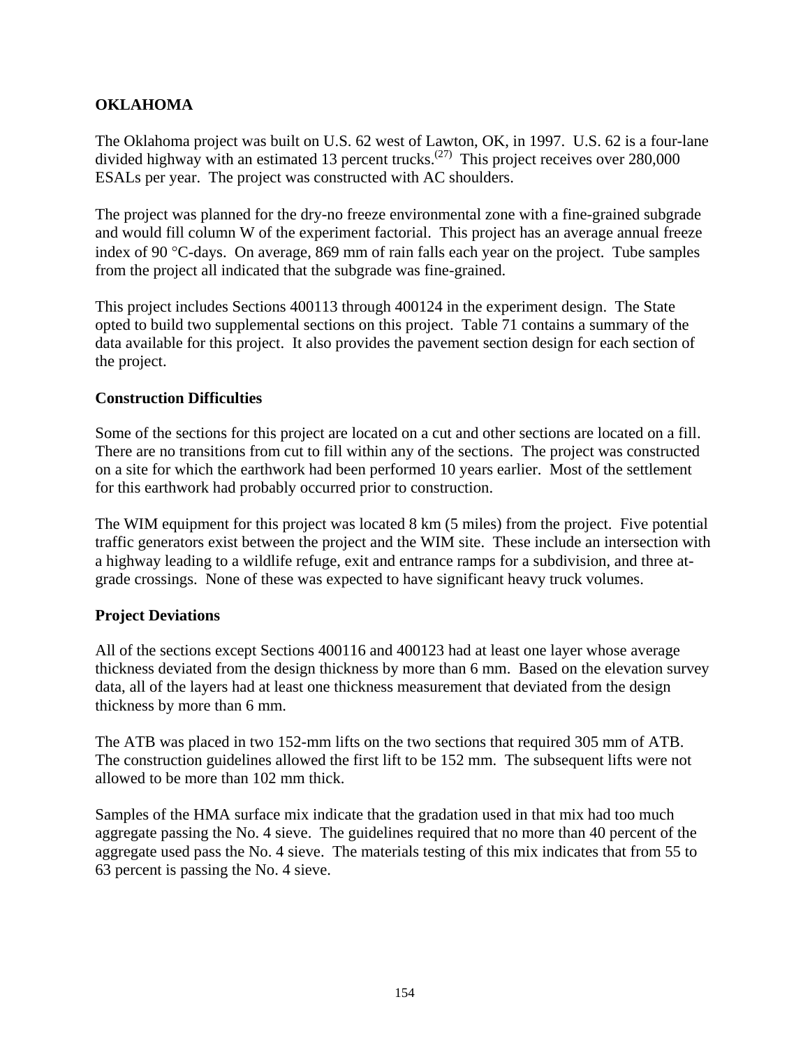## OKLAHOMA

The Oklahoma project was built on U.S. 62 west of Lawton, OK, in 1997. U.S. 62 is a four-lane divided highway with an estimated 13 percent trucks.[27] This project receives over 280,000 ESALs per year. The project was constructed with AC shoulders.

The project was planned for the dry-no freeze environmental zone with a fine-grained subgrade and would fill column W of the experiment factorial. This project has an average annual freeze index of 90 °C-days. On average, 869 mm of rain falls each year on the project. Tube samples from the project all indicated that the subgrade was fine-grained.

This project includes Sections 400113 through 400124 in the experiment design. The State opted to build two supplemental sections on this project. Table 71 contains a summary of the data available for this project. It also provides the pavement section design for each section of the project.

### Construction Difficulties

Some of the sections for this project are located on a cut and other sections are located on a fill. There are no transitions from cut to fill within any of the sections. The project was constructed on a site for which the earthwork had been performed 10 years earlier. Most of the settlement for this earthwork had probably occurred prior to construction.

The WIM equipment for this project was located 8 km (5 miles) from the project. Five potential traffic generators exist between the project and the WIM site. These include an intersection with a highway leading to a wildlife refuge, exit and entrance ramps for a subdivision, and three at-grade crossings. None of these was expected to have significant heavy truck volumes.

### Project Deviations

All of the sections except Sections 400116 and 400123 had at least one layer whose average thickness deviated from the design thickness by more than 6 mm. Based on the elevation survey data, all of the layers had at least one thickness measurement that deviated from the design thickness by more than 6 mm.

The ATB was placed in two 152-mm lifts on the two sections that required 305 mm of ATB. The construction guidelines allowed the first lift to be 152 mm. The subsequent lifts were not allowed to be more than 102 mm thick.

Samples of the HMA surface mix indicate that the gradation used in that mix had too much aggregate passing the No. 4 sieve. The guidelines required that no more than 40 percent of the aggregate used pass the No. 4 sieve. The materials testing of this mix indicates that from 55 to 63 percent is passing the No. 4 sieve.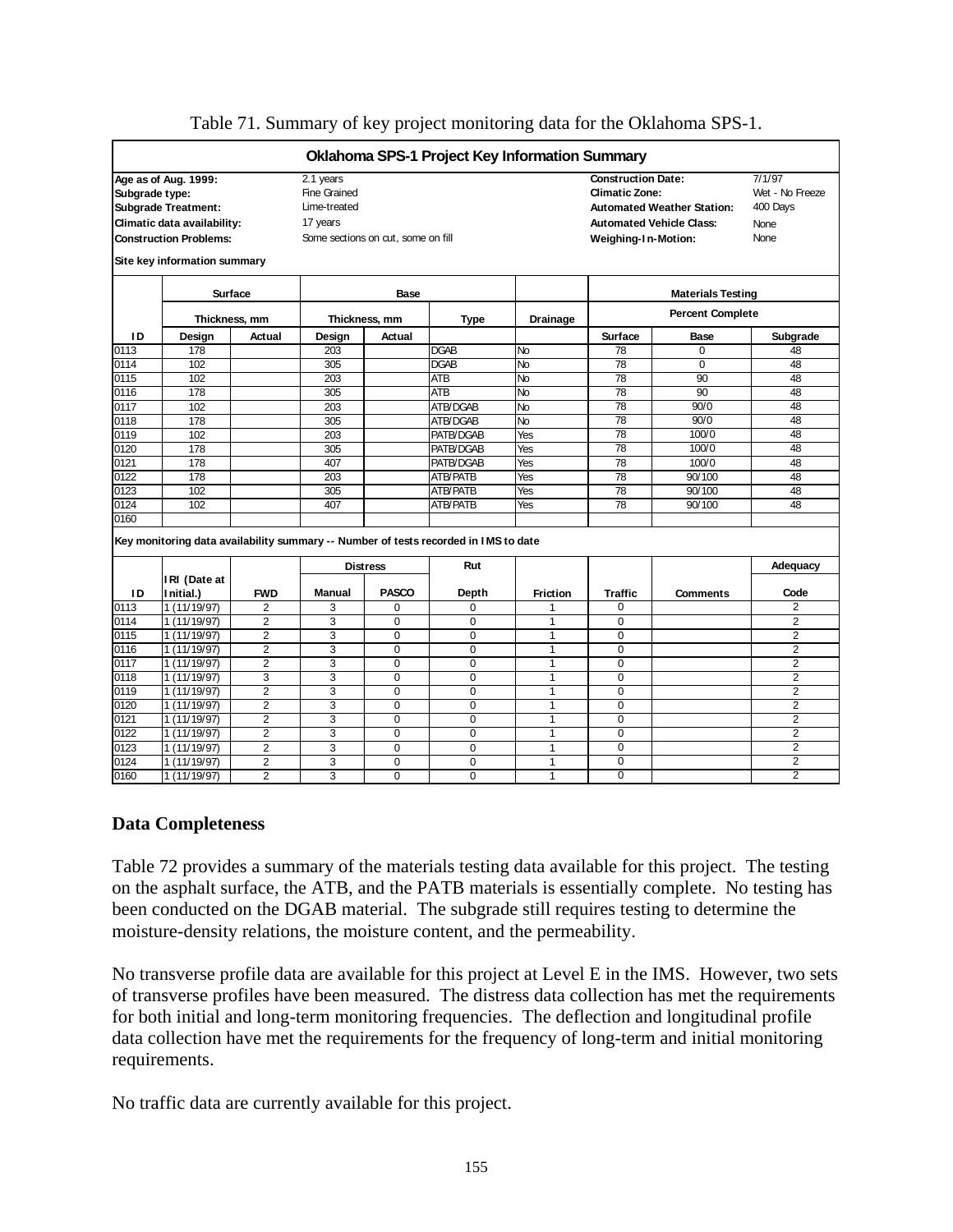Table 71. Summary of key project monitoring data for the Oklahoma SPS-1.

**Oklahoma SPS-1 Project Key Information Summary**

| | | | |
|---|---|---|---|
| **Age as of Aug. 1999:** | 2.1 years | **Construction Date:** | 7/1/97 |
| **Subgrade type:** | Fine Grained | **Climatic Zone:** | Wet - No Freeze |
| **Subgrade Treatment:** | Lime-treated | **Automated Weather Station:** | 400 Days |
| **Climatic data availability:** | 17 years | **Automated Vehicle Class:** | None |
| **Construction Problems:** | Some sections on cut, some on fill | **Weighing-In-Motion:** | None |

**Site key information summary**

| | Surface | | Base | | | | Materials Testing | | |
|---|---|---|---|---|---|---|---|---|---|
| | Thickness, mm | | Thickness, mm | | Type | Drainage | Percent Complete | | |
| **ID** | **Design** | **Actual** | **Design** | **Actual** | | | **Surface** | **Base** | **Subgrade** |
| 0113 | 178 | | 203 | | DGAB | No | 78 | 0 | 48 |
| 0114 | 102 | | 305 | | DGAB | No | 78 | 0 | 48 |
| 0115 | 102 | | 203 | | ATB | No | 78 | 90 | 48 |
| 0116 | 178 | | 305 | | ATB | No | 78 | 90 | 48 |
| 0117 | 102 | | 203 | | ATB/DGAB | No | 78 | 90/0 | 48 |
| 0118 | 178 | | 305 | | ATB/DGAB | No | 78 | 90/0 | 48 |
| 0119 | 102 | | 203 | | PATB/DGAB | Yes | 78 | 100/0 | 48 |
| 0120 | 178 | | 305 | | PATB/DGAB | Yes | 78 | 100/0 | 48 |
| 0121 | 178 | | 407 | | PATB/DGAB | Yes | 78 | 100/0 | 48 |
| 0122 | 178 | | 203 | | ATB/PATB | Yes | 78 | 90/100 | 48 |
| 0123 | 102 | | 305 | | ATB/PATB | Yes | 78 | 90/100 | 48 |
| 0124 | 102 | | 407 | | ATB/PATB | Yes | 78 | 90/100 | 48 |
| 0160 | | | | | | | | | |

**Key monitoring data availability summary -- Number of tests recorded in IMS to date**

| | | | Distress | | Rut | | | | Adequacy |
|---|---|---|---|---|---|---|---|---|---|
| **ID** | **IRI (Date at Initial.)** | **FWD** | **Manual** | **PASCO** | **Depth** | **Friction** | **Traffic** | **Comments** | **Code** |
| 0113 | 1 (11/19/97) | 2 | 3 | 0 | 0 | 1 | 0 | | 2 |
| 0114 | 1 (11/19/97) | 2 | 3 | 0 | 0 | 1 | 0 | | 2 |
| 0115 | 1 (11/19/97) | 2 | 3 | 0 | 0 | 1 | 0 | | 2 |
| 0116 | 1 (11/19/97) | 2 | 3 | 0 | 0 | 1 | 0 | | 2 |
| 0117 | 1 (11/19/97) | 2 | 3 | 0 | 0 | 1 | 0 | | 2 |
| 0118 | 1 (11/19/97) | 3 | 3 | 0 | 0 | 1 | 0 | | 2 |
| 0119 | 1 (11/19/97) | 2 | 3 | 0 | 0 | 1 | 0 | | 2 |
| 0120 | 1 (11/19/97) | 2 | 3 | 0 | 0 | 1 | 0 | | 2 |
| 0121 | 1 (11/19/97) | 2 | 3 | 0 | 0 | 1 | 0 | | 2 |
| 0122 | 1 (11/19/97) | 2 | 3 | 0 | 0 | 1 | 0 | | 2 |
| 0123 | 1 (11/19/97) | 2 | 3 | 0 | 0 | 1 | 0 | | 2 |
| 0124 | 1 (11/19/97) | 2 | 3 | 0 | 0 | 1 | 0 | | 2 |
| 0160 | 1 (11/19/97) | 2 | 3 | 0 | 0 | 1 | 0 | | 2 |

## Data Completeness

Table 72 provides a summary of the materials testing data available for this project. The testing on the asphalt surface, the ATB, and the PATB materials is essentially complete. No testing has been conducted on the DGAB material. The subgrade still requires testing to determine the moisture-density relations, the moisture content, and the permeability.

No transverse profile data are available for this project at Level E in the IMS. However, two sets of transverse profiles have been measured. The distress data collection has met the requirements for both initial and long-term monitoring frequencies. The deflection and longitudinal profile data collection have met the requirements for the frequency of long-term and initial monitoring requirements.

No traffic data are currently available for this project.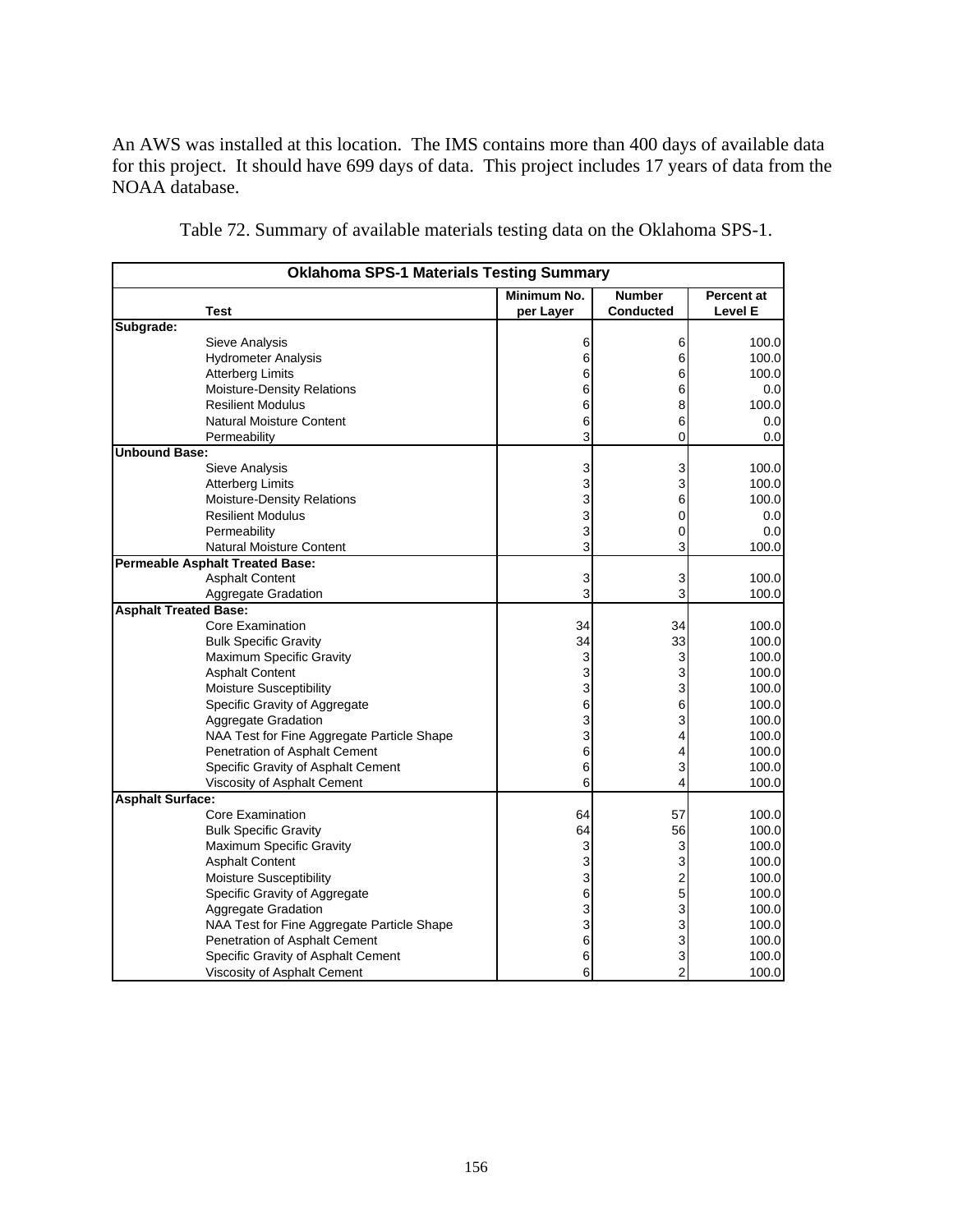An AWS was installed at this location. The IMS contains more than 400 days of available data for this project. It should have 699 days of data. This project includes 17 years of data from the NOAA database.

Table 72. Summary of available materials testing data on the Oklahoma SPS-1.

| Oklahoma SPS-1 Materials Testing Summary | | | |
|---|---|---|---|
| **Test** | **Minimum No. per Layer** | **Number Conducted** | **Percent at Level E** |
| **Subgrade:** | | | |
| Sieve Analysis | 6 | 6 | 100.0 |
| Hydrometer Analysis | 6 | 6 | 100.0 |
| Atterberg Limits | 6 | 6 | 100.0 |
| Moisture-Density Relations | 6 | 6 | 0.0 |
| Resilient Modulus | 6 | 8 | 100.0 |
| Natural Moisture Content | 6 | 6 | 0.0 |
| Permeability | 3 | 0 | 0.0 |
| **Unbound Base:** | | | |
| Sieve Analysis | 3 | 3 | 100.0 |
| Atterberg Limits | 3 | 3 | 100.0 |
| Moisture-Density Relations | 3 | 6 | 100.0 |
| Resilient Modulus | 3 | 0 | 0.0 |
| Permeability | 3 | 0 | 0.0 |
| Natural Moisture Content | 3 | 3 | 100.0 |
| **Permeable Asphalt Treated Base:** | | | |
| Asphalt Content | 3 | 3 | 100.0 |
| Aggregate Gradation | 3 | 3 | 100.0 |
| **Asphalt Treated Base:** | | | |
| Core Examination | 34 | 34 | 100.0 |
| Bulk Specific Gravity | 34 | 33 | 100.0 |
| Maximum Specific Gravity | 3 | 3 | 100.0 |
| Asphalt Content | 3 | 3 | 100.0 |
| Moisture Susceptibility | 3 | 3 | 100.0 |
| Specific Gravity of Aggregate | 6 | 6 | 100.0 |
| Aggregate Gradation | 3 | 3 | 100.0 |
| NAA Test for Fine Aggregate Particle Shape | 3 | 4 | 100.0 |
| Penetration of Asphalt Cement | 6 | 4 | 100.0 |
| Specific Gravity of Asphalt Cement | 6 | 3 | 100.0 |
| Viscosity of Asphalt Cement | 6 | 4 | 100.0 |
| **Asphalt Surface:** | | | |
| Core Examination | 64 | 57 | 100.0 |
| Bulk Specific Gravity | 64 | 56 | 100.0 |
| Maximum Specific Gravity | 3 | 3 | 100.0 |
| Asphalt Content | 3 | 3 | 100.0 |
| Moisture Susceptibility | 3 | 2 | 100.0 |
| Specific Gravity of Aggregate | 6 | 5 | 100.0 |
| Aggregate Gradation | 3 | 3 | 100.0 |
| NAA Test for Fine Aggregate Particle Shape | 3 | 3 | 100.0 |
| Penetration of Asphalt Cement | 6 | 3 | 100.0 |
| Specific Gravity of Asphalt Cement | 6 | 3 | 100.0 |
| Viscosity of Asphalt Cement | 6 | 2 | 100.0 |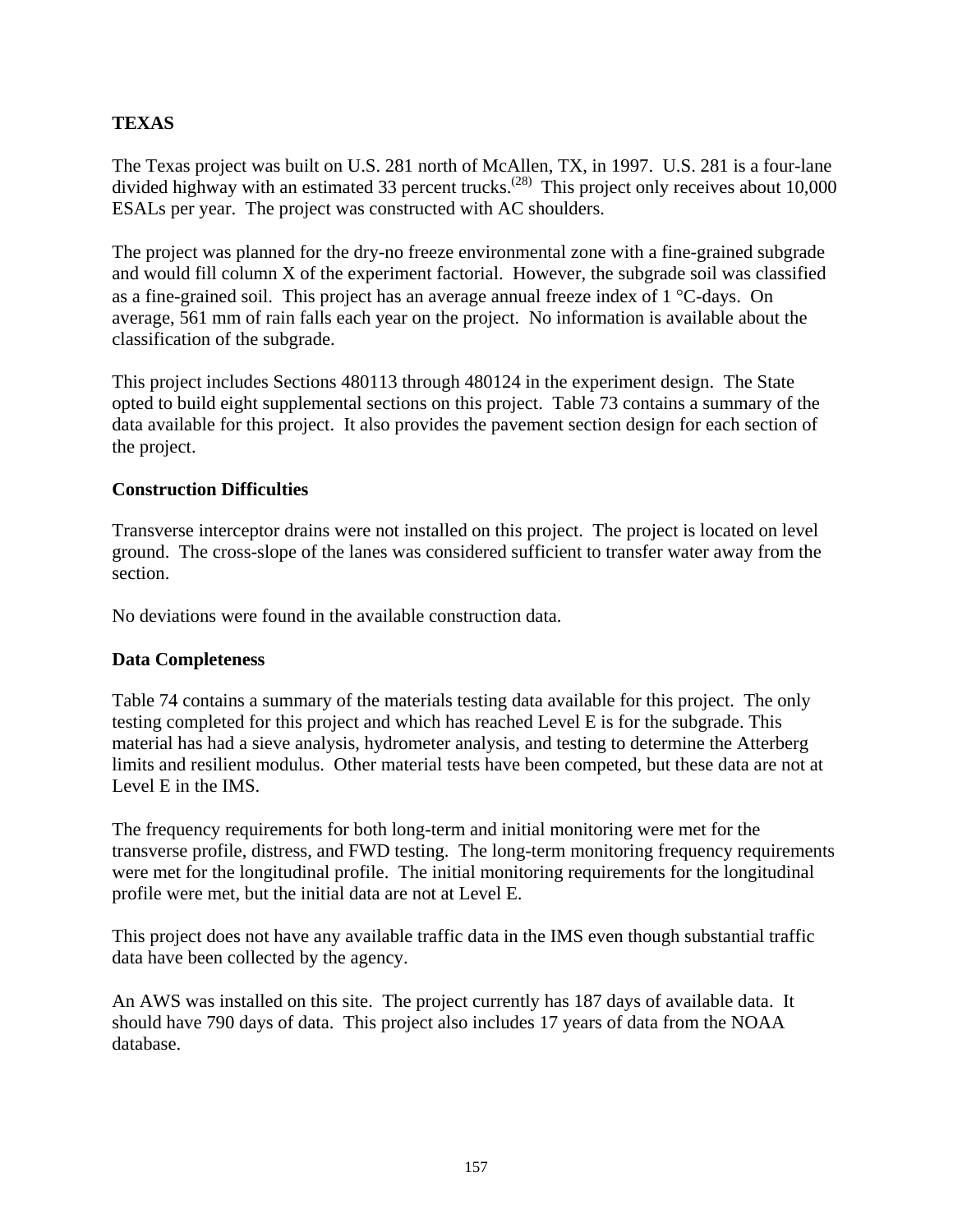**TEXAS**

The Texas project was built on U.S. 281 north of McAllen, TX, in 1997. U.S. 281 is a four-lane divided highway with an estimated 33 percent trucks.[(28)] This project only receives about 10,000 ESALs per year. The project was constructed with AC shoulders.

The project was planned for the dry-no freeze environmental zone with a fine-grained subgrade and would fill column X of the experiment factorial. However, the subgrade soil was classified as a fine-grained soil. This project has an average annual freeze index of 1 °C-days. On average, 561 mm of rain falls each year on the project. No information is available about the classification of the subgrade.

This project includes Sections 480113 through 480124 in the experiment design. The State opted to build eight supplemental sections on this project. Table 73 contains a summary of the data available for this project. It also provides the pavement section design for each section of the project.

**Construction Difficulties**

Transverse interceptor drains were not installed on this project. The project is located on level ground. The cross-slope of the lanes was considered sufficient to transfer water away from the section.

No deviations were found in the available construction data.

**Data Completeness**

Table 74 contains a summary of the materials testing data available for this project. The only testing completed for this project and which has reached Level E is for the subgrade. This material has had a sieve analysis, hydrometer analysis, and testing to determine the Atterberg limits and resilient modulus. Other material tests have been competed, but these data are not at Level E in the IMS.

The frequency requirements for both long-term and initial monitoring were met for the transverse profile, distress, and FWD testing. The long-term monitoring frequency requirements were met for the longitudinal profile. The initial monitoring requirements for the longitudinal profile were met, but the initial data are not at Level E.

This project does not have any available traffic data in the IMS even though substantial traffic data have been collected by the agency.

An AWS was installed on this site. The project currently has 187 days of available data. It should have 790 days of data. This project also includes 17 years of data from the NOAA database.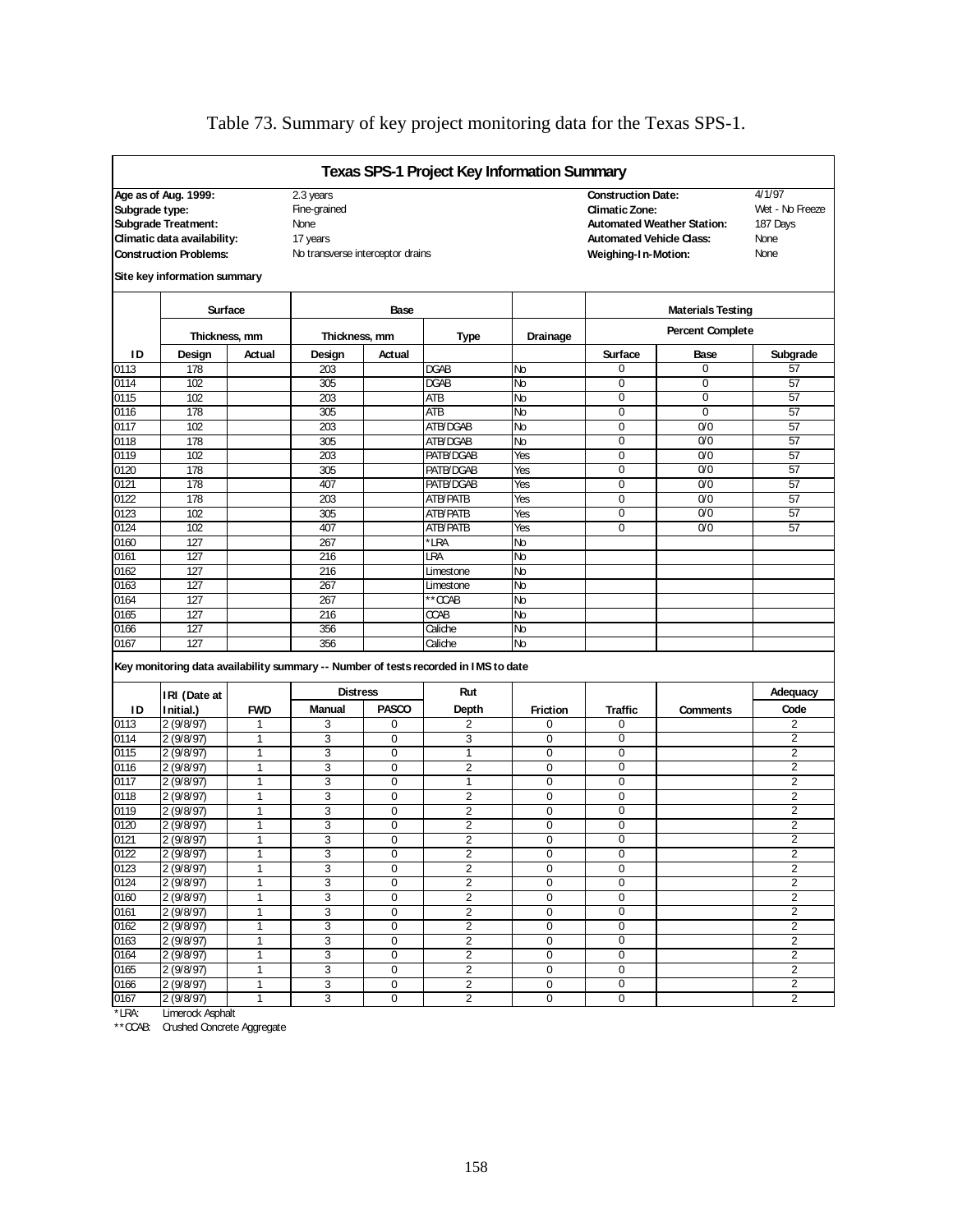Table 73. Summary of key project monitoring data for the Texas SPS-1.

**Texas SPS-1 Project Key Information Summary**

| | | | |
|---|---|---|---|
| **Age as of Aug. 1999:** | 2.3 years | **Construction Date:** | 4/1/97 |
| **Subgrade type:** | Fine-grained | **Climatic Zone:** | Wet - No Freeze |
| **Subgrade Treatment:** | None | **Automated Weather Station:** | 187 Days |
| **Climatic data availability:** | 17 years | **Automated Vehicle Class:** | None |
| **Construction Problems:** | No transverse interceptor drains | **Weighing-In-Motion:** | None |

**Site key information summary**

| | Surface | | Base | | | | Materials Testing | | |
|---|---|---|---|---|---|---|---|---|---|
| | Thickness, mm | | Thickness, mm | | Type | Drainage | Percent Complete | | |
| **ID** | **Design** | **Actual** | **Design** | **Actual** | | | **Surface** | **Base** | **Subgrade** |
| 0113 | 178 | | 203 | | DGAB | No | 0 | 0 | 57 |
| 0114 | 102 | | 305 | | DGAB | No | 0 | 0 | 57 |
| 0115 | 102 | | 203 | | ATB | No | 0 | 0 | 57 |
| 0116 | 178 | | 305 | | ATB | No | 0 | 0 | 57 |
| 0117 | 102 | | 203 | | ATB/DGAB | No | 0 | 0/0 | 57 |
| 0118 | 178 | | 305 | | ATB/DGAB | No | 0 | 0/0 | 57 |
| 0119 | 102 | | 203 | | PATB/DGAB | Yes | 0 | 0/0 | 57 |
| 0120 | 178 | | 305 | | PATB/DGAB | Yes | 0 | 0/0 | 57 |
| 0121 | 178 | | 407 | | PATB/DGAB | Yes | 0 | 0/0 | 57 |
| 0122 | 178 | | 203 | | ATB/PATB | Yes | 0 | 0/0 | 57 |
| 0123 | 102 | | 305 | | ATB/PATB | Yes | 0 | 0/0 | 57 |
| 0124 | 102 | | 407 | | ATB/PATB | Yes | 0 | 0/0 | 57 |
| 0160 | 127 | | 267 | | *LRA | No | | | |
| 0161 | 127 | | 216 | | LRA | No | | | |
| 0162 | 127 | | 216 | | Limestone | No | | | |
| 0163 | 127 | | 267 | | Limestone | No | | | |
| 0164 | 127 | | 267 | | **CCAB | No | | | |
| 0165 | 127 | | 216 | | CCAB | No | | | |
| 0166 | 127 | | 356 | | Caliche | No | | | |
| 0167 | 127 | | 356 | | Caliche | No | | | |

**Key monitoring data availability summary -- Number of tests recorded in IMS to date**

| ID | IRI (Date at Initial.) | FWD | Distress Manual | Distress PASCO | Rut Depth | Friction | Traffic | Comments | Adequacy Code |
|---|---|---|---|---|---|---|---|---|---|
| 0113 | 2 (9/8/97) | 1 | 3 | 0 | 2 | 0 | 0 | | 2 |
| 0114 | 2 (9/8/97) | 1 | 3 | 0 | 3 | 0 | 0 | | 2 |
| 0115 | 2 (9/8/97) | 1 | 3 | 0 | 1 | 0 | 0 | | 2 |
| 0116 | 2 (9/8/97) | 1 | 3 | 0 | 2 | 0 | 0 | | 2 |
| 0117 | 2 (9/8/97) | 1 | 3 | 0 | 1 | 0 | 0 | | 2 |
| 0118 | 2 (9/8/97) | 1 | 3 | 0 | 2 | 0 | 0 | | 2 |
| 0119 | 2 (9/8/97) | 1 | 3 | 0 | 2 | 0 | 0 | | 2 |
| 0120 | 2 (9/8/97) | 1 | 3 | 0 | 2 | 0 | 0 | | 2 |
| 0121 | 2 (9/8/97) | 1 | 3 | 0 | 2 | 0 | 0 | | 2 |
| 0122 | 2 (9/8/97) | 1 | 3 | 0 | 2 | 0 | 0 | | 2 |
| 0123 | 2 (9/8/97) | 1 | 3 | 0 | 2 | 0 | 0 | | 2 |
| 0124 | 2 (9/8/97) | 1 | 3 | 0 | 2 | 0 | 0 | | 2 |
| 0160 | 2 (9/8/97) | 1 | 3 | 0 | 2 | 0 | 0 | | 2 |
| 0161 | 2 (9/8/97) | 1 | 3 | 0 | 2 | 0 | 0 | | 2 |
| 0162 | 2 (9/8/97) | 1 | 3 | 0 | 2 | 0 | 0 | | 2 |
| 0163 | 2 (9/8/97) | 1 | 3 | 0 | 2 | 0 | 0 | | 2 |
| 0164 | 2 (9/8/97) | 1 | 3 | 0 | 2 | 0 | 0 | | 2 |
| 0165 | 2 (9/8/97) | 1 | 3 | 0 | 2 | 0 | 0 | | 2 |
| 0166 | 2 (9/8/97) | 1 | 3 | 0 | 2 | 0 | 0 | | 2 |
| 0167 | 2 (9/8/97) | 1 | 3 | 0 | 2 | 0 | 0 | | 2 |

*LRA: Limerock Asphalt

**CCAB: Crushed Concrete Aggregate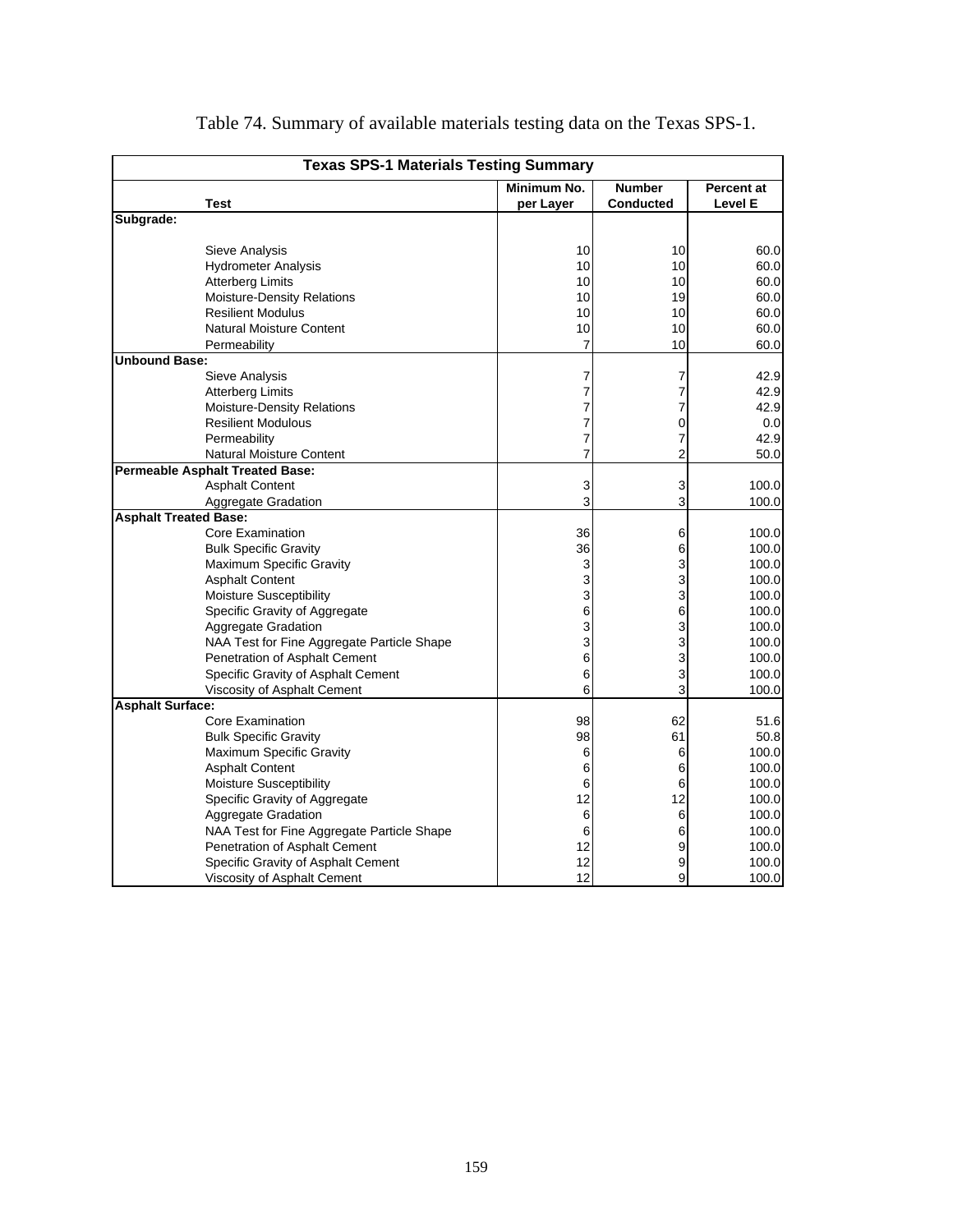Table 74. Summary of available materials testing data on the Texas SPS-1.

| **Texas SPS-1 Materials Testing Summary** | | | |
|---|---|---|---|
| **Test** | **Minimum No. per Layer** | **Number Conducted** | **Percent at Level E** |
| **Subgrade:** | | | |
| Sieve Analysis | 10 | 10 | 60.0 |
| Hydrometer Analysis | 10 | 10 | 60.0 |
| Atterberg Limits | 10 | 10 | 60.0 |
| Moisture-Density Relations | 10 | 19 | 60.0 |
| Resilient Modulus | 10 | 10 | 60.0 |
| Natural Moisture Content | 10 | 10 | 60.0 |
| Permeability | 7 | 10 | 60.0 |
| **Unbound Base:** | | | |
| Sieve Analysis | 7 | 7 | 42.9 |
| Atterberg Limits | 7 | 7 | 42.9 |
| Moisture-Density Relations | 7 | 7 | 42.9 |
| Resilient Modulous | 7 | 0 | 0.0 |
| Permeability | 7 | 7 | 42.9 |
| Natural Moisture Content | 7 | 2 | 50.0 |
| **Permeable Asphalt Treated Base:** | | | |
| Asphalt Content | 3 | 3 | 100.0 |
| Aggregate Gradation | 3 | 3 | 100.0 |
| **Asphalt Treated Base:** | | | |
| Core Examination | 36 | 6 | 100.0 |
| Bulk Specific Gravity | 36 | 6 | 100.0 |
| Maximum Specific Gravity | 3 | 3 | 100.0 |
| Asphalt Content | 3 | 3 | 100.0 |
| Moisture Susceptibility | 3 | 3 | 100.0 |
| Specific Gravity of Aggregate | 6 | 6 | 100.0 |
| Aggregate Gradation | 3 | 3 | 100.0 |
| NAA Test for Fine Aggregate Particle Shape | 3 | 3 | 100.0 |
| Penetration of Asphalt Cement | 6 | 3 | 100.0 |
| Specific Gravity of Asphalt Cement | 6 | 3 | 100.0 |
| Viscosity of Asphalt Cement | 6 | 3 | 100.0 |
| **Asphalt Surface:** | | | |
| Core Examination | 98 | 62 | 51.6 |
| Bulk Specific Gravity | 98 | 61 | 50.8 |
| Maximum Specific Gravity | 6 | 6 | 100.0 |
| Asphalt Content | 6 | 6 | 100.0 |
| Moisture Susceptibility | 6 | 6 | 100.0 |
| Specific Gravity of Aggregate | 12 | 12 | 100.0 |
| Aggregate Gradation | 6 | 6 | 100.0 |
| NAA Test for Fine Aggregate Particle Shape | 6 | 6 | 100.0 |
| Penetration of Asphalt Cement | 12 | 9 | 100.0 |
| Specific Gravity of Asphalt Cement | 12 | 9 | 100.0 |
| Viscosity of Asphalt Cement | 12 | 9 | 100.0 |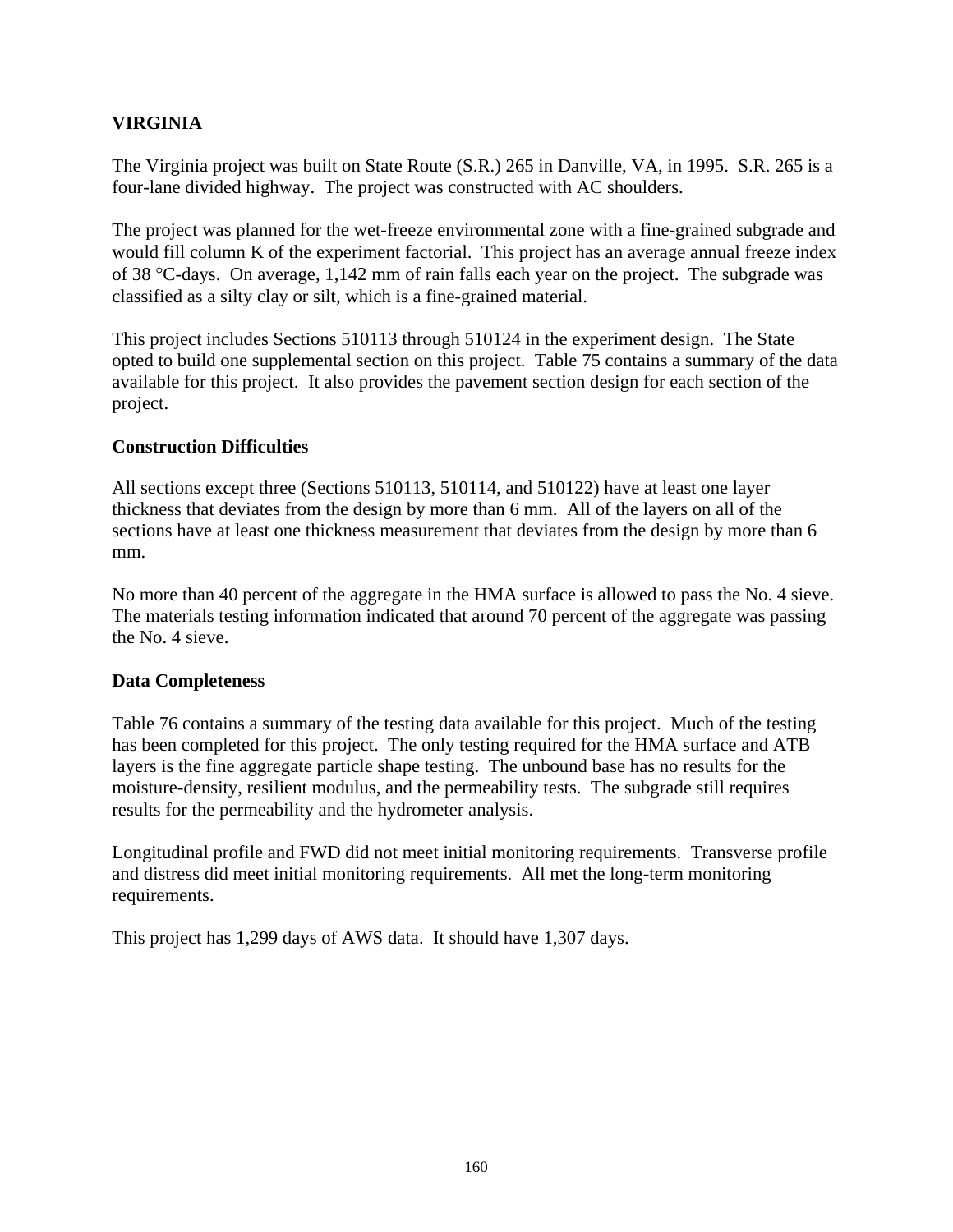## VIRGINIA

The Virginia project was built on State Route (S.R.) 265 in Danville, VA, in 1995. S.R. 265 is a four-lane divided highway. The project was constructed with AC shoulders.

The project was planned for the wet-freeze environmental zone with a fine-grained subgrade and would fill column K of the experiment factorial. This project has an average annual freeze index of 38 °C-days. On average, 1,142 mm of rain falls each year on the project. The subgrade was classified as a silty clay or silt, which is a fine-grained material.

This project includes Sections 510113 through 510124 in the experiment design. The State opted to build one supplemental section on this project. Table 75 contains a summary of the data available for this project. It also provides the pavement section design for each section of the project.

### Construction Difficulties

All sections except three (Sections 510113, 510114, and 510122) have at least one layer thickness that deviates from the design by more than 6 mm. All of the layers on all of the sections have at least one thickness measurement that deviates from the design by more than 6 mm.

No more than 40 percent of the aggregate in the HMA surface is allowed to pass the No. 4 sieve. The materials testing information indicated that around 70 percent of the aggregate was passing the No. 4 sieve.

### Data Completeness

Table 76 contains a summary of the testing data available for this project. Much of the testing has been completed for this project. The only testing required for the HMA surface and ATB layers is the fine aggregate particle shape testing. The unbound base has no results for the moisture-density, resilient modulus, and the permeability tests. The subgrade still requires results for the permeability and the hydrometer analysis.

Longitudinal profile and FWD did not meet initial monitoring requirements. Transverse profile and distress did meet initial monitoring requirements. All met the long-term monitoring requirements.

This project has 1,299 days of AWS data. It should have 1,307 days.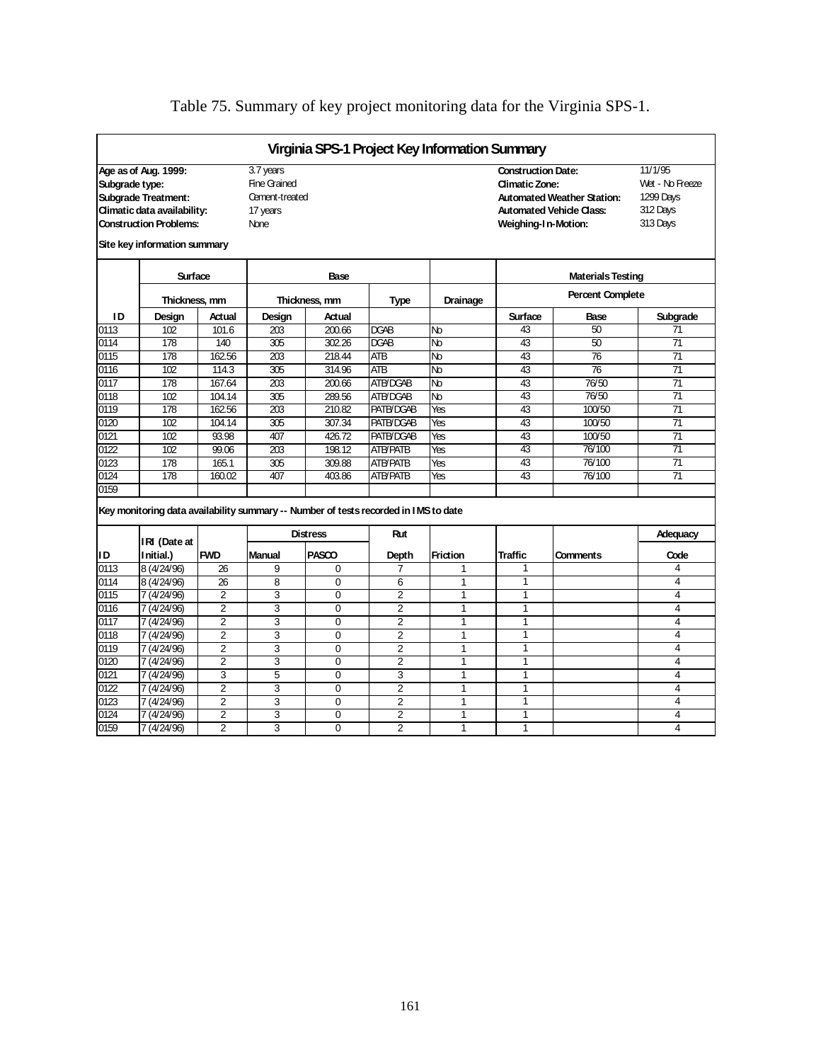Table 75. Summary of key project monitoring data for the Virginia SPS-1.

## Virginia SPS-1 Project Key Information Summary

| | | | |
|---|---|---|---|
| **Age as of Aug. 1999:** | 3.7 years | **Construction Date:** | 11/1/95 |
| **Subgrade type:** | Fine Grained | **Climatic Zone:** | Wet - No Freeze |
| **Subgrade Treatment:** | Cement-treated | **Automated Weather Station:** | 1299 Days |
| **Climatic data availability:** | 17 years | **Automated Vehicle Class:** | 312 Days |
| **Construction Problems:** | None | **Weighing-In-Motion:** | 313 Days |

**Site key information summary**

| | Surface | | Base | | | | Materials Testing | | |
|---|---|---|---|---|---|---|---|---|---|
| | Thickness, mm | | Thickness, mm | | Type | Drainage | Percent Complete | | |
| ID | Design | Actual | Design | Actual | | | Surface | Base | Subgrade |
| 0113 | 102 | 101.6 | 203 | 200.66 | DGAB | No | 43 | 50 | 71 |
| 0114 | 178 | 140 | 305 | 302.26 | DGAB | No | 43 | 50 | 71 |
| 0115 | 178 | 162.56 | 203 | 218.44 | ATB | No | 43 | 76 | 71 |
| 0116 | 102 | 114.3 | 305 | 314.96 | ATB | No | 43 | 76 | 71 |
| 0117 | 178 | 167.64 | 203 | 200.66 | ATB/DGAB | No | 43 | 76/50 | 71 |
| 0118 | 102 | 104.14 | 305 | 289.56 | ATB/DGAB | No | 43 | 76/50 | 71 |
| 0119 | 178 | 162.56 | 203 | 210.82 | PATB/DGAB | Yes | 43 | 100/50 | 71 |
| 0120 | 102 | 104.14 | 305 | 307.34 | PATB/DGAB | Yes | 43 | 100/50 | 71 |
| 0121 | 102 | 93.98 | 407 | 426.72 | PATB/DGAB | Yes | 43 | 100/50 | 71 |
| 0122 | 102 | 99.06 | 203 | 198.12 | ATB/PATB | Yes | 43 | 76/100 | 71 |
| 0123 | 178 | 165.1 | 305 | 309.88 | ATB/PATB | Yes | 43 | 76/100 | 71 |
| 0124 | 178 | 160.02 | 407 | 403.86 | ATB/PATB | Yes | 43 | 76/100 | 71 |
| 0159 | | | | | | | | | |

**Key monitoring data availability summary -- Number of tests recorded in IMS to date**

| | IRI (Date at | | Distress | | Rut | | | | Adequacy |
|---|---|---|---|---|---|---|---|---|---|
| ID | Initial.) | FWD | Manual | PASCO | Depth | Friction | Traffic | Comments | Code |
| 0113 | 8 (4/24/96) | 26 | 9 | 0 | 7 | 1 | 1 | | 4 |
| 0114 | 8 (4/24/96) | 26 | 8 | 0 | 6 | 1 | 1 | | 4 |
| 0115 | 7 (4/24/96) | 2 | 3 | 0 | 2 | 1 | 1 | | 4 |
| 0116 | 7 (4/24/96) | 2 | 3 | 0 | 2 | 1 | 1 | | 4 |
| 0117 | 7 (4/24/96) | 2 | 3 | 0 | 2 | 1 | 1 | | 4 |
| 0118 | 7 (4/24/96) | 2 | 3 | 0 | 2 | 1 | 1 | | 4 |
| 0119 | 7 (4/24/96) | 2 | 3 | 0 | 2 | 1 | 1 | | 4 |
| 0120 | 7 (4/24/96) | 2 | 3 | 0 | 2 | 1 | 1 | | 4 |
| 0121 | 7 (4/24/96) | 3 | 5 | 0 | 3 | 1 | 1 | | 4 |
| 0122 | 7 (4/24/96) | 2 | 3 | 0 | 2 | 1 | 1 | | 4 |
| 0123 | 7 (4/24/96) | 2 | 3 | 0 | 2 | 1 | 1 | | 4 |
| 0124 | 7 (4/24/96) | 2 | 3 | 0 | 2 | 1 | 1 | | 4 |
| 0159 | 7 (4/24/96) | 2 | 3 | 0 | 2 | 1 | 1 | | 4 |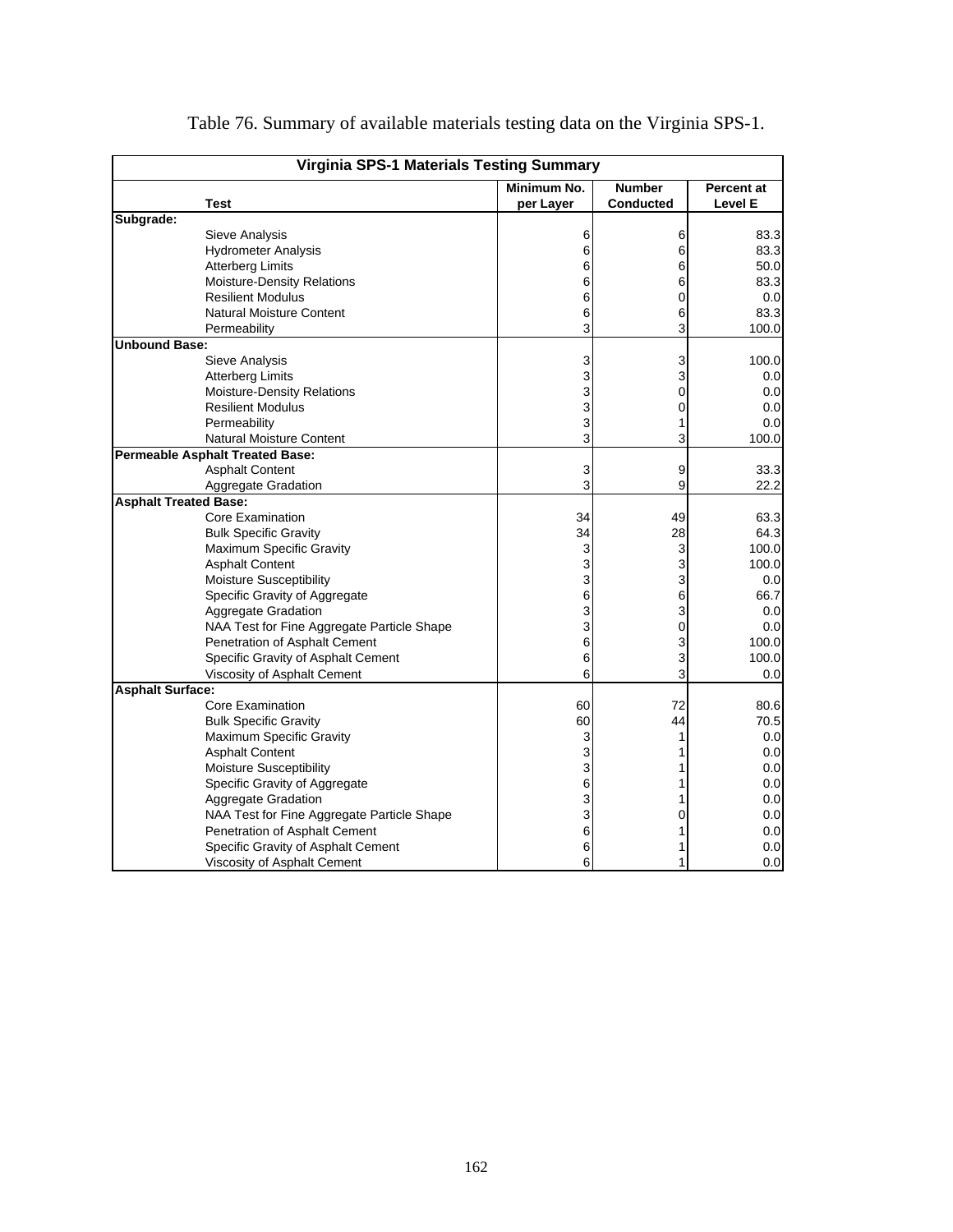Table 76. Summary of available materials testing data on the Virginia SPS-1.

| Virginia SPS-1 Materials Testing Summary | | | |
|---|---|---|---|
| **Test** | **Minimum No. per Layer** | **Number Conducted** | **Percent at Level E** |
| **Subgrade:** | | | |
| Sieve Analysis | 6 | 6 | 83.3 |
| Hydrometer Analysis | 6 | 6 | 83.3 |
| Atterberg Limits | 6 | 6 | 50.0 |
| Moisture-Density Relations | 6 | 6 | 83.3 |
| Resilient Modulus | 6 | 0 | 0.0 |
| Natural Moisture Content | 6 | 6 | 83.3 |
| Permeability | 3 | 3 | 100.0 |
| **Unbound Base:** | | | |
| Sieve Analysis | 3 | 3 | 100.0 |
| Atterberg Limits | 3 | 3 | 0.0 |
| Moisture-Density Relations | 3 | 0 | 0.0 |
| Resilient Modulus | 3 | 0 | 0.0 |
| Permeability | 3 | 1 | 0.0 |
| Natural Moisture Content | 3 | 3 | 100.0 |
| **Permeable Asphalt Treated Base:** | | | |
| Asphalt Content | 3 | 9 | 33.3 |
| Aggregate Gradation | 3 | 9 | 22.2 |
| **Asphalt Treated Base:** | | | |
| Core Examination | 34 | 49 | 63.3 |
| Bulk Specific Gravity | 34 | 28 | 64.3 |
| Maximum Specific Gravity | 3 | 3 | 100.0 |
| Asphalt Content | 3 | 3 | 100.0 |
| Moisture Susceptibility | 3 | 3 | 0.0 |
| Specific Gravity of Aggregate | 6 | 6 | 66.7 |
| Aggregate Gradation | 3 | 3 | 0.0 |
| NAA Test for Fine Aggregate Particle Shape | 3 | 0 | 0.0 |
| Penetration of Asphalt Cement | 6 | 3 | 100.0 |
| Specific Gravity of Asphalt Cement | 6 | 3 | 100.0 |
| Viscosity of Asphalt Cement | 6 | 3 | 0.0 |
| **Asphalt Surface:** | | | |
| Core Examination | 60 | 72 | 80.6 |
| Bulk Specific Gravity | 60 | 44 | 70.5 |
| Maximum Specific Gravity | 3 | 1 | 0.0 |
| Asphalt Content | 3 | 1 | 0.0 |
| Moisture Susceptibility | 3 | 1 | 0.0 |
| Specific Gravity of Aggregate | 6 | 1 | 0.0 |
| Aggregate Gradation | 3 | 1 | 0.0 |
| NAA Test for Fine Aggregate Particle Shape | 3 | 0 | 0.0 |
| Penetration of Asphalt Cement | 6 | 1 | 0.0 |
| Specific Gravity of Asphalt Cement | 6 | 1 | 0.0 |
| Viscosity of Asphalt Cement | 6 | 1 | 0.0 |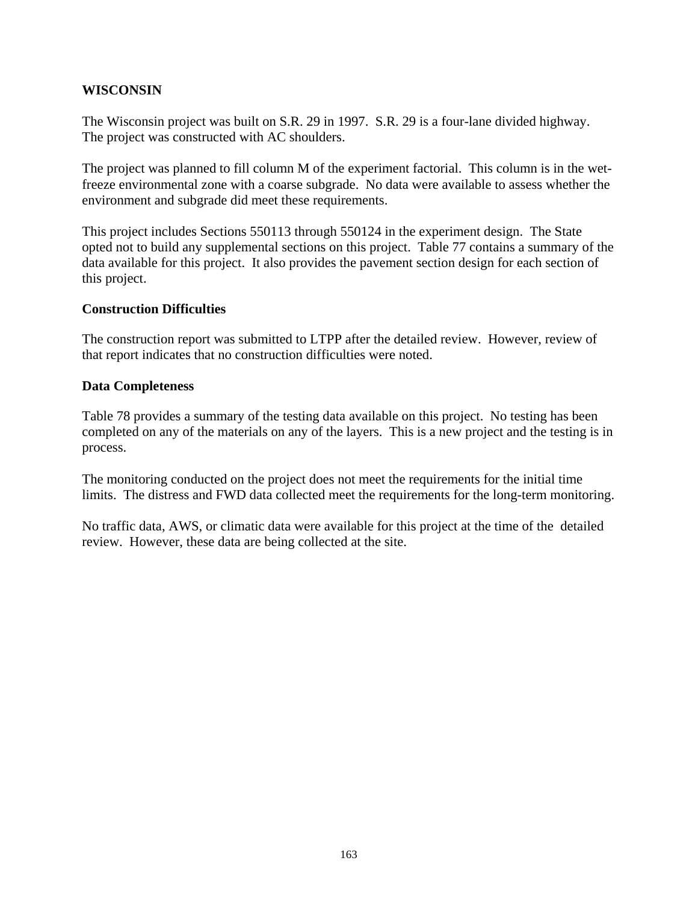## WISCONSIN

The Wisconsin project was built on S.R. 29 in 1997. S.R. 29 is a four-lane divided highway. The project was constructed with AC shoulders.

The project was planned to fill column M of the experiment factorial. This column is in the wet-freeze environmental zone with a coarse subgrade. No data were available to assess whether the environment and subgrade did meet these requirements.

This project includes Sections 550113 through 550124 in the experiment design. The State opted not to build any supplemental sections on this project. Table 77 contains a summary of the data available for this project. It also provides the pavement section design for each section of this project.

### Construction Difficulties

The construction report was submitted to LTPP after the detailed review. However, review of that report indicates that no construction difficulties were noted.

### Data Completeness

Table 78 provides a summary of the testing data available on this project. No testing has been completed on any of the materials on any of the layers. This is a new project and the testing is in process.

The monitoring conducted on the project does not meet the requirements for the initial time limits. The distress and FWD data collected meet the requirements for the long-term monitoring.

No traffic data, AWS, or climatic data were available for this project at the time of the detailed review. However, these data are being collected at the site.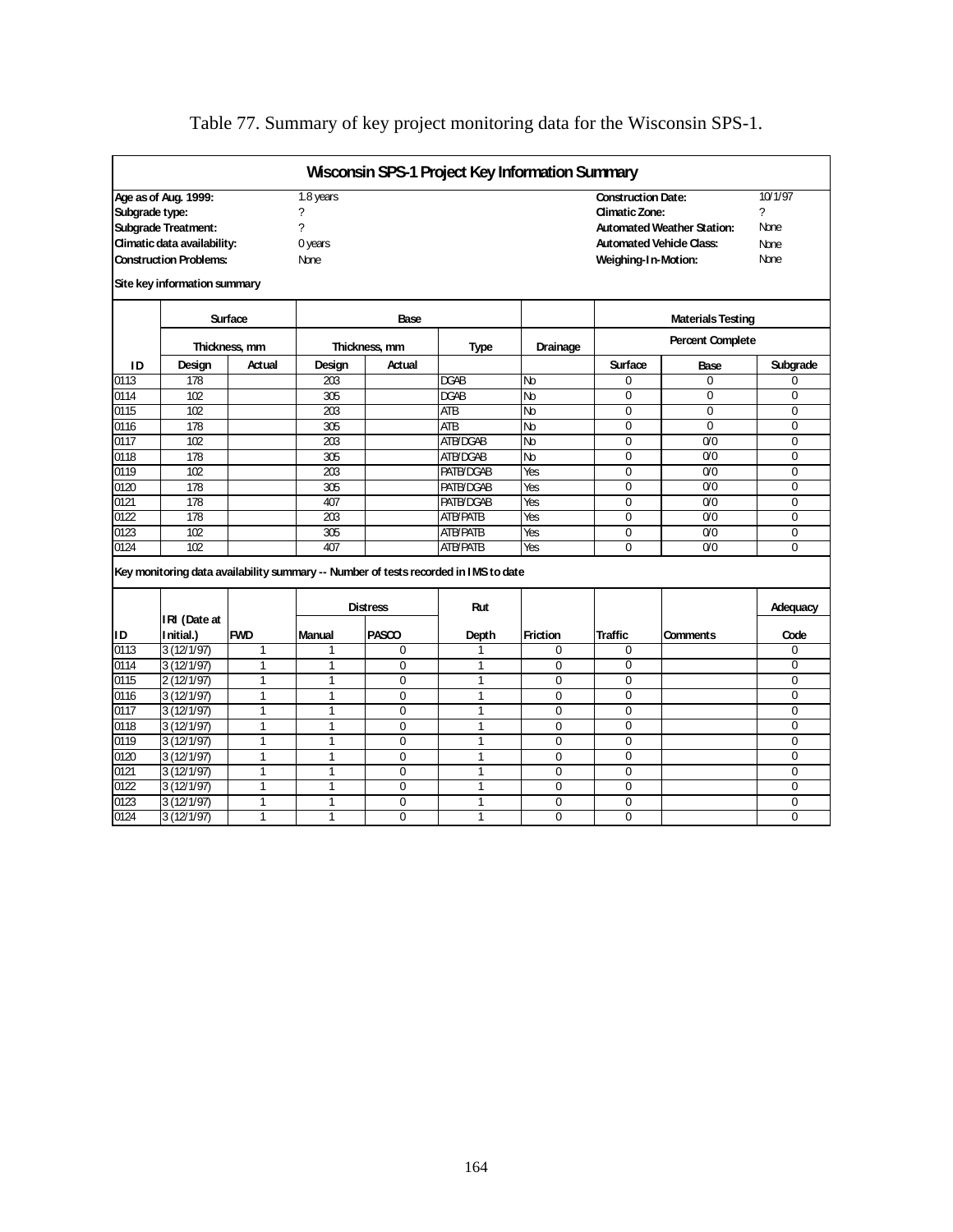Table 77. Summary of key project monitoring data for the Wisconsin SPS-1.

## Wisconsin SPS-1 Project Key Information Summary

| | | | |
|---|---|---|---|
| **Age as of Aug. 1999:** | 1.8 years | **Construction Date:** | 10/1/97 |
| **Subgrade type:** | ? | **Climatic Zone:** | ? |
| **Subgrade Treatment:** | ? | **Automated Weather Station:** | None |
| **Climatic data availability:** | 0 years | **Automated Vehicle Class:** | None |
| **Construction Problems:** | None | **Weighing-In-Motion:** | None |

**Site key information summary**

| | Surface | | Base | | | | Materials Testing | | |
|---|---|---|---|---|---|---|---|---|---|
| | Thickness, mm | | Thickness, mm | | Type | Drainage | Percent Complete | | |
| ID | Design | Actual | Design | Actual | | | Surface | Base | Subgrade |
| 0113 | 178 | | 203 | | DGAB | No | 0 | 0 | 0 |
| 0114 | 102 | | 305 | | DGAB | No | 0 | 0 | 0 |
| 0115 | 102 | | 203 | | ATB | No | 0 | 0 | 0 |
| 0116 | 178 | | 305 | | ATB | No | 0 | 0 | 0 |
| 0117 | 102 | | 203 | | ATB/DGAB | No | 0 | 0/0 | 0 |
| 0118 | 178 | | 305 | | ATB/DGAB | No | 0 | 0/0 | 0 |
| 0119 | 102 | | 203 | | PATB/DGAB | Yes | 0 | 0/0 | 0 |
| 0120 | 178 | | 305 | | PATB/DGAB | Yes | 0 | 0/0 | 0 |
| 0121 | 178 | | 407 | | PATB/DGAB | Yes | 0 | 0/0 | 0 |
| 0122 | 178 | | 203 | | ATB/PATB | Yes | 0 | 0/0 | 0 |
| 0123 | 102 | | 305 | | ATB/PATB | Yes | 0 | 0/0 | 0 |
| 0124 | 102 | | 407 | | ATB/PATB | Yes | 0 | 0/0 | 0 |

**Key monitoring data availability summary -- Number of tests recorded in IMS to date**

| | | | Distress | | Rut | | | | Adequacy |
|---|---|---|---|---|---|---|---|---|---|
| ID | IRI (Date at Initial.) | FWD | Manual | PASCO | Depth | Friction | Traffic | Comments | Code |
| 0113 | 3 (12/1/97) | 1 | 1 | 0 | 1 | 0 | 0 | | 0 |
| 0114 | 3 (12/1/97) | 1 | 1 | 0 | 1 | 0 | 0 | | 0 |
| 0115 | 2 (12/1/97) | 1 | 1 | 0 | 1 | 0 | 0 | | 0 |
| 0116 | 3 (12/1/97) | 1 | 1 | 0 | 1 | 0 | 0 | | 0 |
| 0117 | 3 (12/1/97) | 1 | 1 | 0 | 1 | 0 | 0 | | 0 |
| 0118 | 3 (12/1/97) | 1 | 1 | 0 | 1 | 0 | 0 | | 0 |
| 0119 | 3 (12/1/97) | 1 | 1 | 0 | 1 | 0 | 0 | | 0 |
| 0120 | 3 (12/1/97) | 1 | 1 | 0 | 1 | 0 | 0 | | 0 |
| 0121 | 3 (12/1/97) | 1 | 1 | 0 | 1 | 0 | 0 | | 0 |
| 0122 | 3 (12/1/97) | 1 | 1 | 0 | 1 | 0 | 0 | | 0 |
| 0123 | 3 (12/1/97) | 1 | 1 | 0 | 1 | 0 | 0 | | 0 |
| 0124 | 3 (12/1/97) | 1 | 1 | 0 | 1 | 0 | 0 | | 0 |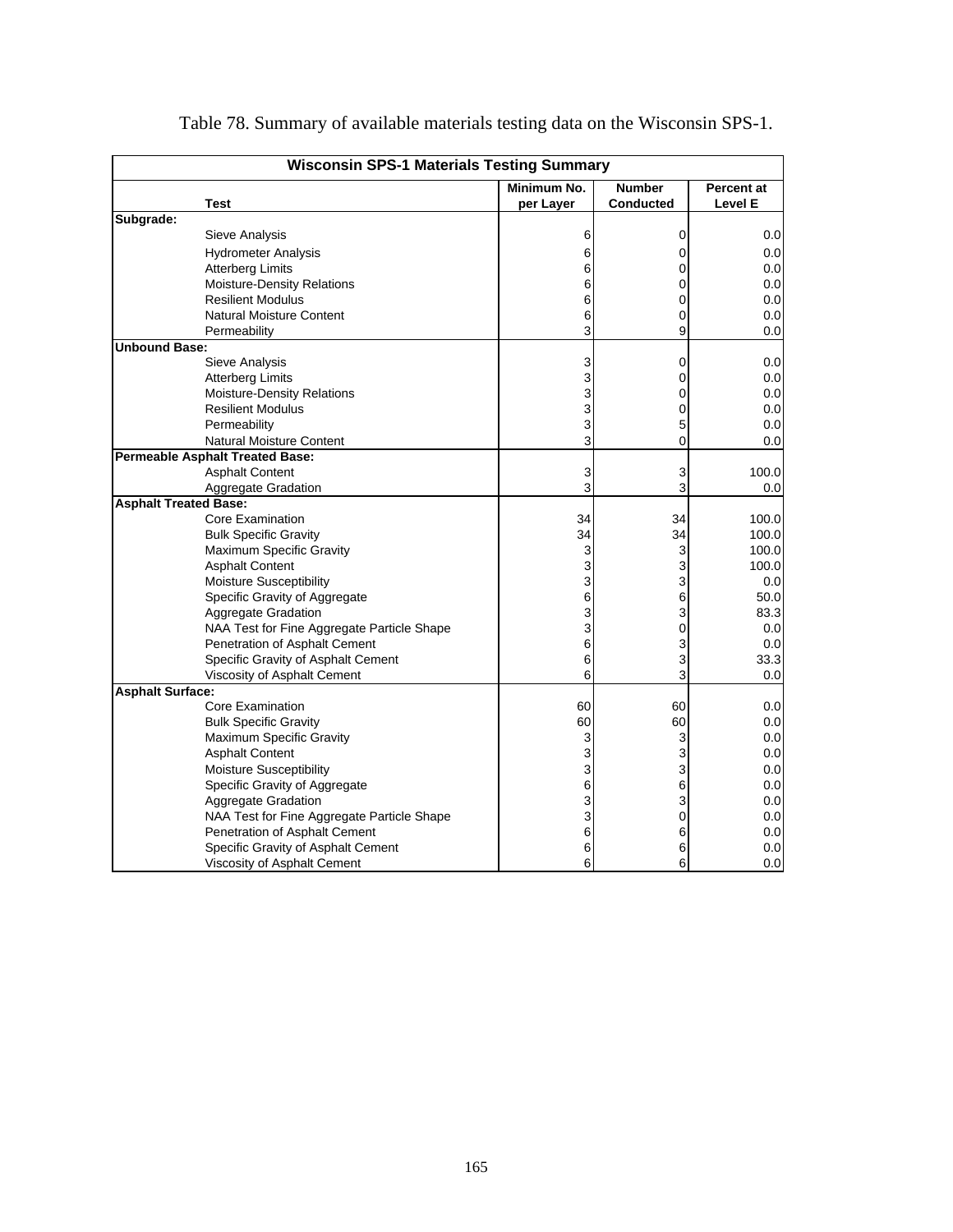Table 78. Summary of available materials testing data on the Wisconsin SPS-1.

| Wisconsin SPS-1 Materials Testing Summary | | | |
|---|---|---|---|
| **Test** | **Minimum No. per Layer** | **Number Conducted** | **Percent at Level E** |
| **Subgrade:** | | | |
| Sieve Analysis | 6 | 0 | 0.0 |
| Hydrometer Analysis | 6 | 0 | 0.0 |
| Atterberg Limits | 6 | 0 | 0.0 |
| Moisture-Density Relations | 6 | 0 | 0.0 |
| Resilient Modulus | 6 | 0 | 0.0 |
| Natural Moisture Content | 6 | 0 | 0.0 |
| Permeability | 3 | 9 | 0.0 |
| **Unbound Base:** | | | |
| Sieve Analysis | 3 | 0 | 0.0 |
| Atterberg Limits | 3 | 0 | 0.0 |
| Moisture-Density Relations | 3 | 0 | 0.0 |
| Resilient Modulus | 3 | 0 | 0.0 |
| Permeability | 3 | 5 | 0.0 |
| Natural Moisture Content | 3 | 0 | 0.0 |
| **Permeable Asphalt Treated Base:** | | | |
| Asphalt Content | 3 | 3 | 100.0 |
| Aggregate Gradation | 3 | 3 | 0.0 |
| **Asphalt Treated Base:** | | | |
| Core Examination | 34 | 34 | 100.0 |
| Bulk Specific Gravity | 34 | 34 | 100.0 |
| Maximum Specific Gravity | 3 | 3 | 100.0 |
| Asphalt Content | 3 | 3 | 100.0 |
| Moisture Susceptibility | 3 | 3 | 0.0 |
| Specific Gravity of Aggregate | 6 | 6 | 50.0 |
| Aggregate Gradation | 3 | 3 | 83.3 |
| NAA Test for Fine Aggregate Particle Shape | 3 | 0 | 0.0 |
| Penetration of Asphalt Cement | 6 | 3 | 0.0 |
| Specific Gravity of Asphalt Cement | 6 | 3 | 33.3 |
| Viscosity of Asphalt Cement | 6 | 3 | 0.0 |
| **Asphalt Surface:** | | | |
| Core Examination | 60 | 60 | 0.0 |
| Bulk Specific Gravity | 60 | 60 | 0.0 |
| Maximum Specific Gravity | 3 | 3 | 0.0 |
| Asphalt Content | 3 | 3 | 0.0 |
| Moisture Susceptibility | 3 | 3 | 0.0 |
| Specific Gravity of Aggregate | 6 | 6 | 0.0 |
| Aggregate Gradation | 3 | 3 | 0.0 |
| NAA Test for Fine Aggregate Particle Shape | 3 | 0 | 0.0 |
| Penetration of Asphalt Cement | 6 | 6 | 0.0 |
| Specific Gravity of Asphalt Cement | 6 | 6 | 0.0 |
| Viscosity of Asphalt Cement | 6 | 6 | 0.0 |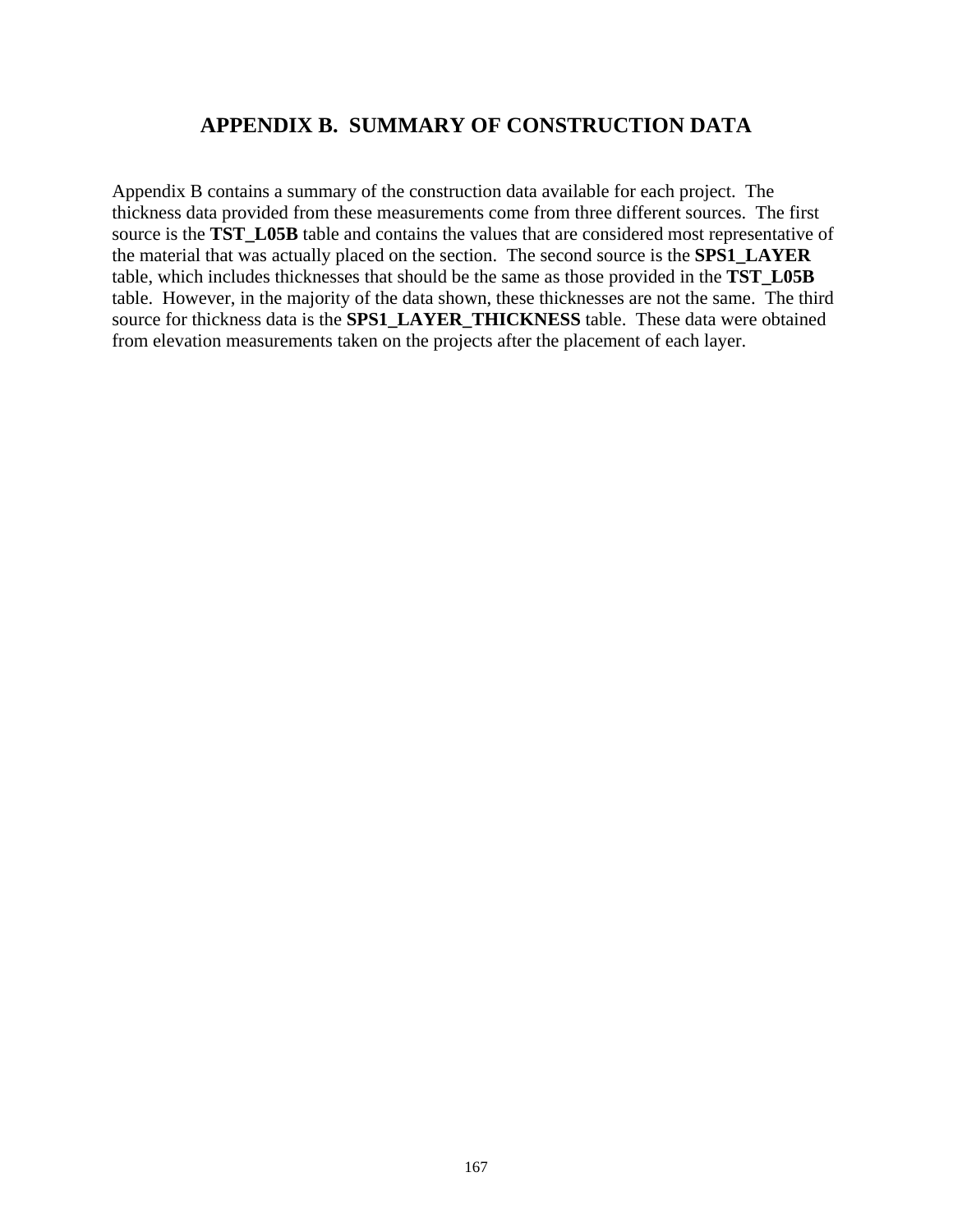# APPENDIX B. SUMMARY OF CONSTRUCTION DATA

Appendix B contains a summary of the construction data available for each project. The thickness data provided from these measurements come from three different sources. The first source is the **TST_L05B** table and contains the values that are considered most representative of the material that was actually placed on the section. The second source is the **SPS1_LAYER** table, which includes thicknesses that should be the same as those provided in the **TST_L05B** table. However, in the majority of the data shown, these thicknesses are not the same. The third source for thickness data is the **SPS1_LAYER_THICKNESS** table. These data were obtained from elevation measurements taken on the projects after the placement of each layer.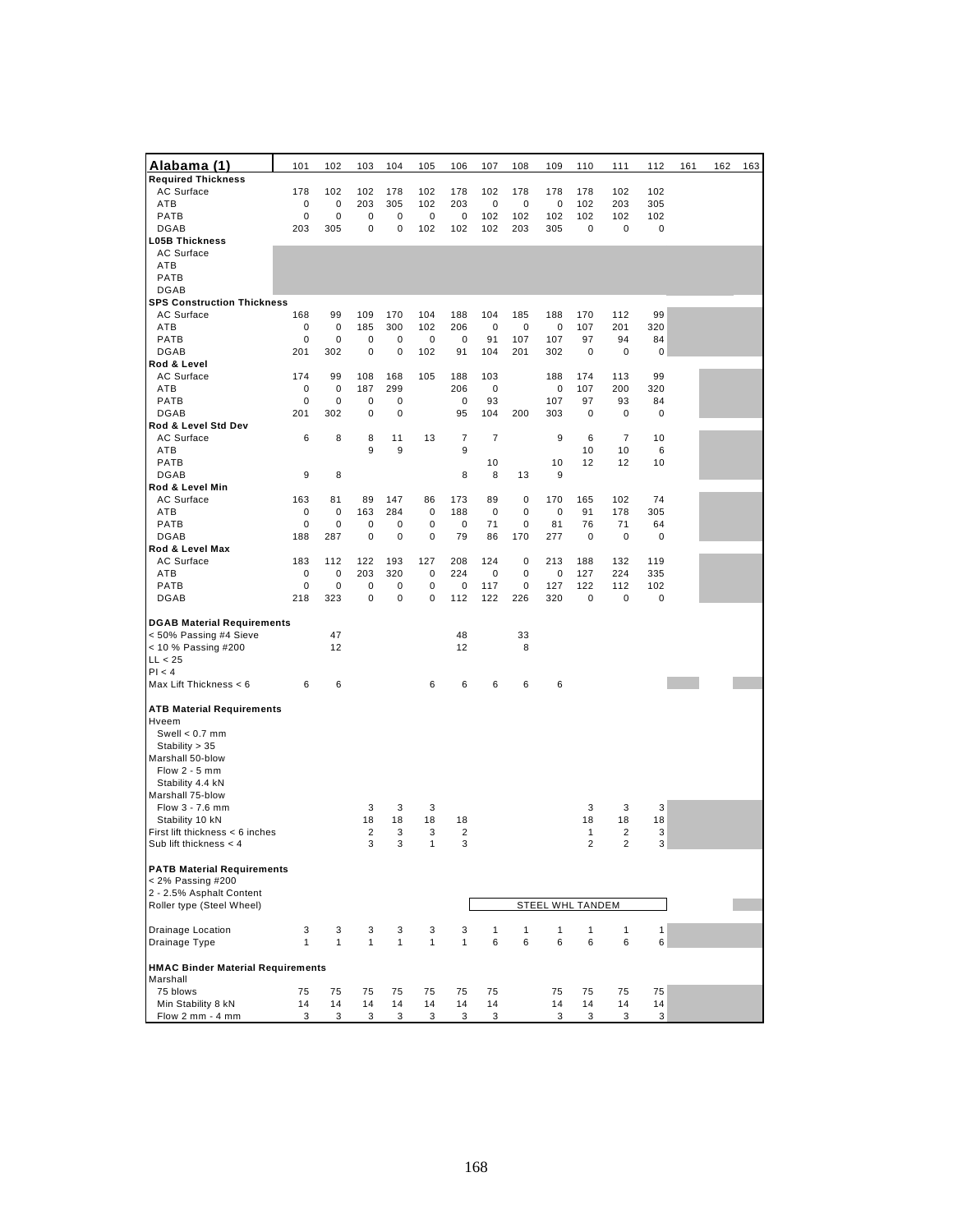| Alabama (1) | 101 | 102 | 103 | 104 | 105 | 106 | 107 | 108 | 109 | 110 | 111 | 112 | 161 | 162 | 163 |
|---|---|---|---|---|---|---|---|---|---|---|---|---|---|---|---|
| **Required Thickness** | | | | | | | | | | | | | | | |
| AC Surface | 178 | 102 | 102 | 178 | 102 | 178 | 102 | 178 | 178 | 178 | 102 | 102 | | | |
| ATB | 0 | 0 | 203 | 305 | 102 | 203 | 0 | 0 | 0 | 102 | 203 | 305 | | | |
| PATB | 0 | 0 | 0 | 0 | 0 | 0 | 102 | 102 | 102 | 102 | 102 | 102 | | | |
| DGAB | 203 | 305 | 0 | 0 | 102 | 102 | 102 | 203 | 305 | 0 | 0 | 0 | | | |
| **L05B Thickness** | | | | | | | | | | | | | | | |
| AC Surface | | | | | | | | | | | | | | | |
| ATB | | | | | | | | | | | | | | | |
| PATB | | | | | | | | | | | | | | | |
| DGAB | | | | | | | | | | | | | | | |
| **SPS Construction Thickness** | | | | | | | | | | | | | | | |
| AC Surface | 168 | 99 | 109 | 170 | 104 | 188 | 104 | 185 | 188 | 170 | 112 | 99 | | | |
| ATB | 0 | 0 | 185 | 300 | 102 | 206 | 0 | 0 | 0 | 107 | 201 | 320 | | | |
| PATB | 0 | 0 | 0 | 0 | 0 | 0 | 91 | 107 | 107 | 97 | 94 | 84 | | | |
| DGAB | 201 | 302 | 0 | 0 | 102 | 91 | 104 | 201 | 302 | 0 | 0 | 0 | | | |
| **Rod & Level** | | | | | | | | | | | | | | | |
| AC Surface | 174 | 99 | 108 | 168 | 105 | 188 | 103 | | 188 | 174 | 113 | 99 | | | |
| ATB | 0 | 0 | 187 | 299 | | 206 | 0 | | 0 | 107 | 200 | 320 | | | |
| PATB | 0 | 0 | 0 | 0 | | 0 | 93 | | 107 | 97 | 93 | 84 | | | |
| DGAB | 201 | 302 | 0 | 0 | | 95 | 104 | 200 | 303 | 0 | 0 | 0 | | | |
| **Rod & Level Std Dev** | | | | | | | | | | | | | | | |
| AC Surface | 6 | 8 | 8 | 11 | 13 | 7 | 7 | | 9 | 6 | 7 | 10 | | | |
| ATB | | | 9 | 9 | | 9 | | | | 10 | 10 | 6 | | | |
| PATB | | | | | | | 10 | | 10 | 12 | 12 | 10 | | | |
| DGAB | 9 | 8 | | | | 8 | 8 | 13 | 9 | | | | | | |
| **Rod & Level Min** | | | | | | | | | | | | | | | |
| AC Surface | 163 | 81 | 89 | 147 | 86 | 173 | 89 | 0 | 170 | 165 | 102 | 74 | | | |
| ATB | 0 | 0 | 163 | 284 | 0 | 188 | 0 | 0 | 0 | 91 | 178 | 305 | | | |
| PATB | 0 | 0 | 0 | 0 | 0 | 0 | 71 | 0 | 81 | 76 | 71 | 64 | | | |
| DGAB | 188 | 287 | 0 | 0 | 0 | 79 | 86 | 170 | 277 | 0 | 0 | 0 | | | |
| **Rod & Level Max** | | | | | | | | | | | | | | | |
| AC Surface | 183 | 112 | 122 | 193 | 127 | 208 | 124 | 0 | 213 | 188 | 132 | 119 | | | |
| ATB | 0 | 0 | 203 | 320 | 0 | 224 | 0 | 0 | 0 | 127 | 224 | 335 | | | |
| PATB | 0 | 0 | 0 | 0 | 0 | 0 | 117 | 0 | 127 | 122 | 112 | 102 | | | |
| DGAB | 218 | 323 | 0 | 0 | 0 | 112 | 122 | 226 | 320 | 0 | 0 | 0 | | | |
| **DGAB Material Requirements** | | | | | | | | | | | | | | | |
| < 50% Passing #4 Sieve | | 47 | | | | 48 | | 33 | | | | | | | |
| < 10 % Passing #200 | | 12 | | | | 12 | | 8 | | | | | | | |
| LL < 25 | | | | | | | | | | | | | | | |
| PI < 4 | | | | | | | | | | | | | | | |
| Max Lift Thickness < 6 | 6 | 6 | | | 6 | 6 | 6 | 6 | 6 | | | | | | |
| **ATB Material Requirements** | | | | | | | | | | | | | | | |
| Hveem | | | | | | | | | | | | | | | |
| Swell < 0.7 mm | | | | | | | | | | | | | | | |
| Stability > 35 | | | | | | | | | | | | | | | |
| Marshall 50-blow | | | | | | | | | | | | | | | |
| Flow 2 - 5 mm | | | | | | | | | | | | | | | |
| Stability 4.4 kN | | | | | | | | | | | | | | | |
| Marshall 75-blow | | | | | | | | | | | | | | | |
| Flow 3 - 7.6 mm | | | 3 | 3 | 3 | | | | | 3 | 3 | 3 | | | |
| Stability 10 kN | | | 18 | 18 | 18 | 18 | | | | 18 | 18 | 18 | | | |
| First lift thickness < 6 inches | | | 2 | 3 | 3 | 2 | | | | 1 | 2 | 3 | | | |
| Sub lift thickness < 4 | | | 3 | 3 | 1 | 3 | | | | 2 | 2 | 3 | | | |
| **PATB Material Requirements** | | | | | | | | | | | | | | | |
| < 2% Passing #200 | | | | | | | | | | | | | | | |
| 2 - 2.5% Asphalt Content | | | | | | | | | | | | | | | |
| Roller type (Steel Wheel) | | | | | | | STEEL WHL TANDEM | | | | | | | | |
| Drainage Location | 3 | 3 | 3 | 3 | 3 | 3 | 1 | 1 | 1 | 1 | 1 | 1 | | | |
| Drainage Type | 1 | 1 | 1 | 1 | 1 | 1 | 6 | 6 | 6 | 6 | 6 | 6 | | | |
| **HMAC Binder Material Requirements** | | | | | | | | | | | | | | | |
| Marshall | | | | | | | | | | | | | | | |
| 75 blows | 75 | 75 | 75 | 75 | 75 | 75 | 75 | | 75 | 75 | 75 | 75 | | | |
| Min Stability 8 kN | 14 | 14 | 14 | 14 | 14 | 14 | 14 | | 14 | 14 | 14 | 14 | | | |
| Flow 2 mm - 4 mm | 3 | 3 | 3 | 3 | 3 | 3 | 3 | | 3 | 3 | 3 | 3 | | | |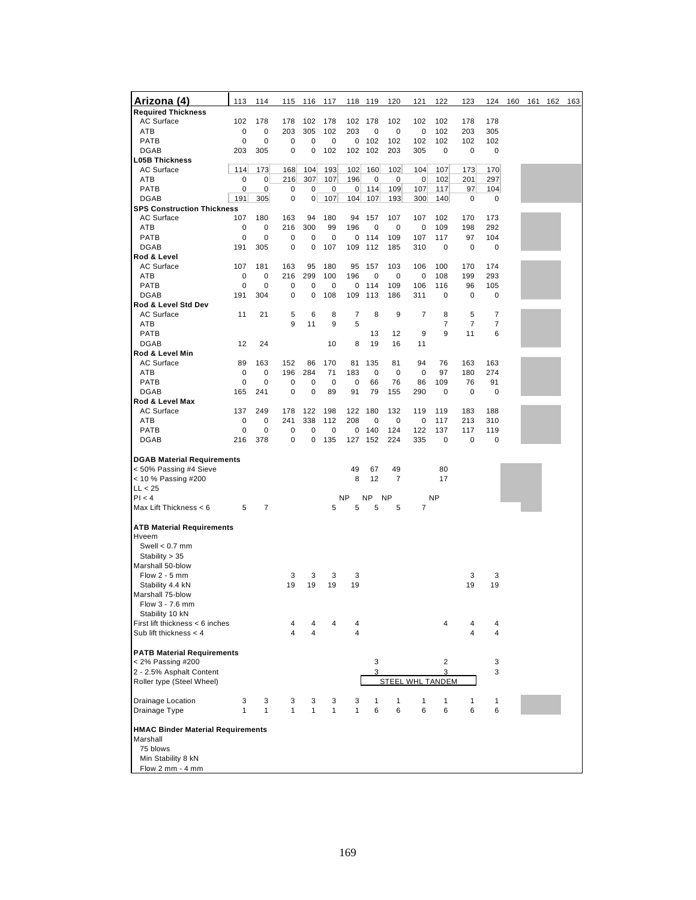| Arizona (4) | 113 | 114 | 115 | 116 | 117 | 118 | 119 | 120 | 121 | 122 | 123 | 124 | 160 | 161 | 162 | 163 |
|---|---|---|---|---|---|---|---|---|---|---|---|---|---|---|---|---|
| **Required Thickness** | | | | | | | | | | | | | | | | |
| AC Surface | 102 | 178 | 178 | 102 | 178 | 102 | 178 | 102 | 102 | 102 | 178 | 178 | | | | |
| ATB | 0 | 0 | 203 | 305 | 102 | 203 | 0 | 0 | 0 | 102 | 203 | 305 | | | | |
| PATB | 0 | 0 | 0 | 0 | 0 | 0 | 102 | 102 | 102 | 102 | 102 | 102 | | | | |
| DGAB | 203 | 305 | 0 | 0 | 102 | 102 | 102 | 203 | 305 | 0 | 0 | 0 | | | | |
| **L05B Thickness** | | | | | | | | | | | | | | | | |
| AC Surface | 114 | 173 | 168 | 104 | 193 | 102 | 160 | 102 | 104 | 107 | 173 | 170 | | | | |
| ATB | 0 | 0 | 216 | 307 | 107 | 196 | 0 | 0 | 0 | 102 | 201 | 297 | | | | |
| PATB | 0 | 0 | 0 | 0 | 0 | 0 | 114 | 109 | 107 | 117 | 97 | 104 | | | | |
| DGAB | 191 | 305 | 0 | 0 | 107 | 104 | 107 | 193 | 300 | 140 | 0 | 0 | | | | |
| **SPS Construction Thickness** | | | | | | | | | | | | | | | | |
| AC Surface | 107 | 180 | 163 | 94 | 180 | 94 | 157 | 107 | 107 | 102 | 170 | 173 | | | | |
| ATB | 0 | 0 | 216 | 300 | 99 | 196 | 0 | 0 | 0 | 109 | 198 | 292 | | | | |
| PATB | 0 | 0 | 0 | 0 | 0 | 0 | 114 | 109 | 107 | 117 | 97 | 104 | | | | |
| DGAB | 191 | 305 | 0 | 0 | 107 | 109 | 112 | 185 | 310 | 0 | 0 | 0 | | | | |
| **Rod & Level** | | | | | | | | | | | | | | | | |
| AC Surface | 107 | 181 | 163 | 95 | 180 | 95 | 157 | 103 | 106 | 100 | 170 | 174 | | | | |
| ATB | 0 | 0 | 216 | 299 | 100 | 196 | 0 | 0 | 0 | 108 | 199 | 293 | | | | |
| PATB | 0 | 0 | 0 | 0 | 0 | 0 | 114 | 109 | 106 | 116 | 96 | 105 | | | | |
| DGAB | 191 | 304 | 0 | 0 | 108 | 109 | 113 | 186 | 311 | 0 | 0 | 0 | | | | |
| **Rod & Level Std Dev** | | | | | | | | | | | | | | | | |
| AC Surface | 11 | 21 | 5 | 6 | 8 | 7 | 8 | 9 | 7 | 8 | 5 | 7 | | | | |
| ATB | | | 9 | 11 | 9 | 5 | | | | 7 | 7 | 7 | | | | |
| PATB | | | | | | | 13 | 12 | 9 | 9 | 11 | 6 | | | | |
| DGAB | 12 | 24 | | | 10 | 8 | 19 | 16 | 11 | | | | | | | |
| **Rod & Level Min** | | | | | | | | | | | | | | | | |
| AC Surface | 89 | 163 | 152 | 86 | 170 | 81 | 135 | 81 | 94 | 76 | 163 | 163 | | | | |
| ATB | 0 | 0 | 196 | 284 | 71 | 183 | 0 | 0 | 0 | 97 | 180 | 274 | | | | |
| PATB | 0 | 0 | 0 | 0 | 0 | 0 | 66 | 76 | 86 | 109 | 76 | 91 | | | | |
| DGAB | 165 | 241 | 0 | 0 | 89 | 91 | 79 | 155 | 290 | 0 | 0 | 0 | | | | |
| **Rod & Level Max** | | | | | | | | | | | | | | | | |
| AC Surface | 137 | 249 | 178 | 122 | 198 | 122 | 180 | 132 | 119 | 119 | 183 | 188 | | | | |
| ATB | 0 | 0 | 241 | 338 | 112 | 208 | 0 | 0 | 0 | 117 | 213 | 310 | | | | |
| PATB | 0 | 0 | 0 | 0 | 0 | 0 | 140 | 124 | 122 | 137 | 117 | 119 | | | | |
| DGAB | 216 | 378 | 0 | 0 | 135 | 127 | 152 | 224 | 335 | 0 | 0 | 0 | | | | |
| **DGAB Material Requirements** | | | | | | | | | | | | | | | | |
| < 50% Passing #4 Sieve | | | | | | 49 | 67 | 49 | | 80 | | | | | | |
| < 10 % Passing #200 | | | | | | 8 | 12 | 7 | | 17 | | | | | | |
| LL < 25 | | | | | | | | | | | | | | | | |
| PI < 4 | | | | | | NP | NP | NP | | NP | | | | | | |
| Max Lift Thickness < 6 | 5 | 7 | | | 5 | 5 | 5 | 5 | 7 | | | | | | | |
| **ATB Material Requirements** | | | | | | | | | | | | | | | | |
| Hveem | | | | | | | | | | | | | | | | |
| Swell < 0.7 mm | | | | | | | | | | | | | | | | |
| Stability > 35 | | | | | | | | | | | | | | | | |
| Marshall 50-blow | | | | | | | | | | | | | | | | |
| Flow 2 - 5 mm | | | 3 | 3 | 3 | 3 | | | | | 3 | 3 | | | | |
| Stability 4.4 kN | | | 19 | 19 | 19 | 19 | | | | | 19 | 19 | | | | |
| Marshall 75-blow | | | | | | | | | | | | | | | | |
| Flow 3 - 7.6 mm | | | | | | | | | | | | | | | | |
| Stability 10 kN | | | | | | | | | | | | | | | | |
| First lift thickness < 6 inches | | | 4 | 4 | 4 | 4 | | | | 4 | 4 | 4 | | | | |
| Sub lift thickness < 4 | | | 4 | 4 | | 4 | | | | | 4 | 4 | | | | |
| **PATB Material Requirements** | | | | | | | | | | | | | | | | |
| < 2% Passing #200 | | | | | | | 3 | | | 2 | | 3 | | | | |
| 2 - 2.5% Asphalt Content | | | | | | | 3 | | | 3 | | 3 | | | | |
| Roller type (Steel Wheel) | | | | | | | | | STEEL WHL TANDEM | | | | | | | |
| Drainage Location | 3 | 3 | 3 | 3 | 3 | 3 | 1 | 1 | 1 | 1 | 1 | 1 | | | | |
| Drainage Type | 1 | 1 | 1 | 1 | 1 | 1 | 6 | 6 | 6 | 6 | 6 | 6 | | | | |
| **HMAC Binder Material Requirements** | | | | | | | | | | | | | | | | |
| Marshall | | | | | | | | | | | | | | | | |
| 75 blows | | | | | | | | | | | | | | | | |
| Min Stability 8 kN | | | | | | | | | | | | | | | | |
| Flow 2 mm - 4 mm | | | | | | | | | | | | | | | | |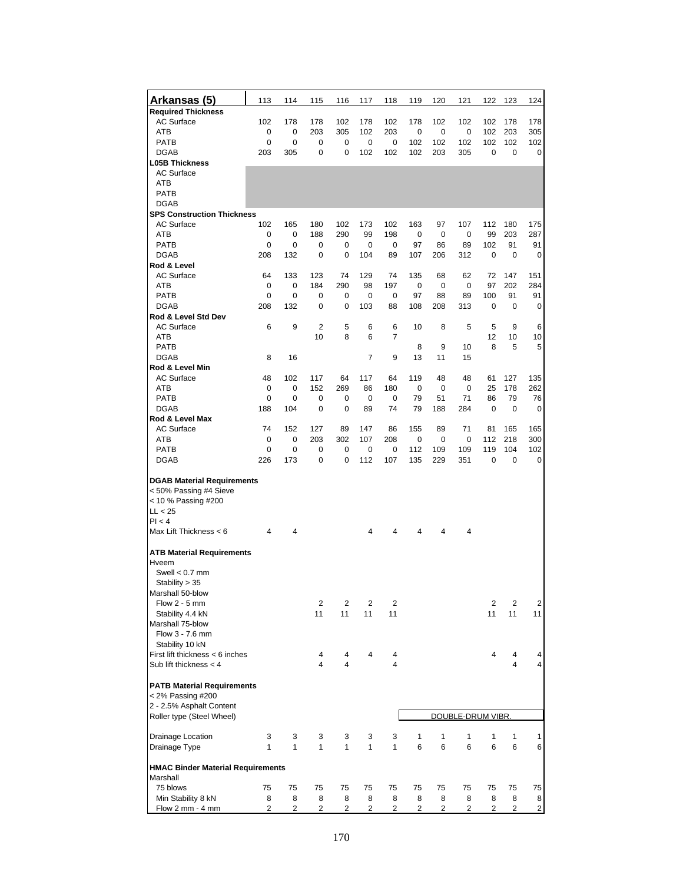| Arkansas (5) | 113 | 114 | 115 | 116 | 117 | 118 | 119 | 120 | 121 | 122 | 123 | 124 |
|---|---|---|---|---|---|---|---|---|---|---|---|---|
| **Required Thickness** | | | | | | | | | | | | |
| AC Surface | 102 | 178 | 178 | 102 | 178 | 102 | 178 | 102 | 102 | 102 | 178 | 178 |
| ATB | 0 | 0 | 203 | 305 | 102 | 203 | 0 | 0 | 0 | 102 | 203 | 305 |
| PATB | 0 | 0 | 0 | 0 | 0 | 0 | 102 | 102 | 102 | 102 | 102 | 102 |
| DGAB | 203 | 305 | 0 | 0 | 102 | 102 | 102 | 203 | 305 | 0 | 0 | 0 |
| **L05B Thickness** | | | | | | | | | | | | |
| AC Surface | | | | | | | | | | | | |
| ATB | | | | | | | | | | | | |
| PATB | | | | | | | | | | | | |
| DGAB | | | | | | | | | | | | |
| **SPS Construction Thickness** | | | | | | | | | | | | |
| AC Surface | 102 | 165 | 180 | 102 | 173 | 102 | 163 | 97 | 107 | 112 | 180 | 175 |
| ATB | 0 | 0 | 188 | 290 | 99 | 198 | 0 | 0 | 0 | 99 | 203 | 287 |
| PATB | 0 | 0 | 0 | 0 | 0 | 0 | 97 | 86 | 89 | 102 | 91 | 91 |
| DGAB | 208 | 132 | 0 | 0 | 104 | 89 | 107 | 206 | 312 | 0 | 0 | 0 |
| **Rod & Level** | | | | | | | | | | | | |
| AC Surface | 64 | 133 | 123 | 74 | 129 | 74 | 135 | 68 | 62 | 72 | 147 | 151 |
| ATB | 0 | 0 | 184 | 290 | 98 | 197 | 0 | 0 | 0 | 97 | 202 | 284 |
| PATB | 0 | 0 | 0 | 0 | 0 | 0 | 97 | 88 | 89 | 100 | 91 | 91 |
| DGAB | 208 | 132 | 0 | 0 | 103 | 88 | 108 | 208 | 313 | 0 | 0 | 0 |
| **Rod & Level Std Dev** | | | | | | | | | | | | |
| AC Surface | 6 | 9 | 2 | 5 | 6 | 6 | 10 | 8 | 5 | 5 | 9 | 6 |
| ATB | | | 10 | 8 | 6 | 7 | | | | 12 | 10 | 10 |
| PATB | | | | | | | 8 | 9 | 10 | 8 | 5 | 5 |
| DGAB | 8 | 16 | | | 7 | 9 | 13 | 11 | 15 | | | |
| **Rod & Level Min** | | | | | | | | | | | | |
| AC Surface | 48 | 102 | 117 | 64 | 117 | 64 | 119 | 48 | 48 | 61 | 127 | 135 |
| ATB | 0 | 0 | 152 | 269 | 86 | 180 | 0 | 0 | 0 | 25 | 178 | 262 |
| PATB | 0 | 0 | 0 | 0 | 0 | 0 | 79 | 51 | 71 | 86 | 79 | 76 |
| DGAB | 188 | 104 | 0 | 0 | 89 | 74 | 79 | 188 | 284 | 0 | 0 | 0 |
| **Rod & Level Max** | | | | | | | | | | | | |
| AC Surface | 74 | 152 | 127 | 89 | 147 | 86 | 155 | 89 | 71 | 81 | 165 | 165 |
| ATB | 0 | 0 | 203 | 302 | 107 | 208 | 0 | 0 | 0 | 112 | 218 | 300 |
| PATB | 0 | 0 | 0 | 0 | 0 | 0 | 112 | 109 | 109 | 119 | 104 | 102 |
| DGAB | 226 | 173 | 0 | 0 | 112 | 107 | 135 | 229 | 351 | 0 | 0 | 0 |
| **DGAB Material Requirements** | | | | | | | | | | | | |
| < 50% Passing #4 Sieve | | | | | | | | | | | | |
| < 10 % Passing #200 | | | | | | | | | | | | |
| LL < 25 | | | | | | | | | | | | |
| PI < 4 | | | | | | | | | | | | |
| Max Lift Thickness < 6 | 4 | 4 | | | 4 | 4 | 4 | 4 | 4 | | | |
| **ATB Material Requirements** | | | | | | | | | | | | |
| Hveem | | | | | | | | | | | | |
| Swell < 0.7 mm | | | | | | | | | | | | |
| Stability > 35 | | | | | | | | | | | | |
| Marshall 50-blow | | | | | | | | | | | | |
| Flow 2 - 5 mm | | | 2 | 2 | 2 | 2 | | | | 2 | 2 | 2 |
| Stability 4.4 kN | | | 11 | 11 | 11 | 11 | | | | 11 | 11 | 11 |
| Marshall 75-blow | | | | | | | | | | | | |
| Flow 3 - 7.6 mm | | | | | | | | | | | | |
| Stability 10 kN | | | | | | | | | | | | |
| First lift thickness < 6 inches | | | 4 | 4 | 4 | 4 | | | | 4 | 4 | 4 |
| Sub lift thickness < 4 | | | 4 | 4 | | 4 | | | | | 4 | 4 |
| **PATB Material Requirements** | | | | | | | | | | | | |
| < 2% Passing #200 | | | | | | | | | | | | |
| 2 - 2.5% Asphalt Content | | | | | | | | | | | | |
| Roller type (Steel Wheel) | | | | | | | DOUBLE-DRUM VIBR. | | | | | |
| Drainage Location | 3 | 3 | 3 | 3 | 3 | 3 | 1 | 1 | 1 | 1 | 1 | 1 |
| Drainage Type | 1 | 1 | 1 | 1 | 1 | 1 | 6 | 6 | 6 | 6 | 6 | 6 |
| **HMAC Binder Material Requirements** | | | | | | | | | | | | |
| Marshall | | | | | | | | | | | | |
| 75 blows | 75 | 75 | 75 | 75 | 75 | 75 | 75 | 75 | 75 | 75 | 75 | 75 |
| Min Stability 8 kN | 8 | 8 | 8 | 8 | 8 | 8 | 8 | 8 | 8 | 8 | 8 | 8 |
| Flow 2 mm - 4 mm | 2 | 2 | 2 | 2 | 2 | 2 | 2 | 2 | 2 | 2 | 2 | 2 |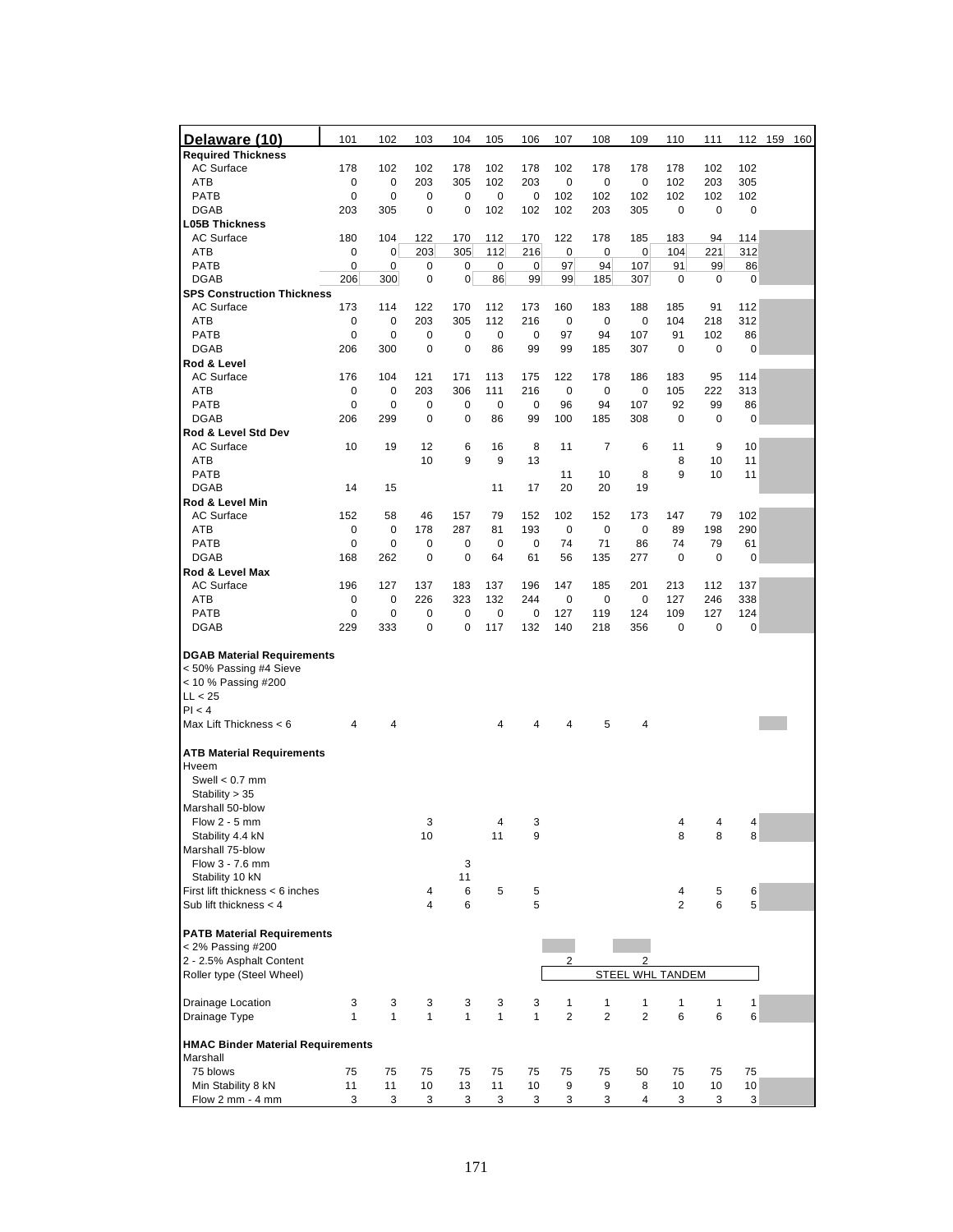| Delaware (10) | 101 | 102 | 103 | 104 | 105 | 106 | 107 | 108 | 109 | 110 | 111 | 112 | 159 | 160 |
|---|---|---|---|---|---|---|---|---|---|---|---|---|---|---|
| **Required Thickness** | | | | | | | | | | | | | | |
| AC Surface | 178 | 102 | 102 | 178 | 102 | 178 | 102 | 178 | 178 | 178 | 102 | 102 | | |
| ATB | 0 | 0 | 203 | 305 | 102 | 203 | 0 | 0 | 0 | 102 | 203 | 305 | | |
| PATB | 0 | 0 | 0 | 0 | 0 | 0 | 102 | 102 | 102 | 102 | 102 | 102 | | |
| DGAB | 203 | 305 | 0 | 0 | 102 | 102 | 102 | 203 | 305 | 0 | 0 | 0 | | |
| **L05B Thickness** | | | | | | | | | | | | | | |
| AC Surface | 180 | 104 | 122 | 170 | 112 | 170 | 122 | 178 | 185 | 183 | 94 | 114 | | |
| ATB | 0 | 0 | 203 | 305 | 112 | 216 | 0 | 0 | 0 | 104 | 221 | 312 | | |
| PATB | 0 | 0 | 0 | 0 | 0 | 0 | 97 | 94 | 107 | 91 | 99 | 86 | | |
| DGAB | 206 | 300 | 0 | 0 | 86 | 99 | 99 | 185 | 307 | 0 | 0 | 0 | | |
| **SPS Construction Thickness** | | | | | | | | | | | | | | |
| AC Surface | 173 | 114 | 122 | 170 | 112 | 173 | 160 | 183 | 188 | 185 | 91 | 112 | | |
| ATB | 0 | 0 | 203 | 305 | 112 | 216 | 0 | 0 | 0 | 104 | 218 | 312 | | |
| PATB | 0 | 0 | 0 | 0 | 0 | 0 | 97 | 94 | 107 | 91 | 102 | 86 | | |
| DGAB | 206 | 300 | 0 | 0 | 86 | 99 | 99 | 185 | 307 | 0 | 0 | 0 | | |
| **Rod & Level** | | | | | | | | | | | | | | |
| AC Surface | 176 | 104 | 121 | 171 | 113 | 175 | 122 | 178 | 186 | 183 | 95 | 114 | | |
| ATB | 0 | 0 | 203 | 306 | 111 | 216 | 0 | 0 | 0 | 105 | 222 | 313 | | |
| PATB | 0 | 0 | 0 | 0 | 0 | 0 | 96 | 94 | 107 | 92 | 99 | 86 | | |
| DGAB | 206 | 299 | 0 | 0 | 86 | 99 | 100 | 185 | 308 | 0 | 0 | 0 | | |
| **Rod & Level Std Dev** | | | | | | | | | | | | | | |
| AC Surface | 10 | 19 | 12 | 6 | 16 | 8 | 11 | 7 | 6 | 11 | 9 | 10 | | |
| ATB | | | 10 | 9 | 9 | 13 | | | | 8 | 10 | 11 | | |
| PATB | | | | | | | 11 | 10 | 8 | 9 | 10 | 11 | | |
| DGAB | 14 | 15 | | | 11 | 17 | 20 | 20 | 19 | | | | | |
| **Rod & Level Min** | | | | | | | | | | | | | | |
| AC Surface | 152 | 58 | 46 | 157 | 79 | 152 | 102 | 152 | 173 | 147 | 79 | 102 | | |
| ATB | 0 | 0 | 178 | 287 | 81 | 193 | 0 | 0 | 0 | 89 | 198 | 290 | | |
| PATB | 0 | 0 | 0 | 0 | 0 | 0 | 74 | 71 | 86 | 74 | 79 | 61 | | |
| DGAB | 168 | 262 | 0 | 0 | 64 | 61 | 56 | 135 | 277 | 0 | 0 | 0 | | |
| **Rod & Level Max** | | | | | | | | | | | | | | |
| AC Surface | 196 | 127 | 137 | 183 | 137 | 196 | 147 | 185 | 201 | 213 | 112 | 137 | | |
| ATB | 0 | 0 | 226 | 323 | 132 | 244 | 0 | 0 | 0 | 127 | 246 | 338 | | |
| PATB | 0 | 0 | 0 | 0 | 0 | 0 | 127 | 119 | 124 | 109 | 127 | 124 | | |
| DGAB | 229 | 333 | 0 | 0 | 117 | 132 | 140 | 218 | 356 | 0 | 0 | 0 | | |
| | | | | | | | | | | | | | | |
| **DGAB Material Requirements** | | | | | | | | | | | | | | |
| < 50% Passing #4 Sieve | | | | | | | | | | | | | | |
| < 10 % Passing #200 | | | | | | | | | | | | | | |
| LL < 25 | | | | | | | | | | | | | | |
| PI < 4 | | | | | | | | | | | | | | |
| Max Lift Thickness < 6 | 4 | 4 | | | 4 | 4 | 4 | 5 | 4 | | | | | |
| | | | | | | | | | | | | | | |
| **ATB Material Requirements** | | | | | | | | | | | | | | |
| Hveem | | | | | | | | | | | | | | |
| Swell < 0.7 mm | | | | | | | | | | | | | | |
| Stability > 35 | | | | | | | | | | | | | | |
| Marshall 50-blow | | | | | | | | | | | | | | |
| Flow 2 - 5 mm | | | 3 | | 4 | 3 | | | | 4 | 4 | 4 | | |
| Stability 4.4 kN | | | 10 | | 11 | 9 | | | | 8 | 8 | 8 | | |
| Marshall 75-blow | | | | | | | | | | | | | | |
| Flow 3 - 7.6 mm | | | | 3 | | | | | | | | | | |
| Stability 10 kN | | | | 11 | | | | | | | | | | |
| First lift thickness < 6 inches | | | 4 | 6 | 5 | 5 | | | | 4 | 5 | 6 | | |
| Sub lift thickness < 4 | | | 4 | 6 | | 5 | | | | 2 | 6 | 5 | | |
| | | | | | | | | | | | | | | |
| **PATB Material Requirements** | | | | | | | | | | | | | | |
| < 2% Passing #200 | | | | | | | | | | | | | | |
| 2 - 2.5% Asphalt Content | | | | | | | 2 | | 2 | | | | | |
| Roller type (Steel Wheel) | | | | | | | STEEL WHL TANDEM | | | | | | | |
| | | | | | | | | | | | | | | |
| Drainage Location | 3 | 3 | 3 | 3 | 3 | 3 | 1 | 1 | 1 | 1 | 1 | 1 | | |
| Drainage Type | 1 | 1 | 1 | 1 | 1 | 1 | 2 | 2 | 2 | 6 | 6 | 6 | | |
| | | | | | | | | | | | | | | |
| **HMAC Binder Material Requirements** | | | | | | | | | | | | | | |
| Marshall | | | | | | | | | | | | | | |
| 75 blows | 75 | 75 | 75 | 75 | 75 | 75 | 75 | 75 | 50 | 75 | 75 | 75 | | |
| Min Stability 8 kN | 11 | 11 | 10 | 13 | 11 | 10 | 9 | 9 | 8 | 10 | 10 | 10 | | |
| Flow 2 mm - 4 mm | 3 | 3 | 3 | 3 | 3 | 3 | 3 | 3 | 4 | 3 | 3 | 3 | | |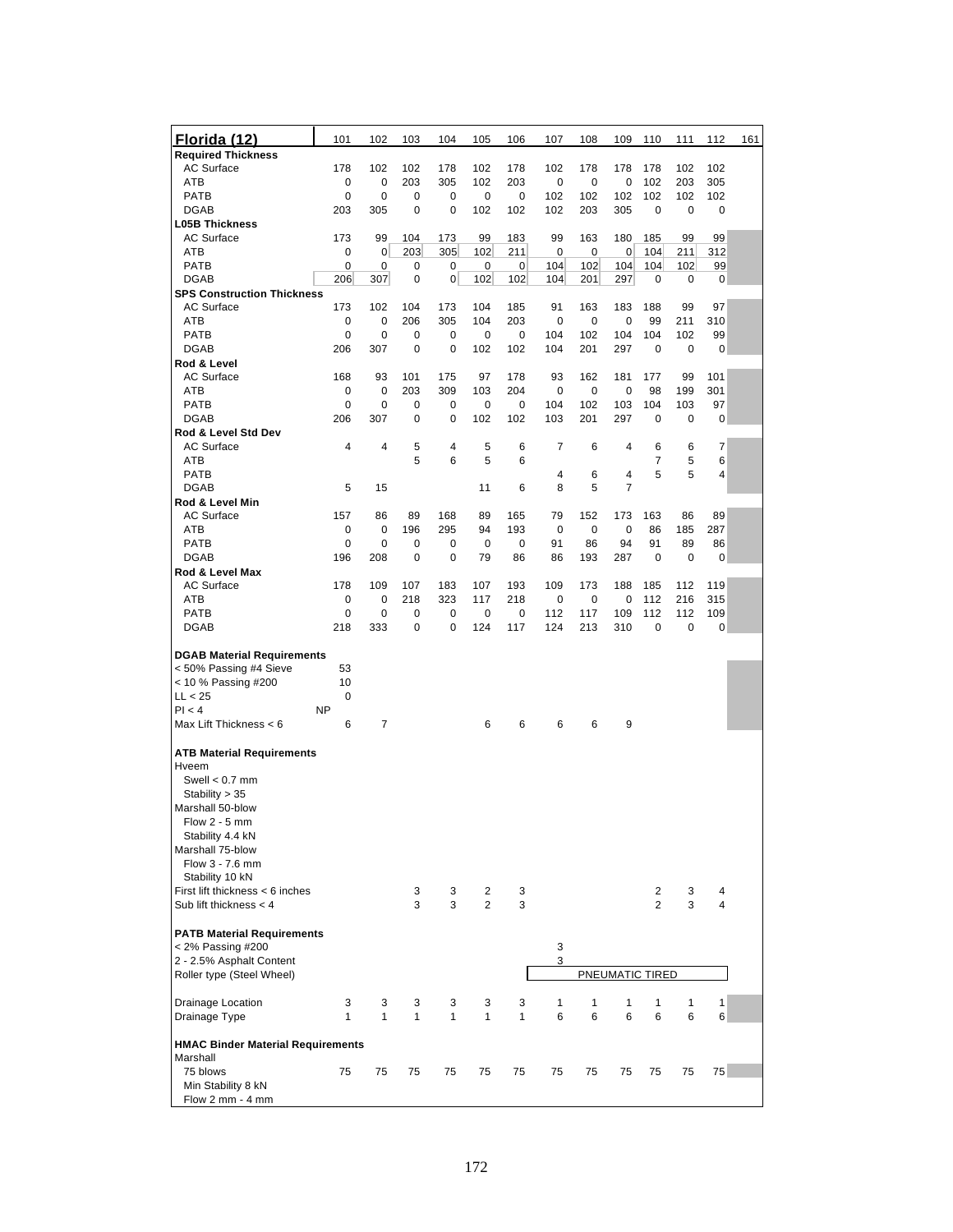| Florida (12) | 101 | 102 | 103 | 104 | 105 | 106 | 107 | 108 | 109 | 110 | 111 | 112 | 161 |
|---|---|---|---|---|---|---|---|---|---|---|---|---|---|
| **Required Thickness** | | | | | | | | | | | | | |
| AC Surface | 178 | 102 | 102 | 178 | 102 | 178 | 102 | 178 | 178 | 178 | 102 | 102 | |
| ATB | 0 | 0 | 203 | 305 | 102 | 203 | 0 | 0 | 0 | 102 | 203 | 305 | |
| PATB | 0 | 0 | 0 | 0 | 0 | 0 | 102 | 102 | 102 | 102 | 102 | 102 | |
| DGAB | 203 | 305 | 0 | 0 | 102 | 102 | 102 | 203 | 305 | 0 | 0 | 0 | |
| **L05B Thickness** | | | | | | | | | | | | | |
| AC Surface | 173 | 99 | 104 | 173 | 99 | 183 | 99 | 163 | 180 | 185 | 99 | 99 | |
| ATB | 0 | 0 | 203 | 305 | 102 | 211 | 0 | 0 | 0 | 104 | 211 | 312 | |
| PATB | 0 | 0 | 0 | 0 | 0 | 0 | 104 | 102 | 104 | 104 | 102 | 99 | |
| DGAB | 206 | 307 | 0 | 0 | 102 | 102 | 104 | 201 | 297 | 0 | 0 | 0 | |
| **SPS Construction Thickness** | | | | | | | | | | | | | |
| AC Surface | 173 | 102 | 104 | 173 | 104 | 185 | 91 | 163 | 183 | 188 | 99 | 97 | |
| ATB | 0 | 0 | 206 | 305 | 104 | 203 | 0 | 0 | 0 | 99 | 211 | 310 | |
| PATB | 0 | 0 | 0 | 0 | 0 | 0 | 104 | 102 | 104 | 104 | 102 | 99 | |
| DGAB | 206 | 307 | 0 | 0 | 102 | 102 | 104 | 201 | 297 | 0 | 0 | 0 | |
| **Rod & Level** | | | | | | | | | | | | | |
| AC Surface | 168 | 93 | 101 | 175 | 97 | 178 | 93 | 162 | 181 | 177 | 99 | 101 | |
| ATB | 0 | 0 | 203 | 309 | 103 | 204 | 0 | 0 | 0 | 98 | 199 | 301 | |
| PATB | 0 | 0 | 0 | 0 | 0 | 0 | 104 | 102 | 103 | 104 | 103 | 97 | |
| DGAB | 206 | 307 | 0 | 0 | 102 | 102 | 103 | 201 | 297 | 0 | 0 | 0 | |
| **Rod & Level Std Dev** | | | | | | | | | | | | | |
| AC Surface | 4 | 4 | 5 | 4 | 5 | 6 | 7 | 6 | 4 | 6 | 6 | 7 | |
| ATB | | | 5 | 6 | 5 | 6 | | | | 7 | 5 | 6 | |
| PATB | | | | | | | 4 | 6 | 4 | 5 | 5 | 4 | |
| DGAB | 5 | 15 | | | 11 | 6 | 8 | 5 | 7 | | | | |
| **Rod & Level Min** | | | | | | | | | | | | | |
| AC Surface | 157 | 86 | 89 | 168 | 89 | 165 | 79 | 152 | 173 | 163 | 86 | 89 | |
| ATB | 0 | 0 | 196 | 295 | 94 | 193 | 0 | 0 | 0 | 86 | 185 | 287 | |
| PATB | 0 | 0 | 0 | 0 | 0 | 0 | 91 | 86 | 94 | 91 | 89 | 86 | |
| DGAB | 196 | 208 | 0 | 0 | 79 | 86 | 86 | 193 | 287 | 0 | 0 | 0 | |
| **Rod & Level Max** | | | | | | | | | | | | | |
| AC Surface | 178 | 109 | 107 | 183 | 107 | 193 | 109 | 173 | 188 | 185 | 112 | 119 | |
| ATB | 0 | 0 | 218 | 323 | 117 | 218 | 0 | 0 | 0 | 112 | 216 | 315 | |
| PATB | 0 | 0 | 0 | 0 | 0 | 0 | 112 | 117 | 109 | 112 | 112 | 109 | |
| DGAB | 218 | 333 | 0 | 0 | 124 | 117 | 124 | 213 | 310 | 0 | 0 | 0 | |
| | | | | | | | | | | | | | |
| **DGAB Material Requirements** | | | | | | | | | | | | | |
| < 50% Passing #4 Sieve | 53 | | | | | | | | | | | | |
| < 10 % Passing #200 | 10 | | | | | | | | | | | | |
| LL < 25 | 0 | | | | | | | | | | | | |
| PI < 4 | NP | | | | | | | | | | | | |
| Max Lift Thickness < 6 | 6 | 7 | | | 6 | 6 | 6 | 6 | 9 | | | | |
| | | | | | | | | | | | | | |
| **ATB Material Requirements** | | | | | | | | | | | | | |
| Hveem | | | | | | | | | | | | | |
| Swell < 0.7 mm | | | | | | | | | | | | | |
| Stability > 35 | | | | | | | | | | | | | |
| Marshall 50-blow | | | | | | | | | | | | | |
| Flow 2 - 5 mm | | | | | | | | | | | | | |
| Stability 4.4 kN | | | | | | | | | | | | | |
| Marshall 75-blow | | | | | | | | | | | | | |
| Flow 3 - 7.6 mm | | | | | | | | | | | | | |
| Stability 10 kN | | | | | | | | | | | | | |
| First lift thickness < 6 inches | | | 3 | 3 | 2 | 3 | | | | 2 | 3 | 4 | |
| Sub lift thickness < 4 | | | 3 | 3 | 2 | 3 | | | | 2 | 3 | 4 | |
| | | | | | | | | | | | | | |
| **PATB Material Requirements** | | | | | | | | | | | | | |
| < 2% Passing #200 | | | | | | | 3 | | | | | | |
| 2 - 2.5% Asphalt Content | | | | | | | 3 | | | | | | |
| Roller type (Steel Wheel) | | | | | | | PNEUMATIC TIRED | | | | | | |
| | | | | | | | | | | | | | |
| Drainage Location | 3 | 3 | 3 | 3 | 3 | 3 | 1 | 1 | 1 | 1 | 1 | 1 | |
| Drainage Type | 1 | 1 | 1 | 1 | 1 | 1 | 6 | 6 | 6 | 6 | 6 | 6 | |
| | | | | | | | | | | | | | |
| **HMAC Binder Material Requirements** | | | | | | | | | | | | | |
| Marshall | | | | | | | | | | | | | |
| 75 blows | 75 | 75 | 75 | 75 | 75 | 75 | 75 | 75 | 75 | 75 | 75 | 75 | |
| Min Stability 8 kN | | | | | | | | | | | | | |
| Flow 2 mm - 4 mm | | | | | | | | | | | | | |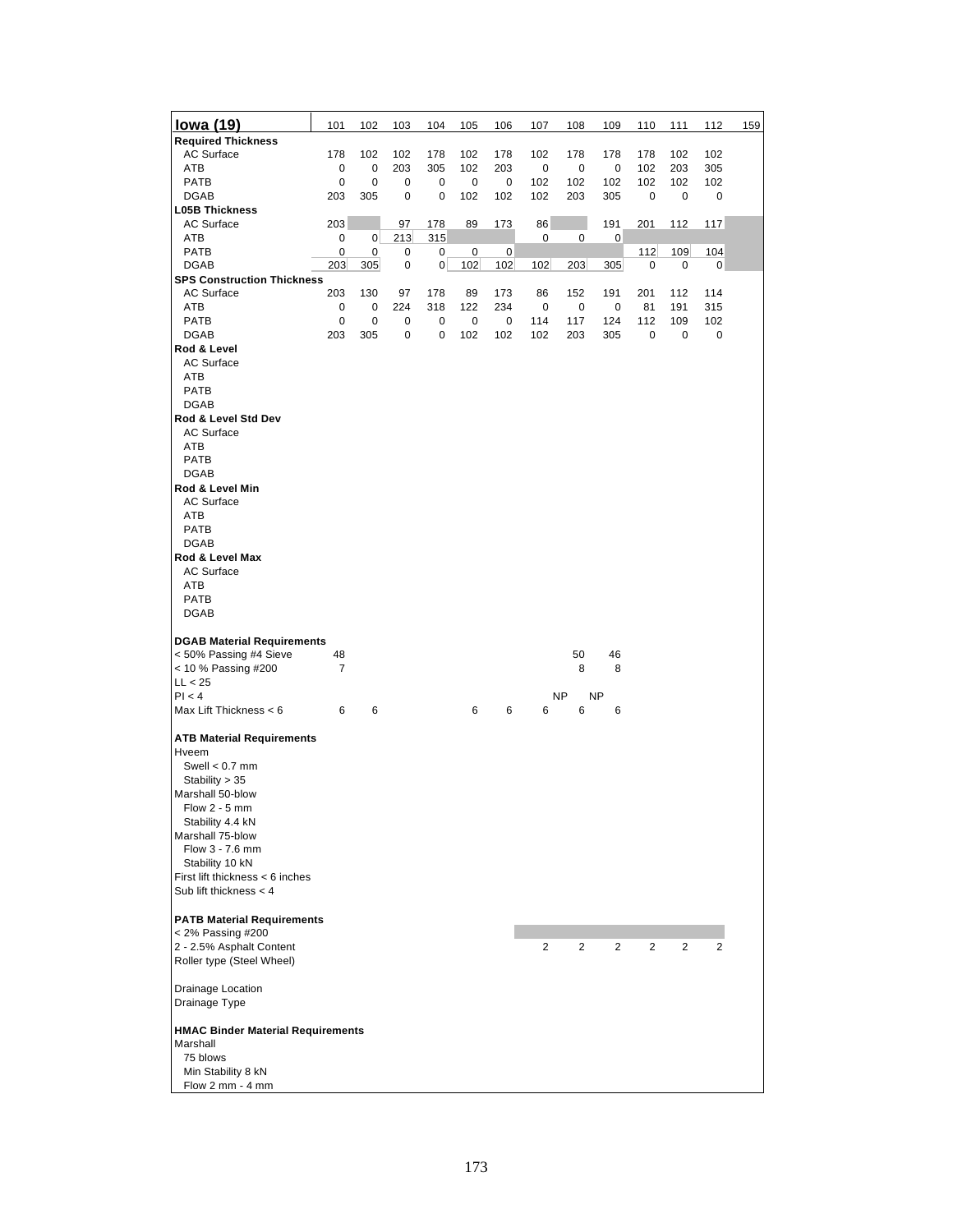| Iowa (19) | 101 | 102 | 103 | 104 | 105 | 106 | 107 | 108 | 109 | 110 | 111 | 112 | 159 |
|---|---|---|---|---|---|---|---|---|---|---|---|---|---|
| **Required Thickness** | | | | | | | | | | | | | |
| AC Surface | 178 | 102 | 102 | 178 | 102 | 178 | 102 | 178 | 178 | 178 | 102 | 102 | |
| ATB | 0 | 0 | 203 | 305 | 102 | 203 | 0 | 0 | 0 | 102 | 203 | 305 | |
| PATB | 0 | 0 | 0 | 0 | 0 | 0 | 102 | 102 | 102 | 102 | 102 | 102 | |
| DGAB | 203 | 305 | 0 | 0 | 102 | 102 | 102 | 203 | 305 | 0 | 0 | 0 | |
| **L05B Thickness** | | | | | | | | | | | | | |
| AC Surface | 203 | | 97 | 178 | 89 | 173 | 86 | | 191 | 201 | 112 | 117 | |
| ATB | 0 | 0 | 213 | 315 | | | 0 | 0 | 0 | | | | |
| PATB | 0 | 0 | 0 | 0 | 0 | 0 | | | | 112 | 109 | 104 | |
| DGAB | 203 | 305 | 0 | 0 | 102 | 102 | 102 | 203 | 305 | 0 | 0 | 0 | |
| **SPS Construction Thickness** | | | | | | | | | | | | | |
| AC Surface | 203 | 130 | 97 | 178 | 89 | 173 | 86 | 152 | 191 | 201 | 112 | 114 | |
| ATB | 0 | 0 | 224 | 318 | 122 | 234 | 0 | 0 | 0 | 81 | 191 | 315 | |
| PATB | 0 | 0 | 0 | 0 | 0 | 0 | 114 | 117 | 124 | 112 | 109 | 102 | |
| DGAB | 203 | 305 | 0 | 0 | 102 | 102 | 102 | 203 | 305 | 0 | 0 | 0 | |
| **Rod & Level** | | | | | | | | | | | | | |
| AC Surface | | | | | | | | | | | | | |
| ATB | | | | | | | | | | | | | |
| PATB | | | | | | | | | | | | | |
| DGAB | | | | | | | | | | | | | |
| **Rod & Level Std Dev** | | | | | | | | | | | | | |
| AC Surface | | | | | | | | | | | | | |
| ATB | | | | | | | | | | | | | |
| PATB | | | | | | | | | | | | | |
| DGAB | | | | | | | | | | | | | |
| **Rod & Level Min** | | | | | | | | | | | | | |
| AC Surface | | | | | | | | | | | | | |
| ATB | | | | | | | | | | | | | |
| PATB | | | | | | | | | | | | | |
| DGAB | | | | | | | | | | | | | |
| **Rod & Level Max** | | | | | | | | | | | | | |
| AC Surface | | | | | | | | | | | | | |
| ATB | | | | | | | | | | | | | |
| PATB | | | | | | | | | | | | | |
| DGAB | | | | | | | | | | | | | |
| | | | | | | | | | | | | | |
| **DGAB Material Requirements** | | | | | | | | | | | | | |
| < 50% Passing #4 Sieve | 48 | | | | | | | 50 | 46 | | | | |
| < 10 % Passing #200 | 7 | | | | | | | 8 | 8 | | | | |
| LL < 25 | | | | | | | | | | | | | |
| PI < 4 | | | | | | | | NP | NP | | | | |
| Max Lift Thickness < 6 | 6 | 6 | | | 6 | 6 | 6 | 6 | 6 | | | | |
| | | | | | | | | | | | | | |
| **ATB Material Requirements** | | | | | | | | | | | | | |
| Hveem | | | | | | | | | | | | | |
| Swell < 0.7 mm | | | | | | | | | | | | | |
| Stability > 35 | | | | | | | | | | | | | |
| Marshall 50-blow | | | | | | | | | | | | | |
| Flow 2 - 5 mm | | | | | | | | | | | | | |
| Stability 4.4 kN | | | | | | | | | | | | | |
| Marshall 75-blow | | | | | | | | | | | | | |
| Flow 3 - 7.6 mm | | | | | | | | | | | | | |
| Stability 10 kN | | | | | | | | | | | | | |
| First lift thickness < 6 inches | | | | | | | | | | | | | |
| Sub lift thickness < 4 | | | | | | | | | | | | | |
| | | | | | | | | | | | | | |
| **PATB Material Requirements** | | | | | | | | | | | | | |
| < 2% Passing #200 | | | | | | | | | | | | | |
| 2 - 2.5% Asphalt Content | | | | | | | 2 | 2 | 2 | 2 | 2 | 2 | |
| Roller type (Steel Wheel) | | | | | | | | | | | | | |
| | | | | | | | | | | | | | |
| Drainage Location | | | | | | | | | | | | | |
| Drainage Type | | | | | | | | | | | | | |
| | | | | | | | | | | | | | |
| **HMAC Binder Material Requirements** | | | | | | | | | | | | | |
| Marshall | | | | | | | | | | | | | |
| 75 blows | | | | | | | | | | | | | |
| Min Stability 8 kN | | | | | | | | | | | | | |
| Flow 2 mm - 4 mm | | | | | | | | | | | | | |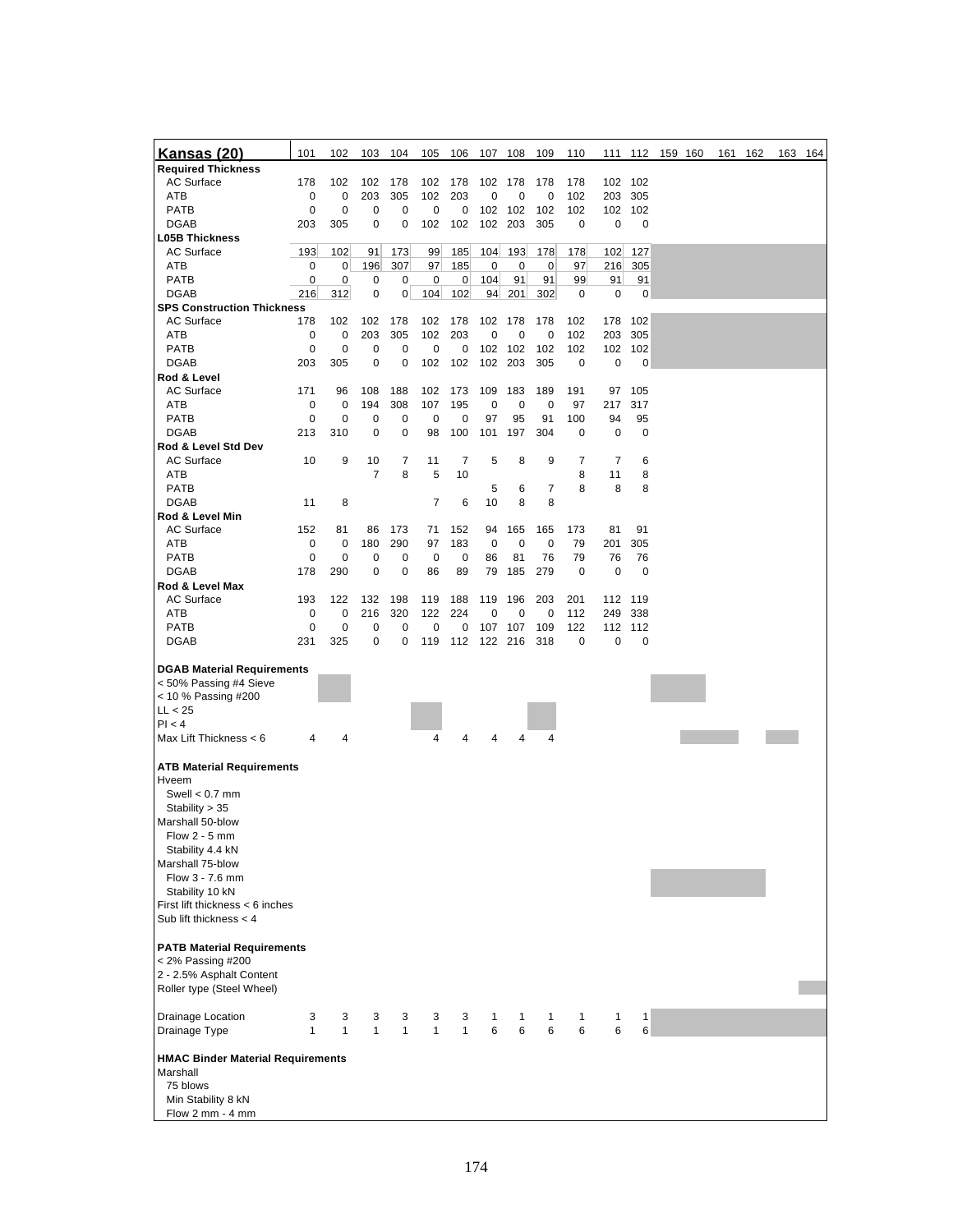| Kansas (20) | 101 | 102 | 103 | 104 | 105 | 106 | 107 | 108 | 109 | 110 | 111 | 112 | 159 | 160 | 161 | 162 | 163 | 164 |
|---|---|---|---|---|---|---|---|---|---|---|---|---|---|---|---|---|---|---|
| **Required Thickness** | | | | | | | | | | | | | | | | | | |
| AC Surface | 178 | 102 | 102 | 178 | 102 | 178 | 102 | 178 | 178 | 178 | 102 | 102 | | | | | | |
| ATB | 0 | 0 | 203 | 305 | 102 | 203 | 0 | 0 | 0 | 102 | 203 | 305 | | | | | | |
| PATB | 0 | 0 | 0 | 0 | 0 | 0 | 102 | 102 | 102 | 102 | 102 | 102 | | | | | | |
| DGAB | 203 | 305 | 0 | 0 | 102 | 102 | 102 | 203 | 305 | 0 | 0 | 0 | | | | | | |
| **L05B Thickness** | | | | | | | | | | | | | | | | | | |
| AC Surface | 193 | 102 | 91 | 173 | 99 | 185 | 104 | 193 | 178 | 178 | 102 | 127 | | | | | | |
| ATB | 0 | 0 | 196 | 307 | 97 | 185 | 0 | 0 | 0 | 97 | 216 | 305 | | | | | | |
| PATB | 0 | 0 | 0 | 0 | 0 | 0 | 104 | 91 | 91 | 99 | 91 | 91 | | | | | | |
| DGAB | 216 | 312 | 0 | 0 | 104 | 102 | 94 | 201 | 302 | 0 | 0 | 0 | | | | | | |
| **SPS Construction Thickness** | | | | | | | | | | | | | | | | | | |
| AC Surface | 178 | 102 | 102 | 178 | 102 | 178 | 102 | 178 | 178 | 102 | 178 | 102 | | | | | | |
| ATB | 0 | 0 | 203 | 305 | 102 | 203 | 0 | 0 | 0 | 102 | 203 | 305 | | | | | | |
| PATB | 0 | 0 | 0 | 0 | 0 | 0 | 102 | 102 | 102 | 102 | 102 | 102 | | | | | | |
| DGAB | 203 | 305 | 0 | 0 | 102 | 102 | 102 | 203 | 305 | 0 | 0 | 0 | | | | | | |
| **Rod & Level** | | | | | | | | | | | | | | | | | | |
| AC Surface | 171 | 96 | 108 | 188 | 102 | 173 | 109 | 183 | 189 | 191 | 97 | 105 | | | | | | |
| ATB | 0 | 0 | 194 | 308 | 107 | 195 | 0 | 0 | 0 | 97 | 217 | 317 | | | | | | |
| PATB | 0 | 0 | 0 | 0 | 0 | 0 | 97 | 95 | 91 | 100 | 94 | 95 | | | | | | |
| DGAB | 213 | 310 | 0 | 0 | 98 | 100 | 101 | 197 | 304 | 0 | 0 | 0 | | | | | | |
| **Rod & Level Std Dev** | | | | | | | | | | | | | | | | | | |
| AC Surface | 10 | 9 | 10 | 7 | 11 | 7 | 5 | 8 | 9 | 7 | 7 | 6 | | | | | | |
| ATB | | | 7 | 8 | 5 | 10 | | | | 8 | 11 | 8 | | | | | | |
| PATB | | | | | | | 5 | 6 | 7 | 8 | 8 | 8 | | | | | | |
| DGAB | 11 | 8 | | | 7 | 6 | 10 | 8 | 8 | | | | | | | | | |
| **Rod & Level Min** | | | | | | | | | | | | | | | | | | |
| AC Surface | 152 | 81 | 86 | 173 | 71 | 152 | 94 | 165 | 165 | 173 | 81 | 91 | | | | | | |
| ATB | 0 | 0 | 180 | 290 | 97 | 183 | 0 | 0 | 0 | 79 | 201 | 305 | | | | | | |
| PATB | 0 | 0 | 0 | 0 | 0 | 0 | 86 | 81 | 76 | 79 | 76 | 76 | | | | | | |
| DGAB | 178 | 290 | 0 | 0 | 86 | 89 | 79 | 185 | 279 | 0 | 0 | 0 | | | | | | |
| **Rod & Level Max** | | | | | | | | | | | | | | | | | | |
| AC Surface | 193 | 122 | 132 | 198 | 119 | 188 | 119 | 196 | 203 | 201 | 112 | 119 | | | | | | |
| ATB | 0 | 0 | 216 | 320 | 122 | 224 | 0 | 0 | 0 | 112 | 249 | 338 | | | | | | |
| PATB | 0 | 0 | 0 | 0 | 0 | 0 | 107 | 107 | 109 | 122 | 112 | 112 | | | | | | |
| DGAB | 231 | 325 | 0 | 0 | 119 | 112 | 122 | 216 | 318 | 0 | 0 | 0 | | | | | | |
| **DGAB Material Requirements** | | | | | | | | | | | | | | | | | | |
| < 50% Passing #4 Sieve | | | | | | | | | | | | | | | | | | |
| < 10 % Passing #200 | | | | | | | | | | | | | | | | | | |
| LL < 25 | | | | | | | | | | | | | | | | | | |
| PI < 4 | | | | | | | | | | | | | | | | | | |
| Max Lift Thickness < 6 | 4 | 4 | | | 4 | 4 | 4 | 4 | 4 | | | | | | | | | |
| **ATB Material Requirements** | | | | | | | | | | | | | | | | | | |
| Hveem | | | | | | | | | | | | | | | | | | |
| Swell < 0.7 mm | | | | | | | | | | | | | | | | | | |
| Stability > 35 | | | | | | | | | | | | | | | | | | |
| Marshall 50-blow | | | | | | | | | | | | | | | | | | |
| Flow 2 - 5 mm | | | | | | | | | | | | | | | | | | |
| Stability 4.4 kN | | | | | | | | | | | | | | | | | | |
| Marshall 75-blow | | | | | | | | | | | | | | | | | | |
| Flow 3 - 7.6 mm | | | | | | | | | | | | | | | | | | |
| Stability 10 kN | | | | | | | | | | | | | | | | | | |
| First lift thickness < 6 inches | | | | | | | | | | | | | | | | | | |
| Sub lift thickness < 4 | | | | | | | | | | | | | | | | | | |
| **PATB Material Requirements** | | | | | | | | | | | | | | | | | | |
| < 2% Passing #200 | | | | | | | | | | | | | | | | | | |
| 2 - 2.5% Asphalt Content | | | | | | | | | | | | | | | | | | |
| Roller type (Steel Wheel) | | | | | | | | | | | | | | | | | | |
| Drainage Location | 3 | 3 | 3 | 3 | 3 | 3 | 1 | 1 | 1 | 1 | 1 | 1 | | | | | | |
| Drainage Type | 1 | 1 | 1 | 1 | 1 | 1 | 6 | 6 | 6 | 6 | 6 | 6 | | | | | | |
| **HMAC Binder Material Requirements** | | | | | | | | | | | | | | | | | | |
| Marshall | | | | | | | | | | | | | | | | | | |
| 75 blows | | | | | | | | | | | | | | | | | | |
| Min Stability 8 kN | | | | | | | | | | | | | | | | | | |
| Flow 2 mm - 4 mm | | | | | | | | | | | | | | | | | | |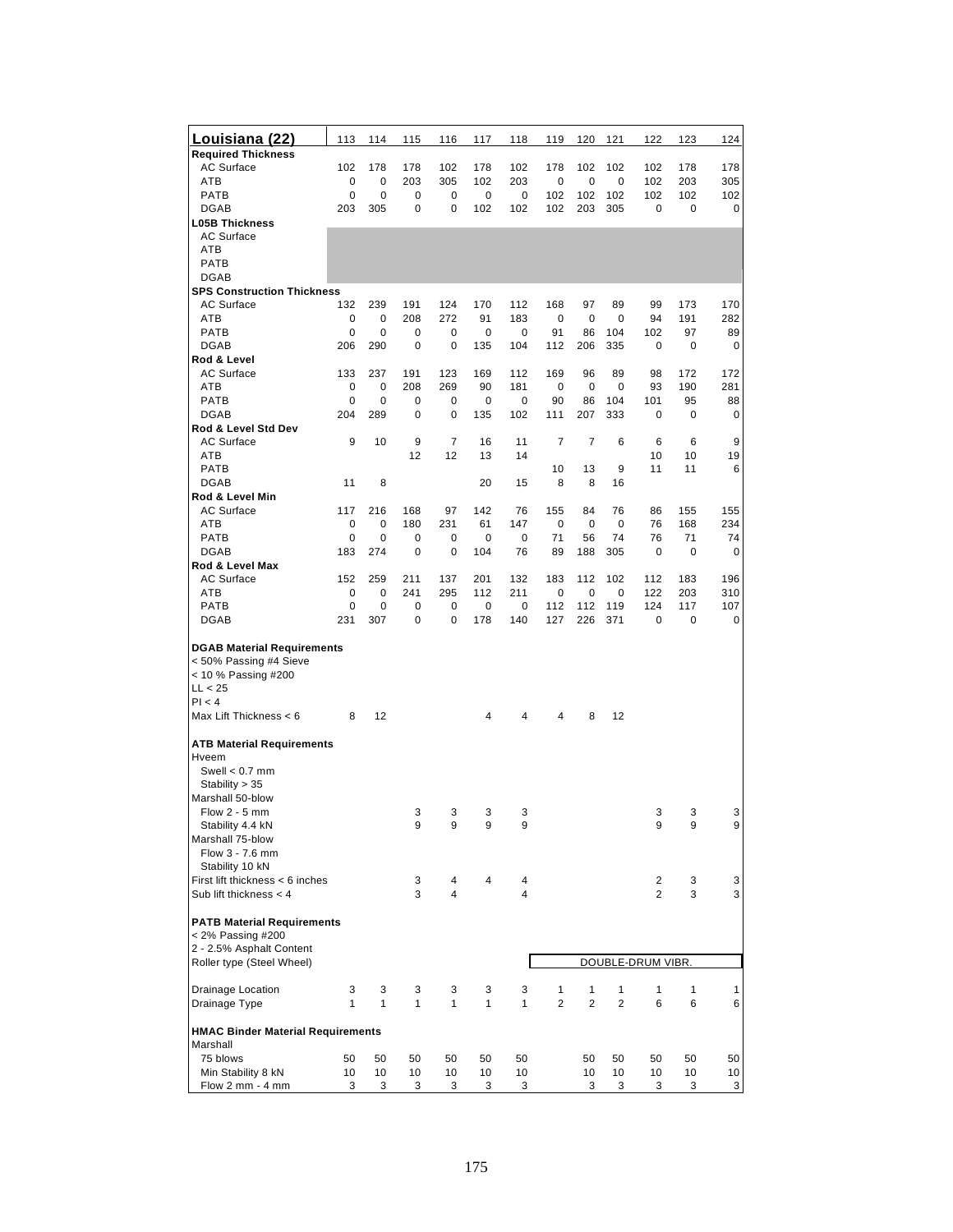| Louisiana (22) | 113 | 114 | 115 | 116 | 117 | 118 | 119 | 120 | 121 | 122 | 123 | 124 |
|---|---|---|---|---|---|---|---|---|---|---|---|---|
| **Required Thickness** | | | | | | | | | | | | |
| AC Surface | 102 | 178 | 178 | 102 | 178 | 102 | 178 | 102 | 102 | 102 | 178 | 178 |
| ATB | 0 | 0 | 203 | 305 | 102 | 203 | 0 | 0 | 0 | 102 | 203 | 305 |
| PATB | 0 | 0 | 0 | 0 | 0 | 0 | 102 | 102 | 102 | 102 | 102 | 102 |
| DGAB | 203 | 305 | 0 | 0 | 102 | 102 | 102 | 203 | 305 | 0 | 0 | 0 |
| **L05B Thickness** | | | | | | | | | | | | |
| AC Surface | | | | | | | | | | | | |
| ATB | | | | | | | | | | | | |
| PATB | | | | | | | | | | | | |
| DGAB | | | | | | | | | | | | |
| **SPS Construction Thickness** | | | | | | | | | | | | |
| AC Surface | 132 | 239 | 191 | 124 | 170 | 112 | 168 | 97 | 89 | 99 | 173 | 170 |
| ATB | 0 | 0 | 208 | 272 | 91 | 183 | 0 | 0 | 0 | 94 | 191 | 282 |
| PATB | 0 | 0 | 0 | 0 | 0 | 0 | 91 | 86 | 104 | 102 | 97 | 89 |
| DGAB | 206 | 290 | 0 | 0 | 135 | 104 | 112 | 206 | 335 | 0 | 0 | 0 |
| **Rod & Level** | | | | | | | | | | | | |
| AC Surface | 133 | 237 | 191 | 123 | 169 | 112 | 169 | 96 | 89 | 98 | 172 | 172 |
| ATB | 0 | 0 | 208 | 269 | 90 | 181 | 0 | 0 | 0 | 93 | 190 | 281 |
| PATB | 0 | 0 | 0 | 0 | 0 | 0 | 90 | 86 | 104 | 101 | 95 | 88 |
| DGAB | 204 | 289 | 0 | 0 | 135 | 102 | 111 | 207 | 333 | 0 | 0 | 0 |
| **Rod & Level Std Dev** | | | | | | | | | | | | |
| AC Surface | 9 | 10 | 9 | 7 | 16 | 11 | 7 | 7 | 6 | 6 | 6 | 9 |
| ATB | | | 12 | 12 | 13 | 14 | | | | 10 | 10 | 19 |
| PATB | | | | | | | 10 | 13 | 9 | 11 | 11 | 6 |
| DGAB | 11 | 8 | | | 20 | 15 | 8 | 8 | 16 | | | |
| **Rod & Level Min** | | | | | | | | | | | | |
| AC Surface | 117 | 216 | 168 | 97 | 142 | 76 | 155 | 84 | 76 | 86 | 155 | 155 |
| ATB | 0 | 0 | 180 | 231 | 61 | 147 | 0 | 0 | 0 | 76 | 168 | 234 |
| PATB | 0 | 0 | 0 | 0 | 0 | 0 | 71 | 56 | 74 | 76 | 71 | 74 |
| DGAB | 183 | 274 | 0 | 0 | 104 | 76 | 89 | 188 | 305 | 0 | 0 | 0 |
| **Rod & Level Max** | | | | | | | | | | | | |
| AC Surface | 152 | 259 | 211 | 137 | 201 | 132 | 183 | 112 | 102 | 112 | 183 | 196 |
| ATB | 0 | 0 | 241 | 295 | 112 | 211 | 0 | 0 | 0 | 122 | 203 | 310 |
| PATB | 0 | 0 | 0 | 0 | 0 | 0 | 112 | 112 | 119 | 124 | 117 | 107 |
| DGAB | 231 | 307 | 0 | 0 | 178 | 140 | 127 | 226 | 371 | 0 | 0 | 0 |
| **DGAB Material Requirements** | | | | | | | | | | | | |
| < 50% Passing #4 Sieve | | | | | | | | | | | | |
| < 10 % Passing #200 | | | | | | | | | | | | |
| LL < 25 | | | | | | | | | | | | |
| PI < 4 | | | | | | | | | | | | |
| Max Lift Thickness < 6 | 8 | 12 | | | 4 | 4 | 4 | 8 | 12 | | | |
| **ATB Material Requirements** | | | | | | | | | | | | |
| Hveem | | | | | | | | | | | | |
| Swell < 0.7 mm | | | | | | | | | | | | |
| Stability > 35 | | | | | | | | | | | | |
| Marshall 50-blow | | | | | | | | | | | | |
| Flow 2 - 5 mm | | | 3 | 3 | 3 | 3 | | | | 3 | 3 | 3 |
| Stability 4.4 kN | | | 9 | 9 | 9 | 9 | | | | 9 | 9 | 9 |
| Marshall 75-blow | | | | | | | | | | | | |
| Flow 3 - 7.6 mm | | | | | | | | | | | | |
| Stability 10 kN | | | | | | | | | | | | |
| First lift thickness < 6 inches | | | 3 | 4 | 4 | 4 | | | | 2 | 3 | 3 |
| Sub lift thickness < 4 | | | 3 | 4 | | 4 | | | | 2 | 3 | 3 |
| **PATB Material Requirements** | | | | | | | | | | | | |
| < 2% Passing #200 | | | | | | | | | | | | |
| 2 - 2.5% Asphalt Content | | | | | | | | | | | | |
| Roller type (Steel Wheel) | | | | | | | DOUBLE-DRUM VIBR. | | | | | |
| Drainage Location | 3 | 3 | 3 | 3 | 3 | 3 | 1 | 1 | 1 | 1 | 1 | 1 |
| Drainage Type | 1 | 1 | 1 | 1 | 1 | 1 | 2 | 2 | 2 | 6 | 6 | 6 |
| **HMAC Binder Material Requirements** | | | | | | | | | | | | |
| Marshall | | | | | | | | | | | | |
| 75 blows | 50 | 50 | 50 | 50 | 50 | 50 | | 50 | 50 | 50 | 50 | 50 |
| Min Stability 8 kN | 10 | 10 | 10 | 10 | 10 | 10 | | 10 | 10 | 10 | 10 | 10 |
| Flow 2 mm - 4 mm | 3 | 3 | 3 | 3 | 3 | 3 | | 3 | 3 | 3 | 3 | 3 |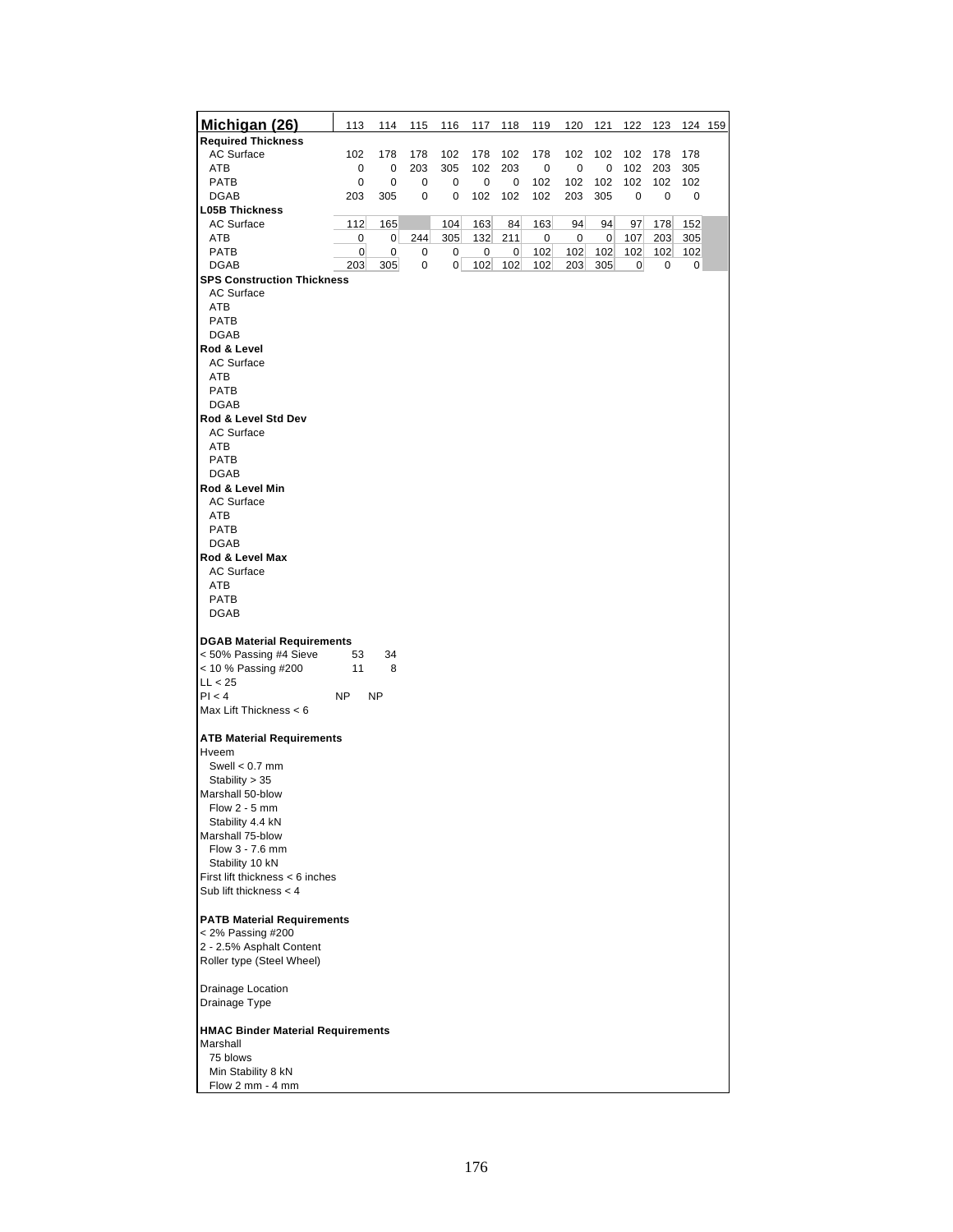| Michigan (26) | 113 | 114 | 115 | 116 | 117 | 118 | 119 | 120 | 121 | 122 | 123 | 124 | 159 |
|---|---|---|---|---|---|---|---|---|---|---|---|---|---|
| **Required Thickness** | | | | | | | | | | | | | |
| AC Surface | 102 | 178 | 178 | 102 | 178 | 102 | 178 | 102 | 102 | 102 | 178 | 178 | |
| ATB | 0 | 0 | 203 | 305 | 102 | 203 | 0 | 0 | 0 | 102 | 203 | 305 | |
| PATB | 0 | 0 | 0 | 0 | 0 | 0 | 102 | 102 | 102 | 102 | 102 | 102 | |
| DGAB | 203 | 305 | 0 | 0 | 102 | 102 | 102 | 203 | 305 | 0 | 0 | 0 | |
| **L05B Thickness** | | | | | | | | | | | | | |
| AC Surface | 112 | 165 | | 104 | 163 | 84 | 163 | 94 | 94 | 97 | 178 | 152 | |
| ATB | 0 | 0 | 244 | 305 | 132 | 211 | 0 | 0 | 0 | 107 | 203 | 305 | |
| PATB | 0 | 0 | 0 | 0 | 0 | 0 | 102 | 102 | 102 | 102 | 102 | 102 | |
| DGAB | 203 | 305 | 0 | 0 | 102 | 102 | 102 | 203 | 305 | 0 | 0 | 0 | |
| **SPS Construction Thickness** | | | | | | | | | | | | | |
| AC Surface | | | | | | | | | | | | | |
| ATB | | | | | | | | | | | | | |
| PATB | | | | | | | | | | | | | |
| DGAB | | | | | | | | | | | | | |
| **Rod & Level** | | | | | | | | | | | | | |
| AC Surface | | | | | | | | | | | | | |
| ATB | | | | | | | | | | | | | |
| PATB | | | | | | | | | | | | | |
| DGAB | | | | | | | | | | | | | |
| **Rod & Level Std Dev** | | | | | | | | | | | | | |
| AC Surface | | | | | | | | | | | | | |
| ATB | | | | | | | | | | | | | |
| PATB | | | | | | | | | | | | | |
| DGAB | | | | | | | | | | | | | |
| **Rod & Level Min** | | | | | | | | | | | | | |
| AC Surface | | | | | | | | | | | | | |
| ATB | | | | | | | | | | | | | |
| PATB | | | | | | | | | | | | | |
| DGAB | | | | | | | | | | | | | |
| **Rod & Level Max** | | | | | | | | | | | | | |
| AC Surface | | | | | | | | | | | | | |
| ATB | | | | | | | | | | | | | |
| PATB | | | | | | | | | | | | | |
| DGAB | | | | | | | | | | | | | |
| | | | | | | | | | | | | | |
| **DGAB Material Requirements** | | | | | | | | | | | | | |
| < 50% Passing #4 Sieve | 53 | 34 | | | | | | | | | | | |
| < 10 % Passing #200 | 11 | 8 | | | | | | | | | | | |
| LL < 25 | | | | | | | | | | | | | |
| PI < 4 | NP | NP | | | | | | | | | | | |
| Max Lift Thickness < 6 | | | | | | | | | | | | | |
| | | | | | | | | | | | | | |
| **ATB Material Requirements** | | | | | | | | | | | | | |
| Hveem | | | | | | | | | | | | | |
| Swell < 0.7 mm | | | | | | | | | | | | | |
| Stability > 35 | | | | | | | | | | | | | |
| Marshall 50-blow | | | | | | | | | | | | | |
| Flow 2 - 5 mm | | | | | | | | | | | | | |
| Stability 4.4 kN | | | | | | | | | | | | | |
| Marshall 75-blow | | | | | | | | | | | | | |
| Flow 3 - 7.6 mm | | | | | | | | | | | | | |
| Stability 10 kN | | | | | | | | | | | | | |
| First lift thickness < 6 inches | | | | | | | | | | | | | |
| Sub lift thickness < 4 | | | | | | | | | | | | | |
| | | | | | | | | | | | | | |
| **PATB Material Requirements** | | | | | | | | | | | | | |
| < 2% Passing #200 | | | | | | | | | | | | | |
| 2 - 2.5% Asphalt Content | | | | | | | | | | | | | |
| Roller type (Steel Wheel) | | | | | | | | | | | | | |
| | | | | | | | | | | | | | |
| Drainage Location | | | | | | | | | | | | | |
| Drainage Type | | | | | | | | | | | | | |
| | | | | | | | | | | | | | |
| **HMAC Binder Material Requirements** | | | | | | | | | | | | | |
| Marshall | | | | | | | | | | | | | |
| 75 blows | | | | | | | | | | | | | |
| Min Stability 8 kN | | | | | | | | | | | | | |
| Flow 2 mm - 4 mm | | | | | | | | | | | | | |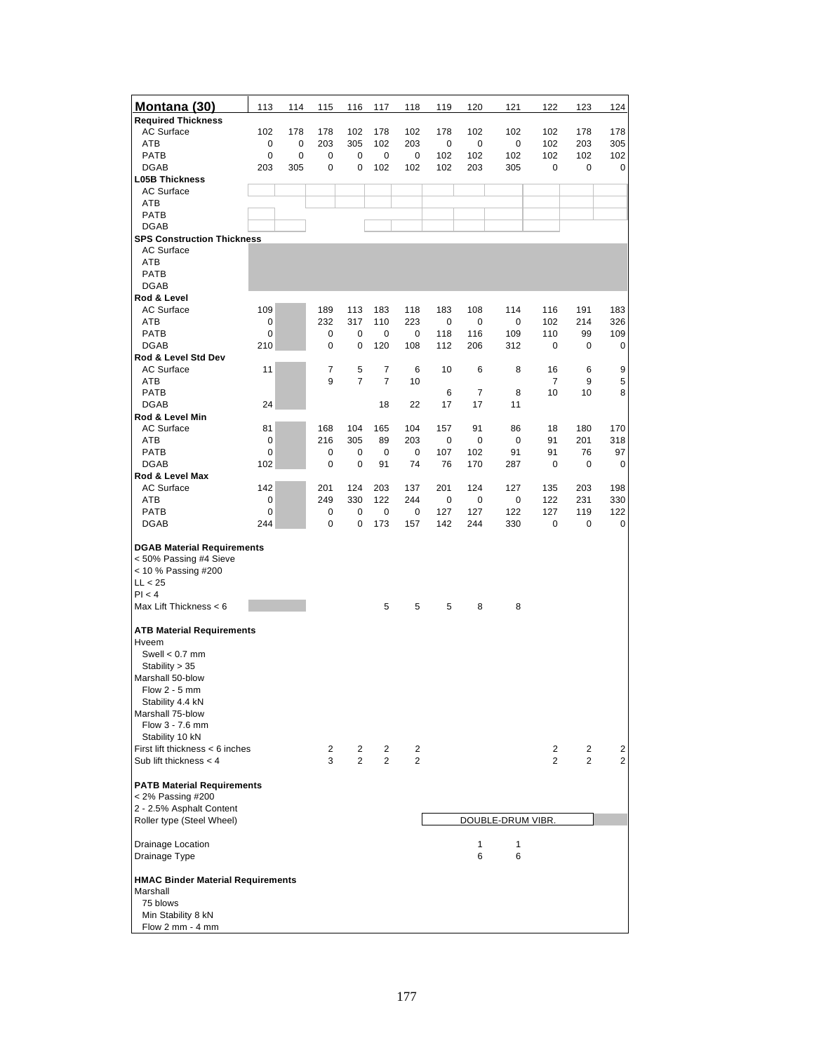| Montana (30) | 113 | 114 | 115 | 116 | 117 | 118 | 119 | 120 | 121 | 122 | 123 | 124 |
|---|---|---|---|---|---|---|---|---|---|---|---|---|
| **Required Thickness** | | | | | | | | | | | | |
| AC Surface | 102 | 178 | 178 | 102 | 178 | 102 | 178 | 102 | 102 | 102 | 178 | 178 |
| ATB | 0 | 0 | 203 | 305 | 102 | 203 | 0 | 0 | 0 | 102 | 203 | 305 |
| PATB | 0 | 0 | 0 | 0 | 0 | 0 | 102 | 102 | 102 | 102 | 102 | 102 |
| DGAB | 203 | 305 | 0 | 0 | 102 | 102 | 102 | 203 | 305 | 0 | 0 | 0 |
| **L05B Thickness** | | | | | | | | | | | | |
| AC Surface | | | | | | | | | | | | |
| ATB | | | | | | | | | | | | |
| PATB | | | | | | | | | | | | |
| DGAB | | | | | | | | | | | | |
| **SPS Construction Thickness** | | | | | | | | | | | | |
| AC Surface | | | | | | | | | | | | |
| ATB | | | | | | | | | | | | |
| PATB | | | | | | | | | | | | |
| DGAB | | | | | | | | | | | | |
| **Rod & Level** | | | | | | | | | | | | |
| AC Surface | 109 | | 189 | 113 | 183 | 118 | 183 | 108 | 114 | 116 | 191 | 183 |
| ATB | 0 | | 232 | 317 | 110 | 223 | 0 | 0 | 0 | 102 | 214 | 326 |
| PATB | 0 | | 0 | 0 | 0 | 0 | 118 | 116 | 109 | 110 | 99 | 109 |
| DGAB | 210 | | 0 | 0 | 120 | 108 | 112 | 206 | 312 | 0 | 0 | 0 |
| **Rod & Level Std Dev** | | | | | | | | | | | | |
| AC Surface | 11 | | 7 | 5 | 7 | 6 | 10 | 6 | 8 | 16 | 6 | 9 |
| ATB | | | 9 | 7 | 7 | 10 | | | | 7 | 9 | 5 |
| PATB | | | | | | | 6 | 7 | 8 | 10 | 10 | 8 |
| DGAB | 24 | | | | 18 | 22 | 17 | 17 | 11 | | | |
| **Rod & Level Min** | | | | | | | | | | | | |
| AC Surface | 81 | | 168 | 104 | 165 | 104 | 157 | 91 | 86 | 18 | 180 | 170 |
| ATB | 0 | | 216 | 305 | 89 | 203 | 0 | 0 | 0 | 91 | 201 | 318 |
| PATB | 0 | | 0 | 0 | 0 | 0 | 107 | 102 | 91 | 91 | 76 | 97 |
| DGAB | 102 | | 0 | 0 | 91 | 74 | 76 | 170 | 287 | 0 | 0 | 0 |
| **Rod & Level Max** | | | | | | | | | | | | |
| AC Surface | 142 | | 201 | 124 | 203 | 137 | 201 | 124 | 127 | 135 | 203 | 198 |
| ATB | 0 | | 249 | 330 | 122 | 244 | 0 | 0 | 0 | 122 | 231 | 330 |
| PATB | 0 | | 0 | 0 | 0 | 0 | 127 | 127 | 122 | 127 | 119 | 122 |
| DGAB | 244 | | 0 | 0 | 173 | 157 | 142 | 244 | 330 | 0 | 0 | 0 |
| | | | | | | | | | | | | |
| **DGAB Material Requirements** | | | | | | | | | | | | |
| < 50% Passing #4 Sieve | | | | | | | | | | | | |
| < 10 % Passing #200 | | | | | | | | | | | | |
| LL < 25 | | | | | | | | | | | | |
| PI < 4 | | | | | | | | | | | | |
| Max Lift Thickness < 6 | | | | | 5 | 5 | 5 | 8 | 8 | | | |
| | | | | | | | | | | | | |
| **ATB Material Requirements** | | | | | | | | | | | | |
| Hveem | | | | | | | | | | | | |
| Swell < 0.7 mm | | | | | | | | | | | | |
| Stability > 35 | | | | | | | | | | | | |
| Marshall 50-blow | | | | | | | | | | | | |
| Flow 2 - 5 mm | | | | | | | | | | | | |
| Stability 4.4 kN | | | | | | | | | | | | |
| Marshall 75-blow | | | | | | | | | | | | |
| Flow 3 - 7.6 mm | | | | | | | | | | | | |
| Stability 10 kN | | | | | | | | | | | | |
| First lift thickness < 6 inches | | | 2 | 2 | 2 | 2 | | | | 2 | 2 | 2 |
| Sub lift thickness < 4 | | | 3 | 2 | 2 | 2 | | | | 2 | 2 | 2 |
| | | | | | | | | | | | | |
| **PATB Material Requirements** | | | | | | | | | | | | |
| < 2% Passing #200 | | | | | | | | | | | | |
| 2 - 2.5% Asphalt Content | | | | | | | | | | | | |
| Roller type (Steel Wheel) | | | | | | | DOUBLE-DRUM VIBR. | | | | | |
| | | | | | | | | | | | | |
| Drainage Location | | | | | | | | 1 | 1 | | | |
| Drainage Type | | | | | | | | 6 | 6 | | | |
| | | | | | | | | | | | | |
| **HMAC Binder Material Requirements** | | | | | | | | | | | | |
| Marshall | | | | | | | | | | | | |
| 75 blows | | | | | | | | | | | | |
| Min Stability 8 kN | | | | | | | | | | | | |
| Flow 2 mm - 4 mm | | | | | | | | | | | | |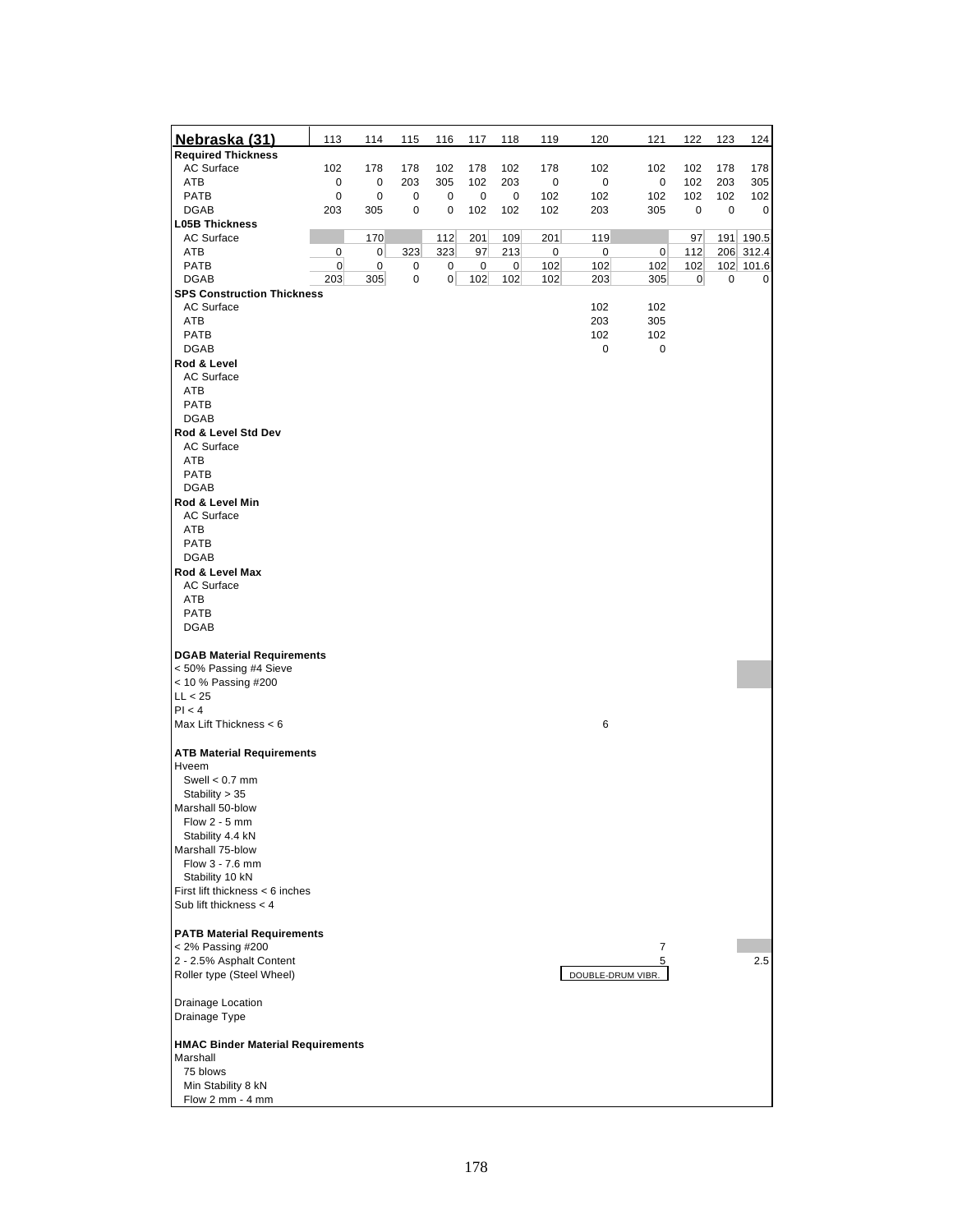| Nebraska (31) | 113 | 114 | 115 | 116 | 117 | 118 | 119 | 120 | 121 | 122 | 123 | 124 |
|---|---|---|---|---|---|---|---|---|---|---|---|---|
| **Required Thickness** | | | | | | | | | | | | |
| AC Surface | 102 | 178 | 178 | 102 | 178 | 102 | 178 | 102 | 102 | 102 | 178 | 178 |
| ATB | 0 | 0 | 203 | 305 | 102 | 203 | 0 | 0 | 0 | 102 | 203 | 305 |
| PATB | 0 | 0 | 0 | 0 | 0 | 0 | 102 | 102 | 102 | 102 | 102 | 102 |
| DGAB | 203 | 305 | 0 | 0 | 102 | 102 | 102 | 203 | 305 | 0 | 0 | 0 |
| **L05B Thickness** | | | | | | | | | | | | |
| AC Surface | | 170 | | 112 | 201 | 109 | 201 | 119 | | 97 | 191 | 190.5 |
| ATB | 0 | 0 | 323 | 323 | 97 | 213 | 0 | 0 | 0 | 112 | 206 | 312.4 |
| PATB | 0 | 0 | 0 | 0 | 0 | 0 | 102 | 102 | 102 | 102 | 102 | 101.6 |
| DGAB | 203 | 305 | 0 | 0 | 102 | 102 | 102 | 203 | 305 | 0 | 0 | 0 |
| **SPS Construction Thickness** | | | | | | | | | | | | |
| AC Surface | | | | | | | | 102 | 102 | | | |
| ATB | | | | | | | | 203 | 305 | | | |
| PATB | | | | | | | | 102 | 102 | | | |
| DGAB | | | | | | | | 0 | 0 | | | |
| **Rod & Level** | | | | | | | | | | | | |
| AC Surface | | | | | | | | | | | | |
| ATB | | | | | | | | | | | | |
| PATB | | | | | | | | | | | | |
| DGAB | | | | | | | | | | | | |
| **Rod & Level Std Dev** | | | | | | | | | | | | |
| AC Surface | | | | | | | | | | | | |
| ATB | | | | | | | | | | | | |
| PATB | | | | | | | | | | | | |
| DGAB | | | | | | | | | | | | |
| **Rod & Level Min** | | | | | | | | | | | | |
| AC Surface | | | | | | | | | | | | |
| ATB | | | | | | | | | | | | |
| PATB | | | | | | | | | | | | |
| DGAB | | | | | | | | | | | | |
| **Rod & Level Max** | | | | | | | | | | | | |
| AC Surface | | | | | | | | | | | | |
| ATB | | | | | | | | | | | | |
| PATB | | | | | | | | | | | | |
| DGAB | | | | | | | | | | | | |
| **DGAB Material Requirements** | | | | | | | | | | | | |
| < 50% Passing #4 Sieve | | | | | | | | | | | | |
| < 10 % Passing #200 | | | | | | | | | | | | |
| LL < 25 | | | | | | | | | | | | |
| PI < 4 | | | | | | | | | | | | |
| Max Lift Thickness < 6 | | | | | | | | 6 | | | | |
| **ATB Material Requirements** | | | | | | | | | | | | |
| Hveem | | | | | | | | | | | | |
| Swell < 0.7 mm | | | | | | | | | | | | |
| Stability > 35 | | | | | | | | | | | | |
| Marshall 50-blow | | | | | | | | | | | | |
| Flow 2 - 5 mm | | | | | | | | | | | | |
| Stability 4.4 kN | | | | | | | | | | | | |
| Marshall 75-blow | | | | | | | | | | | | |
| Flow 3 - 7.6 mm | | | | | | | | | | | | |
| Stability 10 kN | | | | | | | | | | | | |
| First lift thickness < 6 inches | | | | | | | | | | | | |
| Sub lift thickness < 4 | | | | | | | | | | | | |
| **PATB Material Requirements** | | | | | | | | | | | | |
| < 2% Passing #200 | | | | | | | | | 7 | | | |
| 2 - 2.5% Asphalt Content | | | | | | | | | 5 | | | 2.5 |
| Roller type (Steel Wheel) | | | | | | | | DOUBLE-DRUM VIBR. | | | | |
| Drainage Location | | | | | | | | | | | | |
| Drainage Type | | | | | | | | | | | | |
| **HMAC Binder Material Requirements** | | | | | | | | | | | | |
| Marshall | | | | | | | | | | | | |
| 75 blows | | | | | | | | | | | | |
| Min Stability 8 kN | | | | | | | | | | | | |
| Flow 2 mm - 4 mm | | | | | | | | | | | | |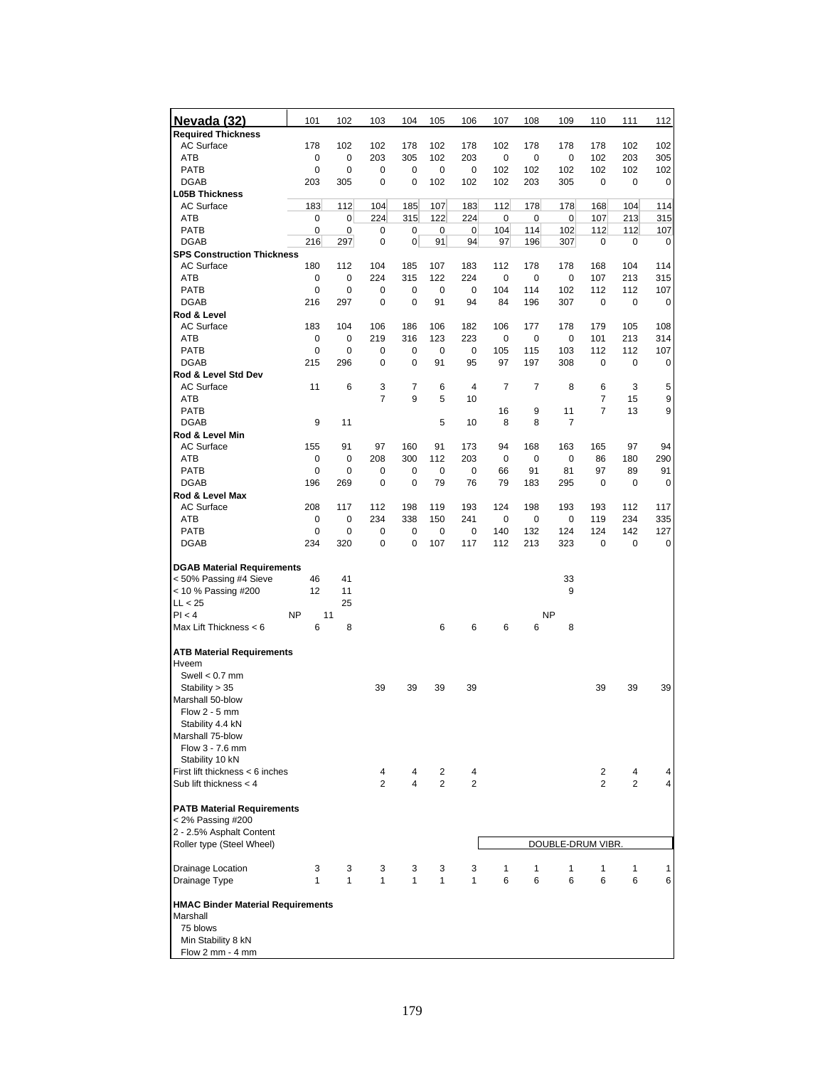| Nevada (32) | 101 | 102 | 103 | 104 | 105 | 106 | 107 | 108 | 109 | 110 | 111 | 112 |
|---|---|---|---|---|---|---|---|---|---|---|---|---|
| **Required Thickness** | | | | | | | | | | | | |
| AC Surface | 178 | 102 | 102 | 178 | 102 | 178 | 102 | 178 | 178 | 178 | 102 | 102 |
| ATB | 0 | 0 | 203 | 305 | 102 | 203 | 0 | 0 | 0 | 102 | 203 | 305 |
| PATB | 0 | 0 | 0 | 0 | 0 | 0 | 102 | 102 | 102 | 102 | 102 | 102 |
| DGAB | 203 | 305 | 0 | 0 | 102 | 102 | 102 | 203 | 305 | 0 | 0 | 0 |
| **L05B Thickness** | | | | | | | | | | | | |
| AC Surface | 183 | 112 | 104 | 185 | 107 | 183 | 112 | 178 | 178 | 168 | 104 | 114 |
| ATB | 0 | 0 | 224 | 315 | 122 | 224 | 0 | 0 | 0 | 107 | 213 | 315 |
| PATB | 0 | 0 | 0 | 0 | 0 | 0 | 104 | 114 | 102 | 112 | 112 | 107 |
| DGAB | 216 | 297 | 0 | 0 | 91 | 94 | 97 | 196 | 307 | 0 | 0 | 0 |
| **SPS Construction Thickness** | | | | | | | | | | | | |
| AC Surface | 180 | 112 | 104 | 185 | 107 | 183 | 112 | 178 | 178 | 168 | 104 | 114 |
| ATB | 0 | 0 | 224 | 315 | 122 | 224 | 0 | 0 | 0 | 107 | 213 | 315 |
| PATB | 0 | 0 | 0 | 0 | 0 | 0 | 104 | 114 | 102 | 112 | 112 | 107 |
| DGAB | 216 | 297 | 0 | 0 | 91 | 94 | 84 | 196 | 307 | 0 | 0 | 0 |
| **Rod & Level** | | | | | | | | | | | | |
| AC Surface | 183 | 104 | 106 | 186 | 106 | 182 | 106 | 177 | 178 | 179 | 105 | 108 |
| ATB | 0 | 0 | 219 | 316 | 123 | 223 | 0 | 0 | 0 | 101 | 213 | 314 |
| PATB | 0 | 0 | 0 | 0 | 0 | 0 | 105 | 115 | 103 | 112 | 112 | 107 |
| DGAB | 215 | 296 | 0 | 0 | 91 | 95 | 97 | 197 | 308 | 0 | 0 | 0 |
| **Rod & Level Std Dev** | | | | | | | | | | | | |
| AC Surface | 11 | 6 | 3 | 7 | 6 | 4 | 7 | 7 | 8 | 6 | 3 | 5 |
| ATB | | | 7 | 9 | 5 | 10 | | | | 7 | 15 | 9 |
| PATB | | | | | | | 16 | 9 | 11 | 7 | 13 | 9 |
| DGAB | 9 | 11 | | | 5 | 10 | 8 | 8 | 7 | | | |
| **Rod & Level Min** | | | | | | | | | | | | |
| AC Surface | 155 | 91 | 97 | 160 | 91 | 173 | 94 | 168 | 163 | 165 | 97 | 94 |
| ATB | 0 | 0 | 208 | 300 | 112 | 203 | 0 | 0 | 0 | 86 | 180 | 290 |
| PATB | 0 | 0 | 0 | 0 | 0 | 0 | 66 | 91 | 81 | 97 | 89 | 91 |
| DGAB | 196 | 269 | 0 | 0 | 79 | 76 | 79 | 183 | 295 | 0 | 0 | 0 |
| **Rod & Level Max** | | | | | | | | | | | | |
| AC Surface | 208 | 117 | 112 | 198 | 119 | 193 | 124 | 198 | 193 | 193 | 112 | 117 |
| ATB | 0 | 0 | 234 | 338 | 150 | 241 | 0 | 0 | 0 | 119 | 234 | 335 |
| PATB | 0 | 0 | 0 | 0 | 0 | 0 | 140 | 132 | 124 | 124 | 142 | 127 |
| DGAB | 234 | 320 | 0 | 0 | 107 | 117 | 112 | 213 | 323 | 0 | 0 | 0 |
| | | | | | | | | | | | | |
| **DGAB Material Requirements** | | | | | | | | | | | | |
| < 50% Passing #4 Sieve | 46 | 41 | | | | | | | 33 | | | |
| < 10 % Passing #200 | 12 | 11 | | | | | | | 9 | | | |
| LL < 25 | | 25 | | | | | | | | | | |
| PI < 4 | NP | 11 | | | | | | | NP | | | |
| Max Lift Thickness < 6 | 6 | 8 | | | 6 | 6 | 6 | 6 | 8 | | | |
| | | | | | | | | | | | | |
| **ATB Material Requirements** | | | | | | | | | | | | |
| Hveem | | | | | | | | | | | | |
| Swell < 0.7 mm | | | | | | | | | | | | |
| Stability > 35 | | | 39 | 39 | 39 | 39 | | | | 39 | 39 | 39 |
| Marshall 50-blow | | | | | | | | | | | | |
| Flow 2 - 5 mm | | | | | | | | | | | | |
| Stability 4.4 kN | | | | | | | | | | | | |
| Marshall 75-blow | | | | | | | | | | | | |
| Flow 3 - 7.6 mm | | | | | | | | | | | | |
| Stability 10 kN | | | | | | | | | | | | |
| First lift thickness < 6 inches | | | 4 | 4 | 2 | 4 | | | | 2 | 4 | 4 |
| Sub lift thickness < 4 | | | 2 | 4 | 2 | 2 | | | | 2 | 2 | 4 |
| | | | | | | | | | | | | |
| **PATB Material Requirements** | | | | | | | | | | | | |
| < 2% Passing #200 | | | | | | | | | | | | |
| 2 - 2.5% Asphalt Content | | | | | | | | | | | | |
| Roller type (Steel Wheel) | | | | | | | | | DOUBLE-DRUM VIBR. | | | |
| | | | | | | | | | | | | |
| Drainage Location | 3 | 3 | 3 | 3 | 3 | 3 | 1 | 1 | 1 | 1 | 1 | 1 |
| Drainage Type | 1 | 1 | 1 | 1 | 1 | 1 | 6 | 6 | 6 | 6 | 6 | 6 |
| | | | | | | | | | | | | |
| **HMAC Binder Material Requirements** | | | | | | | | | | | | |
| Marshall | | | | | | | | | | | | |
| 75 blows | | | | | | | | | | | | |
| Min Stability 8 kN | | | | | | | | | | | | |
| Flow 2 mm - 4 mm | | | | | | | | | | | | |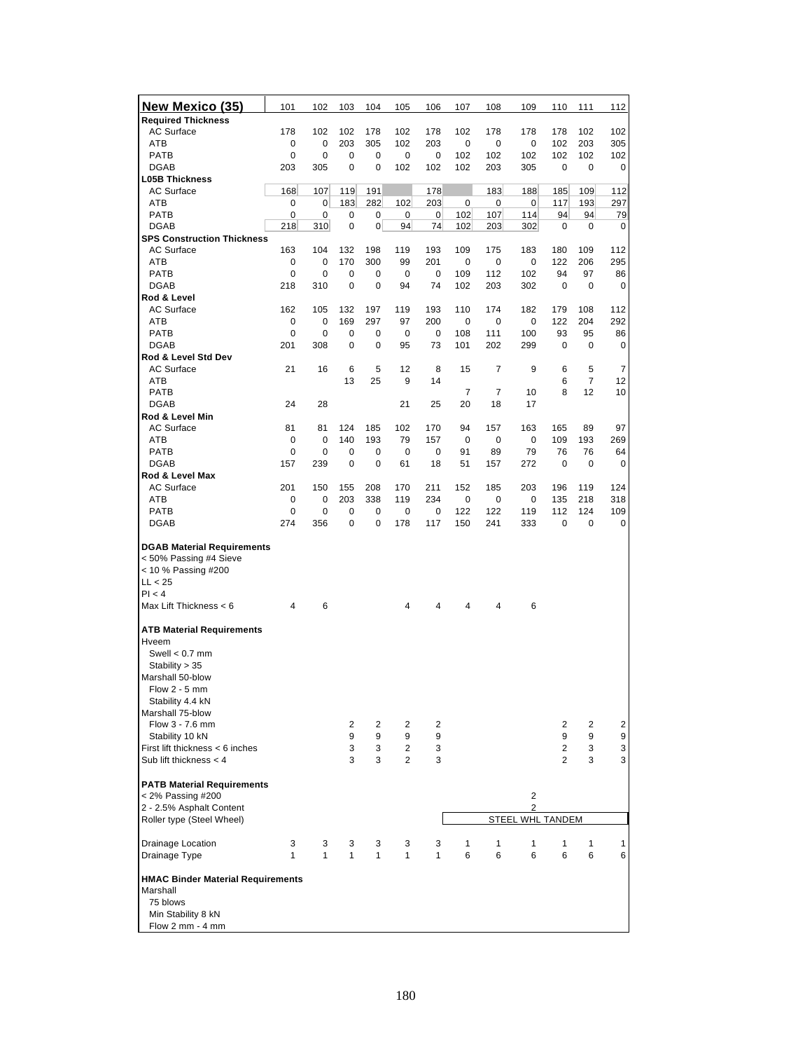| New Mexico (35) | 101 | 102 | 103 | 104 | 105 | 106 | 107 | 108 | 109 | 110 | 111 | 112 |
|---|---|---|---|---|---|---|---|---|---|---|---|---|
| **Required Thickness** | | | | | | | | | | | | |
| AC Surface | 178 | 102 | 102 | 178 | 102 | 178 | 102 | 178 | 178 | 178 | 102 | 102 |
| ATB | 0 | 0 | 203 | 305 | 102 | 203 | 0 | 0 | 0 | 102 | 203 | 305 |
| PATB | 0 | 0 | 0 | 0 | 0 | 0 | 102 | 102 | 102 | 102 | 102 | 102 |
| DGAB | 203 | 305 | 0 | 0 | 102 | 102 | 102 | 203 | 305 | 0 | 0 | 0 |
| **L05B Thickness** | | | | | | | | | | | | |
| AC Surface | 168 | 107 | 119 | 191 | | 178 | | 183 | 188 | 185 | 109 | 112 |
| ATB | 0 | 0 | 183 | 282 | 102 | 203 | 0 | 0 | 0 | 117 | 193 | 297 |
| PATB | 0 | 0 | 0 | 0 | 0 | 0 | 102 | 107 | 114 | 94 | 94 | 79 |
| DGAB | 218 | 310 | 0 | 0 | 94 | 74 | 102 | 203 | 302 | 0 | 0 | 0 |
| **SPS Construction Thickness** | | | | | | | | | | | | |
| AC Surface | 163 | 104 | 132 | 198 | 119 | 193 | 109 | 175 | 183 | 180 | 109 | 112 |
| ATB | 0 | 0 | 170 | 300 | 99 | 201 | 0 | 0 | 0 | 122 | 206 | 295 |
| PATB | 0 | 0 | 0 | 0 | 0 | 0 | 109 | 112 | 102 | 94 | 97 | 86 |
| DGAB | 218 | 310 | 0 | 0 | 94 | 74 | 102 | 203 | 302 | 0 | 0 | 0 |
| **Rod & Level** | | | | | | | | | | | | |
| AC Surface | 162 | 105 | 132 | 197 | 119 | 193 | 110 | 174 | 182 | 179 | 108 | 112 |
| ATB | 0 | 0 | 169 | 297 | 97 | 200 | 0 | 0 | 0 | 122 | 204 | 292 |
| PATB | 0 | 0 | 0 | 0 | 0 | 0 | 108 | 111 | 100 | 93 | 95 | 86 |
| DGAB | 201 | 308 | 0 | 0 | 95 | 73 | 101 | 202 | 299 | 0 | 0 | 0 |
| **Rod & Level Std Dev** | | | | | | | | | | | | |
| AC Surface | 21 | 16 | 6 | 5 | 12 | 8 | 15 | 7 | 9 | 6 | 5 | 7 |
| ATB | | | 13 | 25 | 9 | 14 | | | | 6 | 7 | 12 |
| PATB | | | | | | | 7 | 7 | 10 | 8 | 12 | 10 |
| DGAB | 24 | 28 | | | 21 | 25 | 20 | 18 | 17 | | | |
| **Rod & Level Min** | | | | | | | | | | | | |
| AC Surface | 81 | 81 | 124 | 185 | 102 | 170 | 94 | 157 | 163 | 165 | 89 | 97 |
| ATB | 0 | 0 | 140 | 193 | 79 | 157 | 0 | 0 | 0 | 109 | 193 | 269 |
| PATB | 0 | 0 | 0 | 0 | 0 | 0 | 91 | 89 | 79 | 76 | 76 | 64 |
| DGAB | 157 | 239 | 0 | 0 | 61 | 18 | 51 | 157 | 272 | 0 | 0 | 0 |
| **Rod & Level Max** | | | | | | | | | | | | |
| AC Surface | 201 | 150 | 155 | 208 | 170 | 211 | 152 | 185 | 203 | 196 | 119 | 124 |
| ATB | 0 | 0 | 203 | 338 | 119 | 234 | 0 | 0 | 0 | 135 | 218 | 318 |
| PATB | 0 | 0 | 0 | 0 | 0 | 0 | 122 | 122 | 119 | 112 | 124 | 109 |
| DGAB | 274 | 356 | 0 | 0 | 178 | 117 | 150 | 241 | 333 | 0 | 0 | 0 |
| | | | | | | | | | | | | |
| **DGAB Material Requirements** | | | | | | | | | | | | |
| < 50% Passing #4 Sieve | | | | | | | | | | | | |
| < 10 % Passing #200 | | | | | | | | | | | | |
| LL < 25 | | | | | | | | | | | | |
| PI < 4 | | | | | | | | | | | | |
| Max Lift Thickness < 6 | 4 | 6 | | | 4 | 4 | 4 | 4 | 6 | | | |
| | | | | | | | | | | | | |
| **ATB Material Requirements** | | | | | | | | | | | | |
| Hveem | | | | | | | | | | | | |
| Swell < 0.7 mm | | | | | | | | | | | | |
| Stability > 35 | | | | | | | | | | | | |
| Marshall 50-blow | | | | | | | | | | | | |
| Flow 2 - 5 mm | | | | | | | | | | | | |
| Stability 4.4 kN | | | | | | | | | | | | |
| Marshall 75-blow | | | | | | | | | | | | |
| Flow 3 - 7.6 mm | | | 2 | 2 | 2 | 2 | | | | 2 | 2 | 2 |
| Stability 10 kN | | | 9 | 9 | 9 | 9 | | | | 9 | 9 | 9 |
| First lift thickness < 6 inches | | | 3 | 3 | 2 | 3 | | | | 2 | 3 | 3 |
| Sub lift thickness < 4 | | | 3 | 3 | 2 | 3 | | | | 2 | 3 | 3 |
| | | | | | | | | | | | | |
| **PATB Material Requirements** | | | | | | | | | | | | |
| < 2% Passing #200 | | | | | | | | | 2 | | | |
| 2 - 2.5% Asphalt Content | | | | | | | | | 2 | | | |
| Roller type (Steel Wheel) | | | | | | | STEEL WHL TANDEM | | | | | |
| | | | | | | | | | | | | |
| Drainage Location | 3 | 3 | 3 | 3 | 3 | 3 | 1 | 1 | 1 | 1 | 1 | 1 |
| Drainage Type | 1 | 1 | 1 | 1 | 1 | 1 | 6 | 6 | 6 | 6 | 6 | 6 |
| | | | | | | | | | | | | |
| **HMAC Binder Material Requirements** | | | | | | | | | | | | |
| Marshall | | | | | | | | | | | | |
| 75 blows | | | | | | | | | | | | |
| Min Stability 8 kN | | | | | | | | | | | | |
| Flow 2 mm - 4 mm | | | | | | | | | | | | |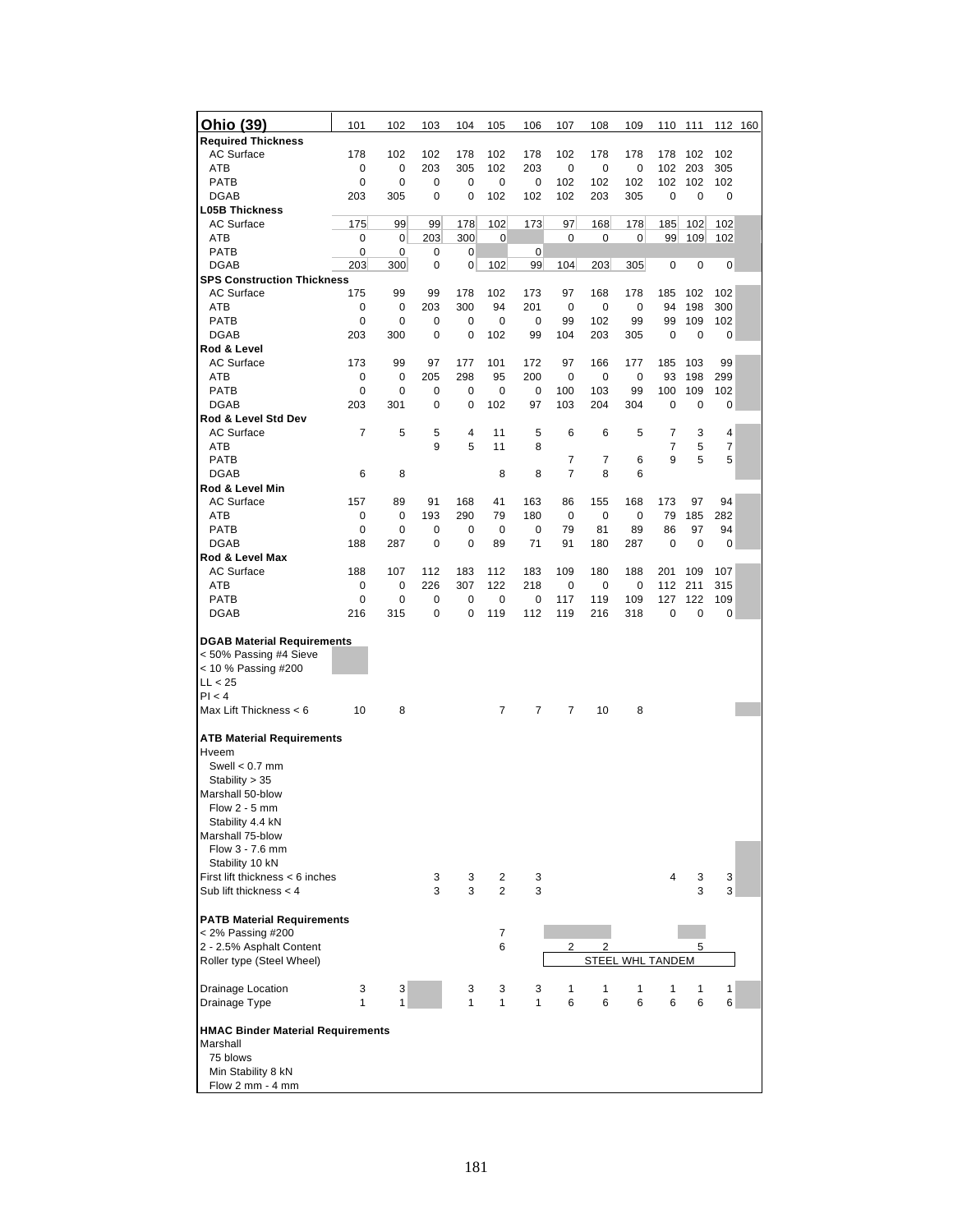| Ohio (39) | 101 | 102 | 103 | 104 | 105 | 106 | 107 | 108 | 109 | 110 | 111 | 112 | 160 |
|---|---|---|---|---|---|---|---|---|---|---|---|---|---|
| **Required Thickness** | | | | | | | | | | | | | |
| AC Surface | 178 | 102 | 102 | 178 | 102 | 178 | 102 | 178 | 178 | 178 | 102 | 102 | |
| ATB | 0 | 0 | 203 | 305 | 102 | 203 | 0 | 0 | 0 | 102 | 203 | 305 | |
| PATB | 0 | 0 | 0 | 0 | 0 | 0 | 102 | 102 | 102 | 102 | 102 | 102 | |
| DGAB | 203 | 305 | 0 | 0 | 102 | 102 | 102 | 203 | 305 | 0 | 0 | 0 | |
| **L05B Thickness** | | | | | | | | | | | | | |
| AC Surface | 175 | 99 | 99 | 178 | 102 | 173 | 97 | 168 | 178 | 185 | 102 | 102 | |
| ATB | 0 | 0 | 203 | 300 | 0 | | 0 | 0 | 0 | 99 | 109 | 102 | |
| PATB | 0 | 0 | 0 | 0 | | 0 | | | | | | | |
| DGAB | 203 | 300 | 0 | 0 | 102 | 99 | 104 | 203 | 305 | 0 | 0 | 0 | |
| **SPS Construction Thickness** | | | | | | | | | | | | | |
| AC Surface | 175 | 99 | 99 | 178 | 102 | 173 | 97 | 168 | 178 | 185 | 102 | 102 | |
| ATB | 0 | 0 | 203 | 300 | 94 | 201 | 0 | 0 | 0 | 94 | 198 | 300 | |
| PATB | 0 | 0 | 0 | 0 | 0 | 0 | 99 | 102 | 99 | 99 | 109 | 102 | |
| DGAB | 203 | 300 | 0 | 0 | 102 | 99 | 104 | 203 | 305 | 0 | 0 | 0 | |
| **Rod & Level** | | | | | | | | | | | | | |
| AC Surface | 173 | 99 | 97 | 177 | 101 | 172 | 97 | 166 | 177 | 185 | 103 | 99 | |
| ATB | 0 | 0 | 205 | 298 | 95 | 200 | 0 | 0 | 0 | 93 | 198 | 299 | |
| PATB | 0 | 0 | 0 | 0 | 0 | 0 | 100 | 103 | 99 | 100 | 109 | 102 | |
| DGAB | 203 | 301 | 0 | 0 | 102 | 97 | 103 | 204 | 304 | 0 | 0 | 0 | |
| **Rod & Level Std Dev** | | | | | | | | | | | | | |
| AC Surface | 7 | 5 | 5 | 4 | 11 | 5 | 6 | 6 | 5 | 7 | 3 | 4 | |
| ATB | | | 9 | 5 | 11 | 8 | | | | 7 | 5 | 7 | |
| PATB | | | | | | | 7 | 7 | 6 | 9 | 5 | 5 | |
| DGAB | 6 | 8 | | | 8 | 8 | 7 | 8 | 6 | | | | |
| **Rod & Level Min** | | | | | | | | | | | | | |
| AC Surface | 157 | 89 | 91 | 168 | 41 | 163 | 86 | 155 | 168 | 173 | 97 | 94 | |
| ATB | 0 | 0 | 193 | 290 | 79 | 180 | 0 | 0 | 0 | 79 | 185 | 282 | |
| PATB | 0 | 0 | 0 | 0 | 0 | 0 | 79 | 81 | 89 | 86 | 97 | 94 | |
| DGAB | 188 | 287 | 0 | 0 | 89 | 71 | 91 | 180 | 287 | 0 | 0 | 0 | |
| **Rod & Level Max** | | | | | | | | | | | | | |
| AC Surface | 188 | 107 | 112 | 183 | 112 | 183 | 109 | 180 | 188 | 201 | 109 | 107 | |
| ATB | 0 | 0 | 226 | 307 | 122 | 218 | 0 | 0 | 0 | 112 | 211 | 315 | |
| PATB | 0 | 0 | 0 | 0 | 0 | 0 | 117 | 119 | 109 | 127 | 122 | 109 | |
| DGAB | 216 | 315 | 0 | 0 | 119 | 112 | 119 | 216 | 318 | 0 | 0 | 0 | |
| | | | | | | | | | | | | | |
| **DGAB Material Requirements** | | | | | | | | | | | | | |
| < 50% Passing #4 Sieve | | | | | | | | | | | | | |
| < 10 % Passing #200 | | | | | | | | | | | | | |
| LL < 25 | | | | | | | | | | | | | |
| PI < 4 | | | | | | | | | | | | | |
| Max Lift Thickness < 6 | 10 | 8 | | | 7 | 7 | 7 | 10 | 8 | | | | |
| | | | | | | | | | | | | | |
| **ATB Material Requirements** | | | | | | | | | | | | | |
| Hveem | | | | | | | | | | | | | |
| Swell < 0.7 mm | | | | | | | | | | | | | |
| Stability > 35 | | | | | | | | | | | | | |
| Marshall 50-blow | | | | | | | | | | | | | |
| Flow 2 - 5 mm | | | | | | | | | | | | | |
| Stability 4.4 kN | | | | | | | | | | | | | |
| Marshall 75-blow | | | | | | | | | | | | | |
| Flow 3 - 7.6 mm | | | | | | | | | | | | | |
| Stability 10 kN | | | | | | | | | | | | | |
| First lift thickness < 6 inches | | | 3 | 3 | 2 | 3 | | | | 4 | 3 | 3 | |
| Sub lift thickness < 4 | | | 3 | 3 | 2 | 3 | | | | | 3 | 3 | |
| | | | | | | | | | | | | | |
| **PATB Material Requirements** | | | | | | | | | | | | | |
| < 2% Passing #200 | | | | | 7 | | | | | | | | |
| 2 - 2.5% Asphalt Content | | | | | 6 | | 2 | 2 | | | 5 | | |
| Roller type (Steel Wheel) | | | | | | | STEEL WHL TANDEM | | | | | | |
| | | | | | | | | | | | | | |
| Drainage Location | 3 | 3 | | 3 | 3 | 3 | 1 | 1 | 1 | 1 | 1 | 1 | |
| Drainage Type | 1 | 1 | | 1 | 1 | 1 | 6 | 6 | 6 | 6 | 6 | 6 | |
| | | | | | | | | | | | | | |
| **HMAC Binder Material Requirements** | | | | | | | | | | | | | |
| Marshall | | | | | | | | | | | | | |
| 75 blows | | | | | | | | | | | | | |
| Min Stability 8 kN | | | | | | | | | | | | | |
| Flow 2 mm - 4 mm | | | | | | | | | | | | | |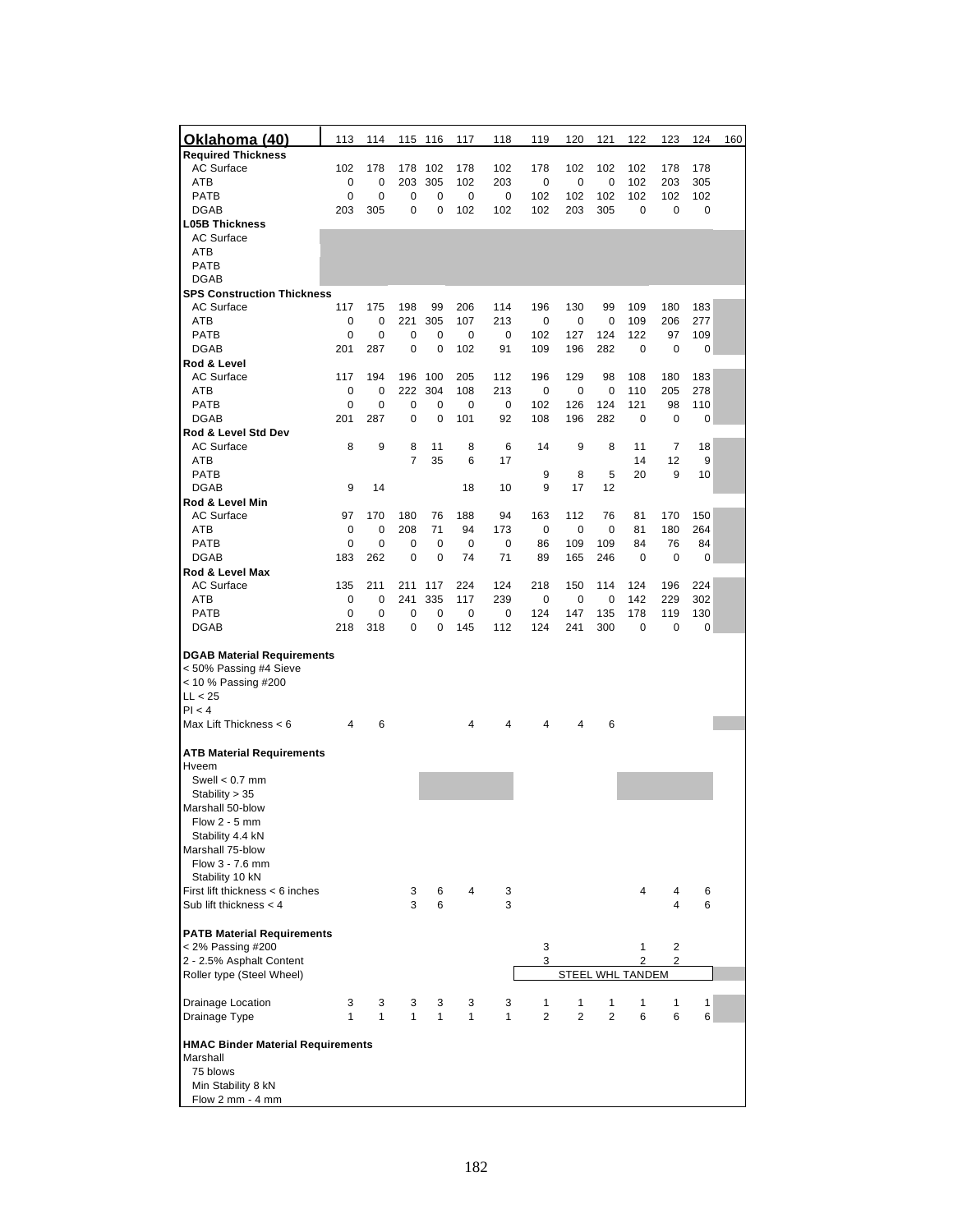| Oklahoma (40) | 113 | 114 | 115 | 116 | 117 | 118 | 119 | 120 | 121 | 122 | 123 | 124 | 160 |
|---|---|---|---|---|---|---|---|---|---|---|---|---|---|
| **Required Thickness** | | | | | | | | | | | | | |
| AC Surface | 102 | 178 | 178 | 102 | 178 | 102 | 178 | 102 | 102 | 102 | 178 | 178 | |
| ATB | 0 | 0 | 203 | 305 | 102 | 203 | 0 | 0 | 0 | 102 | 203 | 305 | |
| PATB | 0 | 0 | 0 | 0 | 0 | 0 | 102 | 102 | 102 | 102 | 102 | 102 | |
| DGAB | 203 | 305 | 0 | 0 | 102 | 102 | 102 | 203 | 305 | 0 | 0 | 0 | |
| **L05B Thickness** | | | | | | | | | | | | | |
| AC Surface | | | | | | | | | | | | | |
| ATB | | | | | | | | | | | | | |
| PATB | | | | | | | | | | | | | |
| DGAB | | | | | | | | | | | | | |
| **SPS Construction Thickness** | | | | | | | | | | | | | |
| AC Surface | 117 | 175 | 198 | 99 | 206 | 114 | 196 | 130 | 99 | 109 | 180 | 183 | |
| ATB | 0 | 0 | 221 | 305 | 107 | 213 | 0 | 0 | 0 | 109 | 206 | 277 | |
| PATB | 0 | 0 | 0 | 0 | 0 | 0 | 102 | 127 | 124 | 122 | 97 | 109 | |
| DGAB | 201 | 287 | 0 | 0 | 102 | 91 | 109 | 196 | 282 | 0 | 0 | 0 | |
| **Rod & Level** | | | | | | | | | | | | | |
| AC Surface | 117 | 194 | 196 | 100 | 205 | 112 | 196 | 129 | 98 | 108 | 180 | 183 | |
| ATB | 0 | 0 | 222 | 304 | 108 | 213 | 0 | 0 | 0 | 110 | 205 | 278 | |
| PATB | 0 | 0 | 0 | 0 | 0 | 0 | 102 | 126 | 124 | 121 | 98 | 110 | |
| DGAB | 201 | 287 | 0 | 0 | 101 | 92 | 108 | 196 | 282 | 0 | 0 | 0 | |
| **Rod & Level Std Dev** | | | | | | | | | | | | | |
| AC Surface | 8 | 9 | 8 | 11 | 8 | 6 | 14 | 9 | 8 | 11 | 7 | 18 | |
| ATB | | | 7 | 35 | 6 | 17 | | | | 14 | 12 | 9 | |
| PATB | | | | | | | 9 | 8 | 5 | 20 | 9 | 10 | |
| DGAB | 9 | 14 | | | 18 | 10 | 9 | 17 | 12 | | | | |
| **Rod & Level Min** | | | | | | | | | | | | | |
| AC Surface | 97 | 170 | 180 | 76 | 188 | 94 | 163 | 112 | 76 | 81 | 170 | 150 | |
| ATB | 0 | 0 | 208 | 71 | 94 | 173 | 0 | 0 | 0 | 81 | 180 | 264 | |
| PATB | 0 | 0 | 0 | 0 | 0 | 0 | 86 | 109 | 109 | 84 | 76 | 84 | |
| DGAB | 183 | 262 | 0 | 0 | 74 | 71 | 89 | 165 | 246 | 0 | 0 | 0 | |
| **Rod & Level Max** | | | | | | | | | | | | | |
| AC Surface | 135 | 211 | 211 | 117 | 224 | 124 | 218 | 150 | 114 | 124 | 196 | 224 | |
| ATB | 0 | 0 | 241 | 335 | 117 | 239 | 0 | 0 | 0 | 142 | 229 | 302 | |
| PATB | 0 | 0 | 0 | 0 | 0 | 0 | 124 | 147 | 135 | 178 | 119 | 130 | |
| DGAB | 218 | 318 | 0 | 0 | 145 | 112 | 124 | 241 | 300 | 0 | 0 | 0 | |
| | | | | | | | | | | | | | |
| **DGAB Material Requirements** | | | | | | | | | | | | | |
| < 50% Passing #4 Sieve | | | | | | | | | | | | | |
| < 10 % Passing #200 | | | | | | | | | | | | | |
| LL < 25 | | | | | | | | | | | | | |
| PI < 4 | | | | | | | | | | | | | |
| Max Lift Thickness < 6 | 4 | 6 | | | 4 | 4 | 4 | 4 | 6 | | | | |
| | | | | | | | | | | | | | |
| **ATB Material Requirements** | | | | | | | | | | | | | |
| Hveem | | | | | | | | | | | | | |
| Swell < 0.7 mm | | | | | | | | | | | | | |
| Stability > 35 | | | | | | | | | | | | | |
| Marshall 50-blow | | | | | | | | | | | | | |
| Flow 2 - 5 mm | | | | | | | | | | | | | |
| Stability 4.4 kN | | | | | | | | | | | | | |
| Marshall 75-blow | | | | | | | | | | | | | |
| Flow 3 - 7.6 mm | | | | | | | | | | | | | |
| Stability 10 kN | | | | | | | | | | | | | |
| First lift thickness < 6 inches | | | 3 | 6 | 4 | 3 | | | | 4 | 4 | 6 | |
| Sub lift thickness < 4 | | | 3 | 6 | | 3 | | | | | 4 | 6 | |
| | | | | | | | | | | | | | |
| **PATB Material Requirements** | | | | | | | | | | | | | |
| < 2% Passing #200 | | | | | | | 3 | | | 1 | 2 | | |
| 2 - 2.5% Asphalt Content | | | | | | | 3 | | | 2 | 2 | | |
| Roller type (Steel Wheel) | | | | | | | STEEL WHL TANDEM | | | | | | |
| | | | | | | | | | | | | | |
| Drainage Location | 3 | 3 | 3 | 3 | 3 | 3 | 1 | 1 | 1 | 1 | 1 | 1 | |
| Drainage Type | 1 | 1 | 1 | 1 | 1 | 1 | 2 | 2 | 2 | 6 | 6 | 6 | |
| | | | | | | | | | | | | | |
| **HMAC Binder Material Requirements** | | | | | | | | | | | | | |
| Marshall | | | | | | | | | | | | | |
| 75 blows | | | | | | | | | | | | | |
| Min Stability 8 kN | | | | | | | | | | | | | |
| Flow 2 mm - 4 mm | | | | | | | | | | | | | |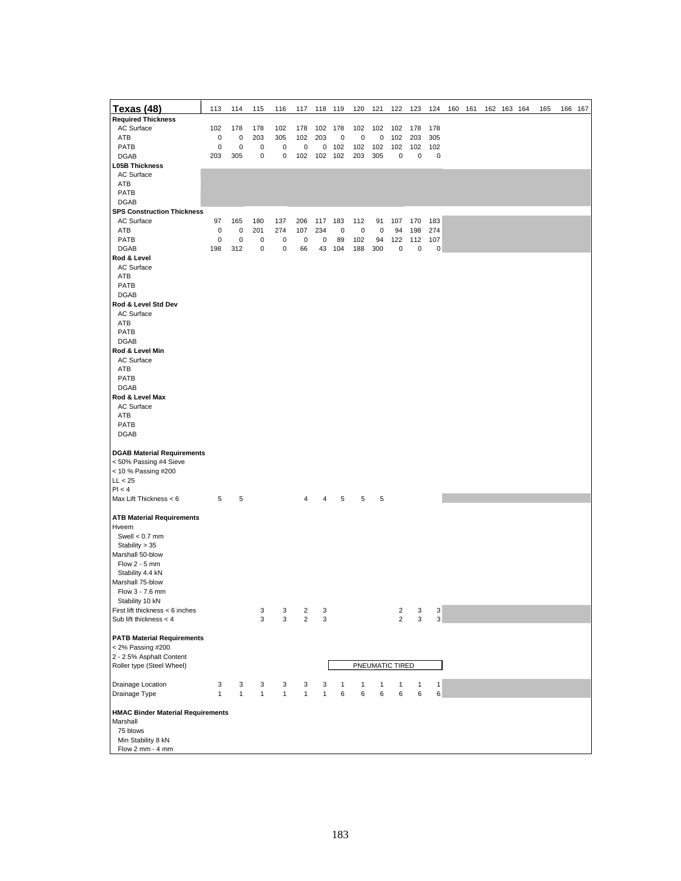| Texas (48) | 113 | 114 | 115 | 116 | 117 | 118 | 119 | 120 | 121 | 122 | 123 | 124 | 160 | 161 | 162 | 163 | 164 | 165 | 166 | 167 |
|---|---|---|---|---|---|---|---|---|---|---|---|---|---|---|---|---|---|---|---|---|
| **Required Thickness** | | | | | | | | | | | | | | | | | | | | |
| AC Surface | 102 | 178 | 178 | 102 | 178 | 102 | 178 | 102 | 102 | 102 | 178 | 178 | | | | | | | | |
| ATB | 0 | 0 | 203 | 305 | 102 | 203 | 0 | 0 | 0 | 102 | 203 | 305 | | | | | | | | |
| PATB | 0 | 0 | 0 | 0 | 0 | 0 | 102 | 102 | 102 | 102 | 102 | 102 | | | | | | | | |
| DGAB | 203 | 305 | 0 | 0 | 102 | 102 | 102 | 203 | 305 | 0 | 0 | 0 | | | | | | | | |
| **L05B Thickness** | | | | | | | | | | | | | | | | | | | | |
| AC Surface | | | | | | | | | | | | | | | | | | | | |
| ATB | | | | | | | | | | | | | | | | | | | | |
| PATB | | | | | | | | | | | | | | | | | | | | |
| DGAB | | | | | | | | | | | | | | | | | | | | |
| **SPS Construction Thickness** | | | | | | | | | | | | | | | | | | | | |
| AC Surface | 97 | 165 | 180 | 137 | 206 | 117 | 183 | 112 | 91 | 107 | 170 | 183 | | | | | | | | |
| ATB | 0 | 0 | 201 | 274 | 107 | 234 | 0 | 0 | 0 | 94 | 198 | 274 | | | | | | | | |
| PATB | 0 | 0 | 0 | 0 | 0 | 0 | 89 | 102 | 94 | 122 | 112 | 107 | | | | | | | | |
| DGAB | 198 | 312 | 0 | 0 | 66 | 43 | 104 | 188 | 300 | 0 | 0 | 0 | | | | | | | | |
| **Rod & Level** | | | | | | | | | | | | | | | | | | | | |
| AC Surface | | | | | | | | | | | | | | | | | | | | |
| ATB | | | | | | | | | | | | | | | | | | | | |
| PATB | | | | | | | | | | | | | | | | | | | | |
| DGAB | | | | | | | | | | | | | | | | | | | | |
| **Rod & Level Std Dev** | | | | | | | | | | | | | | | | | | | | |
| AC Surface | | | | | | | | | | | | | | | | | | | | |
| ATB | | | | | | | | | | | | | | | | | | | | |
| PATB | | | | | | | | | | | | | | | | | | | | |
| DGAB | | | | | | | | | | | | | | | | | | | | |
| **Rod & Level Min** | | | | | | | | | | | | | | | | | | | | |
| AC Surface | | | | | | | | | | | | | | | | | | | | |
| ATB | | | | | | | | | | | | | | | | | | | | |
| PATB | | | | | | | | | | | | | | | | | | | | |
| DGAB | | | | | | | | | | | | | | | | | | | | |
| **Rod & Level Max** | | | | | | | | | | | | | | | | | | | | |
| AC Surface | | | | | | | | | | | | | | | | | | | | |
| ATB | | | | | | | | | | | | | | | | | | | | |
| PATB | | | | | | | | | | | | | | | | | | | | |
| DGAB | | | | | | | | | | | | | | | | | | | | |
| **DGAB Material Requirements** | | | | | | | | | | | | | | | | | | | | |
| < 50% Passing #4 Sieve | | | | | | | | | | | | | | | | | | | | |
| < 10 % Passing #200 | | | | | | | | | | | | | | | | | | | | |
| LL < 25 | | | | | | | | | | | | | | | | | | | | |
| PI < 4 | | | | | | | | | | | | | | | | | | | | |
| Max Lift Thickness < 6 | 5 | 5 | | | 4 | 4 | 5 | 5 | 5 | | | | | | | | | | | |
| **ATB Material Requirements** | | | | | | | | | | | | | | | | | | | | |
| Hveem | | | | | | | | | | | | | | | | | | | | |
| Swell < 0.7 mm | | | | | | | | | | | | | | | | | | | | |
| Stability > 35 | | | | | | | | | | | | | | | | | | | | |
| Marshall 50-blow | | | | | | | | | | | | | | | | | | | | |
| Flow 2 - 5 mm | | | | | | | | | | | | | | | | | | | | |
| Stability 4.4 kN | | | | | | | | | | | | | | | | | | | | |
| Marshall 75-blow | | | | | | | | | | | | | | | | | | | | |
| Flow 3 - 7.6 mm | | | | | | | | | | | | | | | | | | | | |
| Stability 10 kN | | | | | | | | | | | | | | | | | | | | |
| First lift thickness < 6 inches | | | 3 | 3 | 2 | 3 | | | | 2 | 3 | 3 | | | | | | | | |
| Sub lift thickness < 4 | | | 3 | 3 | 2 | 3 | | | | 2 | 3 | 3 | | | | | | | | |
| **PATB Material Requirements** | | | | | | | | | | | | | | | | | | | | |
| < 2% Passing #200 | | | | | | | | | | | | | | | | | | | | |
| 2 - 2.5% Asphalt Content | | | | | | | | | | | | | | | | | | | | |
| Roller type (Steel Wheel) | | | | | | | PNEUMATIC TIRED | | | | | | | | | | | | | |
| Drainage Location | 3 | 3 | 3 | 3 | 3 | 3 | 1 | 1 | 1 | 1 | 1 | 1 | | | | | | | | |
| Drainage Type | 1 | 1 | 1 | 1 | 1 | 1 | 6 | 6 | 6 | 6 | 6 | 6 | | | | | | | | |
| **HMAC Binder Material Requirements** | | | | | | | | | | | | | | | | | | | | |
| Marshall | | | | | | | | | | | | | | | | | | | | |
| 75 blows | | | | | | | | | | | | | | | | | | | | |
| Min Stability 8 kN | | | | | | | | | | | | | | | | | | | | |
| Flow 2 mm - 4 mm | | | | | | | | | | | | | | | | | | | | |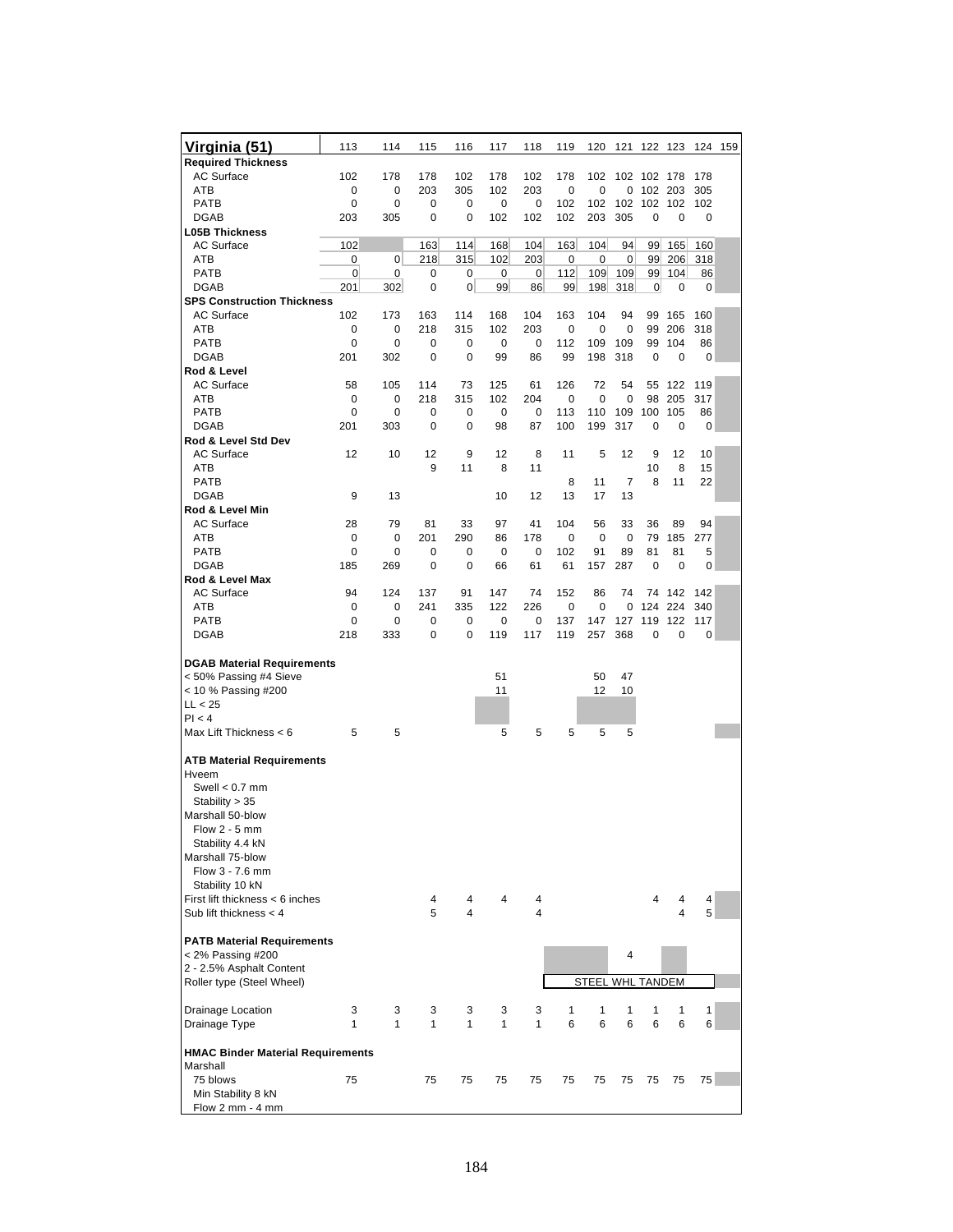| Virginia (51) | 113 | 114 | 115 | 116 | 117 | 118 | 119 | 120 | 121 | 122 | 123 | 124 | 159 |
|---|---|---|---|---|---|---|---|---|---|---|---|---|---|
| **Required Thickness** | | | | | | | | | | | | | |
| AC Surface | 102 | 178 | 178 | 102 | 178 | 102 | 178 | 102 | 102 | 102 | 178 | 178 | |
| ATB | 0 | 0 | 203 | 305 | 102 | 203 | 0 | 0 | 0 | 102 | 203 | 305 | |
| PATB | 0 | 0 | 0 | 0 | 0 | 0 | 102 | 102 | 102 | 102 | 102 | 102 | |
| DGAB | 203 | 305 | 0 | 0 | 102 | 102 | 102 | 203 | 305 | 0 | 0 | 0 | |
| **L05B Thickness** | | | | | | | | | | | | | |
| AC Surface | 102 | | 163 | 114 | 168 | 104 | 163 | 104 | 94 | 99 | 165 | 160 | |
| ATB | 0 | 0 | 218 | 315 | 102 | 203 | 0 | 0 | 0 | 99 | 206 | 318 | |
| PATB | 0 | 0 | 0 | 0 | 0 | 0 | 112 | 109 | 109 | 99 | 104 | 86 | |
| DGAB | 201 | 302 | 0 | 0 | 99 | 86 | 99 | 198 | 318 | 0 | 0 | 0 | |
| **SPS Construction Thickness** | | | | | | | | | | | | | |
| AC Surface | 102 | 173 | 163 | 114 | 168 | 104 | 163 | 104 | 94 | 99 | 165 | 160 | |
| ATB | 0 | 0 | 218 | 315 | 102 | 203 | 0 | 0 | 0 | 99 | 206 | 318 | |
| PATB | 0 | 0 | 0 | 0 | 0 | 0 | 112 | 109 | 109 | 99 | 104 | 86 | |
| DGAB | 201 | 302 | 0 | 0 | 99 | 86 | 99 | 198 | 318 | 0 | 0 | 0 | |
| **Rod & Level** | | | | | | | | | | | | | |
| AC Surface | 58 | 105 | 114 | 73 | 125 | 61 | 126 | 72 | 54 | 55 | 122 | 119 | |
| ATB | 0 | 0 | 218 | 315 | 102 | 204 | 0 | 0 | 0 | 98 | 205 | 317 | |
| PATB | 0 | 0 | 0 | 0 | 0 | 0 | 113 | 110 | 109 | 100 | 105 | 86 | |
| DGAB | 201 | 303 | 0 | 0 | 98 | 87 | 100 | 199 | 317 | 0 | 0 | 0 | |
| **Rod & Level Std Dev** | | | | | | | | | | | | | |
| AC Surface | 12 | 10 | 12 | 9 | 12 | 8 | 11 | 5 | 12 | 9 | 12 | 10 | |
| ATB | | | 9 | 11 | 8 | 11 | | | | 10 | 8 | 15 | |
| PATB | | | | | | | 8 | 11 | 7 | 8 | 11 | 22 | |
| DGAB | 9 | 13 | | | 10 | 12 | 13 | 17 | 13 | | | | |
| **Rod & Level Min** | | | | | | | | | | | | | |
| AC Surface | 28 | 79 | 81 | 33 | 97 | 41 | 104 | 56 | 33 | 36 | 89 | 94 | |
| ATB | 0 | 0 | 201 | 290 | 86 | 178 | 0 | 0 | 0 | 79 | 185 | 277 | |
| PATB | 0 | 0 | 0 | 0 | 0 | 0 | 102 | 91 | 89 | 81 | 81 | 5 | |
| DGAB | 185 | 269 | 0 | 0 | 66 | 61 | 61 | 157 | 287 | 0 | 0 | 0 | |
| **Rod & Level Max** | | | | | | | | | | | | | |
| AC Surface | 94 | 124 | 137 | 91 | 147 | 74 | 152 | 86 | 74 | 74 | 142 | 142 | |
| ATB | 0 | 0 | 241 | 335 | 122 | 226 | 0 | 0 | 0 | 124 | 224 | 340 | |
| PATB | 0 | 0 | 0 | 0 | 0 | 0 | 137 | 147 | 127 | 119 | 122 | 117 | |
| DGAB | 218 | 333 | 0 | 0 | 119 | 117 | 119 | 257 | 368 | 0 | 0 | 0 | |
| **DGAB Material Requirements** | | | | | | | | | | | | | |
| < 50% Passing #4 Sieve | | | | | 51 | | | 50 | 47 | | | | |
| < 10 % Passing #200 | | | | | 11 | | | 12 | 10 | | | | |
| LL < 25 | | | | | | | | | | | | | |
| PI < 4 | | | | | | | | | | | | | |
| Max Lift Thickness < 6 | 5 | 5 | | | 5 | 5 | 5 | 5 | 5 | | | | |
| **ATB Material Requirements** | | | | | | | | | | | | | |
| Hveem | | | | | | | | | | | | | |
| Swell < 0.7 mm | | | | | | | | | | | | | |
| Stability > 35 | | | | | | | | | | | | | |
| Marshall 50-blow | | | | | | | | | | | | | |
| Flow 2 - 5 mm | | | | | | | | | | | | | |
| Stability 4.4 kN | | | | | | | | | | | | | |
| Marshall 75-blow | | | | | | | | | | | | | |
| Flow 3 - 7.6 mm | | | | | | | | | | | | | |
| Stability 10 kN | | | | | | | | | | | | | |
| First lift thickness < 6 inches | | | 4 | 4 | 4 | 4 | | | | 4 | 4 | 4 | |
| Sub lift thickness < 4 | | | 5 | 4 | | 4 | | | | | 4 | 5 | |
| **PATB Material Requirements** | | | | | | | | | | | | | |
| < 2% Passing #200 | | | | | | | | | 4 | | | | |
| 2 - 2.5% Asphalt Content | | | | | | | | | | | | | |
| Roller type (Steel Wheel) | | | | | | | STEEL WHL TANDEM | | | | | | |
| Drainage Location | 3 | 3 | 3 | 3 | 3 | 3 | 1 | 1 | 1 | 1 | 1 | 1 | |
| Drainage Type | 1 | 1 | 1 | 1 | 1 | 1 | 6 | 6 | 6 | 6 | 6 | 6 | |
| **HMAC Binder Material Requirements** | | | | | | | | | | | | | |
| Marshall | | | | | | | | | | | | | |
| 75 blows | 75 | | 75 | 75 | 75 | 75 | 75 | 75 | 75 | 75 | 75 | 75 | |
| Min Stability 8 kN | | | | | | | | | | | | | |
| Flow 2 mm - 4 mm | | | | | | | | | | | | | |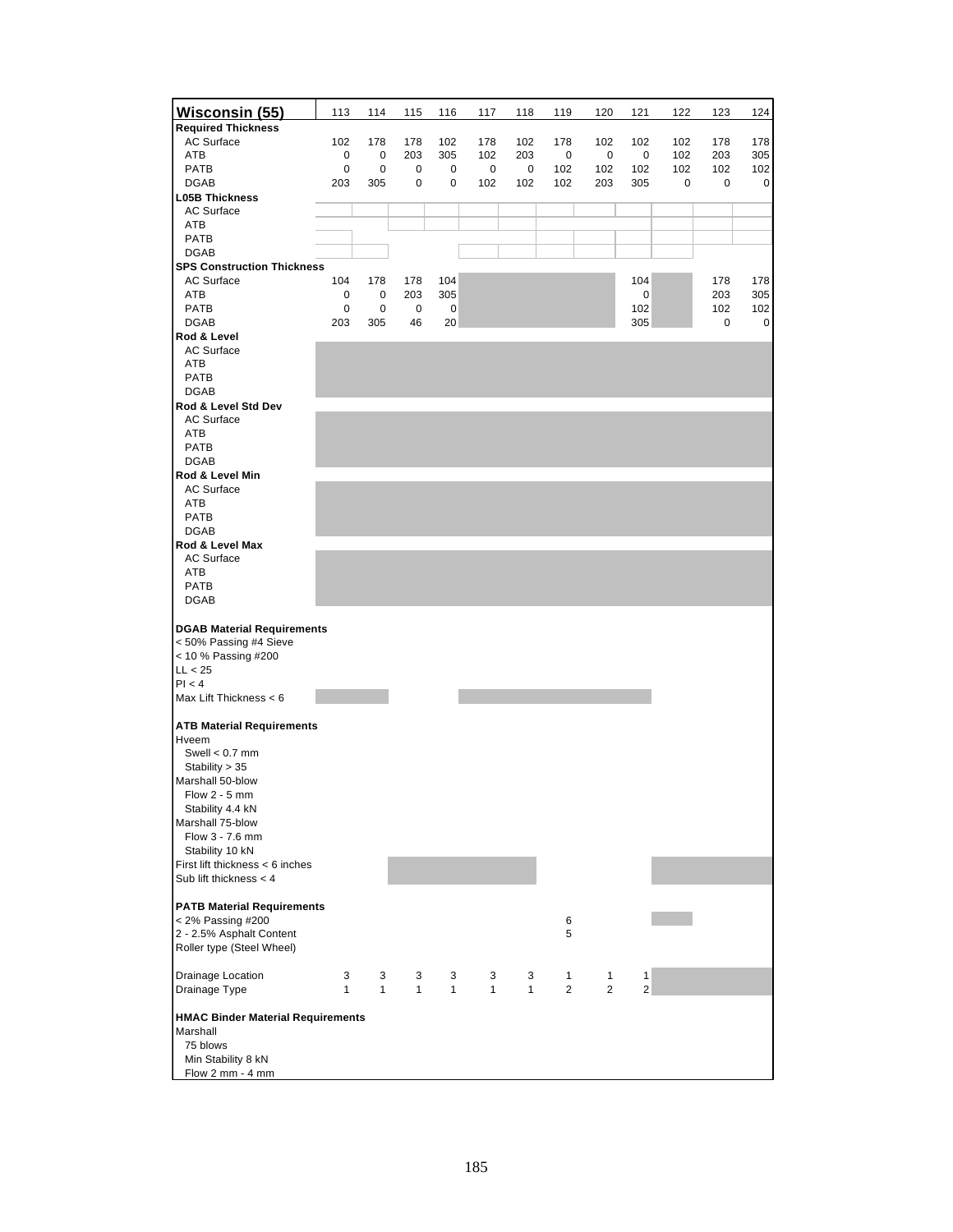| Wisconsin (55) | 113 | 114 | 115 | 116 | 117 | 118 | 119 | 120 | 121 | 122 | 123 | 124 |
|---|---|---|---|---|---|---|---|---|---|---|---|---|
| **Required Thickness** | | | | | | | | | | | | |
| AC Surface | 102 | 178 | 178 | 102 | 178 | 102 | 178 | 102 | 102 | 102 | 178 | 178 |
| ATB | 0 | 0 | 203 | 305 | 102 | 203 | 0 | 0 | 0 | 102 | 203 | 305 |
| PATB | 0 | 0 | 0 | 0 | 0 | 0 | 102 | 102 | 102 | 102 | 102 | 102 |
| DGAB | 203 | 305 | 0 | 0 | 102 | 102 | 102 | 203 | 305 | 0 | 0 | 0 |
| **L05B Thickness** | | | | | | | | | | | | |
| AC Surface | | | | | | | | | | | | |
| ATB | | | | | | | | | | | | |
| PATB | | | | | | | | | | | | |
| DGAB | | | | | | | | | | | | |
| **SPS Construction Thickness** | | | | | | | | | | | | |
| AC Surface | 104 | 178 | 178 | 104 | | | | | 104 | | 178 | 178 |
| ATB | 0 | 0 | 203 | 305 | | | | | 0 | | 203 | 305 |
| PATB | 0 | 0 | 0 | 0 | | | | | 102 | | 102 | 102 |
| DGAB | 203 | 305 | 46 | 20 | | | | | 305 | | 0 | 0 |
| **Rod & Level** | | | | | | | | | | | | |
| AC Surface | | | | | | | | | | | | |
| ATB | | | | | | | | | | | | |
| PATB | | | | | | | | | | | | |
| DGAB | | | | | | | | | | | | |
| **Rod & Level Std Dev** | | | | | | | | | | | | |
| AC Surface | | | | | | | | | | | | |
| ATB | | | | | | | | | | | | |
| PATB | | | | | | | | | | | | |
| DGAB | | | | | | | | | | | | |
| **Rod & Level Min** | | | | | | | | | | | | |
| AC Surface | | | | | | | | | | | | |
| ATB | | | | | | | | | | | | |
| PATB | | | | | | | | | | | | |
| DGAB | | | | | | | | | | | | |
| **Rod & Level Max** | | | | | | | | | | | | |
| AC Surface | | | | | | | | | | | | |
| ATB | | | | | | | | | | | | |
| PATB | | | | | | | | | | | | |
| DGAB | | | | | | | | | | | | |
| **DGAB Material Requirements** | | | | | | | | | | | | |
| < 50% Passing #4 Sieve | | | | | | | | | | | | |
| < 10 % Passing #200 | | | | | | | | | | | | |
| LL < 25 | | | | | | | | | | | | |
| PI < 4 | | | | | | | | | | | | |
| Max Lift Thickness < 6 | | | | | | | | | | | | |
| **ATB Material Requirements** | | | | | | | | | | | | |
| Hveem | | | | | | | | | | | | |
| Swell < 0.7 mm | | | | | | | | | | | | |
| Stability > 35 | | | | | | | | | | | | |
| Marshall 50-blow | | | | | | | | | | | | |
| Flow 2 - 5 mm | | | | | | | | | | | | |
| Stability 4.4 kN | | | | | | | | | | | | |
| Marshall 75-blow | | | | | | | | | | | | |
| Flow 3 - 7.6 mm | | | | | | | | | | | | |
| Stability 10 kN | | | | | | | | | | | | |
| First lift thickness < 6 inches | | | | | | | | | | | | |
| Sub lift thickness < 4 | | | | | | | | | | | | |
| **PATB Material Requirements** | | | | | | | | | | | | |
| < 2% Passing #200 | | | | | | | 6 | | | | | |
| 2 - 2.5% Asphalt Content | | | | | | | 5 | | | | | |
| Roller type (Steel Wheel) | | | | | | | | | | | | |
| Drainage Location | 3 | 3 | 3 | 3 | 3 | 3 | 1 | 1 | 1 | | | |
| Drainage Type | 1 | 1 | 1 | 1 | 1 | 1 | 2 | 2 | 2 | | | |
| **HMAC Binder Material Requirements** | | | | | | | | | | | | |
| Marshall | | | | | | | | | | | | |
| 75 blows | | | | | | | | | | | | |
| Min Stability 8 kN | | | | | | | | | | | | |
| Flow 2 mm - 4 mm | | | | | | | | | | | | |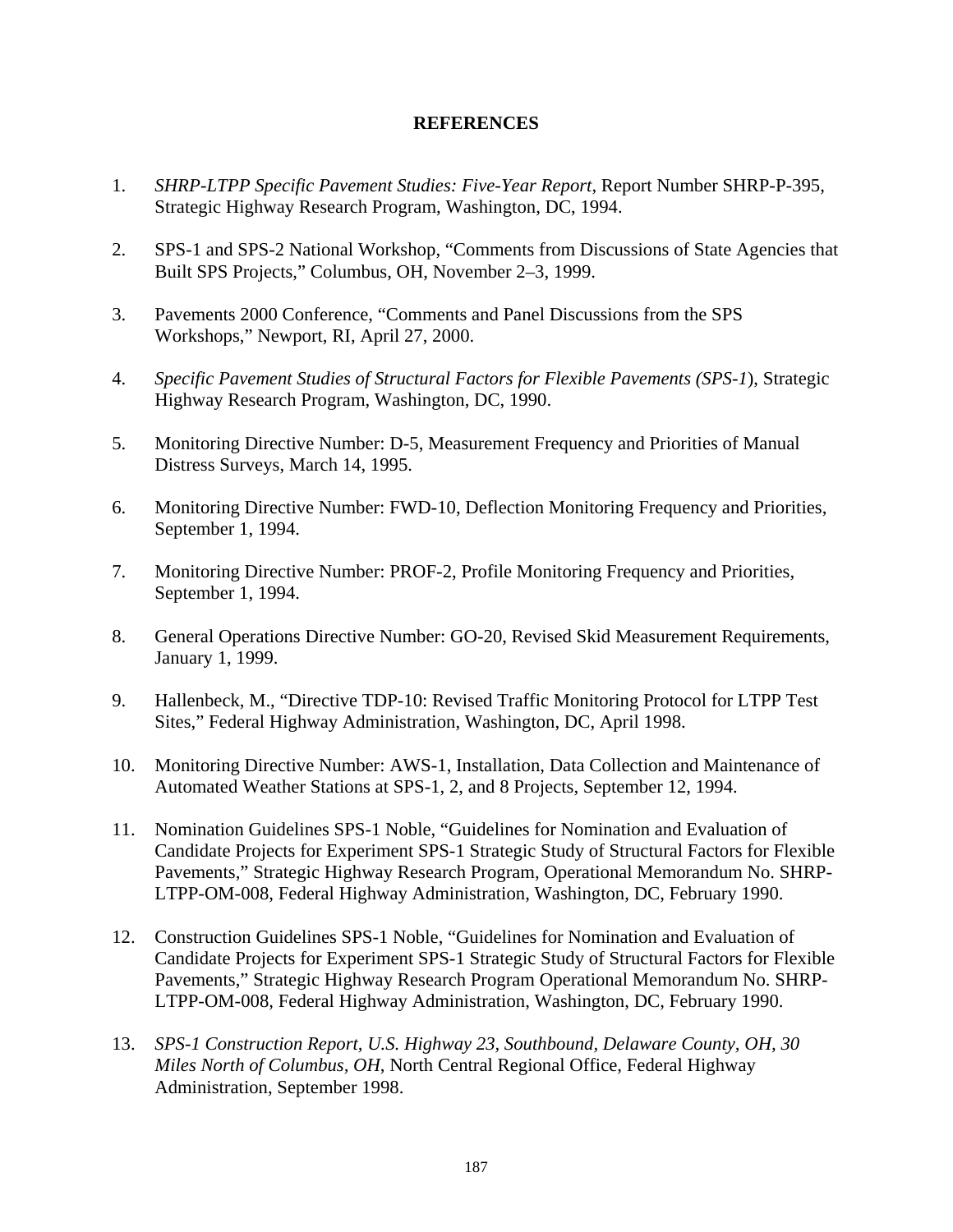# REFERENCES

1. *SHRP-LTPP Specific Pavement Studies: Five-Year Report*, Report Number SHRP-P-395, Strategic Highway Research Program, Washington, DC, 1994.

2. SPS-1 and SPS-2 National Workshop, "Comments from Discussions of State Agencies that Built SPS Projects," Columbus, OH, November 2–3, 1999.

3. Pavements 2000 Conference, "Comments and Panel Discussions from the SPS Workshops," Newport, RI, April 27, 2000.

4. *Specific Pavement Studies of Structural Factors for Flexible Pavements (SPS-1*), Strategic Highway Research Program, Washington, DC, 1990.

5. Monitoring Directive Number: D-5, Measurement Frequency and Priorities of Manual Distress Surveys, March 14, 1995.

6. Monitoring Directive Number: FWD-10, Deflection Monitoring Frequency and Priorities, September 1, 1994.

7. Monitoring Directive Number: PROF-2, Profile Monitoring Frequency and Priorities, September 1, 1994.

8. General Operations Directive Number: GO-20, Revised Skid Measurement Requirements, January 1, 1999.

9. Hallenbeck, M., "Directive TDP-10: Revised Traffic Monitoring Protocol for LTPP Test Sites," Federal Highway Administration, Washington, DC, April 1998.

10. Monitoring Directive Number: AWS-1, Installation, Data Collection and Maintenance of Automated Weather Stations at SPS-1, 2, and 8 Projects, September 12, 1994.

11. Nomination Guidelines SPS-1 Noble, "Guidelines for Nomination and Evaluation of Candidate Projects for Experiment SPS-1 Strategic Study of Structural Factors for Flexible Pavements," Strategic Highway Research Program, Operational Memorandum No. SHRP-LTPP-OM-008, Federal Highway Administration, Washington, DC, February 1990.

12. Construction Guidelines SPS-1 Noble, "Guidelines for Nomination and Evaluation of Candidate Projects for Experiment SPS-1 Strategic Study of Structural Factors for Flexible Pavements," Strategic Highway Research Program Operational Memorandum No. SHRP-LTPP-OM-008, Federal Highway Administration, Washington, DC, February 1990.

13. *SPS-1 Construction Report, U.S. Highway 23, Southbound, Delaware County, OH, 30 Miles North of Columbus, OH*, North Central Regional Office, Federal Highway Administration, September 1998.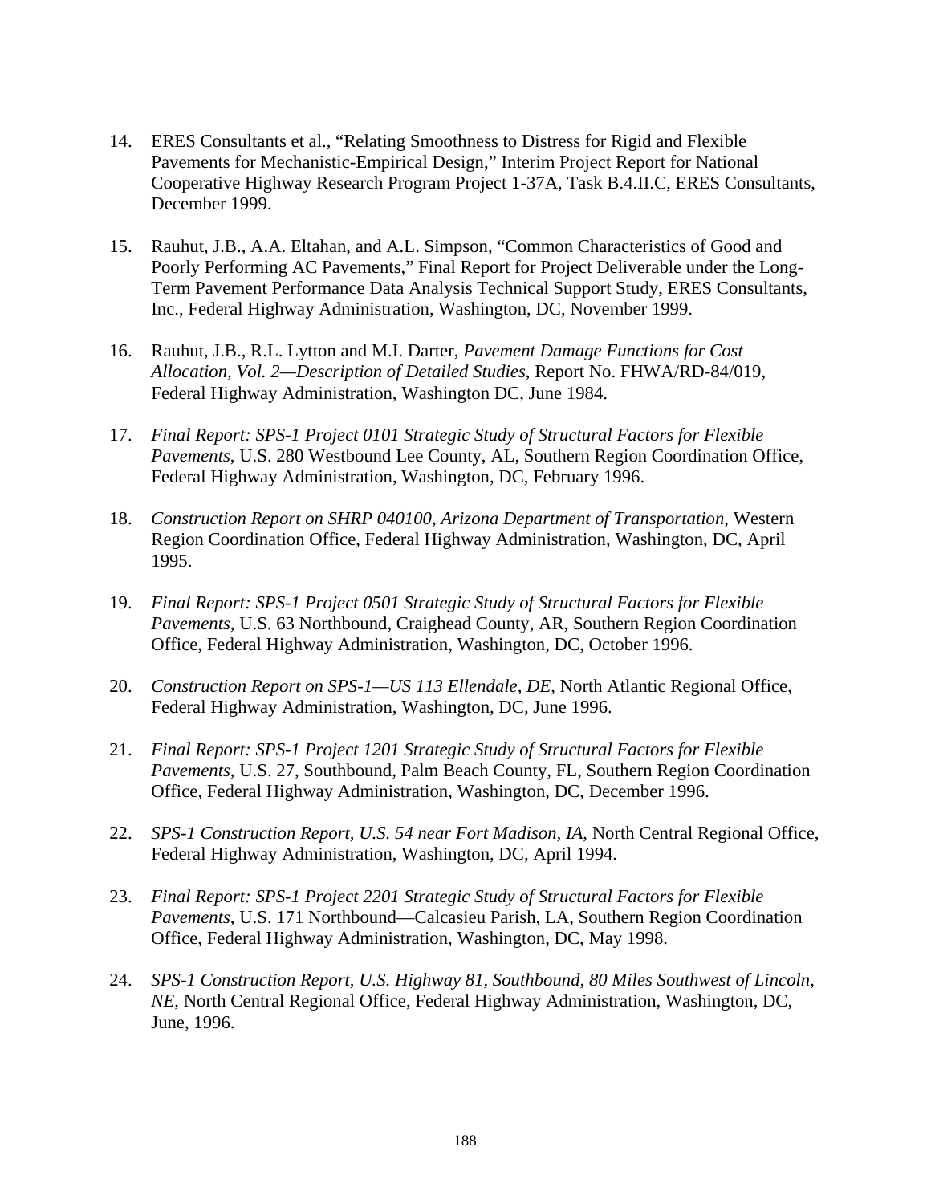14. ERES Consultants et al., “Relating Smoothness to Distress for Rigid and Flexible Pavements for Mechanistic-Empirical Design,” Interim Project Report for National Cooperative Highway Research Program Project 1-37A, Task B.4.II.C, ERES Consultants, December 1999.

15. Rauhut, J.B., A.A. Eltahan, and A.L. Simpson, “Common Characteristics of Good and Poorly Performing AC Pavements,” Final Report for Project Deliverable under the Long-Term Pavement Performance Data Analysis Technical Support Study, ERES Consultants, Inc., Federal Highway Administration, Washington, DC, November 1999.

16. Rauhut, J.B., R.L. Lytton and M.I. Darter, *Pavement Damage Functions for Cost Allocation, Vol. 2—Description of Detailed Studies*, Report No. FHWA/RD-84/019, Federal Highway Administration, Washington DC, June 1984.

17. *Final Report: SPS-1 Project 0101 Strategic Study of Structural Factors for Flexible Pavements*, U.S. 280 Westbound Lee County, AL, Southern Region Coordination Office, Federal Highway Administration, Washington, DC, February 1996.

18. *Construction Report on SHRP 040100, Arizona Department of Transportation*, Western Region Coordination Office, Federal Highway Administration, Washington, DC, April 1995.

19. *Final Report: SPS-1 Project 0501 Strategic Study of Structural Factors for Flexible Pavements*, U.S. 63 Northbound, Craighead County, AR, Southern Region Coordination Office, Federal Highway Administration, Washington, DC, October 1996.

20. *Construction Report on SPS-1—US 113 Ellendale, DE*, North Atlantic Regional Office, Federal Highway Administration, Washington, DC, June 1996.

21. *Final Report: SPS-1 Project 1201 Strategic Study of Structural Factors for Flexible Pavements*, U.S. 27, Southbound, Palm Beach County, FL, Southern Region Coordination Office, Federal Highway Administration, Washington, DC, December 1996.

22. *SPS-1 Construction Report, U.S. 54 near Fort Madison, IA*, North Central Regional Office, Federal Highway Administration, Washington, DC, April 1994.

23. *Final Report: SPS-1 Project 2201 Strategic Study of Structural Factors for Flexible Pavements*, U.S. 171 Northbound—Calcasieu Parish, LA, Southern Region Coordination Office, Federal Highway Administration, Washington, DC, May 1998.

24. *SPS-1 Construction Report, U.S. Highway 81, Southbound, 80 Miles Southwest of Lincoln, NE*, North Central Regional Office, Federal Highway Administration, Washington, DC, June, 1996.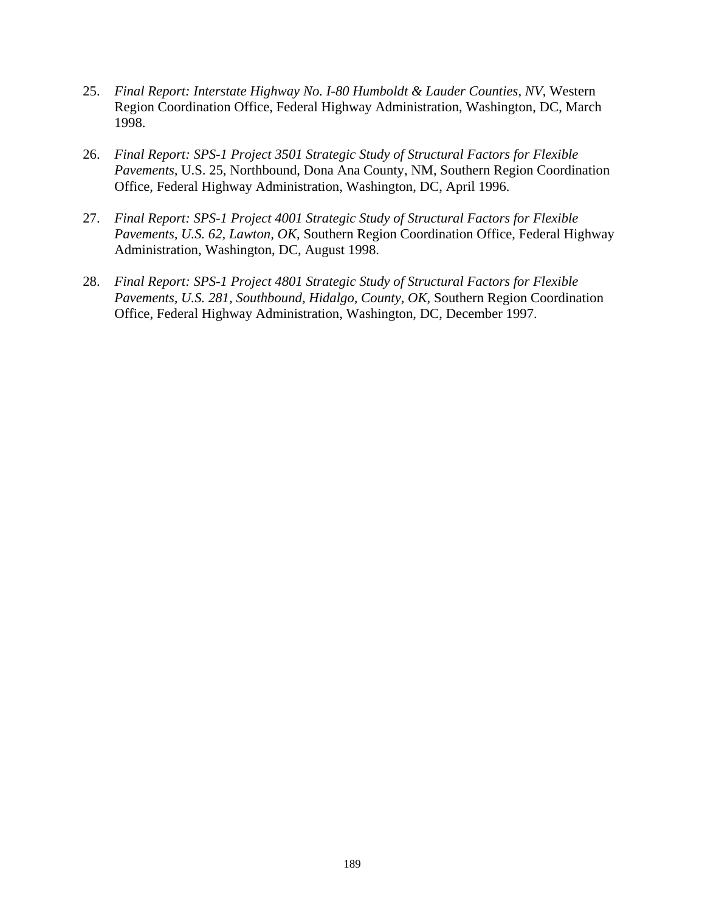25. *Final Report: Interstate Highway No. I-80 Humboldt & Lauder Counties, NV*, Western Region Coordination Office, Federal Highway Administration, Washington, DC, March 1998.

26. *Final Report: SPS-1 Project 3501 Strategic Study of Structural Factors for Flexible Pavements*, U.S. 25, Northbound, Dona Ana County, NM, Southern Region Coordination Office, Federal Highway Administration, Washington, DC, April 1996.

27. *Final Report: SPS-1 Project 4001 Strategic Study of Structural Factors for Flexible Pavements, U.S. 62, Lawton, OK*, Southern Region Coordination Office, Federal Highway Administration, Washington, DC, August 1998.

28. *Final Report: SPS-1 Project 4801 Strategic Study of Structural Factors for Flexible Pavements, U.S. 281, Southbound, Hidalgo, County, OK*, Southern Region Coordination Office, Federal Highway Administration, Washington, DC, December 1997.